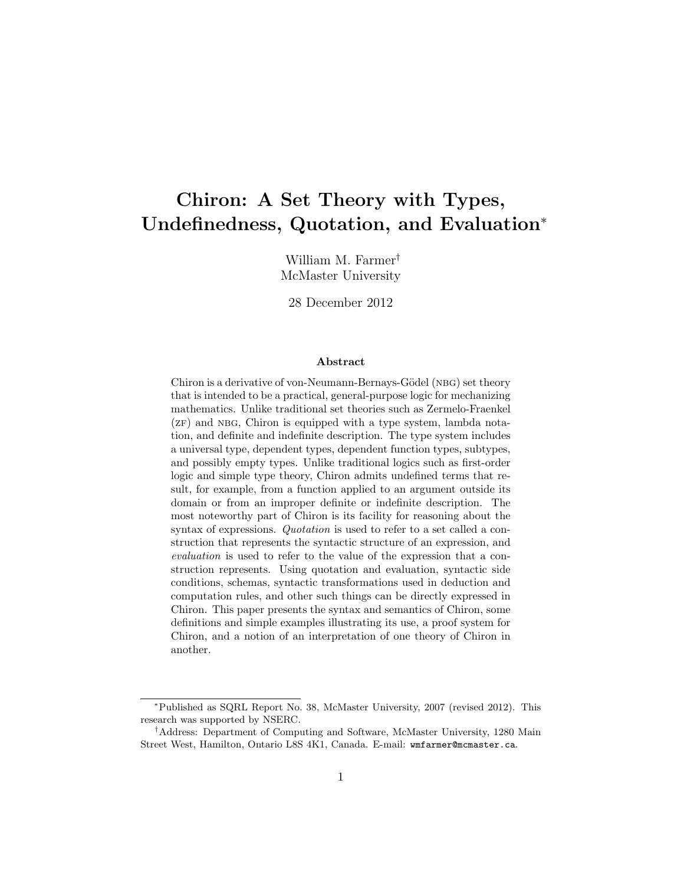# Chiron: A Set Theory with Types, Undefinedness, Quotation, and Evaluation*

William M. Farmer†
McMaster University

28 December 2012

### Abstract

Chiron is a derivative of von-Neumann-Bernays-Gödel (NBG) set theory that is intended to be a practical, general-purpose logic for mechanizing mathematics. Unlike traditional set theories such as Zermelo-Fraenkel (ZF) and NBG, Chiron is equipped with a type system, lambda notation, and definite and indefinite description. The type system includes a universal type, dependent types, dependent function types, subtypes, and possibly empty types. Unlike traditional logics such as first-order logic and simple type theory, Chiron admits undefined terms that result, for example, from a function applied to an argument outside its domain or from an improper definite or indefinite description. The most noteworthy part of Chiron is its facility for reasoning about the syntax of expressions. *Quotation* is used to refer to a set called a construction that represents the syntactic structure of an expression, and *evaluation* is used to refer to the value of the expression that a construction represents. Using quotation and evaluation, syntactic side conditions, schemas, syntactic transformations used in deduction and computation rules, and other such things can be directly expressed in Chiron. This paper presents the syntax and semantics of Chiron, some definitions and simple examples illustrating its use, a proof system for Chiron, and a notion of an interpretation of one theory of Chiron in another.

---

*Published as SQRL Report No. 38, McMaster University, 2007 (revised 2012). This research was supported by NSERC.

†Address: Department of Computing and Software, McMaster University, 1280 Main Street West, Hamilton, Ontario L8S 4K1, Canada. E-mail: `wmfarmer@mcmaster.ca`.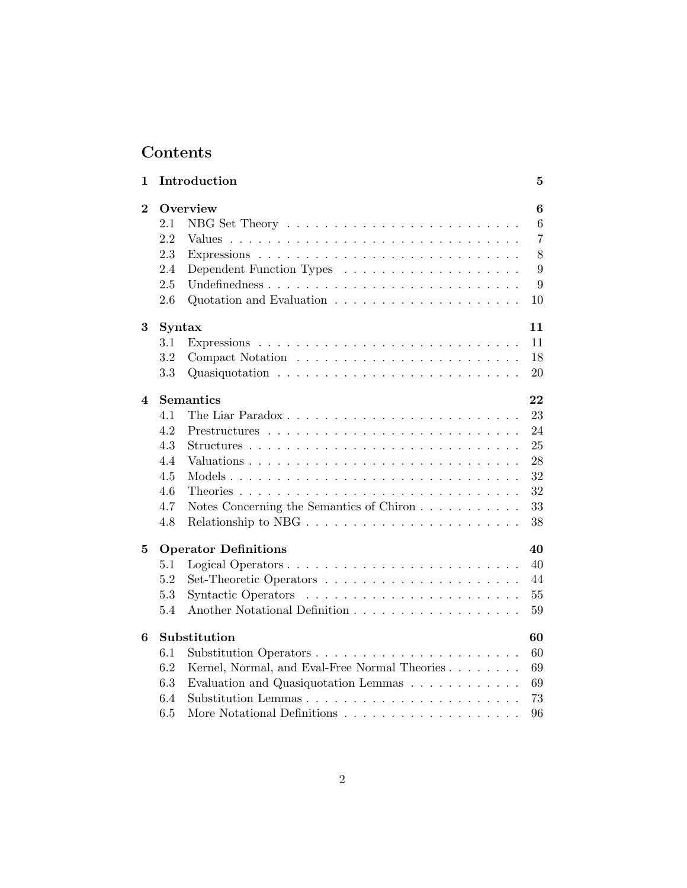# Contents

**1 Introduction** — 5

**2 Overview** — 6
- 2.1 NBG Set Theory — 6
- 2.2 Values — 7
- 2.3 Expressions — 8
- 2.4 Dependent Function Types — 9
- 2.5 Undefinedness — 9
- 2.6 Quotation and Evaluation — 10

**3 Syntax** — 11
- 3.1 Expressions — 11
- 3.2 Compact Notation — 18
- 3.3 Quasiquotation — 20

**4 Semantics** — 22
- 4.1 The Liar Paradox — 23
- 4.2 Prestructures — 24
- 4.3 Structures — 25
- 4.4 Valuations — 28
- 4.5 Models — 32
- 4.6 Theories — 32
- 4.7 Notes Concerning the Semantics of Chiron — 33
- 4.8 Relationship to NBG — 38

**5 Operator Definitions** — 40
- 5.1 Logical Operators — 40
- 5.2 Set-Theoretic Operators — 44
- 5.3 Syntactic Operators — 55
- 5.4 Another Notational Definition — 59

**6 Substitution** — 60
- 6.1 Substitution Operators — 60
- 6.2 Kernel, Normal, and Eval-Free Normal Theories — 69
- 6.3 Evaluation and Quasiquotation Lemmas — 69
- 6.4 Substitution Lemmas — 73
- 6.5 More Notational Definitions — 96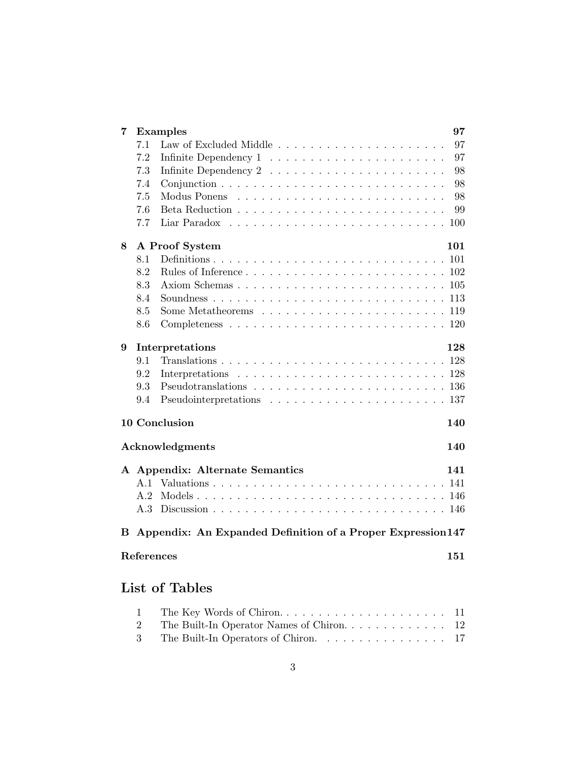**7 Examples** 97

- 7.1 Law of Excluded Middle . . . . . . . . . . 97
- 7.2 Infinite Dependency 1 . . . . . . . . . . 97
- 7.3 Infinite Dependency 2 . . . . . . . . . . 98
- 7.4 Conjunction . . . . . . . . . . 98
- 7.5 Modus Ponens . . . . . . . . . . 98
- 7.6 Beta Reduction . . . . . . . . . . 99
- 7.7 Liar Paradox . . . . . . . . . . 100

**8 A Proof System** 101

- 8.1 Definitions . . . . . . . . . . 101
- 8.2 Rules of Inference . . . . . . . . . . 102
- 8.3 Axiom Schemas . . . . . . . . . . 105
- 8.4 Soundness . . . . . . . . . . 113
- 8.5 Some Metatheorems . . . . . . . . . . 119
- 8.6 Completeness . . . . . . . . . . 120

**9 Interpretations** 128

- 9.1 Translations . . . . . . . . . . 128
- 9.2 Interpretations . . . . . . . . . . 128
- 9.3 Pseudotranslations . . . . . . . . . . 136
- 9.4 Pseudointerpretations . . . . . . . . . . 137

**10 Conclusion** 140

**Acknowledgments** 140

**A Appendix: Alternate Semantics** 141

- A.1 Valuations . . . . . . . . . . 141
- A.2 Models . . . . . . . . . . 146
- A.3 Discussion . . . . . . . . . . 146

**B Appendix: An Expanded Definition of a Proper Expression** 147

**References** 151

# List of Tables

1. The Key Words of Chiron. . . . . . . . . . 11
2. The Built-In Operator Names of Chiron. . . . . . . . . . 12
3. The Built-In Operators of Chiron. . . . . . . . . . 17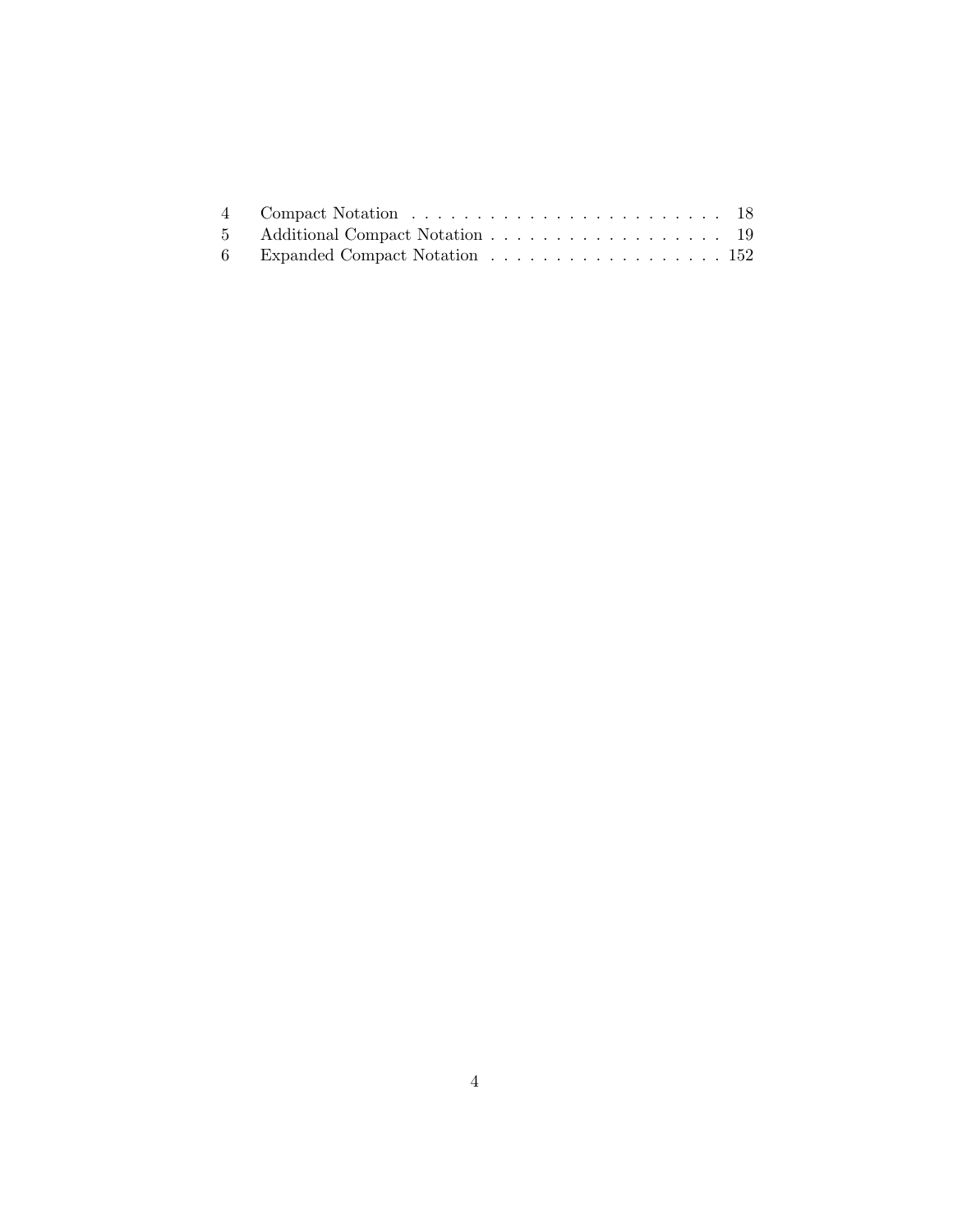| | | |
|---|---|---|
| 4 | Compact Notation | 18 |
| 5 | Additional Compact Notation | 19 |
| 6 | Expanded Compact Notation | 152 |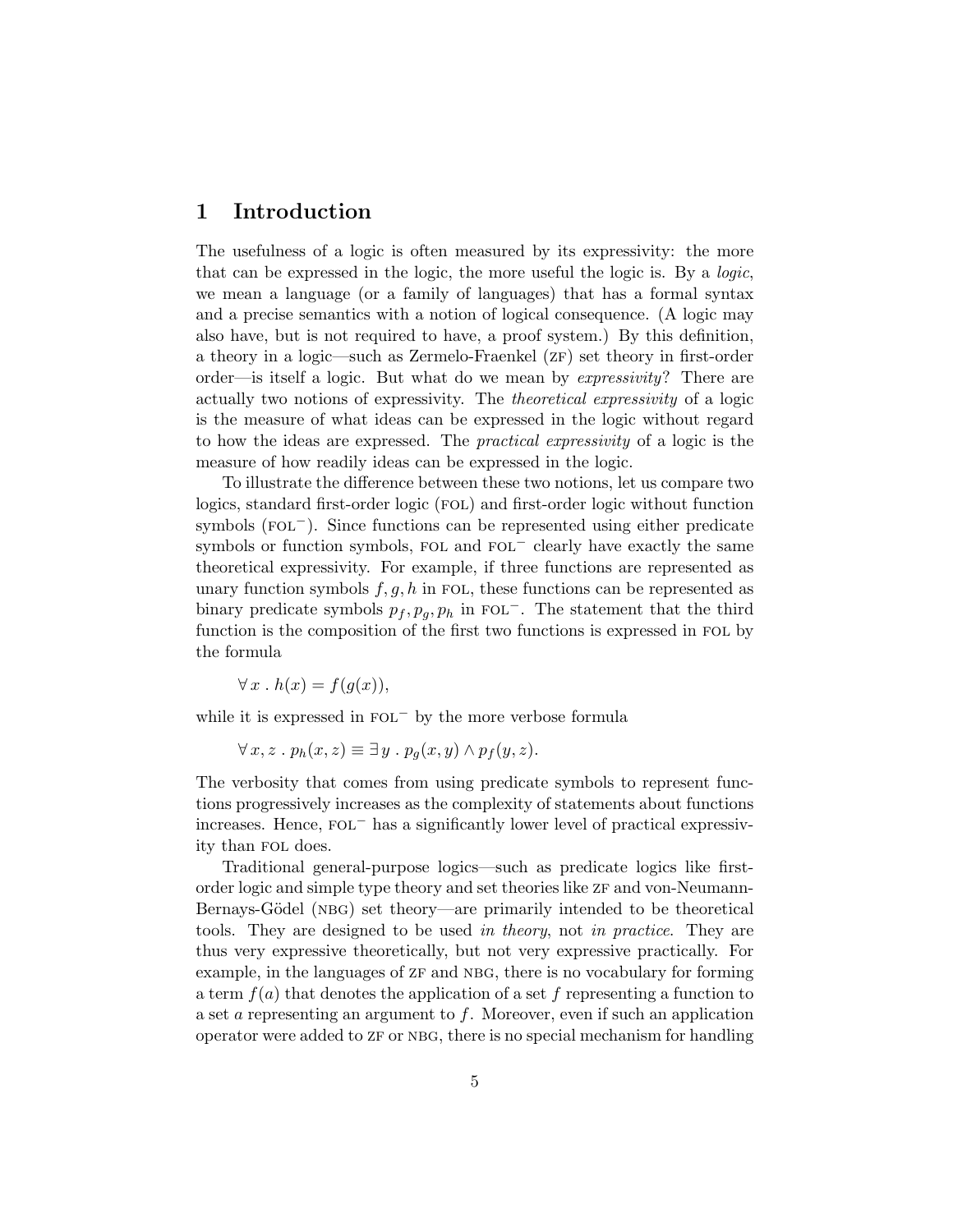# 1 Introduction

The usefulness of a logic is often measured by its expressivity: the more that can be expressed in the logic, the more useful the logic is. By a *logic*, we mean a language (or a family of languages) that has a formal syntax and a precise semantics with a notion of logical consequence. (A logic may also have, but is not required to have, a proof system.) By this definition, a theory in a logic—such as Zermelo-Fraenkel (ZF) set theory in first-order order—is itself a logic. But what do we mean by *expressivity*? There are actually two notions of expressivity. The *theoretical expressivity* of a logic is the measure of what ideas can be expressed in the logic without regard to how the ideas are expressed. The *practical expressivity* of a logic is the measure of how readily ideas can be expressed in the logic.

To illustrate the difference between these two notions, let us compare two logics, standard first-order logic (FOL) and first-order logic without function symbols ($\text{FOL}^-$). Since functions can be represented using either predicate symbols or function symbols, FOL and $\text{FOL}^-$ clearly have exactly the same theoretical expressivity. For example, if three functions are represented as unary function symbols $f, g, h$ in FOL, these functions can be represented as binary predicate symbols $p_f, p_g, p_h$ in $\text{FOL}^-$. The statement that the third function is the composition of the first two functions is expressed in FOL by the formula

$$\forall\, x \,.\, h(x) = f(g(x)),$$

while it is expressed in $\text{FOL}^-$ by the more verbose formula

$$\forall\, x, z \,.\, p_h(x, z) \equiv \exists\, y \,.\, p_g(x, y) \wedge p_f(y, z).$$

The verbosity that comes from using predicate symbols to represent functions progressively increases as the complexity of statements about functions increases. Hence, $\text{FOL}^-$ has a significantly lower level of practical expressivity than FOL does.

Traditional general-purpose logics—such as predicate logics like first-order logic and simple type theory and set theories like ZF and von-Neumann-Bernays-Gödel (NBG) set theory—are primarily intended to be theoretical tools. They are designed to be used *in theory*, not *in practice*. They are thus very expressive theoretically, but not very expressive practically. For example, in the languages of ZF and NBG, there is no vocabulary for forming a term $f(a)$ that denotes the application of a set $f$ representing a function to a set $a$ representing an argument to $f$. Moreover, even if such an application operator were added to ZF or NBG, there is no special mechanism for handling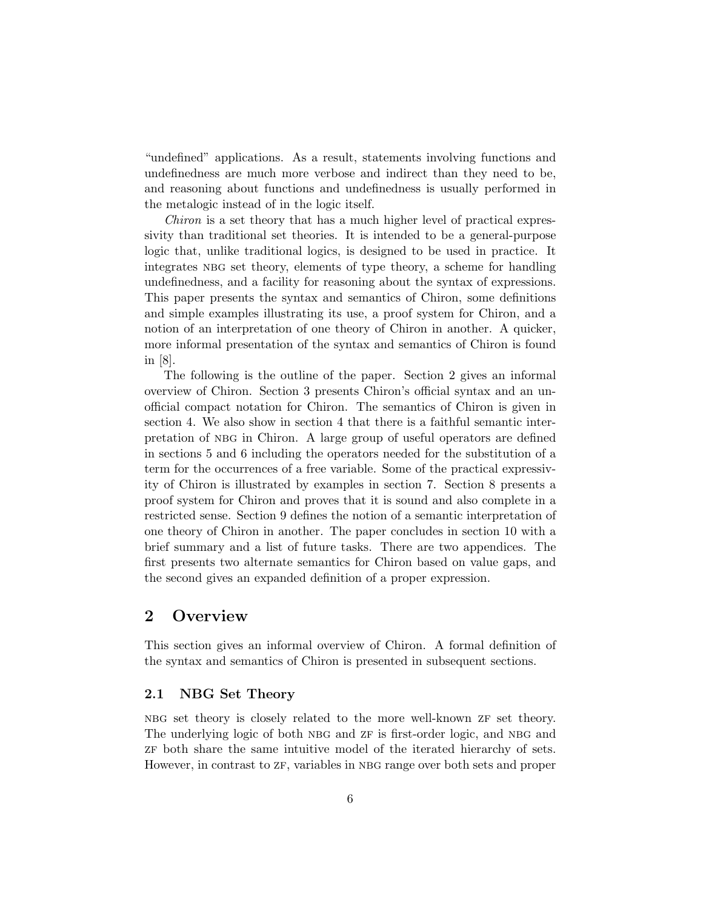"undefined" applications. As a result, statements involving functions and undefinedness are much more verbose and indirect than they need to be, and reasoning about functions and undefinedness is usually performed in the metalogic instead of in the logic itself.

*Chiron* is a set theory that has a much higher level of practical expressivity than traditional set theories. It is intended to be a general-purpose logic that, unlike traditional logics, is designed to be used in practice. It integrates NBG set theory, elements of type theory, a scheme for handling undefinedness, and a facility for reasoning about the syntax of expressions. This paper presents the syntax and semantics of Chiron, some definitions and simple examples illustrating its use, a proof system for Chiron, and a notion of an interpretation of one theory of Chiron in another. A quicker, more informal presentation of the syntax and semantics of Chiron is found in [8].

The following is the outline of the paper. Section 2 gives an informal overview of Chiron. Section 3 presents Chiron's official syntax and an unofficial compact notation for Chiron. The semantics of Chiron is given in section 4. We also show in section 4 that there is a faithful semantic interpretation of NBG in Chiron. A large group of useful operators are defined in sections 5 and 6 including the operators needed for the substitution of a term for the occurrences of a free variable. Some of the practical expressivity of Chiron is illustrated by examples in section 7. Section 8 presents a proof system for Chiron and proves that it is sound and also complete in a restricted sense. Section 9 defines the notion of a semantic interpretation of one theory of Chiron in another. The paper concludes in section 10 with a brief summary and a list of future tasks. There are two appendices. The first presents two alternate semantics for Chiron based on value gaps, and the second gives an expanded definition of a proper expression.

## 2 Overview

This section gives an informal overview of Chiron. A formal definition of the syntax and semantics of Chiron is presented in subsequent sections.

### 2.1 NBG Set Theory

NBG set theory is closely related to the more well-known ZF set theory. The underlying logic of both NBG and ZF is first-order logic, and NBG and ZF both share the same intuitive model of the iterated hierarchy of sets. However, in contrast to ZF, variables in NBG range over both sets and proper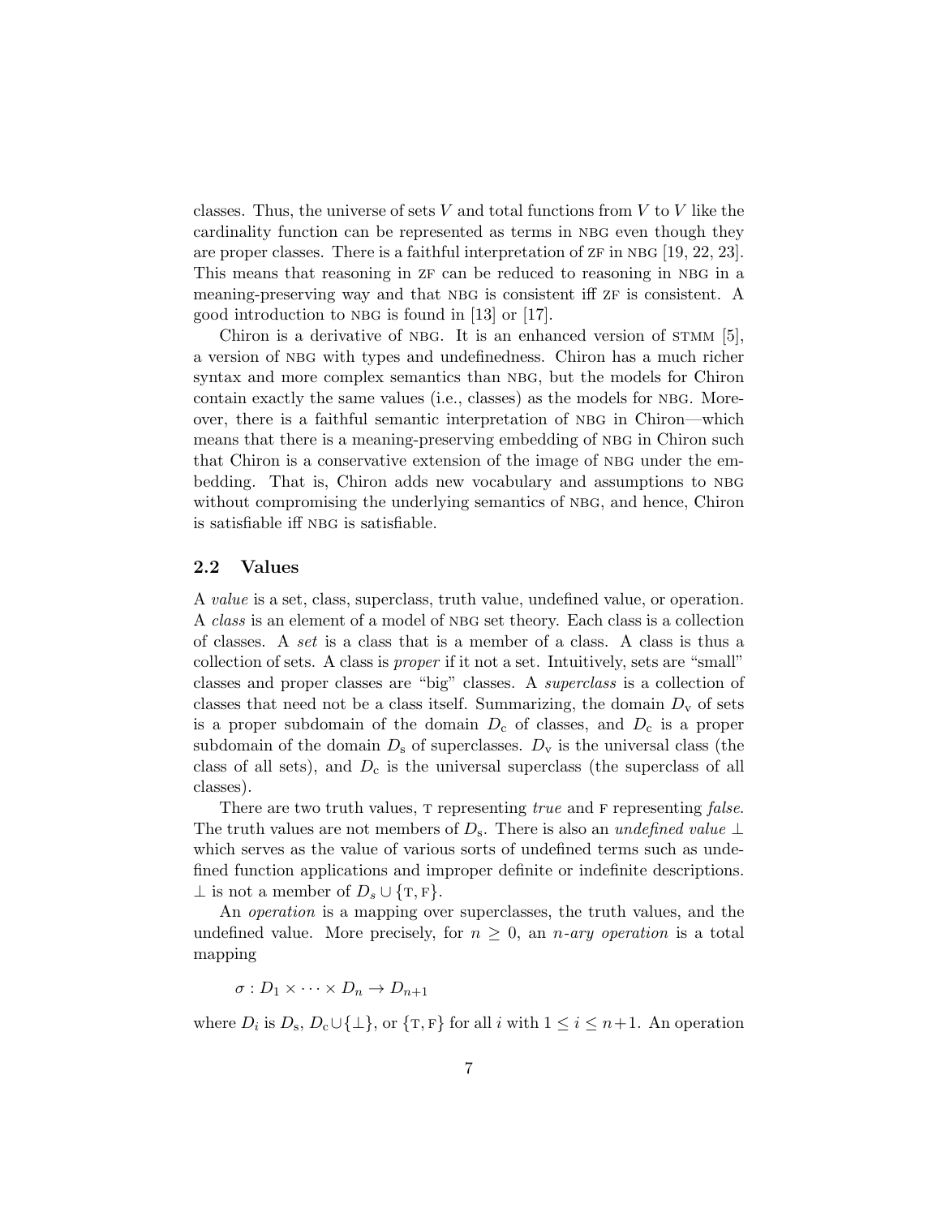classes. Thus, the universe of sets $V$ and total functions from $V$ to $V$ like the cardinality function can be represented as terms in NBG even though they are proper classes. There is a faithful interpretation of ZF in NBG [19, 22, 23]. This means that reasoning in ZF can be reduced to reasoning in NBG in a meaning-preserving way and that NBG is consistent iff ZF is consistent. A good introduction to NBG is found in [13] or [17].

Chiron is a derivative of NBG. It is an enhanced version of STMM [5], a version of NBG with types and undefinedness. Chiron has a much richer syntax and more complex semantics than NBG, but the models for Chiron contain exactly the same values (i.e., classes) as the models for NBG. Moreover, there is a faithful semantic interpretation of NBG in Chiron—which means that there is a meaning-preserving embedding of NBG in Chiron such that Chiron is a conservative extension of the image of NBG under the embedding. That is, Chiron adds new vocabulary and assumptions to NBG without compromising the underlying semantics of NBG, and hence, Chiron is satisfiable iff NBG is satisfiable.

## 2.2 Values

A *value* is a set, class, superclass, truth value, undefined value, or operation. A *class* is an element of a model of NBG set theory. Each class is a collection of classes. A *set* is a class that is a member of a class. A class is thus a collection of sets. A class is *proper* if it not a set. Intuitively, sets are "small" classes and proper classes are "big" classes. A *superclass* is a collection of classes that need not be a class itself. Summarizing, the domain $D_{\rm v}$ of sets is a proper subdomain of the domain $D_{\rm c}$ of classes, and $D_{\rm c}$ is a proper subdomain of the domain $D_{\rm s}$ of superclasses. $D_{\rm v}$ is the universal class (the class of all sets), and $D_{\rm c}$ is the universal superclass (the superclass of all classes).

There are two truth values, T representing *true* and F representing *false*. The truth values are not members of $D_{\rm s}$. There is also an *undefined value* $\bot$ which serves as the value of various sorts of undefined terms such as undefined function applications and improper definite or indefinite descriptions. $\bot$ is not a member of $D_s \cup \{\text{T}, \text{F}\}$.

An *operation* is a mapping over superclasses, the truth values, and the undefined value. More precisely, for $n \geq 0$, an *n-ary operation* is a total mapping

$$\sigma : D_1 \times \cdots \times D_n \to D_{n+1}$$

where $D_i$ is $D_{\rm s}$, $D_{\rm c} \cup \{\bot\}$, or $\{\text{T}, \text{F}\}$ for all $i$ with $1 \leq i \leq n+1$. An operation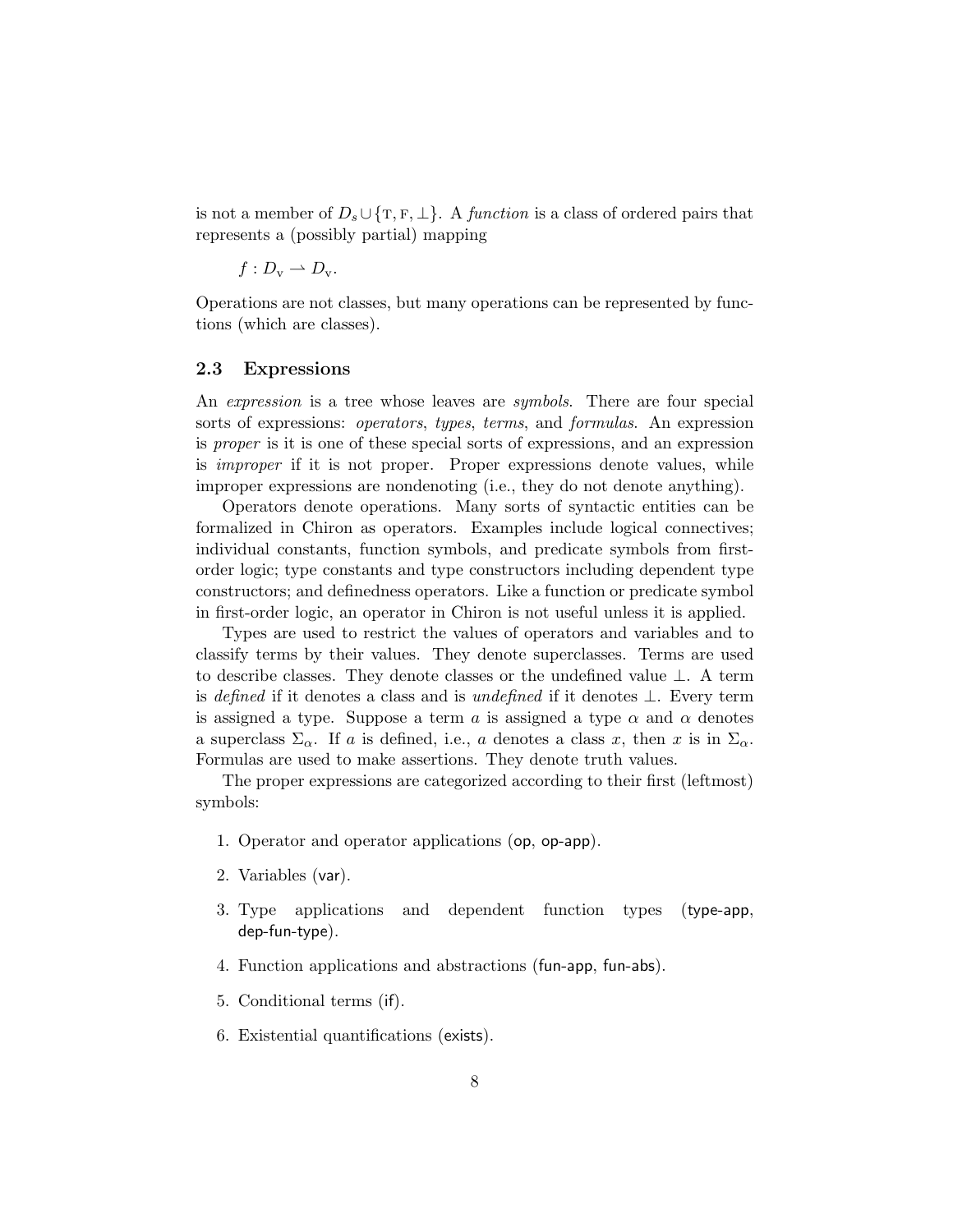is not a member of $D_s \cup \{\text{T}, \text{F}, \bot\}$. A *function* is a class of ordered pairs that represents a (possibly partial) mapping

$$f : D_{\text{v}} \rightharpoonup D_{\text{v}}.$$

Operations are not classes, but many operations can be represented by functions (which are classes).

### 2.3 Expressions

An *expression* is a tree whose leaves are *symbols*. There are four special sorts of expressions: *operators*, *types*, *terms*, and *formulas*. An expression is *proper* is it is one of these special sorts of expressions, and an expression is *improper* if it is not proper. Proper expressions denote values, while improper expressions are nondenoting (i.e., they do not denote anything).

Operators denote operations. Many sorts of syntactic entities can be formalized in Chiron as operators. Examples include logical connectives; individual constants, function symbols, and predicate symbols from first-order logic; type constants and type constructors including dependent type constructors; and definedness operators. Like a function or predicate symbol in first-order logic, an operator in Chiron is not useful unless it is applied.

Types are used to restrict the values of operators and variables and to classify terms by their values. They denote superclasses. Terms are used to describe classes. They denote classes or the undefined value $\bot$. A term is *defined* if it denotes a class and is *undefined* if it denotes $\bot$. Every term is assigned a type. Suppose a term $a$ is assigned a type $\alpha$ and $\alpha$ denotes a superclass $\Sigma_\alpha$. If $a$ is defined, i.e., $a$ denotes a class $x$, then $x$ is in $\Sigma_\alpha$. Formulas are used to make assertions. They denote truth values.

The proper expressions are categorized according to their first (leftmost) symbols:

1. Operator and operator applications (op, op-app).
2. Variables (var).
3. Type applications and dependent function types (type-app, dep-fun-type).
4. Function applications and abstractions (fun-app, fun-abs).
5. Conditional terms (if).
6. Existential quantifications (exists).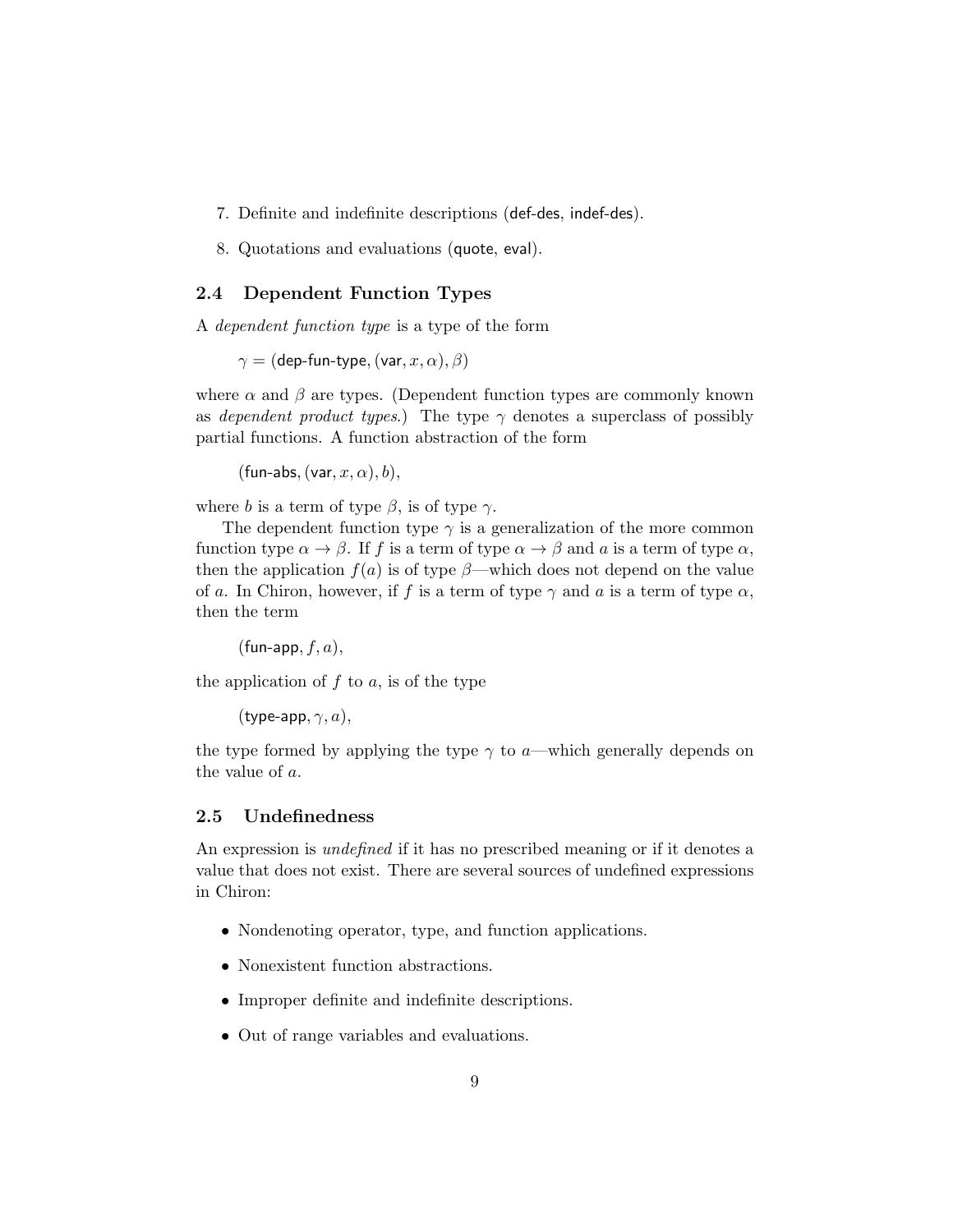7. Definite and indefinite descriptions (def-des, indef-des).

8. Quotations and evaluations (quote, eval).

### 2.4 Dependent Function Types

A *dependent function type* is a type of the form

$$\gamma = (\mathsf{dep\text{-}fun\text{-}type}, (\mathsf{var}, x, \alpha), \beta)$$

where $\alpha$ and $\beta$ are types. (Dependent function types are commonly known as *dependent product types*.) The type $\gamma$ denotes a superclass of possibly partial functions. A function abstraction of the form

$$(\mathsf{fun\text{-}abs}, (\mathsf{var}, x, \alpha), b),$$

where $b$ is a term of type $\beta$, is of type $\gamma$.

The dependent function type $\gamma$ is a generalization of the more common function type $\alpha \to \beta$. If $f$ is a term of type $\alpha \to \beta$ and $a$ is a term of type $\alpha$, then the application $f(a)$ is of type $\beta$—which does not depend on the value of $a$. In Chiron, however, if $f$ is a term of type $\gamma$ and $a$ is a term of type $\alpha$, then the term

$$(\mathsf{fun\text{-}app}, f, a),$$

the application of $f$ to $a$, is of the type

$$(\mathsf{type\text{-}app}, \gamma, a),$$

the type formed by applying the type $\gamma$ to $a$—which generally depends on the value of $a$.

### 2.5 Undefinedness

An expression is *undefined* if it has no prescribed meaning or if it denotes a value that does not exist. There are several sources of undefined expressions in Chiron:

- Nondenoting operator, type, and function applications.
- Nonexistent function abstractions.
- Improper definite and indefinite descriptions.
- Out of range variables and evaluations.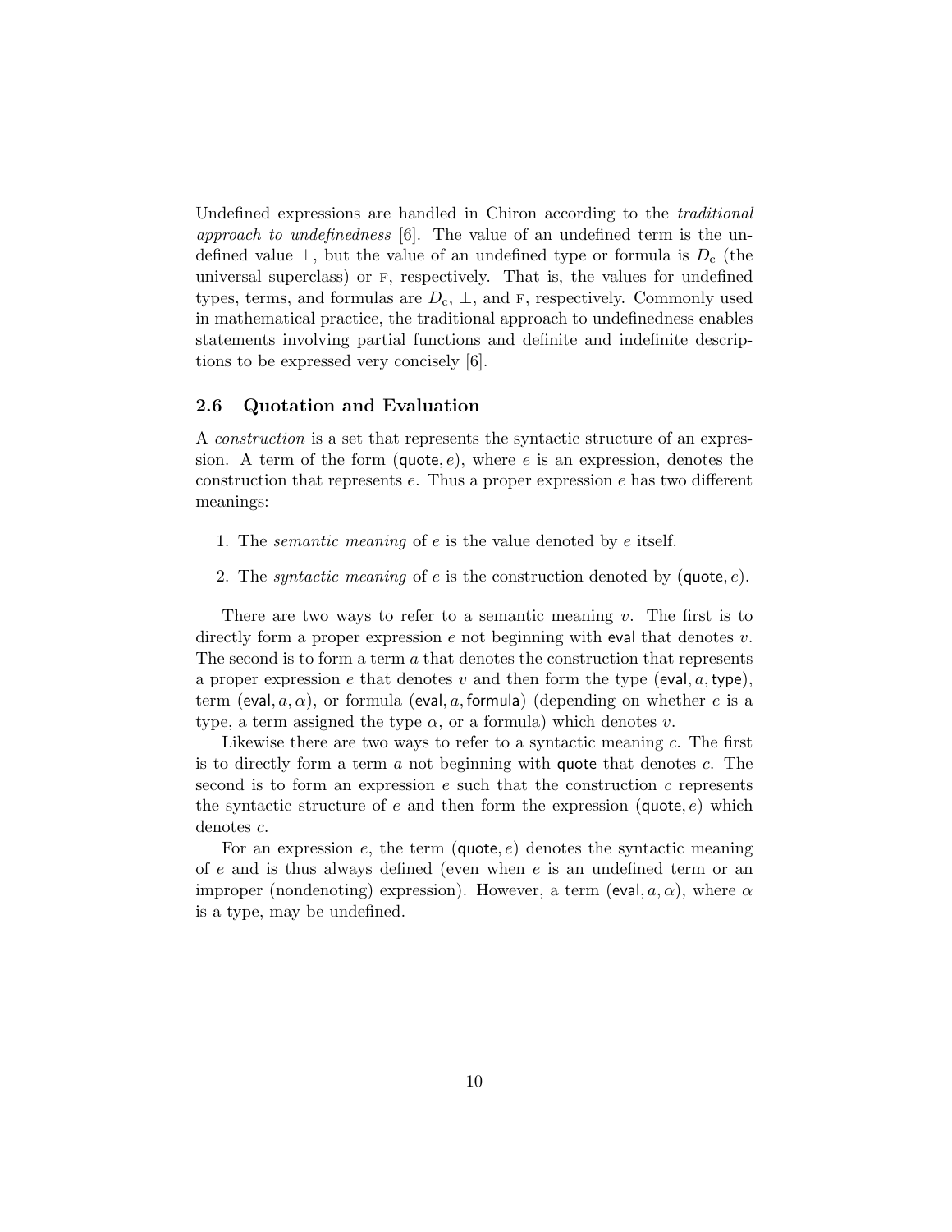Undefined expressions are handled in Chiron according to the *traditional approach to undefinedness* [6]. The value of an undefined term is the undefined value $\bot$, but the value of an undefined type or formula is $D_\mathrm{c}$ (the universal superclass) or $\mathrm{F}$, respectively. That is, the values for undefined types, terms, and formulas are $D_\mathrm{c}$, $\bot$, and $\mathrm{F}$, respectively. Commonly used in mathematical practice, the traditional approach to undefinedness enables statements involving partial functions and definite and indefinite descriptions to be expressed very concisely [6].

### 2.6 Quotation and Evaluation

A *construction* is a set that represents the syntactic structure of an expression. A term of the form $(\mathsf{quote}, e)$, where $e$ is an expression, denotes the construction that represents $e$. Thus a proper expression $e$ has two different meanings:

1. The *semantic meaning* of $e$ is the value denoted by $e$ itself.
2. The *syntactic meaning* of $e$ is the construction denoted by $(\mathsf{quote}, e)$.

There are two ways to refer to a semantic meaning $v$. The first is to directly form a proper expression $e$ not beginning with $\mathsf{eval}$ that denotes $v$. The second is to form a term $a$ that denotes the construction that represents a proper expression $e$ that denotes $v$ and then form the type $(\mathsf{eval}, a, \mathsf{type})$, term $(\mathsf{eval}, a, \alpha)$, or formula $(\mathsf{eval}, a, \mathsf{formula})$ (depending on whether $e$ is a type, a term assigned the type $\alpha$, or a formula) which denotes $v$.

Likewise there are two ways to refer to a syntactic meaning $c$. The first is to directly form a term $a$ not beginning with $\mathsf{quote}$ that denotes $c$. The second is to form an expression $e$ such that the construction $c$ represents the syntactic structure of $e$ and then form the expression $(\mathsf{quote}, e)$ which denotes $c$.

For an expression $e$, the term $(\mathsf{quote}, e)$ denotes the syntactic meaning of $e$ and is thus always defined (even when $e$ is an undefined term or an improper (nondenoting) expression). However, a term $(\mathsf{eval}, a, \alpha)$, where $\alpha$ is a type, may be undefined.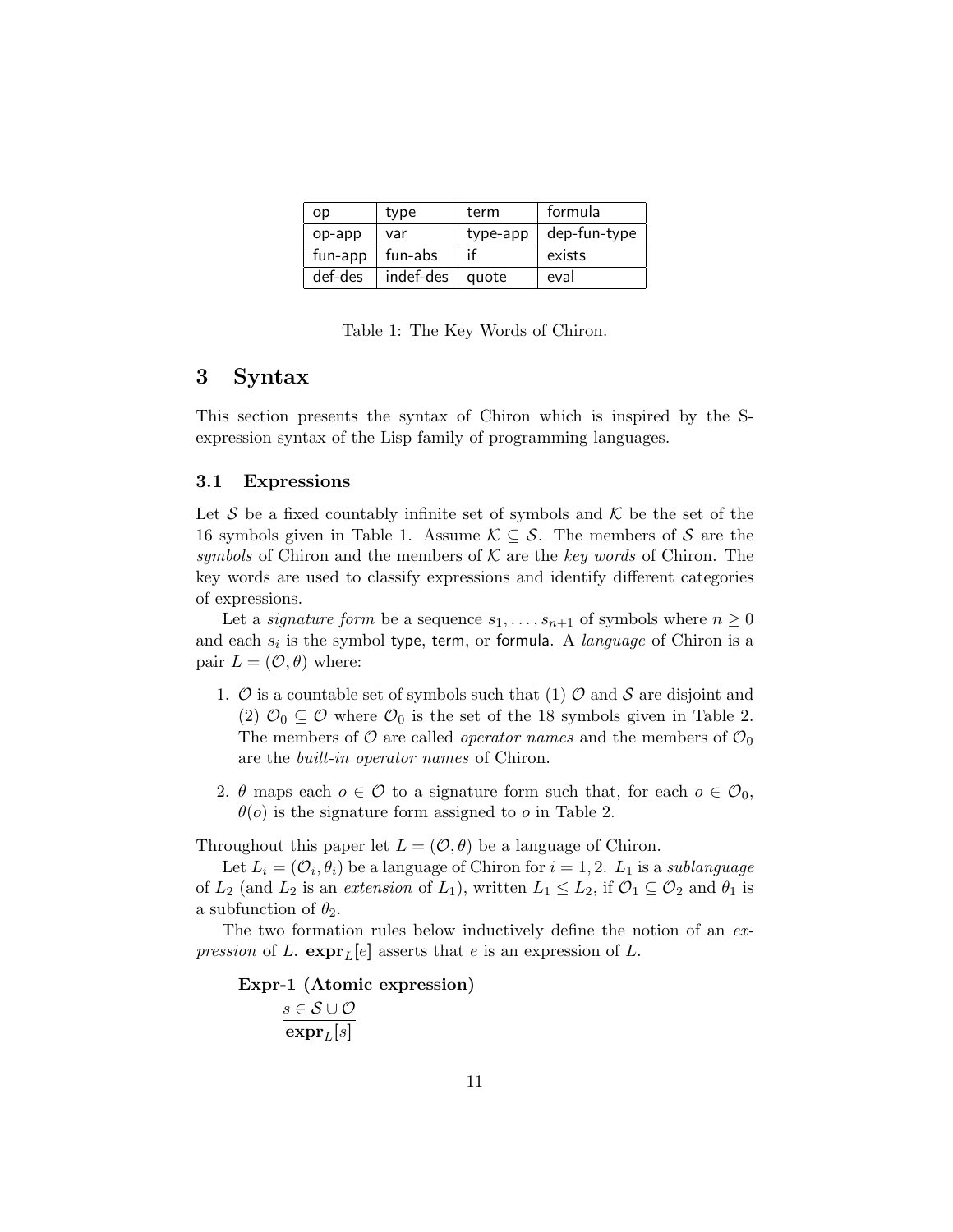| op | type | term | formula |
|---|---|---|---|
| op-app | var | type-app | dep-fun-type |
| fun-app | fun-abs | if | exists |
| def-des | indef-des | quote | eval |

Table 1: The Key Words of Chiron.

# 3 Syntax

This section presents the syntax of Chiron which is inspired by the S-expression syntax of the Lisp family of programming languages.

## 3.1 Expressions

Let $\mathcal{S}$ be a fixed countably infinite set of symbols and $\mathcal{K}$ be the set of the 16 symbols given in Table 1. Assume $\mathcal{K} \subseteq \mathcal{S}$. The members of $\mathcal{S}$ are the *symbols* of Chiron and the members of $\mathcal{K}$ are the *key words* of Chiron. The key words are used to classify expressions and identify different categories of expressions.

Let a *signature form* be a sequence $s_1, \ldots, s_{n+1}$ of symbols where $n \geq 0$ and each $s_i$ is the symbol type, term, or formula. A *language* of Chiron is a pair $L = (\mathcal{O}, \theta)$ where:

1. $\mathcal{O}$ is a countable set of symbols such that (1) $\mathcal{O}$ and $\mathcal{S}$ are disjoint and (2) $\mathcal{O}_0 \subseteq \mathcal{O}$ where $\mathcal{O}_0$ is the set of the 18 symbols given in Table 2. The members of $\mathcal{O}$ are called *operator names* and the members of $\mathcal{O}_0$ are the *built-in operator names* of Chiron.

2. $\theta$ maps each $o \in \mathcal{O}$ to a signature form such that, for each $o \in \mathcal{O}_0$, $\theta(o)$ is the signature form assigned to $o$ in Table 2.

Throughout this paper let $L = (\mathcal{O}, \theta)$ be a language of Chiron.

Let $L_i = (\mathcal{O}_i, \theta_i)$ be a language of Chiron for $i = 1, 2$. $L_1$ is a *sublanguage* of $L_2$ (and $L_2$ is an *extension* of $L_1$), written $L_1 \leq L_2$, if $\mathcal{O}_1 \subseteq \mathcal{O}_2$ and $\theta_1$ is a subfunction of $\theta_2$.

The two formation rules below inductively define the notion of an *expression* of $L$. $\mathbf{expr}_L[e]$ asserts that $e$ is an expression of $L$.

**Expr-1 (Atomic expression)**

$$\frac{s \in \mathcal{S} \cup \mathcal{O}}{\mathbf{expr}_L[s]}$$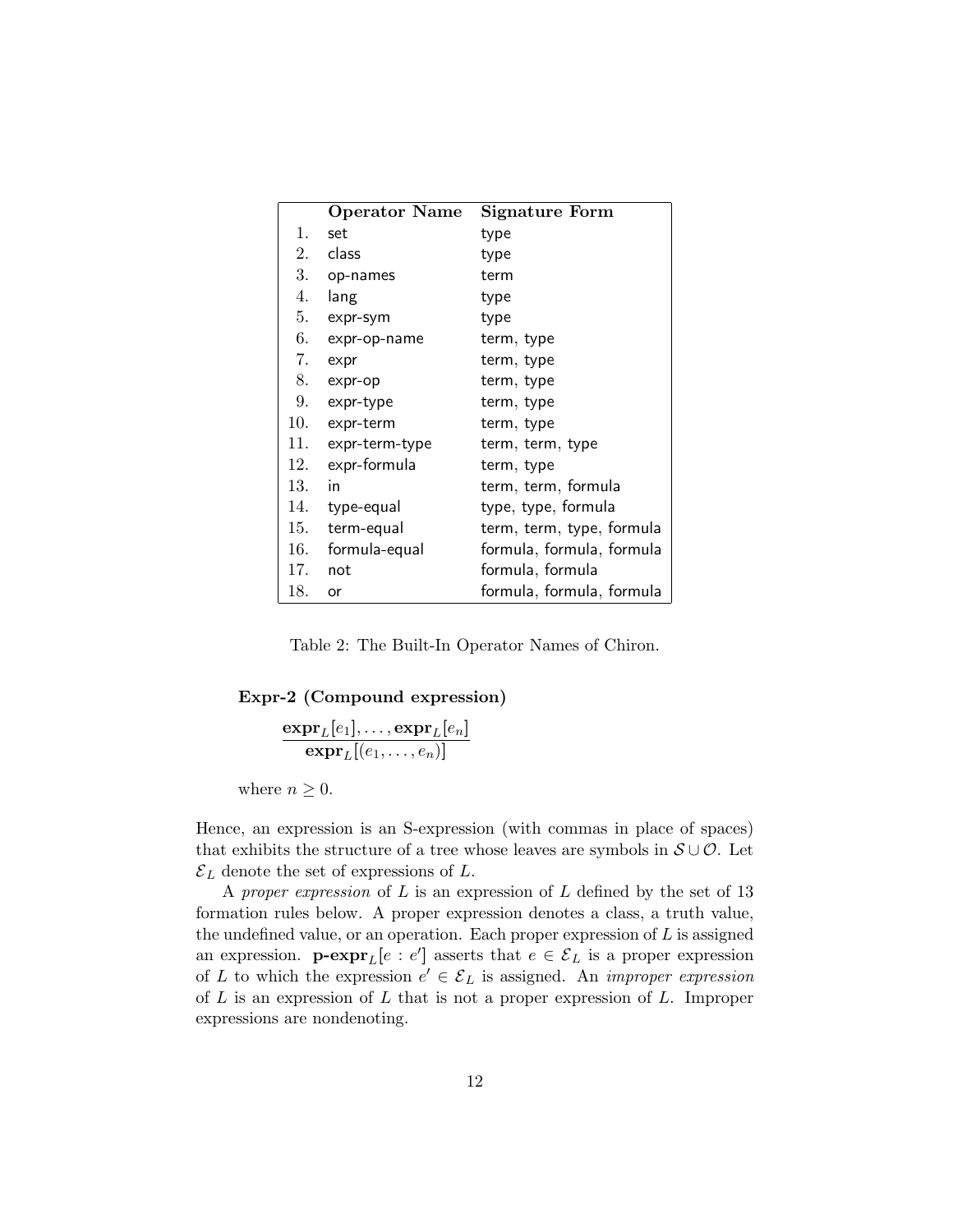| | Operator Name | Signature Form |
|---|---|---|
| 1. | set | type |
| 2. | class | type |
| 3. | op-names | term |
| 4. | lang | type |
| 5. | expr-sym | type |
| 6. | expr-op-name | term, type |
| 7. | expr | term, type |
| 8. | expr-op | term, type |
| 9. | expr-type | term, type |
| 10. | expr-term | term, type |
| 11. | expr-term-type | term, term, type |
| 12. | expr-formula | term, type |
| 13. | in | term, term, formula |
| 14. | type-equal | type, type, formula |
| 15. | term-equal | term, term, type, formula |
| 16. | formula-equal | formula, formula, formula |
| 17. | not | formula, formula |
| 18. | or | formula, formula, formula |

Table 2: The Built-In Operator Names of Chiron.

**Expr-2 (Compound expression)**

$$\frac{\mathbf{expr}_L[e_1], \ldots, \mathbf{expr}_L[e_n]}{\mathbf{expr}_L[(e_1, \ldots, e_n)]}$$

where $n \geq 0$.

Hence, an expression is an S-expression (with commas in place of spaces) that exhibits the structure of a tree whose leaves are symbols in $\mathcal{S} \cup \mathcal{O}$. Let $\mathcal{E}_L$ denote the set of expressions of $L$.

A *proper expression* of $L$ is an expression of $L$ defined by the set of 13 formation rules below. A proper expression denotes a class, a truth value, the undefined value, or an operation. Each proper expression of $L$ is assigned an expression. $\mathbf{p\text{-}expr}_L[e : e']$ asserts that $e \in \mathcal{E}_L$ is a proper expression of $L$ to which the expression $e' \in \mathcal{E}_L$ is assigned. An *improper expression* of $L$ is an expression of $L$ that is not a proper expression of $L$. Improper expressions are nondenoting.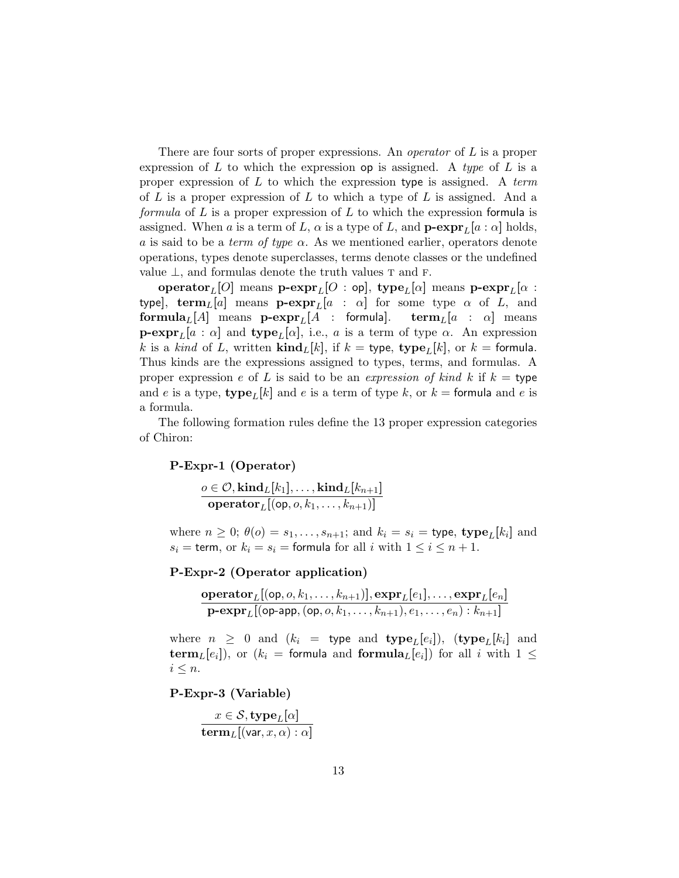There are four sorts of proper expressions. An *operator* of $L$ is a proper expression of $L$ to which the expression $\mathsf{op}$ is assigned. A *type* of $L$ is a proper expression of $L$ to which the expression $\mathsf{type}$ is assigned. A *term* of $L$ is a proper expression of $L$ to which a type of $L$ is assigned. And a *formula* of $L$ is a proper expression of $L$ to which the expression $\mathsf{formula}$ is assigned. When $a$ is a term of $L$, $\alpha$ is a type of $L$, and $\mathbf{p\text{-}expr}_L[a : \alpha]$ holds, $a$ is said to be a *term of type* $\alpha$. As we mentioned earlier, operators denote operations, types denote superclasses, terms denote classes or the undefined value $\bot$, and formulas denote the truth values $\mathrm{T}$ and $\mathrm{F}$.

$\mathbf{operator}_L[O]$ means $\mathbf{p\text{-}expr}_L[O : \mathsf{op}]$, $\mathbf{type}_L[\alpha]$ means $\mathbf{p\text{-}expr}_L[\alpha : \mathsf{type}]$, $\mathbf{term}_L[a]$ means $\mathbf{p\text{-}expr}_L[a : \alpha]$ for some type $\alpha$ of $L$, and $\mathbf{formula}_L[A]$ means $\mathbf{p\text{-}expr}_L[A : \mathsf{formula}]$. $\mathbf{term}_L[a : \alpha]$ means $\mathbf{p\text{-}expr}_L[a : \alpha]$ and $\mathbf{type}_L[\alpha]$, i.e., $a$ is a term of type $\alpha$. An expression $k$ is a *kind* of $L$, written $\mathbf{kind}_L[k]$, if $k = \mathsf{type}$, $\mathbf{type}_L[k]$, or $k = \mathsf{formula}$. Thus kinds are the expressions assigned to types, terms, and formulas. A proper expression $e$ of $L$ is said to be an *expression of kind* $k$ if $k = \mathsf{type}$ and $e$ is a type, $\mathbf{type}_L[k]$ and $e$ is a term of type $k$, or $k = \mathsf{formula}$ and $e$ is a formula.

The following formation rules define the 13 proper expression categories of Chiron:

**P-Expr-1 (Operator)**

$$\frac{o \in \mathcal{O}, \mathbf{kind}_L[k_1], \ldots, \mathbf{kind}_L[k_{n+1}]}{\mathbf{operator}_L[(\mathsf{op}, o, k_1, \ldots, k_{n+1})]}$$

where $n \geq 0$; $\theta(o) = s_1, \ldots, s_{n+1}$; and $k_i = s_i = \mathsf{type}$, $\mathbf{type}_L[k_i]$ and $s_i = \mathsf{term}$, or $k_i = s_i = \mathsf{formula}$ for all $i$ with $1 \leq i \leq n+1$.

**P-Expr-2 (Operator application)**

$$\frac{\mathbf{operator}_L[(\mathsf{op}, o, k_1, \ldots, k_{n+1})], \mathbf{expr}_L[e_1], \ldots, \mathbf{expr}_L[e_n]}{\mathbf{p\text{-}expr}_L[(\mathsf{op\text{-}app}, (\mathsf{op}, o, k_1, \ldots, k_{n+1}), e_1, \ldots, e_n) : k_{n+1}]}$$

where $n \geq 0$ and ($k_i = \mathsf{type}$ and $\mathbf{type}_L[e_i]$), ($\mathbf{type}_L[k_i]$ and $\mathbf{term}_L[e_i]$), or ($k_i = \mathsf{formula}$ and $\mathbf{formula}_L[e_i]$) for all $i$ with $1 \leq i \leq n$.

**P-Expr-3 (Variable)**

$$\frac{x \in \mathcal{S}, \mathbf{type}_L[\alpha]}{\mathbf{term}_L[(\mathsf{var}, x, \alpha) : \alpha]}$$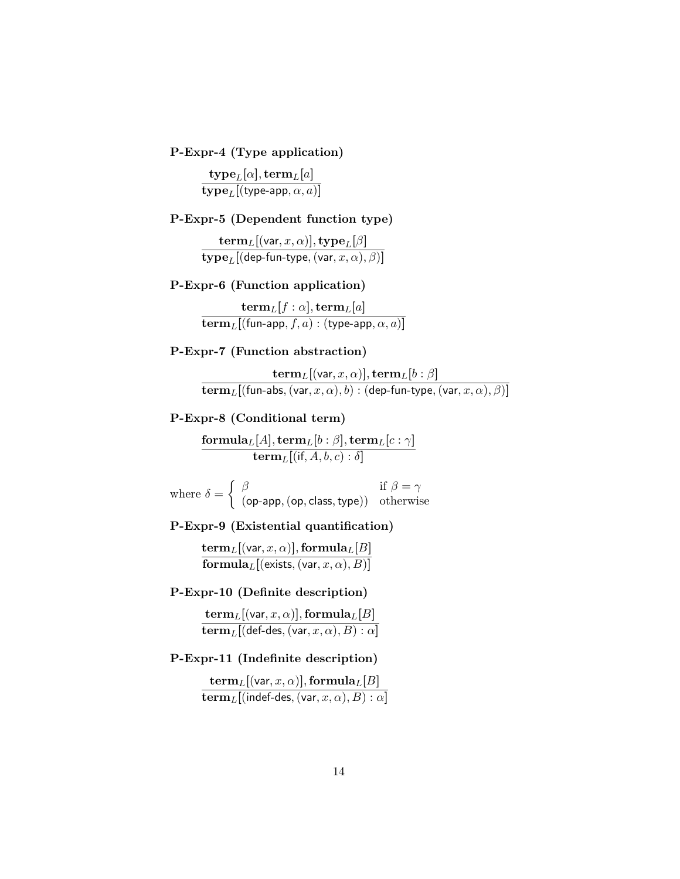**P-Expr-4 (Type application)**

$$\frac{\mathbf{type}_L[\alpha], \mathbf{term}_L[a]}{\mathbf{type}_L[(\mathsf{type\text{-}app}, \alpha, a)]}$$

**P-Expr-5 (Dependent function type)**

$$\frac{\mathbf{term}_L[(\mathsf{var}, x, \alpha)], \mathbf{type}_L[\beta]}{\mathbf{type}_L[(\mathsf{dep\text{-}fun\text{-}type}, (\mathsf{var}, x, \alpha), \beta)]}$$

**P-Expr-6 (Function application)**

$$\frac{\mathbf{term}_L[f : \alpha], \mathbf{term}_L[a]}{\mathbf{term}_L[(\mathsf{fun\text{-}app}, f, a) : (\mathsf{type\text{-}app}, \alpha, a)]}$$

**P-Expr-7 (Function abstraction)**

$$\frac{\mathbf{term}_L[(\mathsf{var}, x, \alpha)], \mathbf{term}_L[b : \beta]}{\mathbf{term}_L[(\mathsf{fun\text{-}abs}, (\mathsf{var}, x, \alpha), b) : (\mathsf{dep\text{-}fun\text{-}type}, (\mathsf{var}, x, \alpha), \beta)]}$$

**P-Expr-8 (Conditional term)**

$$\frac{\mathbf{formula}_L[A], \mathbf{term}_L[b : \beta], \mathbf{term}_L[c : \gamma]}{\mathbf{term}_L[(\mathsf{if}, A, b, c) : \delta]}$$

where $\delta = \begin{cases} \beta & \text{if } \beta = \gamma \\ (\mathsf{op\text{-}app}, (\mathsf{op}, \mathsf{class}, \mathsf{type})) & \text{otherwise} \end{cases}$

**P-Expr-9 (Existential quantification)**

$$\frac{\mathbf{term}_L[(\mathsf{var}, x, \alpha)], \mathbf{formula}_L[B]}{\mathbf{formula}_L[(\mathsf{exists}, (\mathsf{var}, x, \alpha), B)]}$$

**P-Expr-10 (Definite description)**

$$\frac{\mathbf{term}_L[(\mathsf{var}, x, \alpha)], \mathbf{formula}_L[B]}{\mathbf{term}_L[(\mathsf{def\text{-}des}, (\mathsf{var}, x, \alpha), B) : \alpha]}$$

**P-Expr-11 (Indefinite description)**

$$\frac{\mathbf{term}_L[(\mathsf{var}, x, \alpha)], \mathbf{formula}_L[B]}{\mathbf{term}_L[(\mathsf{indef\text{-}des}, (\mathsf{var}, x, \alpha), B) : \alpha]}$$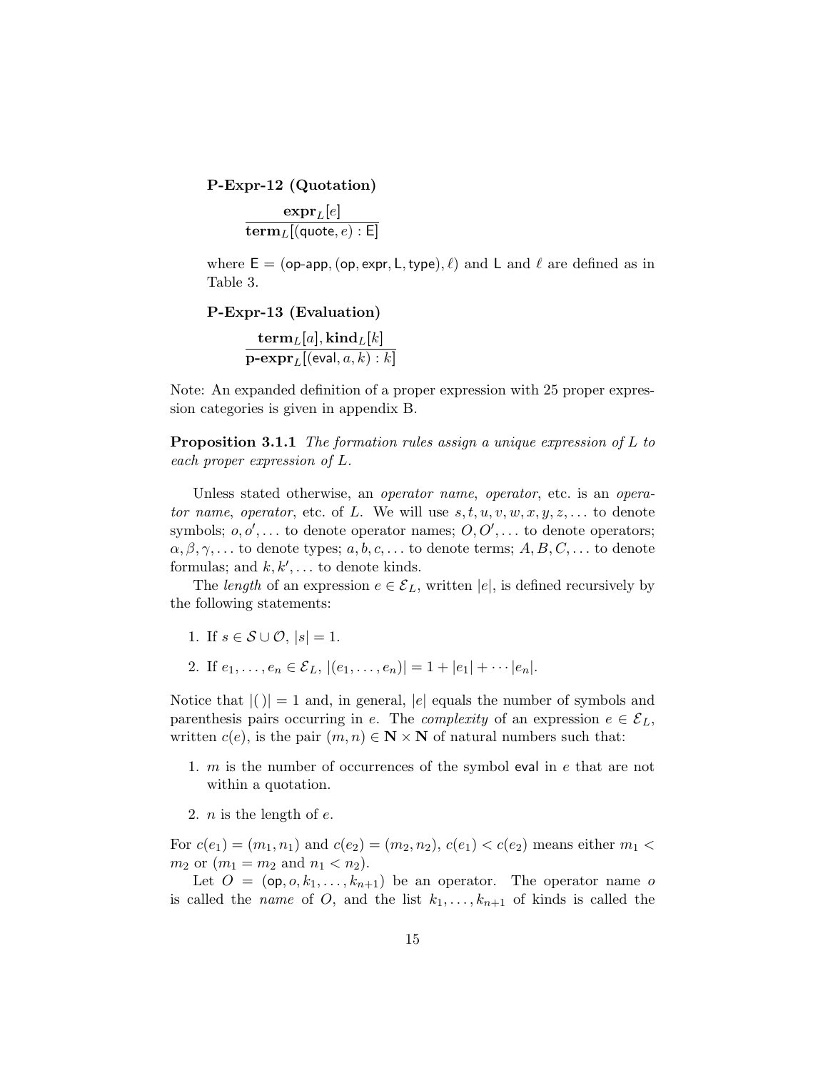**P-Expr-12 (Quotation)**

$$\frac{\mathbf{expr}_L[e]}{\mathbf{term}_L[(\mathsf{quote}, e) : \mathsf{E}]}$$

where $\mathsf{E} = (\mathsf{op\text{-}app}, (\mathsf{op}, \mathsf{expr}, \mathsf{L}, \mathsf{type}), \ell)$ and $\mathsf{L}$ and $\ell$ are defined as in Table 3.

**P-Expr-13 (Evaluation)**

$$\frac{\mathbf{term}_L[a], \mathbf{kind}_L[k]}{\mathbf{p\text{-}expr}_L[(\mathsf{eval}, a, k) : k]}$$

Note: An expanded definition of a proper expression with 25 proper expression categories is given in appendix B.

**Proposition 3.1.1** *The formation rules assign a unique expression of $L$ to each proper expression of $L$.*

Unless stated otherwise, an *operator name*, *operator*, etc. is an *operator name*, *operator*, etc. of $L$. We will use $s, t, u, v, w, x, y, z, \ldots$ to denote symbols; $o, o', \ldots$ to denote operator names; $O, O', \ldots$ to denote operators; $\alpha, \beta, \gamma, \ldots$ to denote types; $a, b, c, \ldots$ to denote terms; $A, B, C, \ldots$ to denote formulas; and $k, k', \ldots$ to denote kinds.

The *length* of an expression $e \in \mathcal{E}_L$, written $|e|$, is defined recursively by the following statements:

1. If $s \in \mathcal{S} \cup \mathcal{O}$, $|s| = 1$.
2. If $e_1, \ldots, e_n \in \mathcal{E}_L$, $|(e_1, \ldots, e_n)| = 1 + |e_1| + \cdots |e_n|$.

Notice that $|(\,)| = 1$ and, in general, $|e|$ equals the number of symbols and parenthesis pairs occurring in $e$. The *complexity* of an expression $e \in \mathcal{E}_L$, written $c(e)$, is the pair $(m, n) \in \mathbf{N} \times \mathbf{N}$ of natural numbers such that:

1. $m$ is the number of occurrences of the symbol $\mathsf{eval}$ in $e$ that are not within a quotation.
2. $n$ is the length of $e$.

For $c(e_1) = (m_1, n_1)$ and $c(e_2) = (m_2, n_2)$, $c(e_1) < c(e_2)$ means either $m_1 < m_2$ or ($m_1 = m_2$ and $n_1 < n_2$).

Let $O = (\mathsf{op}, o, k_1, \ldots, k_{n+1})$ be an operator. The operator name $o$ is called the *name* of $O$, and the list $k_1, \ldots, k_{n+1}$ of kinds is called the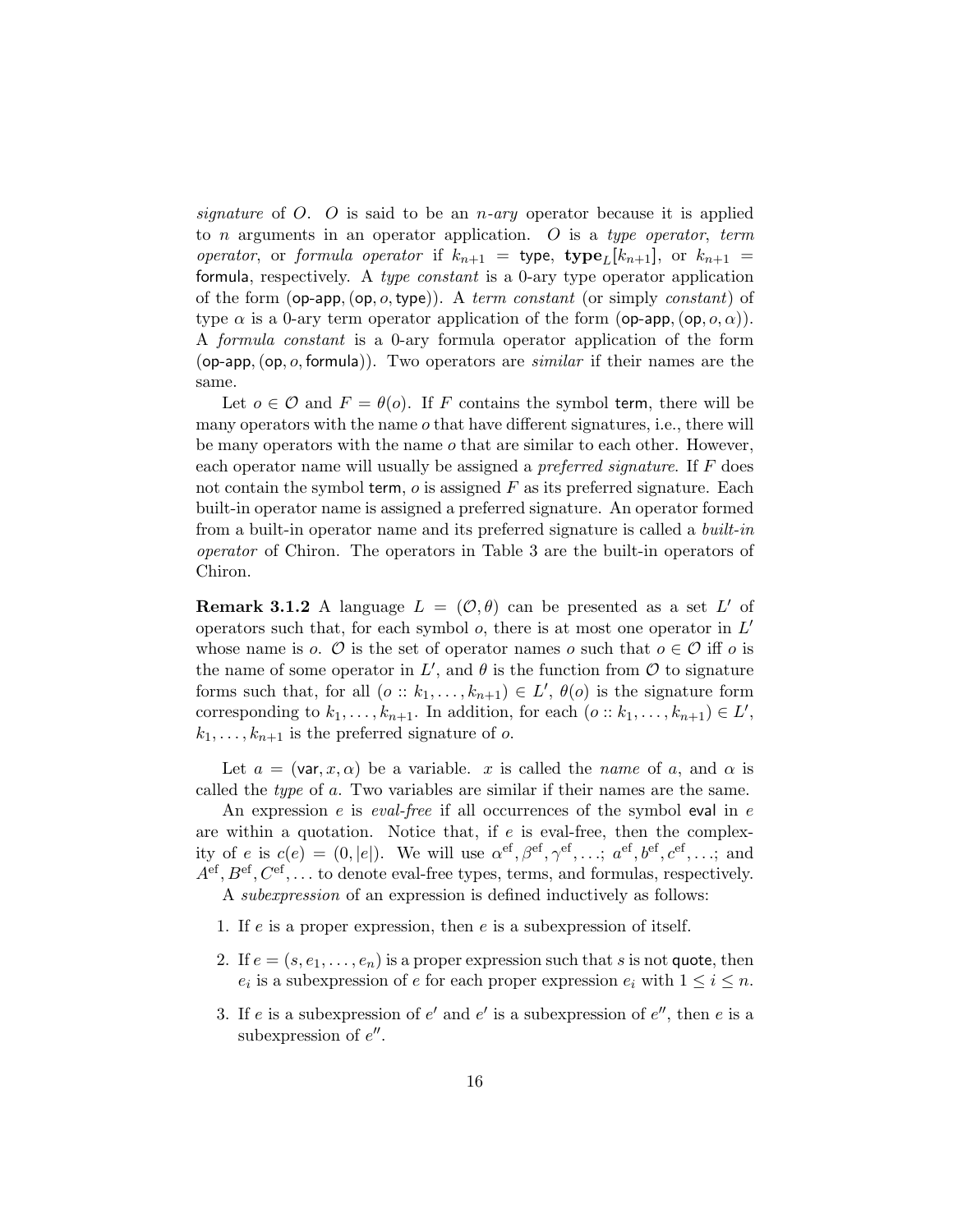*signature* of $O$. $O$ is said to be an *n-ary* operator because it is applied to $n$ arguments in an operator application. $O$ is a *type operator*, *term operator*, or *formula operator* if $k_{n+1} = \mathsf{type}$, $\mathbf{type}_L[k_{n+1}]$, or $k_{n+1} = \mathsf{formula}$, respectively. A *type constant* is a 0-ary type operator application of the form $(\mathsf{op\text{-}app}, (\mathsf{op}, o, \mathsf{type}))$. A *term constant* (or simply *constant*) of type $\alpha$ is a 0-ary term operator application of the form $(\mathsf{op\text{-}app}, (\mathsf{op}, o, \alpha))$. A *formula constant* is a 0-ary formula operator application of the form $(\mathsf{op\text{-}app}, (\mathsf{op}, o, \mathsf{formula}))$. Two operators are *similar* if their names are the same.

Let $o \in \mathcal{O}$ and $F = \theta(o)$. If $F$ contains the symbol $\mathsf{term}$, there will be many operators with the name $o$ that have different signatures, i.e., there will be many operators with the name $o$ that are similar to each other. However, each operator name will usually be assigned a *preferred signature*. If $F$ does not contain the symbol $\mathsf{term}$, $o$ is assigned $F$ as its preferred signature. Each built-in operator name is assigned a preferred signature. An operator formed from a built-in operator name and its preferred signature is called a *built-in operator* of Chiron. The operators in Table 3 are the built-in operators of Chiron.

**Remark 3.1.2** A language $L = (\mathcal{O}, \theta)$ can be presented as a set $L'$ of operators such that, for each symbol $o$, there is at most one operator in $L'$ whose name is $o$. $\mathcal{O}$ is the set of operator names $o$ such that $o \in \mathcal{O}$ iff $o$ is the name of some operator in $L'$, and $\theta$ is the function from $\mathcal{O}$ to signature forms such that, for all $(o :: k_1, \ldots, k_{n+1}) \in L'$, $\theta(o)$ is the signature form corresponding to $k_1, \ldots, k_{n+1}$. In addition, for each $(o :: k_1, \ldots, k_{n+1}) \in L'$, $k_1, \ldots, k_{n+1}$ is the preferred signature of $o$.

Let $a = (\mathsf{var}, x, \alpha)$ be a variable. $x$ is called the *name* of $a$, and $\alpha$ is called the *type* of $a$. Two variables are similar if their names are the same.

An expression $e$ is *eval-free* if all occurrences of the symbol $\mathsf{eval}$ in $e$ are within a quotation. Notice that, if $e$ is eval-free, then the complexity of $e$ is $c(e) = (0, |e|)$. We will use $\alpha^{\mathrm{ef}}, \beta^{\mathrm{ef}}, \gamma^{\mathrm{ef}}, \ldots$; $a^{\mathrm{ef}}, b^{\mathrm{ef}}, c^{\mathrm{ef}}, \ldots$; and $A^{\mathrm{ef}}, B^{\mathrm{ef}}, C^{\mathrm{ef}}, \ldots$ to denote eval-free types, terms, and formulas, respectively.

A *subexpression* of an expression is defined inductively as follows:

1. If $e$ is a proper expression, then $e$ is a subexpression of itself.
2. If $e = (s, e_1, \ldots, e_n)$ is a proper expression such that $s$ is not $\mathsf{quote}$, then $e_i$ is a subexpression of $e$ for each proper expression $e_i$ with $1 \leq i \leq n$.
3. If $e$ is a subexpression of $e'$ and $e'$ is a subexpression of $e''$, then $e$ is a subexpression of $e''$.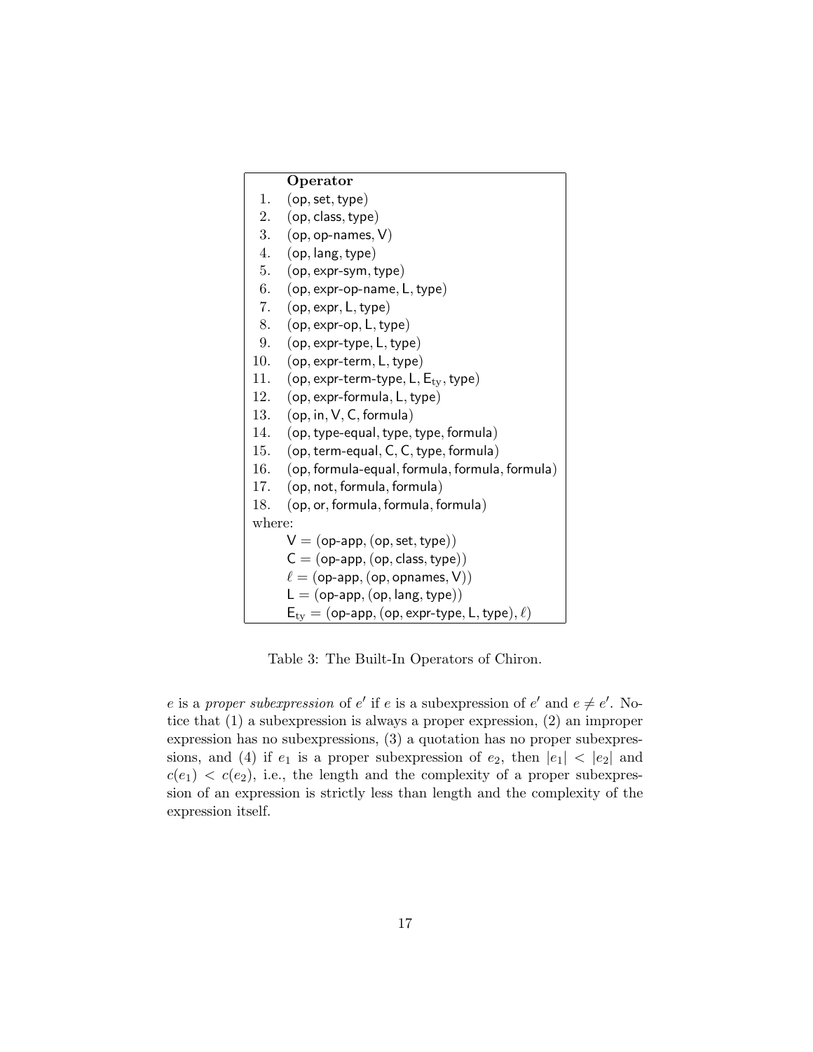| | **Operator** |
|---|---|
| 1. | (op, set, type) |
| 2. | (op, class, type) |
| 3. | (op, op-names, V) |
| 4. | (op, lang, type) |
| 5. | (op, expr-sym, type) |
| 6. | (op, expr-op-name, L, type) |
| 7. | (op, expr, L, type) |
| 8. | (op, expr-op, L, type) |
| 9. | (op, expr-type, L, type) |
| 10. | (op, expr-term, L, type) |
| 11. | (op, expr-term-type, L, $\mathsf{E}_{\mathrm{ty}}$, type) |
| 12. | (op, expr-formula, L, type) |
| 13. | (op, in, V, C, formula) |
| 14. | (op, type-equal, type, type, formula) |
| 15. | (op, term-equal, C, C, type, formula) |
| 16. | (op, formula-equal, formula, formula, formula) |
| 17. | (op, not, formula, formula) |
| 18. | (op, or, formula, formula, formula) |
| where: | |
| | V = (op-app, (op, set, type)) |
| | C = (op-app, (op, class, type)) |
| | $\ell$ = (op-app, (op, opnames, V)) |
| | L = (op-app, (op, lang, type)) |
| | $\mathsf{E}_{\mathrm{ty}}$ = (op-app, (op, expr-type, L, type), $\ell$) |

Table 3: The Built-In Operators of Chiron.

$e$ is a *proper subexpression* of $e'$ if $e$ is a subexpression of $e'$ and $e \neq e'$. Notice that (1) a subexpression is always a proper expression, (2) an improper expression has no subexpressions, (3) a quotation has no proper subexpressions, and (4) if $e_1$ is a proper subexpression of $e_2$, then $|e_1| < |e_2|$ and $c(e_1) < c(e_2)$, i.e., the length and the complexity of a proper subexpression of an expression is strictly less than length and the complexity of the expression itself.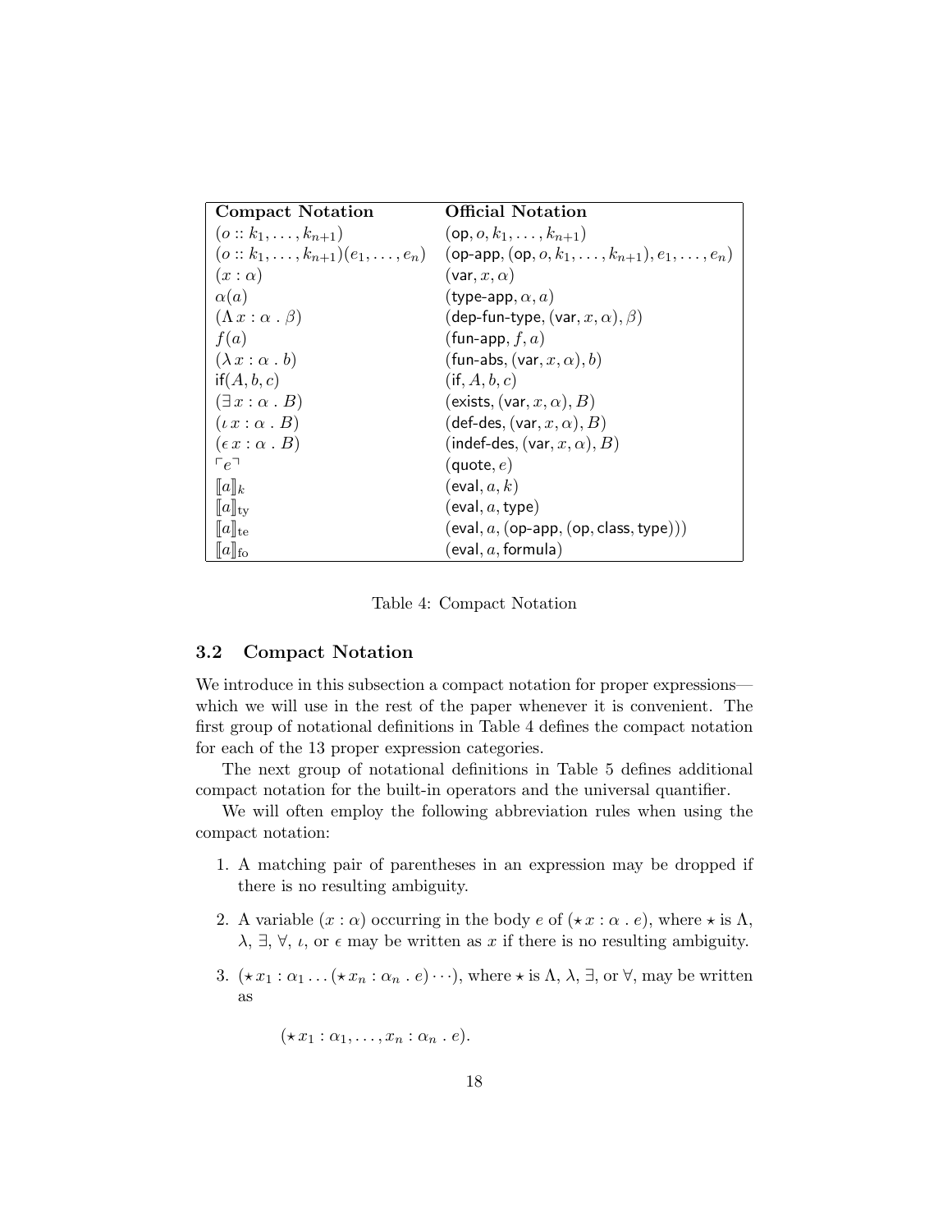| **Compact Notation** | **Official Notation** |
|---|---|
| $(o :: k_1, \ldots, k_{n+1})$ | $(\mathsf{op}, o, k_1, \ldots, k_{n+1})$ |
| $(o :: k_1, \ldots, k_{n+1})(e_1, \ldots, e_n)$ | $(\mathsf{op\text{-}app}, (\mathsf{op}, o, k_1, \ldots, k_{n+1}), e_1, \ldots, e_n)$ |
| $(x : \alpha)$ | $(\mathsf{var}, x, \alpha)$ |
| $\alpha(a)$ | $(\mathsf{type\text{-}app}, \alpha, a)$ |
| $(\Lambda\, x : \alpha \,.\, \beta)$ | $(\mathsf{dep\text{-}fun\text{-}type}, (\mathsf{var}, x, \alpha), \beta)$ |
| $f(a)$ | $(\mathsf{fun\text{-}app}, f, a)$ |
| $(\lambda\, x : \alpha \,.\, b)$ | $(\mathsf{fun\text{-}abs}, (\mathsf{var}, x, \alpha), b)$ |
| $\mathsf{if}(A, b, c)$ | $(\mathsf{if}, A, b, c)$ |
| $(\exists\, x : \alpha \,.\, B)$ | $(\mathsf{exists}, (\mathsf{var}, x, \alpha), B)$ |
| $(\iota\, x : \alpha \,.\, B)$ | $(\mathsf{def\text{-}des}, (\mathsf{var}, x, \alpha), B)$ |
| $(\epsilon\, x : \alpha \,.\, B)$ | $(\mathsf{indef\text{-}des}, (\mathsf{var}, x, \alpha), B)$ |
| $\ulcorner e \urcorner$ | $(\mathsf{quote}, e)$ |
| $[\![a]\!]_k$ | $(\mathsf{eval}, a, k)$ |
| $[\![a]\!]_{\mathrm{ty}}$ | $(\mathsf{eval}, a, \mathsf{type})$ |
| $[\![a]\!]_{\mathrm{te}}$ | $(\mathsf{eval}, a, (\mathsf{op\text{-}app}, (\mathsf{op}, \mathsf{class}, \mathsf{type})))$ |
| $[\![a]\!]_{\mathrm{fo}}$ | $(\mathsf{eval}, a, \mathsf{formula})$ |

Table 4: Compact Notation

### 3.2 Compact Notation

We introduce in this subsection a compact notation for proper expressions—which we will use in the rest of the paper whenever it is convenient. The first group of notational definitions in Table 4 defines the compact notation for each of the 13 proper expression categories.

The next group of notational definitions in Table 5 defines additional compact notation for the built-in operators and the universal quantifier.

We will often employ the following abbreviation rules when using the compact notation:

1. A matching pair of parentheses in an expression may be dropped if there is no resulting ambiguity.

2. A variable $(x : \alpha)$ occurring in the body $e$ of $(\star\, x : \alpha \,.\, e)$, where $\star$ is $\Lambda$, $\lambda$, $\exists$, $\forall$, $\iota$, or $\epsilon$ may be written as $x$ if there is no resulting ambiguity.

3. $(\star\, x_1 : \alpha_1 \ldots (\star\, x_n : \alpha_n \,.\, e) \cdots)$, where $\star$ is $\Lambda$, $\lambda$, $\exists$, or $\forall$, may be written as

$$(\star\, x_1 : \alpha_1, \ldots, x_n : \alpha_n \,.\, e).$$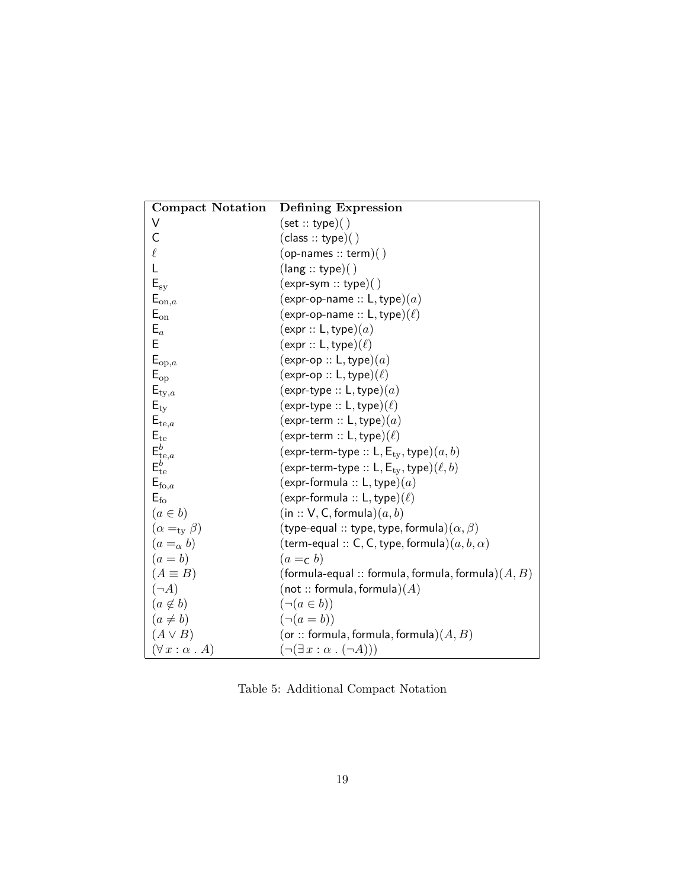| **Compact Notation** | **Defining Expression** |
|---|---|
| $\mathsf{V}$ | $(\mathsf{set} :: \mathsf{type})(\,)$ |
| $\mathsf{C}$ | $(\mathsf{class} :: \mathsf{type})(\,)$ |
| $\ell$ | $(\mathsf{op\text{-}names} :: \mathsf{term})(\,)$ |
| $\mathsf{L}$ | $(\mathsf{lang} :: \mathsf{type})(\,)$ |
| $\mathsf{E}_{\rm sy}$ | $(\mathsf{expr\text{-}sym} :: \mathsf{type})(\,)$ |
| $\mathsf{E}_{{\rm on},a}$ | $(\mathsf{expr\text{-}op\text{-}name} :: \mathsf{L}, \mathsf{type})(a)$ |
| $\mathsf{E}_{\rm on}$ | $(\mathsf{expr\text{-}op\text{-}name} :: \mathsf{L}, \mathsf{type})(\ell)$ |
| $\mathsf{E}_a$ | $(\mathsf{expr} :: \mathsf{L}, \mathsf{type})(a)$ |
| $\mathsf{E}$ | $(\mathsf{expr} :: \mathsf{L}, \mathsf{type})(\ell)$ |
| $\mathsf{E}_{{\rm op},a}$ | $(\mathsf{expr\text{-}op} :: \mathsf{L}, \mathsf{type})(a)$ |
| $\mathsf{E}_{\rm op}$ | $(\mathsf{expr\text{-}op} :: \mathsf{L}, \mathsf{type})(\ell)$ |
| $\mathsf{E}_{{\rm ty},a}$ | $(\mathsf{expr\text{-}type} :: \mathsf{L}, \mathsf{type})(a)$ |
| $\mathsf{E}_{\rm ty}$ | $(\mathsf{expr\text{-}type} :: \mathsf{L}, \mathsf{type})(\ell)$ |
| $\mathsf{E}_{{\rm te},a}$ | $(\mathsf{expr\text{-}term} :: \mathsf{L}, \mathsf{type})(a)$ |
| $\mathsf{E}_{\rm te}$ | $(\mathsf{expr\text{-}term} :: \mathsf{L}, \mathsf{type})(\ell)$ |
| $\mathsf{E}^b_{{\rm te},a}$ | $(\mathsf{expr\text{-}term\text{-}type} :: \mathsf{L}, \mathsf{E}_{\rm ty}, \mathsf{type})(a, b)$ |
| $\mathsf{E}^b_{\rm te}$ | $(\mathsf{expr\text{-}term\text{-}type} :: \mathsf{L}, \mathsf{E}_{\rm ty}, \mathsf{type})(\ell, b)$ |
| $\mathsf{E}_{{\rm fo},a}$ | $(\mathsf{expr\text{-}formula} :: \mathsf{L}, \mathsf{type})(a)$ |
| $\mathsf{E}_{\rm fo}$ | $(\mathsf{expr\text{-}formula} :: \mathsf{L}, \mathsf{type})(\ell)$ |
| $(a \in b)$ | $(\mathsf{in} :: \mathsf{V}, \mathsf{C}, \mathsf{formula})(a, b)$ |
| $(\alpha =_{\rm ty} \beta)$ | $(\mathsf{type\text{-}equal} :: \mathsf{type}, \mathsf{type}, \mathsf{formula})(\alpha, \beta)$ |
| $(a =_\alpha b)$ | $(\mathsf{term\text{-}equal} :: \mathsf{C}, \mathsf{C}, \mathsf{type}, \mathsf{formula})(a, b, \alpha)$ |
| $(a = b)$ | $(a =_{\mathsf{C}} b)$ |
| $(A \equiv B)$ | $(\mathsf{formula\text{-}equal} :: \mathsf{formula}, \mathsf{formula}, \mathsf{formula})(A, B)$ |
| $(\neg A)$ | $(\mathsf{not} :: \mathsf{formula}, \mathsf{formula})(A)$ |
| $(a \not\in b)$ | $(\neg(a \in b))$ |
| $(a \neq b)$ | $(\neg(a = b))$ |
| $(A \vee B)$ | $(\mathsf{or} :: \mathsf{formula}, \mathsf{formula}, \mathsf{formula})(A, B)$ |
| $(\forall\, x : \alpha \,.\, A)$ | $(\neg(\exists\, x : \alpha \,.\, (\neg A)))$ |

Table 5: Additional Compact Notation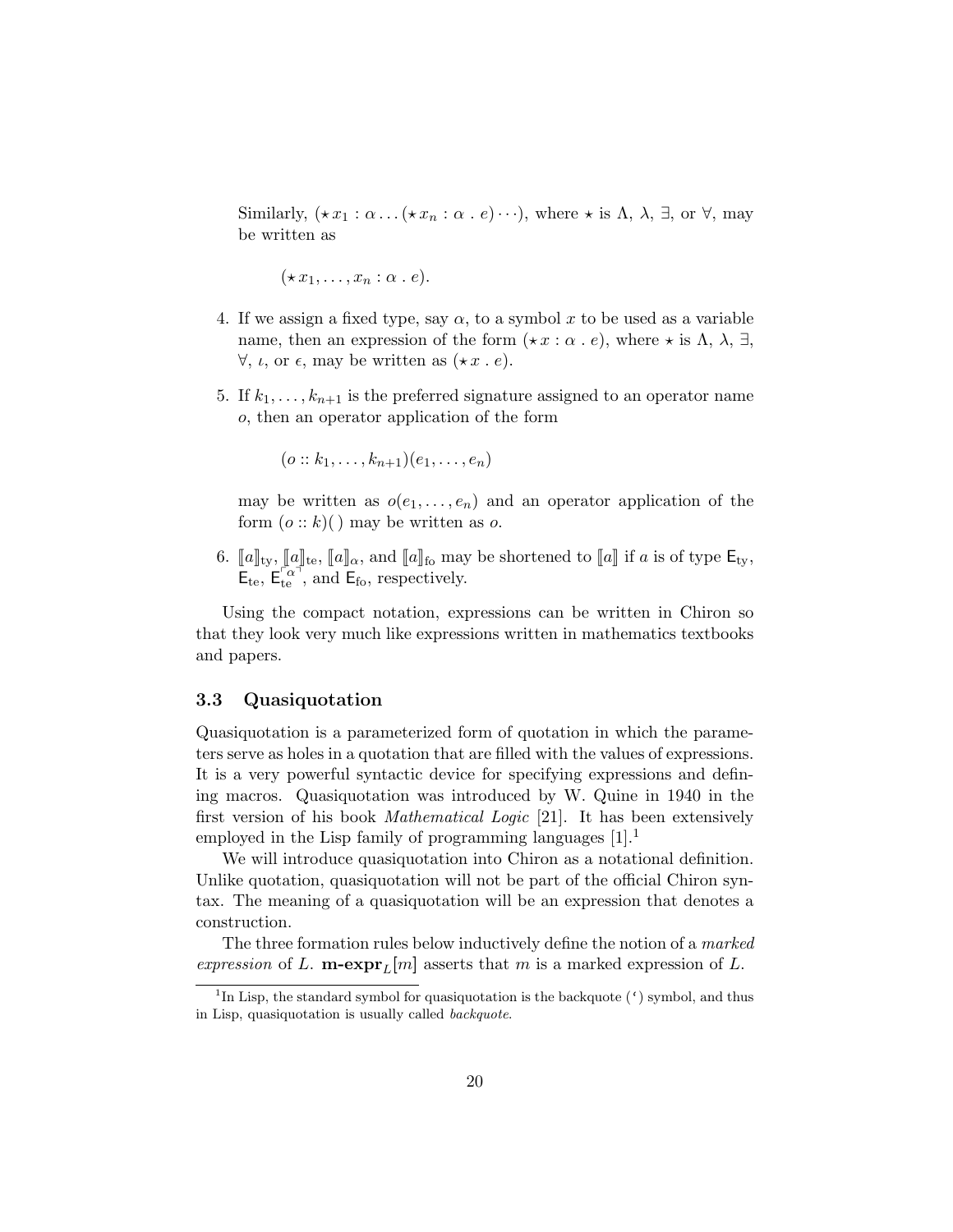Similarly, $(\star\, x_1 : \alpha \ldots (\star\, x_n : \alpha \,.\, e) \cdots)$, where $\star$ is $\Lambda$, $\lambda$, $\exists$, or $\forall$, may be written as

$$(\star\, x_1, \ldots, x_n : \alpha \,.\, e).$$

4. If we assign a fixed type, say $\alpha$, to a symbol $x$ to be used as a variable name, then an expression of the form $(\star\, x : \alpha \,.\, e)$, where $\star$ is $\Lambda$, $\lambda$, $\exists$, $\forall$, $\iota$, or $\epsilon$, may be written as $(\star\, x \,.\, e)$.

5. If $k_1, \ldots, k_{n+1}$ is the preferred signature assigned to an operator name $o$, then an operator application of the form

$$(o :: k_1, \ldots, k_{n+1})(e_1, \ldots, e_n)$$

may be written as $o(e_1, \ldots, e_n)$ and an operator application of the form $(o :: k)(\,)$ may be written as $o$.

6. $[\![a]\!]_{\mathrm{ty}}$, $[\![a]\!]_{\mathrm{te}}$, $[\![a]\!]_{\alpha}$, and $[\![a]\!]_{\mathrm{fo}}$ may be shortened to $[\![a]\!]$ if $a$ is of type $\mathsf{E}_{\mathrm{ty}}$, $\mathsf{E}_{\mathrm{te}}$, $\mathsf{E}_{\mathrm{te}}^{\ulcorner\alpha\urcorner}$, and $\mathsf{E}_{\mathrm{fo}}$, respectively.

Using the compact notation, expressions can be written in Chiron so that they look very much like expressions written in mathematics textbooks and papers.

### 3.3 Quasiquotation

Quasiquotation is a parameterized form of quotation in which the parameters serve as holes in a quotation that are filled with the values of expressions. It is a very powerful syntactic device for specifying expressions and defining macros. Quasiquotation was introduced by W. Quine in 1940 in the first version of his book *Mathematical Logic* [21]. It has been extensively employed in the Lisp family of programming languages [1].[1]

We will introduce quasiquotation into Chiron as a notational definition. Unlike quotation, quasiquotation will not be part of the official Chiron syntax. The meaning of a quasiquotation will be an expression that denotes a construction.

The three formation rules below inductively define the notion of a *marked expression* of $L$. $\textbf{m-expr}_L[m]$ asserts that $m$ is a marked expression of $L$.

---

[1] In Lisp, the standard symbol for quasiquotation is the backquote (‘) symbol, and thus in Lisp, quasiquotation is usually called *backquote*.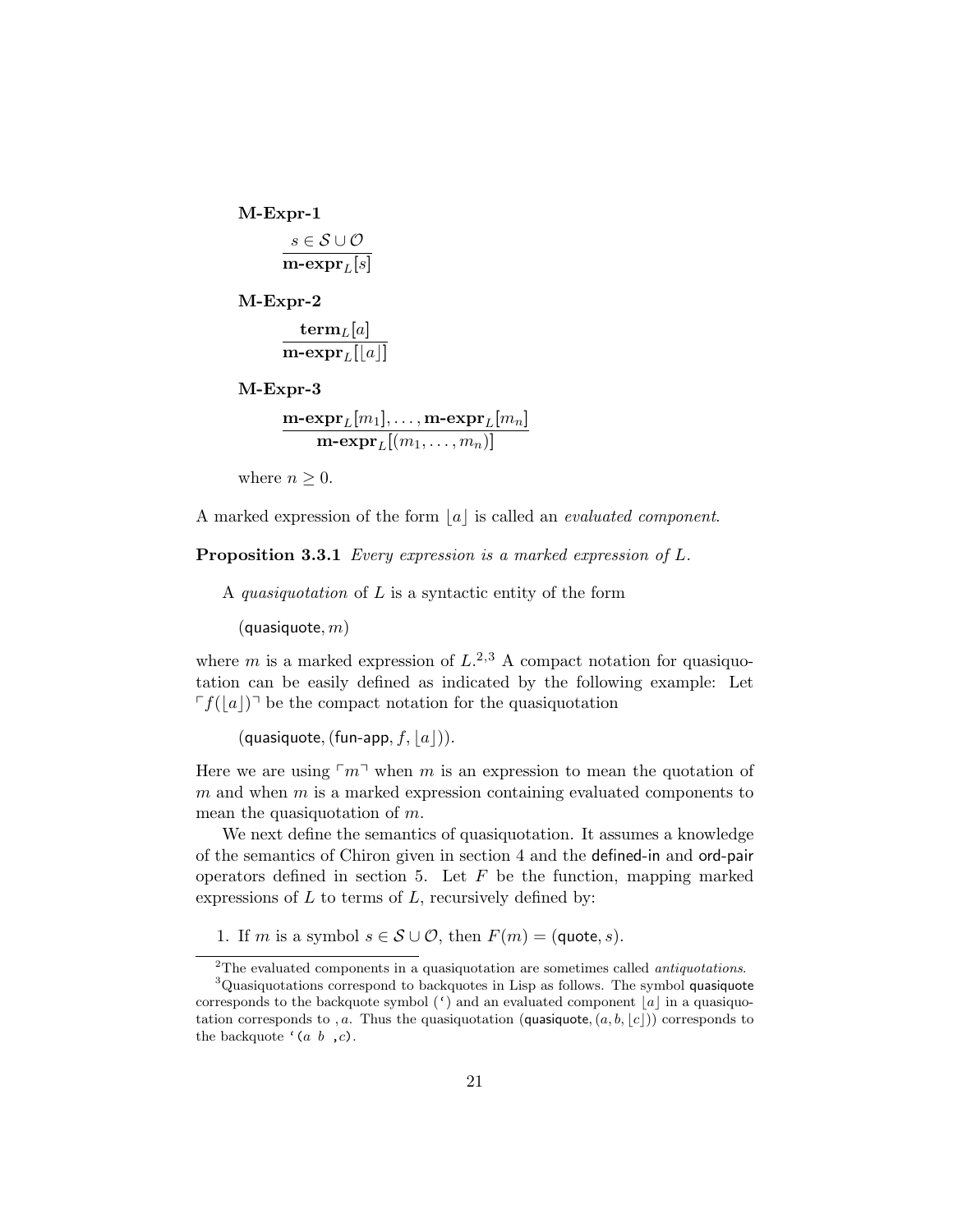**M-Expr-1**

$$\frac{s \in \mathcal{S} \cup \mathcal{O}}{\textbf{m-expr}_L[s]}$$

**M-Expr-2**

$$\frac{\textbf{term}_L[a]}{\textbf{m-expr}_L[\lfloor a \rfloor]}$$

**M-Expr-3**

$$\frac{\textbf{m-expr}_L[m_1], \ldots, \textbf{m-expr}_L[m_n]}{\textbf{m-expr}_L[(m_1, \ldots, m_n)]}$$

where $n \geq 0$.

A marked expression of the form $\lfloor a \rfloor$ is called an *evaluated component*.

**Proposition 3.3.1** *Every expression is a marked expression of L.*

A *quasiquotation* of $L$ is a syntactic entity of the form

$(\mathsf{quasiquote}, m)$

where $m$ is a marked expression of $L$.[2,3] A compact notation for quasiquotation can be easily defined as indicated by the following example: Let $\ulcorner f(\lfloor a \rfloor) \urcorner$ be the compact notation for the quasiquotation

$(\mathsf{quasiquote}, (\mathsf{fun\text{-}app}, f, \lfloor a \rfloor))$.

Here we are using $\ulcorner m \urcorner$ when $m$ is an expression to mean the quotation of $m$ and when $m$ is a marked expression containing evaluated components to mean the quasiquotation of $m$.

We next define the semantics of quasiquotation. It assumes a knowledge of the semantics of Chiron given in section 4 and the defined-in and ord-pair operators defined in section 5. Let $F$ be the function, mapping marked expressions of $L$ to terms of $L$, recursively defined by:

1. If $m$ is a symbol $s \in \mathcal{S} \cup \mathcal{O}$, then $F(m) = (\mathsf{quote}, s)$.

---

[2] The evaluated components in a quasiquotation are sometimes called *antiquotations*.

[3] Quasiquotations correspond to backquotes in Lisp as follows. The symbol quasiquote corresponds to the backquote symbol (`) and an evaluated component $\lfloor a \rfloor$ in a quasiquotation corresponds to $,a$. Thus the quasiquotation $(\mathsf{quasiquote}, (a, b, \lfloor c \rfloor))$ corresponds to the backquote `(a b ,c).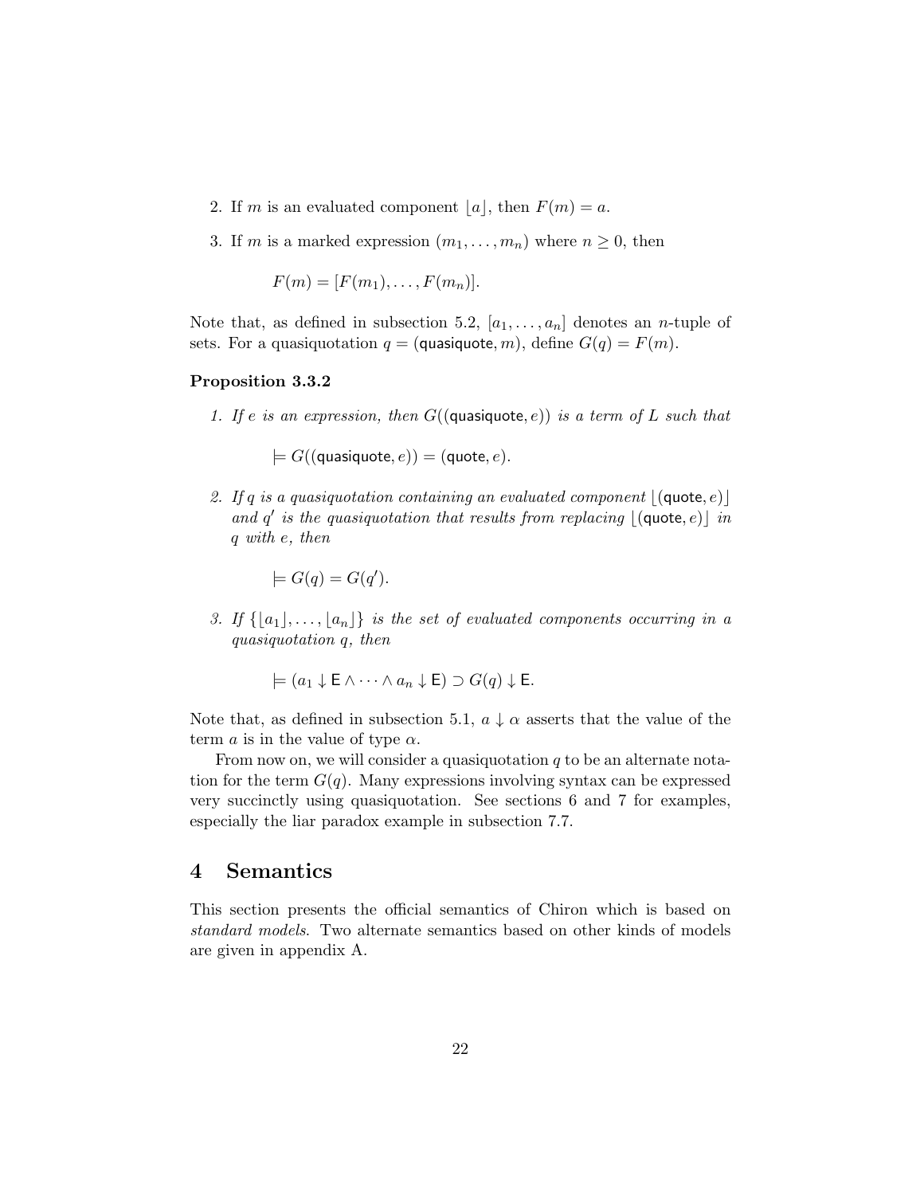2. If $m$ is an evaluated component $\lfloor a \rfloor$, then $F(m) = a$.

3. If $m$ is a marked expression $(m_1, \ldots, m_n)$ where $n \geq 0$, then

$$F(m) = [F(m_1), \ldots, F(m_n)].$$

Note that, as defined in subsection 5.2, $[a_1, \ldots, a_n]$ denotes an $n$-tuple of sets. For a quasiquotation $q = (\mathsf{quasiquote}, m)$, define $G(q) = F(m)$.

**Proposition 3.3.2**

1. *If $e$ is an expression, then $G((\mathsf{quasiquote}, e))$ is a term of $L$ such that*

$$\models G((\mathsf{quasiquote}, e)) = (\mathsf{quote}, e).$$

2. *If $q$ is a quasiquotation containing an evaluated component $\lfloor(\mathsf{quote}, e)\rfloor$ and $q'$ is the quasiquotation that results from replacing $\lfloor(\mathsf{quote}, e)\rfloor$ in $q$ with $e$, then*

$$\models G(q) = G(q').$$

3. *If $\{\lfloor a_1 \rfloor, \ldots, \lfloor a_n \rfloor\}$ is the set of evaluated components occurring in a quasiquotation $q$, then*

$$\models (a_1 \downarrow \mathsf{E} \wedge \cdots \wedge a_n \downarrow \mathsf{E}) \supset G(q) \downarrow \mathsf{E}.$$

Note that, as defined in subsection 5.1, $a \downarrow \alpha$ asserts that the value of the term $a$ is in the value of type $\alpha$.

From now on, we will consider a quasiquotation $q$ to be an alternate notation for the term $G(q)$. Many expressions involving syntax can be expressed very succinctly using quasiquotation. See sections 6 and 7 for examples, especially the liar paradox example in subsection 7.7.

# 4 Semantics

This section presents the official semantics of Chiron which is based on *standard models*. Two alternate semantics based on other kinds of models are given in appendix A.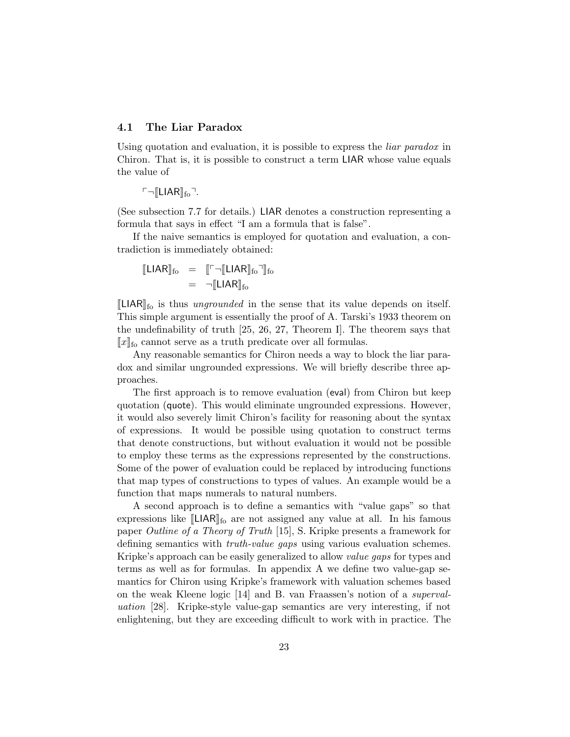### 4.1 The Liar Paradox

Using quotation and evaluation, it is possible to express the *liar paradox* in Chiron. That is, it is possible to construct a term $\mathsf{LIAR}$ whose value equals the value of

$$\ulcorner \neg [\![\mathsf{LIAR}]\!]_{\mathrm{fo}} \urcorner.$$

(See subsection 7.7 for details.) $\mathsf{LIAR}$ denotes a construction representing a formula that says in effect "I am a formula that is false".

If the naive semantics is employed for quotation and evaluation, a contradiction is immediately obtained:

$$\begin{aligned} [\![\mathsf{LIAR}]\!]_{\mathrm{fo}} &= [\![\ulcorner \neg [\![\mathsf{LIAR}]\!]_{\mathrm{fo}} \urcorner]\!]_{\mathrm{fo}} \\ &= \neg [\![\mathsf{LIAR}]\!]_{\mathrm{fo}} \end{aligned}$$

$[\![\mathsf{LIAR}]\!]_{\mathrm{fo}}$ is thus *ungrounded* in the sense that its value depends on itself. This simple argument is essentially the proof of A. Tarski's 1933 theorem on the undefinability of truth [25, 26, 27, Theorem I]. The theorem says that $[\![x]\!]_{\mathrm{fo}}$ cannot serve as a truth predicate over all formulas.

Any reasonable semantics for Chiron needs a way to block the liar paradox and similar ungrounded expressions. We will briefly describe three approaches.

The first approach is to remove evaluation ($\mathsf{eval}$) from Chiron but keep quotation ($\mathsf{quote}$). This would eliminate ungrounded expressions. However, it would also severely limit Chiron's facility for reasoning about the syntax of expressions. It would be possible using quotation to construct terms that denote constructions, but without evaluation it would not be possible to employ these terms as the expressions represented by the constructions. Some of the power of evaluation could be replaced by introducing functions that map types of constructions to types of values. An example would be a function that maps numerals to natural numbers.

A second approach is to define a semantics with "value gaps" so that expressions like $[\![\mathsf{LIAR}]\!]_{\mathrm{fo}}$ are not assigned any value at all. In his famous paper *Outline of a Theory of Truth* [15], S. Kripke presents a framework for defining semantics with *truth-value gaps* using various evaluation schemes. Kripke's approach can be easily generalized to allow *value gaps* for types and terms as well as for formulas. In appendix A we define two value-gap semantics for Chiron using Kripke's framework with valuation schemes based on the weak Kleene logic [14] and B. van Fraassen's notion of a *supervaluation* [28]. Kripke-style value-gap semantics are very interesting, if not enlightening, but they are exceeding difficult to work with in practice. The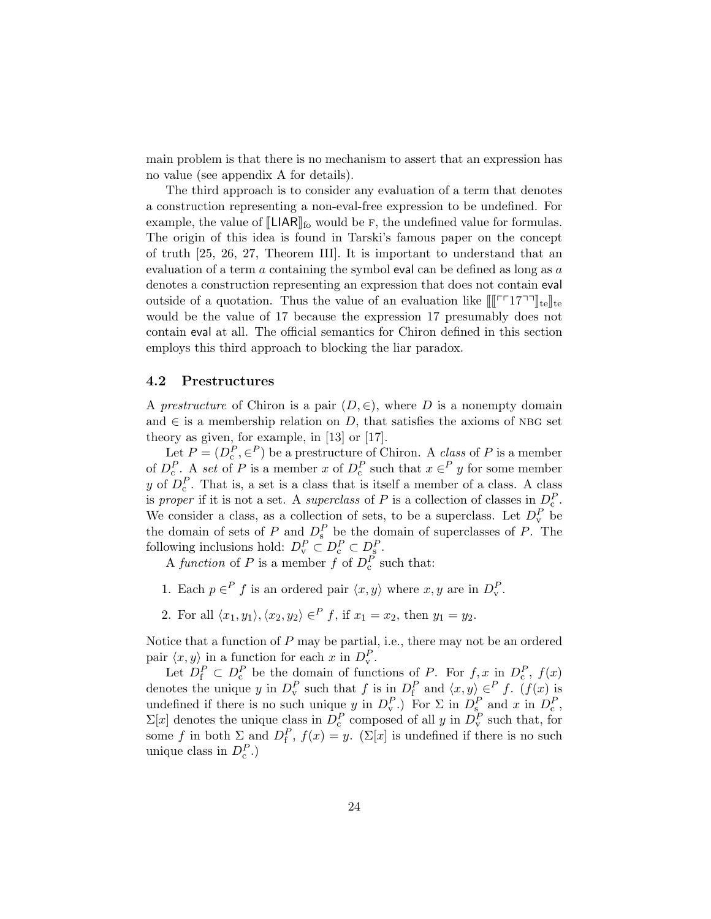main problem is that there is no mechanism to assert that an expression has no value (see appendix A for details).

The third approach is to consider any evaluation of a term that denotes a construction representing a non-eval-free expression to be undefined. For example, the value of $[\![\mathsf{LIAR}]\!]_{\mathrm{fo}}$ would be F, the undefined value for formulas. The origin of this idea is found in Tarski's famous paper on the concept of truth [25, 26, 27, Theorem III]. It is important to understand that an evaluation of a term $a$ containing the symbol eval can be defined as long as $a$ denotes a construction representing an expression that does not contain eval outside of a quotation. Thus the value of an evaluation like $[\![[\![\ulcorner\ulcorner 17 \urcorner\urcorner]\!]_{\mathrm{te}}]\!]_{\mathrm{te}}$ would be the value of 17 because the expression 17 presumably does not contain eval at all. The official semantics for Chiron defined in this section employs this third approach to blocking the liar paradox.

## 4.2 Prestructures

A *prestructure* of Chiron is a pair $(D, \in)$, where $D$ is a nonempty domain and $\in$ is a membership relation on $D$, that satisfies the axioms of NBG set theory as given, for example, in [13] or [17].

Let $P = (D^P_{\mathrm{c}}, \in^P)$ be a prestructure of Chiron. A *class* of $P$ is a member of $D^P_{\mathrm{c}}$. A *set* of $P$ is a member $x$ of $D^P_{\mathrm{c}}$ such that $x \in^P y$ for some member $y$ of $D^P_{\mathrm{c}}$. That is, a set is a class that is itself a member of a class. A class is *proper* if it is not a set. A *superclass* of $P$ is a collection of classes in $D^P_{\mathrm{c}}$. We consider a class, as a collection of sets, to be a superclass. Let $D^P_{\mathrm{v}}$ be the domain of sets of $P$ and $D^P_{\mathrm{s}}$ be the domain of superclasses of $P$. The following inclusions hold: $D^P_{\mathrm{v}} \subset D^P_{\mathrm{c}} \subset D^P_{\mathrm{s}}$.

A *function* of $P$ is a member $f$ of $D^P_{\mathrm{c}}$ such that:

1. Each $p \in^P f$ is an ordered pair $\langle x, y \rangle$ where $x, y$ are in $D^P_{\mathrm{v}}$.
2. For all $\langle x_1, y_1 \rangle, \langle x_2, y_2 \rangle \in^P f$, if $x_1 = x_2$, then $y_1 = y_2$.

Notice that a function of $P$ may be partial, i.e., there may not be an ordered pair $\langle x, y \rangle$ in a function for each $x$ in $D^P_{\mathrm{v}}$.

Let $D^P_{\mathrm{f}} \subset D^P_{\mathrm{c}}$ be the domain of functions of $P$. For $f, x$ in $D^P_{\mathrm{c}}$, $f(x)$ denotes the unique $y$ in $D^P_{\mathrm{v}}$ such that $f$ is in $D^P_{\mathrm{f}}$ and $\langle x, y \rangle \in^P f$. ($f(x)$ is undefined if there is no such unique $y$ in $D^P_{\mathrm{v}}$.) For $\Sigma$ in $D^P_{\mathrm{s}}$ and $x$ in $D^P_{\mathrm{c}}$, $\Sigma[x]$ denotes the unique class in $D^P_{\mathrm{c}}$ composed of all $y$ in $D^P_{\mathrm{v}}$ such that, for some $f$ in both $\Sigma$ and $D^P_{\mathrm{f}}$, $f(x) = y$. ($\Sigma[x]$ is undefined if there is no such unique class in $D^P_{\mathrm{c}}$.)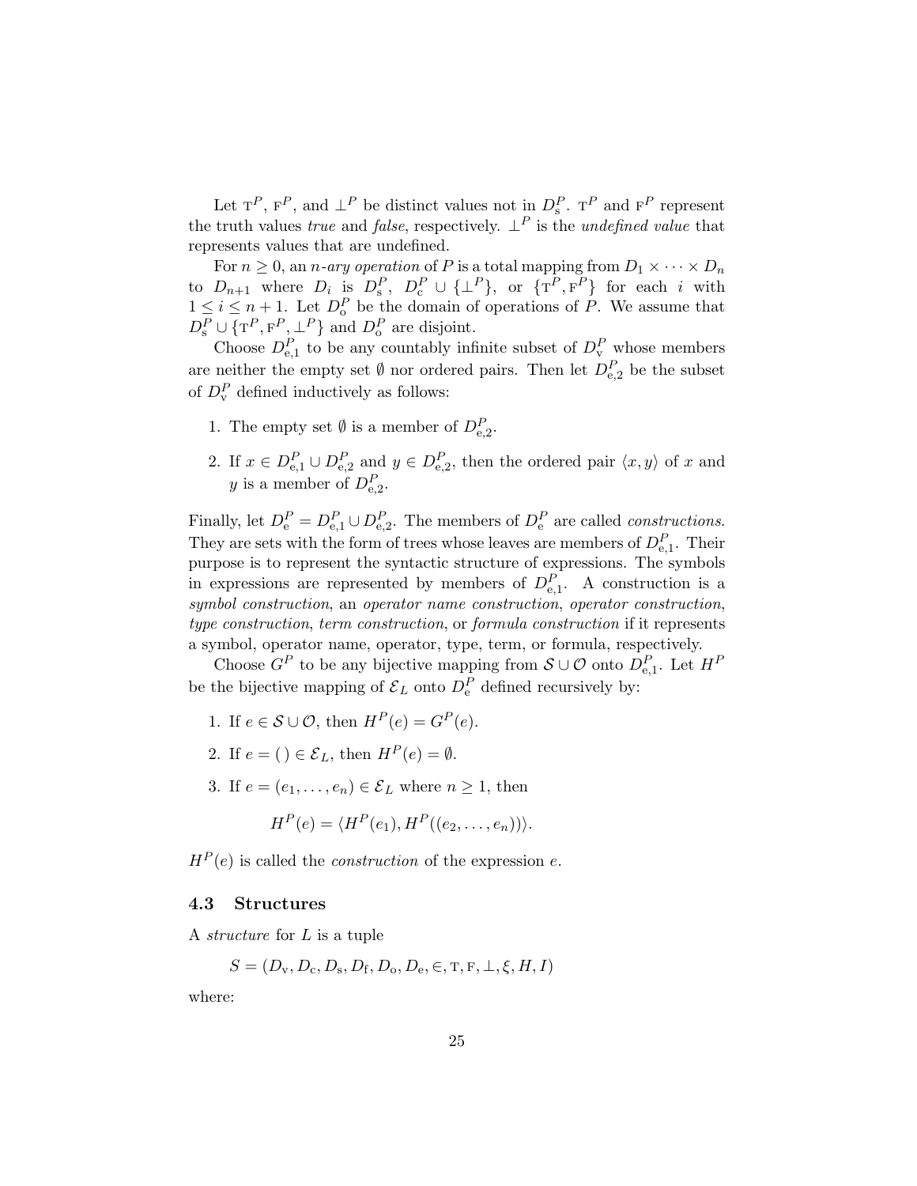Let $\mathrm{T}^P$, $\mathrm{F}^P$, and $\bot^P$ be distinct values not in $D^P_{\rm s}$. $\mathrm{T}^P$ and $\mathrm{F}^P$ represent the truth values *true* and *false*, respectively. $\bot^P$ is the *undefined value* that represents values that are undefined.

For $n \geq 0$, an *n-ary operation* of $P$ is a total mapping from $D_1 \times \cdots \times D_n$ to $D_{n+1}$ where $D_i$ is $D^P_{\rm s}$, $D^P_{\rm c} \cup \{\bot^P\}$, or $\{\mathrm{T}^P, \mathrm{F}^P\}$ for each $i$ with $1 \leq i \leq n+1$. Let $D^P_{\rm o}$ be the domain of operations of $P$. We assume that $D^P_{\rm s} \cup \{\mathrm{T}^P, \mathrm{F}^P, \bot^P\}$ and $D^P_{\rm o}$ are disjoint.

Choose $D^P_{\rm e,1}$ to be any countably infinite subset of $D^P_{\rm v}$ whose members are neither the empty set $\emptyset$ nor ordered pairs. Then let $D^P_{\rm e,2}$ be the subset of $D^P_{\rm v}$ defined inductively as follows:

1. The empty set $\emptyset$ is a member of $D^P_{\rm e,2}$.
2. If $x \in D^P_{\rm e,1} \cup D^P_{\rm e,2}$ and $y \in D^P_{\rm e,2}$, then the ordered pair $\langle x, y\rangle$ of $x$ and $y$ is a member of $D^P_{\rm e,2}$.

Finally, let $D^P_{\rm e} = D^P_{\rm e,1} \cup D^P_{\rm e,2}$. The members of $D^P_{\rm e}$ are called *constructions*. They are sets with the form of trees whose leaves are members of $D^P_{\rm e,1}$. Their purpose is to represent the syntactic structure of expressions. The symbols in expressions are represented by members of $D^P_{\rm e,1}$. A construction is a *symbol construction*, an *operator name construction*, *operator construction*, *type construction*, *term construction*, or *formula construction* if it represents a symbol, operator name, operator, type, term, or formula, respectively.

Choose $G^P$ to be any bijective mapping from $\mathcal{S} \cup \mathcal{O}$ onto $D^P_{\rm e,1}$. Let $H^P$ be the bijective mapping of $\mathcal{E}_L$ onto $D^P_{\rm e}$ defined recursively by:

1. If $e \in \mathcal{S} \cup \mathcal{O}$, then $H^P(e) = G^P(e)$.
2. If $e = (\,) \in \mathcal{E}_L$, then $H^P(e) = \emptyset$.
3. If $e = (e_1, \ldots, e_n) \in \mathcal{E}_L$ where $n \geq 1$, then

$$H^P(e) = \langle H^P(e_1), H^P((e_2, \ldots, e_n))\rangle.$$

$H^P(e)$ is called the *construction* of the expression $e$.

### 4.3 Structures

A *structure* for $L$ is a tuple

$$S = (D_{\rm v}, D_{\rm c}, D_{\rm s}, D_{\rm f}, D_{\rm o}, D_{\rm e}, \in, \mathrm{T}, \mathrm{F}, \bot, \xi, H, I)$$

where: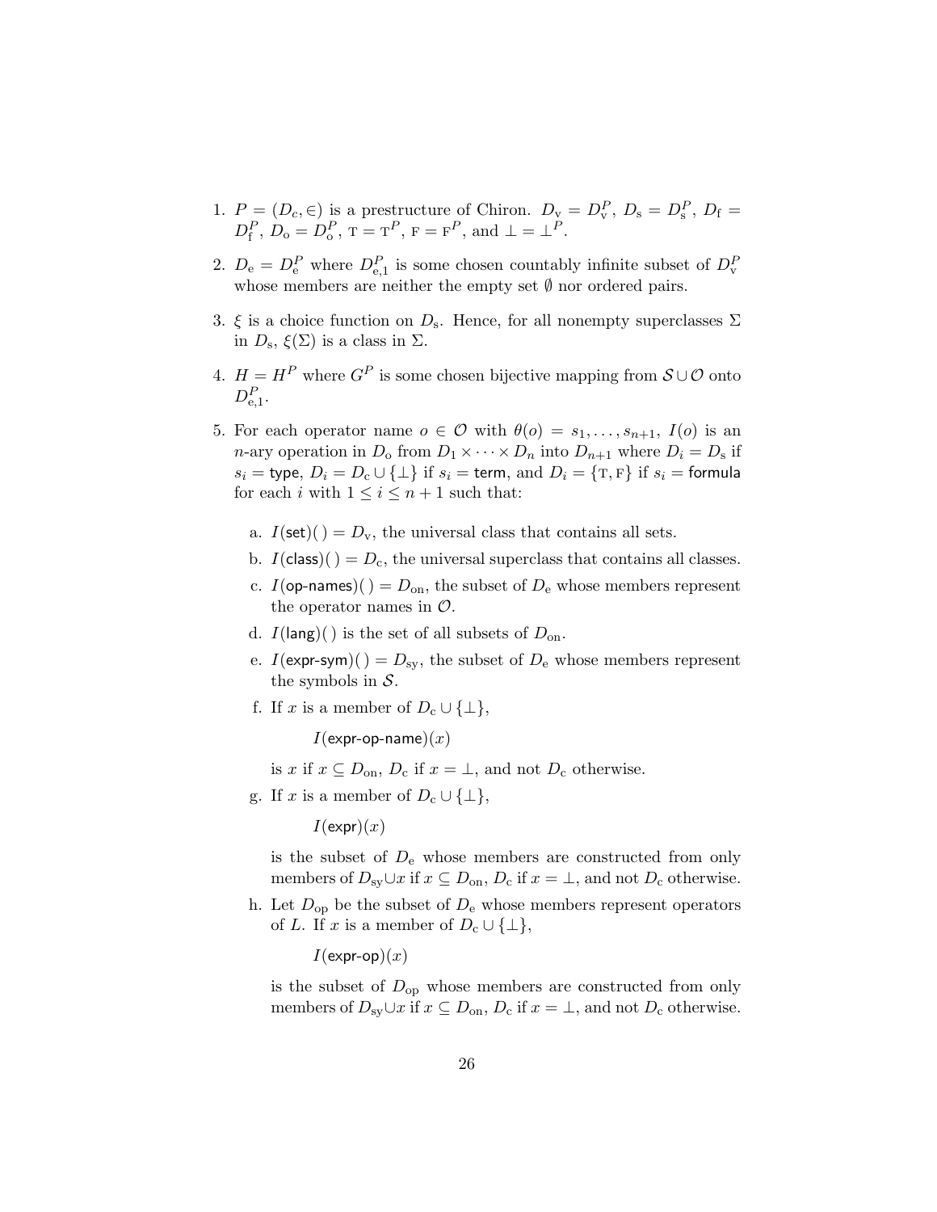1. $P = (D_c, \in)$ is a prestructure of Chiron. $D_{\rm v} = D_{\rm v}^P$, $D_{\rm s} = D_{\rm s}^P$, $D_{\rm f} = D_{\rm f}^P$, $D_{\rm o} = D_{\rm o}^P$, $\textsc{t} = \textsc{t}^P$, $\textsc{f} = \textsc{f}^P$, and $\bot = \bot^P$.

2. $D_{\rm e} = D_{\rm e}^P$ where $D_{\rm e,1}^P$ is some chosen countably infinite subset of $D_{\rm v}^P$ whose members are neither the empty set $\emptyset$ nor ordered pairs.

3. $\xi$ is a choice function on $D_{\rm s}$. Hence, for all nonempty superclasses $\Sigma$ in $D_{\rm s}$, $\xi(\Sigma)$ is a class in $\Sigma$.

4. $H = H^P$ where $G^P$ is some chosen bijective mapping from $\mathcal{S} \cup \mathcal{O}$ onto $D_{\rm e,1}^P$.

5. For each operator name $o \in \mathcal{O}$ with $\theta(o) = s_1, \ldots, s_{n+1}$, $I(o)$ is an $n$-ary operation in $D_{\rm o}$ from $D_1 \times \cdots \times D_n$ into $D_{n+1}$ where $D_i = D_{\rm s}$ if $s_i = \mathsf{type}$, $D_i = D_{\rm c} \cup \{\bot\}$ if $s_i = \mathsf{term}$, and $D_i = \{\textsc{t}, \textsc{f}\}$ if $s_i = \mathsf{formula}$ for each $i$ with $1 \leq i \leq n+1$ such that:

   a. $I(\mathsf{set})(\,) = D_{\rm v}$, the universal class that contains all sets.

   b. $I(\mathsf{class})(\,) = D_{\rm c}$, the universal superclass that contains all classes.

   c. $I(\mathsf{op\text{-}names})(\,) = D_{\rm on}$, the subset of $D_{\rm e}$ whose members represent the operator names in $\mathcal{O}$.

   d. $I(\mathsf{lang})(\,)$ is the set of all subsets of $D_{\rm on}$.

   e. $I(\mathsf{expr\text{-}sym})(\,) = D_{\rm sy}$, the subset of $D_{\rm e}$ whose members represent the symbols in $\mathcal{S}$.

   f. If $x$ is a member of $D_{\rm c} \cup \{\bot\}$,

      $$I(\mathsf{expr\text{-}op\text{-}name})(x)$$

      is $x$ if $x \subseteq D_{\rm on}$, $D_{\rm c}$ if $x = \bot$, and not $D_{\rm c}$ otherwise.

   g. If $x$ is a member of $D_{\rm c} \cup \{\bot\}$,

      $$I(\mathsf{expr})(x)$$

      is the subset of $D_{\rm e}$ whose members are constructed from only members of $D_{\rm sy} \cup x$ if $x \subseteq D_{\rm on}$, $D_{\rm c}$ if $x = \bot$, and not $D_{\rm c}$ otherwise.

   h. Let $D_{\rm op}$ be the subset of $D_{\rm e}$ whose members represent operators of $L$. If $x$ is a member of $D_{\rm c} \cup \{\bot\}$,

      $$I(\mathsf{expr\text{-}op})(x)$$

      is the subset of $D_{\rm op}$ whose members are constructed from only members of $D_{\rm sy} \cup x$ if $x \subseteq D_{\rm on}$, $D_{\rm c}$ if $x = \bot$, and not $D_{\rm c}$ otherwise.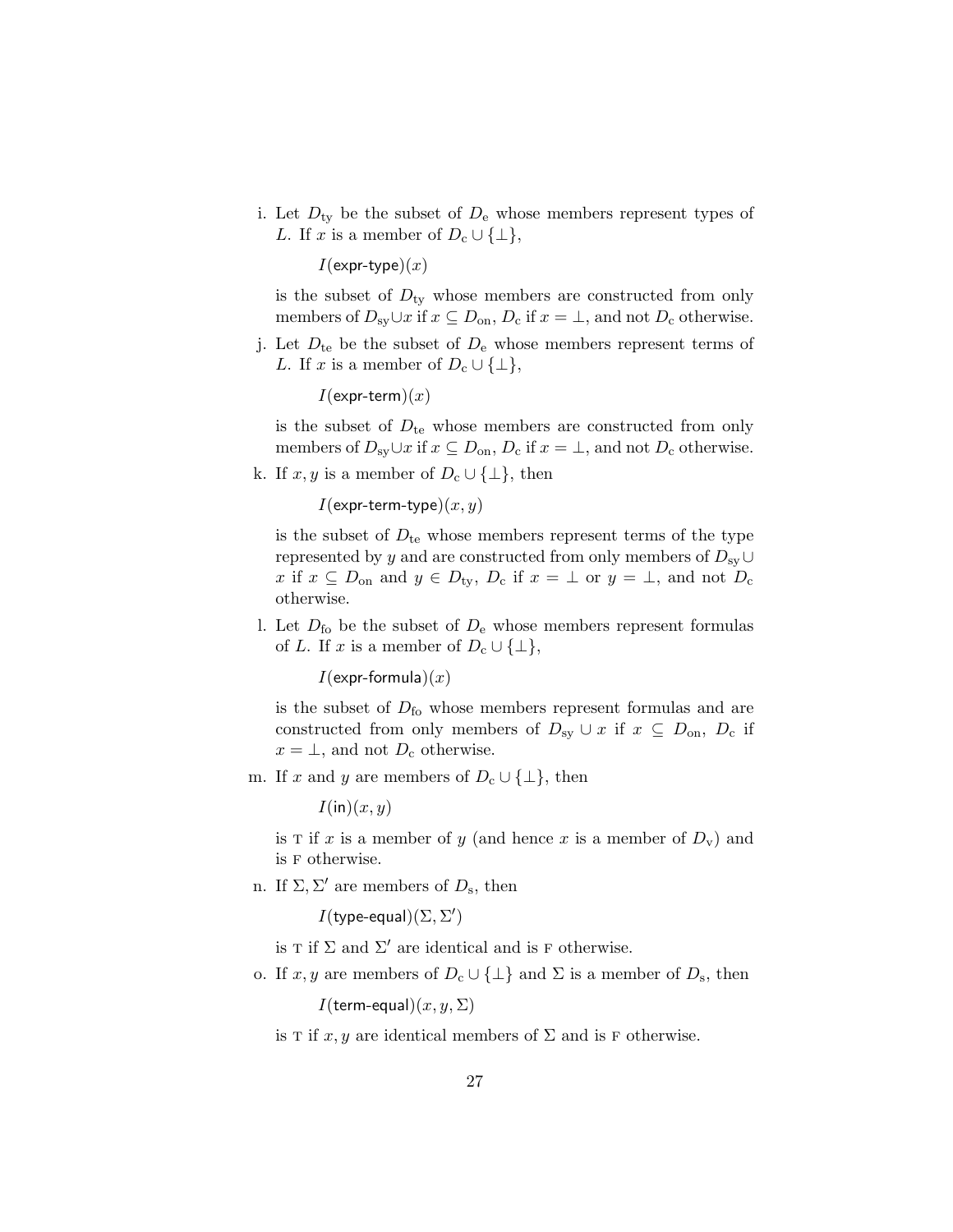i. Let $D_{\rm ty}$ be the subset of $D_{\rm e}$ whose members represent types of $L$. If $x$ is a member of $D_{\rm c} \cup \{\bot\}$,

   $$I(\textsf{expr-type})(x)$$

   is the subset of $D_{\rm ty}$ whose members are constructed from only members of $D_{\rm sy} \cup x$ if $x \subseteq D_{\rm on}$, $D_{\rm c}$ if $x = \bot$, and not $D_{\rm c}$ otherwise.

j. Let $D_{\rm te}$ be the subset of $D_{\rm e}$ whose members represent terms of $L$. If $x$ is a member of $D_{\rm c} \cup \{\bot\}$,

   $$I(\textsf{expr-term})(x)$$

   is the subset of $D_{\rm te}$ whose members are constructed from only members of $D_{\rm sy} \cup x$ if $x \subseteq D_{\rm on}$, $D_{\rm c}$ if $x = \bot$, and not $D_{\rm c}$ otherwise.

k. If $x, y$ is a member of $D_{\rm c} \cup \{\bot\}$, then

   $$I(\textsf{expr-term-type})(x, y)$$

   is the subset of $D_{\rm te}$ whose members represent terms of the type represented by $y$ and are constructed from only members of $D_{\rm sy} \cup x$ if $x \subseteq D_{\rm on}$ and $y \in D_{\rm ty}$, $D_{\rm c}$ if $x = \bot$ or $y = \bot$, and not $D_{\rm c}$ otherwise.

l. Let $D_{\rm fo}$ be the subset of $D_{\rm e}$ whose members represent formulas of $L$. If $x$ is a member of $D_{\rm c} \cup \{\bot\}$,

   $$I(\textsf{expr-formula})(x)$$

   is the subset of $D_{\rm fo}$ whose members represent formulas and are constructed from only members of $D_{\rm sy} \cup x$ if $x \subseteq D_{\rm on}$, $D_{\rm c}$ if $x = \bot$, and not $D_{\rm c}$ otherwise.

m. If $x$ and $y$ are members of $D_{\rm c} \cup \{\bot\}$, then

   $$I(\textsf{in})(x, y)$$

   is T if $x$ is a member of $y$ (and hence $x$ is a member of $D_{\rm v}$) and is F otherwise.

n. If $\Sigma, \Sigma'$ are members of $D_{\rm s}$, then

   $$I(\textsf{type-equal})(\Sigma, \Sigma')$$

   is T if $\Sigma$ and $\Sigma'$ are identical and is F otherwise.

o. If $x, y$ are members of $D_{\rm c} \cup \{\bot\}$ and $\Sigma$ is a member of $D_{\rm s}$, then

   $$I(\textsf{term-equal})(x, y, \Sigma)$$

   is T if $x, y$ are identical members of $\Sigma$ and is F otherwise.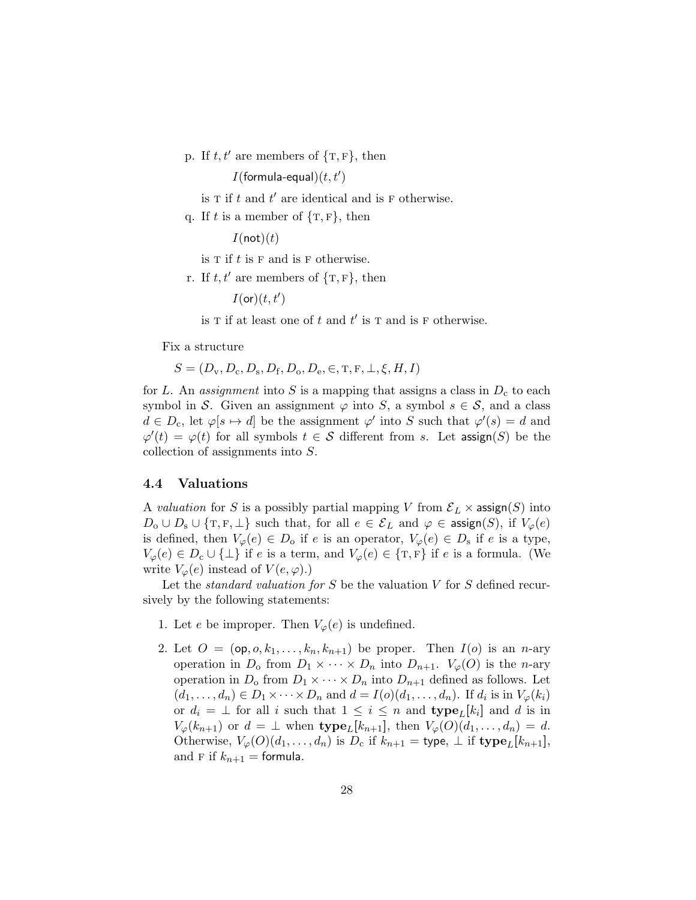p. If $t, t'$ are members of $\{\text{T}, \text{F}\}$, then

$$I(\mathsf{formula\text{-}equal})(t, t')$$

is T if $t$ and $t'$ are identical and is F otherwise.

q. If $t$ is a member of $\{\text{T}, \text{F}\}$, then

$$I(\mathsf{not})(t)$$

is T if $t$ is F and is F otherwise.

r. If $t, t'$ are members of $\{\text{T}, \text{F}\}$, then

$$I(\mathsf{or})(t, t')$$

is T if at least one of $t$ and $t'$ is T and is F otherwise.

Fix a structure

$$S = (D_{\text{v}}, D_{\text{c}}, D_{\text{s}}, D_{\text{f}}, D_{\text{o}}, D_{\text{e}}, \in, \text{T}, \text{F}, \bot, \xi, H, I)$$

for $L$. An *assignment* into $S$ is a mapping that assigns a class in $D_{\text{c}}$ to each symbol in $\mathcal{S}$. Given an assignment $\varphi$ into $S$, a symbol $s \in \mathcal{S}$, and a class $d \in D_{\text{c}}$, let $\varphi[s \mapsto d]$ be the assignment $\varphi'$ into $S$ such that $\varphi'(s) = d$ and $\varphi'(t) = \varphi(t)$ for all symbols $t \in \mathcal{S}$ different from $s$. Let $\mathsf{assign}(S)$ be the collection of assignments into $S$.

### 4.4 Valuations

A *valuation* for $S$ is a possibly partial mapping $V$ from $\mathcal{E}_L \times \mathsf{assign}(S)$ into $D_{\text{o}} \cup D_{\text{s}} \cup \{\text{T}, \text{F}, \bot\}$ such that, for all $e \in \mathcal{E}_L$ and $\varphi \in \mathsf{assign}(S)$, if $V_\varphi(e)$ is defined, then $V_\varphi(e) \in D_{\text{o}}$ if $e$ is an operator, $V_\varphi(e) \in D_{\text{s}}$ if $e$ is a type, $V_\varphi(e) \in D_{\text{c}} \cup \{\bot\}$ if $e$ is a term, and $V_\varphi(e) \in \{\text{T}, \text{F}\}$ if $e$ is a formula. (We write $V_\varphi(e)$ instead of $V(e, \varphi)$.)

Let the *standard valuation for* $S$ be the valuation $V$ for $S$ defined recursively by the following statements:

1. Let $e$ be improper. Then $V_\varphi(e)$ is undefined.

2. Let $O = (\mathsf{op}, o, k_1, \ldots, k_n, k_{n+1})$ be proper. Then $I(o)$ is an $n$-ary operation in $D_{\text{o}}$ from $D_1 \times \cdots \times D_n$ into $D_{n+1}$. $V_\varphi(O)$ is the $n$-ary operation in $D_{\text{o}}$ from $D_1 \times \cdots \times D_n$ into $D_{n+1}$ defined as follows. Let $(d_1, \ldots, d_n) \in D_1 \times \cdots \times D_n$ and $d = I(o)(d_1, \ldots, d_n)$. If $d_i$ is in $V_\varphi(k_i)$ or $d_i = \bot$ for all $i$ such that $1 \leq i \leq n$ and $\textbf{type}_L[k_i]$ and $d$ is in $V_\varphi(k_{n+1})$ or $d = \bot$ when $\textbf{type}_L[k_{n+1}]$, then $V_\varphi(O)(d_1, \ldots, d_n) = d$. Otherwise, $V_\varphi(O)(d_1, \ldots, d_n)$ is $D_{\text{c}}$ if $k_{n+1} = \mathsf{type}$, $\bot$ if $\textbf{type}_L[k_{n+1}]$, and F if $k_{n+1} = \mathsf{formula}$.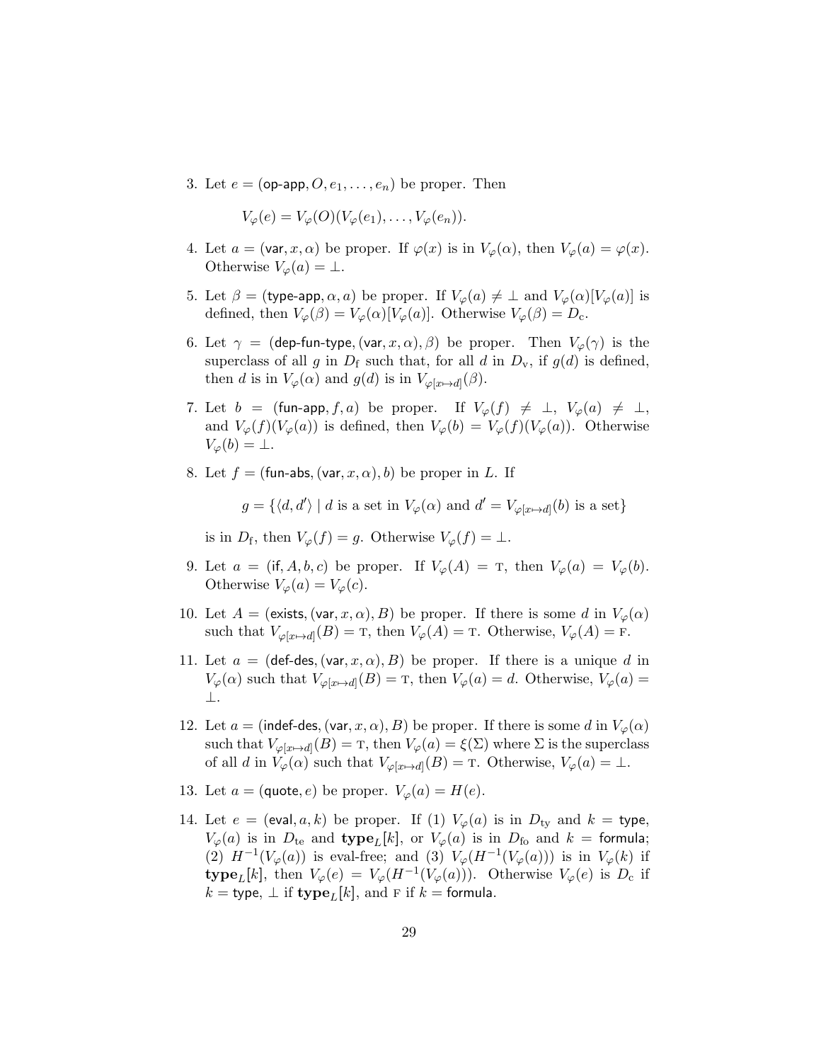3. Let $e = (\textsf{op-app}, O, e_1, \ldots, e_n)$ be proper. Then

   $$V_\varphi(e) = V_\varphi(O)(V_\varphi(e_1), \ldots, V_\varphi(e_n)).$$

4. Let $a = (\textsf{var}, x, \alpha)$ be proper. If $\varphi(x)$ is in $V_\varphi(\alpha)$, then $V_\varphi(a) = \varphi(x)$. Otherwise $V_\varphi(a) = \bot$.

5. Let $\beta = (\textsf{type-app}, \alpha, a)$ be proper. If $V_\varphi(a) \neq \bot$ and $V_\varphi(\alpha)[V_\varphi(a)]$ is defined, then $V_\varphi(\beta) = V_\varphi(\alpha)[V_\varphi(a)]$. Otherwise $V_\varphi(\beta) = D_{\mathrm{c}}$.

6. Let $\gamma = (\textsf{dep-fun-type}, (\textsf{var}, x, \alpha), \beta)$ be proper. Then $V_\varphi(\gamma)$ is the superclass of all $g$ in $D_{\mathrm{f}}$ such that, for all $d$ in $D_{\mathrm{v}}$, if $g(d)$ is defined, then $d$ is in $V_\varphi(\alpha)$ and $g(d)$ is in $V_{\varphi[x \mapsto d]}(\beta)$.

7. Let $b = (\textsf{fun-app}, f, a)$ be proper. If $V_\varphi(f) \neq \bot$, $V_\varphi(a) \neq \bot$, and $V_\varphi(f)(V_\varphi(a))$ is defined, then $V_\varphi(b) = V_\varphi(f)(V_\varphi(a))$. Otherwise $V_\varphi(b) = \bot$.

8. Let $f = (\textsf{fun-abs}, (\textsf{var}, x, \alpha), b)$ be proper in $L$. If

   $$g = \{\langle d, d' \rangle \mid d \text{ is a set in } V_\varphi(\alpha) \text{ and } d' = V_{\varphi[x \mapsto d]}(b) \text{ is a set}\}$$

   is in $D_{\mathrm{f}}$, then $V_\varphi(f) = g$. Otherwise $V_\varphi(f) = \bot$.

9. Let $a = (\textsf{if}, A, b, c)$ be proper. If $V_\varphi(A) = \mathrm{T}$, then $V_\varphi(a) = V_\varphi(b)$. Otherwise $V_\varphi(a) = V_\varphi(c)$.

10. Let $A = (\textsf{exists}, (\textsf{var}, x, \alpha), B)$ be proper. If there is some $d$ in $V_\varphi(\alpha)$ such that $V_{\varphi[x \mapsto d]}(B) = \mathrm{T}$, then $V_\varphi(A) = \mathrm{T}$. Otherwise, $V_\varphi(A) = \mathrm{F}$.

11. Let $a = (\textsf{def-des}, (\textsf{var}, x, \alpha), B)$ be proper. If there is a unique $d$ in $V_\varphi(\alpha)$ such that $V_{\varphi[x \mapsto d]}(B) = \mathrm{T}$, then $V_\varphi(a) = d$. Otherwise, $V_\varphi(a) = \bot$.

12. Let $a = (\textsf{indef-des}, (\textsf{var}, x, \alpha), B)$ be proper. If there is some $d$ in $V_\varphi(\alpha)$ such that $V_{\varphi[x \mapsto d]}(B) = \mathrm{T}$, then $V_\varphi(a) = \xi(\Sigma)$ where $\Sigma$ is the superclass of all $d$ in $V_\varphi(\alpha)$ such that $V_{\varphi[x \mapsto d]}(B) = \mathrm{T}$. Otherwise, $V_\varphi(a) = \bot$.

13. Let $a = (\textsf{quote}, e)$ be proper. $V_\varphi(a) = H(e)$.

14. Let $e = (\textsf{eval}, a, k)$ be proper. If (1) $V_\varphi(a)$ is in $D_{\mathrm{ty}}$ and $k = \textsf{type}$, $V_\varphi(a)$ is in $D_{\mathrm{te}}$ and $\mathbf{type}_L[k]$, or $V_\varphi(a)$ is in $D_{\mathrm{fo}}$ and $k = \textsf{formula}$; (2) $H^{-1}(V_\varphi(a))$ is eval-free; and (3) $V_\varphi(H^{-1}(V_\varphi(a)))$ is in $V_\varphi(k)$ if $\mathbf{type}_L[k]$, then $V_\varphi(e) = V_\varphi(H^{-1}(V_\varphi(a)))$. Otherwise $V_\varphi(e)$ is $D_{\mathrm{c}}$ if $k = \textsf{type}$, $\bot$ if $\mathbf{type}_L[k]$, and $\mathrm{F}$ if $k = \textsf{formula}$.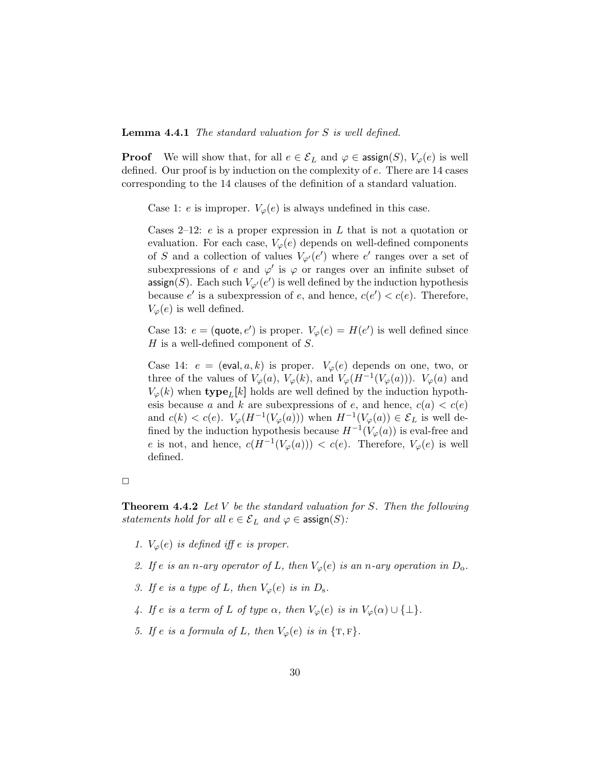**Lemma 4.4.1** *The standard valuation for $S$ is well defined.*

**Proof** We will show that, for all $e \in \mathcal{E}_L$ and $\varphi \in \mathsf{assign}(S)$, $V_\varphi(e)$ is well defined. Our proof is by induction on the complexity of $e$. There are 14 cases corresponding to the 14 clauses of the definition of a standard valuation.

> Case 1: $e$ is improper. $V_\varphi(e)$ is always undefined in this case.
>
> Cases 2–12: $e$ is a proper expression in $L$ that is not a quotation or evaluation. For each case, $V_\varphi(e)$ depends on well-defined components of $S$ and a collection of values $V_{\varphi'}(e')$ where $e'$ ranges over a set of subexpressions of $e$ and $\varphi'$ is $\varphi$ or ranges over an infinite subset of $\mathsf{assign}(S)$. Each such $V_{\varphi'}(e')$ is well defined by the induction hypothesis because $e'$ is a subexpression of $e$, and hence, $c(e') < c(e)$. Therefore, $V_\varphi(e)$ is well defined.
>
> Case 13: $e = (\mathsf{quote}, e')$ is proper. $V_\varphi(e) = H(e')$ is well defined since $H$ is a well-defined component of $S$.
>
> Case 14: $e = (\mathsf{eval}, a, k)$ is proper. $V_\varphi(e)$ depends on one, two, or three of the values of $V_\varphi(a)$, $V_\varphi(k)$, and $V_\varphi(H^{-1}(V_\varphi(a)))$. $V_\varphi(a)$ and $V_\varphi(k)$ when $\mathbf{type}_L[k]$ holds are well defined by the induction hypothesis because $a$ and $k$ are subexpressions of $e$, and hence, $c(a) < c(e)$ and $c(k) < c(e)$. $V_\varphi(H^{-1}(V_\varphi(a)))$ when $H^{-1}(V_\varphi(a)) \in \mathcal{E}_L$ is well defined by the induction hypothesis because $H^{-1}(V_\varphi(a))$ is eval-free and $e$ is not, and hence, $c(H^{-1}(V_\varphi(a))) < c(e)$. Therefore, $V_\varphi(e)$ is well defined.

□

**Theorem 4.4.2** *Let $V$ be the standard valuation for $S$. Then the following statements hold for all $e \in \mathcal{E}_L$ and $\varphi \in \mathsf{assign}(S)$:*

1. *$V_\varphi(e)$ is defined iff $e$ is proper.*
2. *If $e$ is an $n$-ary operator of $L$, then $V_\varphi(e)$ is an $n$-ary operation in $D_{\mathrm{o}}$.*
3. *If $e$ is a type of $L$, then $V_\varphi(e)$ is in $D_{\mathrm{s}}$.*
4. *If $e$ is a term of $L$ of type $\alpha$, then $V_\varphi(e)$ is in $V_\varphi(\alpha) \cup \{\bot\}$.*
5. *If $e$ is a formula of $L$, then $V_\varphi(e)$ is in $\{\mathrm{T}, \mathrm{F}\}$.*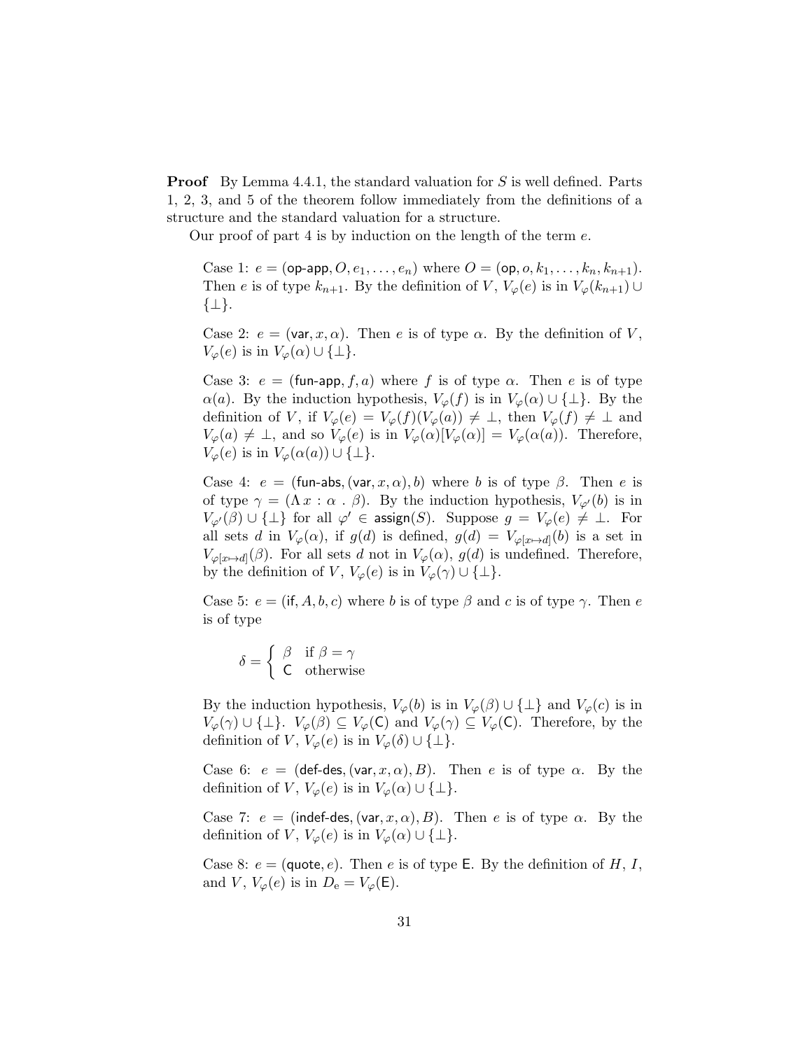**Proof** By Lemma 4.4.1, the standard valuation for $S$ is well defined. Parts 1, 2, 3, and 5 of the theorem follow immediately from the definitions of a structure and the standard valuation for a structure.

Our proof of part 4 is by induction on the length of the term $e$.

Case 1: $e = (\mathsf{op\text{-}app}, O, e_1, \ldots, e_n)$ where $O = (\mathsf{op}, o, k_1, \ldots, k_n, k_{n+1})$. Then $e$ is of type $k_{n+1}$. By the definition of $V$, $V_\varphi(e)$ is in $V_\varphi(k_{n+1}) \cup \{\bot\}$.

Case 2: $e = (\mathsf{var}, x, \alpha)$. Then $e$ is of type $\alpha$. By the definition of $V$, $V_\varphi(e)$ is in $V_\varphi(\alpha) \cup \{\bot\}$.

Case 3: $e = (\mathsf{fun\text{-}app}, f, a)$ where $f$ is of type $\alpha$. Then $e$ is of type $\alpha(a)$. By the induction hypothesis, $V_\varphi(f)$ is in $V_\varphi(\alpha) \cup \{\bot\}$. By the definition of $V$, if $V_\varphi(e) = V_\varphi(f)(V_\varphi(a)) \neq \bot$, then $V_\varphi(f) \neq \bot$ and $V_\varphi(a) \neq \bot$, and so $V_\varphi(e)$ is in $V_\varphi(\alpha)[V_\varphi(\alpha)] = V_\varphi(\alpha(a))$. Therefore, $V_\varphi(e)$ is in $V_\varphi(\alpha(a)) \cup \{\bot\}$.

Case 4: $e = (\mathsf{fun\text{-}abs}, (\mathsf{var}, x, \alpha), b)$ where $b$ is of type $\beta$. Then $e$ is of type $\gamma = (\Lambda\, x : \alpha \,.\, \beta)$. By the induction hypothesis, $V_{\varphi'}(b)$ is in $V_{\varphi'}(\beta) \cup \{\bot\}$ for all $\varphi' \in \mathsf{assign}(S)$. Suppose $g = V_\varphi(e) \neq \bot$. For all sets $d$ in $V_\varphi(\alpha)$, if $g(d)$ is defined, $g(d) = V_{\varphi[x \mapsto d]}(b)$ is a set in $V_{\varphi[x \mapsto d]}(\beta)$. For all sets $d$ not in $V_\varphi(\alpha)$, $g(d)$ is undefined. Therefore, by the definition of $V$, $V_\varphi(e)$ is in $V_\varphi(\gamma) \cup \{\bot\}$.

Case 5: $e = (\mathsf{if}, A, b, c)$ where $b$ is of type $\beta$ and $c$ is of type $\gamma$. Then $e$ is of type

$$\delta = \begin{cases} \beta & \text{if } \beta = \gamma \\ \mathsf{C} & \text{otherwise} \end{cases}$$

By the induction hypothesis, $V_\varphi(b)$ is in $V_\varphi(\beta) \cup \{\bot\}$ and $V_\varphi(c)$ is in $V_\varphi(\gamma) \cup \{\bot\}$. $V_\varphi(\beta) \subseteq V_\varphi(\mathsf{C})$ and $V_\varphi(\gamma) \subseteq V_\varphi(\mathsf{C})$. Therefore, by the definition of $V$, $V_\varphi(e)$ is in $V_\varphi(\delta) \cup \{\bot\}$.

Case 6: $e = (\mathsf{def\text{-}des}, (\mathsf{var}, x, \alpha), B)$. Then $e$ is of type $\alpha$. By the definition of $V$, $V_\varphi(e)$ is in $V_\varphi(\alpha) \cup \{\bot\}$.

Case 7: $e = (\mathsf{indef\text{-}des}, (\mathsf{var}, x, \alpha), B)$. Then $e$ is of type $\alpha$. By the definition of $V$, $V_\varphi(e)$ is in $V_\varphi(\alpha) \cup \{\bot\}$.

Case 8: $e = (\mathsf{quote}, e)$. Then $e$ is of type $\mathsf{E}$. By the definition of $H$, $I$, and $V$, $V_\varphi(e)$ is in $D_{\mathrm{e}} = V_\varphi(\mathsf{E})$.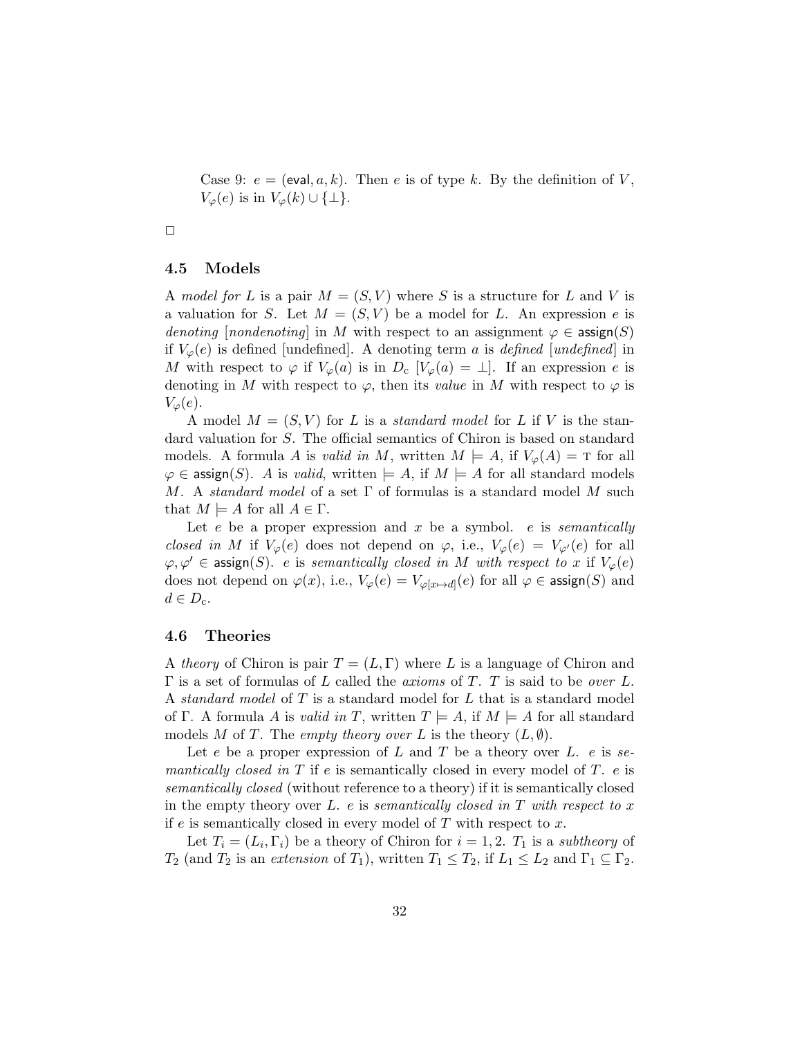Case 9: $e = (\mathsf{eval}, a, k)$. Then $e$ is of type $k$. By the definition of $V$, $V_\varphi(e)$ is in $V_\varphi(k) \cup \{\bot\}$.

□

### 4.5 Models

A *model for* $L$ is a pair $M = (S, V)$ where $S$ is a structure for $L$ and $V$ is a valuation for $S$. Let $M = (S, V)$ be a model for $L$. An expression $e$ is *denoting* [*nondenoting*] in $M$ with respect to an assignment $\varphi \in \mathsf{assign}(S)$ if $V_\varphi(e)$ is defined [undefined]. A denoting term $a$ is *defined* [*undefined*] in $M$ with respect to $\varphi$ if $V_\varphi(a)$ is in $D_\mathrm{c}$ [$V_\varphi(a) = \bot$]. If an expression $e$ is denoting in $M$ with respect to $\varphi$, then its *value* in $M$ with respect to $\varphi$ is $V_\varphi(e)$.

A model $M = (S, V)$ for $L$ is a *standard model* for $L$ if $V$ is the standard valuation for $S$. The official semantics of Chiron is based on standard models. A formula $A$ is *valid in* $M$, written $M \models A$, if $V_\varphi(A) = \mathrm{T}$ for all $\varphi \in \mathsf{assign}(S)$. $A$ is *valid*, written $\models A$, if $M \models A$ for all standard models $M$. A *standard model* of a set $\Gamma$ of formulas is a standard model $M$ such that $M \models A$ for all $A \in \Gamma$.

Let $e$ be a proper expression and $x$ be a symbol. $e$ is *semantically closed in* $M$ if $V_\varphi(e)$ does not depend on $\varphi$, i.e., $V_\varphi(e) = V_{\varphi'}(e)$ for all $\varphi, \varphi' \in \mathsf{assign}(S)$. $e$ is *semantically closed in* $M$ *with respect to* $x$ if $V_\varphi(e)$ does not depend on $\varphi(x)$, i.e., $V_\varphi(e) = V_{\varphi[x \mapsto d]}(e)$ for all $\varphi \in \mathsf{assign}(S)$ and $d \in D_\mathrm{c}$.

### 4.6 Theories

A *theory* of Chiron is pair $T = (L, \Gamma)$ where $L$ is a language of Chiron and $\Gamma$ is a set of formulas of $L$ called the *axioms* of $T$. $T$ is said to be *over* $L$. A *standard model* of $T$ is a standard model for $L$ that is a standard model of $\Gamma$. A formula $A$ is *valid in* $T$, written $T \models A$, if $M \models A$ for all standard models $M$ of $T$. The *empty theory over* $L$ is the theory $(L, \emptyset)$.

Let $e$ be a proper expression of $L$ and $T$ be a theory over $L$. $e$ is *semantically closed in* $T$ if $e$ is semantically closed in every model of $T$. $e$ is *semantically closed* (without reference to a theory) if it is semantically closed in the empty theory over $L$. $e$ is *semantically closed in* $T$ *with respect to* $x$ if $e$ is semantically closed in every model of $T$ with respect to $x$.

Let $T_i = (L_i, \Gamma_i)$ be a theory of Chiron for $i = 1, 2$. $T_1$ is a *subtheory* of $T_2$ (and $T_2$ is an *extension* of $T_1$), written $T_1 \leq T_2$, if $L_1 \leq L_2$ and $\Gamma_1 \subseteq \Gamma_2$.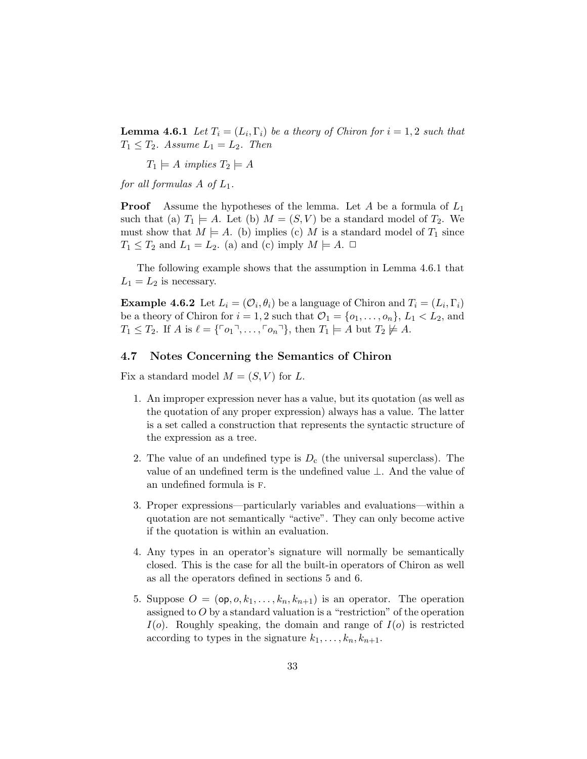**Lemma 4.6.1** *Let $T_i = (L_i, \Gamma_i)$ be a theory of Chiron for $i = 1, 2$ such that $T_1 \leq T_2$. Assume $L_1 = L_2$. Then*

$T_1 \models A$ *implies* $T_2 \models A$

*for all formulas $A$ of $L_1$.*

**Proof** Assume the hypotheses of the lemma. Let $A$ be a formula of $L_1$ such that (a) $T_1 \models A$. Let (b) $M = (S, V)$ be a standard model of $T_2$. We must show that $M \models A$. (b) implies (c) $M$ is a standard model of $T_1$ since $T_1 \leq T_2$ and $L_1 = L_2$. (a) and (c) imply $M \models A$. $\Box$

The following example shows that the assumption in Lemma 4.6.1 that $L_1 = L_2$ is necessary.

**Example 4.6.2** Let $L_i = (\mathcal{O}_i, \theta_i)$ be a language of Chiron and $T_i = (L_i, \Gamma_i)$ be a theory of Chiron for $i = 1, 2$ such that $\mathcal{O}_1 = \{o_1, \ldots, o_n\}$, $L_1 < L_2$, and $T_1 \leq T_2$. If $A$ is $\ell = \{\ulcorner o_1 \urcorner, \ldots, \ulcorner o_n \urcorner\}$, then $T_1 \models A$ but $T_2 \not\models A$.

## 4.7 Notes Concerning the Semantics of Chiron

Fix a standard model $M = (S, V)$ for $L$.

1. An improper expression never has a value, but its quotation (as well as the quotation of any proper expression) always has a value. The latter is a set called a construction that represents the syntactic structure of the expression as a tree.

2. The value of an undefined type is $D_\mathrm{c}$ (the universal superclass). The value of an undefined term is the undefined value $\bot$. And the value of an undefined formula is F.

3. Proper expressions—particularly variables and evaluations—within a quotation are not semantically "active". They can only become active if the quotation is within an evaluation.

4. Any types in an operator's signature will normally be semantically closed. This is the case for all the built-in operators of Chiron as well as all the operators defined in sections 5 and 6.

5. Suppose $O = (\mathsf{op}, o, k_1, \ldots, k_n, k_{n+1})$ is an operator. The operation assigned to $O$ by a standard valuation is a "restriction" of the operation $I(o)$. Roughly speaking, the domain and range of $I(o)$ is restricted according to types in the signature $k_1, \ldots, k_n, k_{n+1}$.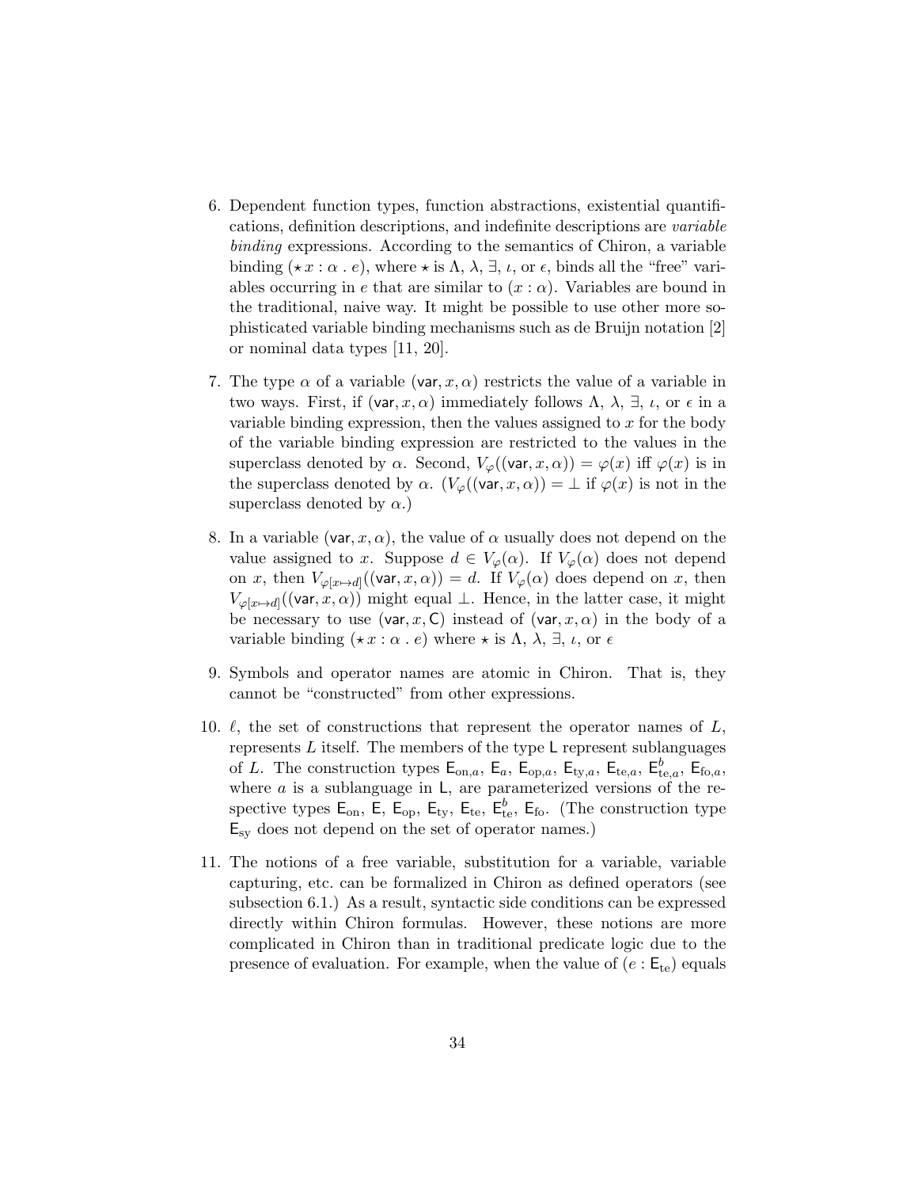6. Dependent function types, function abstractions, existential quantifications, definition descriptions, and indefinite descriptions are *variable binding* expressions. According to the semantics of Chiron, a variable binding $(\star\, x : \alpha \,.\, e)$, where $\star$ is $\Lambda$, $\lambda$, $\exists$, $\iota$, or $\epsilon$, binds all the "free" variables occurring in $e$ that are similar to $(x : \alpha)$. Variables are bound in the traditional, naive way. It might be possible to use other more sophisticated variable binding mechanisms such as de Bruijn notation [2] or nominal data types [11, 20].

7. The type $\alpha$ of a variable $(\mathsf{var}, x, \alpha)$ restricts the value of a variable in two ways. First, if $(\mathsf{var}, x, \alpha)$ immediately follows $\Lambda$, $\lambda$, $\exists$, $\iota$, or $\epsilon$ in a variable binding expression, then the values assigned to $x$ for the body of the variable binding expression are restricted to the values in the superclass denoted by $\alpha$. Second, $V_\varphi((\mathsf{var}, x, \alpha)) = \varphi(x)$ iff $\varphi(x)$ is in the superclass denoted by $\alpha$. ($V_\varphi((\mathsf{var}, x, \alpha)) = \bot$ if $\varphi(x)$ is not in the superclass denoted by $\alpha$.)

8. In a variable $(\mathsf{var}, x, \alpha)$, the value of $\alpha$ usually does not depend on the value assigned to $x$. Suppose $d \in V_\varphi(\alpha)$. If $V_\varphi(\alpha)$ does not depend on $x$, then $V_{\varphi[x \mapsto d]}((\mathsf{var}, x, \alpha)) = d$. If $V_\varphi(\alpha)$ does depend on $x$, then $V_{\varphi[x \mapsto d]}((\mathsf{var}, x, \alpha))$ might equal $\bot$. Hence, in the latter case, it might be necessary to use $(\mathsf{var}, x, \mathsf{C})$ instead of $(\mathsf{var}, x, \alpha)$ in the body of a variable binding $(\star\, x : \alpha \,.\, e)$ where $\star$ is $\Lambda$, $\lambda$, $\exists$, $\iota$, or $\epsilon$

9. Symbols and operator names are atomic in Chiron. That is, they cannot be "constructed" from other expressions.

10. $\ell$, the set of constructions that represent the operator names of $L$, represents $L$ itself. The members of the type $\mathsf{L}$ represent sublanguages of $L$. The construction types $\mathsf{E}_{\mathrm{on},a}$, $\mathsf{E}_a$, $\mathsf{E}_{\mathrm{op},a}$, $\mathsf{E}_{\mathrm{ty},a}$, $\mathsf{E}_{\mathrm{te},a}$, $\mathsf{E}^b_{\mathrm{te},a}$, $\mathsf{E}_{\mathrm{fo},a}$, where $a$ is a sublanguage in $\mathsf{L}$, are parameterized versions of the respective types $\mathsf{E}_{\mathrm{on}}$, $\mathsf{E}$, $\mathsf{E}_{\mathrm{op}}$, $\mathsf{E}_{\mathrm{ty}}$, $\mathsf{E}_{\mathrm{te}}$, $\mathsf{E}^b_{\mathrm{te}}$, $\mathsf{E}_{\mathrm{fo}}$. (The construction type $\mathsf{E}_{\mathrm{sy}}$ does not depend on the set of operator names.)

11. The notions of a free variable, substitution for a variable, variable capturing, etc. can be formalized in Chiron as defined operators (see subsection 6.1.) As a result, syntactic side conditions can be expressed directly within Chiron formulas. However, these notions are more complicated in Chiron than in traditional predicate logic due to the presence of evaluation. For example, when the value of $(e : \mathsf{E}_{\mathrm{te}})$ equals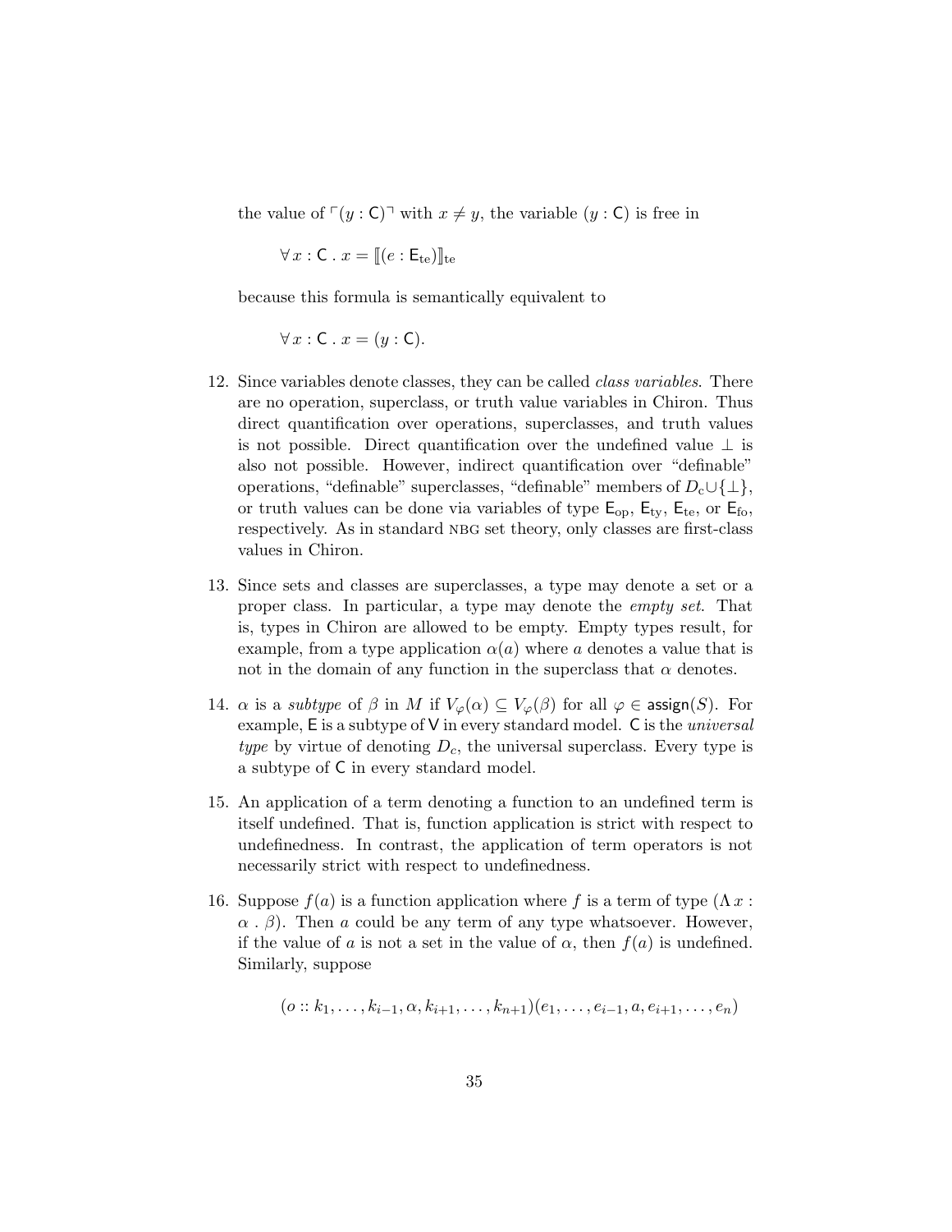the value of $\ulcorner(y : \mathsf{C})\urcorner$ with $x \neq y$, the variable $(y : \mathsf{C})$ is free in

$$\forall\, x : \mathsf{C} \,.\, x = [\![(e : \mathsf{E}_{\rm te})]\!]_{\rm te}$$

because this formula is semantically equivalent to

$$\forall\, x : \mathsf{C} \,.\, x = (y : \mathsf{C}).$$

12. Since variables denote classes, they can be called *class variables*. There are no operation, superclass, or truth value variables in Chiron. Thus direct quantification over operations, superclasses, and truth values is not possible. Direct quantification over the undefined value $\bot$ is also not possible. However, indirect quantification over "definable" operations, "definable" superclasses, "definable" members of $D_{\rm c} \cup \{\bot\}$, or truth values can be done via variables of type $\mathsf{E}_{\rm op}$, $\mathsf{E}_{\rm ty}$, $\mathsf{E}_{\rm te}$, or $\mathsf{E}_{\rm fo}$, respectively. As in standard NBG set theory, only classes are first-class values in Chiron.

13. Since sets and classes are superclasses, a type may denote a set or a proper class. In particular, a type may denote the *empty set*. That is, types in Chiron are allowed to be empty. Empty types result, for example, from a type application $\alpha(a)$ where $a$ denotes a value that is not in the domain of any function in the superclass that $\alpha$ denotes.

14. $\alpha$ is a *subtype* of $\beta$ in $M$ if $V_\varphi(\alpha) \subseteq V_\varphi(\beta)$ for all $\varphi \in \mathsf{assign}(S)$. For example, $\mathsf{E}$ is a subtype of $\mathsf{V}$ in every standard model. $\mathsf{C}$ is the *universal type* by virtue of denoting $D_c$, the universal superclass. Every type is a subtype of $\mathsf{C}$ in every standard model.

15. An application of a term denoting a function to an undefined term is itself undefined. That is, function application is strict with respect to undefinedness. In contrast, the application of term operators is not necessarily strict with respect to undefinedness.

16. Suppose $f(a)$ is a function application where $f$ is a term of type $(\Lambda\, x : \alpha \,.\, \beta)$. Then $a$ could be any term of any type whatsoever. However, if the value of $a$ is not a set in the value of $\alpha$, then $f(a)$ is undefined. Similarly, suppose

$$(o :: k_1, \ldots, k_{i-1}, \alpha, k_{i+1}, \ldots, k_{n+1})(e_1, \ldots, e_{i-1}, a, e_{i+1}, \ldots, e_n)$$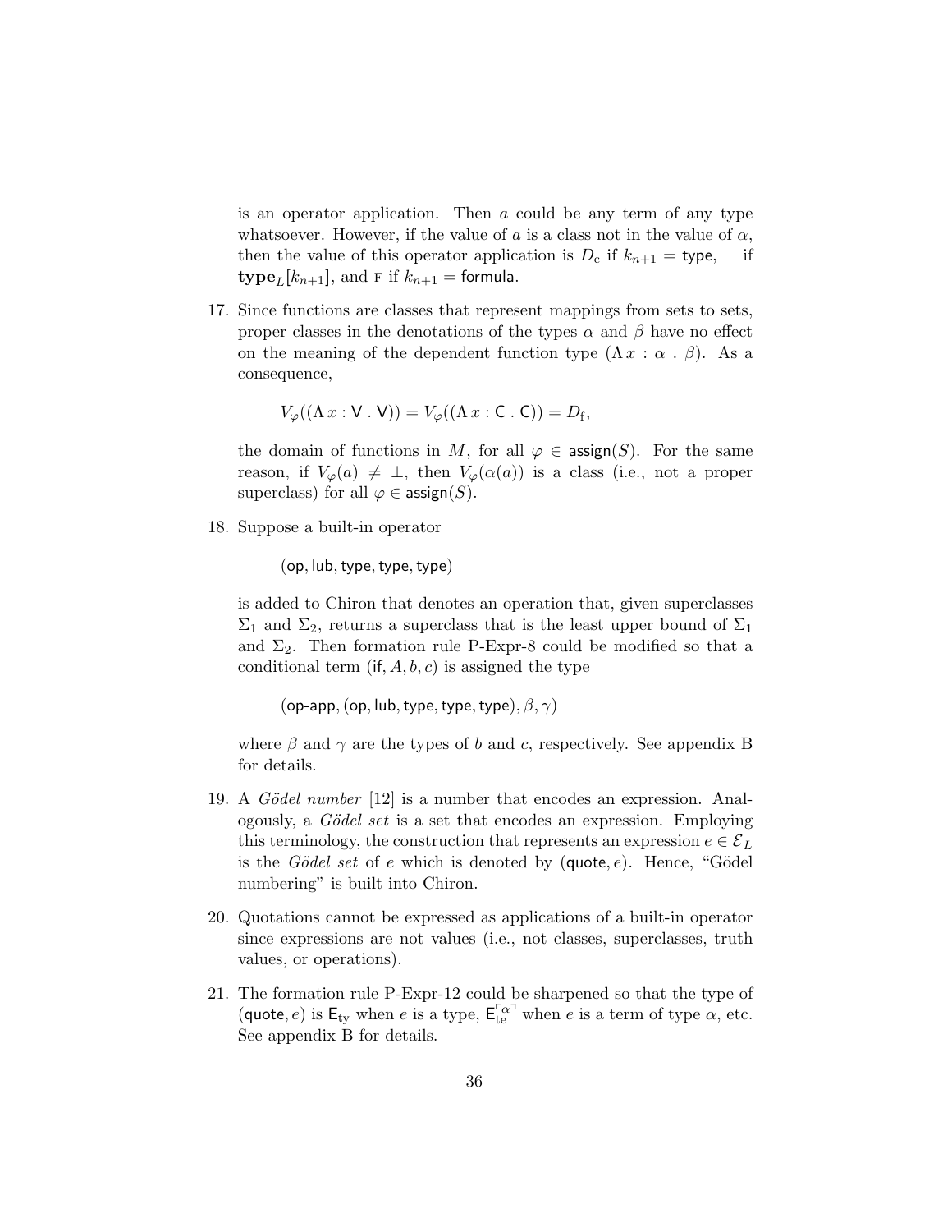is an operator application. Then $a$ could be any term of any type whatsoever. However, if the value of $a$ is a class not in the value of $\alpha$, then the value of this operator application is $D_c$ if $k_{n+1} = \mathsf{type}$, $\bot$ if $\mathbf{type}_L[k_{n+1}]$, and F if $k_{n+1} = \mathsf{formula}$.

17. Since functions are classes that represent mappings from sets to sets, proper classes in the denotations of the types $\alpha$ and $\beta$ have no effect on the meaning of the dependent function type $(\Lambda\, x : \alpha\ .\ \beta)$. As a consequence,

$$V_\varphi((\Lambda\, x : \mathsf{V}\ .\ \mathsf{V})) = V_\varphi((\Lambda\, x : \mathsf{C}\ .\ \mathsf{C})) = D_f,$$

the domain of functions in $M$, for all $\varphi \in \mathsf{assign}(S)$. For the same reason, if $V_\varphi(a) \neq \bot$, then $V_\varphi(\alpha(a))$ is a class (i.e., not a proper superclass) for all $\varphi \in \mathsf{assign}(S)$.

18. Suppose a built-in operator

$$(\mathsf{op}, \mathsf{lub}, \mathsf{type}, \mathsf{type}, \mathsf{type})$$

is added to Chiron that denotes an operation that, given superclasses $\Sigma_1$ and $\Sigma_2$, returns a superclass that is the least upper bound of $\Sigma_1$ and $\Sigma_2$. Then formation rule P-Expr-8 could be modified so that a conditional term $(\mathsf{if}, A, b, c)$ is assigned the type

$$(\mathsf{op\text{-}app}, (\mathsf{op}, \mathsf{lub}, \mathsf{type}, \mathsf{type}, \mathsf{type}), \beta, \gamma)$$

where $\beta$ and $\gamma$ are the types of $b$ and $c$, respectively. See appendix B for details.

19. A *Gödel number* [12] is a number that encodes an expression. Analogously, a *Gödel set* is a set that encodes an expression. Employing this terminology, the construction that represents an expression $e \in \mathcal{E}_L$ is the *Gödel set* of $e$ which is denoted by $(\mathsf{quote}, e)$. Hence, "Gödel numbering" is built into Chiron.

20. Quotations cannot be expressed as applications of a built-in operator since expressions are not values (i.e., not classes, superclasses, truth values, or operations).

21. The formation rule P-Expr-12 could be sharpened so that the type of $(\mathsf{quote}, e)$ is $\mathsf{E}_{\mathrm{ty}}$ when $e$ is a type, $\mathsf{E}_{\mathrm{te}}^{\ulcorner\alpha\urcorner}$ when $e$ is a term of type $\alpha$, etc. See appendix B for details.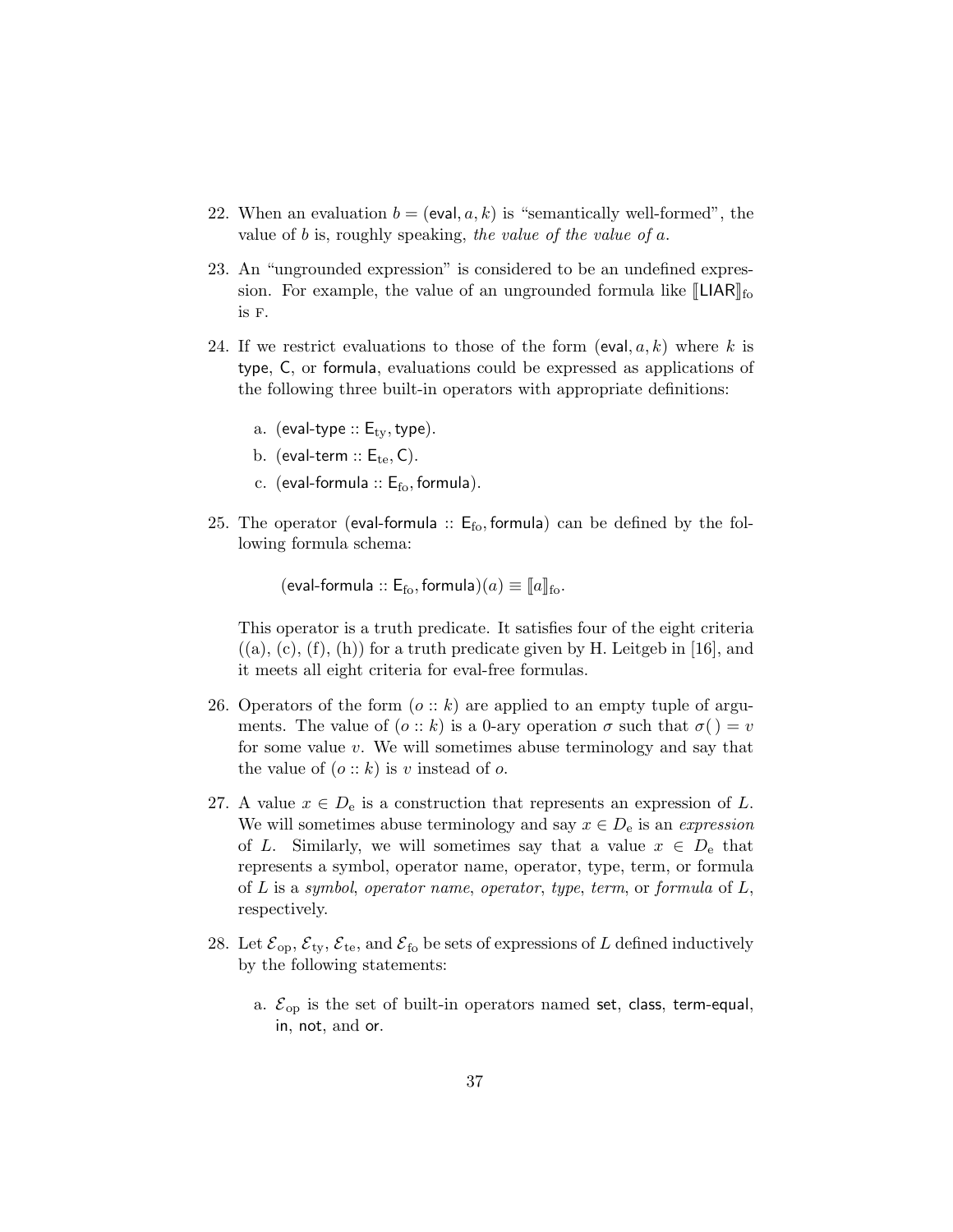22. When an evaluation $b = (\mathsf{eval}, a, k)$ is "semantically well-formed", the value of $b$ is, roughly speaking, *the value of the value of* $a$.

23. An "ungrounded expression" is considered to be an undefined expression. For example, the value of an ungrounded formula like $[\![\mathsf{LIAR}]\!]_{\mathrm{fo}}$ is F.

24. If we restrict evaluations to those of the form $(\mathsf{eval}, a, k)$ where $k$ is $\mathsf{type}$, $\mathsf{C}$, or $\mathsf{formula}$, evaluations could be expressed as applications of the following three built-in operators with appropriate definitions:

    a. $(\mathsf{eval\text{-}type} :: \mathsf{E}_{\mathrm{ty}}, \mathsf{type})$.

    b. $(\mathsf{eval\text{-}term} :: \mathsf{E}_{\mathrm{te}}, \mathsf{C})$.

    c. $(\mathsf{eval\text{-}formula} :: \mathsf{E}_{\mathrm{fo}}, \mathsf{formula})$.

25. The operator $(\mathsf{eval\text{-}formula} :: \mathsf{E}_{\mathrm{fo}}, \mathsf{formula})$ can be defined by the following formula schema:

    $$(\mathsf{eval\text{-}formula} :: \mathsf{E}_{\mathrm{fo}}, \mathsf{formula})(a) \equiv [\![a]\!]_{\mathrm{fo}}.$$

    This operator is a truth predicate. It satisfies four of the eight criteria ((a), (c), (f), (h)) for a truth predicate given by H. Leitgeb in [16], and it meets all eight criteria for eval-free formulas.

26. Operators of the form $(o :: k)$ are applied to an empty tuple of arguments. The value of $(o :: k)$ is a 0-ary operation $\sigma$ such that $\sigma(\,) = v$ for some value $v$. We will sometimes abuse terminology and say that the value of $(o :: k)$ is $v$ instead of $o$.

27. A value $x \in D_{\mathrm{e}}$ is a construction that represents an expression of $L$. We will sometimes abuse terminology and say $x \in D_{\mathrm{e}}$ is an *expression* of $L$. Similarly, we will sometimes say that a value $x \in D_{\mathrm{e}}$ that represents a symbol, operator name, operator, type, term, or formula of $L$ is a *symbol*, *operator name*, *operator*, *type*, *term*, or *formula* of $L$, respectively.

28. Let $\mathcal{E}_{\mathrm{op}}$, $\mathcal{E}_{\mathrm{ty}}$, $\mathcal{E}_{\mathrm{te}}$, and $\mathcal{E}_{\mathrm{fo}}$ be sets of expressions of $L$ defined inductively by the following statements:

    a. $\mathcal{E}_{\mathrm{op}}$ is the set of built-in operators named $\mathsf{set}$, $\mathsf{class}$, $\mathsf{term\text{-}equal}$, $\mathsf{in}$, $\mathsf{not}$, and $\mathsf{or}$.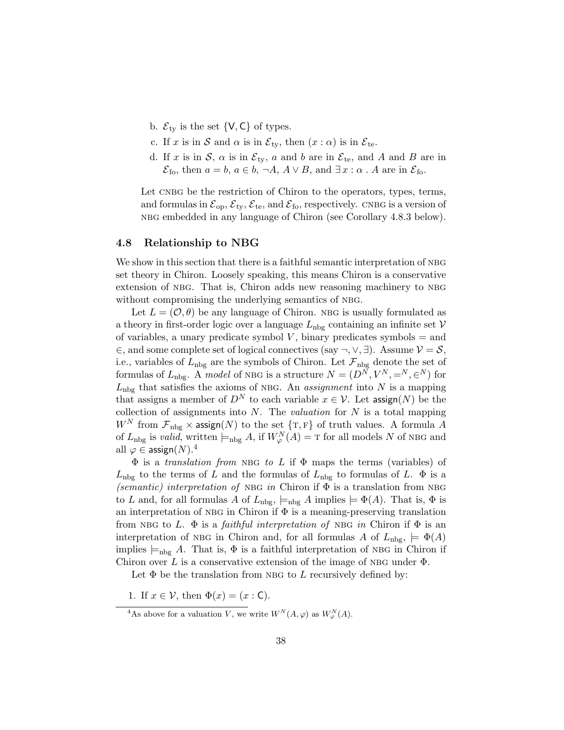b. $\mathcal{E}_{\mathrm{ty}}$ is the set $\{\mathsf{V}, \mathsf{C}\}$ of types.

c. If $x$ is in $\mathcal{S}$ and $\alpha$ is in $\mathcal{E}_{\mathrm{ty}}$, then $(x : \alpha)$ is in $\mathcal{E}_{\mathrm{te}}$.

d. If $x$ is in $\mathcal{S}$, $\alpha$ is in $\mathcal{E}_{\mathrm{ty}}$, $a$ and $b$ are in $\mathcal{E}_{\mathrm{te}}$, and $A$ and $B$ are in $\mathcal{E}_{\mathrm{fo}}$, then $a = b$, $a \in b$, $\neg A$, $A \vee B$, and $\exists\, x : \alpha \,.\, A$ are in $\mathcal{E}_{\mathrm{fo}}$.

Let CNBG be the restriction of Chiron to the operators, types, terms, and formulas in $\mathcal{E}_{\mathrm{op}}$, $\mathcal{E}_{\mathrm{ty}}$, $\mathcal{E}_{\mathrm{te}}$, and $\mathcal{E}_{\mathrm{fo}}$, respectively. CNBG is a version of NBG embedded in any language of Chiron (see Corollary 4.8.3 below).

### 4.8 Relationship to NBG

We show in this section that there is a faithful semantic interpretation of NBG set theory in Chiron. Loosely speaking, this means Chiron is a conservative extension of NBG. That is, Chiron adds new reasoning machinery to NBG without compromising the underlying semantics of NBG.

Let $L = (\mathcal{O}, \theta)$ be any language of Chiron. NBG is usually formulated as a theory in first-order logic over a language $L_{\mathrm{nbg}}$ containing an infinite set $\mathcal{V}$ of variables, a unary predicate symbol $V$, binary predicates symbols $=$ and $\in$, and some complete set of logical connectives (say $\neg, \vee, \exists$). Assume $\mathcal{V} = \mathcal{S}$, i.e., variables of $L_{\mathrm{nbg}}$ are the symbols of Chiron. Let $\mathcal{F}_{\mathrm{nbg}}$ denote the set of formulas of $L_{\mathrm{nbg}}$. A *model* of NBG is a structure $N = (D^N, V^N, =^N, \in^N)$ for $L_{\mathrm{nbg}}$ that satisfies the axioms of NBG. An *assignment* into $N$ is a mapping that assigns a member of $D^N$ to each variable $x \in \mathcal{V}$. Let $\mathsf{assign}(N)$ be the collection of assignments into $N$. The *valuation* for $N$ is a total mapping $W^N$ from $\mathcal{F}_{\mathrm{nbg}} \times \mathsf{assign}(N)$ to the set $\{\mathrm{T}, \mathrm{F}\}$ of truth values. A formula $A$ of $L_{\mathrm{nbg}}$ is *valid*, written $\models_{\mathrm{nbg}} A$, if $W^N_\varphi(A) = \mathrm{T}$ for all models $N$ of NBG and all $\varphi \in \mathsf{assign}(N)$.[4]

$\Phi$ is a *translation from* NBG *to* $L$ if $\Phi$ maps the terms (variables) of $L_{\mathrm{nbg}}$ to the terms of $L$ and the formulas of $L_{\mathrm{nbg}}$ to formulas of $L$. $\Phi$ is a *(semantic) interpretation of* NBG *in* Chiron if $\Phi$ is a translation from NBG to $L$ and, for all formulas $A$ of $L_{\mathrm{nbg}}$, $\models_{\mathrm{nbg}} A$ implies $\models \Phi(A)$. That is, $\Phi$ is an interpretation of NBG in Chiron if $\Phi$ is a meaning-preserving translation from NBG to $L$. $\Phi$ is a *faithful interpretation of* NBG *in* Chiron if $\Phi$ is an interpretation of NBG in Chiron and, for all formulas $A$ of $L_{\mathrm{nbg}}$, $\models \Phi(A)$ implies $\models_{\mathrm{nbg}} A$. That is, $\Phi$ is a faithful interpretation of NBG in Chiron if Chiron over $L$ is a conservative extension of the image of NBG under $\Phi$.

Let $\Phi$ be the translation from NBG to $L$ recursively defined by:

1. If $x \in \mathcal{V}$, then $\Phi(x) = (x : \mathsf{C})$.

[4] As above for a valuation $V$, we write $W^N(A, \varphi)$ as $W^N_\varphi(A)$.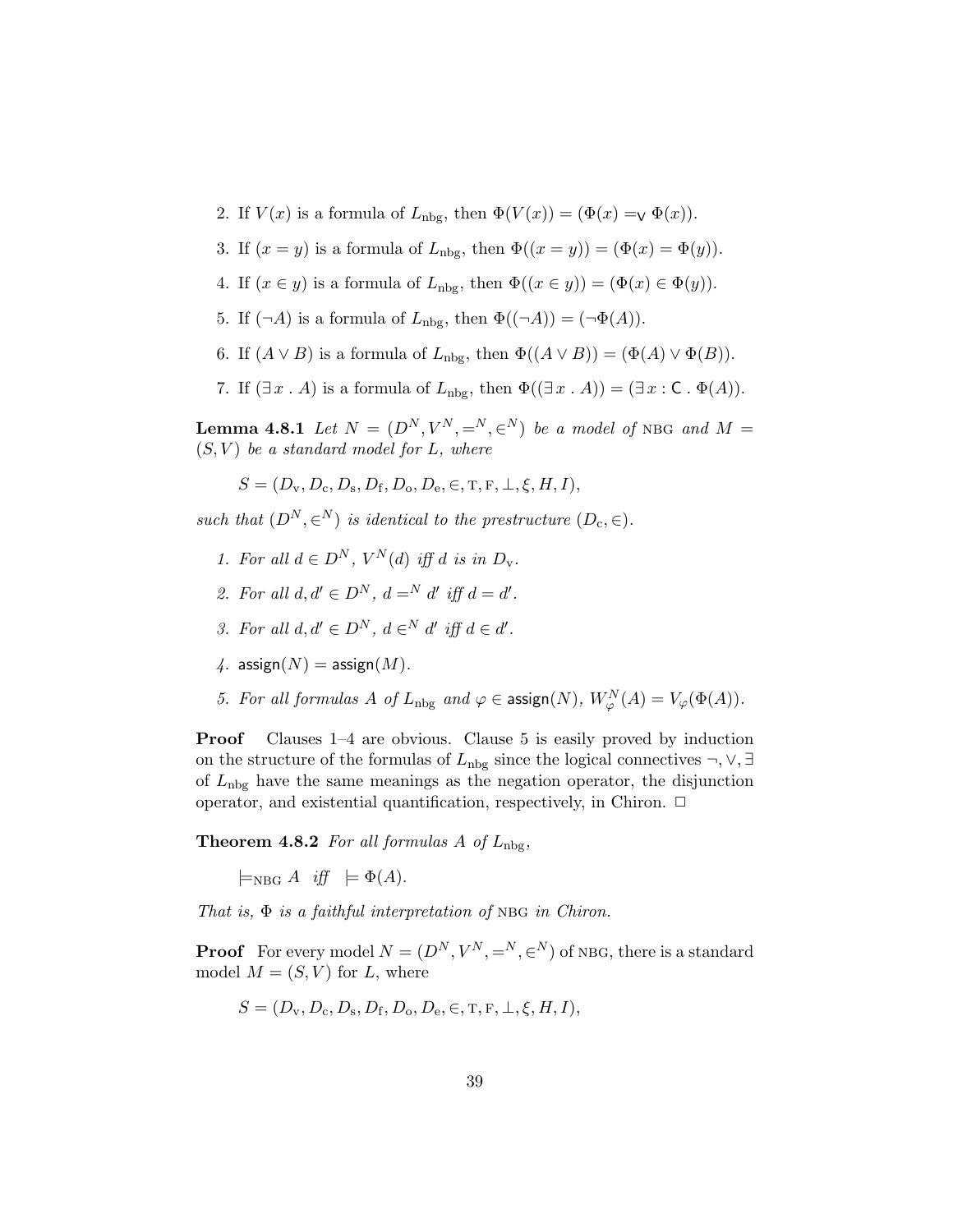2. If $V(x)$ is a formula of $L_{\rm nbg}$, then $\Phi(V(x)) = (\Phi(x) =_{\sf V} \Phi(x))$.

3. If $(x = y)$ is a formula of $L_{\rm nbg}$, then $\Phi((x = y)) = (\Phi(x) = \Phi(y))$.

4. If $(x \in y)$ is a formula of $L_{\rm nbg}$, then $\Phi((x \in y)) = (\Phi(x) \in \Phi(y))$.

5. If $(\neg A)$ is a formula of $L_{\rm nbg}$, then $\Phi((\neg A)) = (\neg \Phi(A))$.

6. If $(A \vee B)$ is a formula of $L_{\rm nbg}$, then $\Phi((A \vee B)) = (\Phi(A) \vee \Phi(B))$.

7. If $(\exists\, x \,.\, A)$ is a formula of $L_{\rm nbg}$, then $\Phi((\exists\, x \,.\, A)) = (\exists\, x : {\sf C} \,.\, \Phi(A))$.

**Lemma 4.8.1** *Let $N = (D^N, V^N, =^N, \in^N)$ be a model of* NBG *and $M = (S, V)$ be a standard model for $L$, where*

$$S = (D_{\rm v}, D_{\rm c}, D_{\rm s}, D_{\rm f}, D_{\rm o}, D_{\rm e}, \in, {\rm T}, {\rm F}, \bot, \xi, H, I),$$

*such that $(D^N, \in^N)$ is identical to the prestructure $(D_{\rm c}, \in)$.*

1. *For all $d \in D^N$, $V^N(d)$ iff $d$ is in $D_{\rm v}$.*

2. *For all $d, d' \in D^N$, $d =^N d'$ iff $d = d'$.*

3. *For all $d, d' \in D^N$, $d \in^N d'$ iff $d \in d'$.*

4. ${\sf assign}(N) = {\sf assign}(M)$.

5. *For all formulas $A$ of $L_{\rm nbg}$ and $\varphi \in {\sf assign}(N)$, $W^N_\varphi(A) = V_\varphi(\Phi(A))$.*

**Proof** Clauses 1–4 are obvious. Clause 5 is easily proved by induction on the structure of the formulas of $L_{\rm nbg}$ since the logical connectives $\neg, \vee, \exists$ of $L_{\rm nbg}$ have the same meanings as the negation operator, the disjunction operator, and existential quantification, respectively, in Chiron. $\Box$

**Theorem 4.8.2** *For all formulas $A$ of $L_{\rm nbg}$,*

$$\models_{\rm NBG} A \quad \textit{iff} \quad \models \Phi(A).$$

*That is, $\Phi$ is a faithful interpretation of* NBG *in Chiron.*

**Proof** For every model $N = (D^N, V^N, =^N, \in^N)$ of NBG, there is a standard model $M = (S, V)$ for $L$, where

$$S = (D_{\rm v}, D_{\rm c}, D_{\rm s}, D_{\rm f}, D_{\rm o}, D_{\rm e}, \in, {\rm T}, {\rm F}, \bot, \xi, H, I),$$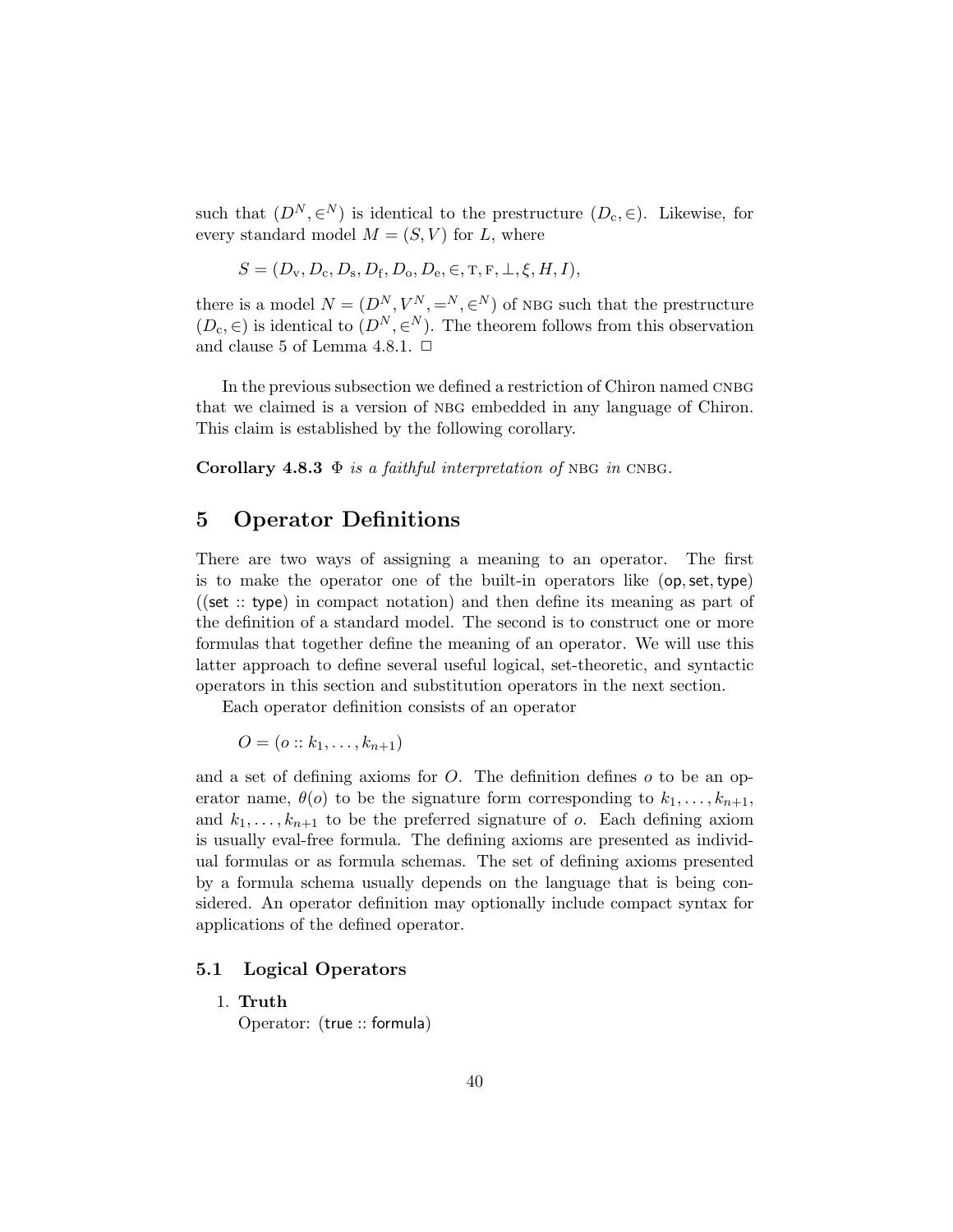such that $(D^N, \in^N)$ is identical to the prestructure $(D_c, \in)$. Likewise, for every standard model $M = (S, V)$ for $L$, where

$$S = (D_v, D_c, D_s, D_f, D_o, D_e, \in, \text{T}, \text{F}, \bot, \xi, H, I),$$

there is a model $N = (D^N, V^N, =^N, \in^N)$ of NBG such that the prestructure $(D_c, \in)$ is identical to $(D^N, \in^N)$. The theorem follows from this observation and clause 5 of Lemma 4.8.1. □

In the previous subsection we defined a restriction of Chiron named CNBG that we claimed is a version of NBG embedded in any language of Chiron. This claim is established by the following corollary.

**Corollary 4.8.3** *$\Phi$ is a faithful interpretation of* NBG *in* CNBG.

# 5 Operator Definitions

There are two ways of assigning a meaning to an operator. The first is to make the operator one of the built-in operators like (op, set, type) ((set :: type) in compact notation) and then define its meaning as part of the definition of a standard model. The second is to construct one or more formulas that together define the meaning of an operator. We will use this latter approach to define several useful logical, set-theoretic, and syntactic operators in this section and substitution operators in the next section.

Each operator definition consists of an operator

$$O = (o :: k_1, \ldots, k_{n+1})$$

and a set of defining axioms for $O$. The definition defines $o$ to be an operator name, $\theta(o)$ to be the signature form corresponding to $k_1, \ldots, k_{n+1}$, and $k_1, \ldots, k_{n+1}$ to be the preferred signature of $o$. Each defining axiom is usually eval-free formula. The defining axioms are presented as individual formulas or as formula schemas. The set of defining axioms presented by a formula schema usually depends on the language that is being considered. An operator definition may optionally include compact syntax for applications of the defined operator.

## 5.1 Logical Operators

1. **Truth**
   Operator: (true :: formula)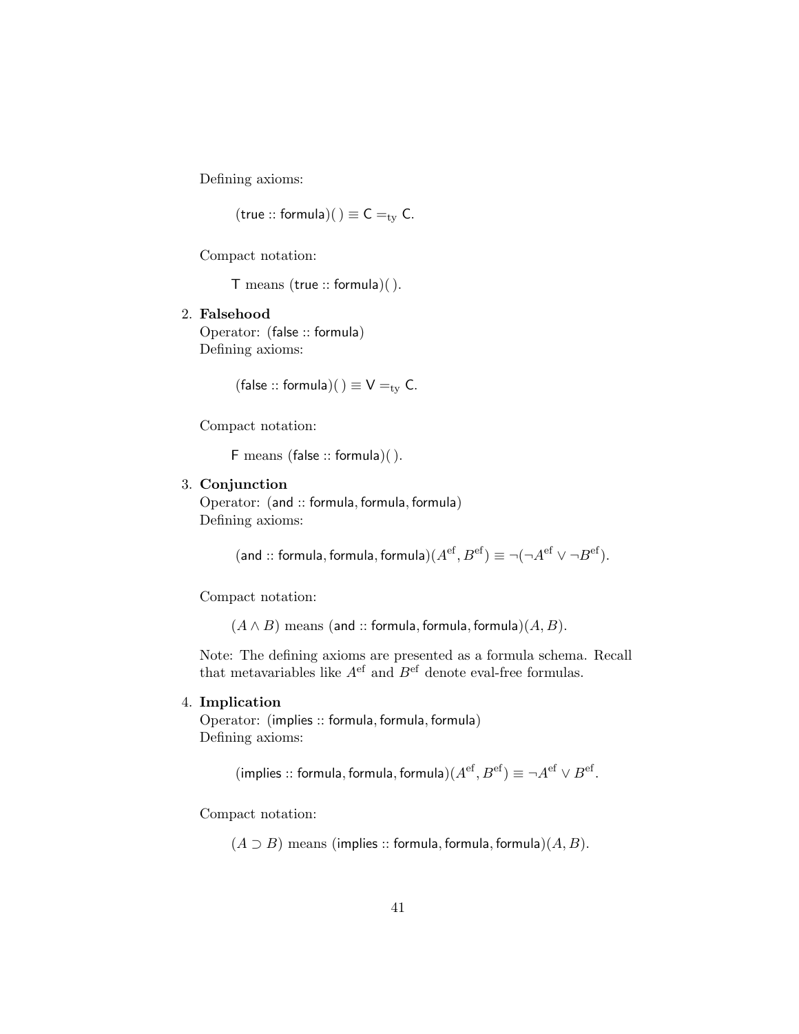Defining axioms:

$$(\mathsf{true} :: \mathsf{formula})(\,) \equiv \mathsf{C} =_{\mathrm{ty}} \mathsf{C}.$$

Compact notation:

$\mathsf{T}$ means $(\mathsf{true} :: \mathsf{formula})(\,)$.

2. **Falsehood**
   Operator: $(\mathsf{false} :: \mathsf{formula})$
   Defining axioms:

$$(\mathsf{false} :: \mathsf{formula})(\,) \equiv \mathsf{V} =_{\mathrm{ty}} \mathsf{C}.$$

   Compact notation:

   $\mathsf{F}$ means $(\mathsf{false} :: \mathsf{formula})(\,)$.

3. **Conjunction**
   Operator: $(\mathsf{and} :: \mathsf{formula}, \mathsf{formula}, \mathsf{formula})$
   Defining axioms:

$$(\mathsf{and} :: \mathsf{formula}, \mathsf{formula}, \mathsf{formula})(A^{\mathrm{ef}}, B^{\mathrm{ef}}) \equiv \neg(\neg A^{\mathrm{ef}} \vee \neg B^{\mathrm{ef}}).$$

   Compact notation:

   $(A \wedge B)$ means $(\mathsf{and} :: \mathsf{formula}, \mathsf{formula}, \mathsf{formula})(A, B)$.

   Note: The defining axioms are presented as a formula schema. Recall that metavariables like $A^{\mathrm{ef}}$ and $B^{\mathrm{ef}}$ denote eval-free formulas.

4. **Implication**
   Operator: $(\mathsf{implies} :: \mathsf{formula}, \mathsf{formula}, \mathsf{formula})$
   Defining axioms:

$$(\mathsf{implies} :: \mathsf{formula}, \mathsf{formula}, \mathsf{formula})(A^{\mathrm{ef}}, B^{\mathrm{ef}}) \equiv \neg A^{\mathrm{ef}} \vee B^{\mathrm{ef}}.$$

   Compact notation:

   $(A \supset B)$ means $(\mathsf{implies} :: \mathsf{formula}, \mathsf{formula}, \mathsf{formula})(A, B)$.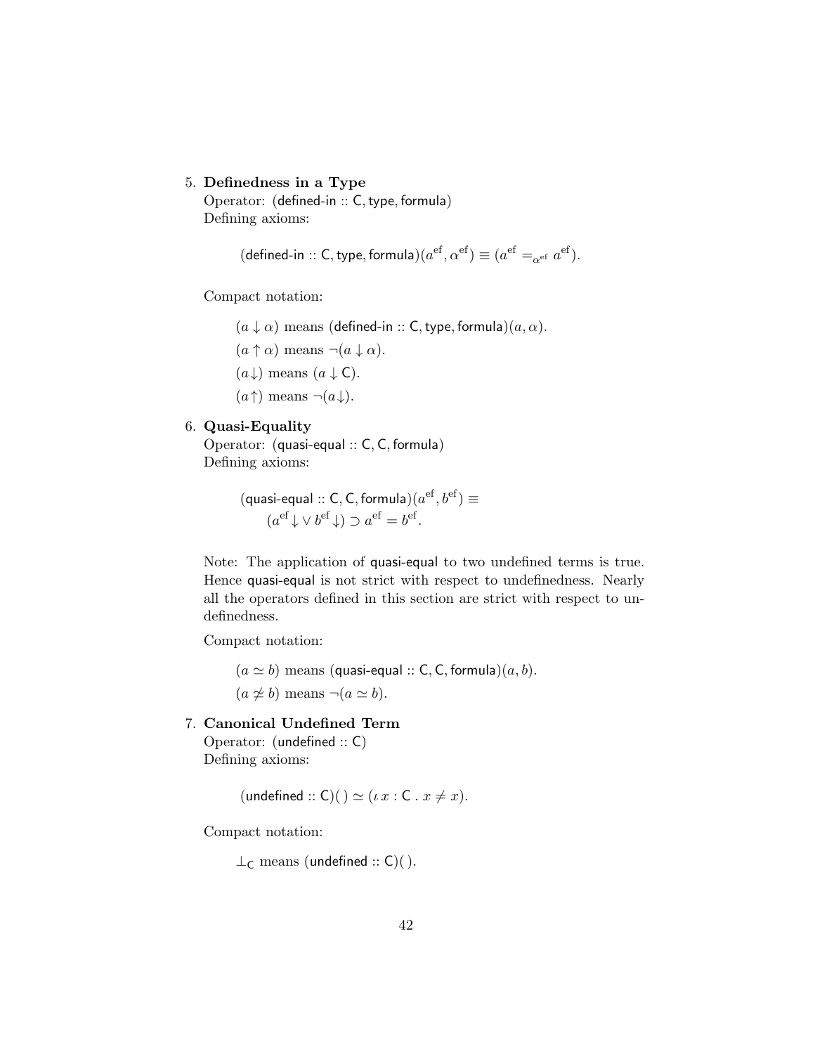5. **Definedness in a Type**
   Operator: (defined-in :: C, type, formula)
   Defining axioms:

   $$(\mathsf{defined\text{-}in} :: \mathsf{C}, \mathsf{type}, \mathsf{formula})(a^{\mathrm{ef}}, \alpha^{\mathrm{ef}}) \equiv (a^{\mathrm{ef}} =_{\alpha^{\mathrm{ef}}} a^{\mathrm{ef}}).$$

   Compact notation:

   $(a \downarrow \alpha)$ means $(\mathsf{defined\text{-}in} :: \mathsf{C}, \mathsf{type}, \mathsf{formula})(a, \alpha)$.

   $(a \uparrow \alpha)$ means $\neg(a \downarrow \alpha)$.

   $(a\downarrow)$ means $(a \downarrow \mathsf{C})$.

   $(a\uparrow)$ means $\neg(a\downarrow)$.

6. **Quasi-Equality**
   Operator: (quasi-equal :: C, C, formula)
   Defining axioms:

   $$(\mathsf{quasi\text{-}equal} :: \mathsf{C}, \mathsf{C}, \mathsf{formula})(a^{\mathrm{ef}}, b^{\mathrm{ef}}) \equiv \\ (a^{\mathrm{ef}}\downarrow \vee\, b^{\mathrm{ef}}\downarrow) \supset a^{\mathrm{ef}} = b^{\mathrm{ef}}.$$

   Note: The application of quasi-equal to two undefined terms is true. Hence quasi-equal is not strict with respect to undefinedness. Nearly all the operators defined in this section are strict with respect to undefinedness.

   Compact notation:

   $(a \simeq b)$ means $(\mathsf{quasi\text{-}equal} :: \mathsf{C}, \mathsf{C}, \mathsf{formula})(a, b)$.

   $(a \not\simeq b)$ means $\neg(a \simeq b)$.

7. **Canonical Undefined Term**
   Operator: (undefined :: C)
   Defining axioms:

   $$(\mathsf{undefined} :: \mathsf{C})(\,) \simeq (\iota\, x : \mathsf{C} \,.\, x \neq x).$$

   Compact notation:

   $\bot_{\mathsf{C}}$ means $(\mathsf{undefined} :: \mathsf{C})(\,)$.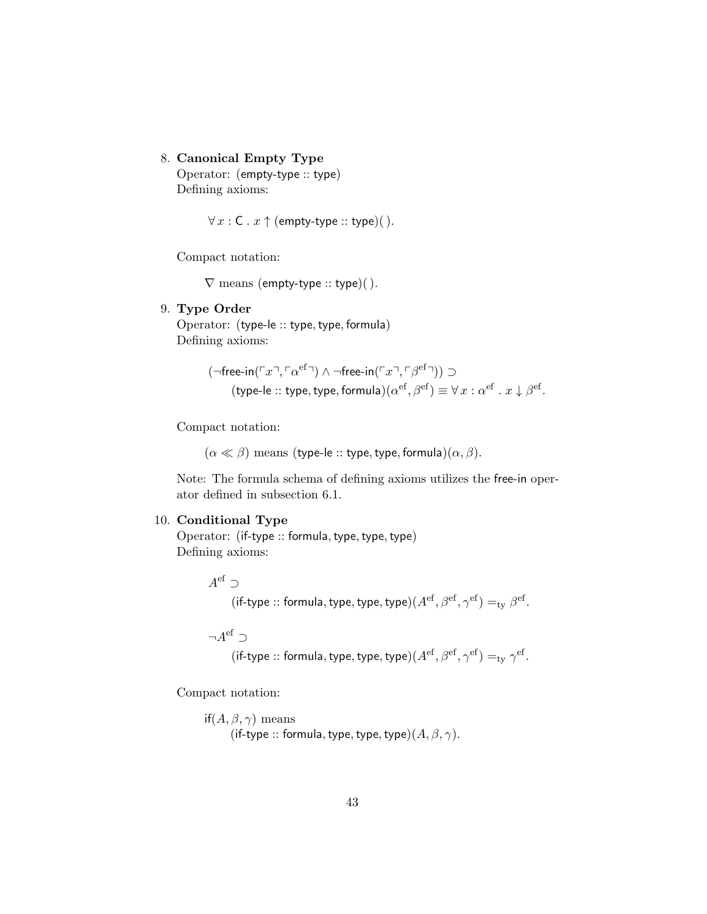8. **Canonical Empty Type**
   Operator: (empty-type :: type)
   Defining axioms:

   $$\forall\, x : \mathsf{C} \,.\, x \uparrow (\mathsf{empty\text{-}type} :: \mathsf{type})(\,).$$

   Compact notation:

   $\nabla$ means $(\mathsf{empty\text{-}type} :: \mathsf{type})(\,)$.

9. **Type Order**
   Operator: (type-le :: type, type, formula)
   Defining axioms:

   $$(\neg\mathsf{free\text{-}in}(\ulcorner x \urcorner, \ulcorner \alpha^{\mathrm{ef}} \urcorner) \wedge \neg\mathsf{free\text{-}in}(\ulcorner x \urcorner, \ulcorner \beta^{\mathrm{ef}} \urcorner)) \supset$$
   $$(\mathsf{type\text{-}le} :: \mathsf{type}, \mathsf{type}, \mathsf{formula})(\alpha^{\mathrm{ef}}, \beta^{\mathrm{ef}}) \equiv \forall\, x : \alpha^{\mathrm{ef}} \,.\, x \downarrow \beta^{\mathrm{ef}}.$$

   Compact notation:

   $(\alpha \ll \beta)$ means $(\mathsf{type\text{-}le} :: \mathsf{type}, \mathsf{type}, \mathsf{formula})(\alpha, \beta)$.

   Note: The formula schema of defining axioms utilizes the free-in operator defined in subsection 6.1.

10. **Conditional Type**
    Operator: (if-type :: formula, type, type, type)
    Defining axioms:

    $$A^{\mathrm{ef}} \supset$$
    $$(\mathsf{if\text{-}type} :: \mathsf{formula}, \mathsf{type}, \mathsf{type}, \mathsf{type})(A^{\mathrm{ef}}, \beta^{\mathrm{ef}}, \gamma^{\mathrm{ef}}) =_{\mathrm{ty}} \beta^{\mathrm{ef}}.$$

    $$\neg A^{\mathrm{ef}} \supset$$
    $$(\mathsf{if\text{-}type} :: \mathsf{formula}, \mathsf{type}, \mathsf{type}, \mathsf{type})(A^{\mathrm{ef}}, \beta^{\mathrm{ef}}, \gamma^{\mathrm{ef}}) =_{\mathrm{ty}} \gamma^{\mathrm{ef}}.$$

    Compact notation:

    $\mathsf{if}(A, \beta, \gamma)$ means
    $(\mathsf{if\text{-}type} :: \mathsf{formula}, \mathsf{type}, \mathsf{type}, \mathsf{type})(A, \beta, \gamma)$.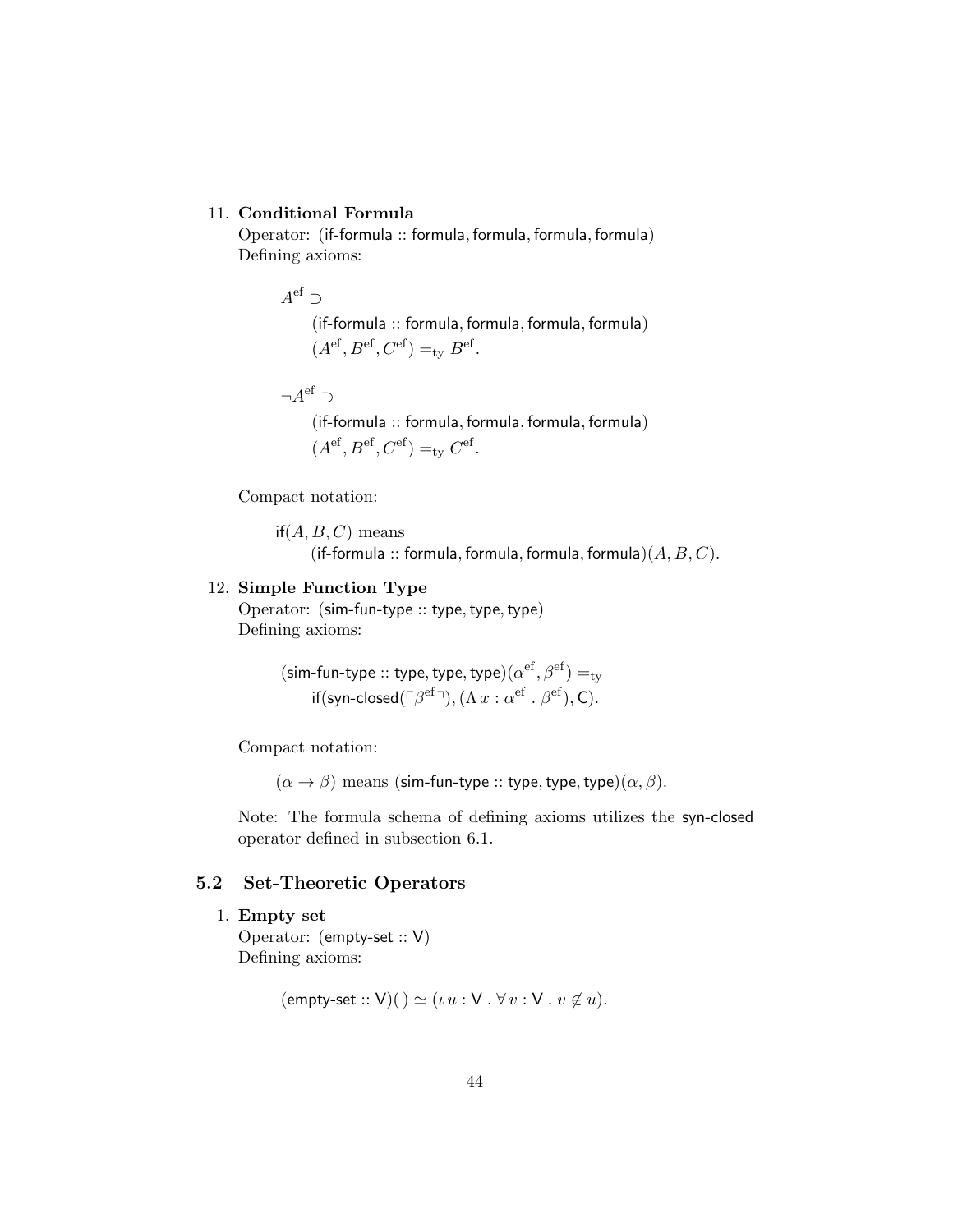11. **Conditional Formula**
Operator: (if-formula :: formula, formula, formula, formula)
Defining axioms:

$$A^{\mathrm{ef}} \supset$$
$$\quad (\textsf{if-formula} :: \textsf{formula}, \textsf{formula}, \textsf{formula}, \textsf{formula})$$
$$\quad (A^{\mathrm{ef}}, B^{\mathrm{ef}}, C^{\mathrm{ef}}) =_{\mathrm{ty}} B^{\mathrm{ef}}.$$

$$\neg A^{\mathrm{ef}} \supset$$
$$\quad (\textsf{if-formula} :: \textsf{formula}, \textsf{formula}, \textsf{formula}, \textsf{formula})$$
$$\quad (A^{\mathrm{ef}}, B^{\mathrm{ef}}, C^{\mathrm{ef}}) =_{\mathrm{ty}} C^{\mathrm{ef}}.$$

Compact notation:

$\textsf{if}(A, B, C)$ means
$\quad (\textsf{if-formula} :: \textsf{formula}, \textsf{formula}, \textsf{formula}, \textsf{formula})(A, B, C)$.

12. **Simple Function Type**
Operator: (sim-fun-type :: type, type, type)
Defining axioms:

$$(\textsf{sim-fun-type} :: \textsf{type}, \textsf{type}, \textsf{type})(\alpha^{\mathrm{ef}}, \beta^{\mathrm{ef}}) =_{\mathrm{ty}}$$
$$\quad \textsf{if}(\textsf{syn-closed}(\ulcorner \beta^{\mathrm{ef}} \urcorner), (\Lambda\, x : \alpha^{\mathrm{ef}} \,.\, \beta^{\mathrm{ef}}), \textsf{C}).$$

Compact notation:

$(\alpha \rightarrow \beta)$ means $(\textsf{sim-fun-type} :: \textsf{type}, \textsf{type}, \textsf{type})(\alpha, \beta)$.

Note: The formula schema of defining axioms utilizes the syn-closed operator defined in subsection 6.1.

## 5.2 Set-Theoretic Operators

1. **Empty set**
Operator: (empty-set :: V)
Defining axioms:

$$(\textsf{empty-set} :: \textsf{V})(\,) \simeq (\iota\, u : \textsf{V} \,.\, \forall\, v : \textsf{V} \,.\, v \not\in u).$$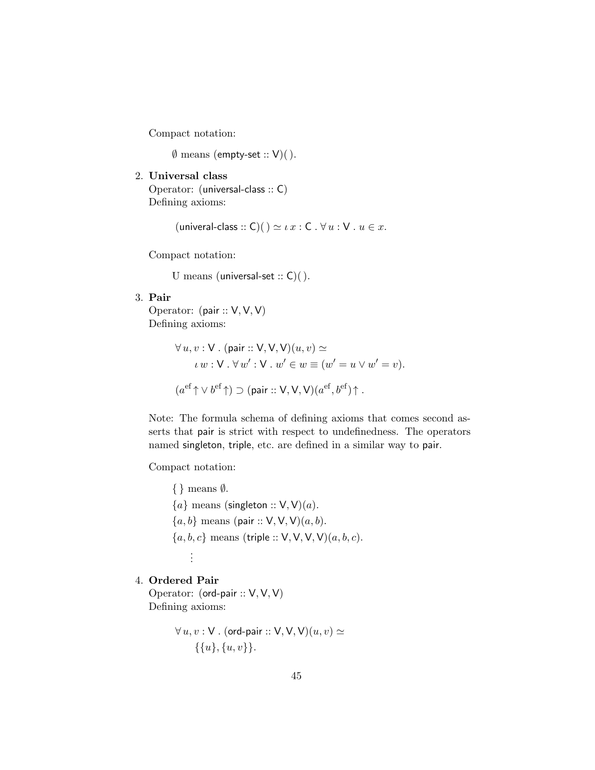Compact notation:

$\emptyset$ means $(\mathsf{empty\text{-}set} :: \mathsf{V})(\,)$.

2. **Universal class**
   Operator: $(\mathsf{universal\text{-}class} :: \mathsf{C})$
   Defining axioms:

$$(\mathsf{univeral\text{-}class} :: \mathsf{C})(\,) \simeq \iota\, x : \mathsf{C}\, .\, \forall\, u : \mathsf{V}\, .\, u \in x.$$

   Compact notation:

   U means $(\mathsf{universal\text{-}set} :: \mathsf{C})(\,)$.

3. **Pair**
   Operator: $(\mathsf{pair} :: \mathsf{V}, \mathsf{V}, \mathsf{V})$
   Defining axioms:

$$\forall\, u, v : \mathsf{V}\, .\, (\mathsf{pair} :: \mathsf{V}, \mathsf{V}, \mathsf{V})(u, v) \simeq \\ \iota\, w : \mathsf{V}\, .\, \forall\, w' : \mathsf{V}\, .\, w' \in w \equiv (w' = u \vee w' = v).$$

$$(a^{\mathrm{ef}}\!\uparrow \vee\, b^{\mathrm{ef}}\!\uparrow) \supset (\mathsf{pair} :: \mathsf{V}, \mathsf{V}, \mathsf{V})(a^{\mathrm{ef}}, b^{\mathrm{ef}})\!\uparrow.$$

   Note: The formula schema of defining axioms that comes second asserts that pair is strict with respect to undefinedness. The operators named singleton, triple, etc. are defined in a similar way to pair.

   Compact notation:

   $\{\,\}$ means $\emptyset$.
   $\{a\}$ means $(\mathsf{singleton} :: \mathsf{V}, \mathsf{V})(a)$.
   $\{a, b\}$ means $(\mathsf{pair} :: \mathsf{V}, \mathsf{V}, \mathsf{V})(a, b)$.
   $\{a, b, c\}$ means $(\mathsf{triple} :: \mathsf{V}, \mathsf{V}, \mathsf{V}, \mathsf{V})(a, b, c)$.
   $\vdots$

4. **Ordered Pair**
   Operator: $(\mathsf{ord\text{-}pair} :: \mathsf{V}, \mathsf{V}, \mathsf{V})$
   Defining axioms:

$$\forall\, u, v : \mathsf{V}\, .\, (\mathsf{ord\text{-}pair} :: \mathsf{V}, \mathsf{V}, \mathsf{V})(u, v) \simeq \\ \{\{u\}, \{u, v\}\}.$$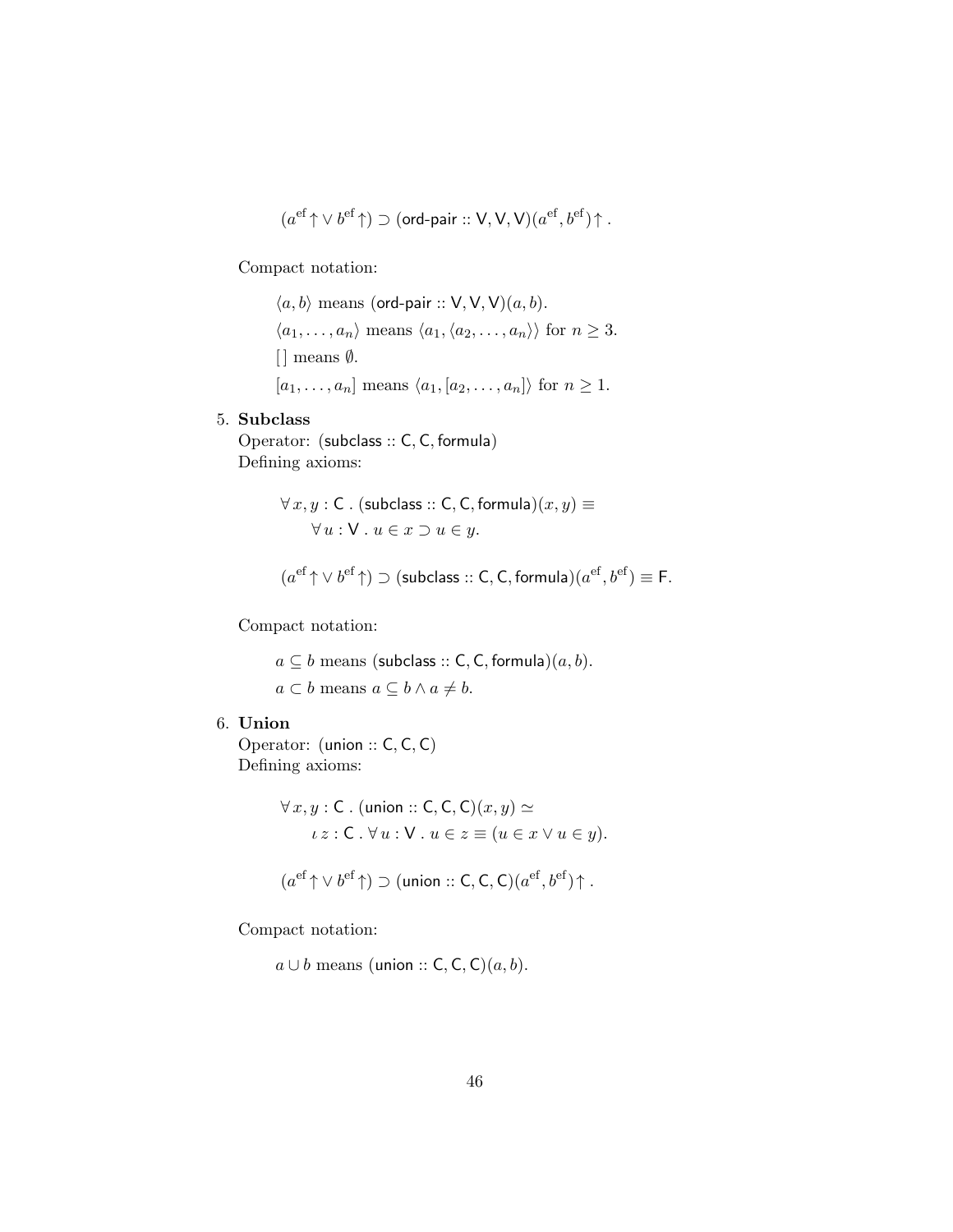$$(a^{\rm ef}\!\uparrow \vee\, b^{\rm ef}\!\uparrow) \supset (\textsf{ord-pair} :: \textsf{V}, \textsf{V}, \textsf{V})(a^{\rm ef}, b^{\rm ef})\!\uparrow.$$

Compact notation:

> $\langle a, b\rangle$ means $(\textsf{ord-pair} :: \textsf{V}, \textsf{V}, \textsf{V})(a, b)$.
>
> $\langle a_1, \ldots, a_n\rangle$ means $\langle a_1, \langle a_2, \ldots, a_n\rangle\rangle$ for $n \geq 3$.
>
> $[\,]$ means $\emptyset$.
>
> $[a_1, \ldots, a_n]$ means $\langle a_1, [a_2, \ldots, a_n]\rangle$ for $n \geq 1$.

5. **Subclass**
   Operator: $(\textsf{subclass} :: \textsf{C}, \textsf{C}, \textsf{formula})$
   Defining axioms:

$$\forall\, x, y : \textsf{C} \;.\; (\textsf{subclass} :: \textsf{C}, \textsf{C}, \textsf{formula})(x, y) \equiv$$
$$\forall\, u : \textsf{V} \;.\; u \in x \supset u \in y.$$

$$(a^{\rm ef}\!\uparrow \vee\, b^{\rm ef}\!\uparrow) \supset (\textsf{subclass} :: \textsf{C}, \textsf{C}, \textsf{formula})(a^{\rm ef}, b^{\rm ef}) \equiv \textsf{F}.$$

   Compact notation:

> $a \subseteq b$ means $(\textsf{subclass} :: \textsf{C}, \textsf{C}, \textsf{formula})(a, b)$.
>
> $a \subset b$ means $a \subseteq b \wedge a \neq b$.

6. **Union**
   Operator: $(\textsf{union} :: \textsf{C}, \textsf{C}, \textsf{C})$
   Defining axioms:

$$\forall\, x, y : \textsf{C} \;.\; (\textsf{union} :: \textsf{C}, \textsf{C}, \textsf{C})(x, y) \simeq$$
$$\iota\, z : \textsf{C} \;.\; \forall\, u : \textsf{V} \;.\; u \in z \equiv (u \in x \vee u \in y).$$

$$(a^{\rm ef}\!\uparrow \vee\, b^{\rm ef}\!\uparrow) \supset (\textsf{union} :: \textsf{C}, \textsf{C}, \textsf{C})(a^{\rm ef}, b^{\rm ef})\!\uparrow.$$

   Compact notation:

> $a \cup b$ means $(\textsf{union} :: \textsf{C}, \textsf{C}, \textsf{C})(a, b)$.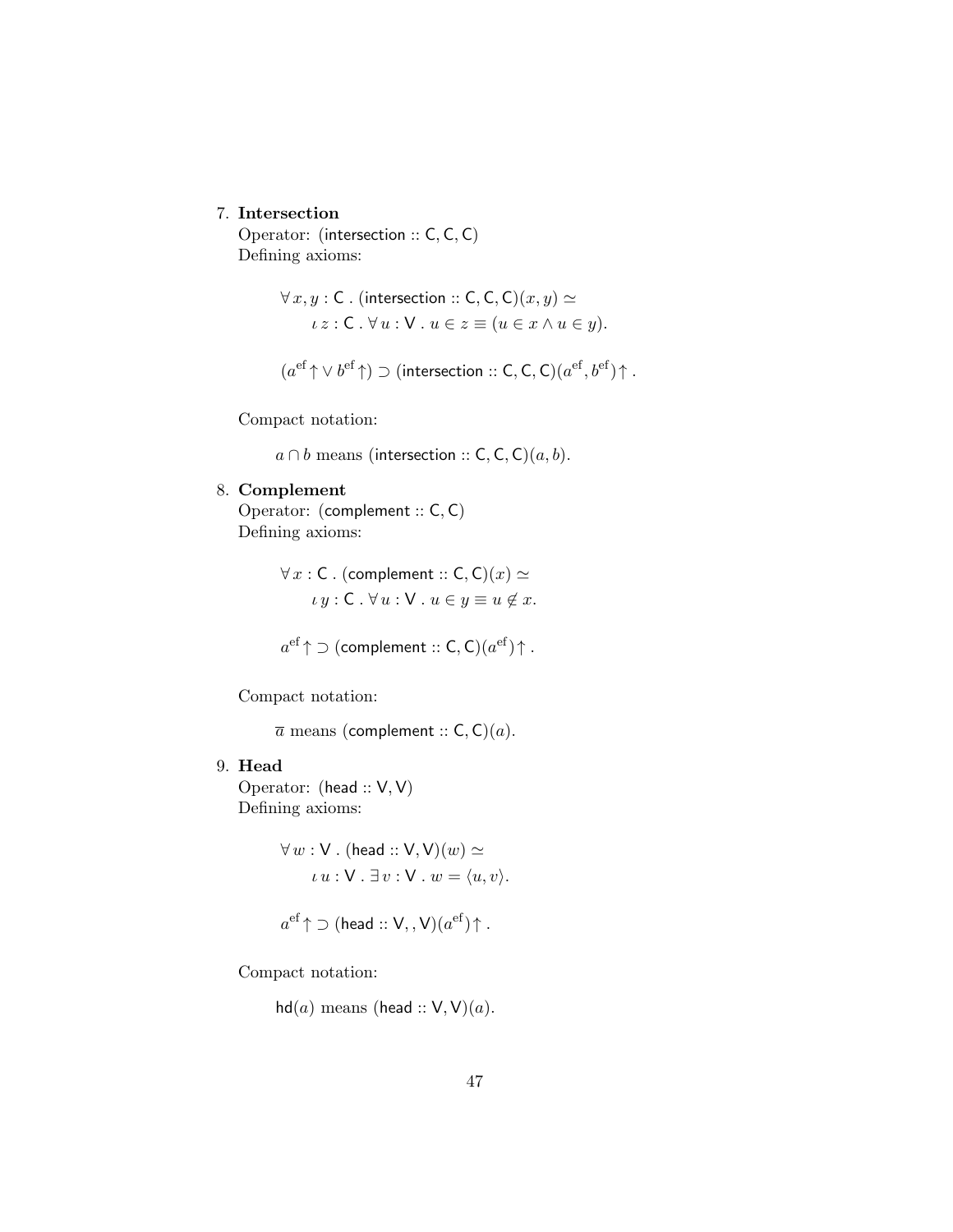7. **Intersection**
   Operator: (intersection :: C, C, C)
   Defining axioms:

$$\forall\, x, y : \mathsf{C}\ .\ (\mathsf{intersection} :: \mathsf{C}, \mathsf{C}, \mathsf{C})(x, y) \simeq$$
$$\iota\, z : \mathsf{C}\ .\ \forall\, u : \mathsf{V}\ .\ u \in z \equiv (u \in x \wedge u \in y).$$

$$(a^{\mathrm{ef}}\!\uparrow \vee\, b^{\mathrm{ef}}\!\uparrow) \supset (\mathsf{intersection} :: \mathsf{C}, \mathsf{C}, \mathsf{C})(a^{\mathrm{ef}}, b^{\mathrm{ef}})\!\uparrow.$$

   Compact notation:

   $a \cap b$ means $(\mathsf{intersection} :: \mathsf{C}, \mathsf{C}, \mathsf{C})(a, b)$.

8. **Complement**
   Operator: (complement :: C, C)
   Defining axioms:

$$\forall\, x : \mathsf{C}\ .\ (\mathsf{complement} :: \mathsf{C}, \mathsf{C})(x) \simeq$$
$$\iota\, y : \mathsf{C}\ .\ \forall\, u : \mathsf{V}\ .\ u \in y \equiv u \notin x.$$

$$a^{\mathrm{ef}}\!\uparrow \supset (\mathsf{complement} :: \mathsf{C}, \mathsf{C})(a^{\mathrm{ef}})\!\uparrow.$$

   Compact notation:

   $\overline{a}$ means $(\mathsf{complement} :: \mathsf{C}, \mathsf{C})(a)$.

9. **Head**
   Operator: (head :: V, V)
   Defining axioms:

$$\forall\, w : \mathsf{V}\ .\ (\mathsf{head} :: \mathsf{V}, \mathsf{V})(w) \simeq$$
$$\iota\, u : \mathsf{V}\ .\ \exists\, v : \mathsf{V}\ .\ w = \langle u, v \rangle.$$

$$a^{\mathrm{ef}}\!\uparrow \supset (\mathsf{head} :: \mathsf{V}, , \mathsf{V})(a^{\mathrm{ef}})\!\uparrow.$$

   Compact notation:

   $\mathsf{hd}(a)$ means $(\mathsf{head} :: \mathsf{V}, \mathsf{V})(a)$.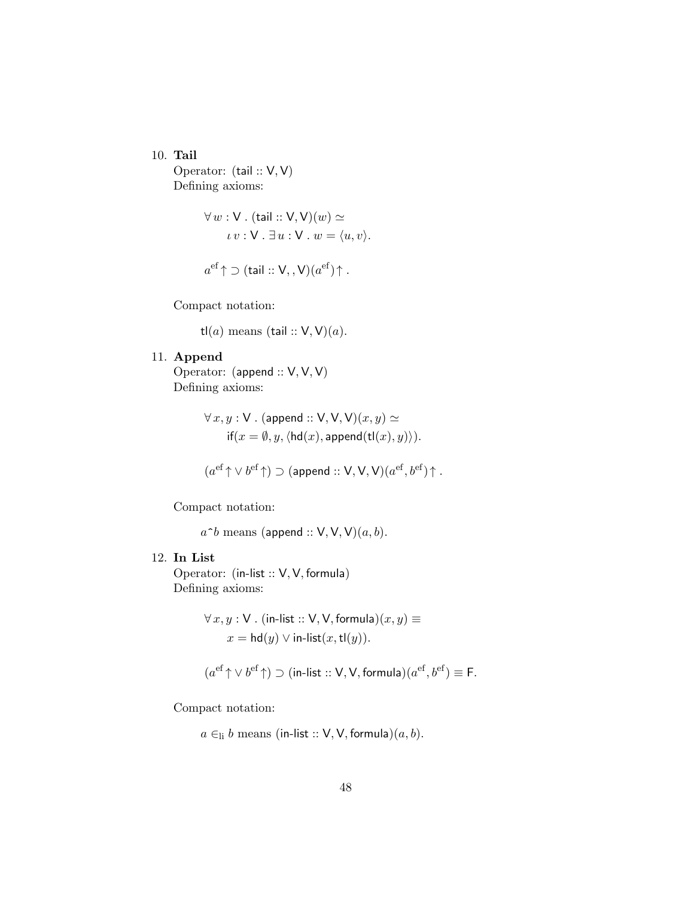10. **Tail**
   Operator: $(\mathsf{tail} :: \mathsf{V}, \mathsf{V})$
   Defining axioms:

$$\forall\, w : \mathsf{V} \,.\, (\mathsf{tail} :: \mathsf{V}, \mathsf{V})(w) \simeq$$
$$\iota\, v : \mathsf{V} \,.\, \exists\, u : \mathsf{V} \,.\, w = \langle u, v \rangle.$$

$$a^{\mathrm{ef}}\!\uparrow \supset (\mathsf{tail} :: \mathsf{V}, , \mathsf{V})(a^{\mathrm{ef}})\!\uparrow.$$

   Compact notation:

   $\mathsf{tl}(a)$ means $(\mathsf{tail} :: \mathsf{V}, \mathsf{V})(a)$.

11. **Append**
   Operator: $(\mathsf{append} :: \mathsf{V}, \mathsf{V}, \mathsf{V})$
   Defining axioms:

$$\forall\, x, y : \mathsf{V} \,.\, (\mathsf{append} :: \mathsf{V}, \mathsf{V}, \mathsf{V})(x, y) \simeq$$
$$\mathsf{if}(x = \emptyset, y, \langle \mathsf{hd}(x), \mathsf{append}(\mathsf{tl}(x), y) \rangle).$$

$$(a^{\mathrm{ef}}\!\uparrow \vee\, b^{\mathrm{ef}}\!\uparrow) \supset (\mathsf{append} :: \mathsf{V}, \mathsf{V}, \mathsf{V})(a^{\mathrm{ef}}, b^{\mathrm{ef}})\!\uparrow.$$

   Compact notation:

   $a \,\hat{}\, b$ means $(\mathsf{append} :: \mathsf{V}, \mathsf{V}, \mathsf{V})(a, b)$.

12. **In List**
   Operator: $(\mathsf{in\text{-}list} :: \mathsf{V}, \mathsf{V}, \mathsf{formula})$
   Defining axioms:

$$\forall\, x, y : \mathsf{V} \,.\, (\mathsf{in\text{-}list} :: \mathsf{V}, \mathsf{V}, \mathsf{formula})(x, y) \equiv$$
$$x = \mathsf{hd}(y) \vee \mathsf{in\text{-}list}(x, \mathsf{tl}(y)).$$

$$(a^{\mathrm{ef}}\!\uparrow \vee\, b^{\mathrm{ef}}\!\uparrow) \supset (\mathsf{in\text{-}list} :: \mathsf{V}, \mathsf{V}, \mathsf{formula})(a^{\mathrm{ef}}, b^{\mathrm{ef}}) \equiv \mathsf{F}.$$

   Compact notation:

   $a \in_{\mathrm{li}} b$ means $(\mathsf{in\text{-}list} :: \mathsf{V}, \mathsf{V}, \mathsf{formula})(a, b)$.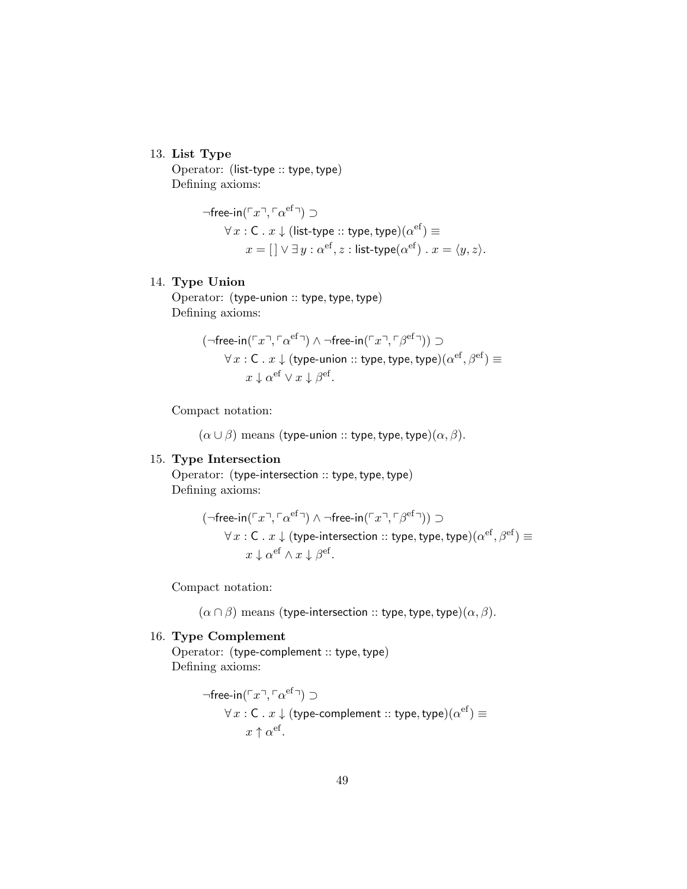13. **List Type**
    Operator: (list-type :: type, type)
    Defining axioms:

$$\neg\textsf{free-in}(\ulcorner x \urcorner, \ulcorner \alpha^{\mathrm{ef}} \urcorner) \supset$$
$$\quad \forall\, x : \textsf{C} \,.\, x \downarrow (\textsf{list-type} :: \textsf{type}, \textsf{type})(\alpha^{\mathrm{ef}}) \equiv$$
$$\quad\quad x = [\,] \vee \exists\, y : \alpha^{\mathrm{ef}}, z : \textsf{list-type}(\alpha^{\mathrm{ef}}) \,.\, x = \langle y, z \rangle.$$

14. **Type Union**
    Operator: (type-union :: type, type, type)
    Defining axioms:

$$(\neg\textsf{free-in}(\ulcorner x \urcorner, \ulcorner \alpha^{\mathrm{ef}} \urcorner) \wedge \neg\textsf{free-in}(\ulcorner x \urcorner, \ulcorner \beta^{\mathrm{ef}} \urcorner)) \supset$$
$$\quad \forall\, x : \textsf{C} \,.\, x \downarrow (\textsf{type-union} :: \textsf{type}, \textsf{type}, \textsf{type})(\alpha^{\mathrm{ef}}, \beta^{\mathrm{ef}}) \equiv$$
$$\quad\quad x \downarrow \alpha^{\mathrm{ef}} \vee x \downarrow \beta^{\mathrm{ef}}.$$

    Compact notation:

    $(\alpha \cup \beta)$ means (type-union :: type, type, type)$(\alpha, \beta)$.

15. **Type Intersection**
    Operator: (type-intersection :: type, type, type)
    Defining axioms:

$$(\neg\textsf{free-in}(\ulcorner x \urcorner, \ulcorner \alpha^{\mathrm{ef}} \urcorner) \wedge \neg\textsf{free-in}(\ulcorner x \urcorner, \ulcorner \beta^{\mathrm{ef}} \urcorner)) \supset$$
$$\quad \forall\, x : \textsf{C} \,.\, x \downarrow (\textsf{type-intersection} :: \textsf{type}, \textsf{type}, \textsf{type})(\alpha^{\mathrm{ef}}, \beta^{\mathrm{ef}}) \equiv$$
$$\quad\quad x \downarrow \alpha^{\mathrm{ef}} \wedge x \downarrow \beta^{\mathrm{ef}}.$$

    Compact notation:

    $(\alpha \cap \beta)$ means (type-intersection :: type, type, type)$(\alpha, \beta)$.

16. **Type Complement**
    Operator: (type-complement :: type, type)
    Defining axioms:

$$\neg\textsf{free-in}(\ulcorner x \urcorner, \ulcorner \alpha^{\mathrm{ef}} \urcorner) \supset$$
$$\quad \forall\, x : \textsf{C} \,.\, x \downarrow (\textsf{type-complement} :: \textsf{type}, \textsf{type})(\alpha^{\mathrm{ef}}) \equiv$$
$$\quad\quad x \uparrow \alpha^{\mathrm{ef}}.$$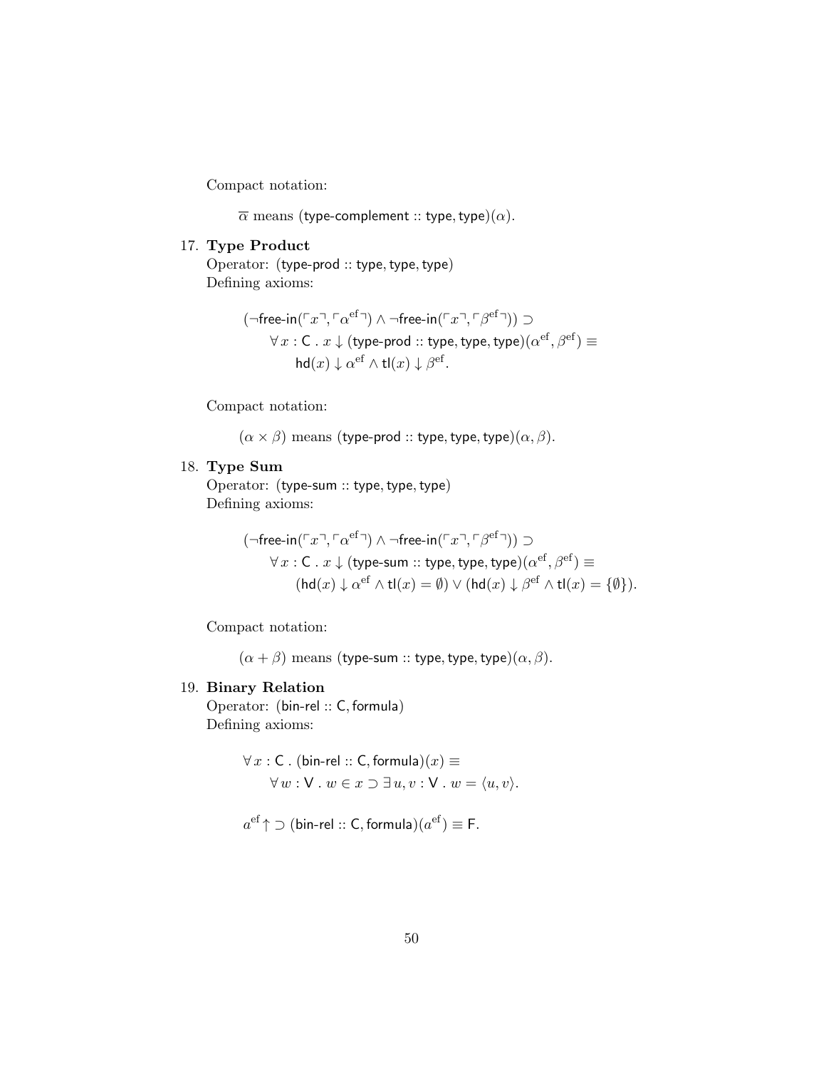Compact notation:

$\overline{\alpha}$ means $(\mathsf{type\text{-}complement} :: \mathsf{type}, \mathsf{type})(\alpha)$.

17. **Type Product**
Operator: $(\mathsf{type\text{-}prod} :: \mathsf{type}, \mathsf{type}, \mathsf{type})$
Defining axioms:

$$(\neg\mathsf{free\text{-}in}(\ulcorner x \urcorner, \ulcorner \alpha^{\mathrm{ef}} \urcorner) \wedge \neg\mathsf{free\text{-}in}(\ulcorner x \urcorner, \ulcorner \beta^{\mathrm{ef}} \urcorner)) \supset \\ \forall\, x : \mathsf{C}\ .\ x \downarrow (\mathsf{type\text{-}prod} :: \mathsf{type}, \mathsf{type}, \mathsf{type})(\alpha^{\mathrm{ef}}, \beta^{\mathrm{ef}}) \equiv \\ \mathsf{hd}(x) \downarrow \alpha^{\mathrm{ef}} \wedge \mathsf{tl}(x) \downarrow \beta^{\mathrm{ef}}.$$

Compact notation:

$(\alpha \times \beta)$ means $(\mathsf{type\text{-}prod} :: \mathsf{type}, \mathsf{type}, \mathsf{type})(\alpha, \beta)$.

18. **Type Sum**
Operator: $(\mathsf{type\text{-}sum} :: \mathsf{type}, \mathsf{type}, \mathsf{type})$
Defining axioms:

$$(\neg\mathsf{free\text{-}in}(\ulcorner x \urcorner, \ulcorner \alpha^{\mathrm{ef}} \urcorner) \wedge \neg\mathsf{free\text{-}in}(\ulcorner x \urcorner, \ulcorner \beta^{\mathrm{ef}} \urcorner)) \supset \\ \forall\, x : \mathsf{C}\ .\ x \downarrow (\mathsf{type\text{-}sum} :: \mathsf{type}, \mathsf{type}, \mathsf{type})(\alpha^{\mathrm{ef}}, \beta^{\mathrm{ef}}) \equiv \\ (\mathsf{hd}(x) \downarrow \alpha^{\mathrm{ef}} \wedge \mathsf{tl}(x) = \emptyset) \vee (\mathsf{hd}(x) \downarrow \beta^{\mathrm{ef}} \wedge \mathsf{tl}(x) = \{\emptyset\}).$$

Compact notation:

$(\alpha + \beta)$ means $(\mathsf{type\text{-}sum} :: \mathsf{type}, \mathsf{type}, \mathsf{type})(\alpha, \beta)$.

19. **Binary Relation**
Operator: $(\mathsf{bin\text{-}rel} :: \mathsf{C}, \mathsf{formula})$
Defining axioms:

$$\forall\, x : \mathsf{C}\ .\ (\mathsf{bin\text{-}rel} :: \mathsf{C}, \mathsf{formula})(x) \equiv \\ \forall\, w : \mathsf{V}\ .\ w \in x \supset \exists\, u, v : \mathsf{V}\ .\ w = \langle u, v \rangle.$$

$$a^{\mathrm{ef}} \uparrow \supset (\mathsf{bin\text{-}rel} :: \mathsf{C}, \mathsf{formula})(a^{\mathrm{ef}}) \equiv \mathsf{F}.$$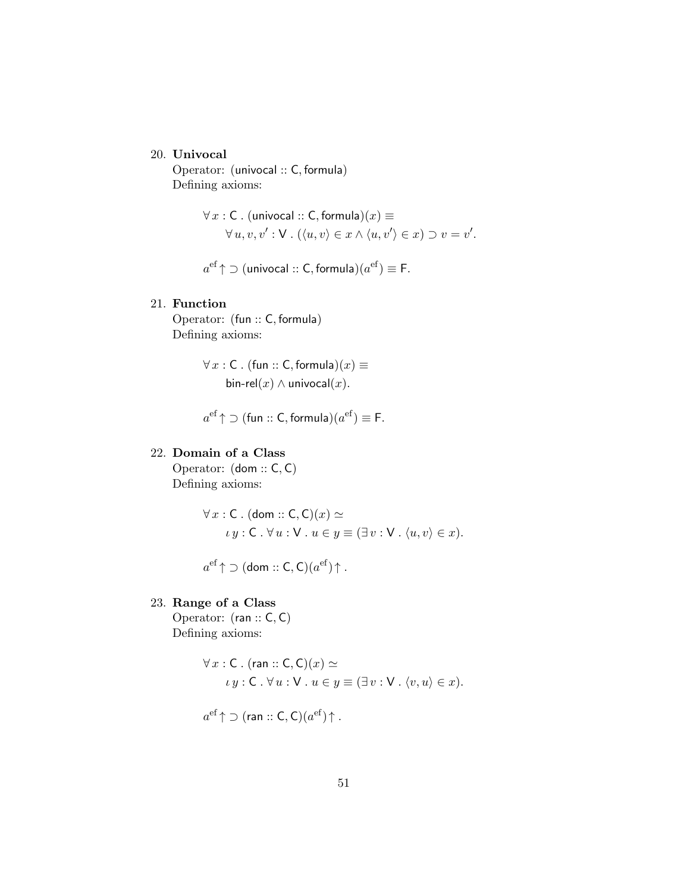20. **Univocal**

    Operator: $(\mathsf{univocal} :: \mathsf{C}, \mathsf{formula})$

    Defining axioms:

$$\forall\, x : \mathsf{C}\;.\;(\mathsf{univocal} :: \mathsf{C}, \mathsf{formula})(x) \equiv \\ \quad \forall\, u, v, v' : \mathsf{V}\;.\;(\langle u, v\rangle \in x \wedge \langle u, v'\rangle \in x) \supset v = v'.$$

$$a^{\mathrm{ef}}\!\uparrow\, \supset (\mathsf{univocal} :: \mathsf{C}, \mathsf{formula})(a^{\mathrm{ef}}) \equiv \mathsf{F}.$$

21. **Function**

    Operator: $(\mathsf{fun} :: \mathsf{C}, \mathsf{formula})$

    Defining axioms:

$$\forall\, x : \mathsf{C}\;.\;(\mathsf{fun} :: \mathsf{C}, \mathsf{formula})(x) \equiv \\ \quad \mathsf{bin\text{-}rel}(x) \wedge \mathsf{univocal}(x).$$

$$a^{\mathrm{ef}}\!\uparrow\, \supset (\mathsf{fun} :: \mathsf{C}, \mathsf{formula})(a^{\mathrm{ef}}) \equiv \mathsf{F}.$$

22. **Domain of a Class**

    Operator: $(\mathsf{dom} :: \mathsf{C}, \mathsf{C})$

    Defining axioms:

$$\forall\, x : \mathsf{C}\;.\;(\mathsf{dom} :: \mathsf{C}, \mathsf{C})(x) \simeq \\ \quad \iota\, y : \mathsf{C}\;.\;\forall\, u : \mathsf{V}\;.\;u \in y \equiv (\exists\, v : \mathsf{V}\;.\;\langle u, v\rangle \in x).$$

$$a^{\mathrm{ef}}\!\uparrow\, \supset (\mathsf{dom} :: \mathsf{C}, \mathsf{C})(a^{\mathrm{ef}})\!\uparrow.$$

23. **Range of a Class**

    Operator: $(\mathsf{ran} :: \mathsf{C}, \mathsf{C})$

    Defining axioms:

$$\forall\, x : \mathsf{C}\;.\;(\mathsf{ran} :: \mathsf{C}, \mathsf{C})(x) \simeq \\ \quad \iota\, y : \mathsf{C}\;.\;\forall\, u : \mathsf{V}\;.\;u \in y \equiv (\exists\, v : \mathsf{V}\;.\;\langle v, u\rangle \in x).$$

$$a^{\mathrm{ef}}\!\uparrow\, \supset (\mathsf{ran} :: \mathsf{C}, \mathsf{C})(a^{\mathrm{ef}})\!\uparrow.$$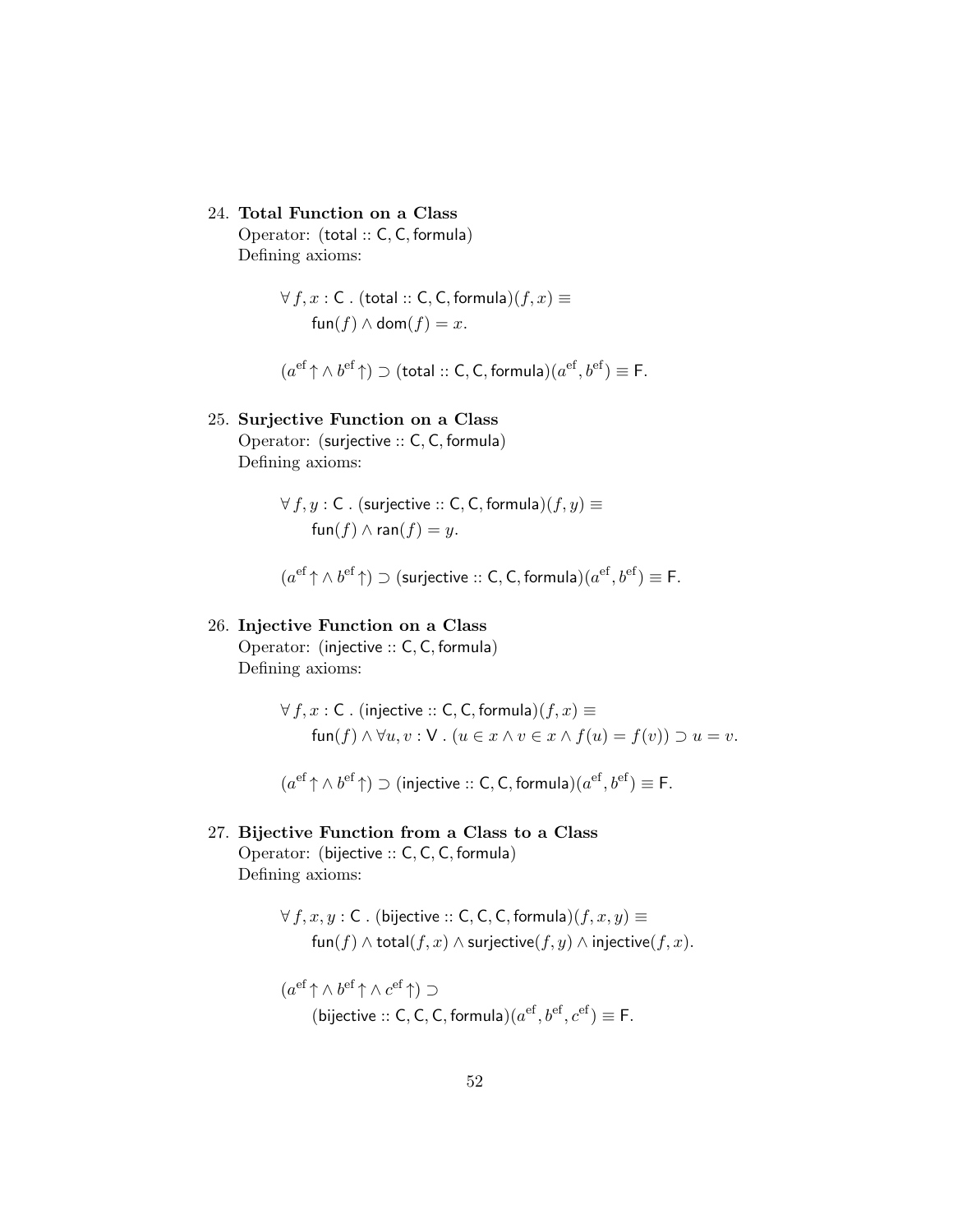24. **Total Function on a Class**
    Operator: $(\mathsf{total} :: \mathsf{C}, \mathsf{C}, \mathsf{formula})$
    Defining axioms:

$$\forall\, f, x : \mathsf{C} \;.\; (\mathsf{total} :: \mathsf{C}, \mathsf{C}, \mathsf{formula})(f, x) \equiv$$
$$\mathsf{fun}(f) \wedge \mathsf{dom}(f) = x.$$

$$(a^{\mathrm{ef}}\!\uparrow \wedge\, b^{\mathrm{ef}}\!\uparrow) \supset (\mathsf{total} :: \mathsf{C}, \mathsf{C}, \mathsf{formula})(a^{\mathrm{ef}}, b^{\mathrm{ef}}) \equiv \mathsf{F}.$$

25. **Surjective Function on a Class**
    Operator: $(\mathsf{surjective} :: \mathsf{C}, \mathsf{C}, \mathsf{formula})$
    Defining axioms:

$$\forall\, f, y : \mathsf{C} \;.\; (\mathsf{surjective} :: \mathsf{C}, \mathsf{C}, \mathsf{formula})(f, y) \equiv$$
$$\mathsf{fun}(f) \wedge \mathsf{ran}(f) = y.$$

$$(a^{\mathrm{ef}}\!\uparrow \wedge\, b^{\mathrm{ef}}\!\uparrow) \supset (\mathsf{surjective} :: \mathsf{C}, \mathsf{C}, \mathsf{formula})(a^{\mathrm{ef}}, b^{\mathrm{ef}}) \equiv \mathsf{F}.$$

26. **Injective Function on a Class**
    Operator: $(\mathsf{injective} :: \mathsf{C}, \mathsf{C}, \mathsf{formula})$
    Defining axioms:

$$\forall\, f, x : \mathsf{C} \;.\; (\mathsf{injective} :: \mathsf{C}, \mathsf{C}, \mathsf{formula})(f, x) \equiv$$
$$\mathsf{fun}(f) \wedge \forall u, v : \mathsf{V} \;.\; (u \in x \wedge v \in x \wedge f(u) = f(v)) \supset u = v.$$

$$(a^{\mathrm{ef}}\!\uparrow \wedge\, b^{\mathrm{ef}}\!\uparrow) \supset (\mathsf{injective} :: \mathsf{C}, \mathsf{C}, \mathsf{formula})(a^{\mathrm{ef}}, b^{\mathrm{ef}}) \equiv \mathsf{F}.$$

27. **Bijective Function from a Class to a Class**
    Operator: $(\mathsf{bijective} :: \mathsf{C}, \mathsf{C}, \mathsf{C}, \mathsf{formula})$
    Defining axioms:

$$\forall\, f, x, y : \mathsf{C} \;.\; (\mathsf{bijective} :: \mathsf{C}, \mathsf{C}, \mathsf{C}, \mathsf{formula})(f, x, y) \equiv$$
$$\mathsf{fun}(f) \wedge \mathsf{total}(f, x) \wedge \mathsf{surjective}(f, y) \wedge \mathsf{injective}(f, x).$$

$$(a^{\mathrm{ef}}\!\uparrow \wedge\, b^{\mathrm{ef}}\!\uparrow \wedge\, c^{\mathrm{ef}}\!\uparrow) \supset$$
$$(\mathsf{bijective} :: \mathsf{C}, \mathsf{C}, \mathsf{C}, \mathsf{formula})(a^{\mathrm{ef}}, b^{\mathrm{ef}}, c^{\mathrm{ef}}) \equiv \mathsf{F}.$$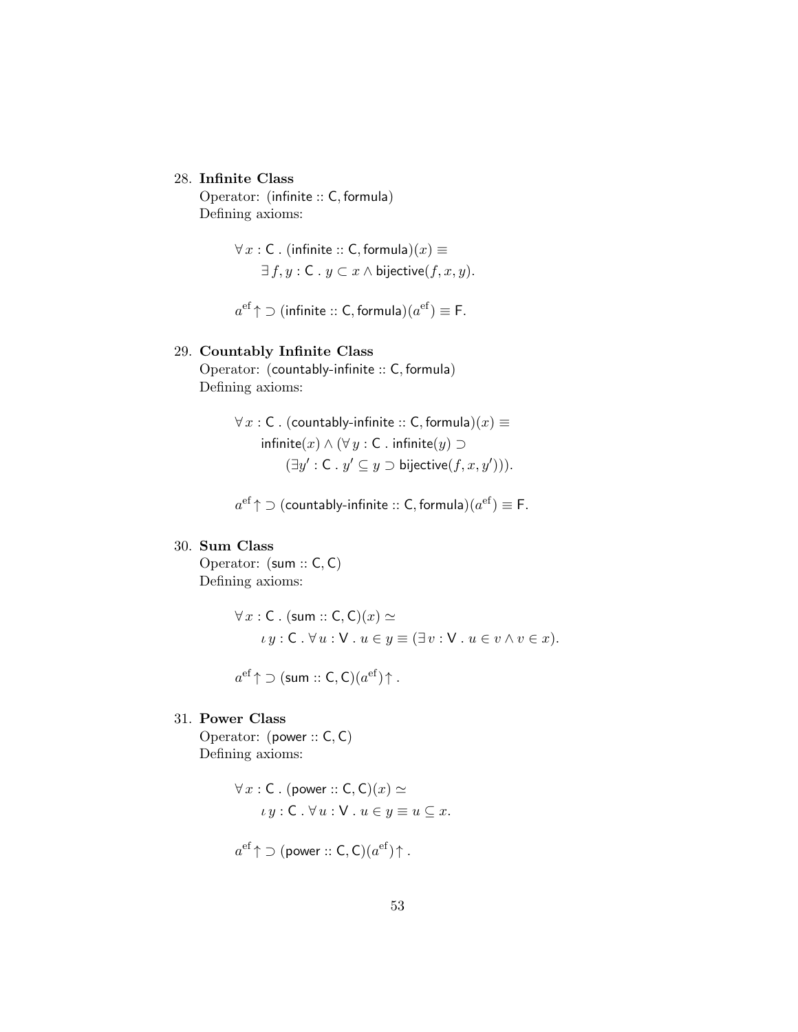28. **Infinite Class**
    Operator: (infinite :: C, formula)
    Defining axioms:

$$\forall\, x : \mathsf{C}\ .\ (\mathsf{infinite} :: \mathsf{C}, \mathsf{formula})(x) \equiv$$
$$\exists\, f, y : \mathsf{C}\ .\ y \subset x \wedge \mathsf{bijective}(f, x, y).$$

$$a^{\mathrm{ef}}\!\uparrow\ \supset (\mathsf{infinite} :: \mathsf{C}, \mathsf{formula})(a^{\mathrm{ef}}) \equiv \mathsf{F}.$$

29. **Countably Infinite Class**
    Operator: (countably-infinite :: C, formula)
    Defining axioms:

$$\forall\, x : \mathsf{C}\ .\ (\mathsf{countably\text{-}infinite} :: \mathsf{C}, \mathsf{formula})(x) \equiv$$
$$\mathsf{infinite}(x) \wedge (\forall\, y : \mathsf{C}\ .\ \mathsf{infinite}(y) \supset$$
$$(\exists y' : \mathsf{C}\ .\ y' \subseteq y \supset \mathsf{bijective}(f, x, y'))).$$

$$a^{\mathrm{ef}}\!\uparrow\ \supset (\mathsf{countably\text{-}infinite} :: \mathsf{C}, \mathsf{formula})(a^{\mathrm{ef}}) \equiv \mathsf{F}.$$

30. **Sum Class**
    Operator: (sum :: C, C)
    Defining axioms:

$$\forall\, x : \mathsf{C}\ .\ (\mathsf{sum} :: \mathsf{C}, \mathsf{C})(x) \simeq$$
$$\iota\, y : \mathsf{C}\ .\ \forall\, u : \mathsf{V}\ .\ u \in y \equiv (\exists\, v : \mathsf{V}\ .\ u \in v \wedge v \in x).$$

$$a^{\mathrm{ef}}\!\uparrow\ \supset (\mathsf{sum} :: \mathsf{C}, \mathsf{C})(a^{\mathrm{ef}})\!\uparrow.$$

31. **Power Class**
    Operator: (power :: C, C)
    Defining axioms:

$$\forall\, x : \mathsf{C}\ .\ (\mathsf{power} :: \mathsf{C}, \mathsf{C})(x) \simeq$$
$$\iota\, y : \mathsf{C}\ .\ \forall\, u : \mathsf{V}\ .\ u \in y \equiv u \subseteq x.$$

$$a^{\mathrm{ef}}\!\uparrow\ \supset (\mathsf{power} :: \mathsf{C}, \mathsf{C})(a^{\mathrm{ef}})\!\uparrow.$$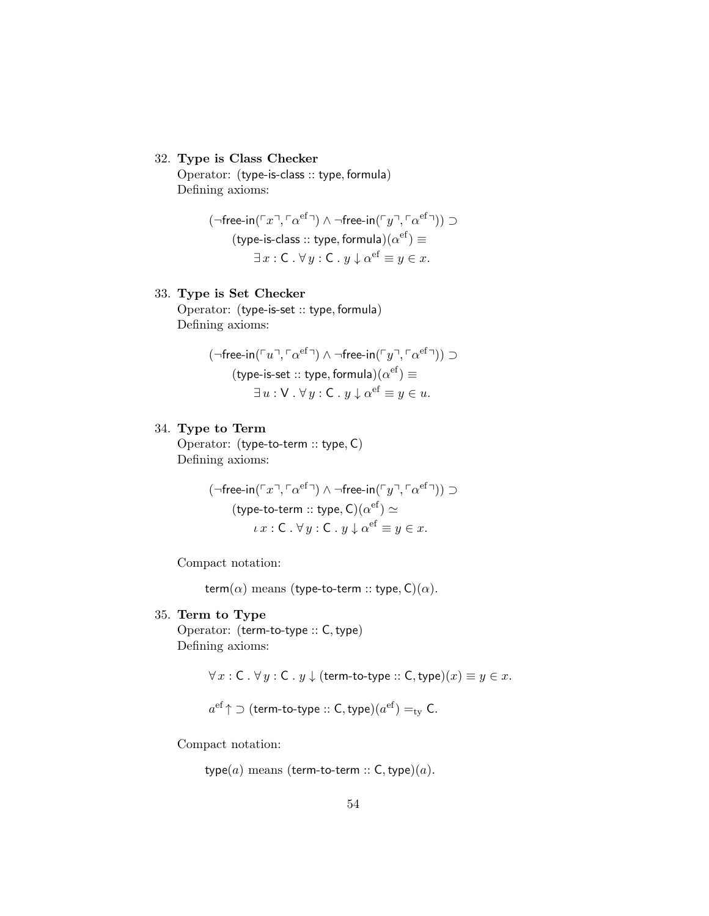32. **Type is Class Checker**
    Operator: (type-is-class :: type, formula)
    Defining axioms:

$$(\neg\mathsf{free\text{-}in}(\ulcorner x \urcorner, \ulcorner \alpha^{\rm ef} \urcorner) \wedge \neg\mathsf{free\text{-}in}(\ulcorner y \urcorner, \ulcorner \alpha^{\rm ef} \urcorner)) \supset$$
$$(\mathsf{type\text{-}is\text{-}class} :: \mathsf{type}, \mathsf{formula})(\alpha^{\rm ef}) \equiv$$
$$\exists\, x : \mathsf{C} \,.\, \forall\, y : \mathsf{C} \,.\, y \downarrow \alpha^{\rm ef} \equiv y \in x.$$

33. **Type is Set Checker**
    Operator: (type-is-set :: type, formula)
    Defining axioms:

$$(\neg\mathsf{free\text{-}in}(\ulcorner u \urcorner, \ulcorner \alpha^{\rm ef} \urcorner) \wedge \neg\mathsf{free\text{-}in}(\ulcorner y \urcorner, \ulcorner \alpha^{\rm ef} \urcorner)) \supset$$
$$(\mathsf{type\text{-}is\text{-}set} :: \mathsf{type}, \mathsf{formula})(\alpha^{\rm ef}) \equiv$$
$$\exists\, u : \mathsf{V} \,.\, \forall\, y : \mathsf{C} \,.\, y \downarrow \alpha^{\rm ef} \equiv y \in u.$$

34. **Type to Term**
    Operator: (type-to-term :: type, C)
    Defining axioms:

$$(\neg\mathsf{free\text{-}in}(\ulcorner x \urcorner, \ulcorner \alpha^{\rm ef} \urcorner) \wedge \neg\mathsf{free\text{-}in}(\ulcorner y \urcorner, \ulcorner \alpha^{\rm ef} \urcorner)) \supset$$
$$(\mathsf{type\text{-}to\text{-}term} :: \mathsf{type}, \mathsf{C})(\alpha^{\rm ef}) \simeq$$
$$\iota\, x : \mathsf{C} \,.\, \forall\, y : \mathsf{C} \,.\, y \downarrow \alpha^{\rm ef} \equiv y \in x.$$

    Compact notation:

    $\mathsf{term}(\alpha)$ means $(\mathsf{type\text{-}to\text{-}term} :: \mathsf{type}, \mathsf{C})(\alpha)$.

35. **Term to Type**
    Operator: (term-to-type :: C, type)
    Defining axioms:

$$\forall\, x : \mathsf{C} \,.\, \forall\, y : \mathsf{C} \,.\, y \downarrow (\mathsf{term\text{-}to\text{-}type} :: \mathsf{C}, \mathsf{type})(x) \equiv y \in x.$$

$$a^{\rm ef}\uparrow \supset (\mathsf{term\text{-}to\text{-}type} :: \mathsf{C}, \mathsf{type})(a^{\rm ef}) =_{\rm ty} \mathsf{C}.$$

    Compact notation:

    $\mathsf{type}(a)$ means $(\mathsf{term\text{-}to\text{-}term} :: \mathsf{C}, \mathsf{type})(a)$.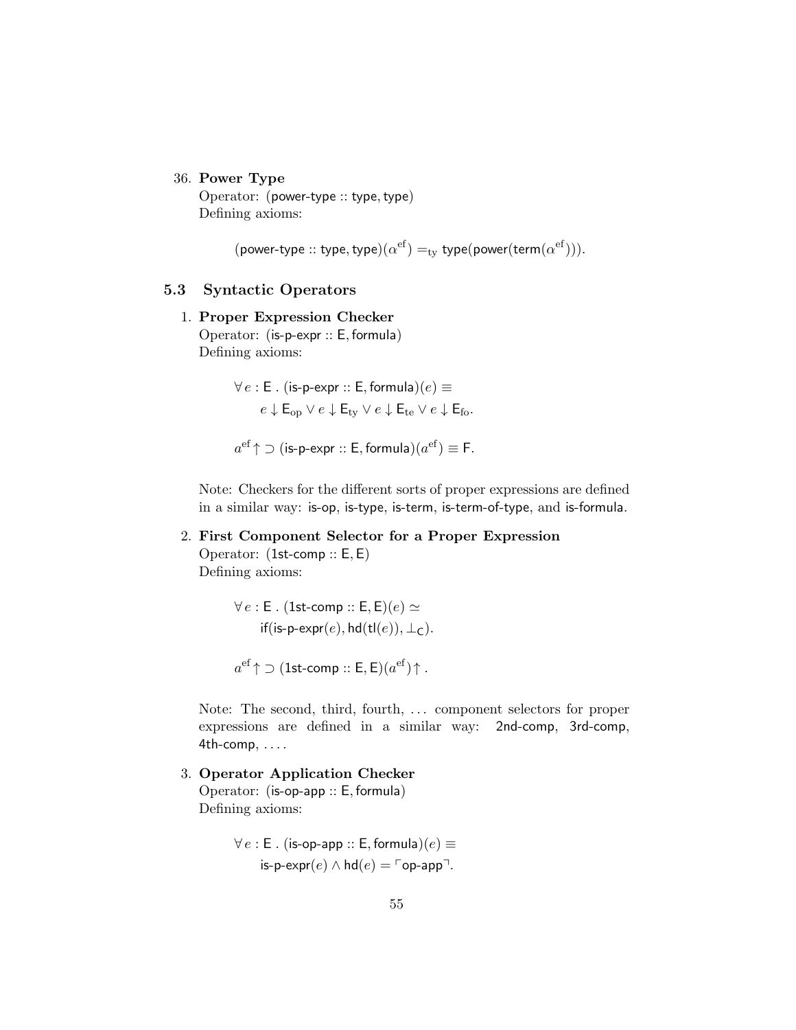36. **Power Type**
    Operator: $(\mathsf{power\text{-}type} :: \mathsf{type}, \mathsf{type})$
    Defining axioms:

$$(\mathsf{power\text{-}type} :: \mathsf{type}, \mathsf{type})(\alpha^{\mathrm{ef}}) =_{\mathrm{ty}} \mathsf{type}(\mathsf{power}(\mathsf{term}(\alpha^{\mathrm{ef}}))).$$

## 5.3 Syntactic Operators

1. **Proper Expression Checker**
   Operator: $(\mathsf{is\text{-}p\text{-}expr} :: \mathsf{E}, \mathsf{formula})$
   Defining axioms:

$$\forall\, e : \mathsf{E} \,.\, (\mathsf{is\text{-}p\text{-}expr} :: \mathsf{E}, \mathsf{formula})(e) \equiv$$
$$e \downarrow \mathsf{E}_{\mathrm{op}} \vee e \downarrow \mathsf{E}_{\mathrm{ty}} \vee e \downarrow \mathsf{E}_{\mathrm{te}} \vee e \downarrow \mathsf{E}_{\mathrm{fo}}.$$

$$a^{\mathrm{ef}}\!\uparrow\, \supset (\mathsf{is\text{-}p\text{-}expr} :: \mathsf{E}, \mathsf{formula})(a^{\mathrm{ef}}) \equiv \mathsf{F}.$$

   Note: Checkers for the different sorts of proper expressions are defined in a similar way: is-op, is-type, is-term, is-term-of-type, and is-formula.

2. **First Component Selector for a Proper Expression**
   Operator: $(\mathsf{1st\text{-}comp} :: \mathsf{E}, \mathsf{E})$
   Defining axioms:

$$\forall\, e : \mathsf{E} \,.\, (\mathsf{1st\text{-}comp} :: \mathsf{E}, \mathsf{E})(e) \simeq$$
$$\mathsf{if}(\mathsf{is\text{-}p\text{-}expr}(e), \mathsf{hd}(\mathsf{tl}(e)), \bot_{\mathsf{C}}).$$

$$a^{\mathrm{ef}}\!\uparrow\, \supset (\mathsf{1st\text{-}comp} :: \mathsf{E}, \mathsf{E})(a^{\mathrm{ef}})\!\uparrow.$$

   Note: The second, third, fourth, ... component selectors for proper expressions are defined in a similar way: 2nd-comp, 3rd-comp, 4th-comp, ....

3. **Operator Application Checker**
   Operator: $(\mathsf{is\text{-}op\text{-}app} :: \mathsf{E}, \mathsf{formula})$
   Defining axioms:

$$\forall\, e : \mathsf{E} \,.\, (\mathsf{is\text{-}op\text{-}app} :: \mathsf{E}, \mathsf{formula})(e) \equiv$$
$$\mathsf{is\text{-}p\text{-}expr}(e) \wedge \mathsf{hd}(e) = \ulcorner \mathsf{op\text{-}app} \urcorner.$$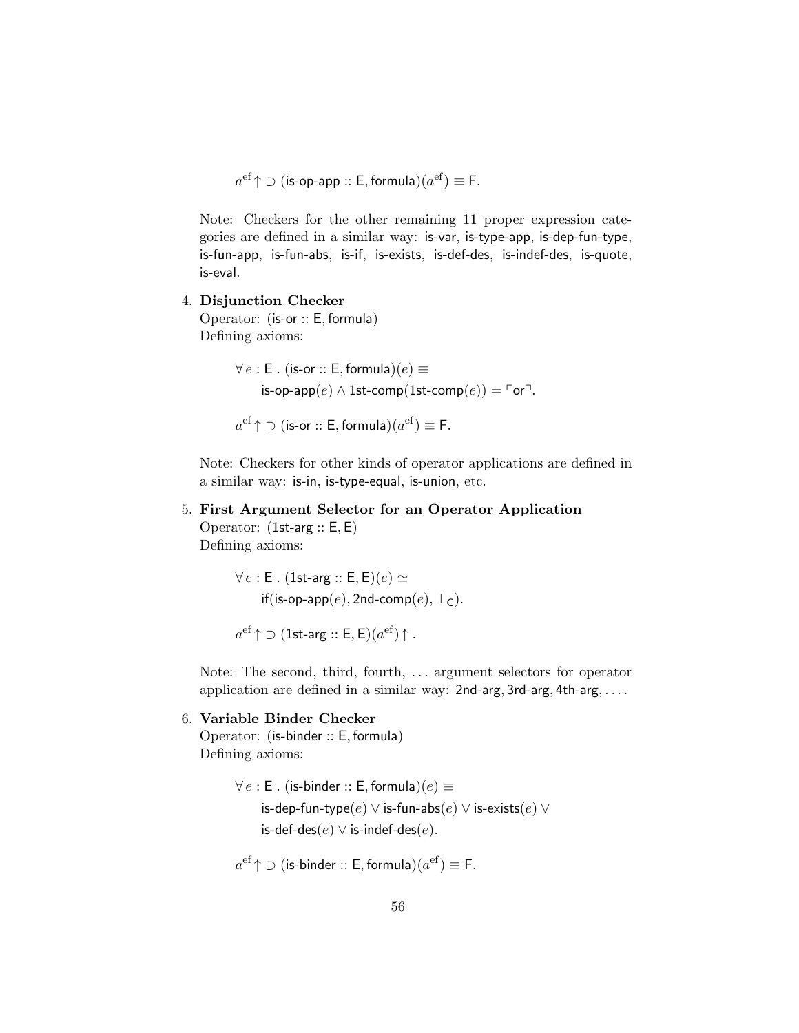$$a^{\mathrm{ef}}\!\uparrow \supset (\textsf{is-op-app} :: \textsf{E}, \textsf{formula})(a^{\mathrm{ef}}) \equiv \textsf{F}.$$

Note: Checkers for the other remaining 11 proper expression categories are defined in a similar way: is-var, is-type-app, is-dep-fun-type, is-fun-app, is-fun-abs, is-if, is-exists, is-def-des, is-indef-des, is-quote, is-eval.

4. **Disjunction Checker**
   Operator: (is-or :: E, formula)
   Defining axioms:

$$\forall\, e : \textsf{E} \,.\, (\textsf{is-or} :: \textsf{E}, \textsf{formula})(e) \equiv$$
$$\textsf{is-op-app}(e) \wedge \textsf{1st-comp}(\textsf{1st-comp}(e)) = \ulcorner \textsf{or} \urcorner.$$

$$a^{\mathrm{ef}}\!\uparrow \supset (\textsf{is-or} :: \textsf{E}, \textsf{formula})(a^{\mathrm{ef}}) \equiv \textsf{F}.$$

   Note: Checkers for other kinds of operator applications are defined in a similar way: is-in, is-type-equal, is-union, etc.

5. **First Argument Selector for an Operator Application**
   Operator: (1st-arg :: E, E)
   Defining axioms:

$$\forall\, e : \textsf{E} \,.\, (\textsf{1st-arg} :: \textsf{E}, \textsf{E})(e) \simeq$$
$$\textsf{if}(\textsf{is-op-app}(e), \textsf{2nd-comp}(e), \bot_{\textsf{C}}).$$

$$a^{\mathrm{ef}}\!\uparrow \supset (\textsf{1st-arg} :: \textsf{E}, \textsf{E})(a^{\mathrm{ef}})\!\uparrow.$$

   Note: The second, third, fourth, ... argument selectors for operator application are defined in a similar way: 2nd-arg, 3rd-arg, 4th-arg, ....

6. **Variable Binder Checker**
   Operator: (is-binder :: E, formula)
   Defining axioms:

$$\forall\, e : \textsf{E} \,.\, (\textsf{is-binder} :: \textsf{E}, \textsf{formula})(e) \equiv$$
$$\textsf{is-dep-fun-type}(e) \vee \textsf{is-fun-abs}(e) \vee \textsf{is-exists}(e) \vee$$
$$\textsf{is-def-des}(e) \vee \textsf{is-indef-des}(e).$$

$$a^{\mathrm{ef}}\!\uparrow \supset (\textsf{is-binder} :: \textsf{E}, \textsf{formula})(a^{\mathrm{ef}}) \equiv \textsf{F}.$$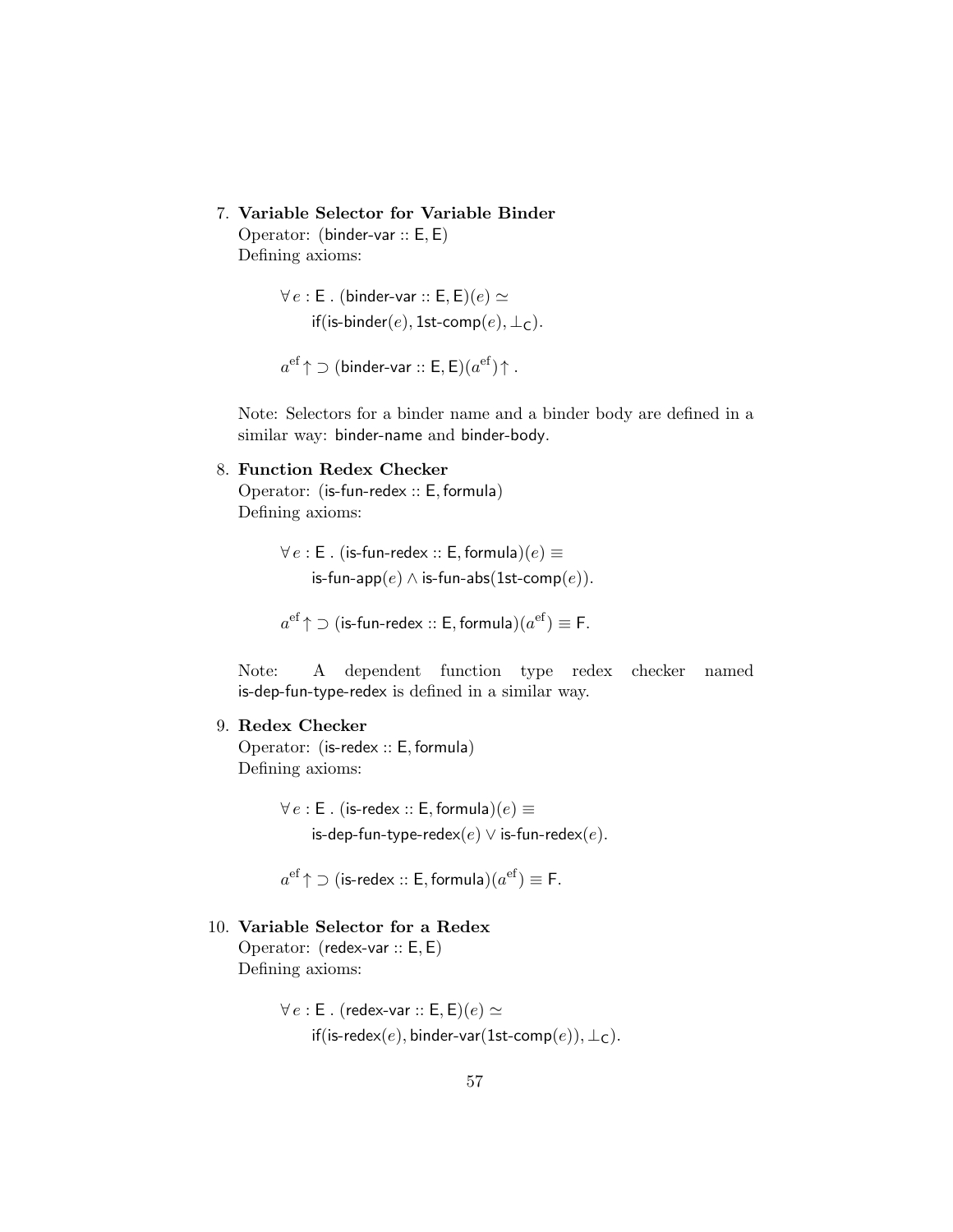7. **Variable Selector for Variable Binder**
   Operator: $(\mathsf{binder\text{-}var} :: \mathsf{E}, \mathsf{E})$
   Defining axioms:

   $$\forall\, e : \mathsf{E} \;.\; (\mathsf{binder\text{-}var} :: \mathsf{E}, \mathsf{E})(e) \simeq \\ \mathsf{if}(\mathsf{is\text{-}binder}(e), \mathsf{1st\text{-}comp}(e), \bot_{\mathsf{C}}).$$

   $$a^{\mathrm{ef}}\!\uparrow\, \supset (\mathsf{binder\text{-}var} :: \mathsf{E}, \mathsf{E})(a^{\mathrm{ef}})\!\uparrow.$$

   Note: Selectors for a binder name and a binder body are defined in a similar way: binder-name and binder-body.

8. **Function Redex Checker**
   Operator: $(\mathsf{is\text{-}fun\text{-}redex} :: \mathsf{E}, \mathsf{formula})$
   Defining axioms:

   $$\forall\, e : \mathsf{E} \;.\; (\mathsf{is\text{-}fun\text{-}redex} :: \mathsf{E}, \mathsf{formula})(e) \equiv \\ \mathsf{is\text{-}fun\text{-}app}(e) \wedge \mathsf{is\text{-}fun\text{-}abs}(\mathsf{1st\text{-}comp}(e)).$$

   $$a^{\mathrm{ef}}\!\uparrow\, \supset (\mathsf{is\text{-}fun\text{-}redex} :: \mathsf{E}, \mathsf{formula})(a^{\mathrm{ef}}) \equiv \mathsf{F}.$$

   Note: A dependent function type redex checker named is-dep-fun-type-redex is defined in a similar way.

9. **Redex Checker**
   Operator: $(\mathsf{is\text{-}redex} :: \mathsf{E}, \mathsf{formula})$
   Defining axioms:

   $$\forall\, e : \mathsf{E} \;.\; (\mathsf{is\text{-}redex} :: \mathsf{E}, \mathsf{formula})(e) \equiv \\ \mathsf{is\text{-}dep\text{-}fun\text{-}type\text{-}redex}(e) \vee \mathsf{is\text{-}fun\text{-}redex}(e).$$

   $$a^{\mathrm{ef}}\!\uparrow\, \supset (\mathsf{is\text{-}redex} :: \mathsf{E}, \mathsf{formula})(a^{\mathrm{ef}}) \equiv \mathsf{F}.$$

10. **Variable Selector for a Redex**
    Operator: $(\mathsf{redex\text{-}var} :: \mathsf{E}, \mathsf{E})$
    Defining axioms:

    $$\forall\, e : \mathsf{E} \;.\; (\mathsf{redex\text{-}var} :: \mathsf{E}, \mathsf{E})(e) \simeq \\ \mathsf{if}(\mathsf{is\text{-}redex}(e), \mathsf{binder\text{-}var}(\mathsf{1st\text{-}comp}(e)), \bot_{\mathsf{C}}).$$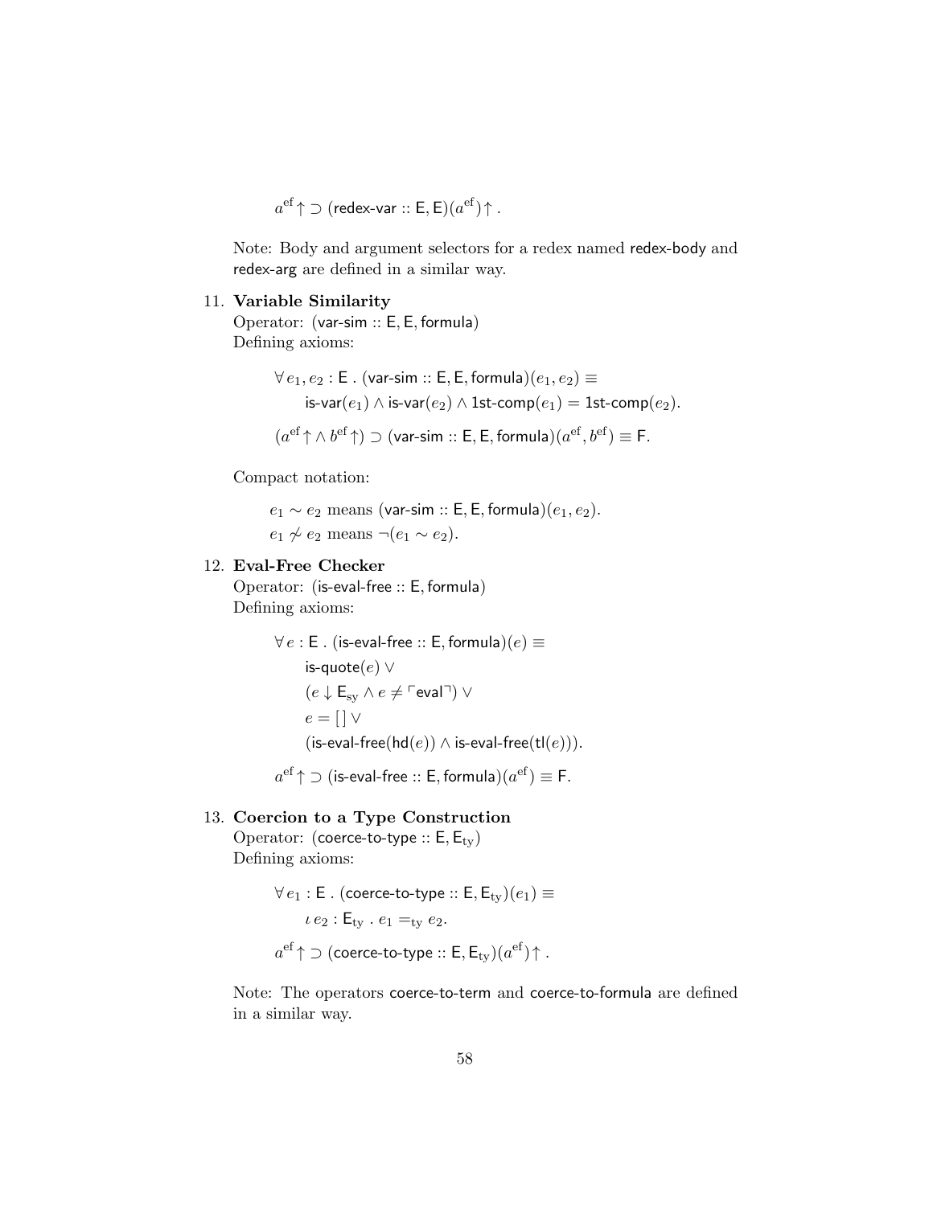$$a^{\mathrm{ef}}\!\uparrow\ \supset (\mathsf{redex\text{-}var} :: \mathsf{E}, \mathsf{E})(a^{\mathrm{ef}})\!\uparrow.$$

Note: Body and argument selectors for a redex named redex-body and redex-arg are defined in a similar way.

11. **Variable Similarity**

    Operator: $(\mathsf{var\text{-}sim} :: \mathsf{E}, \mathsf{E}, \mathsf{formula})$

    Defining axioms:

    $$\forall\, e_1, e_2 : \mathsf{E}\ .\ (\mathsf{var\text{-}sim} :: \mathsf{E}, \mathsf{E}, \mathsf{formula})(e_1, e_2) \equiv$$
    $$\mathsf{is\text{-}var}(e_1) \wedge \mathsf{is\text{-}var}(e_2) \wedge \mathsf{1st\text{-}comp}(e_1) = \mathsf{1st\text{-}comp}(e_2).$$

    $$(a^{\mathrm{ef}}\!\uparrow \wedge\, b^{\mathrm{ef}}\!\uparrow) \supset (\mathsf{var\text{-}sim} :: \mathsf{E}, \mathsf{E}, \mathsf{formula})(a^{\mathrm{ef}}, b^{\mathrm{ef}}) \equiv \mathsf{F}.$$

    Compact notation:

    $e_1 \sim e_2$ means $(\mathsf{var\text{-}sim} :: \mathsf{E}, \mathsf{E}, \mathsf{formula})(e_1, e_2)$.

    $e_1 \not\sim e_2$ means $\neg(e_1 \sim e_2)$.

12. **Eval-Free Checker**

    Operator: $(\mathsf{is\text{-}eval\text{-}free} :: \mathsf{E}, \mathsf{formula})$

    Defining axioms:

    $$\forall\, e : \mathsf{E}\ .\ (\mathsf{is\text{-}eval\text{-}free} :: \mathsf{E}, \mathsf{formula})(e) \equiv$$
    $$\mathsf{is\text{-}quote}(e)\ \vee$$
    $$(e \downarrow \mathsf{E}_{\mathrm{sy}} \wedge e \neq \ulcorner \mathsf{eval} \urcorner)\ \vee$$
    $$e = [\,]\ \vee$$
    $$(\mathsf{is\text{-}eval\text{-}free}(\mathsf{hd}(e)) \wedge \mathsf{is\text{-}eval\text{-}free}(\mathsf{tl}(e))).$$

    $$a^{\mathrm{ef}}\!\uparrow\ \supset (\mathsf{is\text{-}eval\text{-}free} :: \mathsf{E}, \mathsf{formula})(a^{\mathrm{ef}}) \equiv \mathsf{F}.$$

13. **Coercion to a Type Construction**

    Operator: $(\mathsf{coerce\text{-}to\text{-}type} :: \mathsf{E}, \mathsf{E}_{\mathrm{ty}})$

    Defining axioms:

    $$\forall\, e_1 : \mathsf{E}\ .\ (\mathsf{coerce\text{-}to\text{-}type} :: \mathsf{E}, \mathsf{E}_{\mathrm{ty}})(e_1) \equiv$$
    $$\iota\, e_2 : \mathsf{E}_{\mathrm{ty}}\ .\ e_1 =_{\mathrm{ty}} e_2.$$

    $$a^{\mathrm{ef}}\!\uparrow\ \supset (\mathsf{coerce\text{-}to\text{-}type} :: \mathsf{E}, \mathsf{E}_{\mathrm{ty}})(a^{\mathrm{ef}})\!\uparrow.$$

    Note: The operators coerce-to-term and coerce-to-formula are defined in a similar way.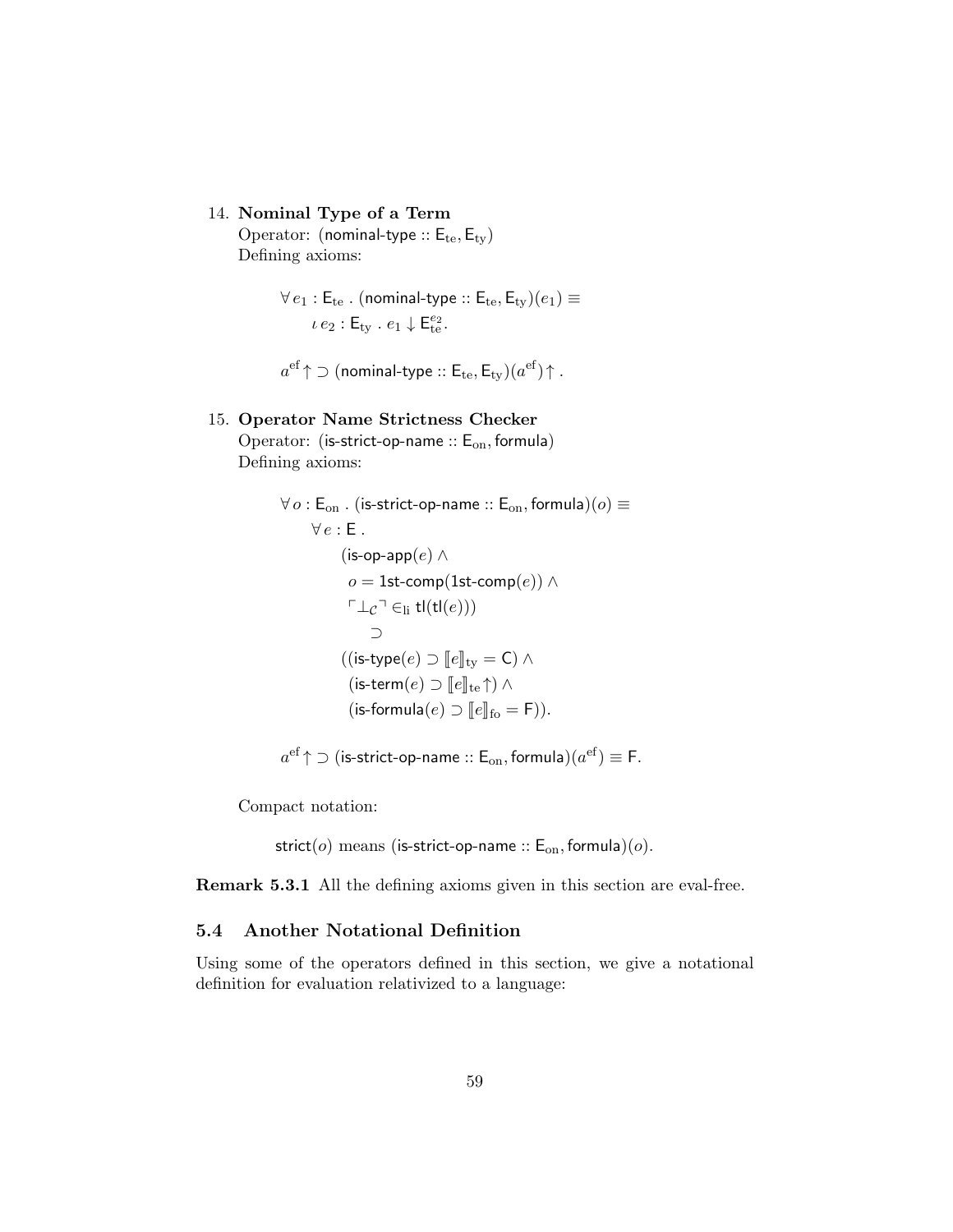14. **Nominal Type of a Term**
    Operator: $(\textsf{nominal-type} :: \textsf{E}_{\rm te}, \textsf{E}_{\rm ty})$
    Defining axioms:

$$\forall\, e_1 : \textsf{E}_{\rm te}\ .\ (\textsf{nominal-type} :: \textsf{E}_{\rm te}, \textsf{E}_{\rm ty})(e_1) \equiv \\ \iota\, e_2 : \textsf{E}_{\rm ty}\ .\ e_1 \downarrow \textsf{E}_{\rm te}^{e_2}.$$

$$a^{\rm ef}\!\uparrow\, \supset (\textsf{nominal-type} :: \textsf{E}_{\rm te}, \textsf{E}_{\rm ty})(a^{\rm ef})\!\uparrow.$$

15. **Operator Name Strictness Checker**
    Operator: $(\textsf{is-strict-op-name} :: \textsf{E}_{\rm on}, \textsf{formula})$
    Defining axioms:

$$\begin{array}{l}\forall\, o : \textsf{E}_{\rm on}\ .\ (\textsf{is-strict-op-name} :: \textsf{E}_{\rm on}, \textsf{formula})(o) \equiv \\ \quad \forall\, e : \textsf{E}\ . \\ \qquad (\textsf{is-op-app}(e) \wedge \\ \qquad\ o = \textsf{1st-comp}(\textsf{1st-comp}(e)) \wedge \\ \qquad\ \ulcorner \bot_{\mathcal{C}} \urcorner \in_{\rm li} \textsf{tl}(\textsf{tl}(e))) \\ \qquad\qquad \supset \\ \qquad ((\textsf{is-type}(e) \supset [\![e]\!]_{\rm ty} = \textsf{C}) \wedge \\ \qquad\ (\textsf{is-term}(e) \supset [\![e]\!]_{\rm te}\!\uparrow) \wedge \\ \qquad\ (\textsf{is-formula}(e) \supset [\![e]\!]_{\rm fo} = \textsf{F})).\end{array}$$

$$a^{\rm ef}\!\uparrow\, \supset (\textsf{is-strict-op-name} :: \textsf{E}_{\rm on}, \textsf{formula})(a^{\rm ef}) \equiv \textsf{F}.$$

Compact notation:

$\textsf{strict}(o)$ means $(\textsf{is-strict-op-name} :: \textsf{E}_{\rm on}, \textsf{formula})(o)$.

**Remark 5.3.1** All the defining axioms given in this section are eval-free.

## 5.4 Another Notational Definition

Using some of the operators defined in this section, we give a notational definition for evaluation relativized to a language: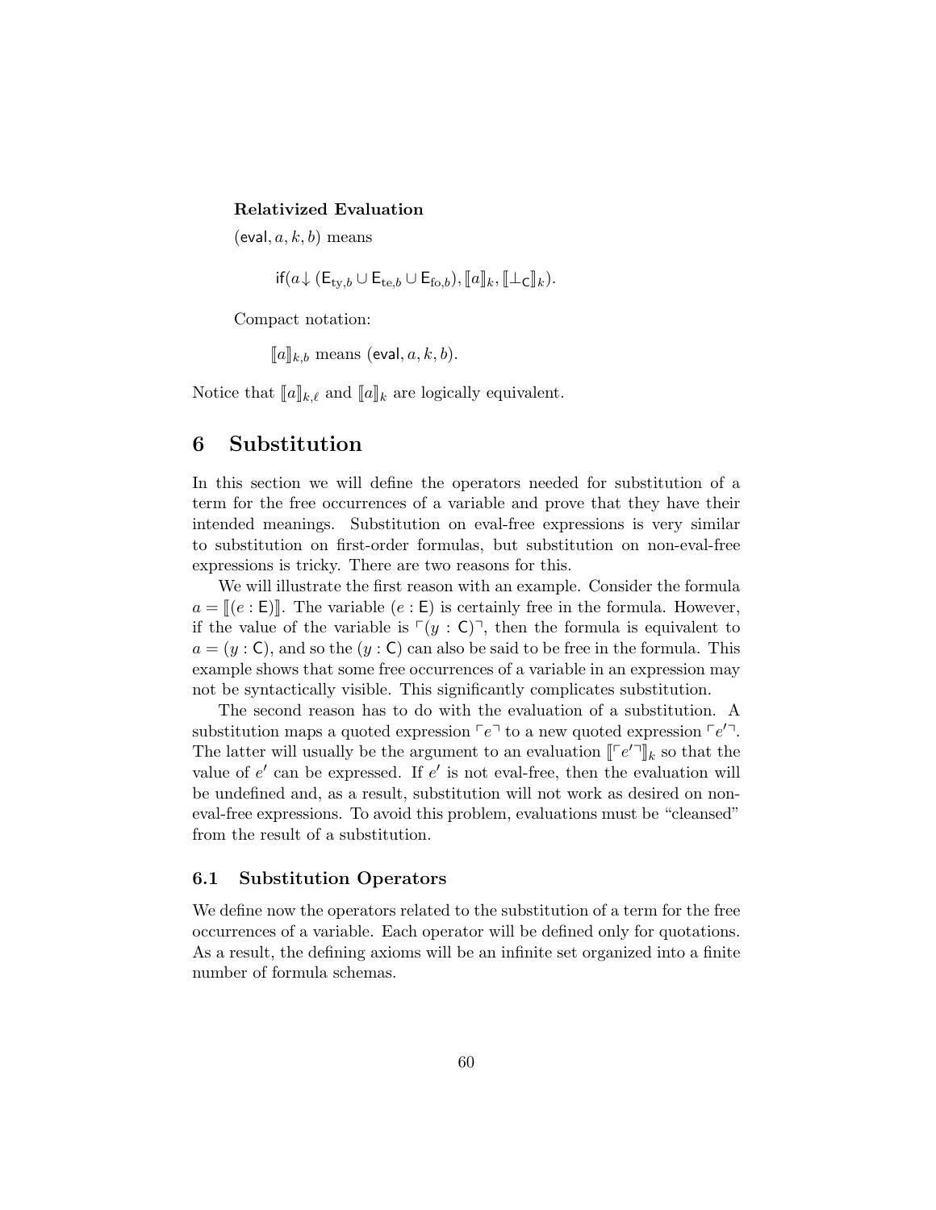**Relativized Evaluation**

$(\mathsf{eval}, a, k, b)$ means

$$\mathsf{if}(a {\downarrow} (\mathsf{E}_{\mathrm{ty},b} \cup \mathsf{E}_{\mathrm{te},b} \cup \mathsf{E}_{\mathrm{fo},b}), [\![a]\!]_k, [\![\bot_{\mathsf{C}}]\!]_k).$$

Compact notation:

$[\![a]\!]_{k,b}$ means $(\mathsf{eval}, a, k, b)$.

Notice that $[\![a]\!]_{k,\ell}$ and $[\![a]\!]_k$ are logically equivalent.

# 6 Substitution

In this section we will define the operators needed for substitution of a term for the free occurrences of a variable and prove that they have their intended meanings. Substitution on eval-free expressions is very similar to substitution on first-order formulas, but substitution on non-eval-free expressions is tricky. There are two reasons for this.

We will illustrate the first reason with an example. Consider the formula $a = [\![(e : \mathsf{E})]\!]$. The variable $(e : \mathsf{E})$ is certainly free in the formula. However, if the value of the variable is $\ulcorner(y : \mathsf{C})\urcorner$, then the formula is equivalent to $a = (y : \mathsf{C})$, and so the $(y : \mathsf{C})$ can also be said to be free in the formula. This example shows that some free occurrences of a variable in an expression may not be syntactically visible. This significantly complicates substitution.

The second reason has to do with the evaluation of a substitution. A substitution maps a quoted expression $\ulcorner e \urcorner$ to a new quoted expression $\ulcorner e' \urcorner$. The latter will usually be the argument to an evaluation $[\![\ulcorner e' \urcorner]\!]_k$ so that the value of $e'$ can be expressed. If $e'$ is not eval-free, then the evaluation will be undefined and, as a result, substitution will not work as desired on non-eval-free expressions. To avoid this problem, evaluations must be "cleansed" from the result of a substitution.

## 6.1 Substitution Operators

We define now the operators related to the substitution of a term for the free occurrences of a variable. Each operator will be defined only for quotations. As a result, the defining axioms will be an infinite set organized into a finite number of formula schemas.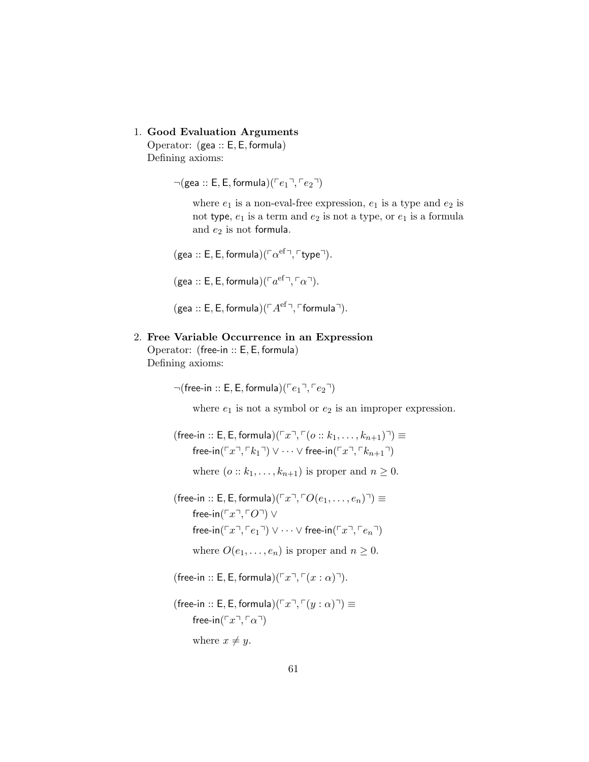1. **Good Evaluation Arguments**
   Operator: $(\mathsf{gea} :: \mathsf{E}, \mathsf{E}, \mathsf{formula})$
   Defining axioms:

   $$\neg(\mathsf{gea} :: \mathsf{E}, \mathsf{E}, \mathsf{formula})(\ulcorner e_1 \urcorner, \ulcorner e_2 \urcorner)$$

   where $e_1$ is a non-eval-free expression, $e_1$ is a type and $e_2$ is not $\mathsf{type}$, $e_1$ is a term and $e_2$ is not a type, or $e_1$ is a formula and $e_2$ is not $\mathsf{formula}$.

   $$(\mathsf{gea} :: \mathsf{E}, \mathsf{E}, \mathsf{formula})(\ulcorner \alpha^{\mathrm{ef}} \urcorner, \ulcorner \mathsf{type} \urcorner).$$

   $$(\mathsf{gea} :: \mathsf{E}, \mathsf{E}, \mathsf{formula})(\ulcorner a^{\mathrm{ef}} \urcorner, \ulcorner \alpha \urcorner).$$

   $$(\mathsf{gea} :: \mathsf{E}, \mathsf{E}, \mathsf{formula})(\ulcorner A^{\mathrm{ef}} \urcorner, \ulcorner \mathsf{formula} \urcorner).$$

2. **Free Variable Occurrence in an Expression**
   Operator: $(\mathsf{free\text{-}in} :: \mathsf{E}, \mathsf{E}, \mathsf{formula})$
   Defining axioms:

   $$\neg(\mathsf{free\text{-}in} :: \mathsf{E}, \mathsf{E}, \mathsf{formula})(\ulcorner e_1 \urcorner, \ulcorner e_2 \urcorner)$$

   where $e_1$ is not a symbol or $e_2$ is an improper expression.

   $$(\mathsf{free\text{-}in} :: \mathsf{E}, \mathsf{E}, \mathsf{formula})(\ulcorner x \urcorner, \ulcorner (o :: k_1, \ldots, k_{n+1}) \urcorner) \equiv \mathsf{free\text{-}in}(\ulcorner x \urcorner, \ulcorner k_1 \urcorner) \vee \cdots \vee \mathsf{free\text{-}in}(\ulcorner x \urcorner, \ulcorner k_{n+1} \urcorner)$$

   where $(o :: k_1, \ldots, k_{n+1})$ is proper and $n \geq 0$.

   $$(\mathsf{free\text{-}in} :: \mathsf{E}, \mathsf{E}, \mathsf{formula})(\ulcorner x \urcorner, \ulcorner O(e_1, \ldots, e_n) \urcorner) \equiv \mathsf{free\text{-}in}(\ulcorner x \urcorner, \ulcorner O \urcorner) \vee \mathsf{free\text{-}in}(\ulcorner x \urcorner, \ulcorner e_1 \urcorner) \vee \cdots \vee \mathsf{free\text{-}in}(\ulcorner x \urcorner, \ulcorner e_n \urcorner)$$

   where $O(e_1, \ldots, e_n)$ is proper and $n \geq 0$.

   $$(\mathsf{free\text{-}in} :: \mathsf{E}, \mathsf{E}, \mathsf{formula})(\ulcorner x \urcorner, \ulcorner (x : \alpha) \urcorner).$$

   $$(\mathsf{free\text{-}in} :: \mathsf{E}, \mathsf{E}, \mathsf{formula})(\ulcorner x \urcorner, \ulcorner (y : \alpha) \urcorner) \equiv \mathsf{free\text{-}in}(\ulcorner x \urcorner, \ulcorner \alpha \urcorner)$$

   where $x \neq y$.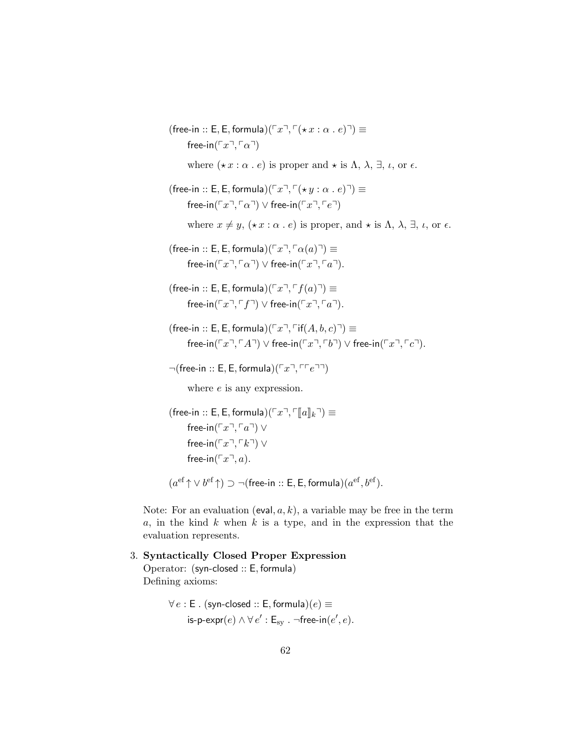$$(\mathsf{free\text{-}in} :: \mathsf{E}, \mathsf{E}, \mathsf{formula})(\ulcorner x \urcorner, \ulcorner (\star\, x : \alpha \,.\, e) \urcorner) \equiv$$
$$\mathsf{free\text{-}in}(\ulcorner x \urcorner, \ulcorner \alpha \urcorner)$$

where $(\star\, x : \alpha \,.\, e)$ is proper and $\star$ is $\Lambda$, $\lambda$, $\exists$, $\iota$, or $\epsilon$.

$$(\mathsf{free\text{-}in} :: \mathsf{E}, \mathsf{E}, \mathsf{formula})(\ulcorner x \urcorner, \ulcorner (\star\, y : \alpha \,.\, e) \urcorner) \equiv$$
$$\mathsf{free\text{-}in}(\ulcorner x \urcorner, \ulcorner \alpha \urcorner) \vee \mathsf{free\text{-}in}(\ulcorner x \urcorner, \ulcorner e \urcorner)$$

where $x \neq y$, $(\star\, x : \alpha \,.\, e)$ is proper, and $\star$ is $\Lambda$, $\lambda$, $\exists$, $\iota$, or $\epsilon$.

$$(\mathsf{free\text{-}in} :: \mathsf{E}, \mathsf{E}, \mathsf{formula})(\ulcorner x \urcorner, \ulcorner \alpha(a) \urcorner) \equiv$$
$$\mathsf{free\text{-}in}(\ulcorner x \urcorner, \ulcorner \alpha \urcorner) \vee \mathsf{free\text{-}in}(\ulcorner x \urcorner, \ulcorner a \urcorner).$$

$$(\mathsf{free\text{-}in} :: \mathsf{E}, \mathsf{E}, \mathsf{formula})(\ulcorner x \urcorner, \ulcorner f(a) \urcorner) \equiv$$
$$\mathsf{free\text{-}in}(\ulcorner x \urcorner, \ulcorner f \urcorner) \vee \mathsf{free\text{-}in}(\ulcorner x \urcorner, \ulcorner a \urcorner).$$

$$(\mathsf{free\text{-}in} :: \mathsf{E}, \mathsf{E}, \mathsf{formula})(\ulcorner x \urcorner, \ulcorner \mathsf{if}(A, b, c) \urcorner) \equiv$$
$$\mathsf{free\text{-}in}(\ulcorner x \urcorner, \ulcorner A \urcorner) \vee \mathsf{free\text{-}in}(\ulcorner x \urcorner, \ulcorner b \urcorner) \vee \mathsf{free\text{-}in}(\ulcorner x \urcorner, \ulcorner c \urcorner).$$

$$\neg(\mathsf{free\text{-}in} :: \mathsf{E}, \mathsf{E}, \mathsf{formula})(\ulcorner x \urcorner, \ulcorner \ulcorner e \urcorner \urcorner)$$

where $e$ is any expression.

$$(\mathsf{free\text{-}in} :: \mathsf{E}, \mathsf{E}, \mathsf{formula})(\ulcorner x \urcorner, \ulcorner [\![ a ]\!]_k \urcorner) \equiv$$
$$\mathsf{free\text{-}in}(\ulcorner x \urcorner, \ulcorner a \urcorner) \vee$$
$$\mathsf{free\text{-}in}(\ulcorner x \urcorner, \ulcorner k \urcorner) \vee$$
$$\mathsf{free\text{-}in}(\ulcorner x \urcorner, a).$$

$$(a^{\mathrm{ef}}\!\uparrow \vee\, b^{\mathrm{ef}}\!\uparrow) \supset \neg(\mathsf{free\text{-}in} :: \mathsf{E}, \mathsf{E}, \mathsf{formula})(a^{\mathrm{ef}}, b^{\mathrm{ef}}).$$

Note: For an evaluation $(\mathsf{eval}, a, k)$, a variable may be free in the term $a$, in the kind $k$ when $k$ is a type, and in the expression that the evaluation represents.

3. **Syntactically Closed Proper Expression**
   Operator: $(\mathsf{syn\text{-}closed} :: \mathsf{E}, \mathsf{formula})$
   Defining axioms:

$$\forall\, e : \mathsf{E} \,.\, (\mathsf{syn\text{-}closed} :: \mathsf{E}, \mathsf{formula})(e) \equiv$$
$$\mathsf{is\text{-}p\text{-}expr}(e) \wedge \forall\, e' : \mathsf{E}_{\mathrm{sy}} \,.\, \neg \mathsf{free\text{-}in}(e', e).$$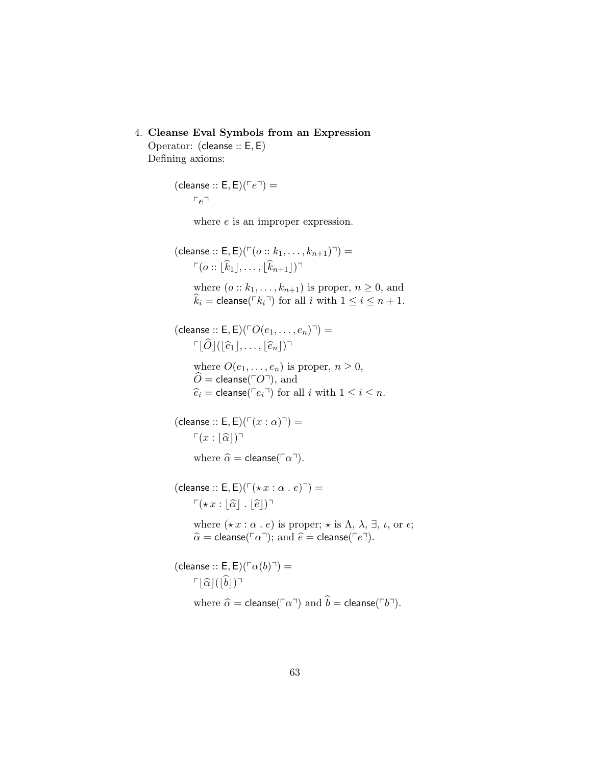4. **Cleanse Eval Symbols from an Expression**

   Operator: $(\mathsf{cleanse} :: \mathsf{E}, \mathsf{E})$

   Defining axioms:

$$(\mathsf{cleanse} :: \mathsf{E}, \mathsf{E})(\ulcorner e \urcorner) = \\ \ulcorner e \urcorner$$

where $e$ is an improper expression.

$$(\mathsf{cleanse} :: \mathsf{E}, \mathsf{E})(\ulcorner (o :: k_1, \ldots, k_{n+1}) \urcorner) = \\ \ulcorner (o :: \lfloor \widehat{k}_1 \rfloor, \ldots, \lfloor \widehat{k}_{n+1} \rfloor) \urcorner$$

where $(o :: k_1, \ldots, k_{n+1})$ is proper, $n \geq 0$, and $\widehat{k}_i = \mathsf{cleanse}(\ulcorner k_i \urcorner)$ for all $i$ with $1 \leq i \leq n+1$.

$$(\mathsf{cleanse} :: \mathsf{E}, \mathsf{E})(\ulcorner O(e_1, \ldots, e_n) \urcorner) = \\ \ulcorner \lfloor \widehat{O} \rfloor (\lfloor \widehat{e}_1 \rfloor, \ldots, \lfloor \widehat{e}_n \rfloor) \urcorner$$

where $O(e_1, \ldots, e_n)$ is proper, $n \geq 0$, $\widehat{O} = \mathsf{cleanse}(\ulcorner O \urcorner)$, and $\widehat{e}_i = \mathsf{cleanse}(\ulcorner e_i \urcorner)$ for all $i$ with $1 \leq i \leq n$.

$$(\mathsf{cleanse} :: \mathsf{E}, \mathsf{E})(\ulcorner (x : \alpha) \urcorner) = \\ \ulcorner (x : \lfloor \widehat{\alpha} \rfloor) \urcorner$$

where $\widehat{\alpha} = \mathsf{cleanse}(\ulcorner \alpha \urcorner)$.

$$(\mathsf{cleanse} :: \mathsf{E}, \mathsf{E})(\ulcorner (\star\, x : \alpha \,.\, e) \urcorner) = \\ \ulcorner (\star\, x : \lfloor \widehat{\alpha} \rfloor \,.\, \lfloor \widehat{e} \rfloor) \urcorner$$

where $(\star\, x : \alpha \,.\, e)$ is proper; $\star$ is $\Lambda$, $\lambda$, $\exists$, $\iota$, or $\epsilon$; $\widehat{\alpha} = \mathsf{cleanse}(\ulcorner \alpha \urcorner)$; and $\widehat{e} = \mathsf{cleanse}(\ulcorner e \urcorner)$.

$$(\mathsf{cleanse} :: \mathsf{E}, \mathsf{E})(\ulcorner \alpha(b) \urcorner) = \\ \ulcorner \lfloor \widehat{\alpha} \rfloor (\lfloor \widehat{b} \rfloor) \urcorner$$

where $\widehat{\alpha} = \mathsf{cleanse}(\ulcorner \alpha \urcorner)$ and $\widehat{b} = \mathsf{cleanse}(\ulcorner b \urcorner)$.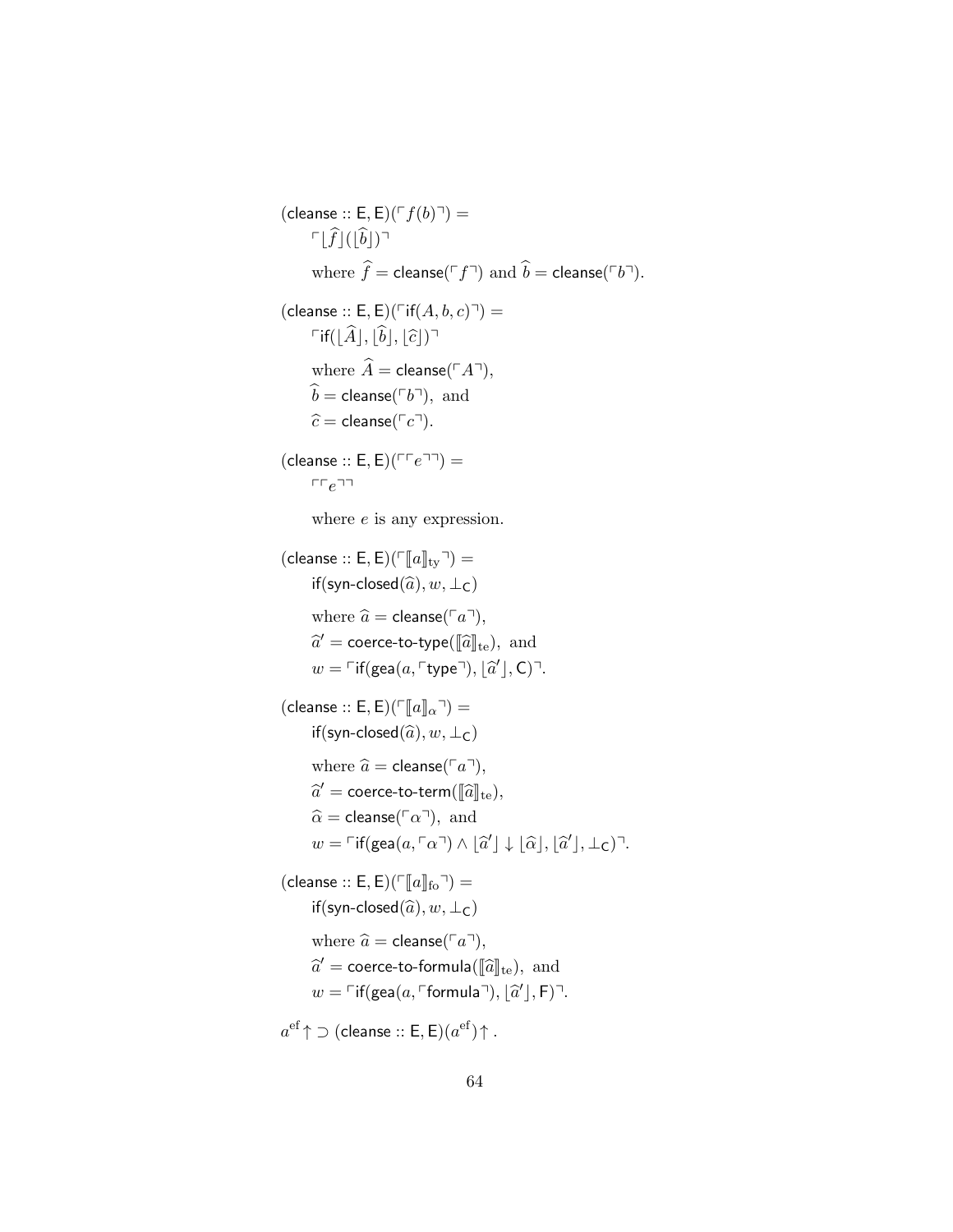$(\mathsf{cleanse} :: \mathsf{E}, \mathsf{E})(\ulcorner f(b) \urcorner) =$

$\quad \ulcorner \lfloor \widehat{f} \rfloor (\lfloor \widehat{b} \rfloor) \urcorner$

$\quad$ where $\widehat{f} = \mathsf{cleanse}(\ulcorner f \urcorner)$ and $\widehat{b} = \mathsf{cleanse}(\ulcorner b \urcorner)$.

$(\mathsf{cleanse} :: \mathsf{E}, \mathsf{E})(\ulcorner \mathsf{if}(A, b, c) \urcorner) =$

$\quad \ulcorner \mathsf{if}(\lfloor \widehat{A} \rfloor, \lfloor \widehat{b} \rfloor, \lfloor \widehat{c} \rfloor) \urcorner$

$\quad$ where $\widehat{A} = \mathsf{cleanse}(\ulcorner A \urcorner)$,

$\quad \widehat{b} = \mathsf{cleanse}(\ulcorner b \urcorner)$, and

$\quad \widehat{c} = \mathsf{cleanse}(\ulcorner c \urcorner)$.

$(\mathsf{cleanse} :: \mathsf{E}, \mathsf{E})(\ulcorner \ulcorner e \urcorner \urcorner) =$

$\quad \ulcorner \ulcorner e \urcorner \urcorner$

$\quad$ where $e$ is any expression.

$(\mathsf{cleanse} :: \mathsf{E}, \mathsf{E})(\ulcorner [\![ a ]\!]_{\mathrm{ty}} \urcorner) =$

$\quad \mathsf{if}(\mathsf{syn\text{-}closed}(\widehat{a}), w, \bot_{\mathsf{C}})$

$\quad$ where $\widehat{a} = \mathsf{cleanse}(\ulcorner a \urcorner)$,

$\quad \widehat{a}' = \mathsf{coerce\text{-}to\text{-}type}([\![ \widehat{a} ]\!]_{\mathrm{te}})$, and

$\quad w = \ulcorner \mathsf{if}(\mathsf{gea}(a, \ulcorner \mathsf{type} \urcorner), \lfloor \widehat{a}' \rfloor, \mathsf{C}) \urcorner$.

$(\mathsf{cleanse} :: \mathsf{E}, \mathsf{E})(\ulcorner [\![ a ]\!]_{\alpha} \urcorner) =$

$\quad \mathsf{if}(\mathsf{syn\text{-}closed}(\widehat{a}), w, \bot_{\mathsf{C}})$

$\quad$ where $\widehat{a} = \mathsf{cleanse}(\ulcorner a \urcorner)$,

$\quad \widehat{a}' = \mathsf{coerce\text{-}to\text{-}term}([\![ \widehat{a} ]\!]_{\mathrm{te}})$,

$\quad \widehat{\alpha} = \mathsf{cleanse}(\ulcorner \alpha \urcorner)$, and

$\quad w = \ulcorner \mathsf{if}(\mathsf{gea}(a, \ulcorner \alpha \urcorner) \wedge \lfloor \widehat{a}' \rfloor \downarrow \lfloor \widehat{\alpha} \rfloor, \lfloor \widehat{a}' \rfloor, \bot_{\mathsf{C}}) \urcorner$.

$(\mathsf{cleanse} :: \mathsf{E}, \mathsf{E})(\ulcorner [\![ a ]\!]_{\mathrm{fo}} \urcorner) =$

$\quad \mathsf{if}(\mathsf{syn\text{-}closed}(\widehat{a}), w, \bot_{\mathsf{C}})$

$\quad$ where $\widehat{a} = \mathsf{cleanse}(\ulcorner a \urcorner)$,

$\quad \widehat{a}' = \mathsf{coerce\text{-}to\text{-}formula}([\![ \widehat{a} ]\!]_{\mathrm{te}})$, and

$\quad w = \ulcorner \mathsf{if}(\mathsf{gea}(a, \ulcorner \mathsf{formula} \urcorner), \lfloor \widehat{a}' \rfloor, \mathsf{F}) \urcorner$.

$a^{\mathrm{ef}}\uparrow \supset (\mathsf{cleanse} :: \mathsf{E}, \mathsf{E})(a^{\mathrm{ef}})\uparrow$.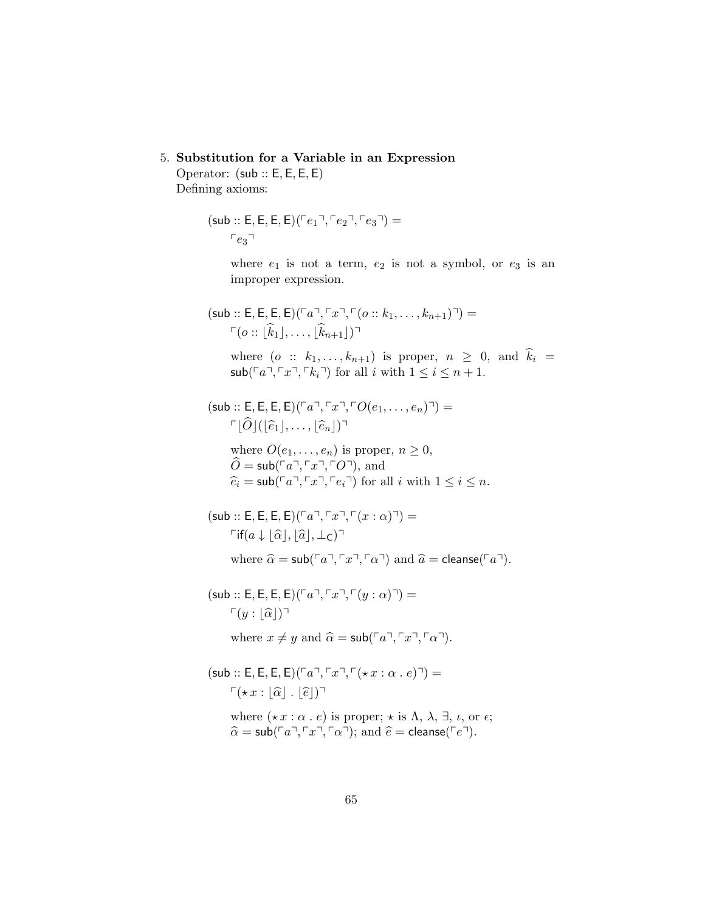5. **Substitution for a Variable in an Expression**

Operator: $(\mathsf{sub} :: \mathsf{E}, \mathsf{E}, \mathsf{E}, \mathsf{E})$

Defining axioms:

$$(\mathsf{sub} :: \mathsf{E}, \mathsf{E}, \mathsf{E}, \mathsf{E})(\ulcorner e_1 \urcorner, \ulcorner e_2 \urcorner, \ulcorner e_3 \urcorner) = \ulcorner e_3 \urcorner$$

where $e_1$ is not a term, $e_2$ is not a symbol, or $e_3$ is an improper expression.

$$(\mathsf{sub} :: \mathsf{E}, \mathsf{E}, \mathsf{E}, \mathsf{E})(\ulcorner a \urcorner, \ulcorner x \urcorner, \ulcorner (o :: k_1, \ldots, k_{n+1}) \urcorner) = \ulcorner (o :: \lfloor \widehat{k}_1 \rfloor, \ldots, \lfloor \widehat{k}_{n+1} \rfloor) \urcorner$$

where $(o :: k_1, \ldots, k_{n+1})$ is proper, $n \geq 0$, and $\widehat{k}_i = \mathsf{sub}(\ulcorner a \urcorner, \ulcorner x \urcorner, \ulcorner k_i \urcorner)$ for all $i$ with $1 \leq i \leq n+1$.

$$(\mathsf{sub} :: \mathsf{E}, \mathsf{E}, \mathsf{E}, \mathsf{E})(\ulcorner a \urcorner, \ulcorner x \urcorner, \ulcorner O(e_1, \ldots, e_n) \urcorner) = \ulcorner \lfloor \widehat{O} \rfloor (\lfloor \widehat{e}_1 \rfloor, \ldots, \lfloor \widehat{e}_n \rfloor) \urcorner$$

where $O(e_1, \ldots, e_n)$ is proper, $n \geq 0$, $\widehat{O} = \mathsf{sub}(\ulcorner a \urcorner, \ulcorner x \urcorner, \ulcorner O \urcorner)$, and $\widehat{e}_i = \mathsf{sub}(\ulcorner a \urcorner, \ulcorner x \urcorner, \ulcorner e_i \urcorner)$ for all $i$ with $1 \leq i \leq n$.

$$(\mathsf{sub} :: \mathsf{E}, \mathsf{E}, \mathsf{E}, \mathsf{E})(\ulcorner a \urcorner, \ulcorner x \urcorner, \ulcorner (x : \alpha) \urcorner) = \ulcorner \mathsf{if}(a \downarrow \lfloor \widehat{\alpha} \rfloor, \lfloor \widehat{a} \rfloor, \bot_{\mathsf{C}}) \urcorner$$

where $\widehat{\alpha} = \mathsf{sub}(\ulcorner a \urcorner, \ulcorner x \urcorner, \ulcorner \alpha \urcorner)$ and $\widehat{a} = \mathsf{cleanse}(\ulcorner a \urcorner)$.

$$(\mathsf{sub} :: \mathsf{E}, \mathsf{E}, \mathsf{E}, \mathsf{E})(\ulcorner a \urcorner, \ulcorner x \urcorner, \ulcorner (y : \alpha) \urcorner) = \ulcorner (y : \lfloor \widehat{\alpha} \rfloor) \urcorner$$

where $x \neq y$ and $\widehat{\alpha} = \mathsf{sub}(\ulcorner a \urcorner, \ulcorner x \urcorner, \ulcorner \alpha \urcorner)$.

$$(\mathsf{sub} :: \mathsf{E}, \mathsf{E}, \mathsf{E}, \mathsf{E})(\ulcorner a \urcorner, \ulcorner x \urcorner, \ulcorner (\star\, x : \alpha \,.\, e) \urcorner) = \ulcorner (\star\, x : \lfloor \widehat{\alpha} \rfloor \,.\, \lfloor \widehat{e} \rfloor) \urcorner$$

where $(\star\, x : \alpha \,.\, e)$ is proper; $\star$ is $\Lambda$, $\lambda$, $\exists$, $\iota$, or $\epsilon$; $\widehat{\alpha} = \mathsf{sub}(\ulcorner a \urcorner, \ulcorner x \urcorner, \ulcorner \alpha \urcorner)$; and $\widehat{e} = \mathsf{cleanse}(\ulcorner e \urcorner)$.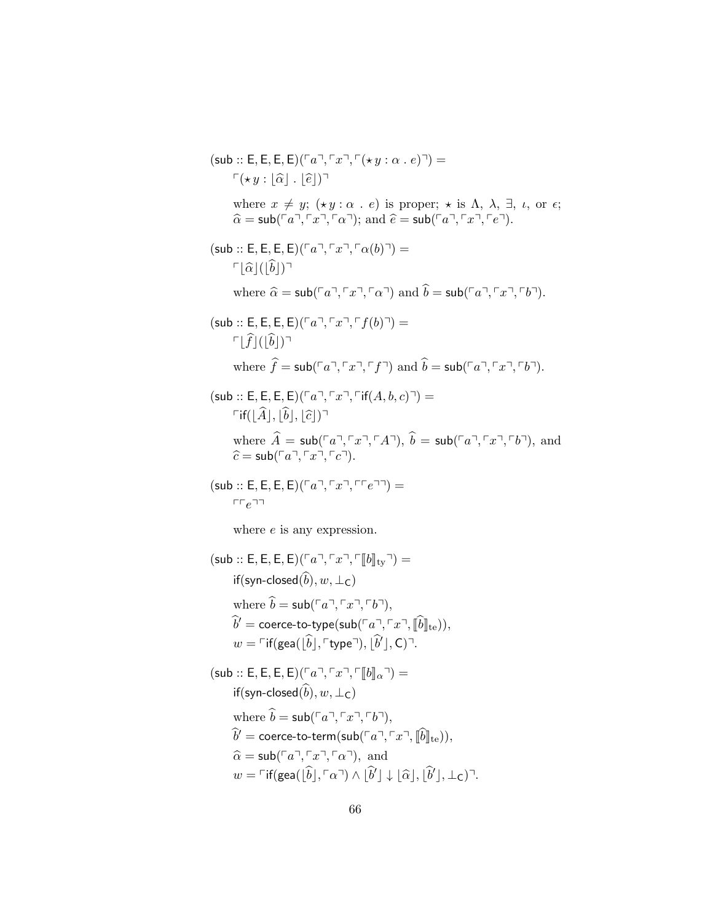$$(\mathsf{sub} :: \mathsf{E}, \mathsf{E}, \mathsf{E}, \mathsf{E})(\ulcorner a \urcorner, \ulcorner x \urcorner, \ulcorner (\star\, y : \alpha \,.\, e) \urcorner) =$$
$$\ulcorner (\star\, y : \lfloor \widehat{\alpha} \rfloor \,.\, \lfloor \widehat{e} \rfloor) \urcorner$$

where $x \neq y$; $(\star\, y : \alpha \,.\, e)$ is proper; $\star$ is $\Lambda$, $\lambda$, $\exists$, $\iota$, or $\epsilon$; $\widehat{\alpha} = \mathsf{sub}(\ulcorner a \urcorner, \ulcorner x \urcorner, \ulcorner \alpha \urcorner)$; and $\widehat{e} = \mathsf{sub}(\ulcorner a \urcorner, \ulcorner x \urcorner, \ulcorner e \urcorner)$.

$$(\mathsf{sub} :: \mathsf{E}, \mathsf{E}, \mathsf{E}, \mathsf{E})(\ulcorner a \urcorner, \ulcorner x \urcorner, \ulcorner \alpha(b) \urcorner) =$$
$$\ulcorner \lfloor \widehat{\alpha} \rfloor (\lfloor \widehat{b} \rfloor) \urcorner$$

where $\widehat{\alpha} = \mathsf{sub}(\ulcorner a \urcorner, \ulcorner x \urcorner, \ulcorner \alpha \urcorner)$ and $\widehat{b} = \mathsf{sub}(\ulcorner a \urcorner, \ulcorner x \urcorner, \ulcorner b \urcorner)$.

$$(\mathsf{sub} :: \mathsf{E}, \mathsf{E}, \mathsf{E}, \mathsf{E})(\ulcorner a \urcorner, \ulcorner x \urcorner, \ulcorner f(b) \urcorner) =$$
$$\ulcorner \lfloor \widehat{f} \rfloor (\lfloor \widehat{b} \rfloor) \urcorner$$

where $\widehat{f} = \mathsf{sub}(\ulcorner a \urcorner, \ulcorner x \urcorner, \ulcorner f \urcorner)$ and $\widehat{b} = \mathsf{sub}(\ulcorner a \urcorner, \ulcorner x \urcorner, \ulcorner b \urcorner)$.

$$(\mathsf{sub} :: \mathsf{E}, \mathsf{E}, \mathsf{E}, \mathsf{E})(\ulcorner a \urcorner, \ulcorner x \urcorner, \ulcorner \mathsf{if}(A, b, c) \urcorner) =$$
$$\ulcorner \mathsf{if}(\lfloor \widehat{A} \rfloor, \lfloor \widehat{b} \rfloor, \lfloor \widehat{c} \rfloor) \urcorner$$

where $\widehat{A} = \mathsf{sub}(\ulcorner a \urcorner, \ulcorner x \urcorner, \ulcorner A \urcorner)$, $\widehat{b} = \mathsf{sub}(\ulcorner a \urcorner, \ulcorner x \urcorner, \ulcorner b \urcorner)$, and $\widehat{c} = \mathsf{sub}(\ulcorner a \urcorner, \ulcorner x \urcorner, \ulcorner c \urcorner)$.

$$(\mathsf{sub} :: \mathsf{E}, \mathsf{E}, \mathsf{E}, \mathsf{E})(\ulcorner a \urcorner, \ulcorner x \urcorner, \ulcorner \ulcorner e \urcorner \urcorner) =$$
$$\ulcorner \ulcorner e \urcorner \urcorner$$

where $e$ is any expression.

$$(\mathsf{sub} :: \mathsf{E}, \mathsf{E}, \mathsf{E}, \mathsf{E})(\ulcorner a \urcorner, \ulcorner x \urcorner, \ulcorner [\![ b ]\!]_{\mathrm{ty}} \urcorner) =$$
$$\mathsf{if}(\mathsf{syn\text{-}closed}(\widehat{b}), w, \bot_{\mathsf{C}})$$

where $\widehat{b} = \mathsf{sub}(\ulcorner a \urcorner, \ulcorner x \urcorner, \ulcorner b \urcorner)$,
$\widehat{b}' = \mathsf{coerce\text{-}to\text{-}type}(\mathsf{sub}(\ulcorner a \urcorner, \ulcorner x \urcorner, [\![ \widehat{b} ]\!]_{\mathrm{te}}))$,
$w = \ulcorner \mathsf{if}(\mathsf{gea}(\lfloor \widehat{b} \rfloor, \ulcorner \mathsf{type} \urcorner), \lfloor \widehat{b}' \rfloor, \mathsf{C}) \urcorner$.

$$(\mathsf{sub} :: \mathsf{E}, \mathsf{E}, \mathsf{E}, \mathsf{E})(\ulcorner a \urcorner, \ulcorner x \urcorner, \ulcorner [\![ b ]\!]_{\alpha} \urcorner) =$$
$$\mathsf{if}(\mathsf{syn\text{-}closed}(\widehat{b}), w, \bot_{\mathsf{C}})$$

where $\widehat{b} = \mathsf{sub}(\ulcorner a \urcorner, \ulcorner x \urcorner, \ulcorner b \urcorner)$,
$\widehat{b}' = \mathsf{coerce\text{-}to\text{-}term}(\mathsf{sub}(\ulcorner a \urcorner, \ulcorner x \urcorner, [\![ \widehat{b} ]\!]_{\mathrm{te}}))$,
$\widehat{\alpha} = \mathsf{sub}(\ulcorner a \urcorner, \ulcorner x \urcorner, \ulcorner \alpha \urcorner)$, and
$w = \ulcorner \mathsf{if}(\mathsf{gea}(\lfloor \widehat{b} \rfloor, \ulcorner \alpha \urcorner) \wedge \lfloor \widehat{b}' \rfloor \downarrow \lfloor \widehat{\alpha} \rfloor, \lfloor \widehat{b}' \rfloor, \bot_{\mathsf{C}}) \urcorner$.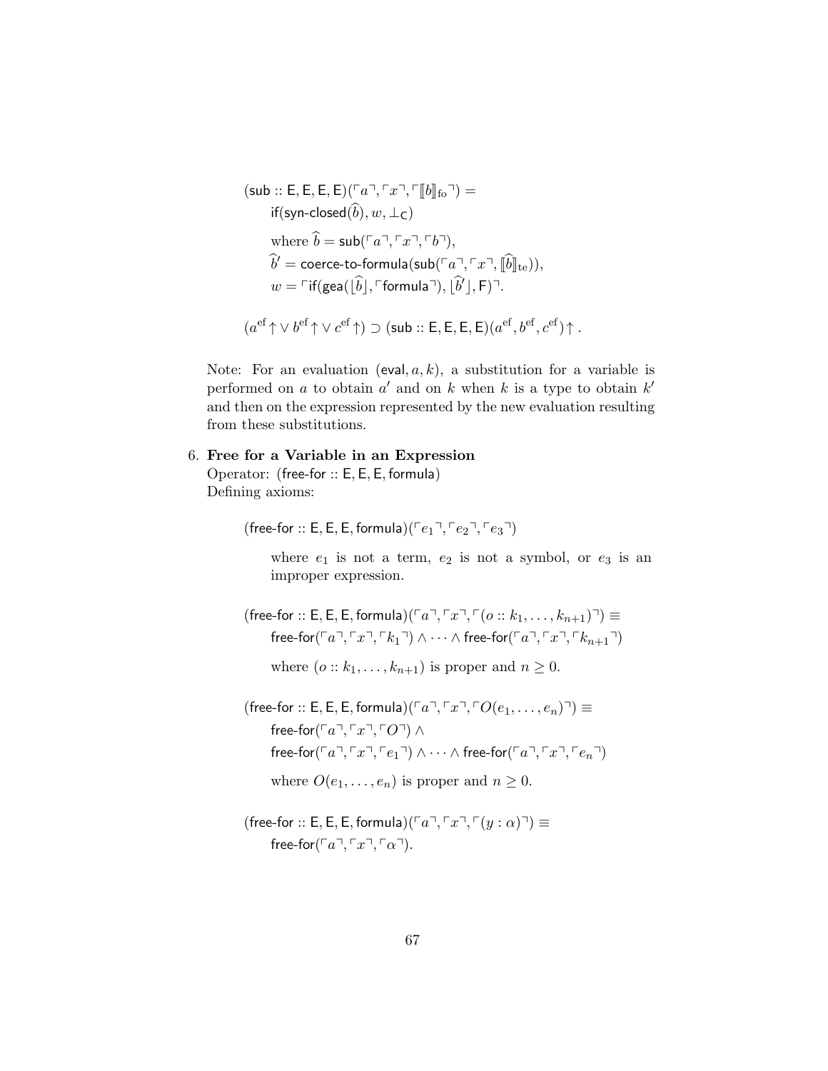$$(\mathsf{sub} :: \mathsf{E}, \mathsf{E}, \mathsf{E}, \mathsf{E})(\ulcorner a \urcorner, \ulcorner x \urcorner, \ulcorner [\![ b ]\!]_{\mathrm{fo}} \urcorner) =$$
$$\mathsf{if}(\mathsf{syn\text{-}closed}(\widehat{b}), w, \bot_{\mathsf{C}})$$
$$\text{where } \widehat{b} = \mathsf{sub}(\ulcorner a \urcorner, \ulcorner x \urcorner, \ulcorner b \urcorner),$$
$$\widehat{b}' = \mathsf{coerce\text{-}to\text{-}formula}(\mathsf{sub}(\ulcorner a \urcorner, \ulcorner x \urcorner, [\![ \widehat{b} ]\!]_{\mathrm{te}})),$$
$$w = \ulcorner \mathsf{if}(\mathsf{gea}(\lfloor \widehat{b} \rfloor, \ulcorner \mathsf{formula} \urcorner), \lfloor \widehat{b}' \rfloor, \mathsf{F}) \urcorner.$$

$$(a^{\mathrm{ef}}\!\uparrow \vee\, b^{\mathrm{ef}}\!\uparrow \vee\, c^{\mathrm{ef}}\!\uparrow) \supset (\mathsf{sub} :: \mathsf{E}, \mathsf{E}, \mathsf{E}, \mathsf{E})(a^{\mathrm{ef}}, b^{\mathrm{ef}}, c^{\mathrm{ef}})\!\uparrow.$$

Note: For an evaluation $(\mathsf{eval}, a, k)$, a substitution for a variable is performed on $a$ to obtain $a'$ and on $k$ when $k$ is a type to obtain $k'$ and then on the expression represented by the new evaluation resulting from these substitutions.

6. **Free for a Variable in an Expression**
   Operator: $(\mathsf{free\text{-}for} :: \mathsf{E}, \mathsf{E}, \mathsf{E}, \mathsf{formula})$
   Defining axioms:

$$(\mathsf{free\text{-}for} :: \mathsf{E}, \mathsf{E}, \mathsf{E}, \mathsf{formula})(\ulcorner e_1 \urcorner, \ulcorner e_2 \urcorner, \ulcorner e_3 \urcorner)$$

where $e_1$ is not a term, $e_2$ is not a symbol, or $e_3$ is an improper expression.

$$(\mathsf{free\text{-}for} :: \mathsf{E}, \mathsf{E}, \mathsf{E}, \mathsf{formula})(\ulcorner a \urcorner, \ulcorner x \urcorner, \ulcorner (o :: k_1, \ldots, k_{n+1}) \urcorner) \equiv$$
$$\mathsf{free\text{-}for}(\ulcorner a \urcorner, \ulcorner x \urcorner, \ulcorner k_1 \urcorner) \wedge \cdots \wedge \mathsf{free\text{-}for}(\ulcorner a \urcorner, \ulcorner x \urcorner, \ulcorner k_{n+1} \urcorner)$$

where $(o :: k_1, \ldots, k_{n+1})$ is proper and $n \geq 0$.

$$(\mathsf{free\text{-}for} :: \mathsf{E}, \mathsf{E}, \mathsf{E}, \mathsf{formula})(\ulcorner a \urcorner, \ulcorner x \urcorner, \ulcorner O(e_1, \ldots, e_n) \urcorner) \equiv$$
$$\mathsf{free\text{-}for}(\ulcorner a \urcorner, \ulcorner x \urcorner, \ulcorner O \urcorner) \wedge$$
$$\mathsf{free\text{-}for}(\ulcorner a \urcorner, \ulcorner x \urcorner, \ulcorner e_1 \urcorner) \wedge \cdots \wedge \mathsf{free\text{-}for}(\ulcorner a \urcorner, \ulcorner x \urcorner, \ulcorner e_n \urcorner)$$

where $O(e_1, \ldots, e_n)$ is proper and $n \geq 0$.

$$(\mathsf{free\text{-}for} :: \mathsf{E}, \mathsf{E}, \mathsf{E}, \mathsf{formula})(\ulcorner a \urcorner, \ulcorner x \urcorner, \ulcorner (y : \alpha) \urcorner) \equiv$$
$$\mathsf{free\text{-}for}(\ulcorner a \urcorner, \ulcorner x \urcorner, \ulcorner \alpha \urcorner).$$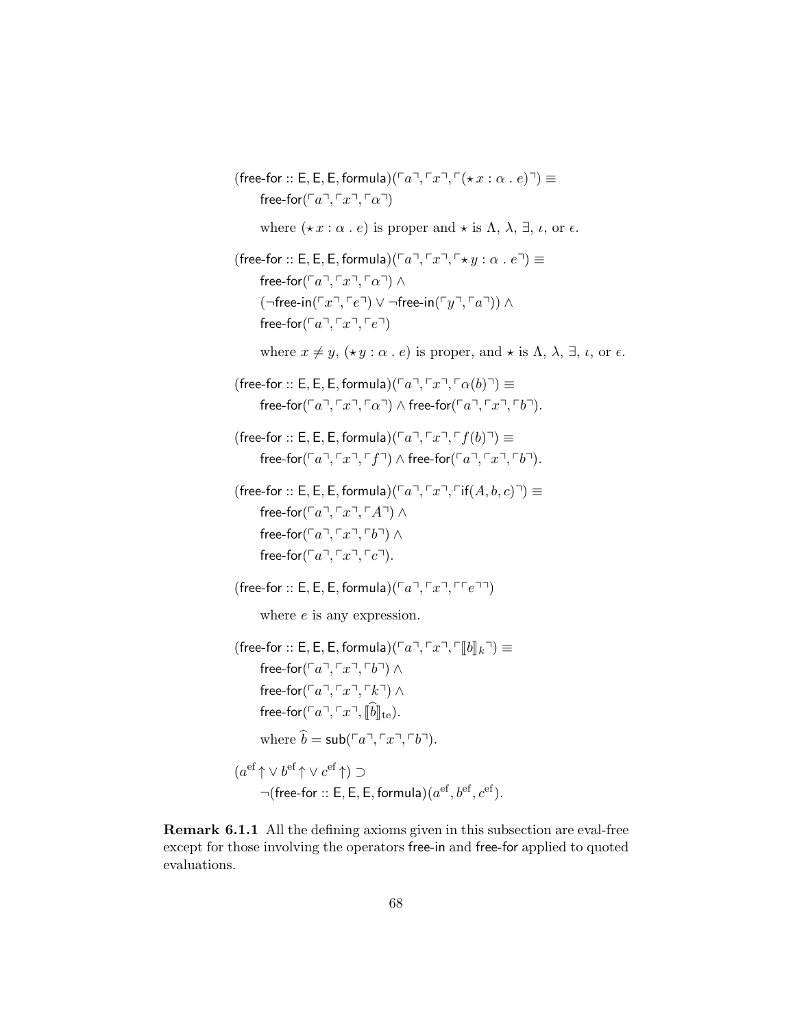$$(\mathsf{free\text{-}for} :: \mathsf{E}, \mathsf{E}, \mathsf{E}, \mathsf{formula})(\ulcorner a \urcorner, \ulcorner x \urcorner, \ulcorner (\star\, x : \alpha \;.\; e) \urcorner) \equiv$$
$$\mathsf{free\text{-}for}(\ulcorner a \urcorner, \ulcorner x \urcorner, \ulcorner \alpha \urcorner)$$

where $(\star\, x : \alpha \;.\; e)$ is proper and $\star$ is $\Lambda$, $\lambda$, $\exists$, $\iota$, or $\epsilon$.

$$(\mathsf{free\text{-}for} :: \mathsf{E}, \mathsf{E}, \mathsf{E}, \mathsf{formula})(\ulcorner a \urcorner, \ulcorner x \urcorner, \ulcorner \star\, y : \alpha \;.\; e \urcorner) \equiv$$
$$\mathsf{free\text{-}for}(\ulcorner a \urcorner, \ulcorner x \urcorner, \ulcorner \alpha \urcorner) \wedge$$
$$(\neg\mathsf{free\text{-}in}(\ulcorner x \urcorner, \ulcorner e \urcorner) \vee \neg\mathsf{free\text{-}in}(\ulcorner y \urcorner, \ulcorner a \urcorner)) \wedge$$
$$\mathsf{free\text{-}for}(\ulcorner a \urcorner, \ulcorner x \urcorner, \ulcorner e \urcorner)$$

where $x \neq y$, $(\star\, y : \alpha \;.\; e)$ is proper, and $\star$ is $\Lambda$, $\lambda$, $\exists$, $\iota$, or $\epsilon$.

$$(\mathsf{free\text{-}for} :: \mathsf{E}, \mathsf{E}, \mathsf{E}, \mathsf{formula})(\ulcorner a \urcorner, \ulcorner x \urcorner, \ulcorner \alpha(b) \urcorner) \equiv$$
$$\mathsf{free\text{-}for}(\ulcorner a \urcorner, \ulcorner x \urcorner, \ulcorner \alpha \urcorner) \wedge \mathsf{free\text{-}for}(\ulcorner a \urcorner, \ulcorner x \urcorner, \ulcorner b \urcorner).$$

$$(\mathsf{free\text{-}for} :: \mathsf{E}, \mathsf{E}, \mathsf{E}, \mathsf{formula})(\ulcorner a \urcorner, \ulcorner x \urcorner, \ulcorner f(b) \urcorner) \equiv$$
$$\mathsf{free\text{-}for}(\ulcorner a \urcorner, \ulcorner x \urcorner, \ulcorner f \urcorner) \wedge \mathsf{free\text{-}for}(\ulcorner a \urcorner, \ulcorner x \urcorner, \ulcorner b \urcorner).$$

$$(\mathsf{free\text{-}for} :: \mathsf{E}, \mathsf{E}, \mathsf{E}, \mathsf{formula})(\ulcorner a \urcorner, \ulcorner x \urcorner, \ulcorner \mathsf{if}(A, b, c) \urcorner) \equiv$$
$$\mathsf{free\text{-}for}(\ulcorner a \urcorner, \ulcorner x \urcorner, \ulcorner A \urcorner) \wedge$$
$$\mathsf{free\text{-}for}(\ulcorner a \urcorner, \ulcorner x \urcorner, \ulcorner b \urcorner) \wedge$$
$$\mathsf{free\text{-}for}(\ulcorner a \urcorner, \ulcorner x \urcorner, \ulcorner c \urcorner).$$

$$(\mathsf{free\text{-}for} :: \mathsf{E}, \mathsf{E}, \mathsf{E}, \mathsf{formula})(\ulcorner a \urcorner, \ulcorner x \urcorner, \ulcorner \ulcorner e \urcorner \urcorner)$$

where $e$ is any expression.

$$(\mathsf{free\text{-}for} :: \mathsf{E}, \mathsf{E}, \mathsf{E}, \mathsf{formula})(\ulcorner a \urcorner, \ulcorner x \urcorner, \ulcorner [\![ b ]\!]_k \urcorner) \equiv$$
$$\mathsf{free\text{-}for}(\ulcorner a \urcorner, \ulcorner x \urcorner, \ulcorner b \urcorner) \wedge$$
$$\mathsf{free\text{-}for}(\ulcorner a \urcorner, \ulcorner x \urcorner, \ulcorner k \urcorner) \wedge$$
$$\mathsf{free\text{-}for}(\ulcorner a \urcorner, \ulcorner x \urcorner, [\![ \widehat{b} ]\!]_{\mathrm{te}}).$$

where $\widehat{b} = \mathsf{sub}(\ulcorner a \urcorner, \ulcorner x \urcorner, \ulcorner b \urcorner)$.

$$(a^{\mathrm{ef}}\!\uparrow \vee\, b^{\mathrm{ef}}\!\uparrow \vee\, c^{\mathrm{ef}}\!\uparrow) \supset$$
$$\neg(\mathsf{free\text{-}for} :: \mathsf{E}, \mathsf{E}, \mathsf{E}, \mathsf{formula})(a^{\mathrm{ef}}, b^{\mathrm{ef}}, c^{\mathrm{ef}}).$$

**Remark 6.1.1** All the defining axioms given in this subsection are eval-free except for those involving the operators free-in and free-for applied to quoted evaluations.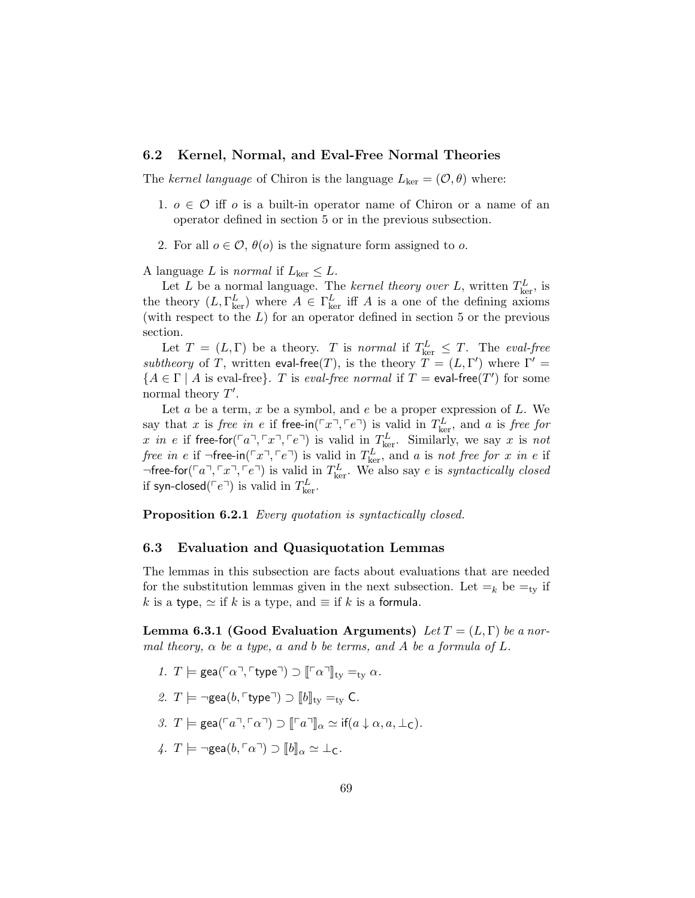### 6.2 Kernel, Normal, and Eval-Free Normal Theories

The *kernel language* of Chiron is the language $L_{\rm ker} = (\mathcal{O}, \theta)$ where:

1. $o \in \mathcal{O}$ iff $o$ is a built-in operator name of Chiron or a name of an operator defined in section 5 or in the previous subsection.

2. For all $o \in \mathcal{O}$, $\theta(o)$ is the signature form assigned to $o$.

A language $L$ is *normal* if $L_{\rm ker} \leq L$.

Let $L$ be a normal language. The *kernel theory over* $L$, written $T^L_{\rm ker}$, is the theory $(L, \Gamma^L_{\rm ker})$ where $A \in \Gamma^L_{\rm ker}$ iff $A$ is a one of the defining axioms (with respect to the $L$) for an operator defined in section 5 or the previous section.

Let $T = (L, \Gamma)$ be a theory. $T$ is *normal* if $T^L_{\rm ker} \leq T$. The *eval-free subtheory* of $T$, written $\textsf{eval-free}(T)$, is the theory $T = (L, \Gamma')$ where $\Gamma' = \{A \in \Gamma \mid A \text{ is eval-free}\}$. $T$ is *eval-free normal* if $T = \textsf{eval-free}(T')$ for some normal theory $T'$.

Let $a$ be a term, $x$ be a symbol, and $e$ be a proper expression of $L$. We say that $x$ is *free in* $e$ if $\textsf{free-in}(\ulcorner x \urcorner, \ulcorner e \urcorner)$ is valid in $T^L_{\rm ker}$, and $a$ is *free for* $x$ *in* $e$ if $\textsf{free-for}(\ulcorner a \urcorner, \ulcorner x \urcorner, \ulcorner e \urcorner)$ is valid in $T^L_{\rm ker}$. Similarly, we say $x$ is *not free in* $e$ if $\neg\textsf{free-in}(\ulcorner x \urcorner, \ulcorner e \urcorner)$ is valid in $T^L_{\rm ker}$, and $a$ is *not free for* $x$ *in* $e$ if $\neg\textsf{free-for}(\ulcorner a \urcorner, \ulcorner x \urcorner, \ulcorner e \urcorner)$ is valid in $T^L_{\rm ker}$. We also say $e$ is *syntactically closed* if $\textsf{syn-closed}(\ulcorner e \urcorner)$ is valid in $T^L_{\rm ker}$.

**Proposition 6.2.1** *Every quotation is syntactically closed.*

### 6.3 Evaluation and Quasiquotation Lemmas

The lemmas in this subsection are facts about evaluations that are needed for the substitution lemmas given in the next subsection. Let $=_k$ be $=_{\rm ty}$ if $k$ is a $\textsf{type}$, $\simeq$ if $k$ is a type, and $\equiv$ if $k$ is a $\textsf{formula}$.

**Lemma 6.3.1 (Good Evaluation Arguments)** *Let $T = (L, \Gamma)$ be a normal theory, $\alpha$ be a type, $a$ and $b$ be terms, and $A$ be a formula of $L$.*

1. $T \models \textsf{gea}(\ulcorner \alpha \urcorner, \ulcorner \textsf{type} \urcorner) \supset [\![\ulcorner \alpha \urcorner]\!]_{\rm ty} =_{\rm ty} \alpha$.

2. $T \models \neg\textsf{gea}(b, \ulcorner \textsf{type} \urcorner) \supset [\![b]\!]_{\rm ty} =_{\rm ty} \textsf{C}$.

3. $T \models \textsf{gea}(\ulcorner a \urcorner, \ulcorner \alpha \urcorner) \supset [\![\ulcorner a \urcorner]\!]_{\alpha} \simeq \textsf{if}(a \downarrow \alpha, a, \bot_{\textsf{C}})$.

4. $T \models \neg\textsf{gea}(b, \ulcorner \alpha \urcorner) \supset [\![b]\!]_{\alpha} \simeq \bot_{\textsf{C}}$.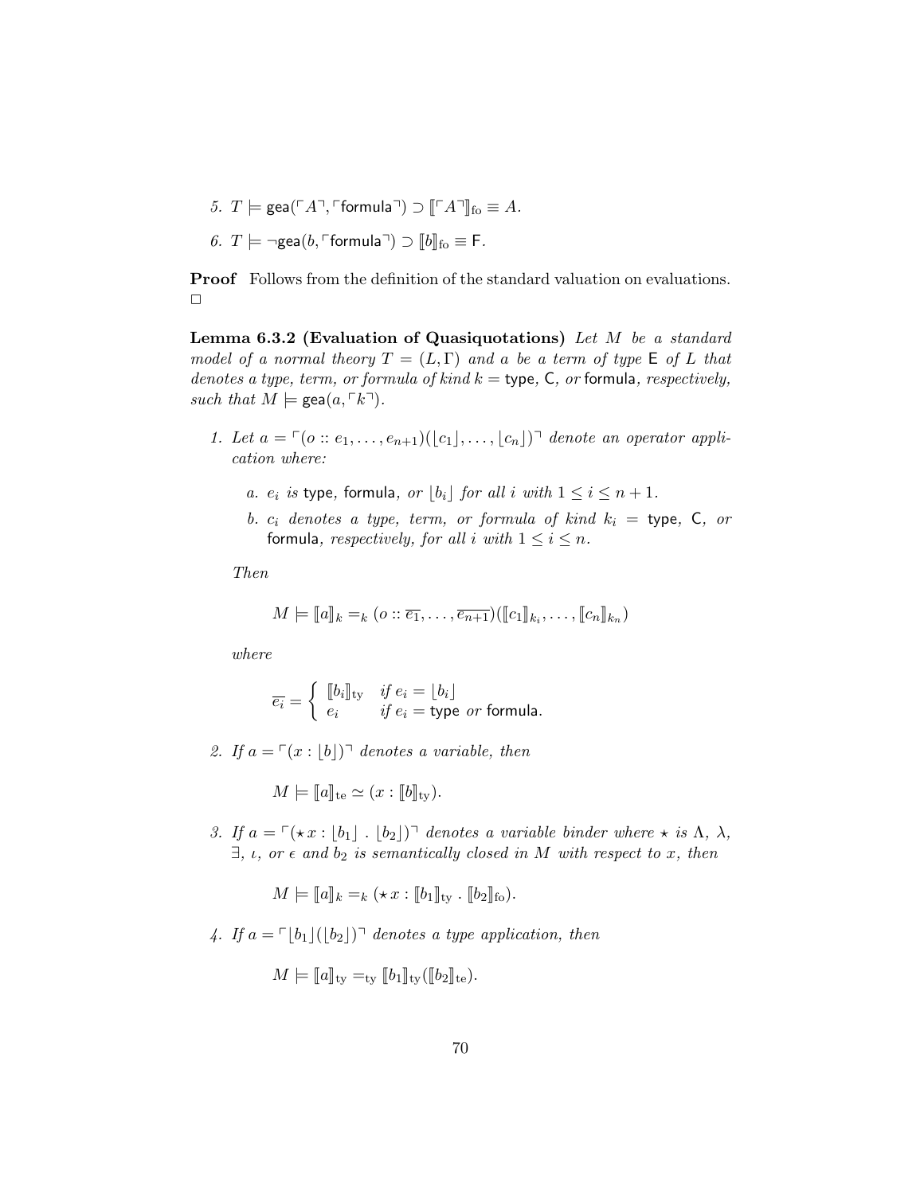5. $T \models \mathsf{gea}(\ulcorner A \urcorner, \ulcorner \mathsf{formula} \urcorner) \supset [\![\ulcorner A \urcorner]\!]_{\mathrm{fo}} \equiv A$.

6. $T \models \neg\mathsf{gea}(b, \ulcorner \mathsf{formula} \urcorner) \supset [\![b]\!]_{\mathrm{fo}} \equiv \mathsf{F}$.

**Proof** Follows from the definition of the standard valuation on evaluations. $\Box$

**Lemma 6.3.2 (Evaluation of Quasiquotations)** *Let $M$ be a standard model of a normal theory $T = (L, \Gamma)$ and $a$ be a term of type $\mathsf{E}$ of $L$ that denotes a type, term, or formula of kind $k = \mathsf{type}$, $\mathsf{C}$, or $\mathsf{formula}$, respectively, such that $M \models \mathsf{gea}(a, \ulcorner k \urcorner)$.*

1. *Let $a = \ulcorner(o :: e_1, \ldots, e_{n+1})(\lfloor c_1 \rfloor, \ldots, \lfloor c_n \rfloor)\urcorner$ denote an operator application where:*

   a. *$e_i$ is $\mathsf{type}$, $\mathsf{formula}$, or $\lfloor b_i \rfloor$ for all $i$ with $1 \leq i \leq n+1$.*

   b. *$c_i$ denotes a type, term, or formula of kind $k_i = \mathsf{type}$, $\mathsf{C}$, or $\mathsf{formula}$, respectively, for all $i$ with $1 \leq i \leq n$.*

   *Then*

   $$M \models [\![a]\!]_k =_k (o :: \overline{e_1}, \ldots, \overline{e_{n+1}})([\![c_1]\!]_{k_i}, \ldots, [\![c_n]\!]_{k_n})$$

   *where*

   $$\overline{e_i} = \begin{cases} [\![b_i]\!]_{\mathrm{ty}} & \text{if } e_i = \lfloor b_i \rfloor \\ e_i & \text{if } e_i = \mathsf{type} \text{ or } \mathsf{formula}. \end{cases}$$

2. *If $a = \ulcorner(x : \lfloor b \rfloor)\urcorner$ denotes a variable, then*

   $$M \models [\![a]\!]_{\mathrm{te}} \simeq (x : [\![b]\!]_{\mathrm{ty}}).$$

3. *If $a = \ulcorner(\star\, x : \lfloor b_1 \rfloor \,.\, \lfloor b_2 \rfloor)\urcorner$ denotes a variable binder where $\star$ is $\Lambda$, $\lambda$, $\exists$, $\iota$, or $\epsilon$ and $b_2$ is semantically closed in $M$ with respect to $x$, then*

   $$M \models [\![a]\!]_k =_k (\star\, x : [\![b_1]\!]_{\mathrm{ty}} \,.\, [\![b_2]\!]_{\mathrm{fo}}).$$

4. *If $a = \ulcorner \lfloor b_1 \rfloor(\lfloor b_2 \rfloor)\urcorner$ denotes a type application, then*

   $$M \models [\![a]\!]_{\mathrm{ty}} =_{\mathrm{ty}} [\![b_1]\!]_{\mathrm{ty}}([\![b_2]\!]_{\mathrm{te}}).$$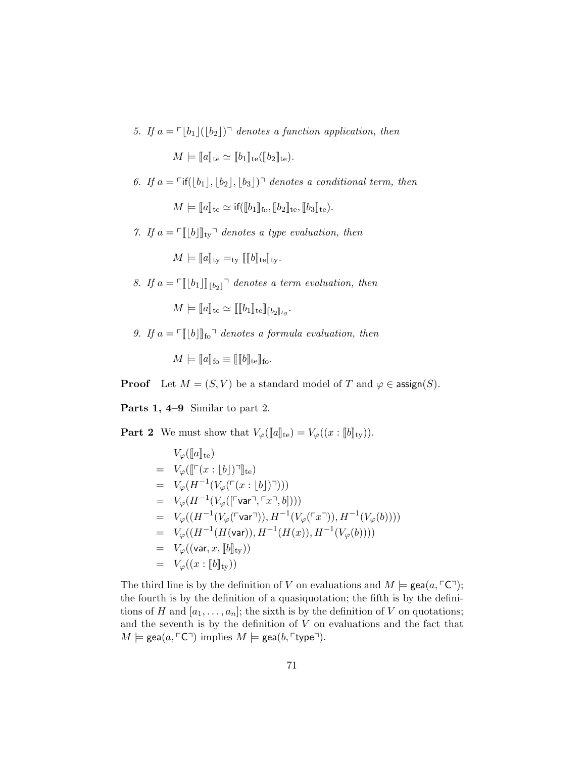5. *If* $a = \ulcorner \lfloor b_1 \rfloor (\lfloor b_2 \rfloor) \urcorner$ *denotes a function application, then*

$$M \models [\![a]\!]_{\mathrm{te}} \simeq [\![b_1]\!]_{\mathrm{te}}([\![b_2]\!]_{\mathrm{te}}).$$

6. *If* $a = \ulcorner \mathsf{if}(\lfloor b_1 \rfloor, \lfloor b_2 \rfloor, \lfloor b_3 \rfloor) \urcorner$ *denotes a conditional term, then*

$$M \models [\![a]\!]_{\mathrm{te}} \simeq \mathsf{if}([\![b_1]\!]_{\mathrm{fo}}, [\![b_2]\!]_{\mathrm{te}}, [\![b_3]\!]_{\mathrm{te}}).$$

7. *If* $a = \ulcorner [\![\lfloor b \rfloor]\!]_{\mathrm{ty}} \urcorner$ *denotes a type evaluation, then*

$$M \models [\![a]\!]_{\mathrm{ty}} =_{\mathrm{ty}} [\![[\![b]\!]_{\mathrm{te}}]\!]_{\mathrm{ty}}.$$

8. *If* $a = \ulcorner [\![\lfloor b_1 \rfloor]\!]_{\lfloor b_2 \rfloor} \urcorner$ *denotes a term evaluation, then*

$$M \models [\![a]\!]_{\mathrm{te}} \simeq [\![[\![b_1]\!]_{\mathrm{te}}]\!]_{[\![b_2]\!]_{ty}}.$$

9. *If* $a = \ulcorner [\![\lfloor b \rfloor]\!]_{\mathrm{fo}} \urcorner$ *denotes a formula evaluation, then*

$$M \models [\![a]\!]_{\mathrm{fo}} \equiv [\![[\![b]\!]_{\mathrm{te}}]\!]_{\mathrm{fo}}.$$

**Proof** Let $M = (S, V)$ be a standard model of $T$ and $\varphi \in \mathsf{assign}(S)$.

**Parts 1, 4–9** Similar to part 2.

**Part 2** We must show that $V_\varphi([\![a]\!]_{\mathrm{te}}) = V_\varphi((x : [\![b]\!]_{\mathrm{ty}}))$.

$$
\begin{array}{ll}
 & V_\varphi([\![a]\!]_{\mathrm{te}}) \\
= & V_\varphi([\![\ulcorner (x : \lfloor b \rfloor) \urcorner]\!]_{\mathrm{te}}) \\
= & V_\varphi(H^{-1}(V_\varphi(\ulcorner (x : \lfloor b \rfloor) \urcorner))) \\
= & V_\varphi(H^{-1}(V_\varphi([\ulcorner \mathsf{var} \urcorner, \ulcorner x \urcorner, b]))) \\
= & V_\varphi((H^{-1}(V_\varphi(\ulcorner \mathsf{var} \urcorner)), H^{-1}(V_\varphi(\ulcorner x \urcorner)), H^{-1}(V_\varphi(b)))) \\
= & V_\varphi((H^{-1}(H(\mathsf{var})), H^{-1}(H(x)), H^{-1}(V_\varphi(b)))) \\
= & V_\varphi((\mathsf{var}, x, [\![b]\!]_{\mathrm{ty}})) \\
= & V_\varphi((x : [\![b]\!]_{\mathrm{ty}}))
\end{array}
$$

The third line is by the definition of $V$ on evaluations and $M \models \mathsf{gea}(a, \ulcorner \mathsf{C} \urcorner)$; the fourth is by the definition of a quasiquotation; the fifth is by the definitions of $H$ and $[a_1, \ldots, a_n]$; the sixth is by the definition of $V$ on quotations; and the seventh is by the definition of $V$ on evaluations and the fact that $M \models \mathsf{gea}(a, \ulcorner \mathsf{C} \urcorner)$ implies $M \models \mathsf{gea}(b, \ulcorner \mathsf{type} \urcorner)$.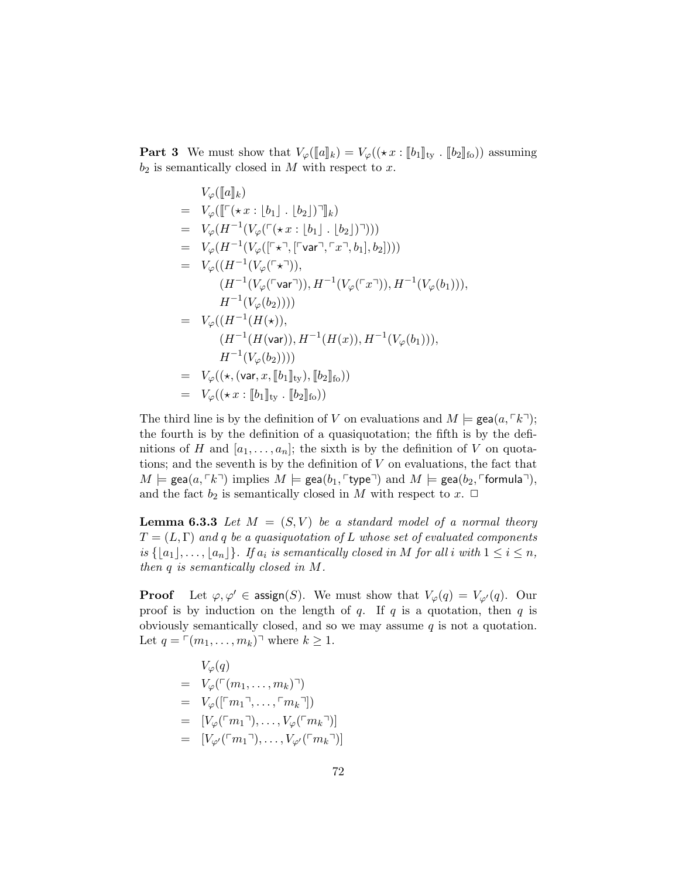**Part 3** We must show that $V_\varphi(\llbracket a \rrbracket_k) = V_\varphi((\star\, x : \llbracket b_1 \rrbracket_{\rm ty} \,.\, \llbracket b_2 \rrbracket_{\rm fo}))$ assuming $b_2$ is semantically closed in $M$ with respect to $x$.

$$
\begin{array}{ll}
& V_\varphi(\llbracket a \rrbracket_k) \\
= & V_\varphi(\llbracket \ulcorner(\star\, x : \lfloor b_1 \rfloor \,.\, \lfloor b_2 \rfloor)\urcorner \rrbracket_k) \\
= & V_\varphi(H^{-1}(V_\varphi(\ulcorner(\star\, x : \lfloor b_1 \rfloor \,.\, \lfloor b_2 \rfloor)\urcorner))) \\
= & V_\varphi(H^{-1}(V_\varphi([\ulcorner\star\urcorner, [\ulcorner\mathsf{var}\urcorner, \ulcorner x \urcorner, b_1], b_2]))) \\
= & V_\varphi((H^{-1}(V_\varphi(\ulcorner\star\urcorner)), \\
& \quad (H^{-1}(V_\varphi(\ulcorner\mathsf{var}\urcorner)), H^{-1}(V_\varphi(\ulcorner x \urcorner)), H^{-1}(V_\varphi(b_1))), \\
& \quad H^{-1}(V_\varphi(b_2)))) \\
= & V_\varphi((H^{-1}(H(\star)), \\
& \quad (H^{-1}(H(\mathsf{var})), H^{-1}(H(x)), H^{-1}(V_\varphi(b_1))), \\
& \quad H^{-1}(V_\varphi(b_2)))) \\
= & V_\varphi((\star, (\mathsf{var}, x, \llbracket b_1 \rrbracket_{\rm ty}), \llbracket b_2 \rrbracket_{\rm fo})) \\
= & V_\varphi((\star\, x : \llbracket b_1 \rrbracket_{\rm ty} \,.\, \llbracket b_2 \rrbracket_{\rm fo}))
\end{array}
$$

The third line is by the definition of $V$ on evaluations and $M \models \mathsf{gea}(a, \ulcorner k \urcorner)$; the fourth is by the definition of a quasiquotation; the fifth is by the definitions of $H$ and $[a_1, \ldots, a_n]$; the sixth is by the definition of $V$ on quotations; and the seventh is by the definition of $V$ on evaluations, the fact that $M \models \mathsf{gea}(a, \ulcorner k \urcorner)$ implies $M \models \mathsf{gea}(b_1, \ulcorner\mathsf{type}\urcorner)$ and $M \models \mathsf{gea}(b_2, \ulcorner\mathsf{formula}\urcorner)$, and the fact $b_2$ is semantically closed in $M$ with respect to $x$. $\Box$

**Lemma 6.3.3** *Let $M = (S, V)$ be a standard model of a normal theory $T = (L, \Gamma)$ and $q$ be a quasiquotation of $L$ whose set of evaluated components is $\{\lfloor a_1 \rfloor, \ldots, \lfloor a_n \rfloor\}$. If $a_i$ is semantically closed in $M$ for all $i$ with $1 \leq i \leq n$, then $q$ is semantically closed in $M$.*

**Proof** Let $\varphi, \varphi' \in \mathsf{assign}(S)$. We must show that $V_\varphi(q) = V_{\varphi'}(q)$. Our proof is by induction on the length of $q$. If $q$ is a quotation, then $q$ is obviously semantically closed, and so we may assume $q$ is not a quotation. Let $q = \ulcorner(m_1, \ldots, m_k)\urcorner$ where $k \geq 1$.

$$
\begin{array}{ll}
& V_\varphi(q) \\
= & V_\varphi(\ulcorner(m_1, \ldots, m_k)\urcorner) \\
= & V_\varphi([\ulcorner m_1 \urcorner, \ldots, \ulcorner m_k \urcorner]) \\
= & [V_\varphi(\ulcorner m_1 \urcorner), \ldots, V_\varphi(\ulcorner m_k \urcorner)] \\
= & [V_{\varphi'}(\ulcorner m_1 \urcorner), \ldots, V_{\varphi'}(\ulcorner m_k \urcorner)]
\end{array}
$$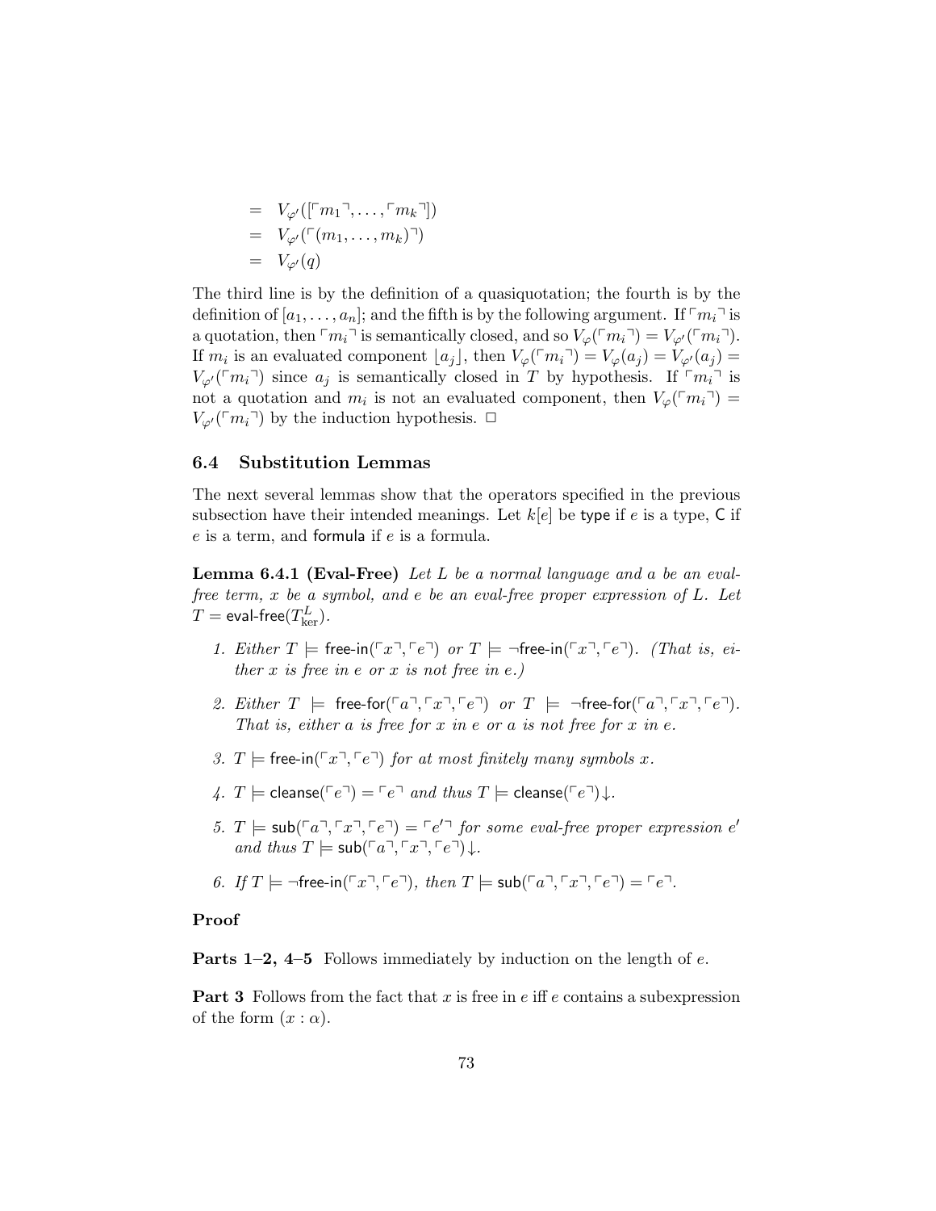$$
\begin{aligned}
&= V_{\varphi'}([\ulcorner m_1 \urcorner, \ldots, \ulcorner m_k \urcorner]) \\
&= V_{\varphi'}(\ulcorner (m_1, \ldots, m_k) \urcorner) \\
&= V_{\varphi'}(q)
\end{aligned}
$$

The third line is by the definition of a quasiquotation; the fourth is by the definition of $[a_1, \ldots, a_n]$; and the fifth is by the following argument. If $\ulcorner m_i \urcorner$ is a quotation, then $\ulcorner m_i \urcorner$ is semantically closed, and so $V_\varphi(\ulcorner m_i \urcorner) = V_{\varphi'}(\ulcorner m_i \urcorner)$. If $m_i$ is an evaluated component $\lfloor a_j \rfloor$, then $V_\varphi(\ulcorner m_i \urcorner) = V_\varphi(a_j) = V_{\varphi'}(a_j) = V_{\varphi'}(\ulcorner m_i \urcorner)$ since $a_j$ is semantically closed in $T$ by hypothesis. If $\ulcorner m_i \urcorner$ is not a quotation and $m_i$ is not an evaluated component, then $V_\varphi(\ulcorner m_i \urcorner) = V_{\varphi'}(\ulcorner m_i \urcorner)$ by the induction hypothesis. $\Box$

### 6.4 Substitution Lemmas

The next several lemmas show that the operators specified in the previous subsection have their intended meanings. Let $k[e]$ be $\mathsf{type}$ if $e$ is a type, $\mathsf{C}$ if $e$ is a term, and $\mathsf{formula}$ if $e$ is a formula.

**Lemma 6.4.1 (Eval-Free)** *Let $L$ be a normal language and $a$ be an eval-free term, $x$ be a symbol, and $e$ be an eval-free proper expression of $L$. Let $T = \mathsf{eval\text{-}free}(T^L_{\mathrm{ker}})$.*

1. *Either $T \models \mathsf{free\text{-}in}(\ulcorner x \urcorner, \ulcorner e \urcorner)$ or $T \models \neg\mathsf{free\text{-}in}(\ulcorner x \urcorner, \ulcorner e \urcorner)$. (That is, either $x$ is free in $e$ or $x$ is not free in $e$.)*
2. *Either $T \models \mathsf{free\text{-}for}(\ulcorner a \urcorner, \ulcorner x \urcorner, \ulcorner e \urcorner)$ or $T \models \neg\mathsf{free\text{-}for}(\ulcorner a \urcorner, \ulcorner x \urcorner, \ulcorner e \urcorner)$. That is, either $a$ is free for $x$ in $e$ or $a$ is not free for $x$ in $e$.*
3. *$T \models \mathsf{free\text{-}in}(\ulcorner x \urcorner, \ulcorner e \urcorner)$ for at most finitely many symbols $x$.*
4. *$T \models \mathsf{cleanse}(\ulcorner e \urcorner) = \ulcorner e \urcorner$ and thus $T \models \mathsf{cleanse}(\ulcorner e \urcorner)\downarrow$.*
5. *$T \models \mathsf{sub}(\ulcorner a \urcorner, \ulcorner x \urcorner, \ulcorner e \urcorner) = \ulcorner e' \urcorner$ for some eval-free proper expression $e'$ and thus $T \models \mathsf{sub}(\ulcorner a \urcorner, \ulcorner x \urcorner, \ulcorner e \urcorner)\downarrow$.*
6. *If $T \models \neg\mathsf{free\text{-}in}(\ulcorner x \urcorner, \ulcorner e \urcorner)$, then $T \models \mathsf{sub}(\ulcorner a \urcorner, \ulcorner x \urcorner, \ulcorner e \urcorner) = \ulcorner e \urcorner$.*

**Proof**

**Parts 1–2, 4–5** Follows immediately by induction on the length of $e$.

**Part 3** Follows from the fact that $x$ is free in $e$ iff $e$ contains a subexpression of the form $(x : \alpha)$.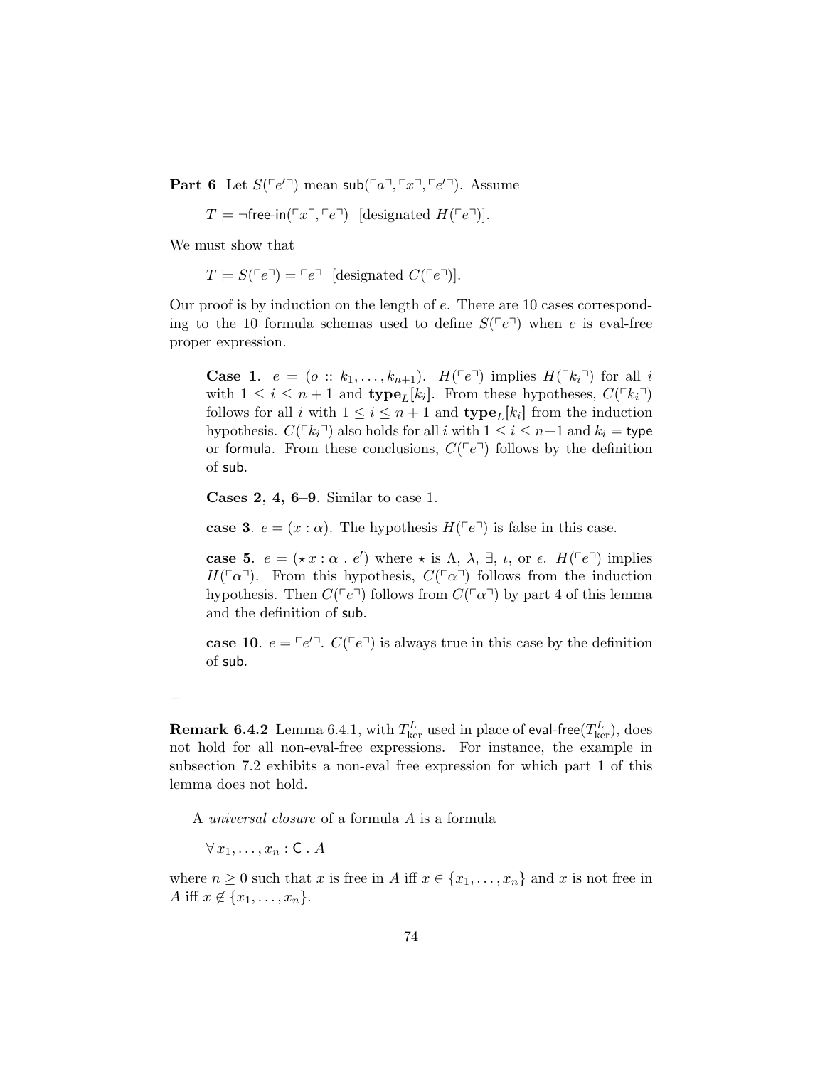**Part 6** Let $S(\ulcorner e' \urcorner)$ mean $\mathsf{sub}(\ulcorner a \urcorner, \ulcorner x \urcorner, \ulcorner e' \urcorner)$. Assume

$T \models \neg\mathsf{free\text{-}in}(\ulcorner x \urcorner, \ulcorner e \urcorner)$ [designated $H(\ulcorner e \urcorner)$].

We must show that

$T \models S(\ulcorner e \urcorner) = \ulcorner e \urcorner$ [designated $C(\ulcorner e \urcorner)$].

Our proof is by induction on the length of $e$. There are 10 cases corresponding to the 10 formula schemas used to define $S(\ulcorner e \urcorner)$ when $e$ is eval-free proper expression.

> **Case 1**. $e = (o :: k_1, \ldots, k_{n+1})$. $H(\ulcorner e \urcorner)$ implies $H(\ulcorner k_i \urcorner)$ for all $i$ with $1 \leq i \leq n+1$ and $\mathbf{type}_L[k_i]$. From these hypotheses, $C(\ulcorner k_i \urcorner)$ follows for all $i$ with $1 \leq i \leq n+1$ and $\mathbf{type}_L[k_i]$ from the induction hypothesis. $C(\ulcorner k_i \urcorner)$ also holds for all $i$ with $1 \leq i \leq n+1$ and $k_i = \mathsf{type}$ or $\mathsf{formula}$. From these conclusions, $C(\ulcorner e \urcorner)$ follows by the definition of $\mathsf{sub}$.
>
> **Cases 2, 4, 6–9**. Similar to case 1.
>
> **case 3**. $e = (x : \alpha)$. The hypothesis $H(\ulcorner e \urcorner)$ is false in this case.
>
> **case 5**. $e = (\star\, x : \alpha \,.\, e')$ where $\star$ is $\Lambda$, $\lambda$, $\exists$, $\iota$, or $\epsilon$. $H(\ulcorner e \urcorner)$ implies $H(\ulcorner \alpha \urcorner)$. From this hypothesis, $C(\ulcorner \alpha \urcorner)$ follows from the induction hypothesis. Then $C(\ulcorner e \urcorner)$ follows from $C(\ulcorner \alpha \urcorner)$ by part 4 of this lemma and the definition of $\mathsf{sub}$.
>
> **case 10**. $e = \ulcorner e' \urcorner$. $C(\ulcorner e \urcorner)$ is always true in this case by the definition of $\mathsf{sub}$.

□

**Remark 6.4.2** Lemma 6.4.1, with $T^L_{\mathrm{ker}}$ used in place of $\mathsf{eval\text{-}free}(T^L_{\mathrm{ker}})$, does not hold for all non-eval-free expressions. For instance, the example in subsection 7.2 exhibits a non-eval free expression for which part 1 of this lemma does not hold.

A *universal closure* of a formula $A$ is a formula

$\forall\, x_1, \ldots, x_n : \mathsf{C} \,.\, A$

where $n \geq 0$ such that $x$ is free in $A$ iff $x \in \{x_1, \ldots, x_n\}$ and $x$ is not free in $A$ iff $x \notin \{x_1, \ldots, x_n\}$.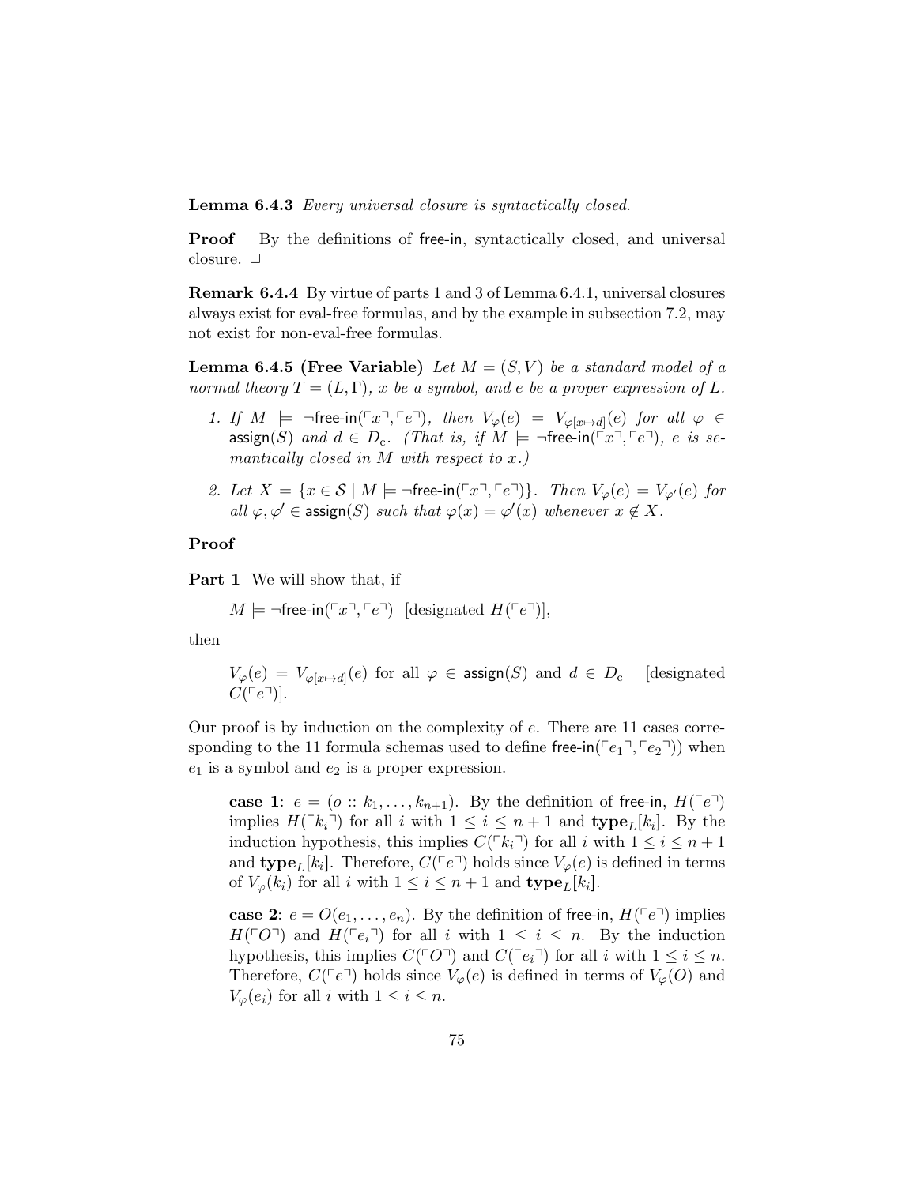**Lemma 6.4.3** *Every universal closure is syntactically closed.*

**Proof** By the definitions of free-in, syntactically closed, and universal closure. □

**Remark 6.4.4** By virtue of parts 1 and 3 of Lemma 6.4.1, universal closures always exist for eval-free formulas, and by the example in subsection 7.2, may not exist for non-eval-free formulas.

**Lemma 6.4.5 (Free Variable)** *Let $M = (S, V)$ be a standard model of a normal theory $T = (L, \Gamma)$, $x$ be a symbol, and $e$ be a proper expression of $L$.*

1. *If $M \models \neg\mathsf{free\text{-}in}(\ulcorner x \urcorner, \ulcorner e \urcorner)$, then $V_\varphi(e) = V_{\varphi[x \mapsto d]}(e)$ for all $\varphi \in \mathsf{assign}(S)$ and $d \in D_{\mathrm{c}}$. (That is, if $M \models \neg\mathsf{free\text{-}in}(\ulcorner x \urcorner, \ulcorner e \urcorner)$, $e$ is semantically closed in $M$ with respect to $x$.)*

2. *Let $X = \{x \in \mathcal{S} \mid M \models \neg\mathsf{free\text{-}in}(\ulcorner x \urcorner, \ulcorner e \urcorner)\}$. Then $V_\varphi(e) = V_{\varphi'}(e)$ for all $\varphi, \varphi' \in \mathsf{assign}(S)$ such that $\varphi(x) = \varphi'(x)$ whenever $x \not\in X$.*

**Proof**

**Part 1** We will show that, if

$M \models \neg\mathsf{free\text{-}in}(\ulcorner x \urcorner, \ulcorner e \urcorner)$ [designated $H(\ulcorner e \urcorner)$],

then

$V_\varphi(e) = V_{\varphi[x \mapsto d]}(e)$ for all $\varphi \in \mathsf{assign}(S)$ and $d \in D_{\mathrm{c}}$ [designated $C(\ulcorner e \urcorner)$].

Our proof is by induction on the complexity of $e$. There are 11 cases corresponding to the 11 formula schemas used to define $\mathsf{free\text{-}in}(\ulcorner e_1 \urcorner, \ulcorner e_2 \urcorner)$) when $e_1$ is a symbol and $e_2$ is a proper expression.

> **case 1**: $e = (o :: k_1, \ldots, k_{n+1})$. By the definition of free-in, $H(\ulcorner e \urcorner)$ implies $H(\ulcorner k_i \urcorner)$ for all $i$ with $1 \leq i \leq n+1$ and $\mathbf{type}_L[k_i]$. By the induction hypothesis, this implies $C(\ulcorner k_i \urcorner)$ for all $i$ with $1 \leq i \leq n+1$ and $\mathbf{type}_L[k_i]$. Therefore, $C(\ulcorner e \urcorner)$ holds since $V_\varphi(e)$ is defined in terms of $V_\varphi(k_i)$ for all $i$ with $1 \leq i \leq n+1$ and $\mathbf{type}_L[k_i]$.
>
> **case 2**: $e = O(e_1, \ldots, e_n)$. By the definition of free-in, $H(\ulcorner e \urcorner)$ implies $H(\ulcorner O \urcorner)$ and $H(\ulcorner e_i \urcorner)$ for all $i$ with $1 \leq i \leq n$. By the induction hypothesis, this implies $C(\ulcorner O \urcorner)$ and $C(\ulcorner e_i \urcorner)$ for all $i$ with $1 \leq i \leq n$. Therefore, $C(\ulcorner e \urcorner)$ holds since $V_\varphi(e)$ is defined in terms of $V_\varphi(O)$ and $V_\varphi(e_i)$ for all $i$ with $1 \leq i \leq n$.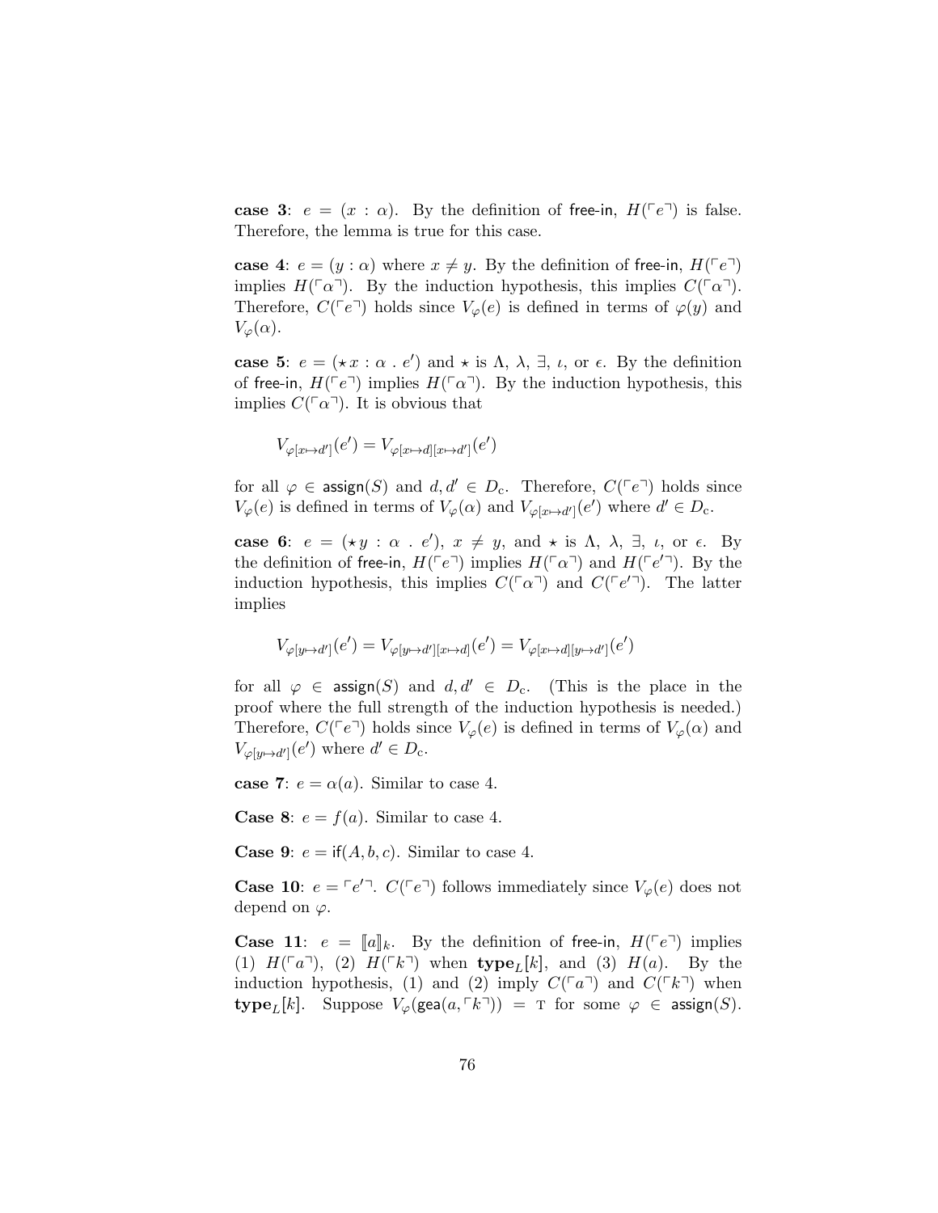**case 3**: $e = (x : \alpha)$. By the definition of $\mathsf{free\text{-}in}$, $H(\ulcorner e \urcorner)$ is false. Therefore, the lemma is true for this case.

**case 4**: $e = (y : \alpha)$ where $x \neq y$. By the definition of $\mathsf{free\text{-}in}$, $H(\ulcorner e \urcorner)$ implies $H(\ulcorner \alpha \urcorner)$. By the induction hypothesis, this implies $C(\ulcorner \alpha \urcorner)$. Therefore, $C(\ulcorner e \urcorner)$ holds since $V_\varphi(e)$ is defined in terms of $\varphi(y)$ and $V_\varphi(\alpha)$.

**case 5**: $e = (\star\, x : \alpha\ .\ e')$ and $\star$ is $\Lambda$, $\lambda$, $\exists$, $\iota$, or $\epsilon$. By the definition of $\mathsf{free\text{-}in}$, $H(\ulcorner e \urcorner)$ implies $H(\ulcorner \alpha \urcorner)$. By the induction hypothesis, this implies $C(\ulcorner \alpha \urcorner)$. It is obvious that

$$V_{\varphi[x \mapsto d']}(e') = V_{\varphi[x \mapsto d][x \mapsto d']}(e')$$

for all $\varphi \in \mathsf{assign}(S)$ and $d, d' \in D_{\mathrm{c}}$. Therefore, $C(\ulcorner e \urcorner)$ holds since $V_\varphi(e)$ is defined in terms of $V_\varphi(\alpha)$ and $V_{\varphi[x \mapsto d']}(e')$ where $d' \in D_{\mathrm{c}}$.

**case 6**: $e = (\star\, y : \alpha\ .\ e')$, $x \neq y$, and $\star$ is $\Lambda$, $\lambda$, $\exists$, $\iota$, or $\epsilon$. By the definition of $\mathsf{free\text{-}in}$, $H(\ulcorner e \urcorner)$ implies $H(\ulcorner \alpha \urcorner)$ and $H(\ulcorner e' \urcorner)$. By the induction hypothesis, this implies $C(\ulcorner \alpha \urcorner)$ and $C(\ulcorner e' \urcorner)$. The latter implies

$$V_{\varphi[y \mapsto d']}(e') = V_{\varphi[y \mapsto d'][x \mapsto d]}(e') = V_{\varphi[x \mapsto d][y \mapsto d']}(e')$$

for all $\varphi \in \mathsf{assign}(S)$ and $d, d' \in D_{\mathrm{c}}$. (This is the place in the proof where the full strength of the induction hypothesis is needed.) Therefore, $C(\ulcorner e \urcorner)$ holds since $V_\varphi(e)$ is defined in terms of $V_\varphi(\alpha)$ and $V_{\varphi[y \mapsto d']}(e')$ where $d' \in D_{\mathrm{c}}$.

**case 7**: $e = \alpha(a)$. Similar to case 4.

**Case 8**: $e = f(a)$. Similar to case 4.

**Case 9**: $e = \mathsf{if}(A, b, c)$. Similar to case 4.

**Case 10**: $e = \ulcorner e' \urcorner$. $C(\ulcorner e \urcorner)$ follows immediately since $V_\varphi(e)$ does not depend on $\varphi$.

**Case 11**: $e = [\![a]\!]_k$. By the definition of $\mathsf{free\text{-}in}$, $H(\ulcorner e \urcorner)$ implies (1) $H(\ulcorner a \urcorner)$, (2) $H(\ulcorner k \urcorner)$ when $\mathbf{type}_L[k]$, and (3) $H(a)$. By the induction hypothesis, (1) and (2) imply $C(\ulcorner a \urcorner)$ and $C(\ulcorner k \urcorner)$ when $\mathbf{type}_L[k]$. Suppose $V_\varphi(\mathsf{gea}(a, \ulcorner k \urcorner)) = \mathrm{T}$ for some $\varphi \in \mathsf{assign}(S)$.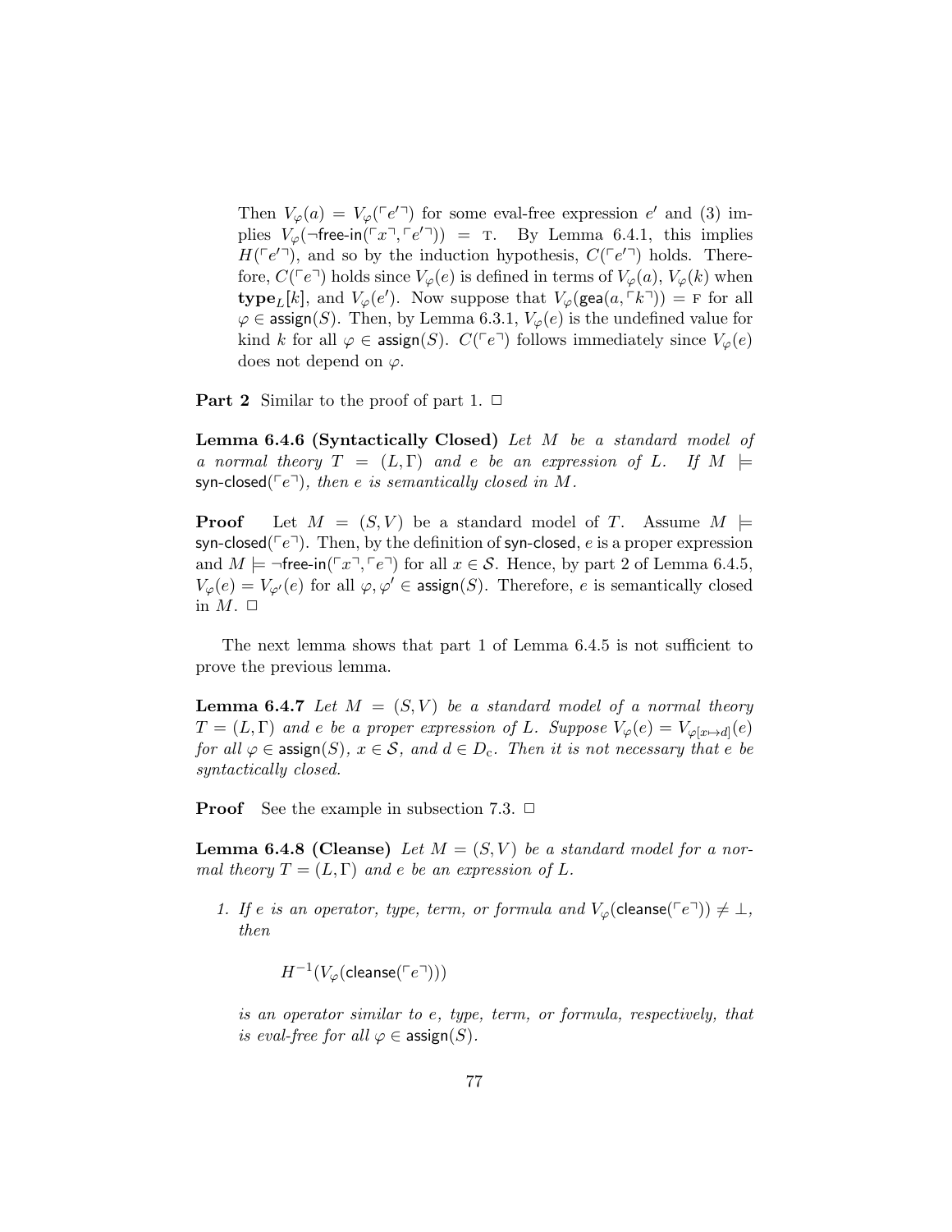Then $V_\varphi(a) = V_\varphi(\ulcorner e' \urcorner)$ for some eval-free expression $e'$ and (3) implies $V_\varphi(\neg\mathsf{free\text{-}in}(\ulcorner x \urcorner, \ulcorner e' \urcorner)) = \text{T}$. By Lemma 6.4.1, this implies $H(\ulcorner e' \urcorner)$, and so by the induction hypothesis, $C(\ulcorner e' \urcorner)$ holds. Therefore, $C(\ulcorner e \urcorner)$ holds since $V_\varphi(e)$ is defined in terms of $V_\varphi(a)$, $V_\varphi(k)$ when $\mathbf{type}_L[k]$, and $V_\varphi(e')$. Now suppose that $V_\varphi(\mathsf{gea}(a, \ulcorner k \urcorner)) = \text{F}$ for all $\varphi \in \mathsf{assign}(S)$. Then, by Lemma 6.3.1, $V_\varphi(e)$ is the undefined value for kind $k$ for all $\varphi \in \mathsf{assign}(S)$. $C(\ulcorner e \urcorner)$ follows immediately since $V_\varphi(e)$ does not depend on $\varphi$.

**Part 2** Similar to the proof of part 1. □

**Lemma 6.4.6 (Syntactically Closed)** *Let $M$ be a standard model of a normal theory $T = (L, \Gamma)$ and $e$ be an expression of $L$. If $M \models \mathsf{syn\text{-}closed}(\ulcorner e \urcorner)$, then $e$ is semantically closed in $M$.*

**Proof** Let $M = (S, V)$ be a standard model of $T$. Assume $M \models \mathsf{syn\text{-}closed}(\ulcorner e \urcorner)$. Then, by the definition of $\mathsf{syn\text{-}closed}$, $e$ is a proper expression and $M \models \neg\mathsf{free\text{-}in}(\ulcorner x \urcorner, \ulcorner e \urcorner)$ for all $x \in \mathcal{S}$. Hence, by part 2 of Lemma 6.4.5, $V_\varphi(e) = V_{\varphi'}(e)$ for all $\varphi, \varphi' \in \mathsf{assign}(S)$. Therefore, $e$ is semantically closed in $M$. □

The next lemma shows that part 1 of Lemma 6.4.5 is not sufficient to prove the previous lemma.

**Lemma 6.4.7** *Let $M = (S, V)$ be a standard model of a normal theory $T = (L, \Gamma)$ and $e$ be a proper expression of $L$. Suppose $V_\varphi(e) = V_{\varphi[x \mapsto d]}(e)$ for all $\varphi \in \mathsf{assign}(S)$, $x \in \mathcal{S}$, and $d \in D_\text{c}$. Then it is not necessary that $e$ be syntactically closed.*

**Proof** See the example in subsection 7.3. □

**Lemma 6.4.8 (Cleanse)** *Let $M = (S, V)$ be a standard model for a normal theory $T = (L, \Gamma)$ and $e$ be an expression of $L$.*

1. *If $e$ is an operator, type, term, or formula and $V_\varphi(\mathsf{cleanse}(\ulcorner e \urcorner)) \neq \bot$, then*

   $$H^{-1}(V_\varphi(\mathsf{cleanse}(\ulcorner e \urcorner)))$$

   *is an operator similar to $e$, type, term, or formula, respectively, that is eval-free for all $\varphi \in \mathsf{assign}(S)$.*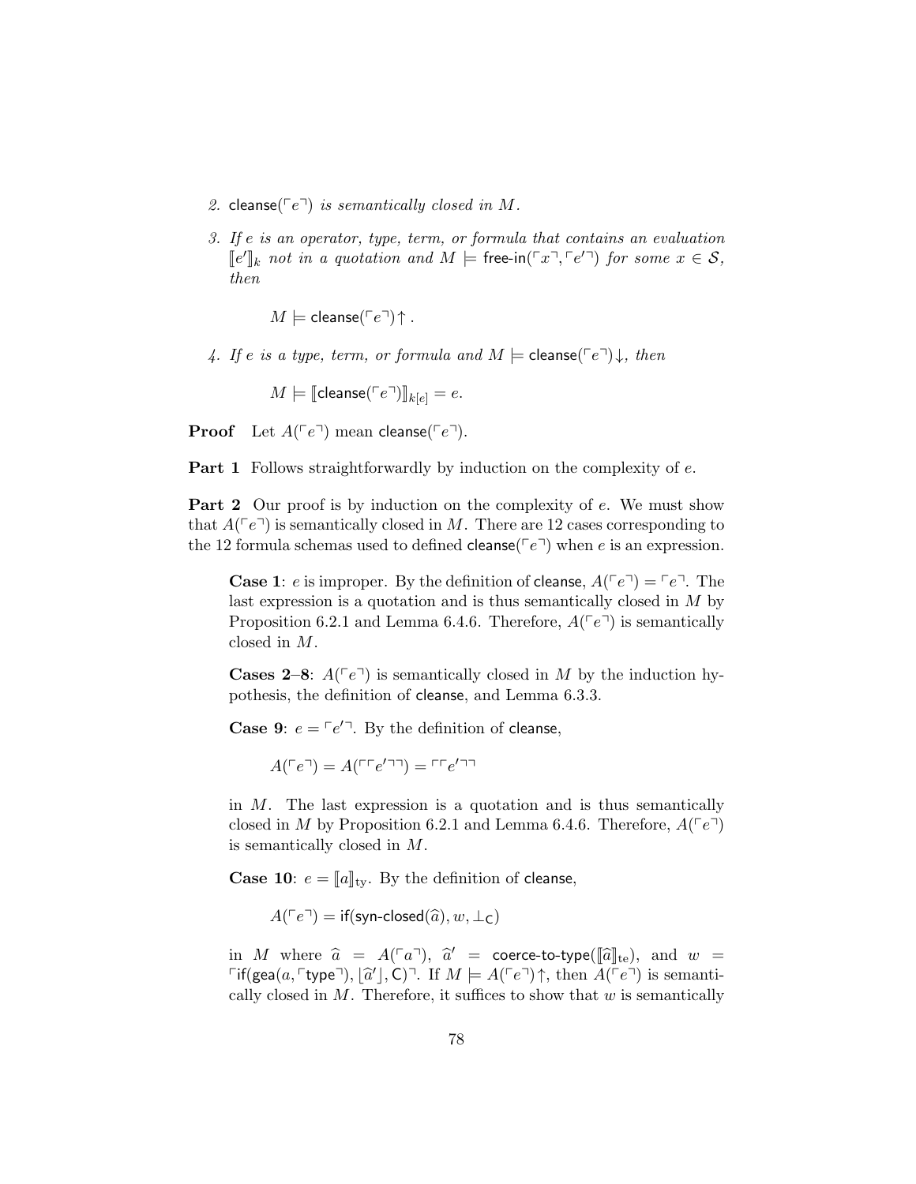2. $\mathsf{cleanse}(\ulcorner e \urcorner)$ *is semantically closed in* $M$.

3. *If* $e$ *is an operator, type, term, or formula that contains an evaluation* $[\![e']\!]_k$ *not in a quotation and* $M \models \mathsf{free\text{-}in}(\ulcorner x \urcorner, \ulcorner e' \urcorner)$ *for some* $x \in \mathcal{S}$, *then*

$$M \models \mathsf{cleanse}(\ulcorner e \urcorner)\uparrow .$$

4. *If* $e$ *is a type, term, or formula and* $M \models \mathsf{cleanse}(\ulcorner e \urcorner)\downarrow$, *then*

$$M \models [\![\mathsf{cleanse}(\ulcorner e \urcorner)]\!]_{k[e]} = e.$$

**Proof** Let $A(\ulcorner e \urcorner)$ mean $\mathsf{cleanse}(\ulcorner e \urcorner)$.

**Part 1** Follows straightforwardly by induction on the complexity of $e$.

**Part 2** Our proof is by induction on the complexity of $e$. We must show that $A(\ulcorner e \urcorner)$ is semantically closed in $M$. There are 12 cases corresponding to the 12 formula schemas used to defined $\mathsf{cleanse}(\ulcorner e \urcorner)$ when $e$ is an expression.

> **Case 1**: $e$ is improper. By the definition of $\mathsf{cleanse}$, $A(\ulcorner e \urcorner) = \ulcorner e \urcorner$. The last expression is a quotation and is thus semantically closed in $M$ by Proposition 6.2.1 and Lemma 6.4.6. Therefore, $A(\ulcorner e \urcorner)$ is semantically closed in $M$.
>
> **Cases 2–8**: $A(\ulcorner e \urcorner)$ is semantically closed in $M$ by the induction hypothesis, the definition of $\mathsf{cleanse}$, and Lemma 6.3.3.
>
> **Case 9**: $e = \ulcorner e' \urcorner$. By the definition of $\mathsf{cleanse}$,
>
> $$A(\ulcorner e \urcorner) = A(\ulcorner \ulcorner e' \urcorner \urcorner) = \ulcorner \ulcorner e' \urcorner \urcorner$$
>
> in $M$. The last expression is a quotation and is thus semantically closed in $M$ by Proposition 6.2.1 and Lemma 6.4.6. Therefore, $A(\ulcorner e \urcorner)$ is semantically closed in $M$.
>
> **Case 10**: $e = [\![a]\!]_{\mathrm{ty}}$. By the definition of $\mathsf{cleanse}$,
>
> $$A(\ulcorner e \urcorner) = \mathsf{if}(\mathsf{syn\text{-}closed}(\widehat{a}), w, \bot_{\mathsf{C}})$$
>
> in $M$ where $\widehat{a} = A(\ulcorner a \urcorner)$, $\widehat{a}' = \mathsf{coerce\text{-}to\text{-}type}([\![\widehat{a}]\!]_{\mathrm{te}})$, and $w = \ulcorner \mathsf{if}(\mathsf{gea}(a, \ulcorner \mathsf{type} \urcorner), \lfloor \widehat{a}' \rfloor, \mathsf{C}) \urcorner$. If $M \models A(\ulcorner e \urcorner)\uparrow$, then $A(\ulcorner e \urcorner)$ is semantically closed in $M$. Therefore, it suffices to show that $w$ is semantically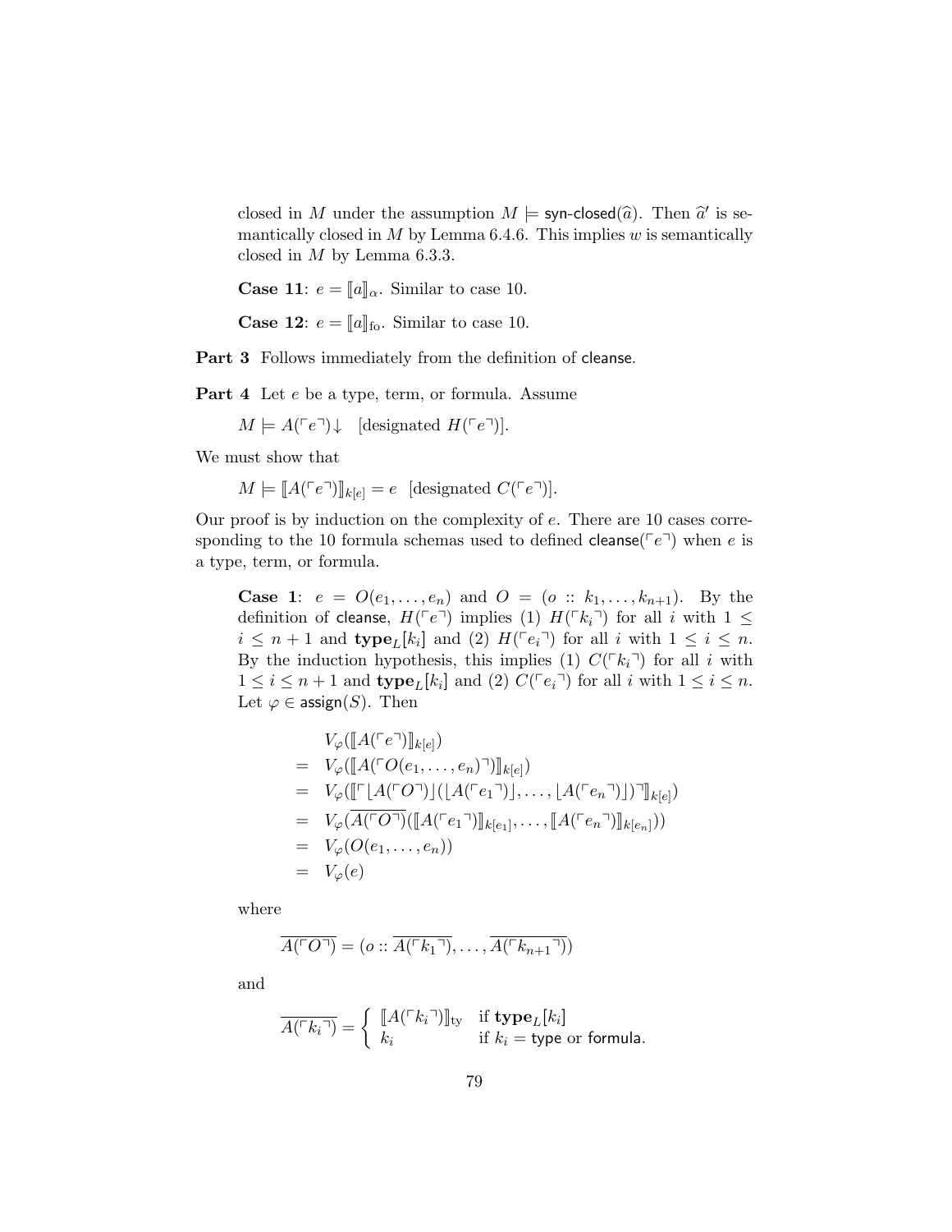closed in $M$ under the assumption $M \models \mathsf{syn\text{-}closed}(\widehat{a})$. Then $\widehat{a}'$ is semantically closed in $M$ by Lemma 6.4.6. This implies $w$ is semantically closed in $M$ by Lemma 6.3.3.

**Case 11**: $e = [\![a]\!]_\alpha$. Similar to case 10.

**Case 12**: $e = [\![a]\!]_{\mathrm{fo}}$. Similar to case 10.

**Part 3** Follows immediately from the definition of $\mathsf{cleanse}$.

**Part 4** Let $e$ be a type, term, or formula. Assume

$M \models A(\ulcorner e \urcorner)\!\downarrow$ [designated $H(\ulcorner e \urcorner)$].

We must show that

$M \models [\![A(\ulcorner e \urcorner)]\!]_{k[e]} = e$ [designated $C(\ulcorner e \urcorner)$].

Our proof is by induction on the complexity of $e$. There are 10 cases corresponding to the 10 formula schemas used to defined $\mathsf{cleanse}(\ulcorner e \urcorner)$ when $e$ is a type, term, or formula.

**Case 1**: $e = O(e_1, \ldots, e_n)$ and $O = (o :: k_1, \ldots, k_{n+1})$. By the definition of $\mathsf{cleanse}$, $H(\ulcorner e \urcorner)$ implies (1) $H(\ulcorner k_i \urcorner)$ for all $i$ with $1 \leq i \leq n+1$ and $\mathbf{type}_L[k_i]$ and (2) $H(\ulcorner e_i \urcorner)$ for all $i$ with $1 \leq i \leq n$. By the induction hypothesis, this implies (1) $C(\ulcorner k_i \urcorner)$ for all $i$ with $1 \leq i \leq n+1$ and $\mathbf{type}_L[k_i]$ and (2) $C(\ulcorner e_i \urcorner)$ for all $i$ with $1 \leq i \leq n$. Let $\varphi \in \mathsf{assign}(S)$. Then

$$
\begin{array}{cl}
 & V_\varphi([\![A(\ulcorner e \urcorner)]\!]_{k[e]}) \\
= & V_\varphi([\![A(\ulcorner O(e_1, \ldots, e_n) \urcorner)]\!]_{k[e]}) \\
= & V_\varphi([\![\ulcorner \lfloor A(\ulcorner O \urcorner) \rfloor (\lfloor A(\ulcorner e_1 \urcorner) \rfloor, \ldots, \lfloor A(\ulcorner e_n \urcorner) \rfloor) \urcorner]\!]_{k[e]}) \\
= & V_\varphi(\overline{A(\ulcorner O \urcorner)}([\![A(\ulcorner e_1 \urcorner)]\!]_{k[e_1]}, \ldots, [\![A(\ulcorner e_n \urcorner)]\!]_{k[e_n]})) \\
= & V_\varphi(O(e_1, \ldots, e_n)) \\
= & V_\varphi(e)
\end{array}
$$

where

$$\overline{A(\ulcorner O \urcorner)} = (o :: \overline{A(\ulcorner k_1 \urcorner)}, \ldots, \overline{A(\ulcorner k_{n+1} \urcorner)})$$

and

$$\overline{A(\ulcorner k_i \urcorner)} = \begin{cases} [\![A(\ulcorner k_i \urcorner)]\!]_{\mathrm{ty}} & \text{if } \mathbf{type}_L[k_i] \\ k_i & \text{if } k_i = \mathsf{type} \text{ or } \mathsf{formula}. \end{cases}$$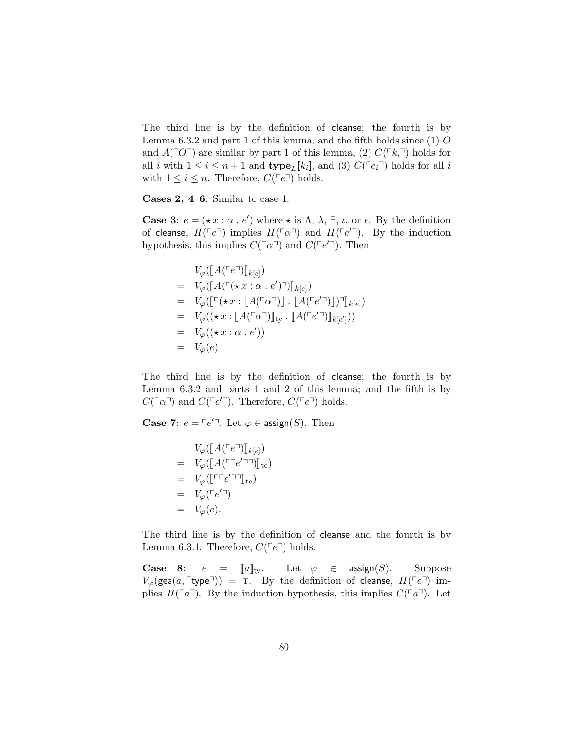The third line is by the definition of cleanse; the fourth is by Lemma 6.3.2 and part 1 of this lemma; and the fifth holds since (1) $O$ and $\overline{A(\ulcorner O \urcorner)}$ are similar by part 1 of this lemma, (2) $C(\ulcorner k_i \urcorner)$ holds for all $i$ with $1 \leq i \leq n+1$ and $\mathbf{type}_L[k_i]$, and (3) $C(\ulcorner e_i \urcorner)$ holds for all $i$ with $1 \leq i \leq n$. Therefore, $C(\ulcorner e \urcorner)$ holds.

**Cases 2, 4–6**: Similar to case 1.

**Case 3**: $e = (\star\, x : \alpha \,.\, e')$ where $\star$ is $\Lambda$, $\lambda$, $\exists$, $\iota$, or $\epsilon$. By the definition of cleanse, $H(\ulcorner e \urcorner)$ implies $H(\ulcorner \alpha \urcorner)$ and $H(\ulcorner e' \urcorner)$. By the induction hypothesis, this implies $C(\ulcorner \alpha \urcorner)$ and $C(\ulcorner e' \urcorner)$. Then

$$
\begin{array}{ll}
& V_\varphi(\llbracket A(\ulcorner e \urcorner) \rrbracket_{k[e]}) \\
= & V_\varphi(\llbracket A(\ulcorner (\star\, x : \alpha \,.\, e') \urcorner) \rrbracket_{k[e]}) \\
= & V_\varphi(\llbracket \ulcorner (\star\, x : \lfloor A(\ulcorner \alpha \urcorner) \rfloor \,.\, \lfloor A(\ulcorner e' \urcorner) \rfloor) \urcorner \rrbracket_{k[e]}) \\
= & V_\varphi((\star\, x : \llbracket A(\ulcorner \alpha \urcorner) \rrbracket_{\mathrm{ty}} \,.\, \llbracket A(\ulcorner e' \urcorner) \rrbracket_{k[e']})) \\
= & V_\varphi((\star\, x : \alpha \,.\, e')) \\
= & V_\varphi(e)
\end{array}
$$

The third line is by the definition of cleanse; the fourth is by Lemma 6.3.2 and parts 1 and 2 of this lemma; and the fifth is by $C(\ulcorner \alpha \urcorner)$ and $C(\ulcorner e' \urcorner)$. Therefore, $C(\ulcorner e \urcorner)$ holds.

**Case 7**: $e = \ulcorner e' \urcorner$. Let $\varphi \in \mathsf{assign}(S)$. Then

$$
\begin{array}{ll}
& V_\varphi(\llbracket A(\ulcorner e \urcorner) \rrbracket_{k[e]}) \\
= & V_\varphi(\llbracket A(\ulcorner \ulcorner e' \urcorner \urcorner) \rrbracket_{\mathrm{te}}) \\
= & V_\varphi(\llbracket \ulcorner \ulcorner e' \urcorner \urcorner \rrbracket_{\mathrm{te}}) \\
= & V_\varphi(\ulcorner e' \urcorner) \\
= & V_\varphi(e).
\end{array}
$$

The third line is by the definition of cleanse and the fourth is by Lemma 6.3.1. Therefore, $C(\ulcorner e \urcorner)$ holds.

**Case 8**: $e = \llbracket a \rrbracket_{\mathrm{ty}}$. Let $\varphi \in \mathsf{assign}(S)$. Suppose $V_\varphi(\mathsf{gea}(a, \ulcorner \mathsf{type} \urcorner)) = \mathrm{T}$. By the definition of cleanse, $H(\ulcorner e \urcorner)$ implies $H(\ulcorner a \urcorner)$. By the induction hypothesis, this implies $C(\ulcorner a \urcorner)$. Let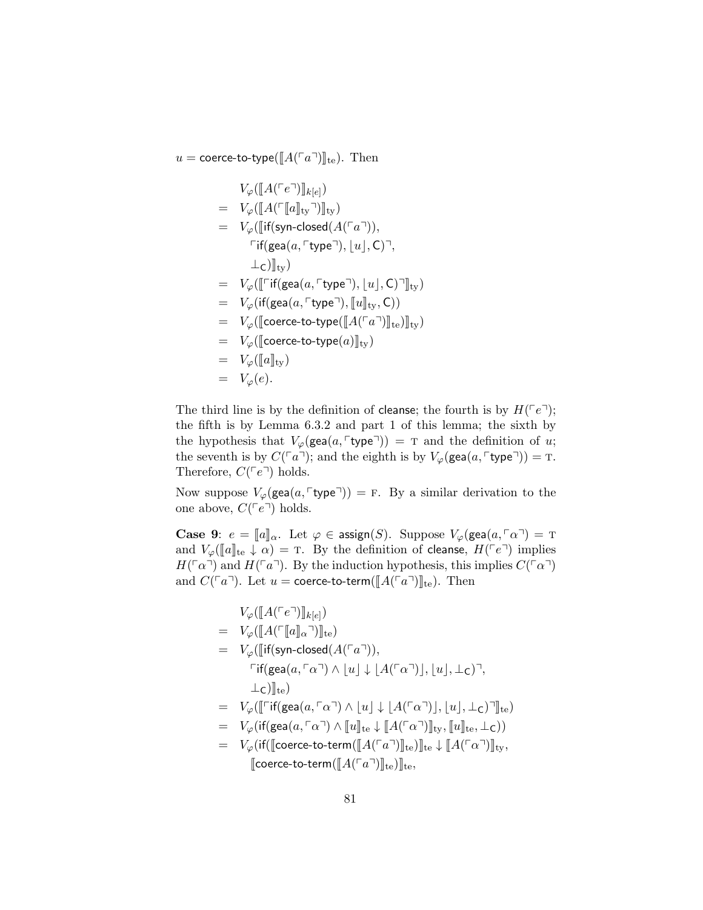$u = \mathsf{coerce\text{-}to\text{-}type}([\![A(\ulcorner a \urcorner)]\!]_{\mathrm{te}})$. Then

$$
\begin{array}{ll}
& V_\varphi([\![A(\ulcorner e \urcorner)]\!]_{k[e]}) \\
= & V_\varphi([\![A(\ulcorner [\![a]\!]_{\mathrm{ty}} \urcorner)]\!]_{\mathrm{ty}}) \\
= & V_\varphi([\![\mathsf{if}(\mathsf{syn\text{-}closed}(A(\ulcorner a \urcorner)), \\
& \quad \ulcorner \mathsf{if}(\mathsf{gea}(a, \ulcorner \mathsf{type} \urcorner), \lfloor u \rfloor, \mathsf{C}) \urcorner, \\
& \quad \bot_{\mathsf{C}})]\!]_{\mathrm{ty}}) \\
= & V_\varphi([\![\ulcorner \mathsf{if}(\mathsf{gea}(a, \ulcorner \mathsf{type} \urcorner), \lfloor u \rfloor, \mathsf{C}) \urcorner]\!]_{\mathrm{ty}}) \\
= & V_\varphi(\mathsf{if}(\mathsf{gea}(a, \ulcorner \mathsf{type} \urcorner), [\![u]\!]_{\mathrm{ty}}, \mathsf{C})) \\
= & V_\varphi([\![\mathsf{coerce\text{-}to\text{-}type}([\![A(\ulcorner a \urcorner)]\!]_{\mathrm{te}})]\!]_{\mathrm{ty}}) \\
= & V_\varphi([\![\mathsf{coerce\text{-}to\text{-}type}(a)]\!]_{\mathrm{ty}}) \\
= & V_\varphi([\![a]\!]_{\mathrm{ty}}) \\
= & V_\varphi(e).
\end{array}
$$

The third line is by the definition of cleanse; the fourth is by $H(\ulcorner e \urcorner)$; the fifth is by Lemma 6.3.2 and part 1 of this lemma; the sixth by the hypothesis that $V_\varphi(\mathsf{gea}(a, \ulcorner \mathsf{type} \urcorner)) = \mathrm{T}$ and the definition of $u$; the seventh is by $C(\ulcorner a \urcorner)$; and the eighth is by $V_\varphi(\mathsf{gea}(a, \ulcorner \mathsf{type} \urcorner)) = \mathrm{T}$. Therefore, $C(\ulcorner e \urcorner)$ holds.

Now suppose $V_\varphi(\mathsf{gea}(a, \ulcorner \mathsf{type} \urcorner)) = \mathrm{F}$. By a similar derivation to the one above, $C(\ulcorner e \urcorner)$ holds.

**Case 9**: $e = [\![a]\!]_\alpha$. Let $\varphi \in \mathsf{assign}(S)$. Suppose $V_\varphi(\mathsf{gea}(a, \ulcorner \alpha \urcorner) = \mathrm{T}$ and $V_\varphi([\![a]\!]_{\mathrm{te}} \downarrow \alpha) = \mathrm{T}$. By the definition of cleanse, $H(\ulcorner e \urcorner)$ implies $H(\ulcorner \alpha \urcorner)$ and $H(\ulcorner a \urcorner)$. By the induction hypothesis, this implies $C(\ulcorner \alpha \urcorner)$ and $C(\ulcorner a \urcorner)$. Let $u = \mathsf{coerce\text{-}to\text{-}term}([\![A(\ulcorner a \urcorner)]\!]_{\mathrm{te}})$. Then

$$
\begin{array}{ll}
& V_\varphi([\![A(\ulcorner e \urcorner)]\!]_{k[e]}) \\
= & V_\varphi([\![A(\ulcorner [\![a]\!]_\alpha \urcorner)]\!]_{\mathrm{te}}) \\
= & V_\varphi([\![\mathsf{if}(\mathsf{syn\text{-}closed}(A(\ulcorner a \urcorner)), \\
& \quad \ulcorner \mathsf{if}(\mathsf{gea}(a, \ulcorner \alpha \urcorner) \wedge \lfloor u \rfloor \downarrow \lfloor A(\ulcorner \alpha \urcorner) \rfloor, \lfloor u \rfloor, \bot_{\mathsf{C}}) \urcorner, \\
& \quad \bot_{\mathsf{C}})]\!]_{\mathrm{te}}) \\
= & V_\varphi([\![\ulcorner \mathsf{if}(\mathsf{gea}(a, \ulcorner \alpha \urcorner) \wedge \lfloor u \rfloor \downarrow \lfloor A(\ulcorner \alpha \urcorner) \rfloor, \lfloor u \rfloor, \bot_{\mathsf{C}}) \urcorner]\!]_{\mathrm{te}}) \\
= & V_\varphi(\mathsf{if}(\mathsf{gea}(a, \ulcorner \alpha \urcorner) \wedge [\![u]\!]_{\mathrm{te}} \downarrow [\![A(\ulcorner \alpha \urcorner)]\!]_{\mathrm{ty}}, [\![u]\!]_{\mathrm{te}}, \bot_{\mathsf{C}})) \\
= & V_\varphi(\mathsf{if}([\![\mathsf{coerce\text{-}to\text{-}term}([\![A(\ulcorner a \urcorner)]\!]_{\mathrm{te}})]\!]_{\mathrm{te}} \downarrow [\![A(\ulcorner \alpha \urcorner)]\!]_{\mathrm{ty}}, \\
& \quad [\![\mathsf{coerce\text{-}to\text{-}term}([\![A(\ulcorner a \urcorner)]\!]_{\mathrm{te}})]\!]_{\mathrm{te}},
\end{array}
$$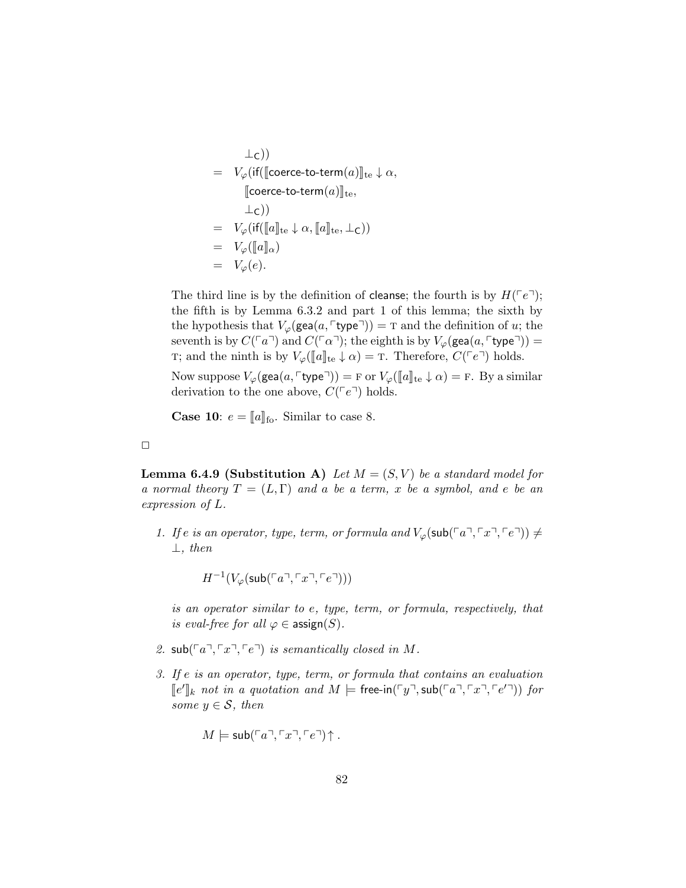$$
\begin{aligned}
&\qquad \bot_{\mathsf{C}})) \\
&= \; V_\varphi(\mathsf{if}([\![\mathsf{coerce\text{-}to\text{-}term}(a)]\!]_{\mathrm{te}} \downarrow \alpha, \\
&\qquad [\![\mathsf{coerce\text{-}to\text{-}term}(a)]\!]_{\mathrm{te}}, \\
&\qquad \bot_{\mathsf{C}})) \\
&= \; V_\varphi(\mathsf{if}([\![a]\!]_{\mathrm{te}} \downarrow \alpha, [\![a]\!]_{\mathrm{te}}, \bot_{\mathsf{C}})) \\
&= \; V_\varphi([\![a]\!]_\alpha) \\
&= \; V_\varphi(e).
\end{aligned}
$$

The third line is by the definition of cleanse; the fourth is by $H(\ulcorner e \urcorner)$; the fifth is by Lemma 6.3.2 and part 1 of this lemma; the sixth by the hypothesis that $V_\varphi(\mathsf{gea}(a, \ulcorner \mathsf{type} \urcorner)) = \mathrm{T}$ and the definition of $u$; the seventh is by $C(\ulcorner a \urcorner)$ and $C(\ulcorner \alpha \urcorner)$; the eighth is by $V_\varphi(\mathsf{gea}(a, \ulcorner \mathsf{type} \urcorner)) = \mathrm{T}$; and the ninth is by $V_\varphi([\![a]\!]_{\mathrm{te}} \downarrow \alpha) = \mathrm{T}$. Therefore, $C(\ulcorner e \urcorner)$ holds.

Now suppose $V_\varphi(\mathsf{gea}(a, \ulcorner \mathsf{type} \urcorner)) = \mathrm{F}$ or $V_\varphi([\![a]\!]_{\mathrm{te}} \downarrow \alpha) = \mathrm{F}$. By a similar derivation to the one above, $C(\ulcorner e \urcorner)$ holds.

**Case 10**: $e = [\![a]\!]_{\mathrm{fo}}$. Similar to case 8.

□

**Lemma 6.4.9 (Substitution A)** *Let $M = (S, V)$ be a standard model for a normal theory $T = (L, \Gamma)$ and $a$ be a term, $x$ be a symbol, and $e$ be an expression of $L$.*

1. *If $e$ is an operator, type, term, or formula and $V_\varphi(\mathsf{sub}(\ulcorner a \urcorner, \ulcorner x \urcorner, \ulcorner e \urcorner)) \neq \bot$, then*

   $$H^{-1}(V_\varphi(\mathsf{sub}(\ulcorner a \urcorner, \ulcorner x \urcorner, \ulcorner e \urcorner)))$$

   *is an operator similar to $e$, type, term, or formula, respectively, that is eval-free for all $\varphi \in \mathsf{assign}(S)$.*

2. *$\mathsf{sub}(\ulcorner a \urcorner, \ulcorner x \urcorner, \ulcorner e \urcorner)$ is semantically closed in $M$.*

3. *If $e$ is an operator, type, term, or formula that contains an evaluation $[\![e']\!]_k$ not in a quotation and $M \models \mathsf{free\text{-}in}(\ulcorner y \urcorner, \mathsf{sub}(\ulcorner a \urcorner, \ulcorner x \urcorner, \ulcorner e' \urcorner))$ for some $y \in \mathcal{S}$, then*

   $$M \models \mathsf{sub}(\ulcorner a \urcorner, \ulcorner x \urcorner, \ulcorner e \urcorner)\uparrow.$$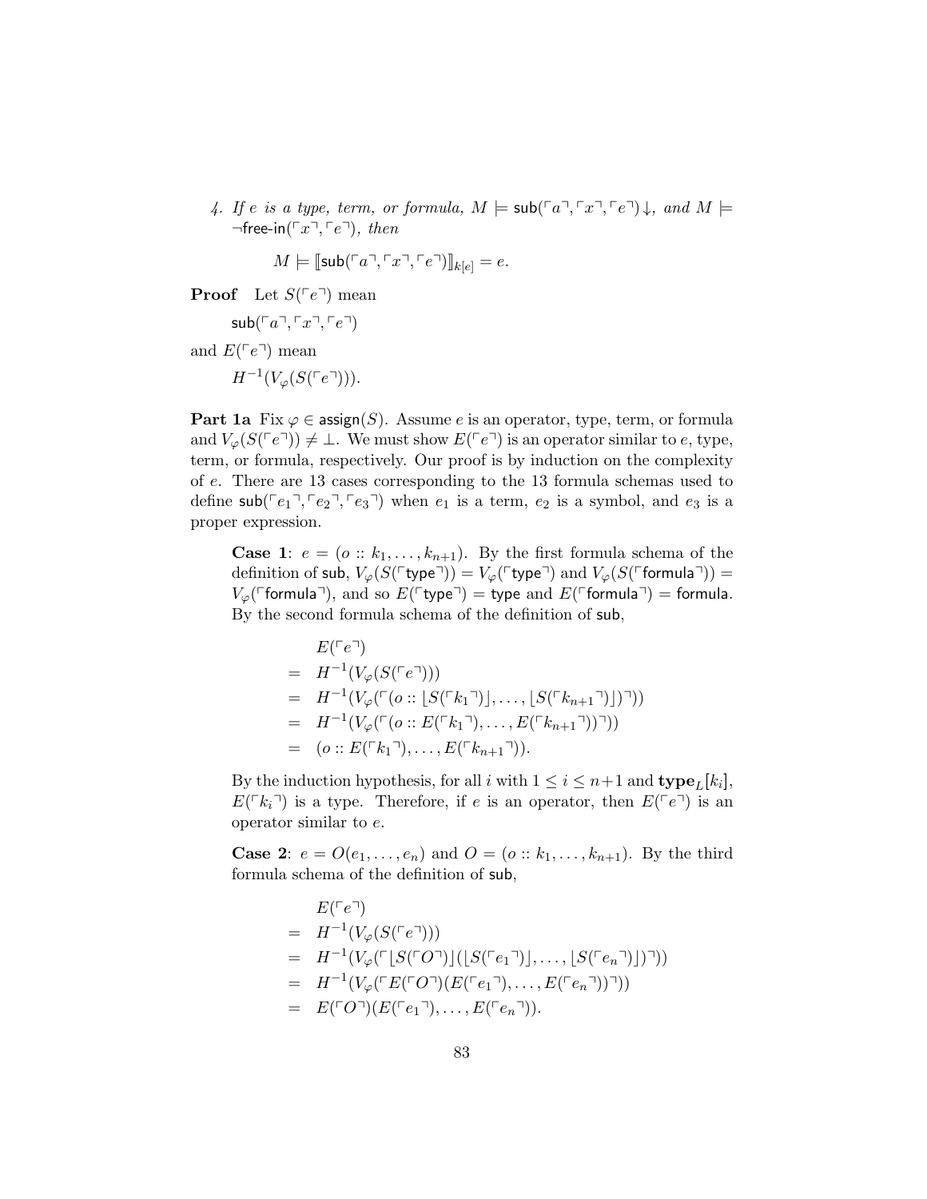4. *If $e$ is a type, term, or formula, $M \models \mathsf{sub}(\ulcorner a \urcorner, \ulcorner x \urcorner, \ulcorner e \urcorner)\!\downarrow$, and $M \models \neg\mathsf{free\text{-}in}(\ulcorner x \urcorner, \ulcorner e \urcorner)$, then*

$$M \models [\![\mathsf{sub}(\ulcorner a \urcorner, \ulcorner x \urcorner, \ulcorner e \urcorner)]\!]_{k[e]} = e.$$

**Proof** Let $S(\ulcorner e \urcorner)$ mean

$$\mathsf{sub}(\ulcorner a \urcorner, \ulcorner x \urcorner, \ulcorner e \urcorner)$$

and $E(\ulcorner e \urcorner)$ mean

$$H^{-1}(V_\varphi(S(\ulcorner e \urcorner))).$$

**Part 1a** Fix $\varphi \in \mathsf{assign}(S)$. Assume $e$ is an operator, type, term, or formula and $V_\varphi(S(\ulcorner e \urcorner)) \neq \bot$. We must show $E(\ulcorner e \urcorner)$ is an operator similar to $e$, type, term, or formula, respectively. Our proof is by induction on the complexity of $e$. There are 13 cases corresponding to the 13 formula schemas used to define $\mathsf{sub}(\ulcorner e_1 \urcorner, \ulcorner e_2 \urcorner, \ulcorner e_3 \urcorner)$ when $e_1$ is a term, $e_2$ is a symbol, and $e_3$ is a proper expression.

**Case 1**: $e = (o :: k_1, \ldots, k_{n+1})$. By the first formula schema of the definition of $\mathsf{sub}$, $V_\varphi(S(\ulcorner \mathsf{type} \urcorner)) = V_\varphi(\ulcorner \mathsf{type} \urcorner)$ and $V_\varphi(S(\ulcorner \mathsf{formula} \urcorner)) = V_\varphi(\ulcorner \mathsf{formula} \urcorner)$, and so $E(\ulcorner \mathsf{type} \urcorner) = \mathsf{type}$ and $E(\ulcorner \mathsf{formula} \urcorner) = \mathsf{formula}$. By the second formula schema of the definition of $\mathsf{sub}$,

$$\begin{array}{ll} & E(\ulcorner e \urcorner) \\ = & H^{-1}(V_\varphi(S(\ulcorner e \urcorner))) \\ = & H^{-1}(V_\varphi(\ulcorner (o :: \lfloor S(\ulcorner k_1 \urcorner) \rfloor, \ldots, \lfloor S(\ulcorner k_{n+1} \urcorner) \rfloor) \urcorner)) \\ = & H^{-1}(V_\varphi(\ulcorner (o :: E(\ulcorner k_1 \urcorner), \ldots, E(\ulcorner k_{n+1} \urcorner)) \urcorner)) \\ = & (o :: E(\ulcorner k_1 \urcorner), \ldots, E(\ulcorner k_{n+1} \urcorner)). \end{array}$$

By the induction hypothesis, for all $i$ with $1 \leq i \leq n+1$ and $\mathbf{type}_L[k_i]$, $E(\ulcorner k_i \urcorner)$ is a type. Therefore, if $e$ is an operator, then $E(\ulcorner e \urcorner)$ is an operator similar to $e$.

**Case 2**: $e = O(e_1, \ldots, e_n)$ and $O = (o :: k_1, \ldots, k_{n+1})$. By the third formula schema of the definition of $\mathsf{sub}$,

$$\begin{array}{ll} & E(\ulcorner e \urcorner) \\ = & H^{-1}(V_\varphi(S(\ulcorner e \urcorner))) \\ = & H^{-1}(V_\varphi(\ulcorner \lfloor S(\ulcorner O \urcorner) \rfloor (\lfloor S(\ulcorner e_1 \urcorner) \rfloor, \ldots, \lfloor S(\ulcorner e_n \urcorner) \rfloor) \urcorner)) \\ = & H^{-1}(V_\varphi(\ulcorner E(\ulcorner O \urcorner)(E(\ulcorner e_1 \urcorner), \ldots, E(\ulcorner e_n \urcorner)) \urcorner)) \\ = & E(\ulcorner O \urcorner)(E(\ulcorner e_1 \urcorner), \ldots, E(\ulcorner e_n \urcorner)). \end{array}$$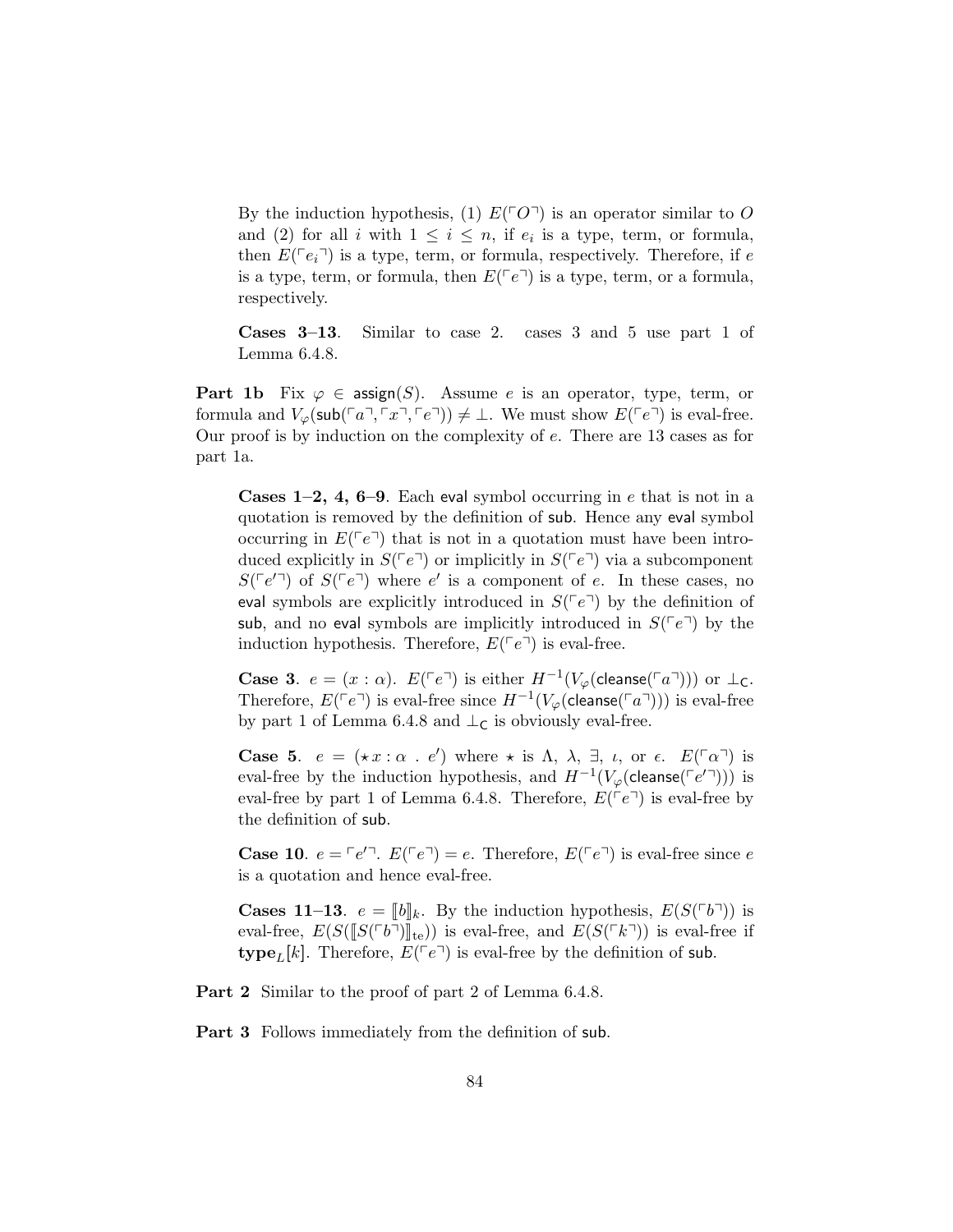By the induction hypothesis, (1) $E(\ulcorner O \urcorner)$ is an operator similar to $O$ and (2) for all $i$ with $1 \leq i \leq n$, if $e_i$ is a type, term, or formula, then $E(\ulcorner e_i \urcorner)$ is a type, term, or formula, respectively. Therefore, if $e$ is a type, term, or formula, then $E(\ulcorner e \urcorner)$ is a type, term, or a formula, respectively.

**Cases 3–13**. Similar to case 2. cases 3 and 5 use part 1 of Lemma 6.4.8.

**Part 1b** Fix $\varphi \in \mathsf{assign}(S)$. Assume $e$ is an operator, type, term, or formula and $V_\varphi(\mathsf{sub}(\ulcorner a \urcorner, \ulcorner x \urcorner, \ulcorner e \urcorner)) \neq \bot$. We must show $E(\ulcorner e \urcorner)$ is eval-free. Our proof is by induction on the complexity of $e$. There are 13 cases as for part 1a.

**Cases 1–2, 4, 6–9**. Each $\mathsf{eval}$ symbol occurring in $e$ that is not in a quotation is removed by the definition of $\mathsf{sub}$. Hence any $\mathsf{eval}$ symbol occurring in $E(\ulcorner e \urcorner)$ that is not in a quotation must have been introduced explicitly in $S(\ulcorner e \urcorner)$ or implicitly in $S(\ulcorner e \urcorner)$ via a subcomponent $S(\ulcorner e' \urcorner)$ of $S(\ulcorner e \urcorner)$ where $e'$ is a component of $e$. In these cases, no $\mathsf{eval}$ symbols are explicitly introduced in $S(\ulcorner e \urcorner)$ by the definition of $\mathsf{sub}$, and no $\mathsf{eval}$ symbols are implicitly introduced in $S(\ulcorner e \urcorner)$ by the induction hypothesis. Therefore, $E(\ulcorner e \urcorner)$ is eval-free.

**Case 3**. $e = (x : \alpha)$. $E(\ulcorner e \urcorner)$ is either $H^{-1}(V_\varphi(\mathsf{cleanse}(\ulcorner a \urcorner)))$ or $\bot_\mathsf{C}$. Therefore, $E(\ulcorner e \urcorner)$ is eval-free since $H^{-1}(V_\varphi(\mathsf{cleanse}(\ulcorner a \urcorner)))$ is eval-free by part 1 of Lemma 6.4.8 and $\bot_\mathsf{C}$ is obviously eval-free.

**Case 5**. $e = (\star\, x : \alpha \;.\; e')$ where $\star$ is $\Lambda$, $\lambda$, $\exists$, $\iota$, or $\epsilon$. $E(\ulcorner \alpha \urcorner)$ is eval-free by the induction hypothesis, and $H^{-1}(V_\varphi(\mathsf{cleanse}(\ulcorner e' \urcorner)))$ is eval-free by part 1 of Lemma 6.4.8. Therefore, $E(\ulcorner e \urcorner)$ is eval-free by the definition of $\mathsf{sub}$.

**Case 10**. $e = \ulcorner e' \urcorner$. $E(\ulcorner e \urcorner) = e$. Therefore, $E(\ulcorner e \urcorner)$ is eval-free since $e$ is a quotation and hence eval-free.

**Cases 11–13**. $e = [\![b]\!]_k$. By the induction hypothesis, $E(S(\ulcorner b \urcorner))$ is eval-free, $E(S([\![S(\ulcorner b \urcorner)]\!]_{\mathrm{te}}))$ is eval-free, and $E(S(\ulcorner k \urcorner))$ is eval-free if $\mathbf{type}_L[k]$. Therefore, $E(\ulcorner e \urcorner)$ is eval-free by the definition of $\mathsf{sub}$.

**Part 2** Similar to the proof of part 2 of Lemma 6.4.8.

**Part 3** Follows immediately from the definition of $\mathsf{sub}$.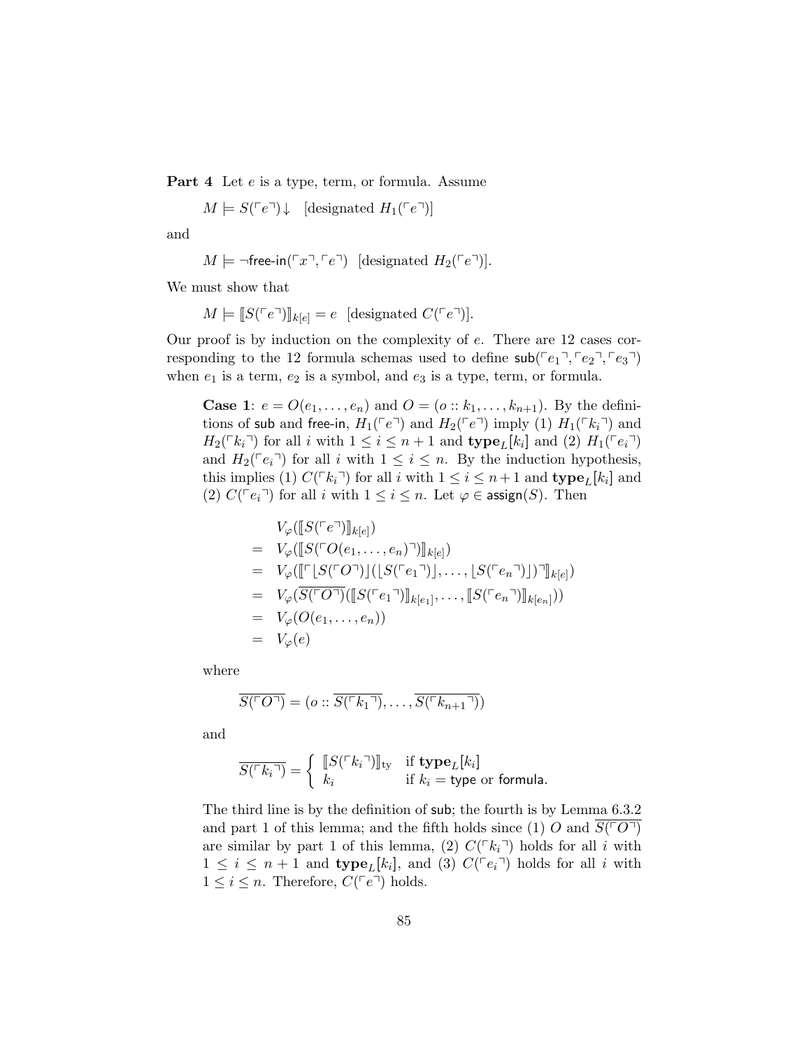**Part 4** Let $e$ is a type, term, or formula. Assume

$$M \models S(\ulcorner e \urcorner)\!\downarrow \quad \text{[designated } H_1(\ulcorner e \urcorner)\text{]}$$

and

$$M \models \neg\textsf{free-in}(\ulcorner x \urcorner, \ulcorner e \urcorner) \quad \text{[designated } H_2(\ulcorner e \urcorner)\text{]}.$$

We must show that

$$M \models [\![ S(\ulcorner e \urcorner) ]\!]_{k[e]} = e \quad \text{[designated } C(\ulcorner e \urcorner)\text{]}.$$

Our proof is by induction on the complexity of $e$. There are 12 cases corresponding to the 12 formula schemas used to define $\textsf{sub}(\ulcorner e_1 \urcorner, \ulcorner e_2 \urcorner, \ulcorner e_3 \urcorner)$ when $e_1$ is a term, $e_2$ is a symbol, and $e_3$ is a type, term, or formula.

> **Case 1**: $e = O(e_1, \ldots, e_n)$ and $O = (o :: k_1, \ldots, k_{n+1})$. By the definitions of $\textsf{sub}$ and $\textsf{free-in}$, $H_1(\ulcorner e \urcorner)$ and $H_2(\ulcorner e \urcorner)$ imply (1) $H_1(\ulcorner k_i \urcorner)$ and $H_2(\ulcorner k_i \urcorner)$ for all $i$ with $1 \le i \le n+1$ and $\mathbf{type}_L[k_i]$ and (2) $H_1(\ulcorner e_i \urcorner)$ and $H_2(\ulcorner e_i \urcorner)$ for all $i$ with $1 \le i \le n$. By the induction hypothesis, this implies (1) $C(\ulcorner k_i \urcorner)$ for all $i$ with $1 \le i \le n+1$ and $\mathbf{type}_L[k_i]$ and (2) $C(\ulcorner e_i \urcorner)$ for all $i$ with $1 \le i \le n$. Let $\varphi \in \textsf{assign}(S)$. Then
>
> $$\begin{aligned} & V_\varphi([\![ S(\ulcorner e \urcorner) ]\!]_{k[e]}) \\ = \;& V_\varphi([\![ S(\ulcorner O(e_1, \ldots, e_n) \urcorner) ]\!]_{k[e]}) \\ = \;& V_\varphi([\![ \ulcorner \lfloor S(\ulcorner O \urcorner) \rfloor (\lfloor S(\ulcorner e_1 \urcorner) \rfloor, \ldots, \lfloor S(\ulcorner e_n \urcorner) \rfloor) \urcorner ]\!]_{k[e]}) \\ = \;& V_\varphi(\overline{S(\ulcorner O \urcorner)}([\![ S(\ulcorner e_1 \urcorner) ]\!]_{k[e_1]}, \ldots, [\![ S(\ulcorner e_n \urcorner) ]\!]_{k[e_n]})) \\ = \;& V_\varphi(O(e_1, \ldots, e_n)) \\ = \;& V_\varphi(e) \end{aligned}$$
>
> where
>
> $$\overline{S(\ulcorner O \urcorner)} = (o :: \overline{S(\ulcorner k_1 \urcorner)}, \ldots, \overline{S(\ulcorner k_{n+1} \urcorner)})$$
>
> and
>
> $$\overline{S(\ulcorner k_i \urcorner)} = \begin{cases} [\![ S(\ulcorner k_i \urcorner) ]\!]_{\mathrm{ty}} & \text{if } \mathbf{type}_L[k_i] \\ k_i & \text{if } k_i = \textsf{type} \text{ or } \textsf{formula}. \end{cases}$$
>
> The third line is by the definition of $\textsf{sub}$; the fourth is by Lemma 6.3.2 and part 1 of this lemma; and the fifth holds since (1) $O$ and $\overline{S(\ulcorner O \urcorner)}$ are similar by part 1 of this lemma, (2) $C(\ulcorner k_i \urcorner)$ holds for all $i$ with $1 \le i \le n+1$ and $\mathbf{type}_L[k_i]$, and (3) $C(\ulcorner e_i \urcorner)$ holds for all $i$ with $1 \le i \le n$. Therefore, $C(\ulcorner e \urcorner)$ holds.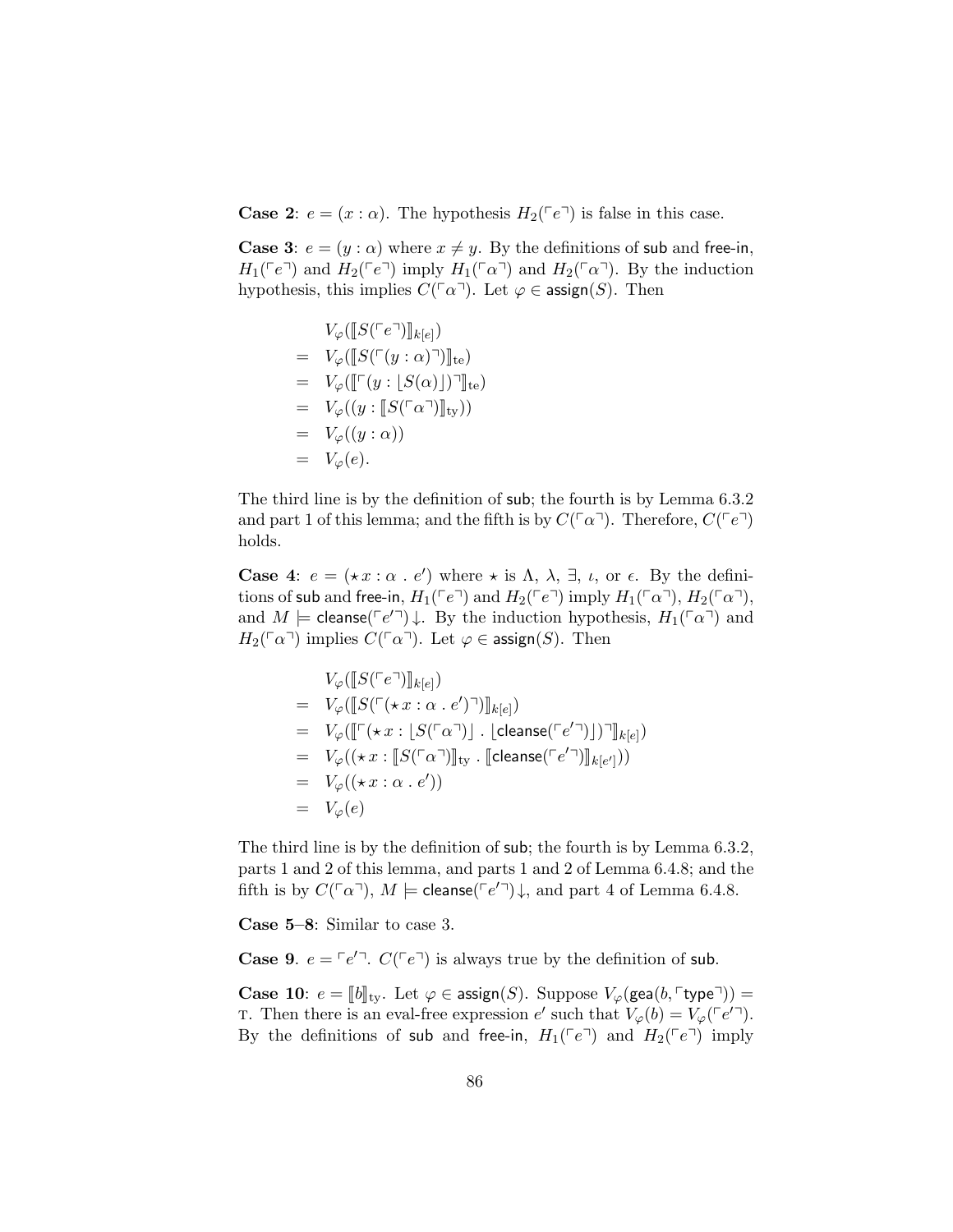**Case 2**: $e = (x : \alpha)$. The hypothesis $H_2(\ulcorner e \urcorner)$ is false in this case.

**Case 3**: $e = (y : \alpha)$ where $x \neq y$. By the definitions of $\mathsf{sub}$ and $\mathsf{free\text{-}in}$, $H_1(\ulcorner e \urcorner)$ and $H_2(\ulcorner e \urcorner)$ imply $H_1(\ulcorner \alpha \urcorner)$ and $H_2(\ulcorner \alpha \urcorner)$. By the induction hypothesis, this implies $C(\ulcorner \alpha \urcorner)$. Let $\varphi \in \mathsf{assign}(S)$. Then

$$
\begin{aligned}
& V_\varphi(\llbracket S(\ulcorner e \urcorner) \rrbracket_{k[e]}) \\
= \;& V_\varphi(\llbracket S(\ulcorner (y : \alpha) \urcorner) \rrbracket_{\mathrm{te}}) \\
= \;& V_\varphi(\llbracket \ulcorner (y : \lfloor S(\alpha) \rfloor) \urcorner \rrbracket_{\mathrm{te}}) \\
= \;& V_\varphi((y : \llbracket S(\ulcorner \alpha \urcorner) \rrbracket_{\mathrm{ty}})) \\
= \;& V_\varphi((y : \alpha)) \\
= \;& V_\varphi(e).
\end{aligned}
$$

The third line is by the definition of $\mathsf{sub}$; the fourth is by Lemma 6.3.2 and part 1 of this lemma; and the fifth is by $C(\ulcorner \alpha \urcorner)$. Therefore, $C(\ulcorner e \urcorner)$ holds.

**Case 4**: $e = (\star\, x : \alpha \,.\, e')$ where $\star$ is $\Lambda$, $\lambda$, $\exists$, $\iota$, or $\epsilon$. By the definitions of $\mathsf{sub}$ and $\mathsf{free\text{-}in}$, $H_1(\ulcorner e \urcorner)$ and $H_2(\ulcorner e \urcorner)$ imply $H_1(\ulcorner \alpha \urcorner)$, $H_2(\ulcorner \alpha \urcorner)$, and $M \models \mathsf{cleanse}(\ulcorner e' \urcorner)\!\downarrow$. By the induction hypothesis, $H_1(\ulcorner \alpha \urcorner)$ and $H_2(\ulcorner \alpha \urcorner)$ implies $C(\ulcorner \alpha \urcorner)$. Let $\varphi \in \mathsf{assign}(S)$. Then

$$
\begin{aligned}
& V_\varphi(\llbracket S(\ulcorner e \urcorner) \rrbracket_{k[e]}) \\
= \;& V_\varphi(\llbracket S(\ulcorner (\star\, x : \alpha \,.\, e') \urcorner) \rrbracket_{k[e]}) \\
= \;& V_\varphi(\llbracket \ulcorner (\star\, x : \lfloor S(\ulcorner \alpha \urcorner) \rfloor \,.\, \lfloor \mathsf{cleanse}(\ulcorner e' \urcorner) \rfloor) \urcorner \rrbracket_{k[e]}) \\
= \;& V_\varphi((\star\, x : \llbracket S(\ulcorner \alpha \urcorner) \rrbracket_{\mathrm{ty}} \,.\, \llbracket \mathsf{cleanse}(\ulcorner e' \urcorner) \rrbracket_{k[e']})) \\
= \;& V_\varphi((\star\, x : \alpha \,.\, e')) \\
= \;& V_\varphi(e)
\end{aligned}
$$

The third line is by the definition of $\mathsf{sub}$; the fourth is by Lemma 6.3.2, parts 1 and 2 of this lemma, and parts 1 and 2 of Lemma 6.4.8; and the fifth is by $C(\ulcorner \alpha \urcorner)$, $M \models \mathsf{cleanse}(\ulcorner e' \urcorner)\!\downarrow$, and part 4 of Lemma 6.4.8.

**Case 5–8**: Similar to case 3.

**Case 9**. $e = \ulcorner e' \urcorner$. $C(\ulcorner e \urcorner)$ is always true by the definition of $\mathsf{sub}$.

**Case 10**: $e = \llbracket b \rrbracket_{\mathrm{ty}}$. Let $\varphi \in \mathsf{assign}(S)$. Suppose $V_\varphi(\mathsf{gea}(b, \ulcorner \mathsf{type} \urcorner)) = \mathrm{T}$. Then there is an eval-free expression $e'$ such that $V_\varphi(b) = V_\varphi(\ulcorner e' \urcorner)$. By the definitions of $\mathsf{sub}$ and $\mathsf{free\text{-}in}$, $H_1(\ulcorner e \urcorner)$ and $H_2(\ulcorner e \urcorner)$ imply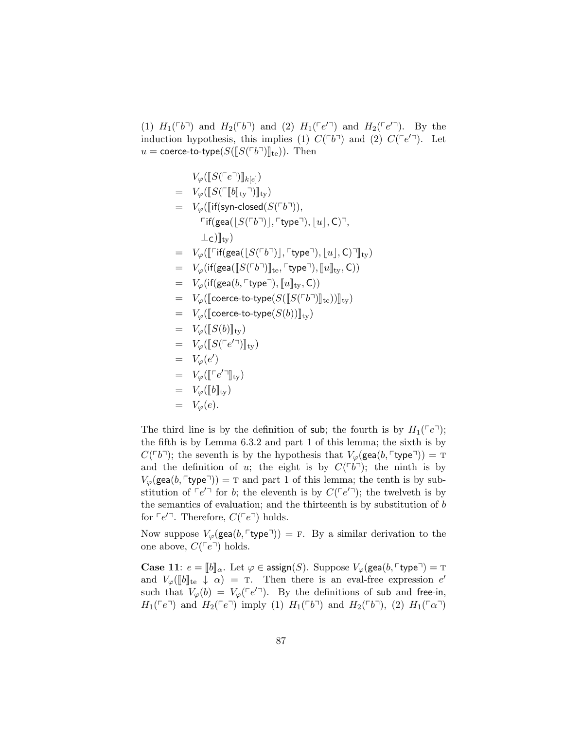(1) $H_1(\ulcorner b \urcorner)$ and $H_2(\ulcorner b \urcorner)$ and (2) $H_1(\ulcorner e' \urcorner)$ and $H_2(\ulcorner e' \urcorner)$. By the induction hypothesis, this implies (1) $C(\ulcorner b \urcorner)$ and (2) $C(\ulcorner e' \urcorner)$. Let $u = \textsf{coerce-to-type}(S(\llbracket S(\ulcorner b \urcorner) \rrbracket_{\mathrm{te}}))$. Then

$$
\begin{array}{ll}
& V_\varphi(\llbracket S(\ulcorner e \urcorner) \rrbracket_{k[e]}) \\
= & V_\varphi(\llbracket S(\ulcorner \llbracket b \rrbracket_{\mathrm{ty}} \urcorner) \rrbracket_{\mathrm{ty}}) \\
= & V_\varphi(\llbracket \textsf{if}(\textsf{syn-closed}(S(\ulcorner b \urcorner)), \\
& \quad \ulcorner \textsf{if}(\textsf{gea}(\lfloor S(\ulcorner b \urcorner) \rfloor, \ulcorner \textsf{type} \urcorner), \lfloor u \rfloor, \textsf{C}) \urcorner, \\
& \quad \bot_{\textsf{C}}) \rrbracket_{\mathrm{ty}}) \\
= & V_\varphi(\llbracket \ulcorner \textsf{if}(\textsf{gea}(\lfloor S(\ulcorner b \urcorner) \rfloor, \ulcorner \textsf{type} \urcorner), \lfloor u \rfloor, \textsf{C}) \urcorner \rrbracket_{\mathrm{ty}}) \\
= & V_\varphi(\textsf{if}(\textsf{gea}(\llbracket S(\ulcorner b \urcorner) \rrbracket_{\mathrm{te}}, \ulcorner \textsf{type} \urcorner), \llbracket u \rrbracket_{\mathrm{ty}}, \textsf{C})) \\
= & V_\varphi(\textsf{if}(\textsf{gea}(b, \ulcorner \textsf{type} \urcorner), \llbracket u \rrbracket_{\mathrm{ty}}, \textsf{C})) \\
= & V_\varphi(\llbracket \textsf{coerce-to-type}(S(\llbracket S(\ulcorner b \urcorner) \rrbracket_{\mathrm{te}})) \rrbracket_{\mathrm{ty}}) \\
= & V_\varphi(\llbracket \textsf{coerce-to-type}(S(b)) \rrbracket_{\mathrm{ty}}) \\
= & V_\varphi(\llbracket S(b) \rrbracket_{\mathrm{ty}}) \\
= & V_\varphi(\llbracket S(\ulcorner e' \urcorner) \rrbracket_{\mathrm{ty}}) \\
= & V_\varphi(e') \\
= & V_\varphi(\llbracket \ulcorner e' \urcorner \rrbracket_{\mathrm{ty}}) \\
= & V_\varphi(\llbracket b \rrbracket_{\mathrm{ty}}) \\
= & V_\varphi(e).
\end{array}
$$

The third line is by the definition of sub; the fourth is by $H_1(\ulcorner e \urcorner)$; the fifth is by Lemma 6.3.2 and part 1 of this lemma; the sixth is by $C(\ulcorner b \urcorner)$; the seventh is by the hypothesis that $V_\varphi(\textsf{gea}(b, \ulcorner \textsf{type} \urcorner)) = \mathrm{T}$ and the definition of $u$; the eight is by $C(\ulcorner b \urcorner)$; the ninth is by $V_\varphi(\textsf{gea}(b, \ulcorner \textsf{type} \urcorner)) = \mathrm{T}$ and part 1 of this lemma; the tenth is by substitution of $\ulcorner e' \urcorner$ for $b$; the eleventh is by $C(\ulcorner e' \urcorner)$; the twelveth is by the semantics of evaluation; and the thirteenth is by substitution of $b$ for $\ulcorner e' \urcorner$. Therefore, $C(\ulcorner e \urcorner)$ holds.

Now suppose $V_\varphi(\textsf{gea}(b, \ulcorner \textsf{type} \urcorner)) = \mathrm{F}$. By a similar derivation to the one above, $C(\ulcorner e \urcorner)$ holds.

**Case 11**: $e = \llbracket b \rrbracket_\alpha$. Let $\varphi \in \textsf{assign}(S)$. Suppose $V_\varphi(\textsf{gea}(b, \ulcorner \textsf{type} \urcorner) = \mathrm{T}$ and $V_\varphi(\llbracket b \rrbracket_{\mathrm{te}} \downarrow \alpha) = \mathrm{T}$. Then there is an eval-free expression $e'$ such that $V_\varphi(b) = V_\varphi(\ulcorner e' \urcorner)$. By the definitions of sub and free-in, $H_1(\ulcorner e \urcorner)$ and $H_2(\ulcorner e \urcorner)$ imply (1) $H_1(\ulcorner b \urcorner)$ and $H_2(\ulcorner b \urcorner)$, (2) $H_1(\ulcorner \alpha \urcorner)$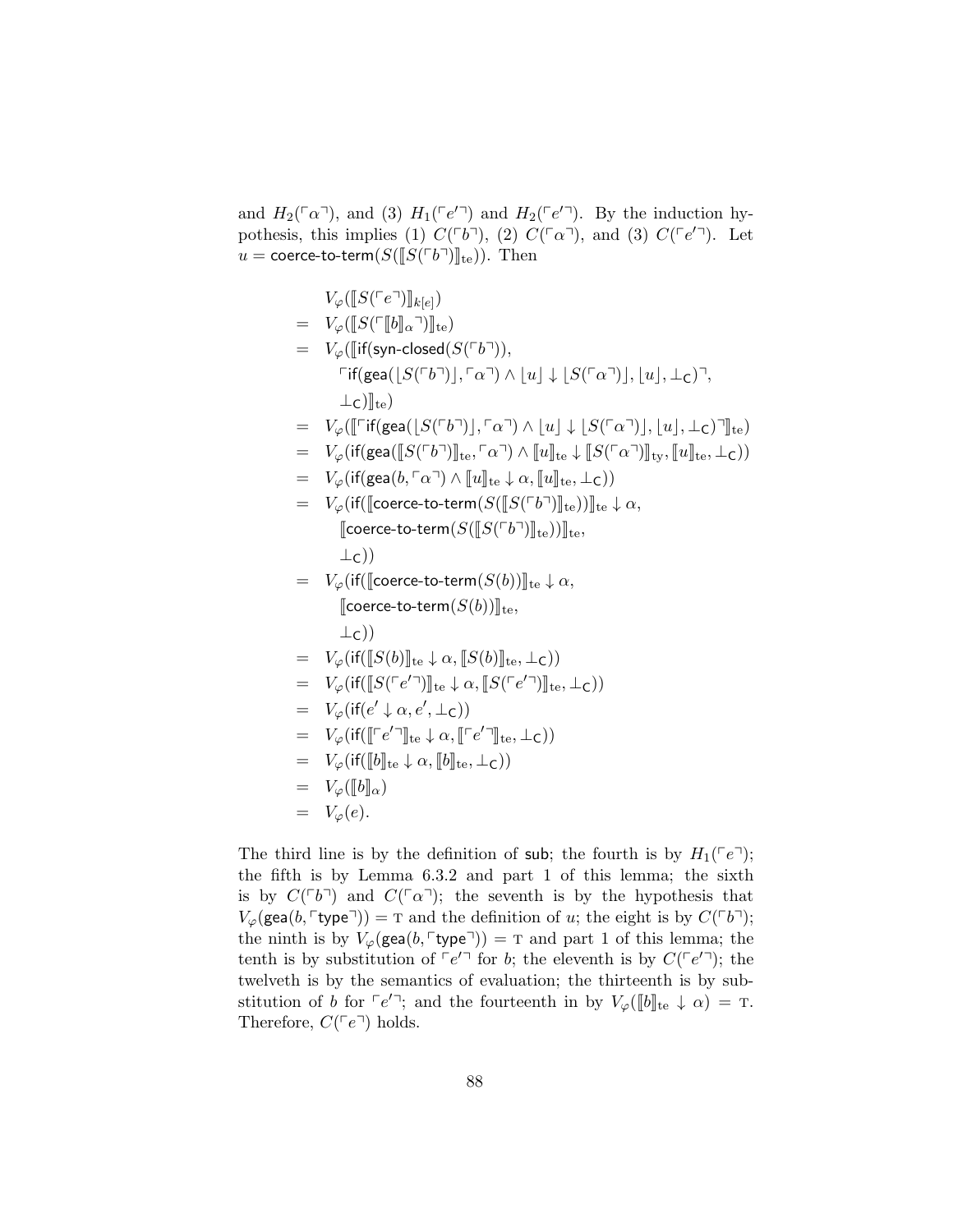and $H_2(\ulcorner\alpha\urcorner)$, and (3) $H_1(\ulcorner e'\urcorner)$ and $H_2(\ulcorner e'\urcorner)$. By the induction hypothesis, this implies (1) $C(\ulcorner b\urcorner)$, (2) $C(\ulcorner\alpha\urcorner)$, and (3) $C(\ulcorner e'\urcorner)$. Let $u = \mathsf{coerce\text{-}to\text{-}term}(S(\llbracket S(\ulcorner b\urcorner)\rrbracket_{\mathrm{te}}))$. Then

$$
\begin{array}{ll}
& V_\varphi(\llbracket S(\ulcorner e\urcorner)\rrbracket_{k[e]}) \\
= & V_\varphi(\llbracket S(\ulcorner\llbracket b\rrbracket_\alpha\urcorner)\rrbracket_{\mathrm{te}}) \\
= & V_\varphi(\llbracket \mathsf{if}(\mathsf{syn\text{-}closed}(S(\ulcorner b\urcorner)), \\
& \quad \ulcorner\mathsf{if}(\mathsf{gea}(\lfloor S(\ulcorner b\urcorner)\rfloor, \ulcorner\alpha\urcorner) \wedge \lfloor u\rfloor \downarrow \lfloor S(\ulcorner\alpha\urcorner)\rfloor, \lfloor u\rfloor, \bot_{\mathsf{C}})\urcorner, \\
& \quad \bot_{\mathsf{C}})\rrbracket_{\mathrm{te}}) \\
= & V_\varphi(\llbracket\ulcorner\mathsf{if}(\mathsf{gea}(\lfloor S(\ulcorner b\urcorner)\rfloor, \ulcorner\alpha\urcorner) \wedge \lfloor u\rfloor \downarrow \lfloor S(\ulcorner\alpha\urcorner)\rfloor, \lfloor u\rfloor, \bot_{\mathsf{C}})\urcorner\rrbracket_{\mathrm{te}}) \\
= & V_\varphi(\mathsf{if}(\mathsf{gea}(\llbracket S(\ulcorner b\urcorner)\rrbracket_{\mathrm{te}}, \ulcorner\alpha\urcorner) \wedge \llbracket u\rrbracket_{\mathrm{te}} \downarrow \llbracket S(\ulcorner\alpha\urcorner)\rrbracket_{\mathrm{ty}}, \llbracket u\rrbracket_{\mathrm{te}}, \bot_{\mathsf{C}})) \\
= & V_\varphi(\mathsf{if}(\mathsf{gea}(b, \ulcorner\alpha\urcorner) \wedge \llbracket u\rrbracket_{\mathrm{te}} \downarrow \alpha, \llbracket u\rrbracket_{\mathrm{te}}, \bot_{\mathsf{C}})) \\
= & V_\varphi(\mathsf{if}(\llbracket\mathsf{coerce\text{-}to\text{-}term}(S(\llbracket S(\ulcorner b\urcorner)\rrbracket_{\mathrm{te}}))\rrbracket_{\mathrm{te}} \downarrow \alpha, \\
& \quad \llbracket\mathsf{coerce\text{-}to\text{-}term}(S(\llbracket S(\ulcorner b\urcorner)\rrbracket_{\mathrm{te}}))\rrbracket_{\mathrm{te}}, \\
& \quad \bot_{\mathsf{C}})) \\
= & V_\varphi(\mathsf{if}(\llbracket\mathsf{coerce\text{-}to\text{-}term}(S(b))\rrbracket_{\mathrm{te}} \downarrow \alpha, \\
& \quad \llbracket\mathsf{coerce\text{-}to\text{-}term}(S(b))\rrbracket_{\mathrm{te}}, \\
& \quad \bot_{\mathsf{C}})) \\
= & V_\varphi(\mathsf{if}(\llbracket S(b)\rrbracket_{\mathrm{te}} \downarrow \alpha, \llbracket S(b)\rrbracket_{\mathrm{te}}, \bot_{\mathsf{C}})) \\
= & V_\varphi(\mathsf{if}(\llbracket S(\ulcorner e'\urcorner)\rrbracket_{\mathrm{te}} \downarrow \alpha, \llbracket S(\ulcorner e'\urcorner)\rrbracket_{\mathrm{te}}, \bot_{\mathsf{C}})) \\
= & V_\varphi(\mathsf{if}(e' \downarrow \alpha, e', \bot_{\mathsf{C}})) \\
= & V_\varphi(\mathsf{if}(\llbracket\ulcorner e'\urcorner\rrbracket_{\mathrm{te}} \downarrow \alpha, \llbracket\ulcorner e'\urcorner\rrbracket_{\mathrm{te}}, \bot_{\mathsf{C}})) \\
= & V_\varphi(\mathsf{if}(\llbracket b\rrbracket_{\mathrm{te}} \downarrow \alpha, \llbracket b\rrbracket_{\mathrm{te}}, \bot_{\mathsf{C}})) \\
= & V_\varphi(\llbracket b\rrbracket_\alpha) \\
= & V_\varphi(e).
\end{array}
$$

The third line is by the definition of $\mathsf{sub}$; the fourth is by $H_1(\ulcorner e\urcorner)$; the fifth is by Lemma 6.3.2 and part 1 of this lemma; the sixth is by $C(\ulcorner b\urcorner)$ and $C(\ulcorner\alpha\urcorner)$; the seventh is by the hypothesis that $V_\varphi(\mathsf{gea}(b, \ulcorner\mathsf{type}\urcorner)) = \mathrm{T}$ and the definition of $u$; the eight is by $C(\ulcorner b\urcorner)$; the ninth is by $V_\varphi(\mathsf{gea}(b, \ulcorner\mathsf{type}\urcorner)) = \mathrm{T}$ and part 1 of this lemma; the tenth is by substitution of $\ulcorner e'\urcorner$ for $b$; the eleventh is by $C(\ulcorner e'\urcorner)$; the twelveth is by the semantics of evaluation; the thirteenth is by substitution of $b$ for $\ulcorner e'\urcorner$; and the fourteenth in by $V_\varphi(\llbracket b\rrbracket_{\mathrm{te}} \downarrow \alpha) = \mathrm{T}$. Therefore, $C(\ulcorner e\urcorner)$ holds.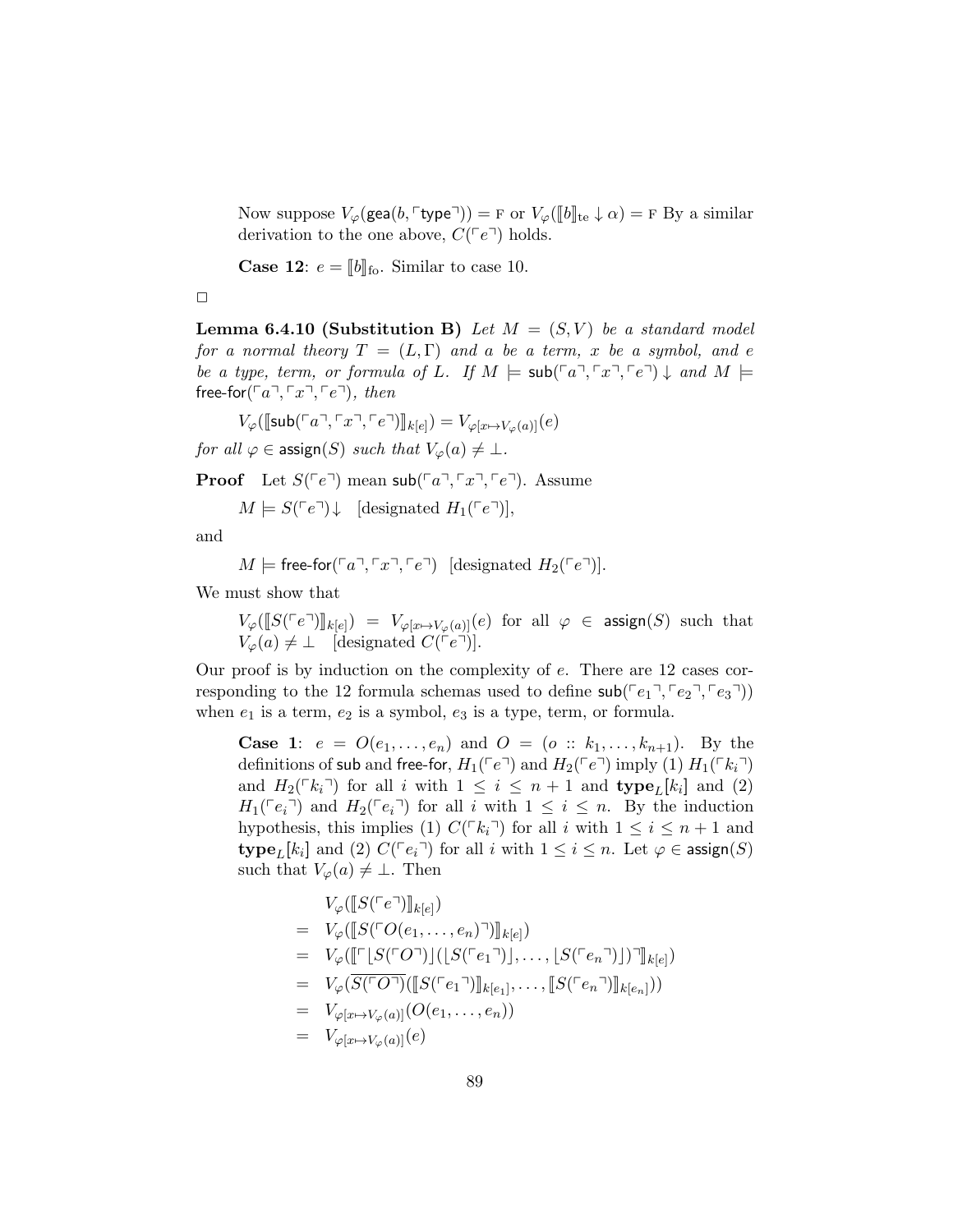Now suppose $V_\varphi(\mathsf{gea}(b, \ulcorner\mathsf{type}\urcorner)) = \mathrm{F}$ or $V_\varphi([\![b]\!]_{\mathrm{te}} \downarrow \alpha) = \mathrm{F}$ By a similar derivation to the one above, $C(\ulcorner e \urcorner)$ holds.

**Case 12**: $e = [\![b]\!]_{\mathrm{fo}}$. Similar to case 10.

$\square$

**Lemma 6.4.10 (Substitution B)** *Let $M = (S, V)$ be a standard model for a normal theory $T = (L, \Gamma)$ and a be a term, x be a symbol, and e be a type, term, or formula of L. If $M \models \mathsf{sub}(\ulcorner a \urcorner, \ulcorner x \urcorner, \ulcorner e \urcorner)\downarrow$ and $M \models \mathsf{free\text{-}for}(\ulcorner a \urcorner, \ulcorner x \urcorner, \ulcorner e \urcorner)$, then*

$$V_\varphi([\![\mathsf{sub}(\ulcorner a \urcorner, \ulcorner x \urcorner, \ulcorner e \urcorner)]\!]_{k[e]}) = V_{\varphi[x \mapsto V_\varphi(a)]}(e)$$

*for all $\varphi \in \mathsf{assign}(S)$ such that $V_\varphi(a) \neq \bot$.*

**Proof** Let $S(\ulcorner e \urcorner)$ mean $\mathsf{sub}(\ulcorner a \urcorner, \ulcorner x \urcorner, \ulcorner e \urcorner)$. Assume

$M \models S(\ulcorner e \urcorner)\downarrow$ [designated $H_1(\ulcorner e \urcorner)$],

and

$M \models \mathsf{free\text{-}for}(\ulcorner a \urcorner, \ulcorner x \urcorner, \ulcorner e \urcorner)$ [designated $H_2(\ulcorner e \urcorner)$].

We must show that

$V_\varphi([\![S(\ulcorner e \urcorner)]\!]_{k[e]}) = V_{\varphi[x \mapsto V_\varphi(a)]}(e)$ for all $\varphi \in \mathsf{assign}(S)$ such that $V_\varphi(a) \neq \bot$ [designated $C(\ulcorner e \urcorner)$].

Our proof is by induction on the complexity of $e$. There are 12 cases corresponding to the 12 formula schemas used to define $\mathsf{sub}(\ulcorner e_1 \urcorner, \ulcorner e_2 \urcorner, \ulcorner e_3 \urcorner))$ when $e_1$ is a term, $e_2$ is a symbol, $e_3$ is a type, term, or formula.

**Case 1**: $e = O(e_1, \ldots, e_n)$ and $O = (o :: k_1, \ldots, k_{n+1})$. By the definitions of $\mathsf{sub}$ and $\mathsf{free\text{-}for}$, $H_1(\ulcorner e \urcorner)$ and $H_2(\ulcorner e \urcorner)$ imply (1) $H_1(\ulcorner k_i \urcorner)$ and $H_2(\ulcorner k_i \urcorner)$ for all $i$ with $1 \leq i \leq n+1$ and $\mathbf{type}_L[k_i]$ and (2) $H_1(\ulcorner e_i \urcorner)$ and $H_2(\ulcorner e_i \urcorner)$ for all $i$ with $1 \leq i \leq n$. By the induction hypothesis, this implies (1) $C(\ulcorner k_i \urcorner)$ for all $i$ with $1 \leq i \leq n+1$ and $\mathbf{type}_L[k_i]$ and (2) $C(\ulcorner e_i \urcorner)$ for all $i$ with $1 \leq i \leq n$. Let $\varphi \in \mathsf{assign}(S)$ such that $V_\varphi(a) \neq \bot$. Then

$$
\begin{aligned}
& V_\varphi([\![S(\ulcorner e \urcorner)]\!]_{k[e]}) \\
= \; & V_\varphi([\![S(\ulcorner O(e_1, \ldots, e_n) \urcorner)]\!]_{k[e]}) \\
= \; & V_\varphi([\![\ulcorner \lfloor S(\ulcorner O \urcorner) \rfloor (\lfloor S(\ulcorner e_1 \urcorner) \rfloor, \ldots, \lfloor S(\ulcorner e_n \urcorner) \rfloor) \urcorner]\!]_{k[e]}) \\
= \; & V_\varphi(\overline{S(\ulcorner O \urcorner)}([\![S(\ulcorner e_1 \urcorner)]\!]_{k[e_1]}, \ldots, [\![S(\ulcorner e_n \urcorner)]\!]_{k[e_n]})) \\
= \; & V_{\varphi[x \mapsto V_\varphi(a)]}(O(e_1, \ldots, e_n)) \\
= \; & V_{\varphi[x \mapsto V_\varphi(a)]}(e)
\end{aligned}
$$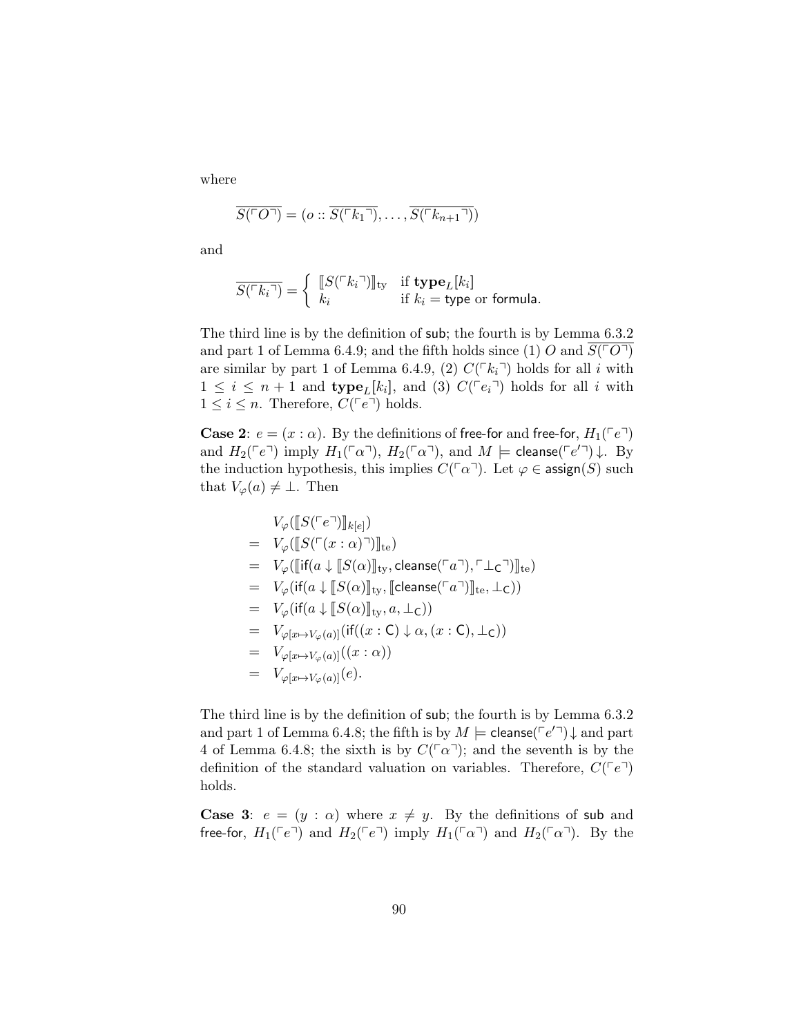where

$$\overline{S(\ulcorner O \urcorner)} = (o :: \overline{S(\ulcorner k_1 \urcorner)}, \ldots, \overline{S(\ulcorner k_{n+1} \urcorner)})$$

and

$$\overline{S(\ulcorner k_i \urcorner)} = \begin{cases} [\![ S(\ulcorner k_i \urcorner) ]\!]_{\mathrm{ty}} & \text{if } \mathbf{type}_L[k_i] \\ k_i & \text{if } k_i = \mathsf{type} \text{ or } \mathsf{formula}. \end{cases}$$

The third line is by the definition of $\mathsf{sub}$; the fourth is by Lemma 6.3.2 and part 1 of Lemma 6.4.9; and the fifth holds since (1) $O$ and $\overline{S(\ulcorner O \urcorner)}$ are similar by part 1 of Lemma 6.4.9, (2) $C(\ulcorner k_i \urcorner)$ holds for all $i$ with $1 \leq i \leq n+1$ and $\mathbf{type}_L[k_i]$, and (3) $C(\ulcorner e_i \urcorner)$ holds for all $i$ with $1 \leq i \leq n$. Therefore, $C(\ulcorner e \urcorner)$ holds.

**Case 2**: $e = (x : \alpha)$. By the definitions of $\mathsf{free\text{-}for}$ and $\mathsf{free\text{-}for}$, $H_1(\ulcorner e \urcorner)$ and $H_2(\ulcorner e \urcorner)$ imply $H_1(\ulcorner \alpha \urcorner)$, $H_2(\ulcorner \alpha \urcorner)$, and $M \models \mathsf{cleanse}(\ulcorner e' \urcorner)\!\downarrow$. By the induction hypothesis, this implies $C(\ulcorner \alpha \urcorner)$. Let $\varphi \in \mathsf{assign}(S)$ such that $V_\varphi(a) \neq \bot$. Then

$$\begin{aligned}
& V_\varphi([\![ S(\ulcorner e \urcorner) ]\!]_{k[e]}) \\
= \;& V_\varphi([\![ S(\ulcorner (x : \alpha) \urcorner) ]\!]_{\mathrm{te}}) \\
= \;& V_\varphi([\![ \mathsf{if}(a \downarrow [\![ S(\alpha) ]\!]_{\mathrm{ty}}, \mathsf{cleanse}(\ulcorner a \urcorner), \ulcorner \bot_{\mathsf{C}} \urcorner) ]\!]_{\mathrm{te}}) \\
= \;& V_\varphi(\mathsf{if}(a \downarrow [\![ S(\alpha) ]\!]_{\mathrm{ty}}, [\![ \mathsf{cleanse}(\ulcorner a \urcorner) ]\!]_{\mathrm{te}}, \bot_{\mathsf{C}})) \\
= \;& V_\varphi(\mathsf{if}(a \downarrow [\![ S(\alpha) ]\!]_{\mathrm{ty}}, a, \bot_{\mathsf{C}})) \\
= \;& V_{\varphi[x \mapsto V_\varphi(a)]}(\mathsf{if}((x : \mathsf{C}) \downarrow \alpha, (x : \mathsf{C}), \bot_{\mathsf{C}})) \\
= \;& V_{\varphi[x \mapsto V_\varphi(a)]}((x : \alpha)) \\
= \;& V_{\varphi[x \mapsto V_\varphi(a)]}(e).
\end{aligned}$$

The third line is by the definition of $\mathsf{sub}$; the fourth is by Lemma 6.3.2 and part 1 of Lemma 6.4.8; the fifth is by $M \models \mathsf{cleanse}(\ulcorner e' \urcorner)\!\downarrow$ and part 4 of Lemma 6.4.8; the sixth is by $C(\ulcorner \alpha \urcorner)$; and the seventh is by the definition of the standard valuation on variables. Therefore, $C(\ulcorner e \urcorner)$ holds.

**Case 3**: $e = (y : \alpha)$ where $x \neq y$. By the definitions of $\mathsf{sub}$ and $\mathsf{free\text{-}for}$, $H_1(\ulcorner e \urcorner)$ and $H_2(\ulcorner e \urcorner)$ imply $H_1(\ulcorner \alpha \urcorner)$ and $H_2(\ulcorner \alpha \urcorner)$. By the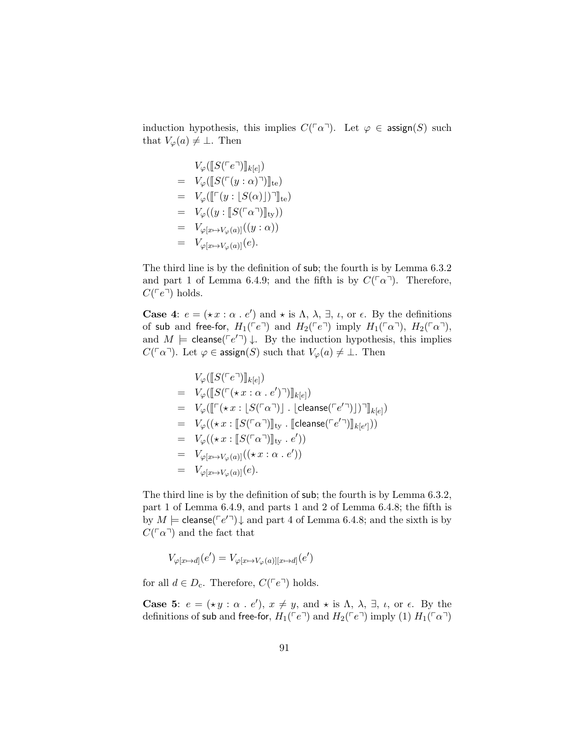induction hypothesis, this implies $C(\ulcorner\alpha\urcorner)$. Let $\varphi \in \mathsf{assign}(S)$ such that $V_\varphi(a) \neq \bot$. Then

$$
\begin{array}{ll}
& V_\varphi(\llbracket S(\ulcorner e\urcorner)\rrbracket_{k[e]}) \\
= & V_\varphi(\llbracket S(\ulcorner (y:\alpha)\urcorner)\rrbracket_{\mathrm{te}}) \\
= & V_\varphi(\llbracket \ulcorner (y:\lfloor S(\alpha)\rfloor)\urcorner\rrbracket_{\mathrm{te}}) \\
= & V_\varphi((y:\llbracket S(\ulcorner\alpha\urcorner)\rrbracket_{\mathrm{ty}})) \\
= & V_{\varphi[x\mapsto V_\varphi(a)]}((y:\alpha)) \\
= & V_{\varphi[x\mapsto V_\varphi(a)]}(e).
\end{array}
$$

The third line is by the definition of $\mathsf{sub}$; the fourth is by Lemma 6.3.2 and part 1 of Lemma 6.4.9; and the fifth is by $C(\ulcorner\alpha\urcorner)$. Therefore, $C(\ulcorner e\urcorner)$ holds.

**Case 4**: $e = (\star\, x:\alpha\,.\,e')$ and $\star$ is $\Lambda$, $\lambda$, $\exists$, $\iota$, or $\epsilon$. By the definitions of $\mathsf{sub}$ and $\mathsf{free\text{-}for}$, $H_1(\ulcorner e\urcorner)$ and $H_2(\ulcorner e\urcorner)$ imply $H_1(\ulcorner\alpha\urcorner)$, $H_2(\ulcorner\alpha\urcorner)$, and $M \models \mathsf{cleanse}(\ulcorner e'\urcorner)\downarrow$. By the induction hypothesis, this implies $C(\ulcorner\alpha\urcorner)$. Let $\varphi \in \mathsf{assign}(S)$ such that $V_\varphi(a) \neq \bot$. Then

$$
\begin{array}{ll}
& V_\varphi(\llbracket S(\ulcorner e\urcorner)\rrbracket_{k[e]}) \\
= & V_\varphi(\llbracket S(\ulcorner (\star\, x:\alpha\,.\,e')\urcorner)\rrbracket_{k[e]}) \\
= & V_\varphi(\llbracket \ulcorner (\star\, x:\lfloor S(\ulcorner\alpha\urcorner)\rfloor\,.\,\lfloor \mathsf{cleanse}(\ulcorner e'\urcorner)\rfloor)\urcorner\rrbracket_{k[e]}) \\
= & V_\varphi((\star\, x:\llbracket S(\ulcorner\alpha\urcorner)\rrbracket_{\mathrm{ty}}\,.\,\llbracket \mathsf{cleanse}(\ulcorner e'\urcorner)\rrbracket_{k[e']})) \\
= & V_\varphi((\star\, x:\llbracket S(\ulcorner\alpha\urcorner)\rrbracket_{\mathrm{ty}}\,.\,e')) \\
= & V_{\varphi[x\mapsto V_\varphi(a)]}((\star\, x:\alpha\,.\,e')) \\
= & V_{\varphi[x\mapsto V_\varphi(a)]}(e).
\end{array}
$$

The third line is by the definition of $\mathsf{sub}$; the fourth is by Lemma 6.3.2, part 1 of Lemma 6.4.9, and parts 1 and 2 of Lemma 6.4.8; the fifth is by $M \models \mathsf{cleanse}(\ulcorner e'\urcorner)\downarrow$ and part 4 of Lemma 6.4.8; and the sixth is by $C(\ulcorner\alpha\urcorner)$ and the fact that

$$V_{\varphi[x\mapsto d]}(e') = V_{\varphi[x\mapsto V_\varphi(a)][x\mapsto d]}(e')$$

for all $d \in D_{\mathrm{c}}$. Therefore, $C(\ulcorner e\urcorner)$ holds.

**Case 5**: $e = (\star\, y:\alpha\,.\,e')$, $x \neq y$, and $\star$ is $\Lambda$, $\lambda$, $\exists$, $\iota$, or $\epsilon$. By the definitions of $\mathsf{sub}$ and $\mathsf{free\text{-}for}$, $H_1(\ulcorner e\urcorner)$ and $H_2(\ulcorner e\urcorner)$ imply (1) $H_1(\ulcorner\alpha\urcorner)$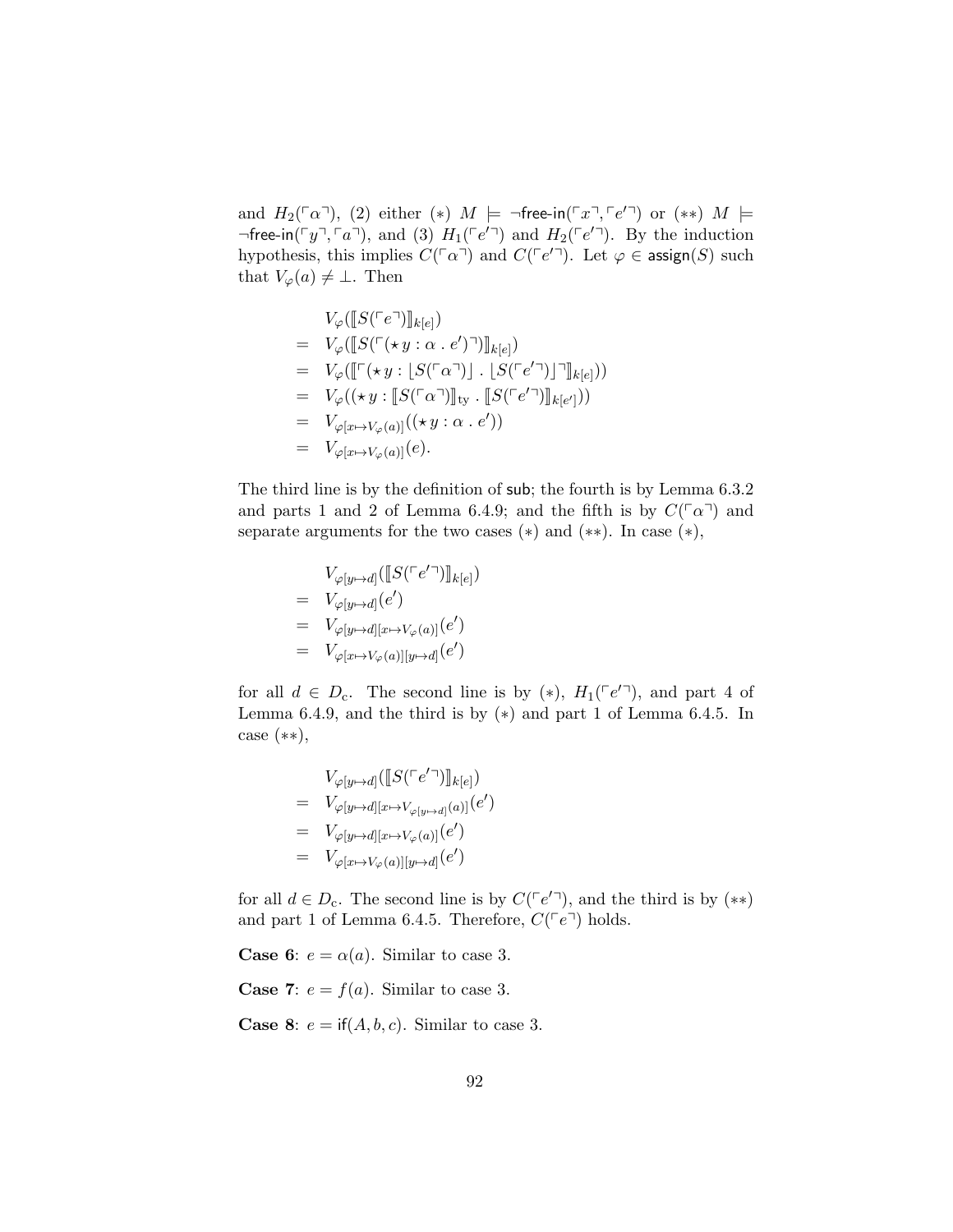and $H_2(\ulcorner\alpha\urcorner)$, (2) either $(*)$ $M \models \neg\textsf{free-in}(\ulcorner x\urcorner, \ulcorner e'\urcorner)$ or $(**)$ $M \models \neg\textsf{free-in}(\ulcorner y\urcorner, \ulcorner a\urcorner)$, and (3) $H_1(\ulcorner e'\urcorner)$ and $H_2(\ulcorner e'\urcorner)$. By the induction hypothesis, this implies $C(\ulcorner\alpha\urcorner)$ and $C(\ulcorner e'\urcorner)$. Let $\varphi \in \textsf{assign}(S)$ such that $V_\varphi(a) \neq \bot$. Then

$$
\begin{aligned}
& V_\varphi(\llbracket S(\ulcorner e\urcorner)\rrbracket_{k[e]}) \\
= \;& V_\varphi(\llbracket S(\ulcorner(\star\, y : \alpha \,.\, e')\urcorner)\rrbracket_{k[e]}) \\
= \;& V_\varphi(\llbracket \ulcorner(\star\, y : \lfloor S(\ulcorner\alpha\urcorner)\rfloor \,.\, \lfloor S(\ulcorner e'\urcorner)\rfloor\urcorner\rrbracket_{k[e]})) \\
= \;& V_\varphi((\star\, y : \llbracket S(\ulcorner\alpha\urcorner)\rrbracket_{\mathrm{ty}} \,.\, \llbracket S(\ulcorner e'\urcorner)\rrbracket_{k[e']})) \\
= \;& V_{\varphi[x\mapsto V_\varphi(a)]}((\star\, y : \alpha \,.\, e')) \\
= \;& V_{\varphi[x\mapsto V_\varphi(a)]}(e).
\end{aligned}
$$

The third line is by the definition of $\textsf{sub}$; the fourth is by Lemma 6.3.2 and parts 1 and 2 of Lemma 6.4.9; and the fifth is by $C(\ulcorner\alpha\urcorner)$ and separate arguments for the two cases $(*)$ and $(**)$. In case $(*)$,

$$
\begin{aligned}
& V_{\varphi[y\mapsto d]}(\llbracket S(\ulcorner e'\urcorner)\rrbracket_{k[e]}) \\
= \;& V_{\varphi[y\mapsto d]}(e') \\
= \;& V_{\varphi[y\mapsto d][x\mapsto V_\varphi(a)]}(e') \\
= \;& V_{\varphi[x\mapsto V_\varphi(a)][y\mapsto d]}(e')
\end{aligned}
$$

for all $d \in D_{\mathrm{c}}$. The second line is by $(*)$, $H_1(\ulcorner e'\urcorner)$, and part 4 of Lemma 6.4.9, and the third is by $(*)$ and part 1 of Lemma 6.4.5. In case $(**)$,

$$
\begin{aligned}
& V_{\varphi[y\mapsto d]}(\llbracket S(\ulcorner e'\urcorner)\rrbracket_{k[e]}) \\
= \;& V_{\varphi[y\mapsto d][x\mapsto V_{\varphi[y\mapsto d]}(a)]}(e') \\
= \;& V_{\varphi[y\mapsto d][x\mapsto V_\varphi(a)]}(e') \\
= \;& V_{\varphi[x\mapsto V_\varphi(a)][y\mapsto d]}(e')
\end{aligned}
$$

for all $d \in D_{\mathrm{c}}$. The second line is by $C(\ulcorner e'\urcorner)$, and the third is by $(**)$ and part 1 of Lemma 6.4.5. Therefore, $C(\ulcorner e\urcorner)$ holds.

**Case 6**: $e = \alpha(a)$. Similar to case 3.

**Case 7**: $e = f(a)$. Similar to case 3.

**Case 8**: $e = \textsf{if}(A, b, c)$. Similar to case 3.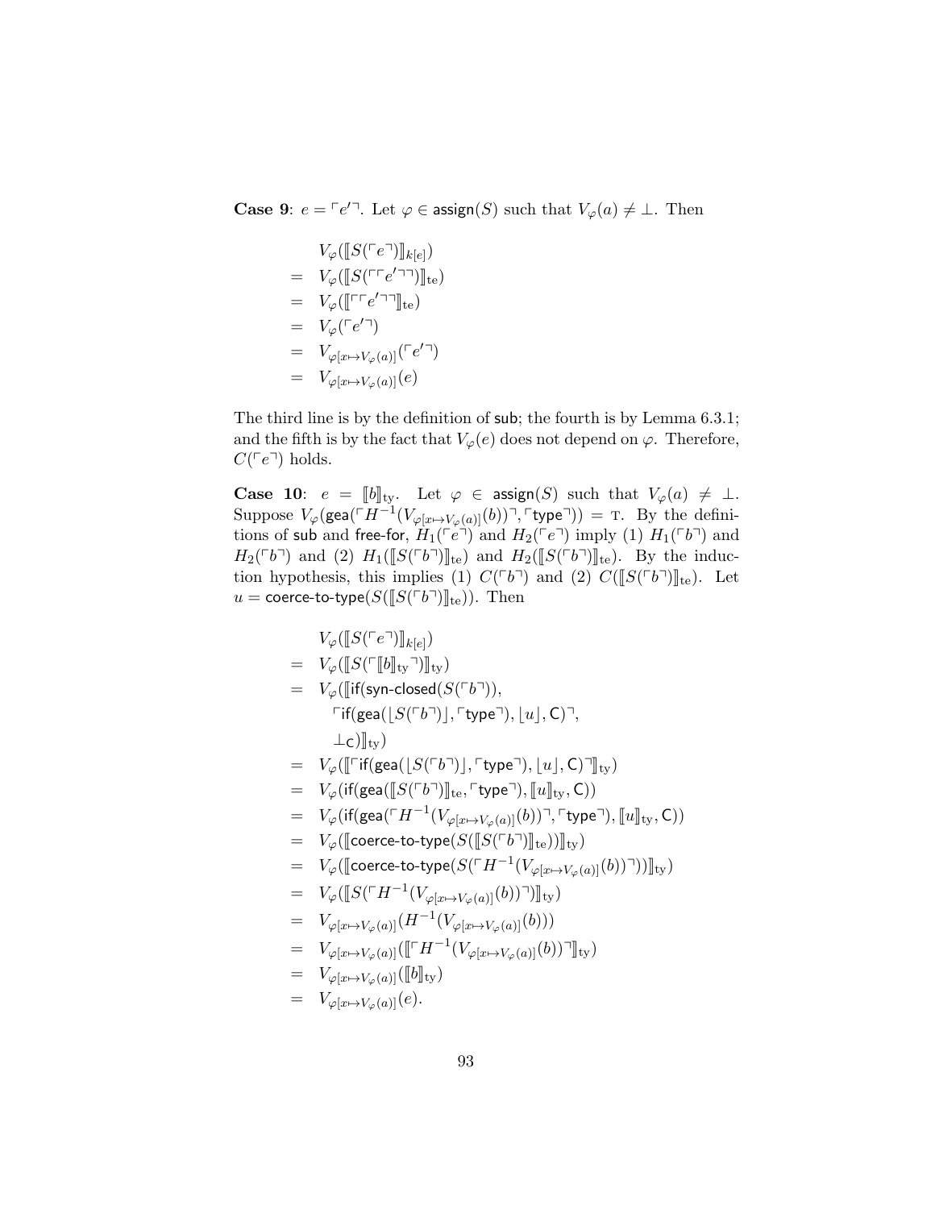**Case 9**: $e = \ulcorner e' \urcorner$. Let $\varphi \in \mathsf{assign}(S)$ such that $V_\varphi(a) \neq \bot$. Then

$$
\begin{array}{rl}
& V_\varphi(\llbracket S(\ulcorner e \urcorner) \rrbracket_{k[e]}) \\
= & V_\varphi(\llbracket S(\ulcorner \ulcorner e' \urcorner \urcorner) \rrbracket_{\mathrm{te}}) \\
= & V_\varphi(\llbracket \ulcorner \ulcorner e' \urcorner \urcorner \rrbracket_{\mathrm{te}}) \\
= & V_\varphi(\ulcorner e' \urcorner) \\
= & V_{\varphi[x \mapsto V_\varphi(a)]}(\ulcorner e' \urcorner) \\
= & V_{\varphi[x \mapsto V_\varphi(a)]}(e)
\end{array}
$$

The third line is by the definition of $\mathsf{sub}$; the fourth is by Lemma 6.3.1; and the fifth is by the fact that $V_\varphi(e)$ does not depend on $\varphi$. Therefore, $C(\ulcorner e \urcorner)$ holds.

**Case 10**: $e = \llbracket b \rrbracket_{\mathrm{ty}}$. Let $\varphi \in \mathsf{assign}(S)$ such that $V_\varphi(a) \neq \bot$. Suppose $V_\varphi(\mathsf{gea}(\ulcorner H^{-1}(V_{\varphi[x \mapsto V_\varphi(a)]}(b)) \urcorner, \ulcorner \mathsf{type} \urcorner)) = \mathrm{T}$. By the definitions of $\mathsf{sub}$ and $\mathsf{free\text{-}for}$, $H_1(\ulcorner e \urcorner)$ and $H_2(\ulcorner e \urcorner)$ imply (1) $H_1(\ulcorner b \urcorner)$ and $H_2(\ulcorner b \urcorner)$ and (2) $H_1(\llbracket S(\ulcorner b \urcorner) \rrbracket_{\mathrm{te}})$ and $H_2(\llbracket S(\ulcorner b \urcorner) \rrbracket_{\mathrm{te}})$. By the induction hypothesis, this implies (1) $C(\ulcorner b \urcorner)$ and (2) $C(\llbracket S(\ulcorner b \urcorner) \rrbracket_{\mathrm{te}})$. Let $u = \mathsf{coerce\text{-}to\text{-}type}(S(\llbracket S(\ulcorner b \urcorner) \rrbracket_{\mathrm{te}}))$. Then

$$
\begin{array}{rl}
& V_\varphi(\llbracket S(\ulcorner e \urcorner) \rrbracket_{k[e]}) \\
= & V_\varphi(\llbracket S(\ulcorner \llbracket b \rrbracket_{\mathrm{ty}} \urcorner) \rrbracket_{\mathrm{ty}}) \\
= & V_\varphi(\llbracket \mathsf{if}(\mathsf{syn\text{-}closed}(S(\ulcorner b \urcorner)), \\
& \quad \ulcorner \mathsf{if}(\mathsf{gea}(\lfloor S(\ulcorner b \urcorner) \rfloor, \ulcorner \mathsf{type} \urcorner), \lfloor u \rfloor, \mathsf{C}) \urcorner, \\
& \quad \bot_{\mathsf{C}}) \rrbracket_{\mathrm{ty}}) \\
= & V_\varphi(\llbracket \ulcorner \mathsf{if}(\mathsf{gea}(\lfloor S(\ulcorner b \urcorner) \rfloor, \ulcorner \mathsf{type} \urcorner), \lfloor u \rfloor, \mathsf{C}) \urcorner \rrbracket_{\mathrm{ty}}) \\
= & V_\varphi(\mathsf{if}(\mathsf{gea}(\llbracket S(\ulcorner b \urcorner) \rrbracket_{\mathrm{te}}, \ulcorner \mathsf{type} \urcorner), \llbracket u \rrbracket_{\mathrm{ty}}, \mathsf{C})) \\
= & V_\varphi(\mathsf{if}(\mathsf{gea}(\ulcorner H^{-1}(V_{\varphi[x \mapsto V_\varphi(a)]}(b)) \urcorner, \ulcorner \mathsf{type} \urcorner), \llbracket u \rrbracket_{\mathrm{ty}}, \mathsf{C})) \\
= & V_\varphi(\llbracket \mathsf{coerce\text{-}to\text{-}type}(S(\llbracket S(\ulcorner b \urcorner) \rrbracket_{\mathrm{te}})) \rrbracket_{\mathrm{ty}}) \\
= & V_\varphi(\llbracket \mathsf{coerce\text{-}to\text{-}type}(S(\ulcorner H^{-1}(V_{\varphi[x \mapsto V_\varphi(a)]}(b)) \urcorner)) \rrbracket_{\mathrm{ty}}) \\
= & V_\varphi(\llbracket S(\ulcorner H^{-1}(V_{\varphi[x \mapsto V_\varphi(a)]}(b)) \urcorner) \rrbracket_{\mathrm{ty}}) \\
= & V_{\varphi[x \mapsto V_\varphi(a)]}(H^{-1}(V_{\varphi[x \mapsto V_\varphi(a)]}(b))) \\
= & V_{\varphi[x \mapsto V_\varphi(a)]}(\llbracket \ulcorner H^{-1}(V_{\varphi[x \mapsto V_\varphi(a)]}(b)) \urcorner \rrbracket_{\mathrm{ty}}) \\
= & V_{\varphi[x \mapsto V_\varphi(a)]}(\llbracket b \rrbracket_{\mathrm{ty}}) \\
= & V_{\varphi[x \mapsto V_\varphi(a)]}(e).
\end{array}
$$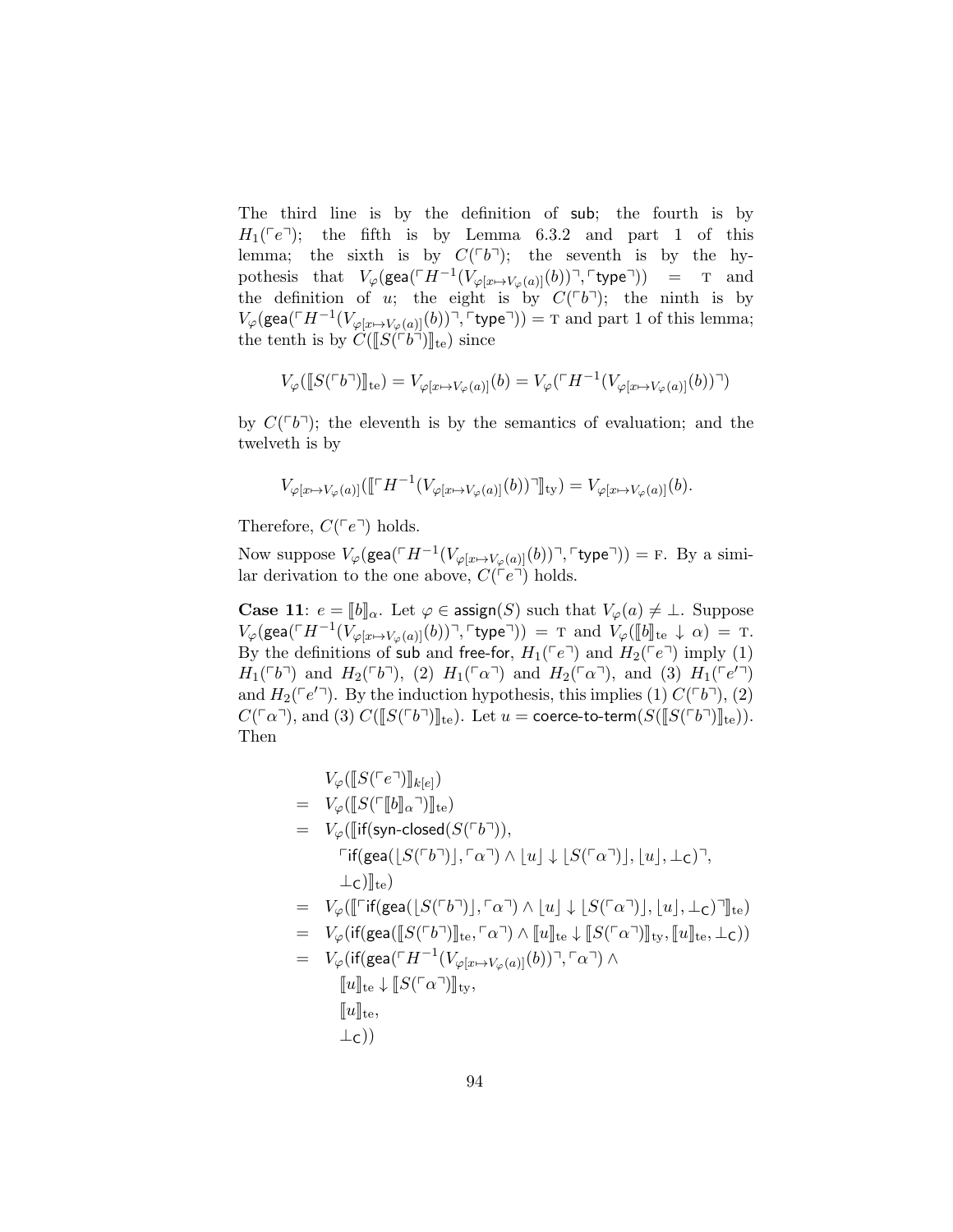The third line is by the definition of $\mathsf{sub}$; the fourth is by $H_1(\ulcorner e \urcorner)$; the fifth is by Lemma 6.3.2 and part 1 of this lemma; the sixth is by $C(\ulcorner b \urcorner)$; the seventh is by the hypothesis that $V_\varphi(\mathsf{gea}(\ulcorner H^{-1}(V_{\varphi[x \mapsto V_\varphi(a)]}(b)) \urcorner, \ulcorner \mathsf{type} \urcorner)) = \textsc{t}$ and the definition of $u$; the eight is by $C(\ulcorner b \urcorner)$; the ninth is by $V_\varphi(\mathsf{gea}(\ulcorner H^{-1}(V_{\varphi[x \mapsto V_\varphi(a)]}(b)) \urcorner, \ulcorner \mathsf{type} \urcorner)) = \textsc{t}$ and part 1 of this lemma; the tenth is by $C(\llbracket S(\ulcorner b \urcorner) \rrbracket_{\mathrm{te}})$ since

$$V_\varphi(\llbracket S(\ulcorner b \urcorner) \rrbracket_{\mathrm{te}}) = V_{\varphi[x \mapsto V_\varphi(a)]}(b) = V_\varphi(\ulcorner H^{-1}(V_{\varphi[x \mapsto V_\varphi(a)]}(b)) \urcorner)$$

by $C(\ulcorner b \urcorner)$; the eleventh is by the semantics of evaluation; and the twelveth is by

$$V_{\varphi[x \mapsto V_\varphi(a)]}(\llbracket \ulcorner H^{-1}(V_{\varphi[x \mapsto V_\varphi(a)]}(b)) \urcorner \rrbracket_{\mathrm{ty}}) = V_{\varphi[x \mapsto V_\varphi(a)]}(b).$$

Therefore, $C(\ulcorner e \urcorner)$ holds.

Now suppose $V_\varphi(\mathsf{gea}(\ulcorner H^{-1}(V_{\varphi[x \mapsto V_\varphi(a)]}(b)) \urcorner, \ulcorner \mathsf{type} \urcorner)) = \textsc{f}$. By a similar derivation to the one above, $C(\ulcorner e \urcorner)$ holds.

**Case 11**: $e = \llbracket b \rrbracket_\alpha$. Let $\varphi \in \mathsf{assign}(S)$ such that $V_\varphi(a) \neq \bot$. Suppose $V_\varphi(\mathsf{gea}(\ulcorner H^{-1}(V_{\varphi[x \mapsto V_\varphi(a)]}(b)) \urcorner, \ulcorner \mathsf{type} \urcorner)) = \textsc{t}$ and $V_\varphi(\llbracket b \rrbracket_{\mathrm{te}} \downarrow \alpha) = \textsc{t}$. By the definitions of $\mathsf{sub}$ and $\mathsf{free\text{-}for}$, $H_1(\ulcorner e \urcorner)$ and $H_2(\ulcorner e \urcorner)$ imply (1) $H_1(\ulcorner b \urcorner)$ and $H_2(\ulcorner b \urcorner)$, (2) $H_1(\ulcorner \alpha \urcorner)$ and $H_2(\ulcorner \alpha \urcorner)$, and (3) $H_1(\ulcorner e' \urcorner)$ and $H_2(\ulcorner e' \urcorner)$. By the induction hypothesis, this implies (1) $C(\ulcorner b \urcorner)$, (2) $C(\ulcorner \alpha \urcorner)$, and (3) $C(\llbracket S(\ulcorner b \urcorner) \rrbracket_{\mathrm{te}})$. Let $u = \mathsf{coerce\text{-}to\text{-}term}(S(\llbracket S(\ulcorner b \urcorner) \rrbracket_{\mathrm{te}}))$. Then

$$
\begin{aligned}
& V_\varphi(\llbracket S(\ulcorner e \urcorner) \rrbracket_{k[e]}) \\
= \; & V_\varphi(\llbracket S(\ulcorner \llbracket b \rrbracket_\alpha \urcorner) \rrbracket_{\mathrm{te}}) \\
= \; & V_\varphi(\llbracket \mathsf{if}(\mathsf{syn\text{-}closed}(S(\ulcorner b \urcorner)), \\
& \quad \ulcorner \mathsf{if}(\mathsf{gea}(\lfloor S(\ulcorner b \urcorner) \rfloor, \ulcorner \alpha \urcorner) \wedge \lfloor u \rfloor \downarrow \lfloor S(\ulcorner \alpha \urcorner) \rfloor, \lfloor u \rfloor, \bot_{\mathsf{C}}) \urcorner, \\
& \quad \bot_{\mathsf{C}}) \rrbracket_{\mathrm{te}}) \\
= \; & V_\varphi(\llbracket \ulcorner \mathsf{if}(\mathsf{gea}(\lfloor S(\ulcorner b \urcorner) \rfloor, \ulcorner \alpha \urcorner) \wedge \lfloor u \rfloor \downarrow \lfloor S(\ulcorner \alpha \urcorner) \rfloor, \lfloor u \rfloor, \bot_{\mathsf{C}}) \urcorner \rrbracket_{\mathrm{te}}) \\
= \; & V_\varphi(\mathsf{if}(\mathsf{gea}(\llbracket S(\ulcorner b \urcorner) \rrbracket_{\mathrm{te}}, \ulcorner \alpha \urcorner) \wedge \llbracket u \rrbracket_{\mathrm{te}} \downarrow \llbracket S(\ulcorner \alpha \urcorner) \rrbracket_{\mathrm{ty}}, \llbracket u \rrbracket_{\mathrm{te}}, \bot_{\mathsf{C}})) \\
= \; & V_\varphi(\mathsf{if}(\mathsf{gea}(\ulcorner H^{-1}(V_{\varphi[x \mapsto V_\varphi(a)]}(b)) \urcorner, \ulcorner \alpha \urcorner) \wedge \\
& \quad \llbracket u \rrbracket_{\mathrm{te}} \downarrow \llbracket S(\ulcorner \alpha \urcorner) \rrbracket_{\mathrm{ty}}, \\
& \quad \llbracket u \rrbracket_{\mathrm{te}}, \\
& \quad \bot_{\mathsf{C}}))
\end{aligned}
$$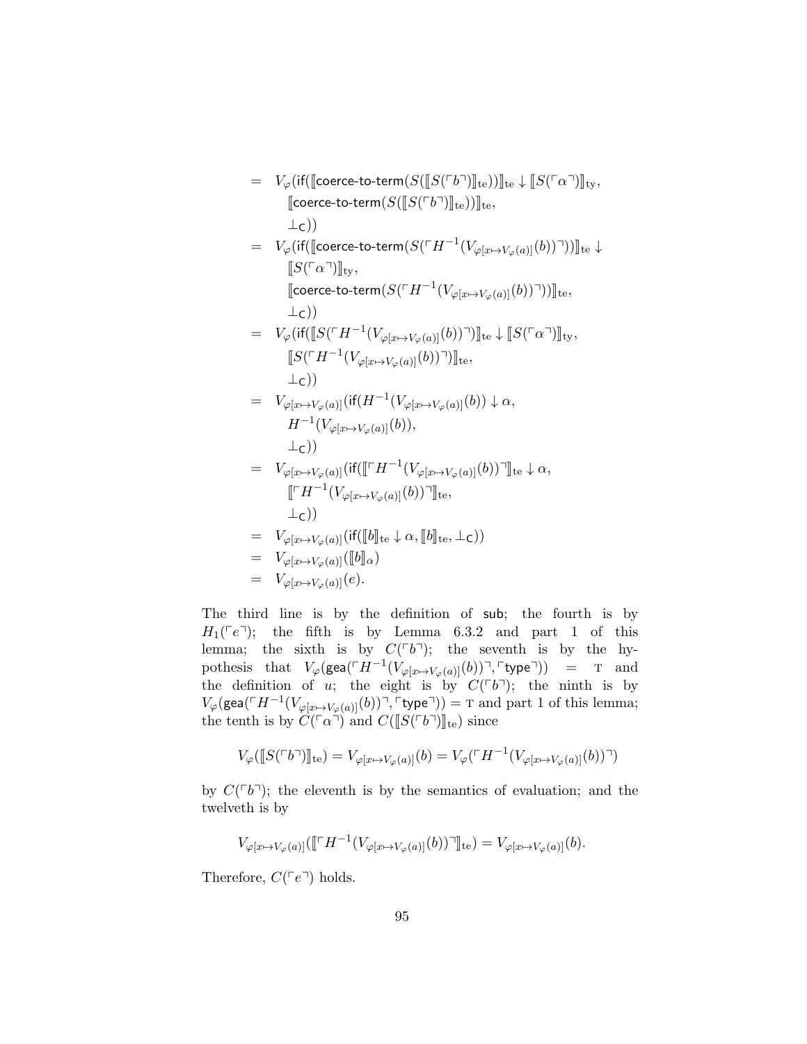$$
\begin{aligned}
&= V_\varphi(\mathsf{if}([\![\mathsf{coerce\text{-}to\text{-}term}(S([\![S(\ulcorner b \urcorner)]\!]_{\mathrm{te}}))]\!]_{\mathrm{te}} \downarrow [\![S(\ulcorner \alpha \urcorner)]\!]_{\mathrm{ty}}, \\
&\qquad [\![\mathsf{coerce\text{-}to\text{-}term}(S([\![S(\ulcorner b \urcorner)]\!]_{\mathrm{te}}))]\!]_{\mathrm{te}}, \\
&\qquad \bot_{\mathsf{C}})) \\
&= V_\varphi(\mathsf{if}([\![\mathsf{coerce\text{-}to\text{-}term}(S(\ulcorner H^{-1}(V_{\varphi[x \mapsto V_\varphi(a)]}(b)) \urcorner))]\!]_{\mathrm{te}} \downarrow \\
&\qquad [\![S(\ulcorner \alpha \urcorner)]\!]_{\mathrm{ty}}, \\
&\qquad [\![\mathsf{coerce\text{-}to\text{-}term}(S(\ulcorner H^{-1}(V_{\varphi[x \mapsto V_\varphi(a)]}(b)) \urcorner))]\!]_{\mathrm{te}}, \\
&\qquad \bot_{\mathsf{C}})) \\
&= V_\varphi(\mathsf{if}([\![S(\ulcorner H^{-1}(V_{\varphi[x \mapsto V_\varphi(a)]}(b)) \urcorner)]\!]_{\mathrm{te}} \downarrow [\![S(\ulcorner \alpha \urcorner)]\!]_{\mathrm{ty}}, \\
&\qquad [\![S(\ulcorner H^{-1}(V_{\varphi[x \mapsto V_\varphi(a)]}(b)) \urcorner)]\!]_{\mathrm{te}}, \\
&\qquad \bot_{\mathsf{C}})) \\
&= V_{\varphi[x \mapsto V_\varphi(a)]}(\mathsf{if}(H^{-1}(V_{\varphi[x \mapsto V_\varphi(a)]}(b)) \downarrow \alpha, \\
&\qquad H^{-1}(V_{\varphi[x \mapsto V_\varphi(a)]}(b)), \\
&\qquad \bot_{\mathsf{C}})) \\
&= V_{\varphi[x \mapsto V_\varphi(a)]}(\mathsf{if}([\![\ulcorner H^{-1}(V_{\varphi[x \mapsto V_\varphi(a)]}(b)) \urcorner]\!]_{\mathrm{te}} \downarrow \alpha, \\
&\qquad [\![\ulcorner H^{-1}(V_{\varphi[x \mapsto V_\varphi(a)]}(b)) \urcorner]\!]_{\mathrm{te}}, \\
&\qquad \bot_{\mathsf{C}})) \\
&= V_{\varphi[x \mapsto V_\varphi(a)]}(\mathsf{if}([\![b]\!]_{\mathrm{te}} \downarrow \alpha, [\![b]\!]_{\mathrm{te}}, \bot_{\mathsf{C}})) \\
&= V_{\varphi[x \mapsto V_\varphi(a)]}([\![b]\!]_\alpha) \\
&= V_{\varphi[x \mapsto V_\varphi(a)]}(e).
\end{aligned}
$$

The third line is by the definition of sub; the fourth is by $H_1(\ulcorner e \urcorner)$; the fifth is by Lemma 6.3.2 and part 1 of this lemma; the sixth is by $C(\ulcorner b \urcorner)$; the seventh is by the hypothesis that $V_\varphi(\mathsf{gea}(\ulcorner H^{-1}(V_{\varphi[x \mapsto V_\varphi(a)]}(b)) \urcorner, \ulcorner \mathsf{type} \urcorner)) = \mathrm{T}$ and the definition of $u$; the eight is by $C(\ulcorner b \urcorner)$; the ninth is by $V_\varphi(\mathsf{gea}(\ulcorner H^{-1}(V_{\varphi[x \mapsto V_\varphi(a)]}(b)) \urcorner, \ulcorner \mathsf{type} \urcorner)) = \mathrm{T}$ and part 1 of this lemma; the tenth is by $C(\ulcorner \alpha \urcorner)$ and $C([\![S(\ulcorner b \urcorner)]\!]_{\mathrm{te}})$ since

$$V_\varphi([\![S(\ulcorner b \urcorner)]\!]_{\mathrm{te}}) = V_{\varphi[x \mapsto V_\varphi(a)]}(b) = V_\varphi(\ulcorner H^{-1}(V_{\varphi[x \mapsto V_\varphi(a)]}(b)) \urcorner)$$

by $C(\ulcorner b \urcorner)$; the eleventh is by the semantics of evaluation; and the twelveth is by

$$V_{\varphi[x \mapsto V_\varphi(a)]}([\![\ulcorner H^{-1}(V_{\varphi[x \mapsto V_\varphi(a)]}(b)) \urcorner]\!]_{\mathrm{te}}) = V_{\varphi[x \mapsto V_\varphi(a)]}(b).$$

Therefore, $C(\ulcorner e \urcorner)$ holds.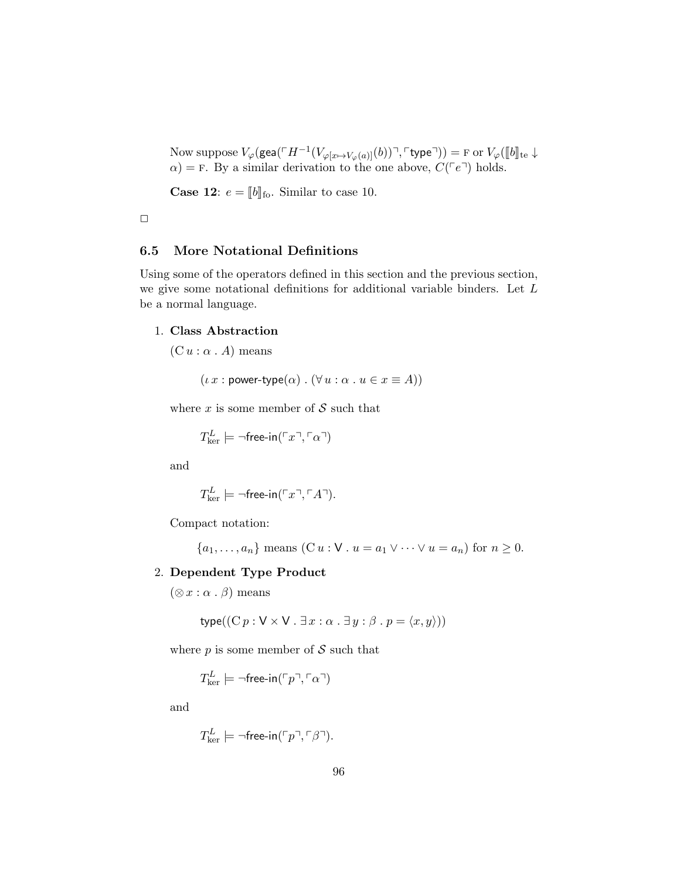Now suppose $V_\varphi(\mathsf{gea}(\ulcorner H^{-1}(V_{\varphi[x \mapsto V_\varphi(a)]}(b))\urcorner, \ulcorner \mathsf{type} \urcorner)) = \text{F}$ or $V_\varphi(\llbracket b \rrbracket_{\text{te}} \downarrow \alpha) = \text{F}$. By a similar derivation to the one above, $C(\ulcorner e \urcorner)$ holds.

**Case 12**: $e = \llbracket b \rrbracket_{\text{fo}}$. Similar to case 10.

$\square$

## 6.5 More Notational Definitions

Using some of the operators defined in this section and the previous section, we give some notational definitions for additional variable binders. Let $L$ be a normal language.

1. **Class Abstraction**

   $(\text{C}\, u : \alpha \,.\, A)$ means

   $$(\iota\, x : \mathsf{power\text{-}type}(\alpha) \,.\, (\forall\, u : \alpha \,.\, u \in x \equiv A))$$

   where $x$ is some member of $\mathcal{S}$ such that

   $$T^L_{\text{ker}} \models \neg \mathsf{free\text{-}in}(\ulcorner x \urcorner, \ulcorner \alpha \urcorner)$$

   and

   $$T^L_{\text{ker}} \models \neg \mathsf{free\text{-}in}(\ulcorner x \urcorner, \ulcorner A \urcorner).$$

   Compact notation:

   $\{a_1, \ldots, a_n\}$ means $(\text{C}\, u : \mathsf{V} \,.\, u = a_1 \vee \cdots \vee u = a_n)$ for $n \geq 0$.

2. **Dependent Type Product**

   $(\otimes\, x : \alpha \,.\, \beta)$ means

   $$\mathsf{type}((\text{C}\, p : \mathsf{V} \times \mathsf{V} \,.\, \exists\, x : \alpha \,.\, \exists\, y : \beta \,.\, p = \langle x, y \rangle))$$

   where $p$ is some member of $\mathcal{S}$ such that

   $$T^L_{\text{ker}} \models \neg \mathsf{free\text{-}in}(\ulcorner p \urcorner, \ulcorner \alpha \urcorner)$$

   and

   $$T^L_{\text{ker}} \models \neg \mathsf{free\text{-}in}(\ulcorner p \urcorner, \ulcorner \beta \urcorner).$$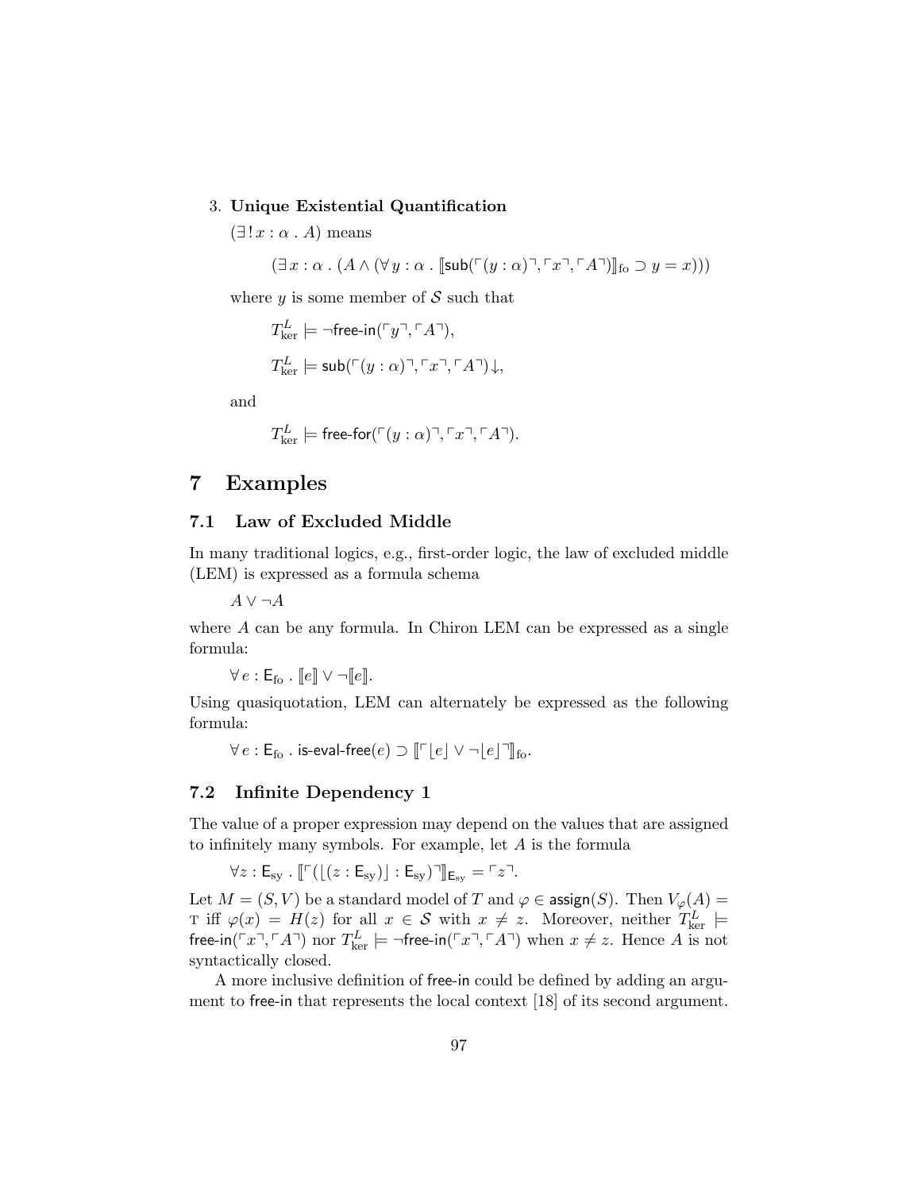3. **Unique Existential Quantification**

   $(\exists\, !\, x : \alpha \,.\, A)$ means

   $$(\exists\, x : \alpha \,.\, (A \wedge (\forall\, y : \alpha \,.\, [\![\mathsf{sub}(\ulcorner(y : \alpha)\urcorner, \ulcorner x \urcorner, \ulcorner A \urcorner)]\!]_{\mathrm{fo}} \supset y = x)))$$

   where $y$ is some member of $\mathcal{S}$ such that

   $$T^L_{\mathrm{ker}} \models \neg\mathsf{free\text{-}in}(\ulcorner y \urcorner, \ulcorner A \urcorner),$$

   $$T^L_{\mathrm{ker}} \models \mathsf{sub}(\ulcorner(y : \alpha)\urcorner, \ulcorner x \urcorner, \ulcorner A \urcorner)\!\downarrow,$$

   and

   $$T^L_{\mathrm{ker}} \models \mathsf{free\text{-}for}(\ulcorner(y : \alpha)\urcorner, \ulcorner x \urcorner, \ulcorner A \urcorner).$$

# 7 Examples

## 7.1 Law of Excluded Middle

In many traditional logics, e.g., first-order logic, the law of excluded middle (LEM) is expressed as a formula schema

$A \vee \neg A$

where $A$ can be any formula. In Chiron LEM can be expressed as a single formula:

$\forall\, e : \mathsf{E}_{\mathrm{fo}} \,.\, [\![e]\!] \vee \neg[\![e]\!]$.

Using quasiquotation, LEM can alternately be expressed as the following formula:

$\forall\, e : \mathsf{E}_{\mathrm{fo}} \,.\, \mathsf{is\text{-}eval\text{-}free}(e) \supset [\![\ulcorner \lfloor e \rfloor \vee \neg \lfloor e \rfloor \urcorner]\!]_{\mathrm{fo}}$.

## 7.2 Infinite Dependency 1

The value of a proper expression may depend on the values that are assigned to infinitely many symbols. For example, let $A$ is the formula

$\forall z : \mathsf{E}_{\mathrm{sy}} \,.\, [\![\ulcorner(\lfloor(z : \mathsf{E}_{\mathrm{sy}})\rfloor : \mathsf{E}_{\mathrm{sy}})\urcorner]\!]_{\mathsf{E}_{\mathrm{sy}}} = \ulcorner z \urcorner$.

Let $M = (S, V)$ be a standard model of $T$ and $\varphi \in \mathsf{assign}(S)$. Then $V_\varphi(A) =$ T iff $\varphi(x) = H(z)$ for all $x \in \mathcal{S}$ with $x \neq z$. Moreover, neither $T^L_{\mathrm{ker}} \models \mathsf{free\text{-}in}(\ulcorner x \urcorner, \ulcorner A \urcorner)$ nor $T^L_{\mathrm{ker}} \models \neg\mathsf{free\text{-}in}(\ulcorner x \urcorner, \ulcorner A \urcorner)$ when $x \neq z$. Hence $A$ is not syntactically closed.

A more inclusive definition of free-in could be defined by adding an argument to free-in that represents the local context [18] of its second argument.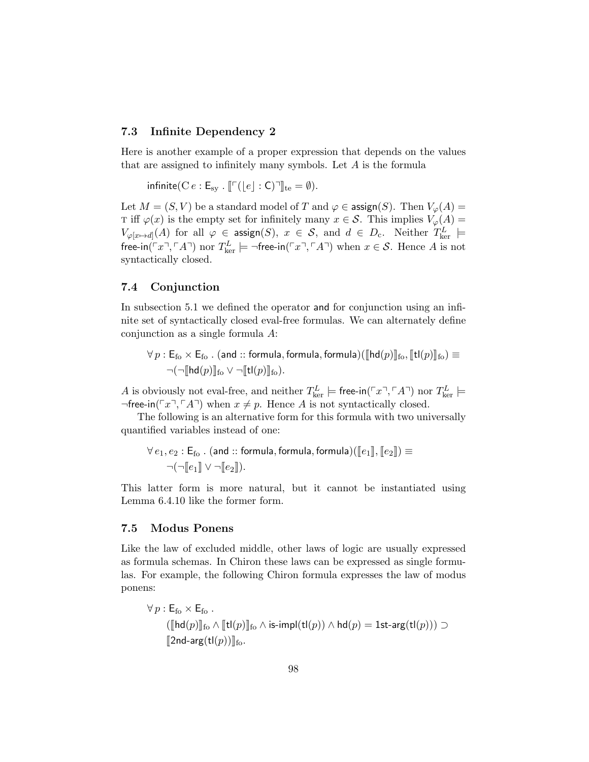### 7.3 Infinite Dependency 2

Here is another example of a proper expression that depends on the values that are assigned to infinitely many symbols. Let $A$ is the formula

$$\mathsf{infinite}(\mathrm{C}\, e : \mathsf{E}_{\mathrm{sy}} \,.\, [\![\ulcorner(\lfloor e \rfloor : \mathsf{C})\urcorner]\!]_{\mathrm{te}} = \emptyset).$$

Let $M = (S, V)$ be a standard model of $T$ and $\varphi \in \mathsf{assign}(S)$. Then $V_\varphi(A) = \mathrm{T}$ iff $\varphi(x)$ is the empty set for infinitely many $x \in \mathcal{S}$. This implies $V_\varphi(A) = V_{\varphi[x \mapsto d]}(A)$ for all $\varphi \in \mathsf{assign}(S)$, $x \in \mathcal{S}$, and $d \in D_{\mathrm{c}}$. Neither $T^L_{\mathrm{ker}} \models \mathsf{free\text{-}in}(\ulcorner x \urcorner, \ulcorner A \urcorner)$ nor $T^L_{\mathrm{ker}} \models \neg\mathsf{free\text{-}in}(\ulcorner x \urcorner, \ulcorner A \urcorner)$ when $x \in \mathcal{S}$. Hence $A$ is not syntactically closed.

### 7.4 Conjunction

In subsection 5.1 we defined the operator and for conjunction using an infinite set of syntactically closed eval-free formulas. We can alternately define conjunction as a single formula $A$:

$$\forall\, p : \mathsf{E}_{\mathrm{fo}} \times \mathsf{E}_{\mathrm{fo}} \,.\, (\mathsf{and} :: \mathsf{formula}, \mathsf{formula}, \mathsf{formula})([\![\mathsf{hd}(p)]\!]_{\mathrm{fo}}, [\![\mathsf{tl}(p)]\!]_{\mathrm{fo}}) \equiv \neg(\neg[\![\mathsf{hd}(p)]\!]_{\mathrm{fo}} \vee \neg[\![\mathsf{tl}(p)]\!]_{\mathrm{fo}}).$$

$A$ is obviously not eval-free, and neither $T^L_{\mathrm{ker}} \models \mathsf{free\text{-}in}(\ulcorner x \urcorner, \ulcorner A \urcorner)$ nor $T^L_{\mathrm{ker}} \models \neg\mathsf{free\text{-}in}(\ulcorner x \urcorner, \ulcorner A \urcorner)$ when $x \neq p$. Hence $A$ is not syntactically closed.

The following is an alternative form for this formula with two universally quantified variables instead of one:

$$\forall\, e_1, e_2 : \mathsf{E}_{\mathrm{fo}} \,.\, (\mathsf{and} :: \mathsf{formula}, \mathsf{formula}, \mathsf{formula})([\![e_1]\!], [\![e_2]\!]) \equiv \neg(\neg[\![e_1]\!] \vee \neg[\![e_2]\!]).$$

This latter form is more natural, but it cannot be instantiated using Lemma 6.4.10 like the former form.

### 7.5 Modus Ponens

Like the law of excluded middle, other laws of logic are usually expressed as formula schemas. In Chiron these laws can be expressed as single formulas. For example, the following Chiron formula expresses the law of modus ponens:

$$\forall\, p : \mathsf{E}_{\mathrm{fo}} \times \mathsf{E}_{\mathrm{fo}} \,.\, ([\![\mathsf{hd}(p)]\!]_{\mathrm{fo}} \wedge [\![\mathsf{tl}(p)]\!]_{\mathrm{fo}} \wedge \mathsf{is\text{-}impl}(\mathsf{tl}(p)) \wedge \mathsf{hd}(p) = \mathsf{1st\text{-}arg}(\mathsf{tl}(p))) \supset [\![\mathsf{2nd\text{-}arg}(\mathsf{tl}(p))]\!]_{\mathrm{fo}}.$$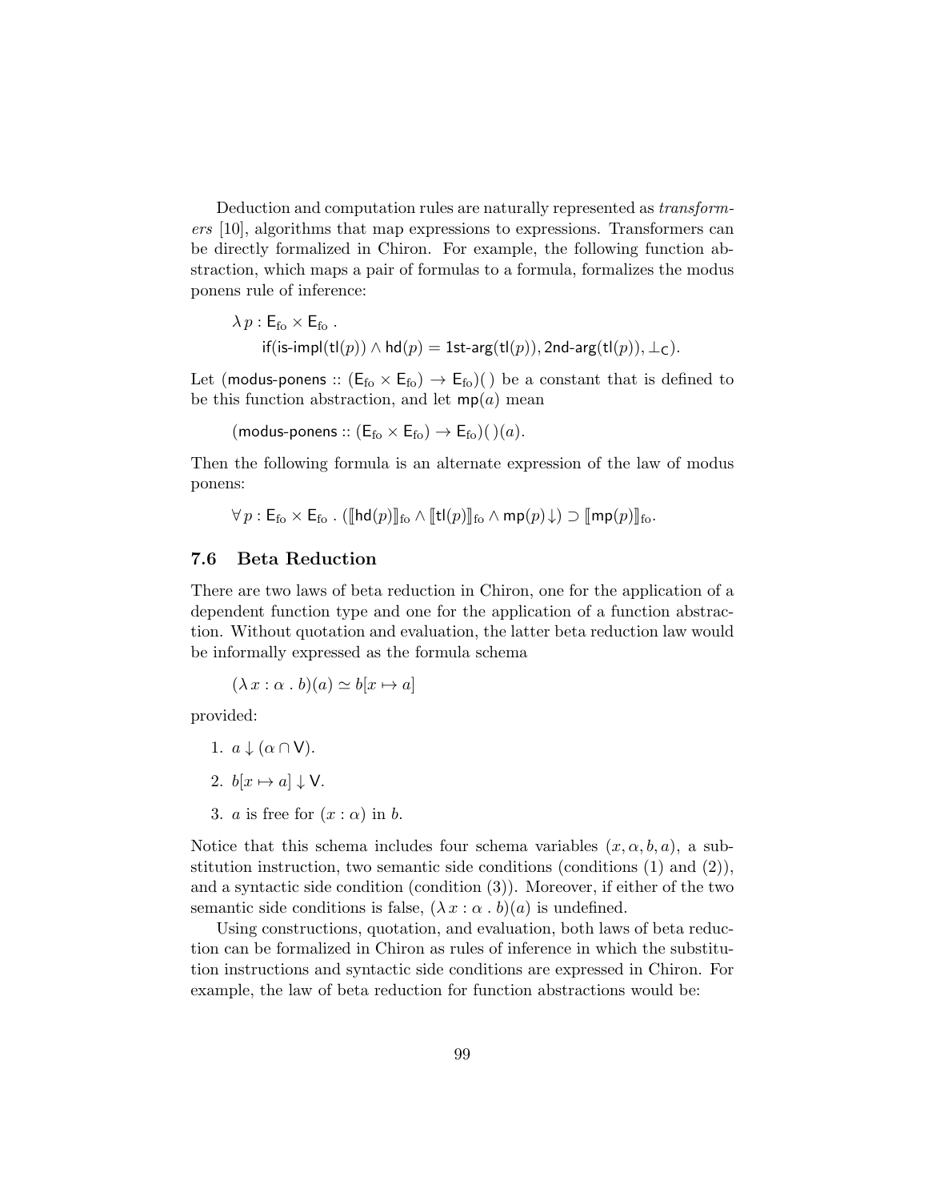Deduction and computation rules are naturally represented as *transformers* [10], algorithms that map expressions to expressions. Transformers can be directly formalized in Chiron. For example, the following function abstraction, which maps a pair of formulas to a formula, formalizes the modus ponens rule of inference:

$$\lambda\, p : \mathsf{E}_{\mathrm{fo}} \times \mathsf{E}_{\mathrm{fo}} \,.$$
$$\mathsf{if}(\mathsf{is\text{-}impl}(\mathsf{tl}(p)) \wedge \mathsf{hd}(p) = \mathsf{1st\text{-}arg}(\mathsf{tl}(p)), \mathsf{2nd\text{-}arg}(\mathsf{tl}(p)), \bot_{\mathsf{C}}).$$

Let $(\mathsf{modus\text{-}ponens} :: (\mathsf{E}_{\mathrm{fo}} \times \mathsf{E}_{\mathrm{fo}}) \rightarrow \mathsf{E}_{\mathrm{fo}})(\,)$ be a constant that is defined to be this function abstraction, and let $\mathsf{mp}(a)$ mean

$$(\mathsf{modus\text{-}ponens} :: (\mathsf{E}_{\mathrm{fo}} \times \mathsf{E}_{\mathrm{fo}}) \rightarrow \mathsf{E}_{\mathrm{fo}})(\,)(a).$$

Then the following formula is an alternate expression of the law of modus ponens:

$$\forall\, p : \mathsf{E}_{\mathrm{fo}} \times \mathsf{E}_{\mathrm{fo}} \,.\, (\llbracket \mathsf{hd}(p) \rrbracket_{\mathrm{fo}} \wedge \llbracket \mathsf{tl}(p) \rrbracket_{\mathrm{fo}} \wedge \mathsf{mp}(p)\!\downarrow) \supset \llbracket \mathsf{mp}(p) \rrbracket_{\mathrm{fo}}.$$

### 7.6 Beta Reduction

There are two laws of beta reduction in Chiron, one for the application of a dependent function type and one for the application of a function abstraction. Without quotation and evaluation, the latter beta reduction law would be informally expressed as the formula schema

$$(\lambda\, x : \alpha \,.\, b)(a) \simeq b[x \mapsto a]$$

provided:

1. $a \downarrow (\alpha \cap \mathsf{V})$.
2. $b[x \mapsto a] \downarrow \mathsf{V}$.
3. $a$ is free for $(x : \alpha)$ in $b$.

Notice that this schema includes four schema variables $(x, \alpha, b, a)$, a substitution instruction, two semantic side conditions (conditions (1) and (2)), and a syntactic side condition (condition (3)). Moreover, if either of the two semantic side conditions is false, $(\lambda\, x : \alpha \,.\, b)(a)$ is undefined.

Using constructions, quotation, and evaluation, both laws of beta reduction can be formalized in Chiron as rules of inference in which the substitution instructions and syntactic side conditions are expressed in Chiron. For example, the law of beta reduction for function abstractions would be: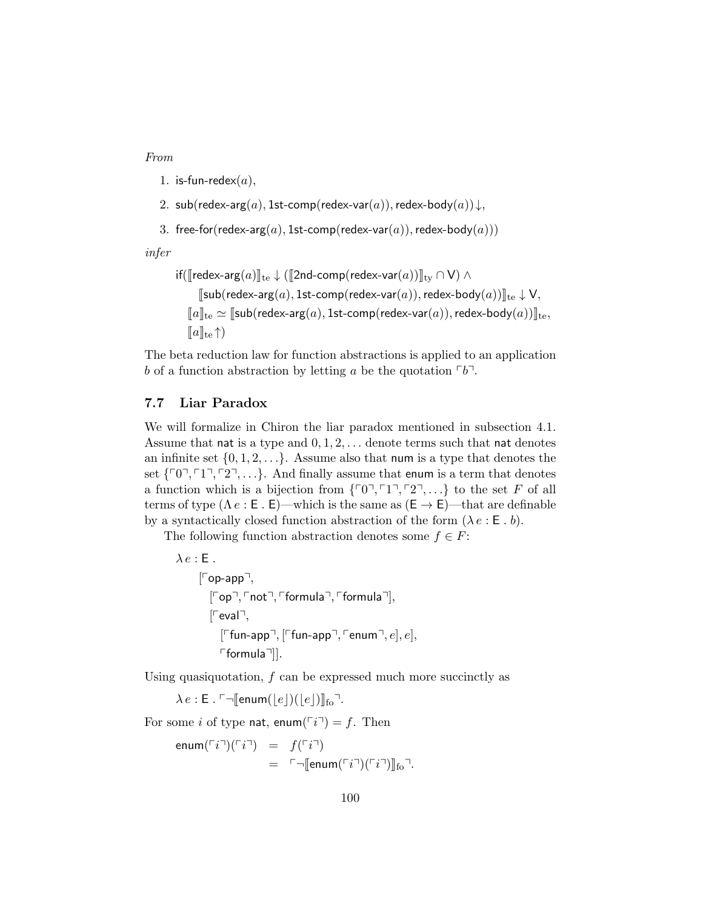*From*

1. $\mathsf{is\text{-}fun\text{-}redex}(a)$,
2. $\mathsf{sub}(\mathsf{redex\text{-}arg}(a), \mathsf{1st\text{-}comp}(\mathsf{redex\text{-}var}(a)), \mathsf{redex\text{-}body}(a))\!\downarrow$,
3. $\mathsf{free\text{-}for}(\mathsf{redex\text{-}arg}(a), \mathsf{1st\text{-}comp}(\mathsf{redex\text{-}var}(a)), \mathsf{redex\text{-}body}(a)))$

*infer*

$$
\begin{array}{l}
\mathsf{if}([\![\mathsf{redex\text{-}arg}(a)]\!]_{\mathrm{te}} \downarrow ([\![\mathsf{2nd\text{-}comp}(\mathsf{redex\text{-}var}(a))]\!]_{\mathrm{ty}} \cap \mathsf{V}) \wedge \\
\quad\quad [\![\mathsf{sub}(\mathsf{redex\text{-}arg}(a), \mathsf{1st\text{-}comp}(\mathsf{redex\text{-}var}(a)), \mathsf{redex\text{-}body}(a))]\!]_{\mathrm{te}} \downarrow \mathsf{V}, \\
\quad [\![a]\!]_{\mathrm{te}} \simeq [\![\mathsf{sub}(\mathsf{redex\text{-}arg}(a), \mathsf{1st\text{-}comp}(\mathsf{redex\text{-}var}(a)), \mathsf{redex\text{-}body}(a))]\!]_{\mathrm{te}}, \\
\quad [\![a]\!]_{\mathrm{te}}\!\uparrow)
\end{array}
$$

The beta reduction law for function abstractions is applied to an application $b$ of a function abstraction by letting $a$ be the quotation $\ulcorner b \urcorner$.

### 7.7 Liar Paradox

We will formalize in Chiron the liar paradox mentioned in subsection 4.1. Assume that $\mathsf{nat}$ is a type and $0, 1, 2, \ldots$ denote terms such that $\mathsf{nat}$ denotes an infinite set $\{0, 1, 2, \ldots\}$. Assume also that $\mathsf{num}$ is a type that denotes the set $\{\ulcorner 0 \urcorner, \ulcorner 1 \urcorner, \ulcorner 2 \urcorner, \ldots\}$. And finally assume that $\mathsf{enum}$ is a term that denotes a function which is a bijection from $\{\ulcorner 0 \urcorner, \ulcorner 1 \urcorner, \ulcorner 2 \urcorner, \ldots\}$ to the set $F$ of all terms of type $(\Lambda\, e : \mathsf{E}\,.\,\mathsf{E})$—which is the same as $(\mathsf{E} \rightarrow \mathsf{E})$—that are definable by a syntactically closed function abstraction of the form $(\lambda\, e : \mathsf{E}\,.\,b)$.

The following function abstraction denotes some $f \in F$:

$$
\begin{array}{l}
\lambda\, e : \mathsf{E}\,. \\
\quad [\ulcorner \mathsf{op\text{-}app} \urcorner, \\
\quad\quad [\ulcorner \mathsf{op} \urcorner, \ulcorner \mathsf{not} \urcorner, \ulcorner \mathsf{formula} \urcorner, \ulcorner \mathsf{formula} \urcorner], \\
\quad\quad [\ulcorner \mathsf{eval} \urcorner, \\
\quad\quad\quad [\ulcorner \mathsf{fun\text{-}app} \urcorner, [\ulcorner \mathsf{fun\text{-}app} \urcorner, \ulcorner \mathsf{enum} \urcorner, e], e], \\
\quad\quad\quad \ulcorner \mathsf{formula} \urcorner]].
\end{array}
$$

Using quasiquotation, $f$ can be expressed much more succinctly as

$$
\lambda\, e : \mathsf{E}\,.\, \ulcorner \neg [\![\mathsf{enum}(\lfloor e \rfloor)(\lfloor e \rfloor)]\!]_{\mathrm{fo}} \urcorner.
$$

For some $i$ of type $\mathsf{nat}$, $\mathsf{enum}(\ulcorner i \urcorner) = f$. Then

$$
\begin{array}{rcl}
\mathsf{enum}(\ulcorner i \urcorner)(\ulcorner i \urcorner) & = & f(\ulcorner i \urcorner) \\
 & = & \ulcorner \neg [\![\mathsf{enum}(\ulcorner i \urcorner)(\ulcorner i \urcorner)]\!]_{\mathrm{fo}} \urcorner.
\end{array}
$$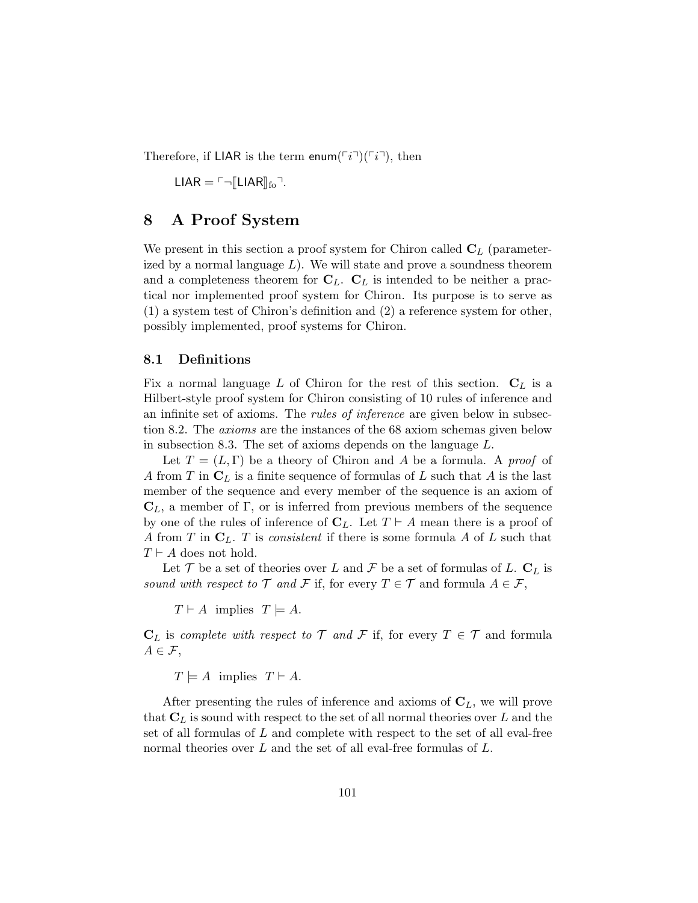Therefore, if $\mathsf{LIAR}$ is the term $\mathsf{enum}(\ulcorner i \urcorner)(\ulcorner i \urcorner)$, then

$$\mathsf{LIAR} = \ulcorner \neg [\![\mathsf{LIAR}]\!]_{\mathrm{fo}} \urcorner.$$

# 8 A Proof System

We present in this section a proof system for Chiron called $\mathbf{C}_L$ (parameterized by a normal language $L$). We will state and prove a soundness theorem and a completeness theorem for $\mathbf{C}_L$. $\mathbf{C}_L$ is intended to be neither a practical nor implemented proof system for Chiron. Its purpose is to serve as (1) a system test of Chiron's definition and (2) a reference system for other, possibly implemented, proof systems for Chiron.

## 8.1 Definitions

Fix a normal language $L$ of Chiron for the rest of this section. $\mathbf{C}_L$ is a Hilbert-style proof system for Chiron consisting of 10 rules of inference and an infinite set of axioms. The *rules of inference* are given below in subsection 8.2. The *axioms* are the instances of the 68 axiom schemas given below in subsection 8.3. The set of axioms depends on the language $L$.

Let $T = (L, \Gamma)$ be a theory of Chiron and $A$ be a formula. A *proof* of $A$ from $T$ in $\mathbf{C}_L$ is a finite sequence of formulas of $L$ such that $A$ is the last member of the sequence and every member of the sequence is an axiom of $\mathbf{C}_L$, a member of $\Gamma$, or is inferred from previous members of the sequence by one of the rules of inference of $\mathbf{C}_L$. Let $T \vdash A$ mean there is a proof of $A$ from $T$ in $\mathbf{C}_L$. $T$ is *consistent* if there is some formula $A$ of $L$ such that $T \vdash A$ does not hold.

Let $\mathcal{T}$ be a set of theories over $L$ and $\mathcal{F}$ be a set of formulas of $L$. $\mathbf{C}_L$ is *sound with respect to* $\mathcal{T}$ *and* $\mathcal{F}$ if, for every $T \in \mathcal{T}$ and formula $A \in \mathcal{F}$,

$$T \vdash A \text{ implies } T \models A.$$

$\mathbf{C}_L$ is *complete with respect to* $\mathcal{T}$ *and* $\mathcal{F}$ if, for every $T \in \mathcal{T}$ and formula $A \in \mathcal{F}$,

$$T \models A \text{ implies } T \vdash A.$$

After presenting the rules of inference and axioms of $\mathbf{C}_L$, we will prove that $\mathbf{C}_L$ is sound with respect to the set of all normal theories over $L$ and the set of all formulas of $L$ and complete with respect to the set of all eval-free normal theories over $L$ and the set of all eval-free formulas of $L$.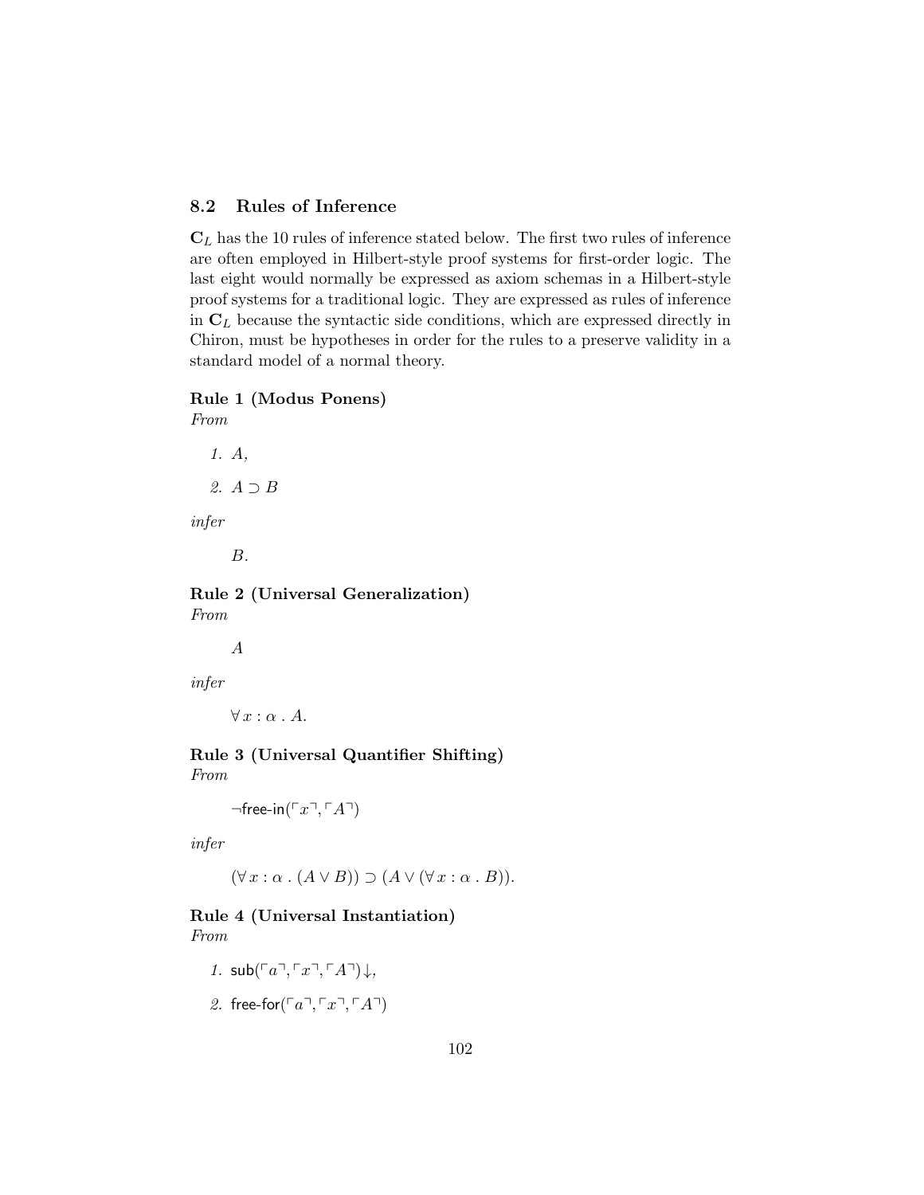### 8.2 Rules of Inference

$\mathbf{C}_L$ has the 10 rules of inference stated below. The first two rules of inference are often employed in Hilbert-style proof systems for first-order logic. The last eight would normally be expressed as axiom schemas in a Hilbert-style proof systems for a traditional logic. They are expressed as rules of inference in $\mathbf{C}_L$ because the syntactic side conditions, which are expressed directly in Chiron, must be hypotheses in order for the rules to a preserve validity in a standard model of a normal theory.

**Rule 1 (Modus Ponens)**
*From*

1. $A$,
2. $A \supset B$

*infer*

$B$.

**Rule 2 (Universal Generalization)**
*From*

$A$

*infer*

$\forall\, x : \alpha \,.\, A$.

**Rule 3 (Universal Quantifier Shifting)**
*From*

$\neg\mathsf{free\text{-}in}(\ulcorner x \urcorner, \ulcorner A \urcorner)$

*infer*

$(\forall\, x : \alpha \,.\, (A \vee B)) \supset (A \vee (\forall\, x : \alpha \,.\, B))$.

**Rule 4 (Universal Instantiation)**
*From*

1. $\mathsf{sub}(\ulcorner a \urcorner, \ulcorner x \urcorner, \ulcorner A \urcorner)\downarrow$,
2. $\mathsf{free\text{-}for}(\ulcorner a \urcorner, \ulcorner x \urcorner, \ulcorner A \urcorner)$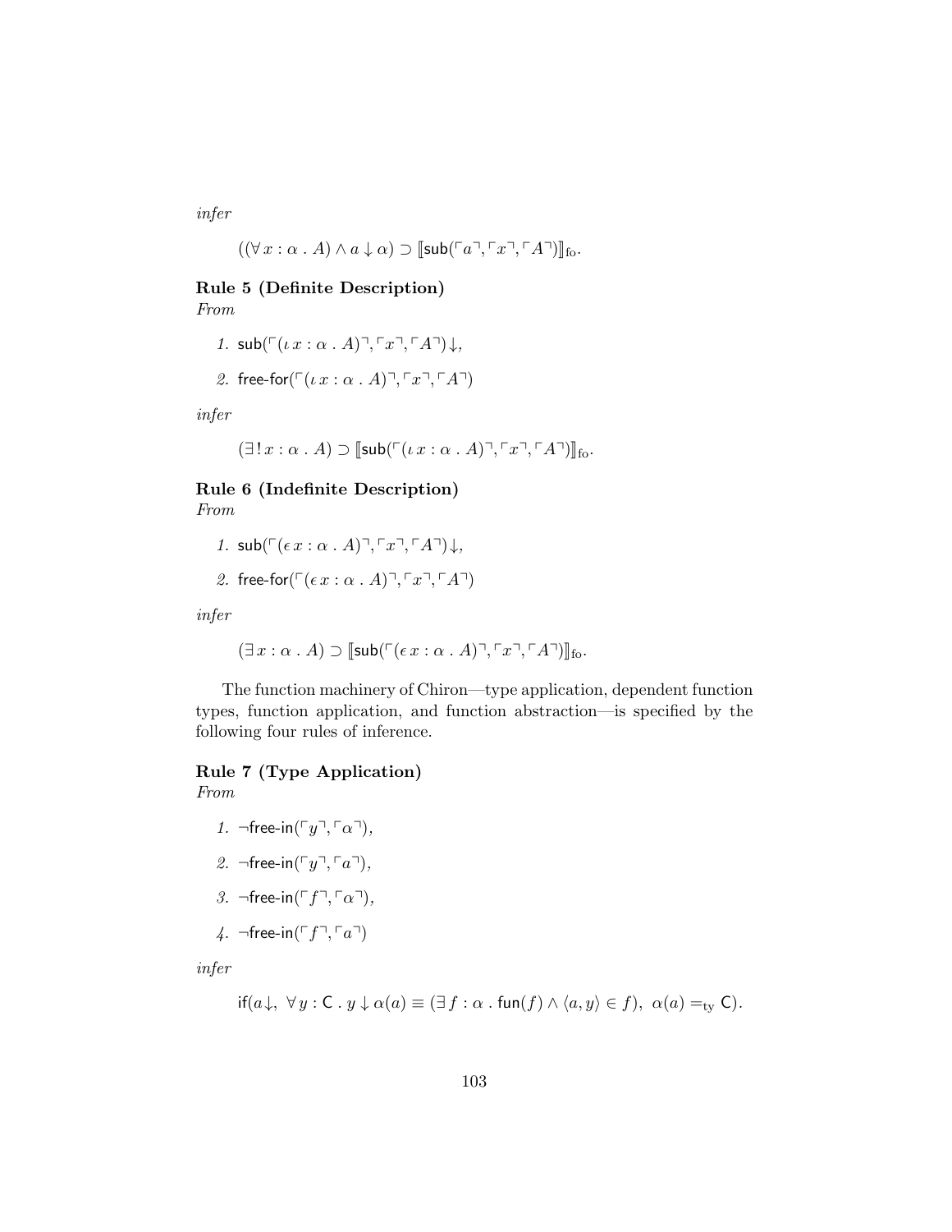*infer*

$$((\forall\, x : \alpha \,.\, A) \wedge a \downarrow \alpha) \supset [\![\mathsf{sub}(\ulcorner a \urcorner, \ulcorner x \urcorner, \ulcorner A \urcorner)]\!]_{\mathrm{fo}}.$$

**Rule 5 (Definite Description)**
*From*

1. $\mathsf{sub}(\ulcorner(\iota\, x : \alpha \,.\, A)\urcorner, \ulcorner x \urcorner, \ulcorner A \urcorner)\downarrow$,
2. $\mathsf{free\text{-}for}(\ulcorner(\iota\, x : \alpha \,.\, A)\urcorner, \ulcorner x \urcorner, \ulcorner A \urcorner)$

*infer*

$$(\exists\,!\, x : \alpha \,.\, A) \supset [\![\mathsf{sub}(\ulcorner(\iota\, x : \alpha \,.\, A)\urcorner, \ulcorner x \urcorner, \ulcorner A \urcorner)]\!]_{\mathrm{fo}}.$$

**Rule 6 (Indefinite Description)**
*From*

1. $\mathsf{sub}(\ulcorner(\epsilon\, x : \alpha \,.\, A)\urcorner, \ulcorner x \urcorner, \ulcorner A \urcorner)\downarrow$,
2. $\mathsf{free\text{-}for}(\ulcorner(\epsilon\, x : \alpha \,.\, A)\urcorner, \ulcorner x \urcorner, \ulcorner A \urcorner)$

*infer*

$$(\exists\, x : \alpha \,.\, A) \supset [\![\mathsf{sub}(\ulcorner(\epsilon\, x : \alpha \,.\, A)\urcorner, \ulcorner x \urcorner, \ulcorner A \urcorner)]\!]_{\mathrm{fo}}.$$

The function machinery of Chiron—type application, dependent function types, function application, and function abstraction—is specified by the following four rules of inference.

**Rule 7 (Type Application)**
*From*

1. $\neg\mathsf{free\text{-}in}(\ulcorner y \urcorner, \ulcorner \alpha \urcorner)$,
2. $\neg\mathsf{free\text{-}in}(\ulcorner y \urcorner, \ulcorner a \urcorner)$,
3. $\neg\mathsf{free\text{-}in}(\ulcorner f \urcorner, \ulcorner \alpha \urcorner)$,
4. $\neg\mathsf{free\text{-}in}(\ulcorner f \urcorner, \ulcorner a \urcorner)$

*infer*

$$\mathsf{if}(a\downarrow,\ \forall\, y : \mathsf{C} \,.\, y \downarrow \alpha(a) \equiv (\exists\, f : \alpha \,.\, \mathsf{fun}(f) \wedge \langle a, y\rangle \in f),\ \alpha(a) =_{\mathrm{ty}} \mathsf{C}).$$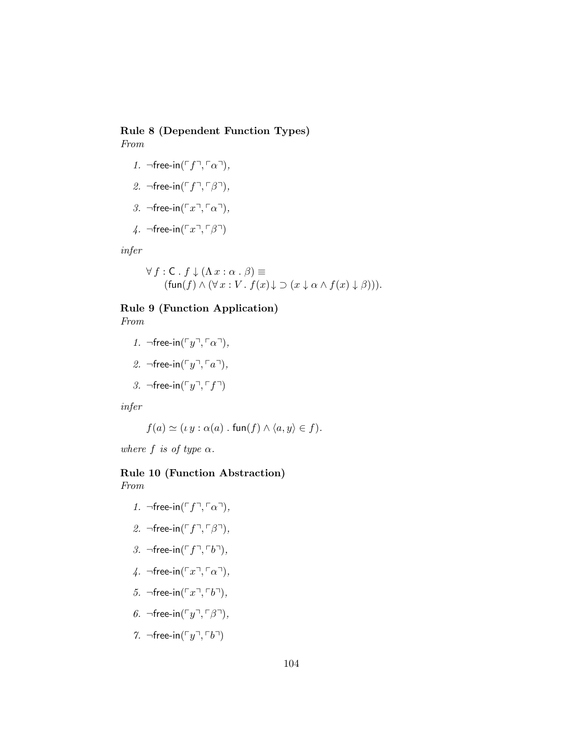**Rule 8 (Dependent Function Types)**
*From*

1. $\neg\mathsf{free\text{-}in}(\ulcorner f \urcorner, \ulcorner \alpha \urcorner)$,
2. $\neg\mathsf{free\text{-}in}(\ulcorner f \urcorner, \ulcorner \beta \urcorner)$,
3. $\neg\mathsf{free\text{-}in}(\ulcorner x \urcorner, \ulcorner \alpha \urcorner)$,
4. $\neg\mathsf{free\text{-}in}(\ulcorner x \urcorner, \ulcorner \beta \urcorner)$

*infer*

$$\begin{aligned}&\forall\, f : \mathsf{C} \,.\, f \downarrow (\Lambda\, x : \alpha \,.\, \beta) \equiv \\ &\quad (\mathsf{fun}(f) \wedge (\forall\, x : V \,.\, f(x){\downarrow} \supset (x \downarrow \alpha \wedge f(x) \downarrow \beta))).\end{aligned}$$

**Rule 9 (Function Application)**
*From*

1. $\neg\mathsf{free\text{-}in}(\ulcorner y \urcorner, \ulcorner \alpha \urcorner)$,
2. $\neg\mathsf{free\text{-}in}(\ulcorner y \urcorner, \ulcorner a \urcorner)$,
3. $\neg\mathsf{free\text{-}in}(\ulcorner y \urcorner, \ulcorner f \urcorner)$

*infer*

$$f(a) \simeq (\iota\, y : \alpha(a) \,.\, \mathsf{fun}(f) \wedge \langle a, y \rangle \in f).$$

*where $f$ is of type $\alpha$.*

**Rule 10 (Function Abstraction)**
*From*

1. $\neg\mathsf{free\text{-}in}(\ulcorner f \urcorner, \ulcorner \alpha \urcorner)$,
2. $\neg\mathsf{free\text{-}in}(\ulcorner f \urcorner, \ulcorner \beta \urcorner)$,
3. $\neg\mathsf{free\text{-}in}(\ulcorner f \urcorner, \ulcorner b \urcorner)$,
4. $\neg\mathsf{free\text{-}in}(\ulcorner x \urcorner, \ulcorner \alpha \urcorner)$,
5. $\neg\mathsf{free\text{-}in}(\ulcorner x \urcorner, \ulcorner b \urcorner)$,
6. $\neg\mathsf{free\text{-}in}(\ulcorner y \urcorner, \ulcorner \beta \urcorner)$,
7. $\neg\mathsf{free\text{-}in}(\ulcorner y \urcorner, \ulcorner b \urcorner)$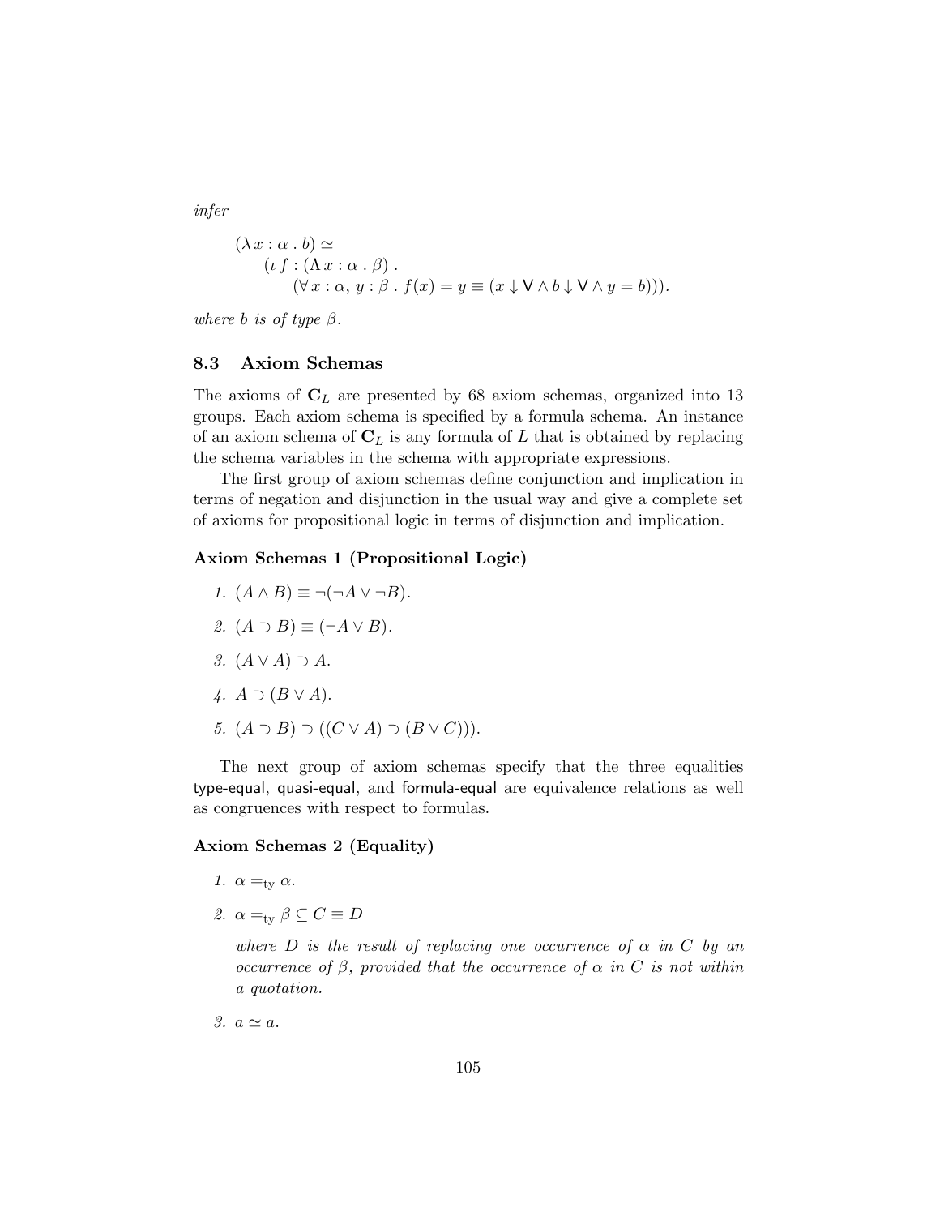*infer*

$$(\lambda\, x : \alpha \,.\, b) \simeq \\ \quad (\iota\, f : (\Lambda\, x : \alpha \,.\, \beta) \,. \\ \quad\quad (\forall\, x : \alpha,\, y : \beta \,.\, f(x) = y \equiv (x \downarrow \mathsf{V} \wedge b \downarrow \mathsf{V} \wedge y = b))).$$

*where $b$ is of type $\beta$.*

### 8.3 Axiom Schemas

The axioms of $\mathbf{C}_L$ are presented by 68 axiom schemas, organized into 13 groups. Each axiom schema is specified by a formula schema. An instance of an axiom schema of $\mathbf{C}_L$ is any formula of $L$ that is obtained by replacing the schema variables in the schema with appropriate expressions.

The first group of axiom schemas define conjunction and implication in terms of negation and disjunction in the usual way and give a complete set of axioms for propositional logic in terms of disjunction and implication.

**Axiom Schemas 1 (Propositional Logic)**

1. $(A \wedge B) \equiv \neg(\neg A \vee \neg B)$.
2. $(A \supset B) \equiv (\neg A \vee B)$.
3. $(A \vee A) \supset A$.
4. $A \supset (B \vee A)$.
5. $(A \supset B) \supset ((C \vee A) \supset (B \vee C)))$.

The next group of axiom schemas specify that the three equalities type-equal, quasi-equal, and formula-equal are equivalence relations as well as congruences with respect to formulas.

**Axiom Schemas 2 (Equality)**

1. $\alpha =_{\mathrm{ty}} \alpha$.
2. $\alpha =_{\mathrm{ty}} \beta \subseteq C \equiv D$

   *where $D$ is the result of replacing one occurrence of $\alpha$ in $C$ by an occurrence of $\beta$, provided that the occurrence of $\alpha$ in $C$ is not within a quotation.*

3. $a \simeq a$.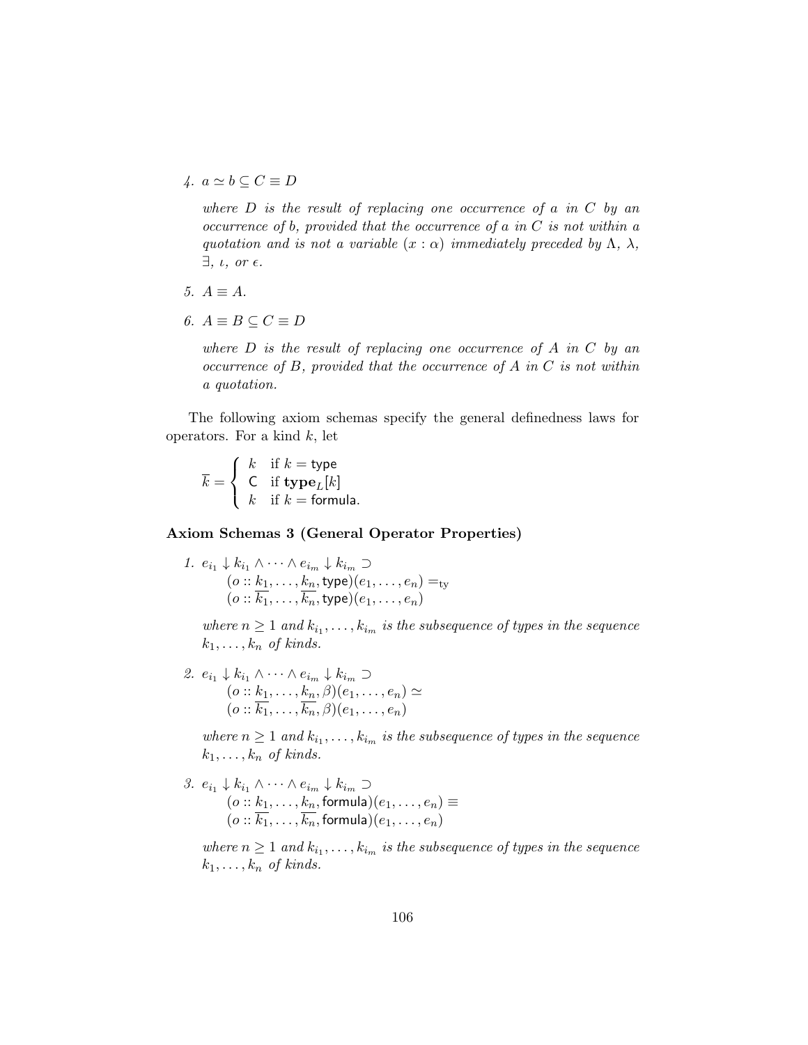4. $a \simeq b \subseteq C \equiv D$

   *where $D$ is the result of replacing one occurrence of $a$ in $C$ by an occurrence of $b$, provided that the occurrence of $a$ in $C$ is not within a quotation and is not a variable $(x : \alpha)$ immediately preceded by $\Lambda$, $\lambda$, $\exists$, $\iota$, or $\epsilon$.*

5. $A \equiv A$.

6. $A \equiv B \subseteq C \equiv D$

   *where $D$ is the result of replacing one occurrence of $A$ in $C$ by an occurrence of $B$, provided that the occurrence of $A$ in $C$ is not within a quotation.*

The following axiom schemas specify the general definedness laws for operators. For a kind $k$, let

$$\overline{k} = \begin{cases} k & \text{if } k = \mathsf{type} \\ \mathsf{C} & \text{if } \mathbf{type}_L[k] \\ k & \text{if } k = \mathsf{formula}. \end{cases}$$

**Axiom Schemas 3 (General Operator Properties)**

1. $e_{i_1} \downarrow k_{i_1} \wedge \cdots \wedge e_{i_m} \downarrow k_{i_m} \supset$
   $(o :: k_1, \ldots, k_n, \mathsf{type})(e_1, \ldots, e_n) =_{\mathrm{ty}}$
   $(o :: \overline{k_1}, \ldots, \overline{k_n}, \mathsf{type})(e_1, \ldots, e_n)$

   *where $n \geq 1$ and $k_{i_1}, \ldots, k_{i_m}$ is the subsequence of types in the sequence $k_1, \ldots, k_n$ of kinds.*

2. $e_{i_1} \downarrow k_{i_1} \wedge \cdots \wedge e_{i_m} \downarrow k_{i_m} \supset$
   $(o :: k_1, \ldots, k_n, \beta)(e_1, \ldots, e_n) \simeq$
   $(o :: \overline{k_1}, \ldots, \overline{k_n}, \beta)(e_1, \ldots, e_n)$

   *where $n \geq 1$ and $k_{i_1}, \ldots, k_{i_m}$ is the subsequence of types in the sequence $k_1, \ldots, k_n$ of kinds.*

3. $e_{i_1} \downarrow k_{i_1} \wedge \cdots \wedge e_{i_m} \downarrow k_{i_m} \supset$
   $(o :: k_1, \ldots, k_n, \mathsf{formula})(e_1, \ldots, e_n) \equiv$
   $(o :: \overline{k_1}, \ldots, \overline{k_n}, \mathsf{formula})(e_1, \ldots, e_n)$

   *where $n \geq 1$ and $k_{i_1}, \ldots, k_{i_m}$ is the subsequence of types in the sequence $k_1, \ldots, k_n$ of kinds.*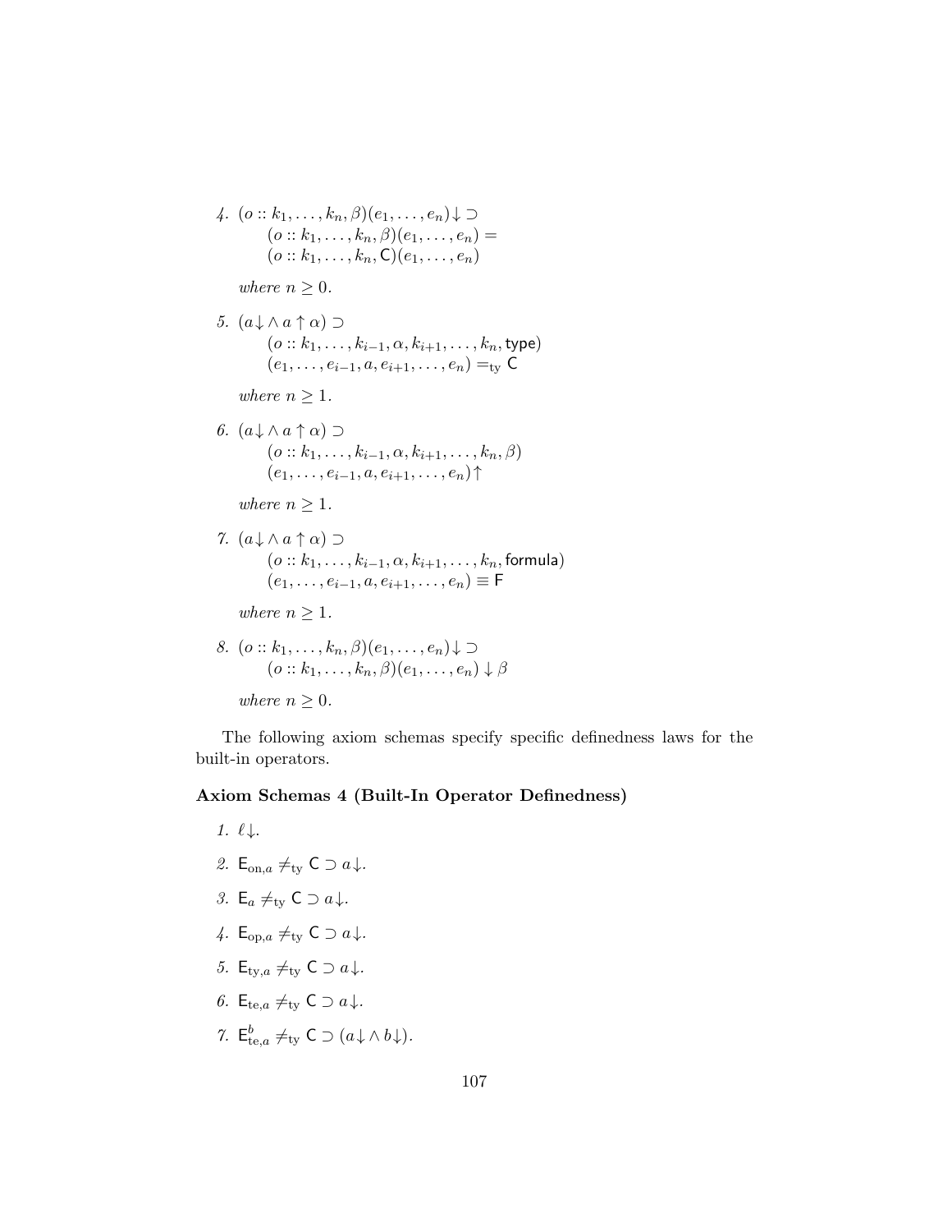4. $(o :: k_1, \ldots, k_n, \beta)(e_1, \ldots, e_n)\!\downarrow \supset$
   $(o :: k_1, \ldots, k_n, \beta)(e_1, \ldots, e_n) =$
   $(o :: k_1, \ldots, k_n, \mathsf{C})(e_1, \ldots, e_n)$

   *where* $n \geq 0$.

5. $(a\!\downarrow \wedge\, a \uparrow \alpha) \supset$
   $(o :: k_1, \ldots, k_{i-1}, \alpha, k_{i+1}, \ldots, k_n, \mathsf{type})$
   $(e_1, \ldots, e_{i-1}, a, e_{i+1}, \ldots, e_n) =_{\rm ty} \mathsf{C}$

   *where* $n \geq 1$.

6. $(a\!\downarrow \wedge\, a \uparrow \alpha) \supset$
   $(o :: k_1, \ldots, k_{i-1}, \alpha, k_{i+1}, \ldots, k_n, \beta)$
   $(e_1, \ldots, e_{i-1}, a, e_{i+1}, \ldots, e_n)\!\uparrow$

   *where* $n \geq 1$.

7. $(a\!\downarrow \wedge\, a \uparrow \alpha) \supset$
   $(o :: k_1, \ldots, k_{i-1}, \alpha, k_{i+1}, \ldots, k_n, \mathsf{formula})$
   $(e_1, \ldots, e_{i-1}, a, e_{i+1}, \ldots, e_n) \equiv \mathsf{F}$

   *where* $n \geq 1$.

8. $(o :: k_1, \ldots, k_n, \beta)(e_1, \ldots, e_n)\!\downarrow \supset$
   $(o :: k_1, \ldots, k_n, \beta)(e_1, \ldots, e_n) \downarrow \beta$

   *where* $n \geq 0$.

The following axiom schemas specify specific definedness laws for the built-in operators.

**Axiom Schemas 4 (Built-In Operator Definedness)**

1. $\ell\!\downarrow$.

2. $\mathsf{E}_{{\rm on},a} \neq_{\rm ty} \mathsf{C} \supset a\!\downarrow$.

3. $\mathsf{E}_{a} \neq_{\rm ty} \mathsf{C} \supset a\!\downarrow$.

4. $\mathsf{E}_{{\rm op},a} \neq_{\rm ty} \mathsf{C} \supset a\!\downarrow$.

5. $\mathsf{E}_{{\rm ty},a} \neq_{\rm ty} \mathsf{C} \supset a\!\downarrow$.

6. $\mathsf{E}_{{\rm te},a} \neq_{\rm ty} \mathsf{C} \supset a\!\downarrow$.

7. $\mathsf{E}^{b}_{{\rm te},a} \neq_{\rm ty} \mathsf{C} \supset (a\!\downarrow \wedge\, b\!\downarrow)$.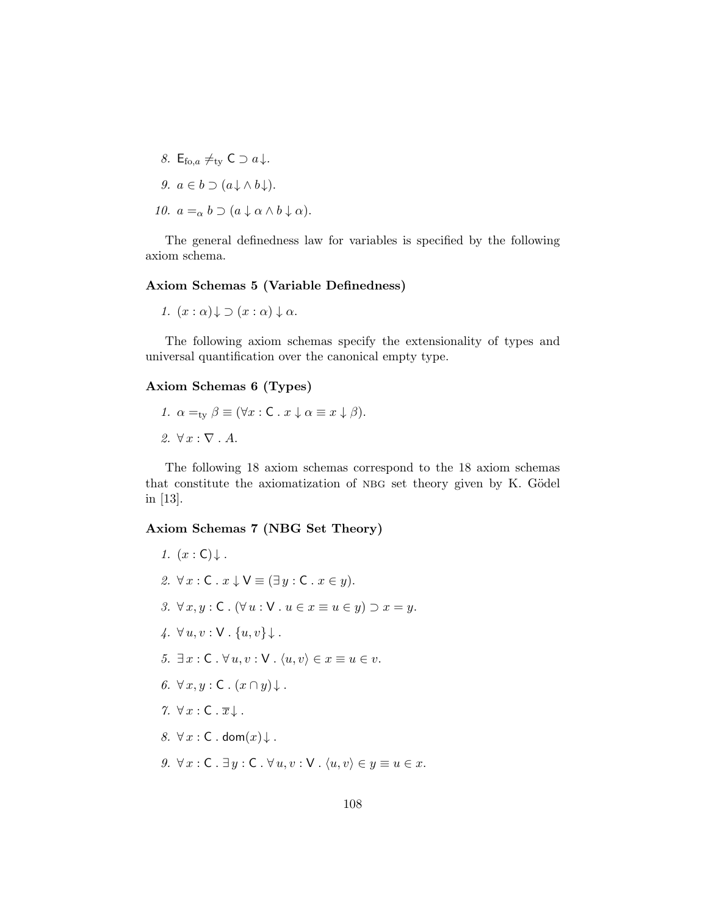8. $\mathsf{E}_{\mathrm{fo},a} \neq_{\mathrm{ty}} \mathsf{C} \supset a{\downarrow}$.

9. $a \in b \supset (a{\downarrow} \wedge b{\downarrow})$.

10. $a =_{\alpha} b \supset (a \downarrow \alpha \wedge b \downarrow \alpha)$.

The general definedness law for variables is specified by the following axiom schema.

**Axiom Schemas 5 (Variable Definedness)**

1. $(x : \alpha){\downarrow} \supset (x : \alpha) \downarrow \alpha$.

The following axiom schemas specify the extensionality of types and universal quantification over the canonical empty type.

**Axiom Schemas 6 (Types)**

1. $\alpha =_{\mathrm{ty}} \beta \equiv (\forall x : \mathsf{C} \,.\, x \downarrow \alpha \equiv x \downarrow \beta)$.

2. $\forall\, x : \nabla \,.\, A$.

The following 18 axiom schemas correspond to the 18 axiom schemas that constitute the axiomatization of NBG set theory given by K. Gödel in [13].

**Axiom Schemas 7 (NBG Set Theory)**

1. $(x : \mathsf{C}){\downarrow}$ .

2. $\forall\, x : \mathsf{C} \,.\, x \downarrow \mathsf{V} \equiv (\exists\, y : \mathsf{C} \,.\, x \in y)$.

3. $\forall\, x, y : \mathsf{C} \,.\, (\forall\, u : \mathsf{V} \,.\, u \in x \equiv u \in y) \supset x = y$.

4. $\forall\, u, v : \mathsf{V} \,.\, \{u, v\}{\downarrow}$ .

5. $\exists\, x : \mathsf{C} \,.\, \forall\, u, v : \mathsf{V} \,.\, \langle u, v \rangle \in x \equiv u \in v$.

6. $\forall\, x, y : \mathsf{C} \,.\, (x \cap y){\downarrow}$ .

7. $\forall\, x : \mathsf{C} \,.\, \overline{x}{\downarrow}$ .

8. $\forall\, x : \mathsf{C} \,.\, \mathsf{dom}(x){\downarrow}$ .

9. $\forall\, x : \mathsf{C} \,.\, \exists\, y : \mathsf{C} \,.\, \forall\, u, v : \mathsf{V} \,.\, \langle u, v \rangle \in y \equiv u \in x$.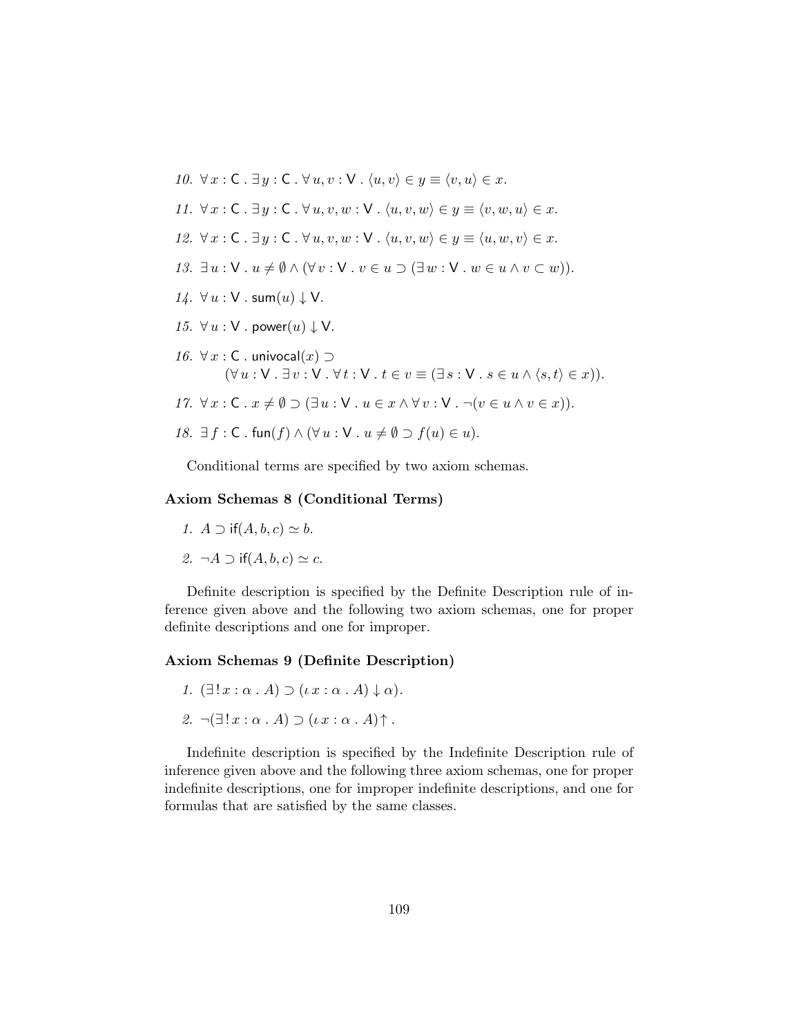10. $\forall\, x : \mathsf{C} \,.\, \exists\, y : \mathsf{C} \,.\, \forall\, u, v : \mathsf{V} \,.\, \langle u, v \rangle \in y \equiv \langle v, u \rangle \in x.$

11. $\forall\, x : \mathsf{C} \,.\, \exists\, y : \mathsf{C} \,.\, \forall\, u, v, w : \mathsf{V} \,.\, \langle u, v, w \rangle \in y \equiv \langle v, w, u \rangle \in x.$

12. $\forall\, x : \mathsf{C} \,.\, \exists\, y : \mathsf{C} \,.\, \forall\, u, v, w : \mathsf{V} \,.\, \langle u, v, w \rangle \in y \equiv \langle u, w, v \rangle \in x.$

13. $\exists\, u : \mathsf{V} \,.\, u \neq \emptyset \wedge (\forall\, v : \mathsf{V} \,.\, v \in u \supset (\exists\, w : \mathsf{V} \,.\, w \in u \wedge v \subset w)).$

14. $\forall\, u : \mathsf{V} \,.\, \mathsf{sum}(u) \downarrow \mathsf{V}.$

15. $\forall\, u : \mathsf{V} \,.\, \mathsf{power}(u) \downarrow \mathsf{V}.$

16. $\forall\, x : \mathsf{C} \,.\, \mathsf{univocal}(x) \supset$
    $(\forall\, u : \mathsf{V} \,.\, \exists\, v : \mathsf{V} \,.\, \forall\, t : \mathsf{V} \,.\, t \in v \equiv (\exists\, s : \mathsf{V} \,.\, s \in u \wedge \langle s, t \rangle \in x)).$

17. $\forall\, x : \mathsf{C} \,.\, x \neq \emptyset \supset (\exists\, u : \mathsf{V} \,.\, u \in x \wedge \forall\, v : \mathsf{V} \,.\, \neg(v \in u \wedge v \in x)).$

18. $\exists\, f : \mathsf{C} \,.\, \mathsf{fun}(f) \wedge (\forall\, u : \mathsf{V} \,.\, u \neq \emptyset \supset f(u) \in u).$

Conditional terms are specified by two axiom schemas.

**Axiom Schemas 8 (Conditional Terms)**

1. $A \supset \mathsf{if}(A, b, c) \simeq b.$

2. $\neg A \supset \mathsf{if}(A, b, c) \simeq c.$

Definite description is specified by the Definite Description rule of inference given above and the following two axiom schemas, one for proper definite descriptions and one for improper.

**Axiom Schemas 9 (Definite Description)**

1. $(\exists\, !\, x : \alpha \,.\, A) \supset (\iota\, x : \alpha \,.\, A) \downarrow \alpha).$

2. $\neg(\exists\, !\, x : \alpha \,.\, A) \supset (\iota\, x : \alpha \,.\, A)\uparrow.$

Indefinite description is specified by the Indefinite Description rule of inference given above and the following three axiom schemas, one for proper indefinite descriptions, one for improper indefinite descriptions, and one for formulas that are satisfied by the same classes.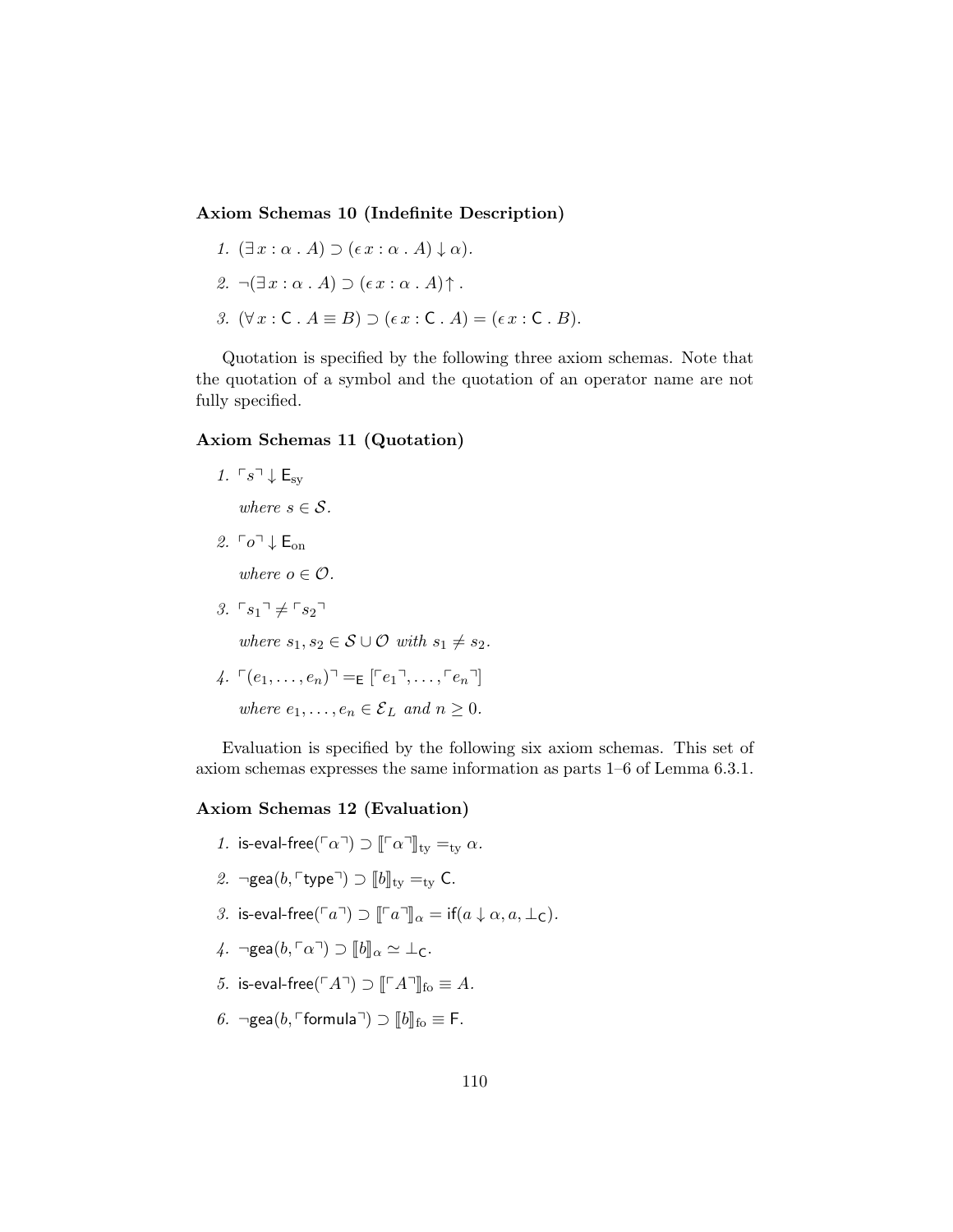**Axiom Schemas 10 (Indefinite Description)**

1. $(\exists\, x : \alpha \,.\, A) \supset (\epsilon\, x : \alpha \,.\, A) \downarrow \alpha)$.

2. $\neg(\exists\, x : \alpha \,.\, A) \supset (\epsilon\, x : \alpha \,.\, A)\uparrow$.

3. $(\forall\, x : \mathsf{C} \,.\, A \equiv B) \supset (\epsilon\, x : \mathsf{C} \,.\, A) = (\epsilon\, x : \mathsf{C} \,.\, B)$.

Quotation is specified by the following three axiom schemas. Note that the quotation of a symbol and the quotation of an operator name are not fully specified.

**Axiom Schemas 11 (Quotation)**

1. $\ulcorner s \urcorner \downarrow \mathsf{E}_{\rm sy}$

   *where* $s \in \mathcal{S}$.

2. $\ulcorner o \urcorner \downarrow \mathsf{E}_{\rm on}$

   *where* $o \in \mathcal{O}$.

3. $\ulcorner s_1 \urcorner \neq \ulcorner s_2 \urcorner$

   *where* $s_1, s_2 \in \mathcal{S} \cup \mathcal{O}$ *with* $s_1 \neq s_2$.

4. $\ulcorner (e_1, \ldots, e_n) \urcorner =_{\mathsf{E}} [\ulcorner e_1 \urcorner, \ldots, \ulcorner e_n \urcorner]$

   *where* $e_1, \ldots, e_n \in \mathcal{E}_L$ *and* $n \geq 0$.

Evaluation is specified by the following six axiom schemas. This set of axiom schemas expresses the same information as parts 1–6 of Lemma 6.3.1.

**Axiom Schemas 12 (Evaluation)**

1. $\textsf{is-eval-free}(\ulcorner \alpha \urcorner) \supset [\![\ulcorner \alpha \urcorner]\!]_{\rm ty} =_{\rm ty} \alpha$.

2. $\neg\textsf{gea}(b, \ulcorner \textsf{type} \urcorner) \supset [\![b]\!]_{\rm ty} =_{\rm ty} \mathsf{C}$.

3. $\textsf{is-eval-free}(\ulcorner a \urcorner) \supset [\![\ulcorner a \urcorner]\!]_{\alpha} = \textsf{if}(a \downarrow \alpha, a, \bot_{\mathsf{C}})$.

4. $\neg\textsf{gea}(b, \ulcorner \alpha \urcorner) \supset [\![b]\!]_{\alpha} \simeq \bot_{\mathsf{C}}$.

5. $\textsf{is-eval-free}(\ulcorner A \urcorner) \supset [\![\ulcorner A \urcorner]\!]_{\rm fo} \equiv A$.

6. $\neg\textsf{gea}(b, \ulcorner \textsf{formula} \urcorner) \supset [\![b]\!]_{\rm fo} \equiv \mathsf{F}$.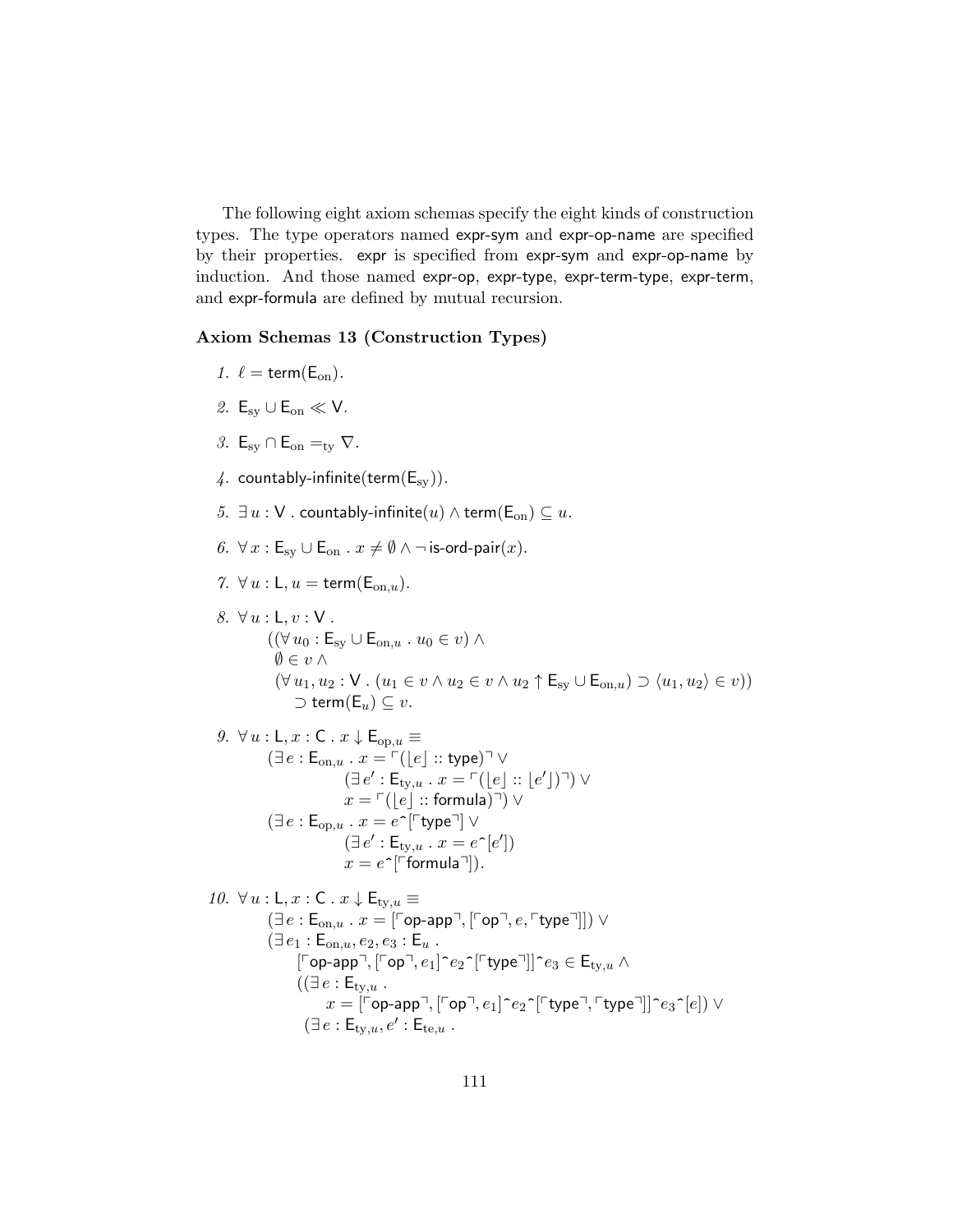The following eight axiom schemas specify the eight kinds of construction types. The type operators named expr-sym and expr-op-name are specified by their properties. expr is specified from expr-sym and expr-op-name by induction. And those named expr-op, expr-type, expr-term-type, expr-term, and expr-formula are defined by mutual recursion.

**Axiom Schemas 13 (Construction Types)**

1. $\ell = \mathsf{term}(\mathsf{E}_{\mathrm{on}})$.

2. $\mathsf{E}_{\mathrm{sy}} \cup \mathsf{E}_{\mathrm{on}} \ll \mathsf{V}$.

3. $\mathsf{E}_{\mathrm{sy}} \cap \mathsf{E}_{\mathrm{on}} =_{\mathrm{ty}} \nabla$.

4. $\mathsf{countably\text{-}infinite}(\mathsf{term}(\mathsf{E}_{\mathrm{sy}}))$.

5. $\exists\, u : \mathsf{V} \,.\, \mathsf{countably\text{-}infinite}(u) \wedge \mathsf{term}(\mathsf{E}_{\mathrm{on}}) \subseteq u$.

6. $\forall\, x : \mathsf{E}_{\mathrm{sy}} \cup \mathsf{E}_{\mathrm{on}} \,.\, x \neq \emptyset \wedge \neg\, \mathsf{is\text{-}ord\text{-}pair}(x)$.

7. $\forall\, u : \mathsf{L}, u = \mathsf{term}(\mathsf{E}_{\mathrm{on},u})$.

8. $$\begin{array}{l} \forall\, u : \mathsf{L}, v : \mathsf{V} \,. \\ \quad ((\forall\, u_0 : \mathsf{E}_{\mathrm{sy}} \cup \mathsf{E}_{\mathrm{on},u} \,.\, u_0 \in v) \wedge \\ \quad\; \emptyset \in v \wedge \\ \quad\; (\forall\, u_1, u_2 : \mathsf{V} \,.\, (u_1 \in v \wedge u_2 \in v \wedge u_2 \uparrow \mathsf{E}_{\mathrm{sy}} \cup \mathsf{E}_{\mathrm{on},u}) \supset \langle u_1, u_2 \rangle \in v)) \\ \qquad \supset \mathsf{term}(\mathsf{E}_u) \subseteq v. \end{array}$$

9. $$\begin{array}{l} \forall\, u : \mathsf{L}, x : \mathsf{C} \,.\, x \downarrow \mathsf{E}_{\mathrm{op},u} \equiv \\ \quad (\exists\, e : \mathsf{E}_{\mathrm{on},u} \,.\, x = \ulcorner(\lfloor e \rfloor :: \mathsf{type})\urcorner \vee \\ \qquad\qquad (\exists\, e' : \mathsf{E}_{\mathrm{ty},u} \,.\, x = \ulcorner(\lfloor e \rfloor :: \lfloor e' \rfloor)\urcorner) \vee \\ \qquad\qquad x = \ulcorner(\lfloor e \rfloor :: \mathsf{formula})\urcorner) \vee \\ \quad (\exists\, e : \mathsf{E}_{\mathrm{op},u} \,.\, x = e \hat{\ } [\ulcorner \mathsf{type} \urcorner] \vee \\ \qquad\qquad (\exists\, e' : \mathsf{E}_{\mathrm{ty},u} \,.\, x = e \hat{\ } [e']) \\ \qquad\qquad x = e \hat{\ } [\ulcorner \mathsf{formula} \urcorner]). \end{array}$$

10. $$\begin{array}{l} \forall\, u : \mathsf{L}, x : \mathsf{C} \,.\, x \downarrow \mathsf{E}_{\mathrm{ty},u} \equiv \\ \quad (\exists\, e : \mathsf{E}_{\mathrm{on},u} \,.\, x = [\ulcorner \mathsf{op\text{-}app} \urcorner, [\ulcorner \mathsf{op} \urcorner, e, \ulcorner \mathsf{type} \urcorner]]) \vee \\ \quad (\exists\, e_1 : \mathsf{E}_{\mathrm{on},u}, e_2, e_3 : \mathsf{E}_u \,. \\ \qquad [\ulcorner \mathsf{op\text{-}app} \urcorner, [\ulcorner \mathsf{op} \urcorner, e_1] \hat{\ } e_2 \hat{\ } [\ulcorner \mathsf{type} \urcorner]] \hat{\ } e_3 \in \mathsf{E}_{\mathrm{ty},u} \wedge \\ \qquad ((\exists\, e : \mathsf{E}_{\mathrm{ty},u} \,. \\ \qquad\quad x = [\ulcorner \mathsf{op\text{-}app} \urcorner, [\ulcorner \mathsf{op} \urcorner, e_1] \hat{\ } e_2 \hat{\ } [\ulcorner \mathsf{type} \urcorner, \ulcorner \mathsf{type} \urcorner]] \hat{\ } e_3 \hat{\ } [e]) \vee \\ \qquad\; (\exists\, e : \mathsf{E}_{\mathrm{ty},u}, e' : \mathsf{E}_{\mathrm{te},u} \,. \end{array}$$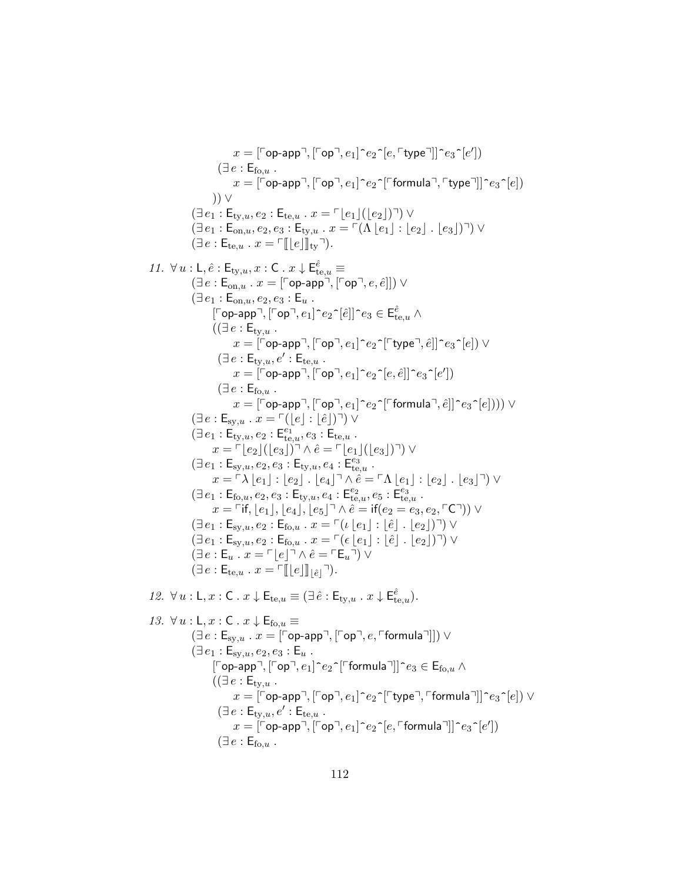$$x = [\ulcorner\mathsf{op\text{-}app}\urcorner, [\ulcorner\mathsf{op}\urcorner, e_1] \,\hat{}\, e_2 \,\hat{}\, [e, \ulcorner\mathsf{type}\urcorner]] \,\hat{}\, e_3 \,\hat{}\, [e'])$$

$$(\exists\, e : \mathsf{E}_{\mathrm{fo},u} \,.$$

$$x = [\ulcorner\mathsf{op\text{-}app}\urcorner, [\ulcorner\mathsf{op}\urcorner, e_1] \,\hat{}\, e_2 \,\hat{}\, [\ulcorner\mathsf{formula}\urcorner, \ulcorner\mathsf{type}\urcorner]] \,\hat{}\, e_3 \,\hat{}\, [e])$$

$$)) \vee$$

$$(\exists\, e_1 : \mathsf{E}_{\mathrm{ty},u}, e_2 : \mathsf{E}_{\mathrm{te},u} \,.\, x = \ulcorner \lfloor e_1 \rfloor (\lfloor e_2 \rfloor) \urcorner) \vee$$

$$(\exists\, e_1 : \mathsf{E}_{\mathrm{on},u}, e_2, e_3 : \mathsf{E}_{\mathrm{ty},u} \,.\, x = \ulcorner (\Lambda \lfloor e_1 \rfloor : \lfloor e_2 \rfloor \,.\, \lfloor e_3 \rfloor) \urcorner) \vee$$

$$(\exists\, e : \mathsf{E}_{\mathrm{te},u} \,.\, x = \ulcorner [\![ \lfloor e \rfloor ]\!]_{\mathrm{ty}} \urcorner).$$

*11.* $\forall\, u : \mathsf{L}, \hat{e} : \mathsf{E}_{\mathrm{ty},u}, x : \mathsf{C} \,.\, x \downarrow \mathsf{E}^{\hat{e}}_{\mathrm{te},u} \equiv$

$$(\exists\, e : \mathsf{E}_{\mathrm{on},u} \,.\, x = [\ulcorner\mathsf{op\text{-}app}\urcorner, [\ulcorner\mathsf{op}\urcorner, e, \hat{e}]]) \vee$$

$$(\exists\, e_1 : \mathsf{E}_{\mathrm{on},u}, e_2, e_3 : \mathsf{E}_u \,.$$

$$[\ulcorner\mathsf{op\text{-}app}\urcorner, [\ulcorner\mathsf{op}\urcorner, e_1] \,\hat{}\, e_2 \,\hat{}\, [\hat{e}]] \,\hat{}\, e_3 \in \mathsf{E}^{\hat{e}}_{\mathrm{te},u} \wedge$$

$$((\exists\, e : \mathsf{E}_{\mathrm{ty},u} \,.$$

$$x = [\ulcorner\mathsf{op\text{-}app}\urcorner, [\ulcorner\mathsf{op}\urcorner, e_1] \,\hat{}\, e_2 \,\hat{}\, [\ulcorner\mathsf{type}\urcorner, \hat{e}]] \,\hat{}\, e_3 \,\hat{}\, [e]) \vee$$

$$(\exists\, e : \mathsf{E}_{\mathrm{ty},u}, e' : \mathsf{E}_{\mathrm{te},u} \,.$$

$$x = [\ulcorner\mathsf{op\text{-}app}\urcorner, [\ulcorner\mathsf{op}\urcorner, e_1] \,\hat{}\, e_2 \,\hat{}\, [e, \hat{e}]] \,\hat{}\, e_3 \,\hat{}\, [e'])$$

$$(\exists\, e : \mathsf{E}_{\mathrm{fo},u} \,.$$

$$x = [\ulcorner\mathsf{op\text{-}app}\urcorner, [\ulcorner\mathsf{op}\urcorner, e_1] \,\hat{}\, e_2 \,\hat{}\, [\ulcorner\mathsf{formula}\urcorner, \hat{e}]] \,\hat{}\, e_3 \,\hat{}\, [e])))) \vee$$

$$(\exists\, e : \mathsf{E}_{\mathrm{sy},u} \,.\, x = \ulcorner (\lfloor e \rfloor : \lfloor \hat{e} \rfloor) \urcorner) \vee$$

$$(\exists\, e_1 : \mathsf{E}_{\mathrm{ty},u}, e_2 : \mathsf{E}^{e_1}_{\mathrm{te},u}, e_3 : \mathsf{E}_{\mathrm{te},u} \,.$$

$$x = \ulcorner \lfloor e_2 \rfloor (\lfloor e_3 \rfloor) \urcorner \wedge \hat{e} = \ulcorner \lfloor e_1 \rfloor (\lfloor e_3 \rfloor) \urcorner) \vee$$

$$(\exists\, e_1 : \mathsf{E}_{\mathrm{sy},u}, e_2, e_3 : \mathsf{E}_{\mathrm{ty},u}, e_4 : \mathsf{E}^{e_3}_{\mathrm{te},u} \,.$$

$$x = \ulcorner \lambda \lfloor e_1 \rfloor : \lfloor e_2 \rfloor \,.\, \lfloor e_4 \rfloor \urcorner \wedge \hat{e} = \ulcorner \Lambda \lfloor e_1 \rfloor : \lfloor e_2 \rfloor \,.\, \lfloor e_3 \rfloor \urcorner) \vee$$

$$(\exists\, e_1 : \mathsf{E}_{\mathrm{fo},u}, e_2, e_3 : \mathsf{E}_{\mathrm{ty},u}, e_4 : \mathsf{E}^{e_2}_{\mathrm{te},u}, e_5 : \mathsf{E}^{e_3}_{\mathrm{te},u} \,.$$

$$x = \ulcorner \mathsf{if}, \lfloor e_1 \rfloor, \lfloor e_4 \rfloor, \lfloor e_5 \rfloor \urcorner \wedge \hat{e} = \mathsf{if}(e_2 = e_3, e_2, \ulcorner \mathsf{C} \urcorner)) \vee$$

$$(\exists\, e_1 : \mathsf{E}_{\mathrm{sy},u}, e_2 : \mathsf{E}_{\mathrm{fo},u} \,.\, x = \ulcorner (\iota \lfloor e_1 \rfloor : \lfloor \hat{e} \rfloor \,.\, \lfloor e_2 \rfloor) \urcorner) \vee$$

$$(\exists\, e_1 : \mathsf{E}_{\mathrm{sy},u}, e_2 : \mathsf{E}_{\mathrm{fo},u} \,.\, x = \ulcorner (\epsilon \lfloor e_1 \rfloor : \lfloor \hat{e} \rfloor \,.\, \lfloor e_2 \rfloor) \urcorner) \vee$$

$$(\exists\, e : \mathsf{E}_u \,.\, x = \ulcorner \lfloor e \rfloor \urcorner \wedge \hat{e} = \ulcorner \mathsf{E}_u \urcorner) \vee$$

$$(\exists\, e : \mathsf{E}_{\mathrm{te},u} \,.\, x = \ulcorner [\![ \lfloor e \rfloor ]\!]_{\lfloor \hat{e} \rfloor} \urcorner).$$

*12.* $\forall\, u : \mathsf{L}, x : \mathsf{C} \,.\, x \downarrow \mathsf{E}_{\mathrm{te},u} \equiv (\exists\, \hat{e} : \mathsf{E}_{\mathrm{ty},u} \,.\, x \downarrow \mathsf{E}^{\hat{e}}_{\mathrm{te},u}).$

*13.* $\forall\, u : \mathsf{L}, x : \mathsf{C} \,.\, x \downarrow \mathsf{E}_{\mathrm{fo},u} \equiv$

$$(\exists\, e : \mathsf{E}_{\mathrm{sy},u} \,.\, x = [\ulcorner\mathsf{op\text{-}app}\urcorner, [\ulcorner\mathsf{op}\urcorner, e, \ulcorner\mathsf{formula}\urcorner]]) \vee$$

$$(\exists\, e_1 : \mathsf{E}_{\mathrm{sy},u}, e_2, e_3 : \mathsf{E}_u \,.$$

$$[\ulcorner\mathsf{op\text{-}app}\urcorner, [\ulcorner\mathsf{op}\urcorner, e_1] \,\hat{}\, e_2 \,\hat{}\, [\ulcorner\mathsf{formula}\urcorner]] \,\hat{}\, e_3 \in \mathsf{E}_{\mathrm{fo},u} \wedge$$

$$((\exists\, e : \mathsf{E}_{\mathrm{ty},u} \,.$$

$$x = [\ulcorner\mathsf{op\text{-}app}\urcorner, [\ulcorner\mathsf{op}\urcorner, e_1] \,\hat{}\, e_2 \,\hat{}\, [\ulcorner\mathsf{type}\urcorner, \ulcorner\mathsf{formula}\urcorner]] \,\hat{}\, e_3 \,\hat{}\, [e]) \vee$$

$$(\exists\, e : \mathsf{E}_{\mathrm{ty},u}, e' : \mathsf{E}_{\mathrm{te},u} \,.$$

$$x = [\ulcorner\mathsf{op\text{-}app}\urcorner, [\ulcorner\mathsf{op}\urcorner, e_1] \,\hat{}\, e_2 \,\hat{}\, [e, \ulcorner\mathsf{formula}\urcorner]] \,\hat{}\, e_3 \,\hat{}\, [e'])$$

$$(\exists\, e : \mathsf{E}_{\mathrm{fo},u} \,.$$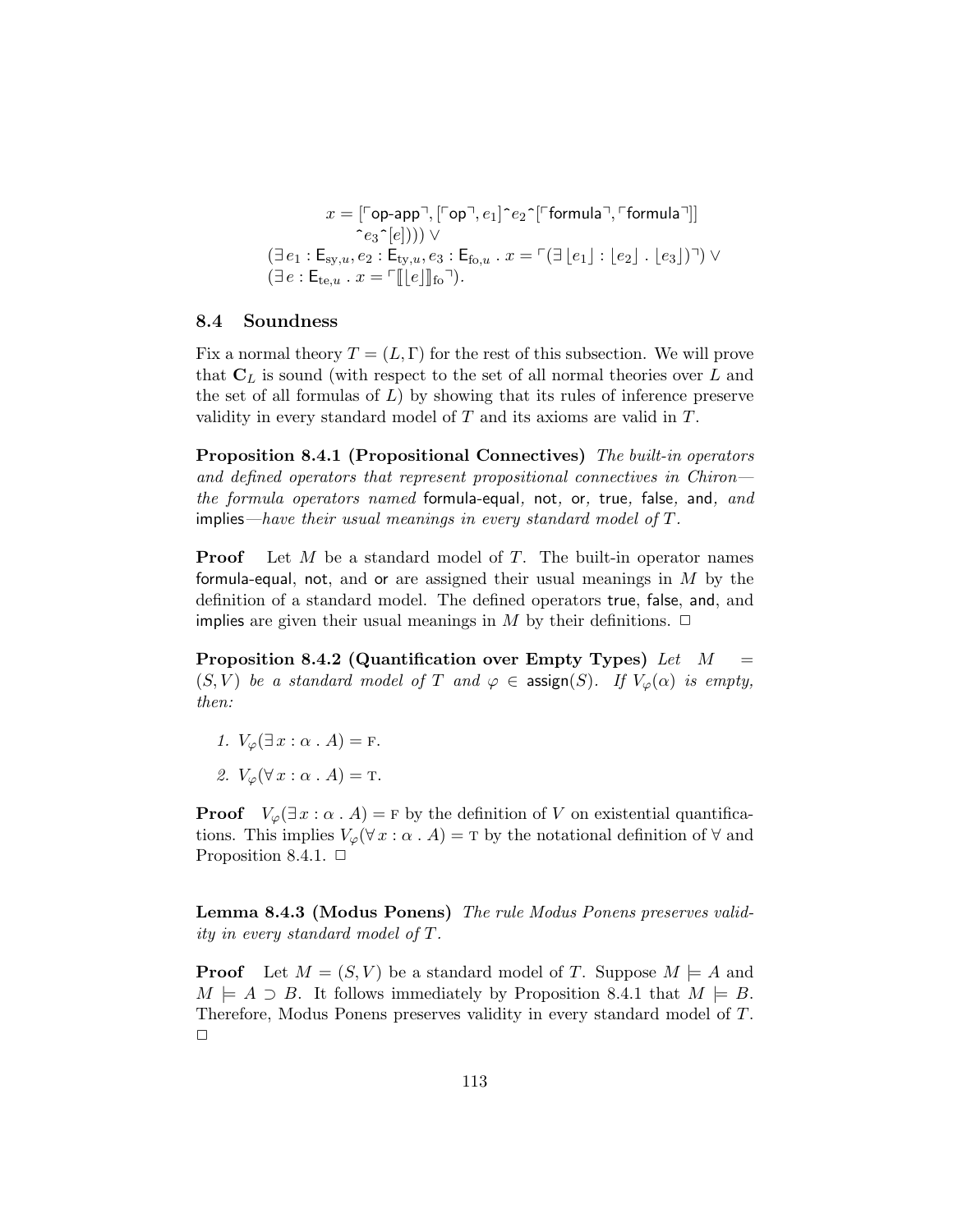$$
\begin{array}{l}
x = [\ulcorner \mathsf{op\text{-}app} \urcorner, [\ulcorner \mathsf{op} \urcorner, e_1] \hat{\ } e_2 \hat{\ } [\ulcorner \mathsf{formula} \urcorner, \ulcorner \mathsf{formula} \urcorner]] \\
\quad \hat{\ } e_3 \hat{\ } [e]))) \vee \\
(\exists\, e_1 : \mathsf{E}_{\mathrm{sy},u}, e_2 : \mathsf{E}_{\mathrm{ty},u}, e_3 : \mathsf{E}_{\mathrm{fo},u} \;.\; x = \ulcorner (\exists\, \lfloor e_1 \rfloor : \lfloor e_2 \rfloor \;.\; \lfloor e_3 \rfloor) \urcorner) \vee \\
(\exists\, e : \mathsf{E}_{\mathrm{te},u} \;.\; x = \ulcorner [\![ \lfloor e \rfloor ]\!]_{\mathrm{fo}} \urcorner).
\end{array}
$$

### 8.4 Soundness

Fix a normal theory $T = (L, \Gamma)$ for the rest of this subsection. We will prove that $\mathbf{C}_L$ is sound (with respect to the set of all normal theories over $L$ and the set of all formulas of $L$) by showing that its rules of inference preserve validity in every standard model of $T$ and its axioms are valid in $T$.

**Proposition 8.4.1 (Propositional Connectives)** *The built-in operators and defined operators that represent propositional connectives in Chiron—the formula operators named* formula-equal, not, or, true, false, and, *and* implies*—have their usual meanings in every standard model of $T$.*

**Proof** Let $M$ be a standard model of $T$. The built-in operator names formula-equal, not, and or are assigned their usual meanings in $M$ by the definition of a standard model. The defined operators true, false, and, and implies are given their usual meanings in $M$ by their definitions. □

**Proposition 8.4.2 (Quantification over Empty Types)** *Let $M = (S, V)$ be a standard model of $T$ and $\varphi \in \mathsf{assign}(S)$. If $V_\varphi(\alpha)$ is empty, then:*

1. $V_\varphi(\exists\, x : \alpha \;.\; A) = \mathrm{F}$.
2. $V_\varphi(\forall\, x : \alpha \;.\; A) = \mathrm{T}$.

**Proof** $V_\varphi(\exists\, x : \alpha \;.\; A) = \mathrm{F}$ by the definition of $V$ on existential quantifications. This implies $V_\varphi(\forall\, x : \alpha \;.\; A) = \mathrm{T}$ by the notational definition of $\forall$ and Proposition 8.4.1. □

**Lemma 8.4.3 (Modus Ponens)** *The rule Modus Ponens preserves validity in every standard model of $T$.*

**Proof** Let $M = (S, V)$ be a standard model of $T$. Suppose $M \models A$ and $M \models A \supset B$. It follows immediately by Proposition 8.4.1 that $M \models B$. Therefore, Modus Ponens preserves validity in every standard model of $T$. □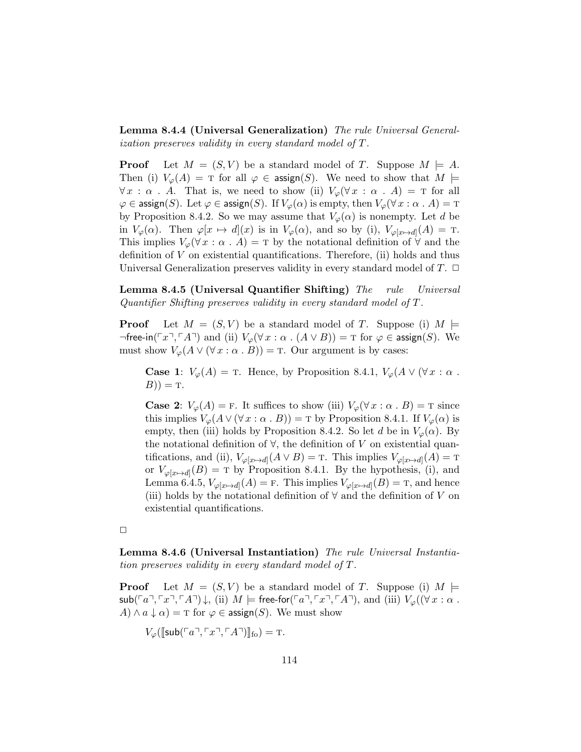**Lemma 8.4.4 (Universal Generalization)** *The rule Universal Generalization preserves validity in every standard model of $T$.*

**Proof** Let $M = (S, V)$ be a standard model of $T$. Suppose $M \models A$. Then (i) $V_\varphi(A) = \text{T}$ for all $\varphi \in \mathsf{assign}(S)$. We need to show that $M \models \forall\, x : \alpha \,.\, A$. That is, we need to show (ii) $V_\varphi(\forall\, x : \alpha \,.\, A) = \text{T}$ for all $\varphi \in \mathsf{assign}(S)$. Let $\varphi \in \mathsf{assign}(S)$. If $V_\varphi(\alpha)$ is empty, then $V_\varphi(\forall\, x : \alpha \,.\, A) = \text{T}$ by Proposition 8.4.2. So we may assume that $V_\varphi(\alpha)$ is nonempty. Let $d$ be in $V_\varphi(\alpha)$. Then $\varphi[x \mapsto d](x)$ is in $V_\varphi(\alpha)$, and so by (i), $V_{\varphi[x\mapsto d]}(A) = \text{T}$. This implies $V_\varphi(\forall\, x : \alpha \,.\, A) = \text{T}$ by the notational definition of $\forall$ and the definition of $V$ on existential quantifications. Therefore, (ii) holds and thus Universal Generalization preserves validity in every standard model of $T$. $\Box$

**Lemma 8.4.5 (Universal Quantifier Shifting)** *The rule Universal Quantifier Shifting preserves validity in every standard model of $T$.*

**Proof** Let $M = (S, V)$ be a standard model of $T$. Suppose (i) $M \models \neg\mathsf{free\text{-}in}(\ulcorner x \urcorner, \ulcorner A \urcorner)$ and (ii) $V_\varphi(\forall\, x : \alpha \,.\, (A \vee B)) = \text{T}$ for $\varphi \in \mathsf{assign}(S)$. We must show $V_\varphi(A \vee (\forall\, x : \alpha \,.\, B)) = \text{T}$. Our argument is by cases:

> **Case 1**: $V_\varphi(A) = \text{T}$. Hence, by Proposition 8.4.1, $V_\varphi(A \vee (\forall\, x : \alpha \,.\, B)) = \text{T}$.
>
> **Case 2**: $V_\varphi(A) = \text{F}$. It suffices to show (iii) $V_\varphi(\forall\, x : \alpha \,.\, B) = \text{T}$ since this implies $V_\varphi(A \vee (\forall\, x : \alpha \,.\, B)) = \text{T}$ by Proposition 8.4.1. If $V_\varphi(\alpha)$ is empty, then (iii) holds by Proposition 8.4.2. So let $d$ be in $V_\varphi(\alpha)$. By the notational definition of $\forall$, the definition of $V$ on existential quantifications, and (ii), $V_{\varphi[x\mapsto d]}(A \vee B) = \text{T}$. This implies $V_{\varphi[x\mapsto d]}(A) = \text{T}$ or $V_{\varphi[x\mapsto d]}(B) = \text{T}$ by Proposition 8.4.1. By the hypothesis, (i), and Lemma 6.4.5, $V_{\varphi[x\mapsto d]}(A) = \text{F}$. This implies $V_{\varphi[x\mapsto d]}(B) = \text{T}$, and hence (iii) holds by the notational definition of $\forall$ and the definition of $V$ on existential quantifications.

$\Box$

**Lemma 8.4.6 (Universal Instantiation)** *The rule Universal Instantiation preserves validity in every standard model of $T$.*

**Proof** Let $M = (S, V)$ be a standard model of $T$. Suppose (i) $M \models \mathsf{sub}(\ulcorner a \urcorner, \ulcorner x \urcorner, \ulcorner A \urcorner)\downarrow$, (ii) $M \models \mathsf{free\text{-}for}(\ulcorner a \urcorner, \ulcorner x \urcorner, \ulcorner A \urcorner)$, and (iii) $V_\varphi((\forall\, x : \alpha \,.\, A) \wedge a \downarrow \alpha) = \text{T}$ for $\varphi \in \mathsf{assign}(S)$. We must show

$V_\varphi(\llbracket \mathsf{sub}(\ulcorner a \urcorner, \ulcorner x \urcorner, \ulcorner A \urcorner) \rrbracket_{\text{fo}}) = \text{T}.$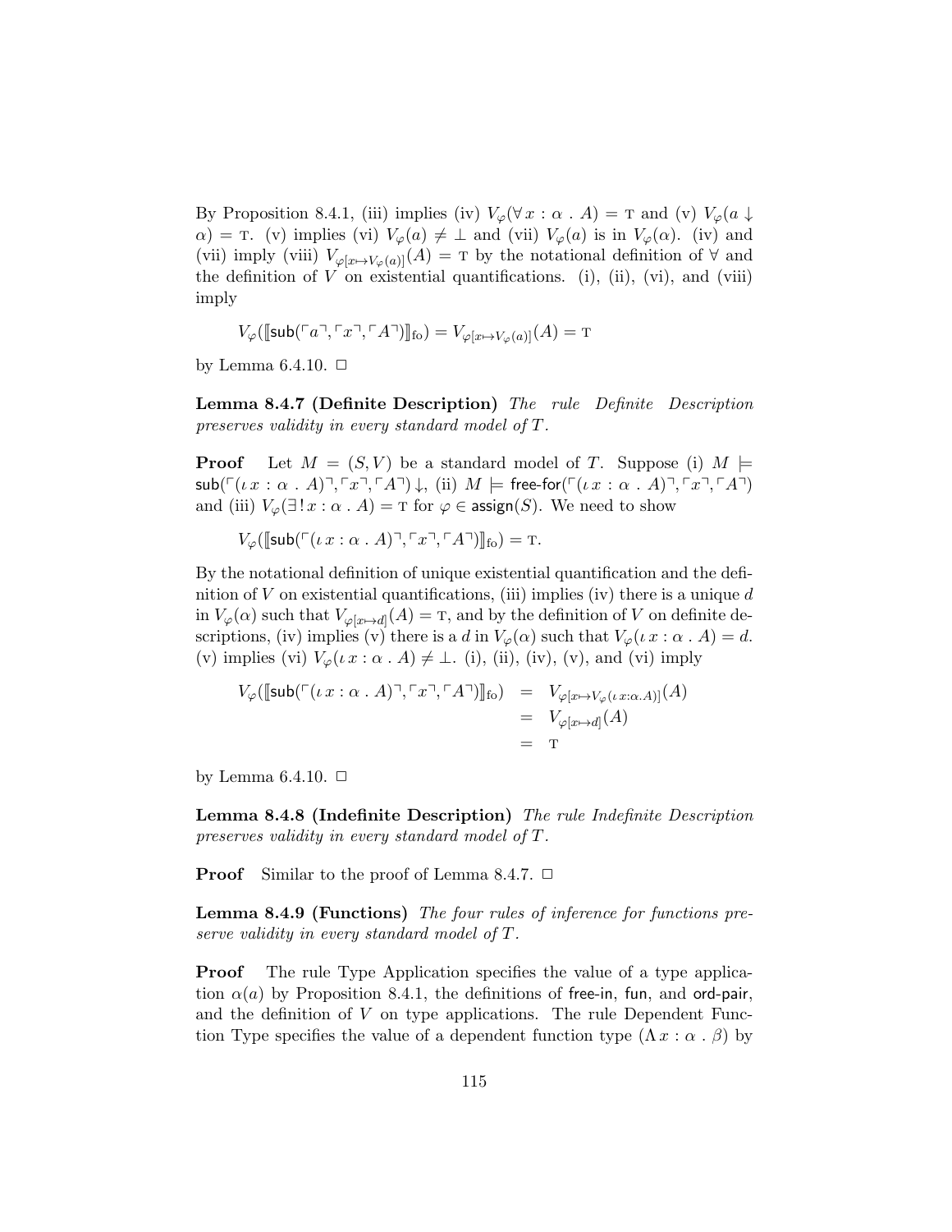By Proposition 8.4.1, (iii) implies (iv) $V_\varphi(\forall\, x : \alpha \,.\, A) = \mathrm{T}$ and (v) $V_\varphi(a \downarrow \alpha) = \mathrm{T}$. (v) implies (vi) $V_\varphi(a) \neq \bot$ and (vii) $V_\varphi(a)$ is in $V_\varphi(\alpha)$. (iv) and (vii) imply (viii) $V_{\varphi[x \mapsto V_\varphi(a)]}(A) = \mathrm{T}$ by the notational definition of $\forall$ and the definition of $V$ on existential quantifications. (i), (ii), (vi), and (viii) imply

$$V_\varphi(\llbracket \mathsf{sub}(\ulcorner a \urcorner, \ulcorner x \urcorner, \ulcorner A \urcorner) \rrbracket_{\mathrm{fo}}) = V_{\varphi[x \mapsto V_\varphi(a)]}(A) = \mathrm{T}$$

by Lemma 6.4.10. $\Box$

**Lemma 8.4.7 (Definite Description)** *The rule Definite Description preserves validity in every standard model of $T$.*

**Proof** Let $M = (S, V)$ be a standard model of $T$. Suppose (i) $M \models \mathsf{sub}(\ulcorner(\iota\, x : \alpha \,.\, A)\urcorner, \ulcorner x \urcorner, \ulcorner A \urcorner)\downarrow$, (ii) $M \models \mathsf{free\text{-}for}(\ulcorner(\iota\, x : \alpha \,.\, A)\urcorner, \ulcorner x \urcorner, \ulcorner A \urcorner)$ and (iii) $V_\varphi(\exists\, !\, x : \alpha \,.\, A) = \mathrm{T}$ for $\varphi \in \mathsf{assign}(S)$. We need to show

$$V_\varphi(\llbracket \mathsf{sub}(\ulcorner(\iota\, x : \alpha \,.\, A)\urcorner, \ulcorner x \urcorner, \ulcorner A \urcorner) \rrbracket_{\mathrm{fo}}) = \mathrm{T}.$$

By the notational definition of unique existential quantification and the definition of $V$ on existential quantifications, (iii) implies (iv) there is a unique $d$ in $V_\varphi(\alpha)$ such that $V_{\varphi[x \mapsto d]}(A) = \mathrm{T}$, and by the definition of $V$ on definite descriptions, (iv) implies (v) there is a $d$ in $V_\varphi(\alpha)$ such that $V_\varphi(\iota\, x : \alpha \,.\, A) = d$. (v) implies (vi) $V_\varphi(\iota\, x : \alpha \,.\, A) \neq \bot$. (i), (ii), (iv), (v), and (vi) imply

$$\begin{array}{rcl} V_\varphi(\llbracket \mathsf{sub}(\ulcorner(\iota\, x : \alpha \,.\, A)\urcorner, \ulcorner x \urcorner, \ulcorner A \urcorner) \rrbracket_{\mathrm{fo}}) & = & V_{\varphi[x \mapsto V_\varphi(\iota\, x : \alpha . A)]}(A) \\ & = & V_{\varphi[x \mapsto d]}(A) \\ & = & \mathrm{T} \end{array}$$

by Lemma 6.4.10. $\Box$

**Lemma 8.4.8 (Indefinite Description)** *The rule Indefinite Description preserves validity in every standard model of $T$.*

**Proof** Similar to the proof of Lemma 8.4.7. $\Box$

**Lemma 8.4.9 (Functions)** *The four rules of inference for functions preserve validity in every standard model of $T$.*

**Proof** The rule Type Application specifies the value of a type application $\alpha(a)$ by Proposition 8.4.1, the definitions of $\mathsf{free\text{-}in}$, $\mathsf{fun}$, and $\mathsf{ord\text{-}pair}$, and the definition of $V$ on type applications. The rule Dependent Function Type specifies the value of a dependent function type $(\Lambda\, x : \alpha \,.\, \beta)$ by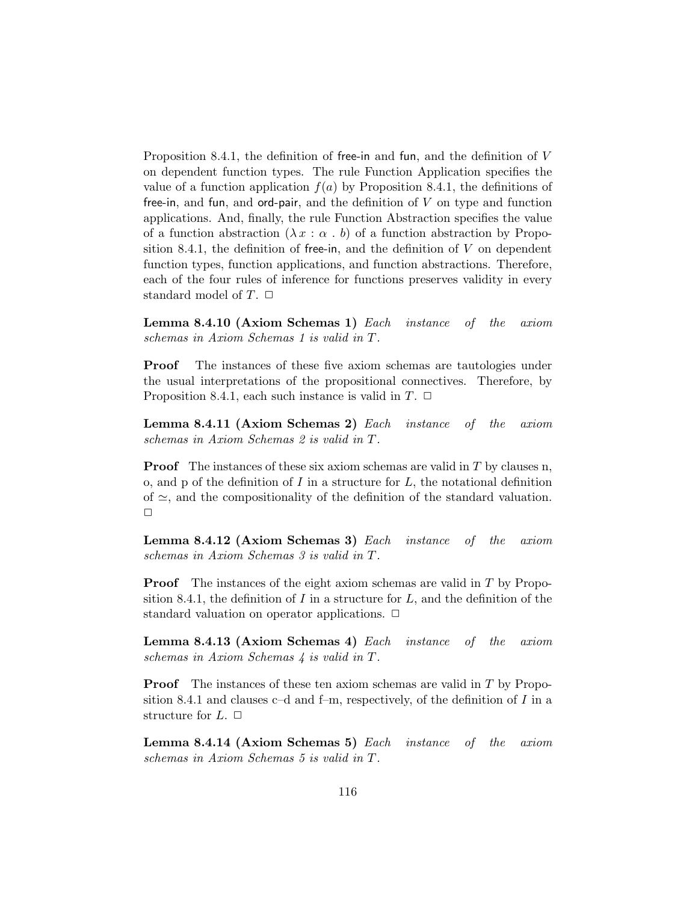Proposition 8.4.1, the definition of free-in and fun, and the definition of $V$ on dependent function types. The rule Function Application specifies the value of a function application $f(a)$ by Proposition 8.4.1, the definitions of free-in, and fun, and ord-pair, and the definition of $V$ on type and function applications. And, finally, the rule Function Abstraction specifies the value of a function abstraction $(\lambda\, x : \alpha \;.\; b)$ of a function abstraction by Proposition 8.4.1, the definition of free-in, and the definition of $V$ on dependent function types, function applications, and function abstractions. Therefore, each of the four rules of inference for functions preserves validity in every standard model of $T$. $\Box$

**Lemma 8.4.10 (Axiom Schemas 1)** *Each instance of the axiom schemas in Axiom Schemas 1 is valid in $T$.*

**Proof** The instances of these five axiom schemas are tautologies under the usual interpretations of the propositional connectives. Therefore, by Proposition 8.4.1, each such instance is valid in $T$. $\Box$

**Lemma 8.4.11 (Axiom Schemas 2)** *Each instance of the axiom schemas in Axiom Schemas 2 is valid in $T$.*

**Proof** The instances of these six axiom schemas are valid in $T$ by clauses n, o, and p of the definition of $I$ in a structure for $L$, the notational definition of $\simeq$, and the compositionality of the definition of the standard valuation. $\Box$

**Lemma 8.4.12 (Axiom Schemas 3)** *Each instance of the axiom schemas in Axiom Schemas 3 is valid in $T$.*

**Proof** The instances of the eight axiom schemas are valid in $T$ by Proposition 8.4.1, the definition of $I$ in a structure for $L$, and the definition of the standard valuation on operator applications. $\Box$

**Lemma 8.4.13 (Axiom Schemas 4)** *Each instance of the axiom schemas in Axiom Schemas 4 is valid in $T$.*

**Proof** The instances of these ten axiom schemas are valid in $T$ by Proposition 8.4.1 and clauses c–d and f–m, respectively, of the definition of $I$ in a structure for $L$. $\Box$

**Lemma 8.4.14 (Axiom Schemas 5)** *Each instance of the axiom schemas in Axiom Schemas 5 is valid in $T$.*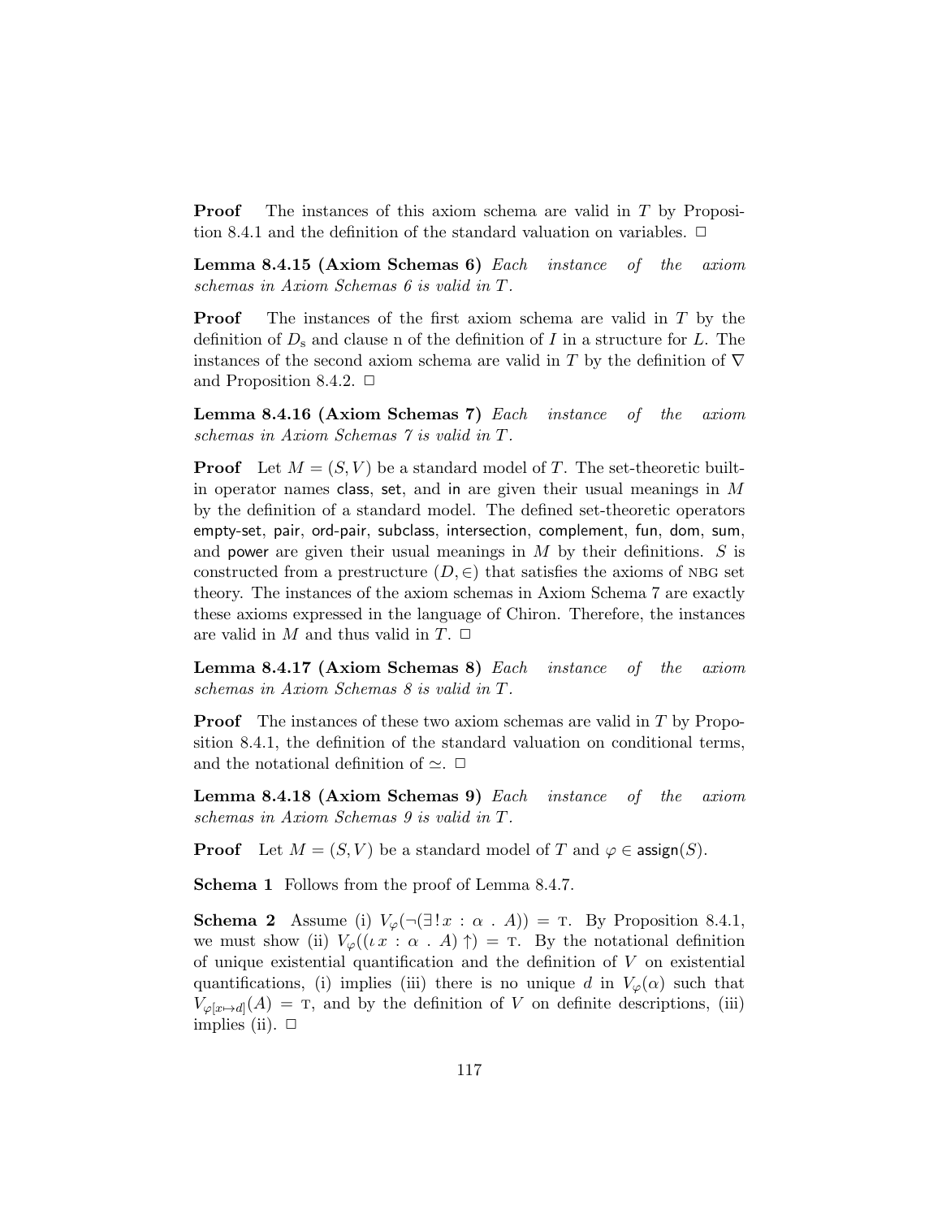**Proof** The instances of this axiom schema are valid in $T$ by Proposition 8.4.1 and the definition of the standard valuation on variables. □

**Lemma 8.4.15 (Axiom Schemas 6)** *Each instance of the axiom schemas in Axiom Schemas 6 is valid in $T$.*

**Proof** The instances of the first axiom schema are valid in $T$ by the definition of $D_{\mathrm{s}}$ and clause n of the definition of $I$ in a structure for $L$. The instances of the second axiom schema are valid in $T$ by the definition of $\nabla$ and Proposition 8.4.2. □

**Lemma 8.4.16 (Axiom Schemas 7)** *Each instance of the axiom schemas in Axiom Schemas 7 is valid in $T$.*

**Proof** Let $M = (S, V)$ be a standard model of $T$. The set-theoretic built-in operator names class, set, and in are given their usual meanings in $M$ by the definition of a standard model. The defined set-theoretic operators empty-set, pair, ord-pair, subclass, intersection, complement, fun, dom, sum, and power are given their usual meanings in $M$ by their definitions. $S$ is constructed from a prestructure $(D, \in)$ that satisfies the axioms of NBG set theory. The instances of the axiom schemas in Axiom Schema 7 are exactly these axioms expressed in the language of Chiron. Therefore, the instances are valid in $M$ and thus valid in $T$. □

**Lemma 8.4.17 (Axiom Schemas 8)** *Each instance of the axiom schemas in Axiom Schemas 8 is valid in $T$.*

**Proof** The instances of these two axiom schemas are valid in $T$ by Proposition 8.4.1, the definition of the standard valuation on conditional terms, and the notational definition of $\simeq$. □

**Lemma 8.4.18 (Axiom Schemas 9)** *Each instance of the axiom schemas in Axiom Schemas 9 is valid in $T$.*

**Proof** Let $M = (S, V)$ be a standard model of $T$ and $\varphi \in \mathsf{assign}(S)$.

**Schema 1** Follows from the proof of Lemma 8.4.7.

**Schema 2** Assume (i) $V_\varphi(\neg(\exists\,!\, x : \alpha \,.\, A)) = \mathrm{T}$. By Proposition 8.4.1, we must show (ii) $V_\varphi((\iota\, x : \alpha \,.\, A)\uparrow) = \mathrm{T}$. By the notational definition of unique existential quantification and the definition of $V$ on existential quantifications, (i) implies (iii) there is no unique $d$ in $V_\varphi(\alpha)$ such that $V_{\varphi[x \mapsto d]}(A) = \mathrm{T}$, and by the definition of $V$ on definite descriptions, (iii) implies (ii). □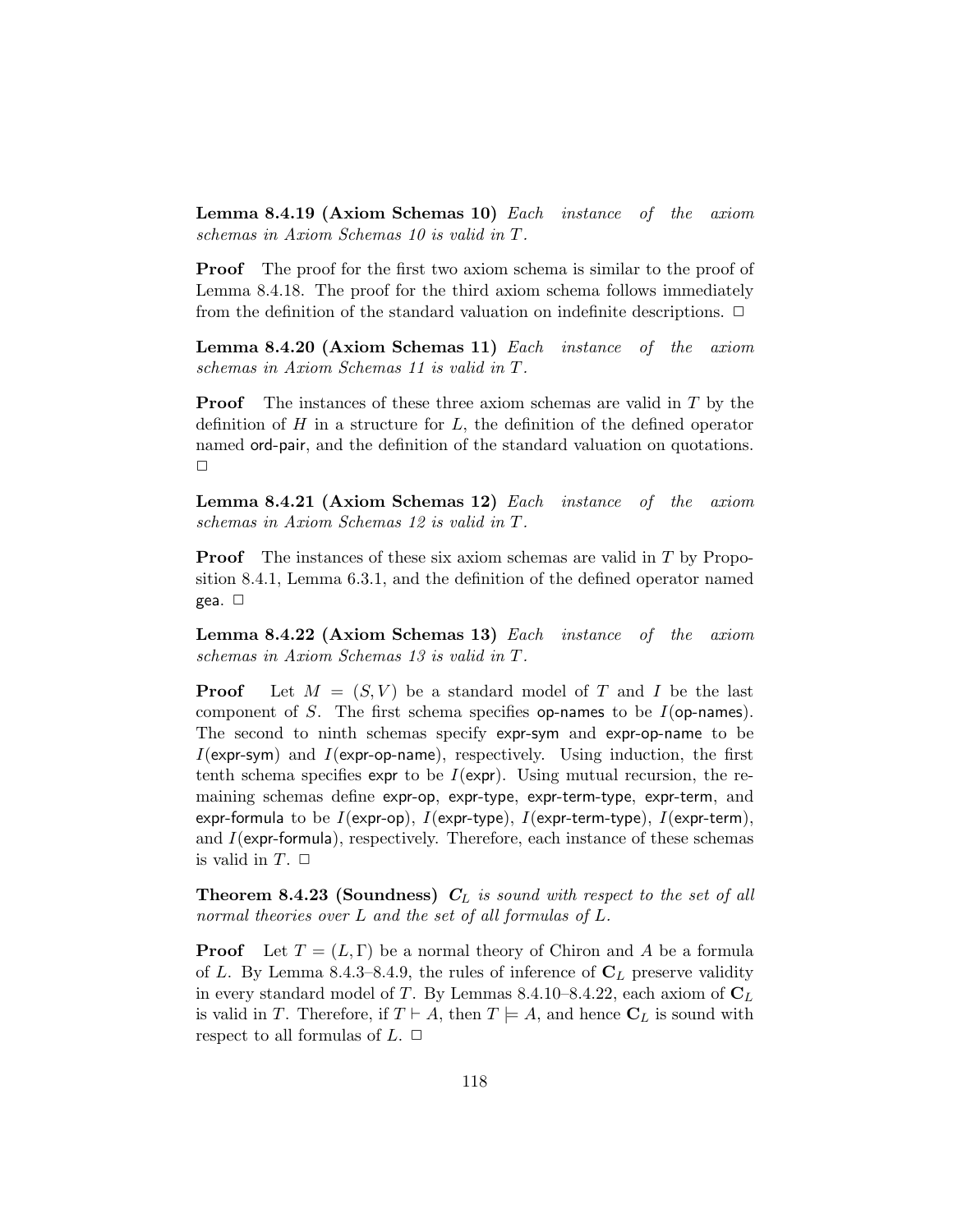**Lemma 8.4.19 (Axiom Schemas 10)** *Each instance of the axiom schemas in Axiom Schemas 10 is valid in $T$.*

**Proof** The proof for the first two axiom schema is similar to the proof of Lemma 8.4.18. The proof for the third axiom schema follows immediately from the definition of the standard valuation on indefinite descriptions. □

**Lemma 8.4.20 (Axiom Schemas 11)** *Each instance of the axiom schemas in Axiom Schemas 11 is valid in $T$.*

**Proof** The instances of these three axiom schemas are valid in $T$ by the definition of $H$ in a structure for $L$, the definition of the defined operator named ord-pair, and the definition of the standard valuation on quotations. □

**Lemma 8.4.21 (Axiom Schemas 12)** *Each instance of the axiom schemas in Axiom Schemas 12 is valid in $T$.*

**Proof** The instances of these six axiom schemas are valid in $T$ by Proposition 8.4.1, Lemma 6.3.1, and the definition of the defined operator named gea. □

**Lemma 8.4.22 (Axiom Schemas 13)** *Each instance of the axiom schemas in Axiom Schemas 13 is valid in $T$.*

**Proof** Let $M = (S, V)$ be a standard model of $T$ and $I$ be the last component of $S$. The first schema specifies op-names to be $I$(op-names). The second to ninth schemas specify expr-sym and expr-op-name to be $I$(expr-sym) and $I$(expr-op-name), respectively. Using induction, the first tenth schema specifies expr to be $I$(expr). Using mutual recursion, the remaining schemas define expr-op, expr-type, expr-term-type, expr-term, and expr-formula to be $I$(expr-op), $I$(expr-type), $I$(expr-term-type), $I$(expr-term), and $I$(expr-formula), respectively. Therefore, each instance of these schemas is valid in $T$. □

**Theorem 8.4.23 (Soundness)** ***$C_L$*** *is sound with respect to the set of all normal theories over $L$ and the set of all formulas of $L$.*

**Proof** Let $T = (L, \Gamma)$ be a normal theory of Chiron and $A$ be a formula of $L$. By Lemma 8.4.3–8.4.9, the rules of inference of $\mathbf{C}_L$ preserve validity in every standard model of $T$. By Lemmas 8.4.10–8.4.22, each axiom of $\mathbf{C}_L$ is valid in $T$. Therefore, if $T \vdash A$, then $T \models A$, and hence $\mathbf{C}_L$ is sound with respect to all formulas of $L$. □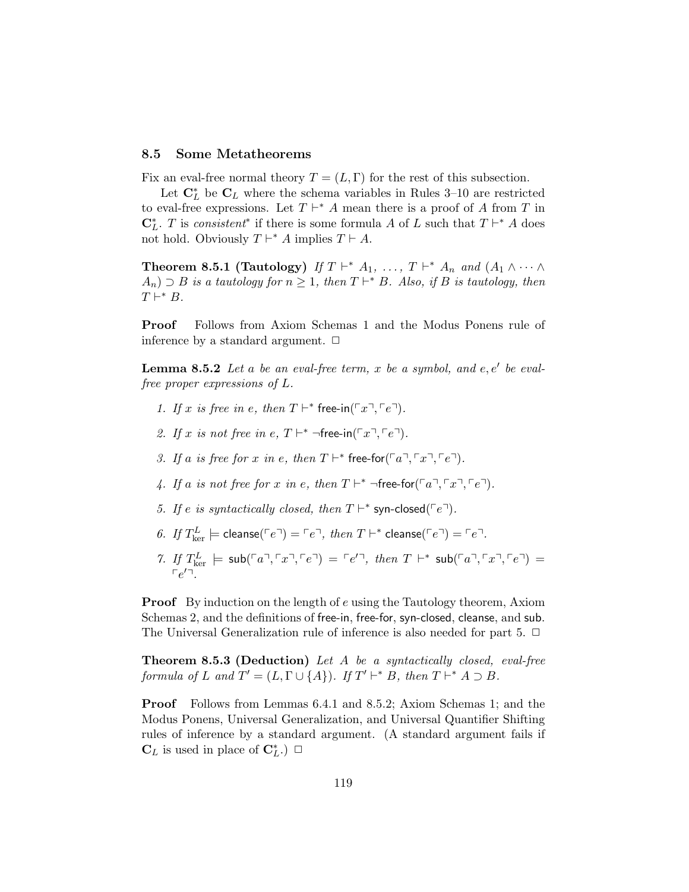### 8.5 Some Metatheorems

Fix an eval-free normal theory $T = (L, \Gamma)$ for the rest of this subsection.

Let $\mathbf{C}^*_L$ be $\mathbf{C}_L$ where the schema variables in Rules 3–10 are restricted to eval-free expressions. Let $T \vdash^* A$ mean there is a proof of $A$ from $T$ in $\mathbf{C}^*_L$. $T$ is *consistent\** if there is some formula $A$ of $L$ such that $T \vdash^* A$ does not hold. Obviously $T \vdash^* A$ implies $T \vdash A$.

**Theorem 8.5.1 (Tautology)** *If $T \vdash^* A_1, \ldots, T \vdash^* A_n$ and $(A_1 \wedge \cdots \wedge A_n) \supset B$ is a tautology for $n \geq 1$, then $T \vdash^* B$. Also, if $B$ is tautology, then $T \vdash^* B$.*

**Proof** Follows from Axiom Schemas 1 and the Modus Ponens rule of inference by a standard argument. $\Box$

**Lemma 8.5.2** *Let $a$ be an eval-free term, $x$ be a symbol, and $e, e'$ be eval-free proper expressions of $L$.*

1. *If $x$ is free in $e$, then $T \vdash^* \mathsf{free\text{-}in}(\ulcorner x \urcorner, \ulcorner e \urcorner)$.*
2. *If $x$ is not free in $e$, $T \vdash^* \neg\mathsf{free\text{-}in}(\ulcorner x \urcorner, \ulcorner e \urcorner)$.*
3. *If $a$ is free for $x$ in $e$, then $T \vdash^* \mathsf{free\text{-}for}(\ulcorner a \urcorner, \ulcorner x \urcorner, \ulcorner e \urcorner)$.*
4. *If $a$ is not free for $x$ in $e$, then $T \vdash^* \neg\mathsf{free\text{-}for}(\ulcorner a \urcorner, \ulcorner x \urcorner, \ulcorner e \urcorner)$.*
5. *If $e$ is syntactically closed, then $T \vdash^* \mathsf{syn\text{-}closed}(\ulcorner e \urcorner)$.*
6. *If $T^L_{\mathrm{ker}} \models \mathsf{cleanse}(\ulcorner e \urcorner) = \ulcorner e \urcorner$, then $T \vdash^* \mathsf{cleanse}(\ulcorner e \urcorner) = \ulcorner e \urcorner$.*
7. *If $T^L_{\mathrm{ker}} \models \mathsf{sub}(\ulcorner a \urcorner, \ulcorner x \urcorner, \ulcorner e \urcorner) = \ulcorner e' \urcorner$, then $T \vdash^* \mathsf{sub}(\ulcorner a \urcorner, \ulcorner x \urcorner, \ulcorner e \urcorner) = \ulcorner e' \urcorner$.*

**Proof** By induction on the length of $e$ using the Tautology theorem, Axiom Schemas 2, and the definitions of free-in, free-for, syn-closed, cleanse, and sub. The Universal Generalization rule of inference is also needed for part 5. $\Box$

**Theorem 8.5.3 (Deduction)** *Let $A$ be a syntactically closed, eval-free formula of $L$ and $T' = (L, \Gamma \cup \{A\})$. If $T' \vdash^* B$, then $T \vdash^* A \supset B$.*

**Proof** Follows from Lemmas 6.4.1 and 8.5.2; Axiom Schemas 1; and the Modus Ponens, Universal Generalization, and Universal Quantifier Shifting rules of inference by a standard argument. (A standard argument fails if $\mathbf{C}_L$ is used in place of $\mathbf{C}^*_L$.) $\Box$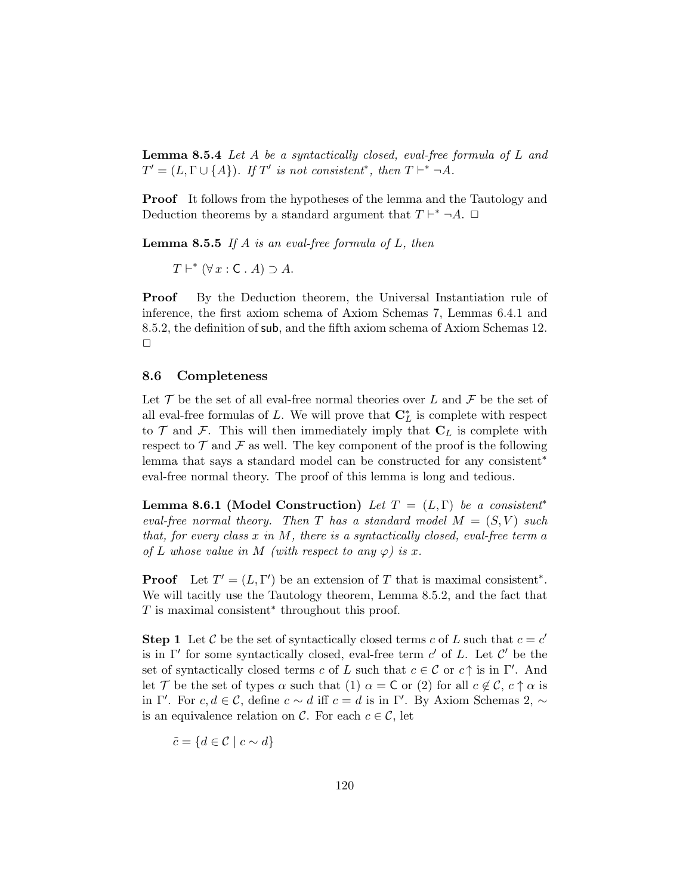**Lemma 8.5.4** *Let $A$ be a syntactically closed, eval-free formula of $L$ and $T' = (L, \Gamma \cup \{A\})$. If $T'$ is not consistent*$^*$*, then $T \vdash^* \neg A$.*

**Proof** It follows from the hypotheses of the lemma and the Tautology and Deduction theorems by a standard argument that $T \vdash^* \neg A$. $\Box$

**Lemma 8.5.5** *If $A$ is an eval-free formula of $L$, then*

$$T \vdash^* (\forall\, x : \mathsf{C} \,.\, A) \supset A.$$

**Proof** By the Deduction theorem, the Universal Instantiation rule of inference, the first axiom schema of Axiom Schemas 7, Lemmas 6.4.1 and 8.5.2, the definition of sub, and the fifth axiom schema of Axiom Schemas 12. $\Box$

## 8.6 Completeness

Let $\mathcal{T}$ be the set of all eval-free normal theories over $L$ and $\mathcal{F}$ be the set of all eval-free formulas of $L$. We will prove that $\mathbf{C}^*_L$ is complete with respect to $\mathcal{T}$ and $\mathcal{F}$. This will then immediately imply that $\mathbf{C}_L$ is complete with respect to $\mathcal{T}$ and $\mathcal{F}$ as well. The key component of the proof is the following lemma that says a standard model can be constructed for any consistent$^*$ eval-free normal theory. The proof of this lemma is long and tedious.

**Lemma 8.6.1 (Model Construction)** *Let $T = (L, \Gamma)$ be a consistent*$^*$ *eval-free normal theory. Then $T$ has a standard model $M = (S, V)$ such that, for every class $x$ in $M$, there is a syntactically closed, eval-free term $a$ of $L$ whose value in $M$ (with respect to any $\varphi$) is $x$.*

**Proof** Let $T' = (L, \Gamma')$ be an extension of $T$ that is maximal consistent$^*$. We will tacitly use the Tautology theorem, Lemma 8.5.2, and the fact that $T$ is maximal consistent$^*$ throughout this proof.

**Step 1** Let $\mathcal{C}$ be the set of syntactically closed terms $c$ of $L$ such that $c = c'$ is in $\Gamma'$ for some syntactically closed, eval-free term $c'$ of $L$. Let $\mathcal{C}'$ be the set of syntactically closed terms $c$ of $L$ such that $c \in \mathcal{C}$ or $c\!\uparrow$ is in $\Gamma'$. And let $\mathcal{T}$ be the set of types $\alpha$ such that (1) $\alpha = \mathsf{C}$ or (2) for all $c \notin \mathcal{C}$, $c \uparrow \alpha$ is in $\Gamma'$. For $c, d \in \mathcal{C}$, define $c \sim d$ iff $c = d$ is in $\Gamma'$. By Axiom Schemas 2, $\sim$ is an equivalence relation on $\mathcal{C}$. For each $c \in \mathcal{C}$, let

$$\tilde{c} = \{d \in \mathcal{C} \mid c \sim d\}$$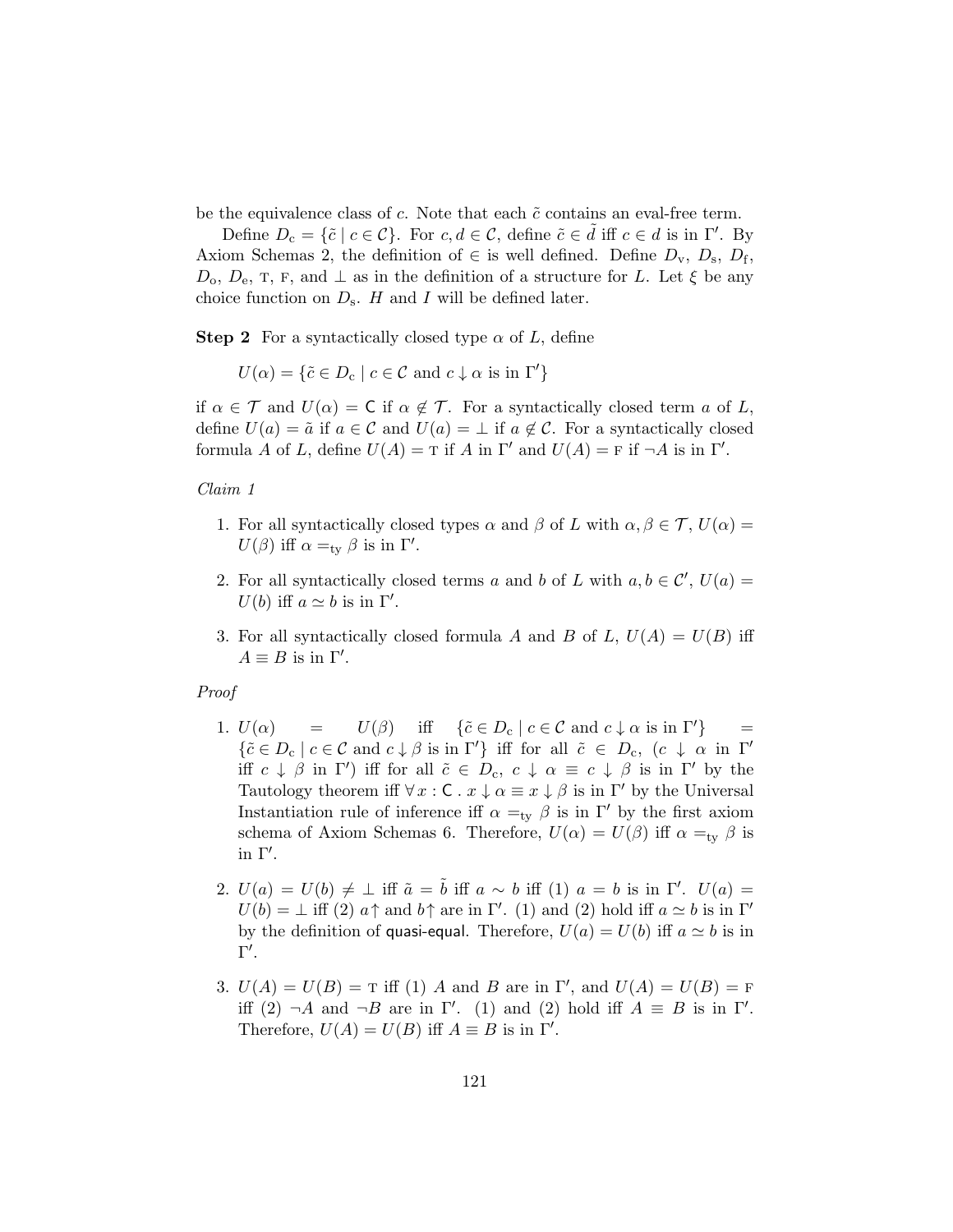be the equivalence class of $c$. Note that each $\tilde{c}$ contains an eval-free term.

Define $D_{\rm c} = \{\tilde{c} \mid c \in \mathcal{C}\}$. For $c, d \in \mathcal{C}$, define $\tilde{c} \in \tilde{d}$ iff $c \in d$ is in $\Gamma'$. By Axiom Schemas 2, the definition of $\in$ is well defined. Define $D_{\rm v}$, $D_{\rm s}$, $D_{\rm f}$, $D_{\rm o}$, $D_{\rm e}$, T, F, and $\bot$ as in the definition of a structure for $L$. Let $\xi$ be any choice function on $D_{\rm s}$. $H$ and $I$ will be defined later.

**Step 2** For a syntactically closed type $\alpha$ of $L$, define

$$U(\alpha) = \{\tilde{c} \in D_{\rm c} \mid c \in \mathcal{C} \text{ and } c \downarrow \alpha \text{ is in } \Gamma'\}$$

if $\alpha \in \mathcal{T}$ and $U(\alpha) = \mathsf{C}$ if $\alpha \not\in \mathcal{T}$. For a syntactically closed term $a$ of $L$, define $U(a) = \tilde{a}$ if $a \in \mathcal{C}$ and $U(a) = \bot$ if $a \not\in \mathcal{C}$. For a syntactically closed formula $A$ of $L$, define $U(A) = $ T if $A$ in $\Gamma'$ and $U(A) = $ F if $\neg A$ is in $\Gamma'$.

*Claim 1*

1. For all syntactically closed types $\alpha$ and $\beta$ of $L$ with $\alpha, \beta \in \mathcal{T}$, $U(\alpha) = U(\beta)$ iff $\alpha =_{\rm ty} \beta$ is in $\Gamma'$.

2. For all syntactically closed terms $a$ and $b$ of $L$ with $a, b \in \mathcal{C}'$, $U(a) = U(b)$ iff $a \simeq b$ is in $\Gamma'$.

3. For all syntactically closed formula $A$ and $B$ of $L$, $U(A) = U(B)$ iff $A \equiv B$ is in $\Gamma'$.

*Proof*

1. $U(\alpha) = U(\beta)$ iff $\{\tilde{c} \in D_{\rm c} \mid c \in \mathcal{C} \text{ and } c \downarrow \alpha \text{ is in } \Gamma'\} = \{\tilde{c} \in D_{\rm c} \mid c \in \mathcal{C} \text{ and } c \downarrow \beta \text{ is in } \Gamma'\}$ iff for all $\tilde{c} \in D_{\rm c}$, ($c \downarrow \alpha$ in $\Gamma'$ iff $c \downarrow \beta$ in $\Gamma'$) iff for all $\tilde{c} \in D_{\rm c}$, $c \downarrow \alpha \equiv c \downarrow \beta$ is in $\Gamma'$ by the Tautology theorem iff $\forall\, x : \mathsf{C} \,.\, x \downarrow \alpha \equiv x \downarrow \beta$ is in $\Gamma'$ by the Universal Instantiation rule of inference iff $\alpha =_{\rm ty} \beta$ is in $\Gamma'$ by the first axiom schema of Axiom Schemas 6. Therefore, $U(\alpha) = U(\beta)$ iff $\alpha =_{\rm ty} \beta$ is in $\Gamma'$.

2. $U(a) = U(b) \neq \bot$ iff $\tilde{a} = \tilde{b}$ iff $a \sim b$ iff (1) $a = b$ is in $\Gamma'$. $U(a) = U(b) = \bot$ iff (2) $a\!\uparrow$ and $b\!\uparrow$ are in $\Gamma'$. (1) and (2) hold iff $a \simeq b$ is in $\Gamma'$ by the definition of quasi-equal. Therefore, $U(a) = U(b)$ iff $a \simeq b$ is in $\Gamma'$.

3. $U(A) = U(B) = $ T iff (1) $A$ and $B$ are in $\Gamma'$, and $U(A) = U(B) = $ F iff (2) $\neg A$ and $\neg B$ are in $\Gamma'$. (1) and (2) hold iff $A \equiv B$ is in $\Gamma'$. Therefore, $U(A) = U(B)$ iff $A \equiv B$ is in $\Gamma'$.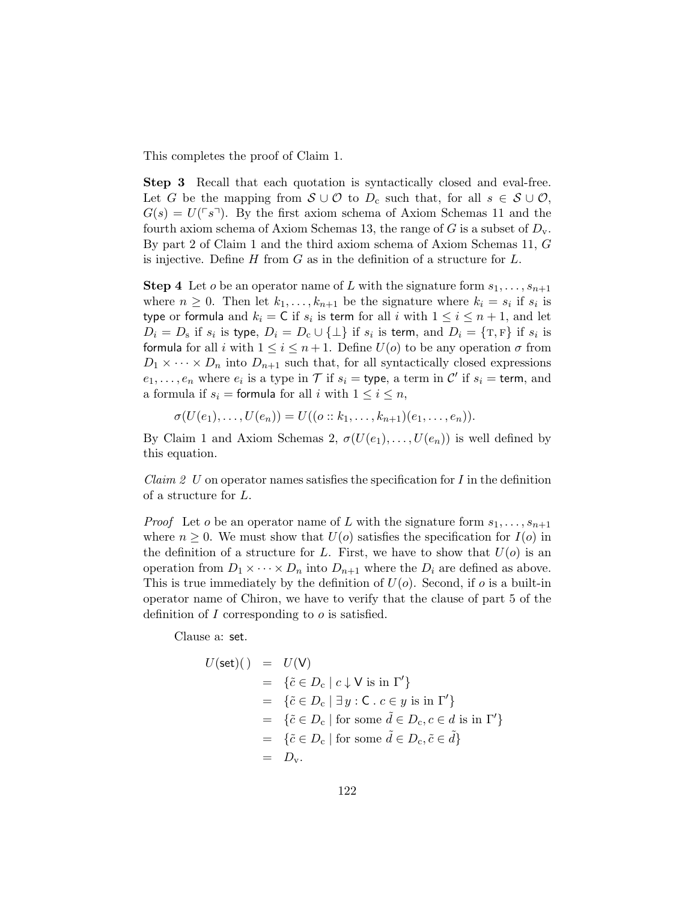This completes the proof of Claim 1.

**Step 3** Recall that each quotation is syntactically closed and eval-free. Let $G$ be the mapping from $\mathcal{S} \cup \mathcal{O}$ to $D_{\rm c}$ such that, for all $s \in \mathcal{S} \cup \mathcal{O}$, $G(s) = U(\ulcorner s \urcorner)$. By the first axiom schema of Axiom Schemas 11 and the fourth axiom schema of Axiom Schemas 13, the range of $G$ is a subset of $D_{\rm v}$. By part 2 of Claim 1 and the third axiom schema of Axiom Schemas 11, $G$ is injective. Define $H$ from $G$ as in the definition of a structure for $L$.

**Step 4** Let $o$ be an operator name of $L$ with the signature form $s_1, \ldots, s_{n+1}$ where $n \geq 0$. Then let $k_1, \ldots, k_{n+1}$ be the signature where $k_i = s_i$ if $s_i$ is $\mathsf{type}$ or $\mathsf{formula}$ and $k_i = \mathsf{C}$ if $s_i$ is $\mathsf{term}$ for all $i$ with $1 \leq i \leq n+1$, and let $D_i = D_{\rm s}$ if $s_i$ is $\mathsf{type}$, $D_i = D_{\rm c} \cup \{\bot\}$ if $s_i$ is $\mathsf{term}$, and $D_i = \{\textsc{t}, \textsc{f}\}$ if $s_i$ is $\mathsf{formula}$ for all $i$ with $1 \leq i \leq n+1$. Define $U(o)$ to be any operation $\sigma$ from $D_1 \times \cdots \times D_n$ into $D_{n+1}$ such that, for all syntactically closed expressions $e_1, \ldots, e_n$ where $e_i$ is a type in $\mathcal{T}$ if $s_i = \mathsf{type}$, a term in $\mathcal{C}'$ if $s_i = \mathsf{term}$, and a formula if $s_i = \mathsf{formula}$ for all $i$ with $1 \leq i \leq n$,

$$\sigma(U(e_1), \ldots, U(e_n)) = U((o :: k_1, \ldots, k_{n+1})(e_1, \ldots, e_n)).$$

By Claim 1 and Axiom Schemas 2, $\sigma(U(e_1), \ldots, U(e_n))$ is well defined by this equation.

*Claim 2* $U$ on operator names satisfies the specification for $I$ in the definition of a structure for $L$.

*Proof* Let $o$ be an operator name of $L$ with the signature form $s_1, \ldots, s_{n+1}$ where $n \geq 0$. We must show that $U(o)$ satisfies the specification for $I(o)$ in the definition of a structure for $L$. First, we have to show that $U(o)$ is an operation from $D_1 \times \cdots \times D_n$ into $D_{n+1}$ where the $D_i$ are defined as above. This is true immediately by the definition of $U(o)$. Second, if $o$ is a built-in operator name of Chiron, we have to verify that the clause of part 5 of the definition of $I$ corresponding to $o$ is satisfied.

Clause a: $\mathsf{set}$.

$$\begin{aligned}
U(\mathsf{set})(\,) &= U(\mathsf{V}) \\
&= \{\tilde{c} \in D_{\rm c} \mid c \downarrow \mathsf{V} \text{ is in } \Gamma'\} \\
&= \{\tilde{c} \in D_{\rm c} \mid \exists\, y : \mathsf{C} \,.\, c \in y \text{ is in } \Gamma'\} \\
&= \{\tilde{c} \in D_{\rm c} \mid \text{for some } \tilde{d} \in D_{\rm c}, c \in d \text{ is in } \Gamma'\} \\
&= \{\tilde{c} \in D_{\rm c} \mid \text{for some } \tilde{d} \in D_{\rm c}, \tilde{c} \in \tilde{d}\} \\
&= D_{\rm v}.
\end{aligned}$$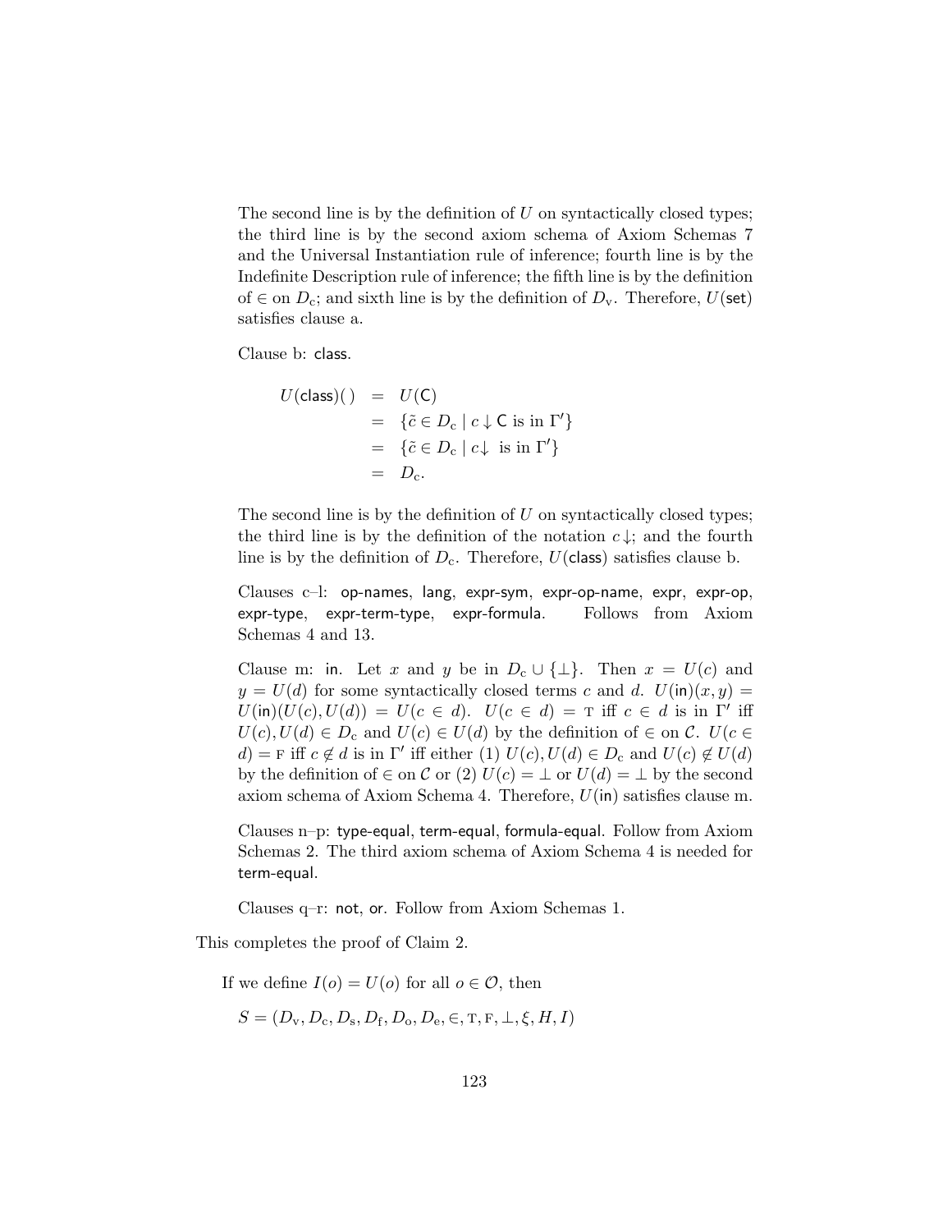The second line is by the definition of $U$ on syntactically closed types; the third line is by the second axiom schema of Axiom Schemas 7 and the Universal Instantiation rule of inference; fourth line is by the Indefinite Description rule of inference; the fifth line is by the definition of $\in$ on $D_{\rm c}$; and sixth line is by the definition of $D_{\rm v}$. Therefore, $U(\mathsf{set})$ satisfies clause a.

Clause b: $\mathsf{class}$.

$$
\begin{array}{rcl}
U(\mathsf{class})(\,) & = & U(\mathsf{C}) \\
 & = & \{\tilde{c} \in D_{\rm c} \mid c \downarrow \mathsf{C} \text{ is in } \Gamma'\} \\
 & = & \{\tilde{c} \in D_{\rm c} \mid c\downarrow \text{ is in } \Gamma'\} \\
 & = & D_{\rm c}.
\end{array}
$$

The second line is by the definition of $U$ on syntactically closed types; the third line is by the definition of the notation $c\downarrow$; and the fourth line is by the definition of $D_{\rm c}$. Therefore, $U(\mathsf{class})$ satisfies clause b.

Clauses c–l: $\mathsf{op\text{-}names}$, $\mathsf{lang}$, $\mathsf{expr\text{-}sym}$, $\mathsf{expr\text{-}op\text{-}name}$, $\mathsf{expr}$, $\mathsf{expr\text{-}op}$, $\mathsf{expr\text{-}type}$, $\mathsf{expr\text{-}term\text{-}type}$, $\mathsf{expr\text{-}formula}$. Follows from Axiom Schemas 4 and 13.

Clause m: $\mathsf{in}$. Let $x$ and $y$ be in $D_{\rm c} \cup \{\bot\}$. Then $x = U(c)$ and $y = U(d)$ for some syntactically closed terms $c$ and $d$. $U(\mathsf{in})(x, y) = U(\mathsf{in})(U(c), U(d)) = U(c \in d)$. $U(c \in d) = \text{T}$ iff $c \in d$ is in $\Gamma'$ iff $U(c), U(d) \in D_{\rm c}$ and $U(c) \in U(d)$ by the definition of $\in$ on $\mathcal{C}$. $U(c \in d) = \text{F}$ iff $c \not\in d$ is in $\Gamma'$ iff either (1) $U(c), U(d) \in D_{\rm c}$ and $U(c) \not\in U(d)$ by the definition of $\in$ on $\mathcal{C}$ or (2) $U(c) = \bot$ or $U(d) = \bot$ by the second axiom schema of Axiom Schema 4. Therefore, $U(\mathsf{in})$ satisfies clause m.

Clauses n–p: $\mathsf{type\text{-}equal}$, $\mathsf{term\text{-}equal}$, $\mathsf{formula\text{-}equal}$. Follow from Axiom Schemas 2. The third axiom schema of Axiom Schema 4 is needed for $\mathsf{term\text{-}equal}$.

Clauses q–r: $\mathsf{not}$, $\mathsf{or}$. Follow from Axiom Schemas 1.

This completes the proof of Claim 2.

If we define $I(o) = U(o)$ for all $o \in \mathcal{O}$, then

$S = (D_{\rm v}, D_{\rm c}, D_{\rm s}, D_{\rm f}, D_{\rm o}, D_{\rm e}, \in, \text{T}, \text{F}, \bot, \xi, H, I)$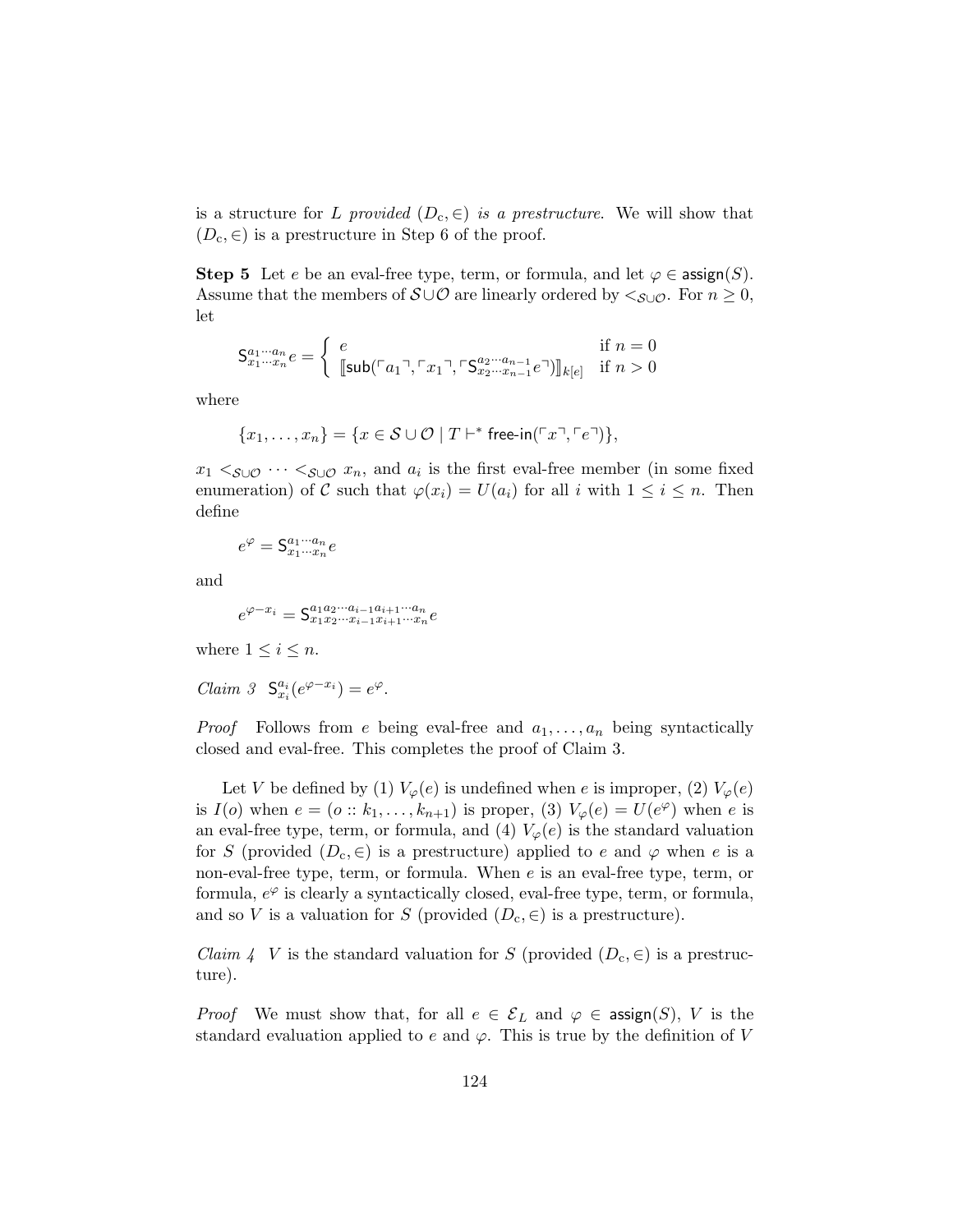is a structure for $L$ *provided* $(D_{\rm c}, \in)$ *is a prestructure*. We will show that $(D_{\rm c}, \in)$ is a prestructure in Step 6 of the proof.

**Step 5** Let $e$ be an eval-free type, term, or formula, and let $\varphi \in \mathsf{assign}(S)$. Assume that the members of $\mathcal{S} \cup \mathcal{O}$ are linearly ordered by $<_{\mathcal{S}\cup\mathcal{O}}$. For $n \geq 0$, let

$$\mathsf{S}^{a_1 \cdots a_n}_{x_1 \cdots x_n} e = \begin{cases} e & \text{if } n = 0 \\ [\![\mathsf{sub}(\ulcorner a_1 \urcorner, \ulcorner x_1 \urcorner, \ulcorner \mathsf{S}^{a_2 \cdots a_{n-1}}_{x_2 \cdots x_{n-1}} e \urcorner)]\!]_{k[e]} & \text{if } n > 0 \end{cases}$$

where

$$\{x_1, \ldots, x_n\} = \{x \in \mathcal{S} \cup \mathcal{O} \mid T \vdash^* \mathsf{free\text{-}in}(\ulcorner x \urcorner, \ulcorner e \urcorner)\},$$

$x_1 <_{\mathcal{S}\cup\mathcal{O}} \cdots <_{\mathcal{S}\cup\mathcal{O}} x_n$, and $a_i$ is the first eval-free member (in some fixed enumeration) of $\mathcal{C}$ such that $\varphi(x_i) = U(a_i)$ for all $i$ with $1 \leq i \leq n$. Then define

$$e^{\varphi} = \mathsf{S}^{a_1 \cdots a_n}_{x_1 \cdots x_n} e$$

and

$$e^{\varphi - x_i} = \mathsf{S}^{a_1 a_2 \cdots a_{i-1} a_{i+1} \cdots a_n}_{x_1 x_2 \cdots x_{i-1} x_{i+1} \cdots x_n} e$$

where $1 \leq i \leq n$.

*Claim 3* $\mathsf{S}^{a_i}_{x_i}(e^{\varphi - x_i}) = e^{\varphi}$.

*Proof* Follows from $e$ being eval-free and $a_1, \ldots, a_n$ being syntactically closed and eval-free. This completes the proof of Claim 3.

Let $V$ be defined by (1) $V_\varphi(e)$ is undefined when $e$ is improper, (2) $V_\varphi(e)$ is $I(o)$ when $e = (o :: k_1, \ldots, k_{n+1})$ is proper, (3) $V_\varphi(e) = U(e^\varphi)$ when $e$ is an eval-free type, term, or formula, and (4) $V_\varphi(e)$ is the standard valuation for $S$ (provided $(D_{\rm c}, \in)$ is a prestructure) applied to $e$ and $\varphi$ when $e$ is a non-eval-free type, term, or formula. When $e$ is an eval-free type, term, or formula, $e^\varphi$ is clearly a syntactically closed, eval-free type, term, or formula, and so $V$ is a valuation for $S$ (provided $(D_{\rm c}, \in)$ is a prestructure).

*Claim 4* $V$ is the standard valuation for $S$ (provided $(D_{\rm c}, \in)$ is a prestructure).

*Proof* We must show that, for all $e \in \mathcal{E}_L$ and $\varphi \in \mathsf{assign}(S)$, $V$ is the standard evaluation applied to $e$ and $\varphi$. This is true by the definition of $V$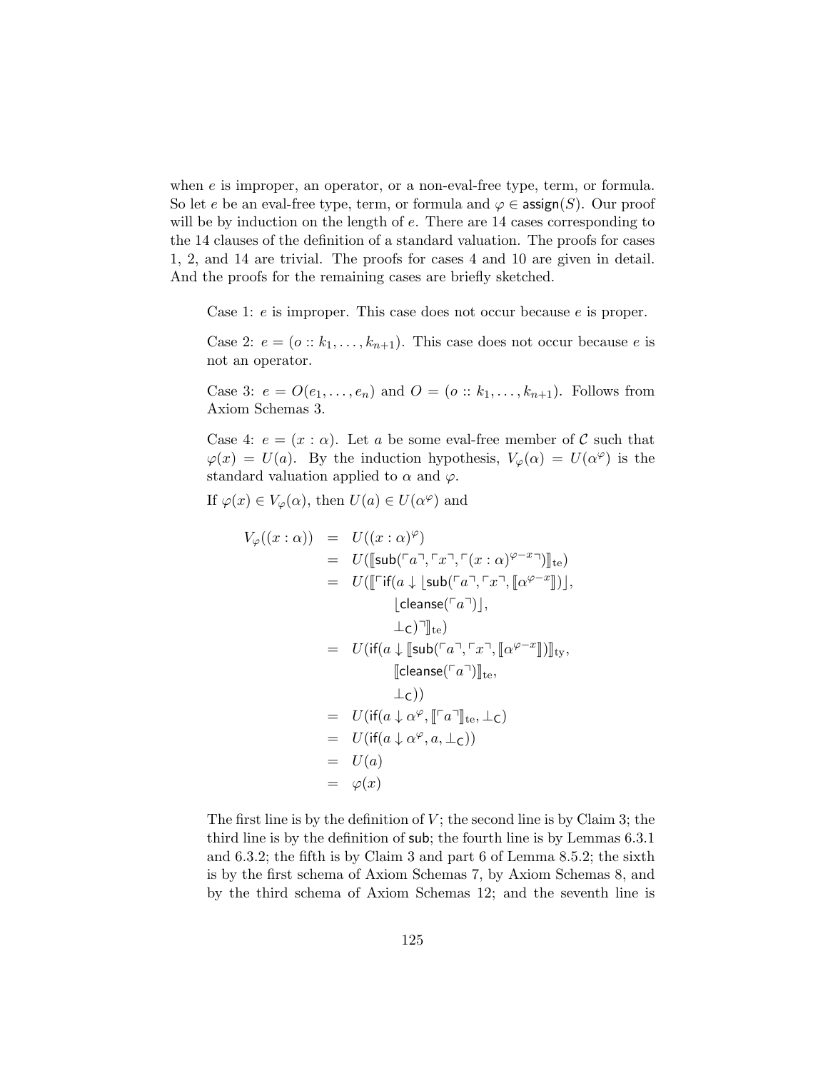when $e$ is improper, an operator, or a non-eval-free type, term, or formula. So let $e$ be an eval-free type, term, or formula and $\varphi \in \mathsf{assign}(S)$. Our proof will be by induction on the length of $e$. There are 14 cases corresponding to the 14 clauses of the definition of a standard valuation. The proofs for cases 1, 2, and 14 are trivial. The proofs for cases 4 and 10 are given in detail. And the proofs for the remaining cases are briefly sketched.

> Case 1: $e$ is improper. This case does not occur because $e$ is proper.
>
> Case 2: $e = (o :: k_1, \ldots, k_{n+1})$. This case does not occur because $e$ is not an operator.
>
> Case 3: $e = O(e_1, \ldots, e_n)$ and $O = (o :: k_1, \ldots, k_{n+1})$. Follows from Axiom Schemas 3.
>
> Case 4: $e = (x : \alpha)$. Let $a$ be some eval-free member of $\mathcal{C}$ such that $\varphi(x) = U(a)$. By the induction hypothesis, $V_\varphi(\alpha) = U(\alpha^\varphi)$ is the standard valuation applied to $\alpha$ and $\varphi$.
>
> If $\varphi(x) \in V_\varphi(\alpha)$, then $U(a) \in U(\alpha^\varphi)$ and
>
> $$\begin{aligned} V_\varphi((x : \alpha)) &= U((x : \alpha)^\varphi) \\ &= U(\llbracket \mathsf{sub}(\ulcorner a \urcorner, \ulcorner x \urcorner, \ulcorner (x : \alpha)^{\varphi - x} \urcorner) \rrbracket_{\mathrm{te}}) \\ &= U(\llbracket \ulcorner \mathsf{if}(a \downarrow \lfloor \mathsf{sub}(\ulcorner a \urcorner, \ulcorner x \urcorner, \llbracket \alpha^{\varphi - x} \rrbracket) \rfloor, \\ &\qquad\qquad \lfloor \mathsf{cleanse}(\ulcorner a \urcorner) \rfloor, \\ &\qquad\qquad \bot_{\mathsf{C}}) \urcorner \rrbracket_{\mathrm{te}}) \\ &= U(\mathsf{if}(a \downarrow \llbracket \mathsf{sub}(\ulcorner a \urcorner, \ulcorner x \urcorner, \llbracket \alpha^{\varphi - x} \rrbracket) \rrbracket_{\mathrm{ty}}, \\ &\qquad\qquad \llbracket \mathsf{cleanse}(\ulcorner a \urcorner) \rrbracket_{\mathrm{te}}, \\ &\qquad\qquad \bot_{\mathsf{C}})) \\ &= U(\mathsf{if}(a \downarrow \alpha^\varphi, \llbracket \ulcorner a \urcorner \rrbracket_{\mathrm{te}}, \bot_{\mathsf{C}}) \\ &= U(\mathsf{if}(a \downarrow \alpha^\varphi, a, \bot_{\mathsf{C}})) \\ &= U(a) \\ &= \varphi(x) \end{aligned}$$
>
> The first line is by the definition of $V$; the second line is by Claim 3; the third line is by the definition of $\mathsf{sub}$; the fourth line is by Lemmas 6.3.1 and 6.3.2; the fifth is by Claim 3 and part 6 of Lemma 8.5.2; the sixth is by the first schema of Axiom Schemas 7, by Axiom Schemas 8, and by the third schema of Axiom Schemas 12; and the seventh line is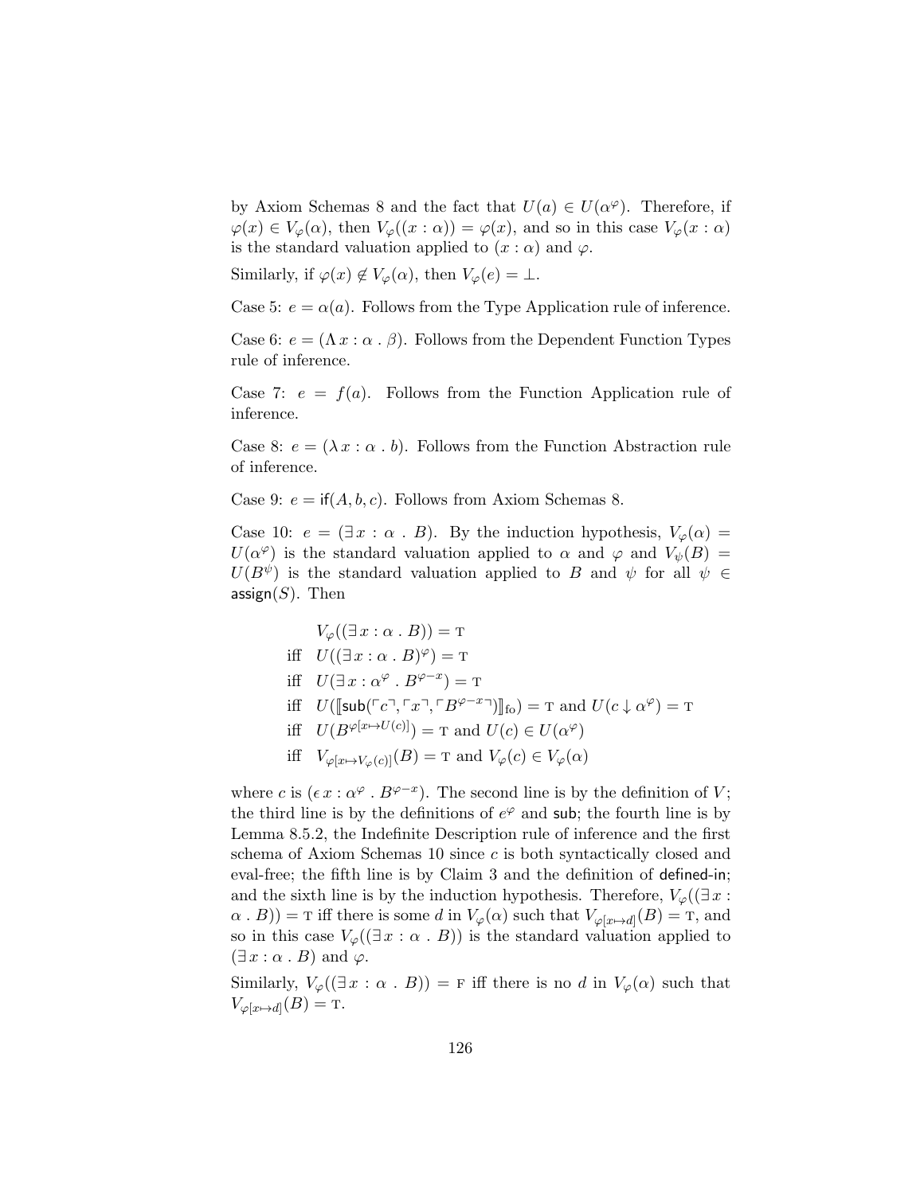by Axiom Schemas 8 and the fact that $U(a) \in U(\alpha^\varphi)$. Therefore, if $\varphi(x) \in V_\varphi(\alpha)$, then $V_\varphi((x : \alpha)) = \varphi(x)$, and so in this case $V_\varphi(x : \alpha)$ is the standard valuation applied to $(x : \alpha)$ and $\varphi$.

Similarly, if $\varphi(x) \notin V_\varphi(\alpha)$, then $V_\varphi(e) = \bot$.

Case 5: $e = \alpha(a)$. Follows from the Type Application rule of inference.

Case 6: $e = (\Lambda\, x : \alpha \,.\, \beta)$. Follows from the Dependent Function Types rule of inference.

Case 7: $e = f(a)$. Follows from the Function Application rule of inference.

Case 8: $e = (\lambda\, x : \alpha \,.\, b)$. Follows from the Function Abstraction rule of inference.

Case 9: $e = \mathsf{if}(A, b, c)$. Follows from Axiom Schemas 8.

Case 10: $e = (\exists\, x : \alpha \,.\, B)$. By the induction hypothesis, $V_\varphi(\alpha) = U(\alpha^\varphi)$ is the standard valuation applied to $\alpha$ and $\varphi$ and $V_\psi(B) = U(B^\psi)$ is the standard valuation applied to $B$ and $\psi$ for all $\psi \in \mathsf{assign}(S)$. Then

$$
\begin{array}{ll}
& V_\varphi((\exists\, x : \alpha \,.\, B)) = \mathrm{T} \\
\text{iff} & U((\exists\, x : \alpha \,.\, B)^\varphi) = \mathrm{T} \\
\text{iff} & U(\exists\, x : \alpha^\varphi \,.\, B^{\varphi - x}) = \mathrm{T} \\
\text{iff} & U(\llbracket \mathsf{sub}(\ulcorner c \urcorner, \ulcorner x \urcorner, \ulcorner B^{\varphi - x} \urcorner) \rrbracket_{\mathrm{fo}}) = \mathrm{T} \text{ and } U(c \downarrow \alpha^\varphi) = \mathrm{T} \\
\text{iff} & U(B^{\varphi[x \mapsto U(c)]}) = \mathrm{T} \text{ and } U(c) \in U(\alpha^\varphi) \\
\text{iff} & V_{\varphi[x \mapsto V_\varphi(c)]}(B) = \mathrm{T} \text{ and } V_\varphi(c) \in V_\varphi(\alpha)
\end{array}
$$

where $c$ is $(\epsilon\, x : \alpha^\varphi \,.\, B^{\varphi - x})$. The second line is by the definition of $V$; the third line is by the definitions of $e^\varphi$ and $\mathsf{sub}$; the fourth line is by Lemma 8.5.2, the Indefinite Description rule of inference and the first schema of Axiom Schemas 10 since $c$ is both syntactically closed and eval-free; the fifth line is by Claim 3 and the definition of $\mathsf{defined\text{-}in}$; and the sixth line is by the induction hypothesis. Therefore, $V_\varphi((\exists\, x : \alpha \,.\, B)) = \mathrm{T}$ iff there is some $d$ in $V_\varphi(\alpha)$ such that $V_{\varphi[x \mapsto d]}(B) = \mathrm{T}$, and so in this case $V_\varphi((\exists\, x : \alpha \,.\, B))$ is the standard valuation applied to $(\exists\, x : \alpha \,.\, B)$ and $\varphi$.

Similarly, $V_\varphi((\exists\, x : \alpha \,.\, B)) = \mathrm{F}$ iff there is no $d$ in $V_\varphi(\alpha)$ such that $V_{\varphi[x \mapsto d]}(B) = \mathrm{T}$.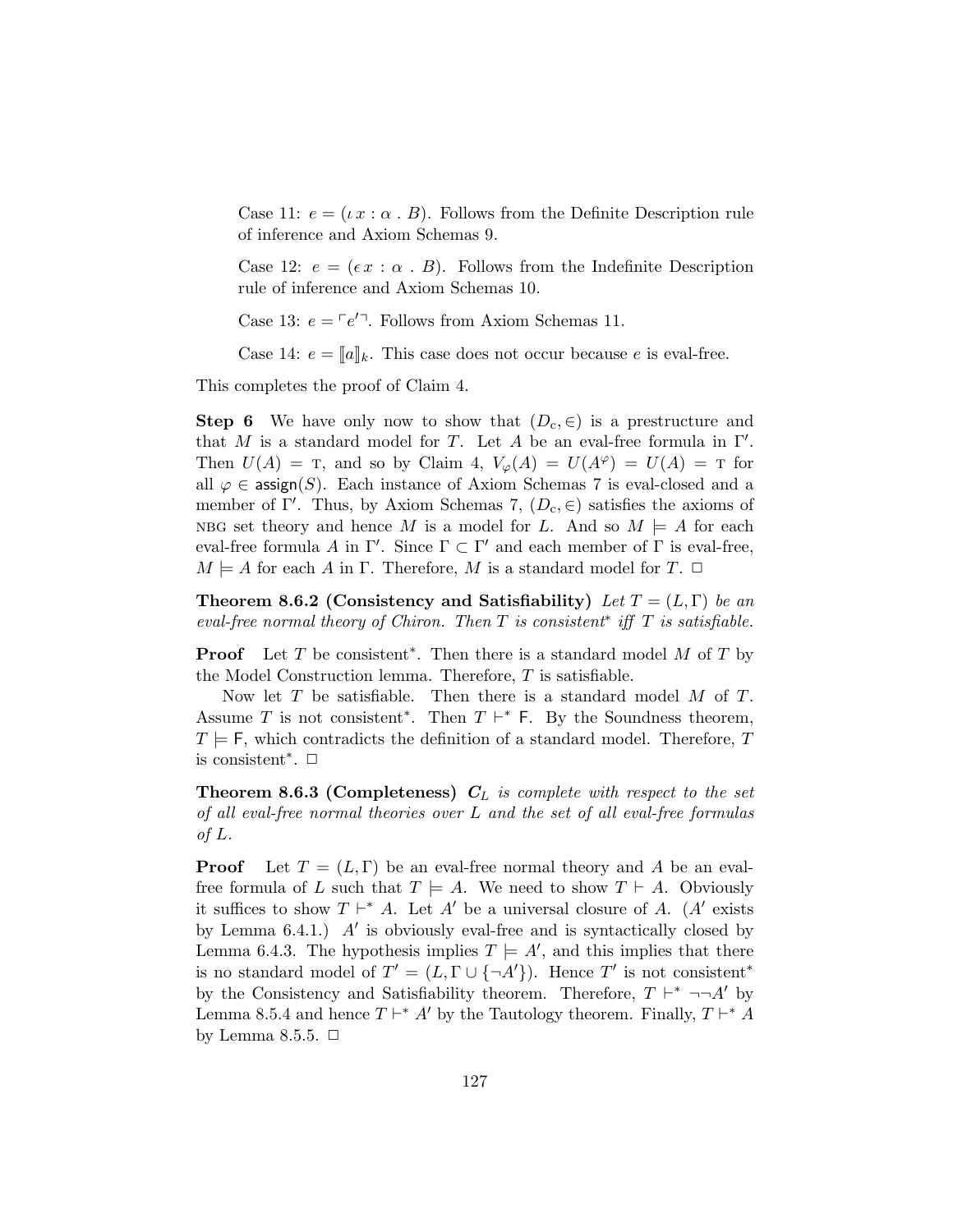Case 11: $e = (\iota\, x : \alpha \,.\, B)$. Follows from the Definite Description rule of inference and Axiom Schemas 9.

Case 12: $e = (\epsilon\, x : \alpha \,.\, B)$. Follows from the Indefinite Description rule of inference and Axiom Schemas 10.

Case 13: $e = \ulcorner e' \urcorner$. Follows from Axiom Schemas 11.

Case 14: $e = [\![a]\!]_k$. This case does not occur because $e$ is eval-free.

This completes the proof of Claim 4.

**Step 6** We have only now to show that $(D_c, \in)$ is a prestructure and that $M$ is a standard model for $T$. Let $A$ be an eval-free formula in $\Gamma'$. Then $U(A) = \textsc{t}$, and so by Claim 4, $V_\varphi(A) = U(A^\varphi) = U(A) = \textsc{t}$ for all $\varphi \in \mathsf{assign}(S)$. Each instance of Axiom Schemas 7 is eval-closed and a member of $\Gamma'$. Thus, by Axiom Schemas 7, $(D_c, \in)$ satisfies the axioms of NBG set theory and hence $M$ is a model for $L$. And so $M \models A$ for each eval-free formula $A$ in $\Gamma'$. Since $\Gamma \subset \Gamma'$ and each member of $\Gamma$ is eval-free, $M \models A$ for each $A$ in $\Gamma$. Therefore, $M$ is a standard model for $T$. □

**Theorem 8.6.2 (Consistency and Satisfiability)** *Let $T = (L, \Gamma)$ be an eval-free normal theory of Chiron. Then $T$ is consistent$^*$ iff $T$ is satisfiable.*

**Proof** Let $T$ be consistent$^*$. Then there is a standard model $M$ of $T$ by the Model Construction lemma. Therefore, $T$ is satisfiable.

Now let $T$ be satisfiable. Then there is a standard model $M$ of $T$. Assume $T$ is not consistent$^*$. Then $T \vdash^* \mathsf{F}$. By the Soundness theorem, $T \models \mathsf{F}$, which contradicts the definition of a standard model. Therefore, $T$ is consistent$^*$. □

**Theorem 8.6.3 (Completeness)** *$\boldsymbol{C}_L$ is complete with respect to the set of all eval-free normal theories over $L$ and the set of all eval-free formulas of $L$.*

**Proof** Let $T = (L, \Gamma)$ be an eval-free normal theory and $A$ be an eval-free formula of $L$ such that $T \models A$. We need to show $T \vdash A$. Obviously it suffices to show $T \vdash^* A$. Let $A'$ be a universal closure of $A$. ($A'$ exists by Lemma 6.4.1.) $A'$ is obviously eval-free and is syntactically closed by Lemma 6.4.3. The hypothesis implies $T \models A'$, and this implies that there is no standard model of $T' = (L, \Gamma \cup \{\neg A'\})$. Hence $T'$ is not consistent$^*$ by the Consistency and Satisfiability theorem. Therefore, $T \vdash^* \neg\neg A'$ by Lemma 8.5.4 and hence $T \vdash^* A'$ by the Tautology theorem. Finally, $T \vdash^* A$ by Lemma 8.5.5. □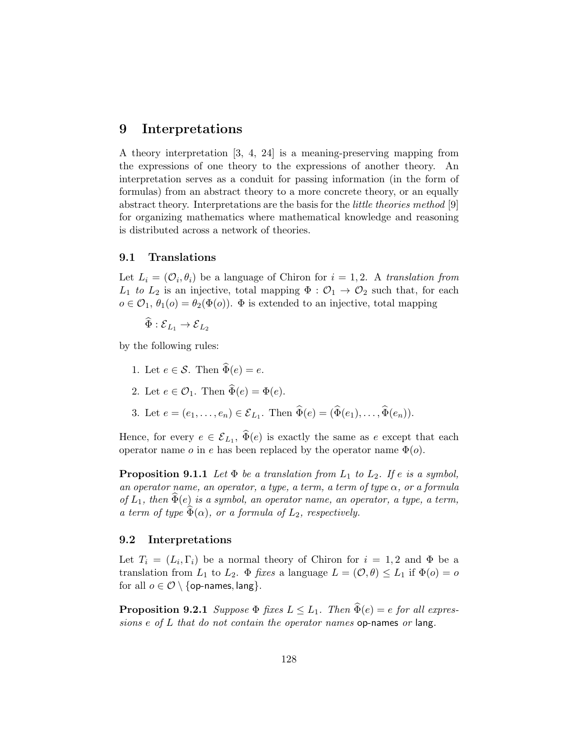# 9 Interpretations

A theory interpretation [3, 4, 24] is a meaning-preserving mapping from the expressions of one theory to the expressions of another theory. An interpretation serves as a conduit for passing information (in the form of formulas) from an abstract theory to a more concrete theory, or an equally abstract theory. Interpretations are the basis for the *little theories method* [9] for organizing mathematics where mathematical knowledge and reasoning is distributed across a network of theories.

## 9.1 Translations

Let $L_i = (\mathcal{O}_i, \theta_i)$ be a language of Chiron for $i = 1, 2$. A *translation from $L_1$ to $L_2$* is an injective, total mapping $\Phi : \mathcal{O}_1 \rightarrow \mathcal{O}_2$ such that, for each $o \in \mathcal{O}_1$, $\theta_1(o) = \theta_2(\Phi(o))$. $\Phi$ is extended to an injective, total mapping

$$\widehat{\Phi} : \mathcal{E}_{L_1} \rightarrow \mathcal{E}_{L_2}$$

by the following rules:

1. Let $e \in \mathcal{S}$. Then $\widehat{\Phi}(e) = e$.
2. Let $e \in \mathcal{O}_1$. Then $\widehat{\Phi}(e) = \Phi(e)$.
3. Let $e = (e_1, \ldots, e_n) \in \mathcal{E}_{L_1}$. Then $\widehat{\Phi}(e) = (\widehat{\Phi}(e_1), \ldots, \widehat{\Phi}(e_n))$.

Hence, for every $e \in \mathcal{E}_{L_1}$, $\widehat{\Phi}(e)$ is exactly the same as $e$ except that each operator name $o$ in $e$ has been replaced by the operator name $\Phi(o)$.

**Proposition 9.1.1** *Let $\Phi$ be a translation from $L_1$ to $L_2$. If $e$ is a symbol, an operator name, an operator, a type, a term, a term of type $\alpha$, or a formula of $L_1$, then $\widehat{\Phi}(e)$ is a symbol, an operator name, an operator, a type, a term, a term of type $\widehat{\Phi}(\alpha)$, or a formula of $L_2$, respectively.*

## 9.2 Interpretations

Let $T_i = (L_i, \Gamma_i)$ be a normal theory of Chiron for $i = 1, 2$ and $\Phi$ be a translation from $L_1$ to $L_2$. $\Phi$ *fixes* a language $L = (\mathcal{O}, \theta) \leq L_1$ if $\Phi(o) = o$ for all $o \in \mathcal{O} \setminus \{\textsf{op-names}, \textsf{lang}\}$.

**Proposition 9.2.1** *Suppose $\Phi$ fixes $L \leq L_1$. Then $\widehat{\Phi}(e) = e$ for all expressions $e$ of $L$ that do not contain the operator names* op-names *or* lang.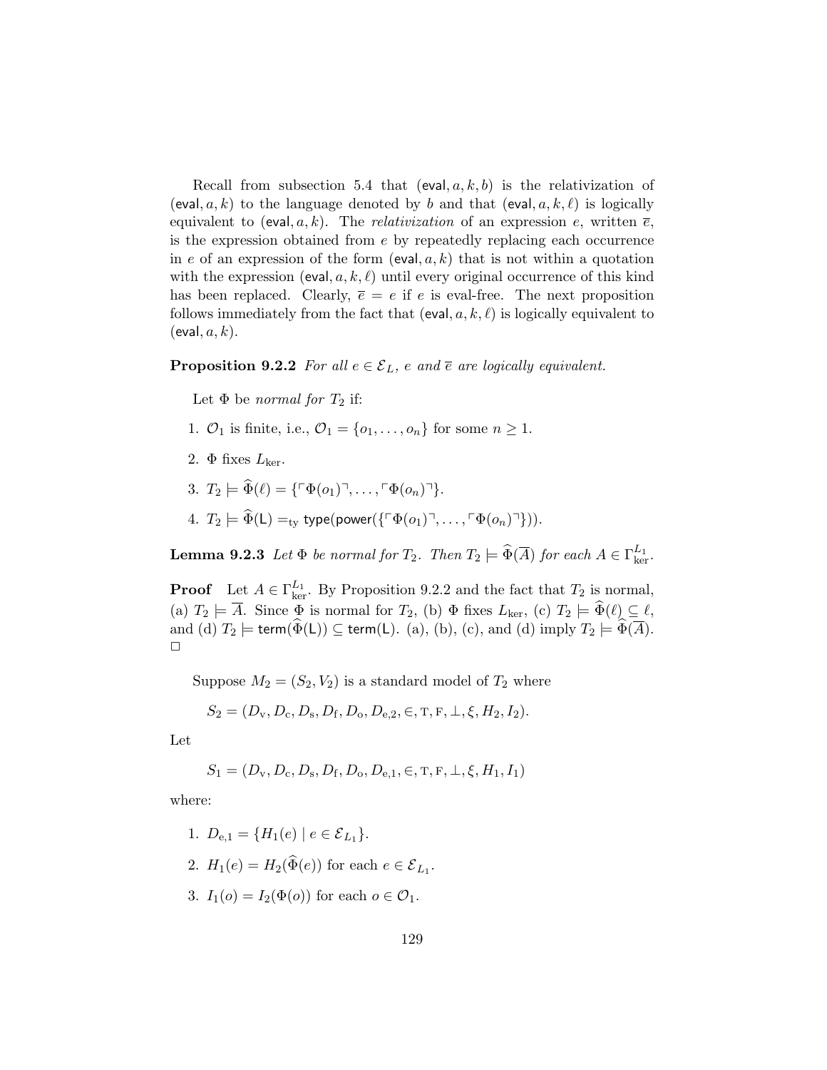Recall from subsection 5.4 that $(\mathsf{eval}, a, k, b)$ is the relativization of $(\mathsf{eval}, a, k)$ to the language denoted by $b$ and that $(\mathsf{eval}, a, k, \ell)$ is logically equivalent to $(\mathsf{eval}, a, k)$. The *relativization* of an expression $e$, written $\overline{e}$, is the expression obtained from $e$ by repeatedly replacing each occurrence in $e$ of an expression of the form $(\mathsf{eval}, a, k)$ that is not within a quotation with the expression $(\mathsf{eval}, a, k, \ell)$ until every original occurrence of this kind has been replaced. Clearly, $\overline{e} = e$ if $e$ is eval-free. The next proposition follows immediately from the fact that $(\mathsf{eval}, a, k, \ell)$ is logically equivalent to $(\mathsf{eval}, a, k)$.

**Proposition 9.2.2** *For all $e \in \mathcal{E}_L$, $e$ and $\overline{e}$ are logically equivalent.*

Let $\Phi$ be *normal for* $T_2$ if:

1. $\mathcal{O}_1$ is finite, i.e., $\mathcal{O}_1 = \{o_1, \ldots, o_n\}$ for some $n \geq 1$.
2. $\Phi$ fixes $L_{\mathrm{ker}}$.
3. $T_2 \models \widehat{\Phi}(\ell) = \{\ulcorner \Phi(o_1) \urcorner, \ldots, \ulcorner \Phi(o_n) \urcorner\}$.
4. $T_2 \models \widehat{\Phi}(\mathsf{L}) =_{\mathrm{ty}} \mathsf{type}(\mathsf{power}(\{\ulcorner \Phi(o_1) \urcorner, \ldots, \ulcorner \Phi(o_n) \urcorner\}))$.

**Lemma 9.2.3** *Let $\Phi$ be normal for $T_2$. Then $T_2 \models \widehat{\Phi}(\overline{A})$ for each $A \in \Gamma^{L_1}_{\mathrm{ker}}$.*

**Proof** Let $A \in \Gamma^{L_1}_{\mathrm{ker}}$. By Proposition 9.2.2 and the fact that $T_2$ is normal, (a) $T_2 \models \overline{A}$. Since $\Phi$ is normal for $T_2$, (b) $\Phi$ fixes $L_{\mathrm{ker}}$, (c) $T_2 \models \widehat{\Phi}(\ell) \subseteq \ell$, and (d) $T_2 \models \mathsf{term}(\widehat{\Phi}(\mathsf{L})) \subseteq \mathsf{term}(\mathsf{L})$. (a), (b), (c), and (d) imply $T_2 \models \widehat{\Phi}(\overline{A})$. □

Suppose $M_2 = (S_2, V_2)$ is a standard model of $T_2$ where

$$S_2 = (D_{\mathrm{v}}, D_{\mathrm{c}}, D_{\mathrm{s}}, D_{\mathrm{f}}, D_{\mathrm{o}}, D_{\mathrm{e},2}, \in, \mathrm{T}, \mathrm{F}, \bot, \xi, H_2, I_2).$$

Let

$$S_1 = (D_{\mathrm{v}}, D_{\mathrm{c}}, D_{\mathrm{s}}, D_{\mathrm{f}}, D_{\mathrm{o}}, D_{\mathrm{e},1}, \in, \mathrm{T}, \mathrm{F}, \bot, \xi, H_1, I_1)$$

where:

1. $D_{\mathrm{e},1} = \{H_1(e) \mid e \in \mathcal{E}_{L_1}\}$.
2. $H_1(e) = H_2(\widehat{\Phi}(e))$ for each $e \in \mathcal{E}_{L_1}$.
3. $I_1(o) = I_2(\Phi(o))$ for each $o \in \mathcal{O}_1$.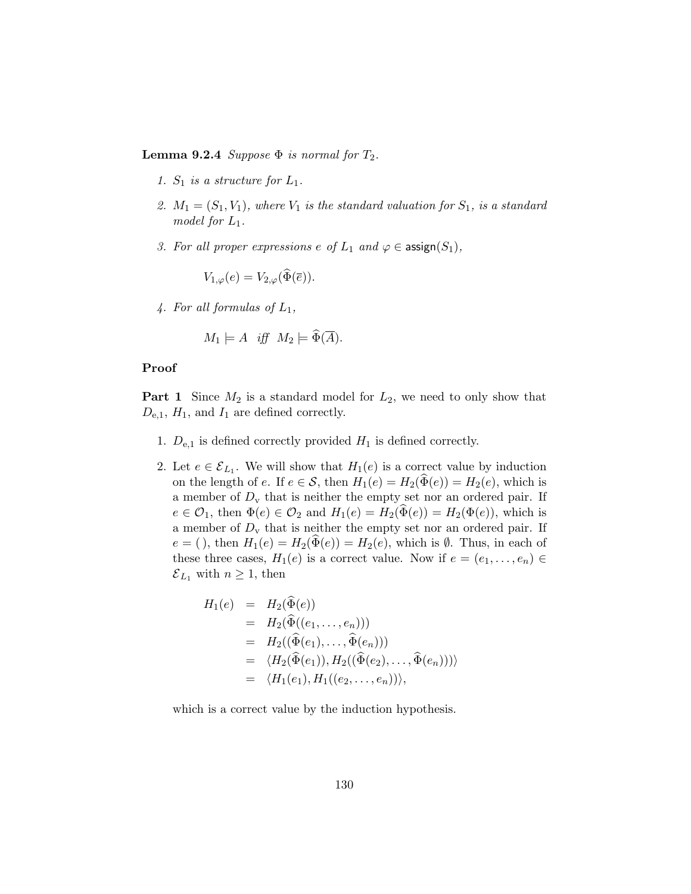**Lemma 9.2.4** *Suppose* $\Phi$ *is normal for* $T_2$.

1. $S_1$ *is a structure for* $L_1$.

2. $M_1 = (S_1, V_1)$, *where* $V_1$ *is the standard valuation for* $S_1$, *is a standard model for* $L_1$.

3. *For all proper expressions* $e$ *of* $L_1$ *and* $\varphi \in \mathsf{assign}(S_1)$,

$$V_{1,\varphi}(e) = V_{2,\varphi}(\widehat{\Phi}(\overline{e})).$$

4. *For all formulas of* $L_1$,

$$M_1 \models A \quad \textit{iff} \quad M_2 \models \widehat{\Phi}(\overline{A}).$$

**Proof**

**Part 1** Since $M_2$ is a standard model for $L_2$, we need to only show that $D_{e,1}$, $H_1$, and $I_1$ are defined correctly.

1. $D_{e,1}$ is defined correctly provided $H_1$ is defined correctly.

2. Let $e \in \mathcal{E}_{L_1}$. We will show that $H_1(e)$ is a correct value by induction on the length of $e$. If $e \in \mathcal{S}$, then $H_1(e) = H_2(\widehat{\Phi}(e)) = H_2(e)$, which is a member of $D_v$ that is neither the empty set nor an ordered pair. If $e \in \mathcal{O}_1$, then $\Phi(e) \in \mathcal{O}_2$ and $H_1(e) = H_2(\widehat{\Phi}(e)) = H_2(\Phi(e))$, which is a member of $D_v$ that is neither the empty set nor an ordered pair. If $e = (\,)$, then $H_1(e) = H_2(\widehat{\Phi}(e)) = H_2(e)$, which is $\emptyset$. Thus, in each of these three cases, $H_1(e)$ is a correct value. Now if $e = (e_1, \ldots, e_n) \in \mathcal{E}_{L_1}$ with $n \geq 1$, then

$$\begin{aligned}
H_1(e) &= H_2(\widehat{\Phi}(e)) \\
&= H_2(\widehat{\Phi}((e_1, \ldots, e_n))) \\
&= H_2((\widehat{\Phi}(e_1), \ldots, \widehat{\Phi}(e_n))) \\
&= \langle H_2(\widehat{\Phi}(e_1)), H_2((\widehat{\Phi}(e_2), \ldots, \widehat{\Phi}(e_n)))\rangle \\
&= \langle H_1(e_1), H_1((e_2, \ldots, e_n))\rangle,
\end{aligned}$$

which is a correct value by the induction hypothesis.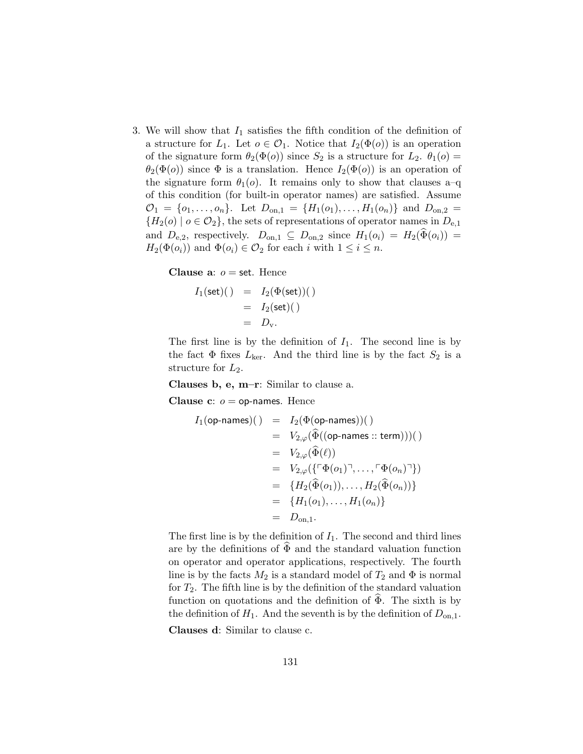3. We will show that $I_1$ satisfies the fifth condition of the definition of a structure for $L_1$. Let $o \in \mathcal{O}_1$. Notice that $I_2(\Phi(o))$ is an operation of the signature form $\theta_2(\Phi(o))$ since $S_2$ is a structure for $L_2$. $\theta_1(o) = \theta_2(\Phi(o))$ since $\Phi$ is a translation. Hence $I_2(\Phi(o))$ is an operation of the signature form $\theta_1(o)$. It remains only to show that clauses a–q of this condition (for built-in operator names) are satisfied. Assume $\mathcal{O}_1 = \{o_1, \ldots, o_n\}$. Let $D_{\text{on},1} = \{H_1(o_1), \ldots, H_1(o_n)\}$ and $D_{\text{on},2} = \{H_2(o) \mid o \in \mathcal{O}_2\}$, the sets of representations of operator names in $D_{\text{e},1}$ and $D_{\text{e},2}$, respectively. $D_{\text{on},1} \subseteq D_{\text{on},2}$ since $H_1(o_i) = H_2(\widehat{\Phi}(o_i)) = H_2(\Phi(o_i))$ and $\Phi(o_i) \in \mathcal{O}_2$ for each $i$ with $1 \le i \le n$.

   **Clause a**: $o = \mathsf{set}$. Hence

   $$\begin{aligned} I_1(\mathsf{set})(\,) &= I_2(\Phi(\mathsf{set}))(\,) \\ &= I_2(\mathsf{set})(\,) \\ &= D_{\text{v}}. \end{aligned}$$

   The first line is by the definition of $I_1$. The second line is by the fact $\Phi$ fixes $L_{\text{ker}}$. And the third line is by the fact $S_2$ is a structure for $L_2$.

   **Clauses b, e, m–r**: Similar to clause a.

   **Clause c**: $o = \mathsf{op\text{-}names}$. Hence

   $$\begin{aligned} I_1(\mathsf{op\text{-}names})(\,) &= I_2(\Phi(\mathsf{op\text{-}names}))(\,) \\ &= V_{2,\varphi}(\widehat{\Phi}((\mathsf{op\text{-}names} :: \mathsf{term})))(\,) \\ &= V_{2,\varphi}(\widehat{\Phi}(\ell)) \\ &= V_{2,\varphi}(\{\ulcorner \Phi(o_1) \urcorner, \ldots, \ulcorner \Phi(o_n) \urcorner\}) \\ &= \{H_2(\widehat{\Phi}(o_1)), \ldots, H_2(\widehat{\Phi}(o_n))\} \\ &= \{H_1(o_1), \ldots, H_1(o_n)\} \\ &= D_{\text{on},1}. \end{aligned}$$

   The first line is by the definition of $I_1$. The second and third lines are by the definitions of $\widehat{\Phi}$ and the standard valuation function on operator and operator applications, respectively. The fourth line is by the facts $M_2$ is a standard model of $T_2$ and $\Phi$ is normal for $T_2$. The fifth line is by the definition of the standard valuation function on quotations and the definition of $\widehat{\Phi}$. The sixth is by the definition of $H_1$. And the seventh is by the definition of $D_{\text{on},1}$.

   **Clauses d**: Similar to clause c.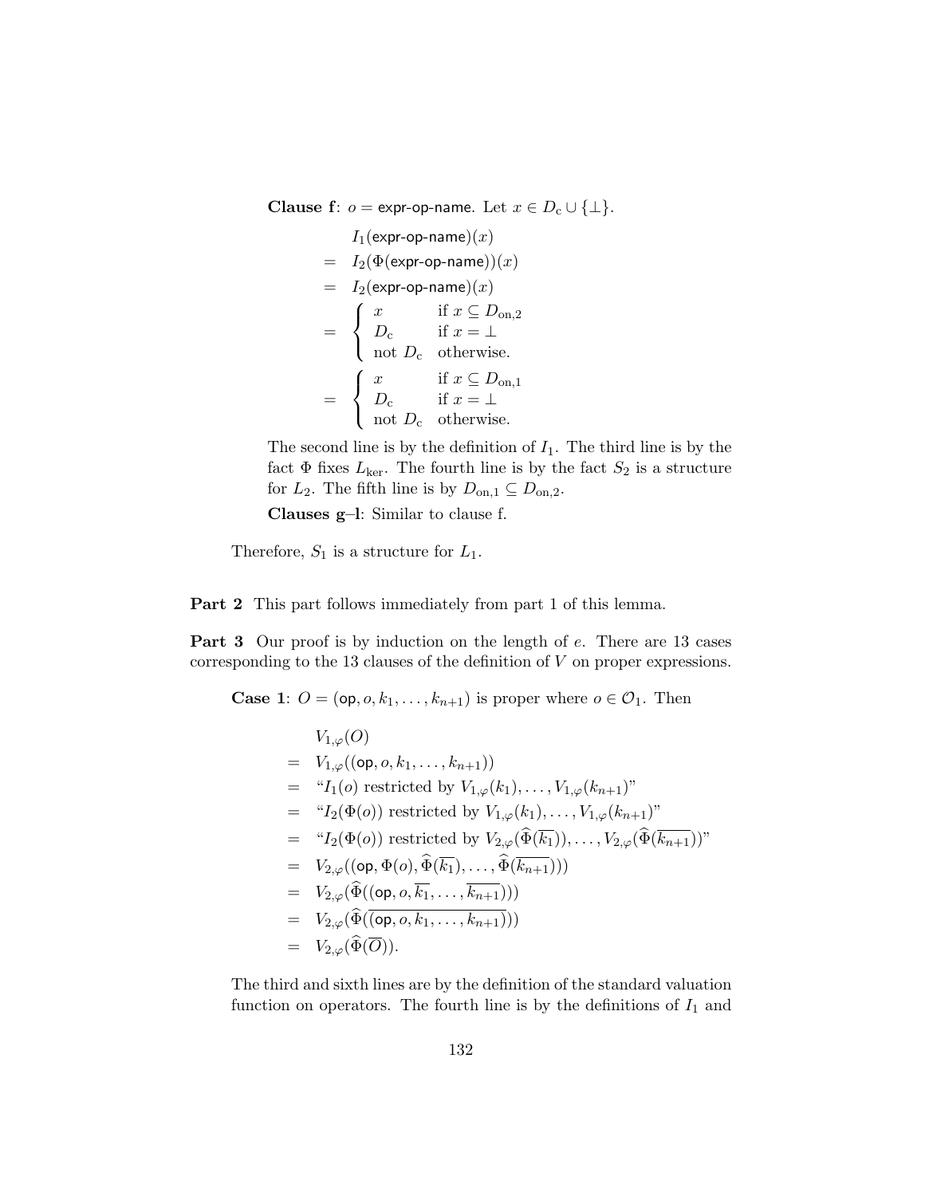**Clause f**: $o = \mathsf{expr\text{-}op\text{-}name}$. Let $x \in D_{\mathrm{c}} \cup \{\bot\}$.

$$
\begin{array}{cl}
 & I_1(\mathsf{expr\text{-}op\text{-}name})(x) \\
= & I_2(\Phi(\mathsf{expr\text{-}op\text{-}name}))(x) \\
= & I_2(\mathsf{expr\text{-}op\text{-}name})(x) \\
= & \left\{ \begin{array}{ll} x & \text{if } x \subseteq D_{\mathrm{on},2} \\ D_{\mathrm{c}} & \text{if } x = \bot \\ \text{not } D_{\mathrm{c}} & \text{otherwise.} \end{array} \right. \\
= & \left\{ \begin{array}{ll} x & \text{if } x \subseteq D_{\mathrm{on},1} \\ D_{\mathrm{c}} & \text{if } x = \bot \\ \text{not } D_{\mathrm{c}} & \text{otherwise.} \end{array} \right.
\end{array}
$$

The second line is by the definition of $I_1$. The third line is by the fact $\Phi$ fixes $L_{\mathrm{ker}}$. The fourth line is by the fact $S_2$ is a structure for $L_2$. The fifth line is by $D_{\mathrm{on},1} \subseteq D_{\mathrm{on},2}$.

**Clauses g–l**: Similar to clause f.

Therefore, $S_1$ is a structure for $L_1$.

**Part 2** This part follows immediately from part 1 of this lemma.

**Part 3** Our proof is by induction on the length of $e$. There are 13 cases corresponding to the 13 clauses of the definition of $V$ on proper expressions.

**Case 1**: $O = (\mathsf{op}, o, k_1, \ldots, k_{n+1})$ is proper where $o \in \mathcal{O}_1$. Then

$$
\begin{array}{cl}
 & V_{1,\varphi}(O) \\
= & V_{1,\varphi}((\mathsf{op}, o, k_1, \ldots, k_{n+1})) \\
= & \text{“}I_1(o) \text{ restricted by } V_{1,\varphi}(k_1), \ldots, V_{1,\varphi}(k_{n+1})\text{”} \\
= & \text{“}I_2(\Phi(o)) \text{ restricted by } V_{1,\varphi}(k_1), \ldots, V_{1,\varphi}(k_{n+1})\text{”} \\
= & \text{“}I_2(\Phi(o)) \text{ restricted by } V_{2,\varphi}(\widehat{\Phi}(\overline{k_1})), \ldots, V_{2,\varphi}(\widehat{\Phi}(\overline{k_{n+1}}))\text{”} \\
= & V_{2,\varphi}((\mathsf{op}, \Phi(o), \widehat{\Phi}(\overline{k_1}), \ldots, \widehat{\Phi}(\overline{k_{n+1}}))) \\
= & V_{2,\varphi}(\widehat{\Phi}((\mathsf{op}, o, \overline{k_1}, \ldots, \overline{k_{n+1}}))) \\
= & V_{2,\varphi}(\widehat{\Phi}(\overline{(\mathsf{op}, o, k_1, \ldots, k_{n+1})})) \\
= & V_{2,\varphi}(\widehat{\Phi}(\overline{O})).
\end{array}
$$

The third and sixth lines are by the definition of the standard valuation function on operators. The fourth line is by the definitions of $I_1$ and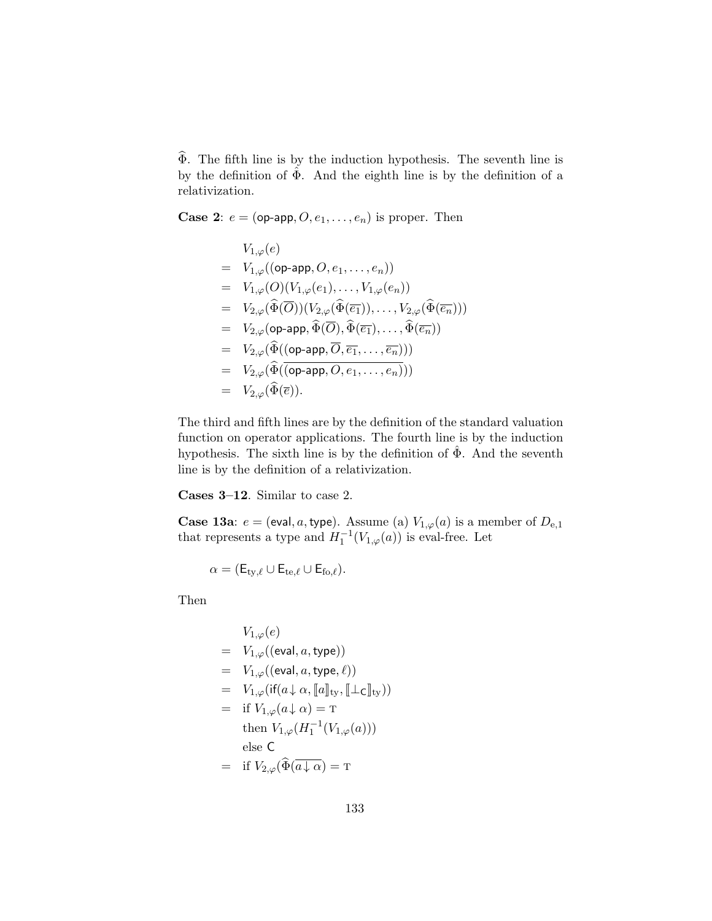$\widehat{\Phi}$. The fifth line is by the induction hypothesis. The seventh line is by the definition of $\hat{\Phi}$. And the eighth line is by the definition of a relativization.

**Case 2**: $e = (\textsf{op-app}, O, e_1, \ldots, e_n)$ is proper. Then

$$
\begin{array}{rl}
& V_{1,\varphi}(e) \\
= & V_{1,\varphi}((\textsf{op-app}, O, e_1, \ldots, e_n)) \\
= & V_{1,\varphi}(O)(V_{1,\varphi}(e_1), \ldots, V_{1,\varphi}(e_n)) \\
= & V_{2,\varphi}(\widehat{\Phi}(\overline{O}))(V_{2,\varphi}(\widehat{\Phi}(\overline{e_1})), \ldots, V_{2,\varphi}(\widehat{\Phi}(\overline{e_n}))) \\
= & V_{2,\varphi}(\textsf{op-app}, \widehat{\Phi}(\overline{O}), \widehat{\Phi}(\overline{e_1}), \ldots, \widehat{\Phi}(\overline{e_n})) \\
= & V_{2,\varphi}(\widehat{\Phi}((\textsf{op-app}, \overline{O}, \overline{e_1}, \ldots, \overline{e_n}))) \\
= & V_{2,\varphi}(\widehat{\Phi}(\overline{(\textsf{op-app}, O, e_1, \ldots, e_n)})) \\
= & V_{2,\varphi}(\widehat{\Phi}(\overline{e})).
\end{array}
$$

The third and fifth lines are by the definition of the standard valuation function on operator applications. The fourth line is by the induction hypothesis. The sixth line is by the definition of $\hat{\Phi}$. And the seventh line is by the definition of a relativization.

**Cases 3–12**. Similar to case 2.

**Case 13a**: $e = (\textsf{eval}, a, \textsf{type})$. Assume (a) $V_{1,\varphi}(a)$ is a member of $D_{\mathrm{e},1}$ that represents a type and $H_1^{-1}(V_{1,\varphi}(a))$ is eval-free. Let

$$\alpha = (\mathsf{E}_{\mathrm{ty},\ell} \cup \mathsf{E}_{\mathrm{te},\ell} \cup \mathsf{E}_{\mathrm{fo},\ell}).$$

Then

$$
\begin{array}{rl}
& V_{1,\varphi}(e) \\
= & V_{1,\varphi}((\textsf{eval}, a, \textsf{type})) \\
= & V_{1,\varphi}((\textsf{eval}, a, \textsf{type}, \ell)) \\
= & V_{1,\varphi}(\textsf{if}(a \downarrow \alpha, [\![a]\!]_{\mathrm{ty}}, [\![\bot_{\mathsf{C}}]\!]_{\mathrm{ty}})) \\
= & \text{if } V_{1,\varphi}(a \downarrow \alpha) = \mathrm{T} \\
& \text{then } V_{1,\varphi}(H_1^{-1}(V_{1,\varphi}(a))) \\
& \text{else } \mathsf{C} \\
= & \text{if } V_{2,\varphi}(\widehat{\Phi}(\overline{a \downarrow \alpha}) = \mathrm{T}
\end{array}
$$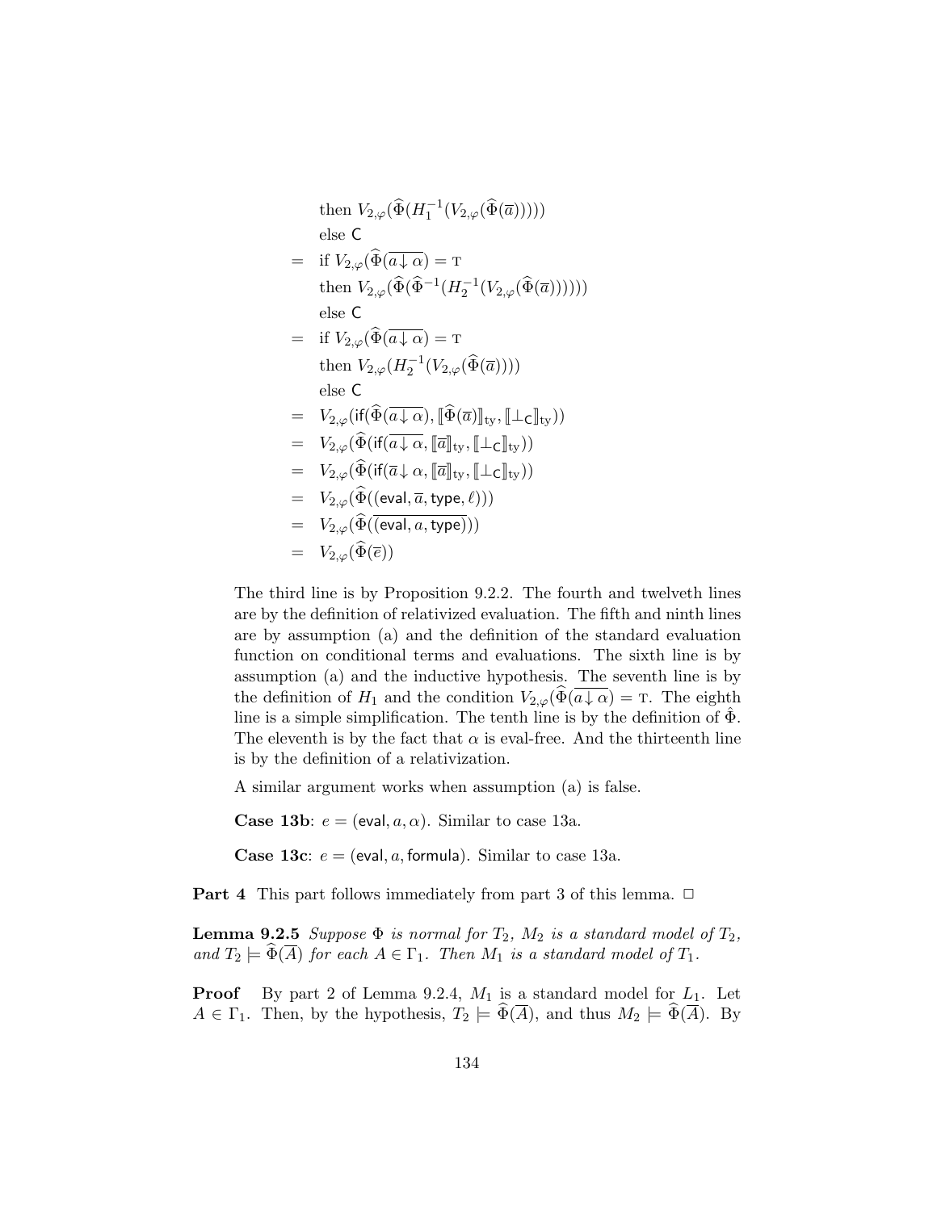$$
\begin{array}{ll}
& \text{then } V_{2,\varphi}(\widehat{\Phi}(H_1^{-1}(V_{2,\varphi}(\widehat{\Phi}(\overline{a}))))) \\
& \text{else } \mathsf{C} \\
= & \text{if } V_{2,\varphi}(\widehat{\Phi}(\overline{a\downarrow\alpha}) = \mathrm{T} \\
& \text{then } V_{2,\varphi}(\widehat{\Phi}(\widehat{\Phi}^{-1}(H_2^{-1}(V_{2,\varphi}(\widehat{\Phi}(\overline{a})))))) \\
& \text{else } \mathsf{C} \\
= & \text{if } V_{2,\varphi}(\widehat{\Phi}(\overline{a\downarrow\alpha}) = \mathrm{T} \\
& \text{then } V_{2,\varphi}(H_2^{-1}(V_{2,\varphi}(\widehat{\Phi}(\overline{a})))) \\
& \text{else } \mathsf{C} \\
= & V_{2,\varphi}(\mathsf{if}(\widehat{\Phi}(\overline{a\downarrow\alpha}), [\![\widehat{\Phi}(\overline{a})]\!]_{\mathrm{ty}}, [\![\bot_{\mathsf{C}}]\!]_{\mathrm{ty}})) \\
= & V_{2,\varphi}(\widehat{\Phi}(\mathsf{if}(\overline{a\downarrow\alpha}, [\![\overline{a}]\!]_{\mathrm{ty}}, [\![\bot_{\mathsf{C}}]\!]_{\mathrm{ty}})) \\
= & V_{2,\varphi}(\widehat{\Phi}(\mathsf{if}(\overline{a}\downarrow\alpha, [\![\overline{a}]\!]_{\mathrm{ty}}, [\![\bot_{\mathsf{C}}]\!]_{\mathrm{ty}})) \\
= & V_{2,\varphi}(\widehat{\Phi}((\mathsf{eval}, \overline{a}, \mathsf{type}, \ell))) \\
= & V_{2,\varphi}(\widehat{\Phi}(\overline{(\mathsf{eval}, a, \mathsf{type})})) \\
= & V_{2,\varphi}(\widehat{\Phi}(\overline{e}))
\end{array}
$$

The third line is by Proposition 9.2.2. The fourth and twelveth lines are by the definition of relativized evaluation. The fifth and ninth lines are by assumption (a) and the definition of the standard evaluation function on conditional terms and evaluations. The sixth line is by assumption (a) and the inductive hypothesis. The seventh line is by the definition of $H_1$ and the condition $V_{2,\varphi}(\widehat{\Phi}(\overline{a\downarrow\alpha}) = \mathrm{T}$. The eighth line is a simple simplification. The tenth line is by the definition of $\hat{\Phi}$. The eleventh is by the fact that $\alpha$ is eval-free. And the thirteenth line is by the definition of a relativization.

A similar argument works when assumption (a) is false.

**Case 13b**: $e = (\mathsf{eval}, a, \alpha)$. Similar to case 13a.

**Case 13c**: $e = (\mathsf{eval}, a, \mathsf{formula})$. Similar to case 13a.

**Part 4** This part follows immediately from part 3 of this lemma. □

**Lemma 9.2.5** *Suppose $\Phi$ is normal for $T_2$, $M_2$ is a standard model of $T_2$, and $T_2 \models \widehat{\Phi}(\overline{A})$ for each $A \in \Gamma_1$. Then $M_1$ is a standard model of $T_1$.*

**Proof** By part 2 of Lemma 9.2.4, $M_1$ is a standard model for $L_1$. Let $A \in \Gamma_1$. Then, by the hypothesis, $T_2 \models \widehat{\Phi}(\overline{A})$, and thus $M_2 \models \widehat{\Phi}(\overline{A})$. By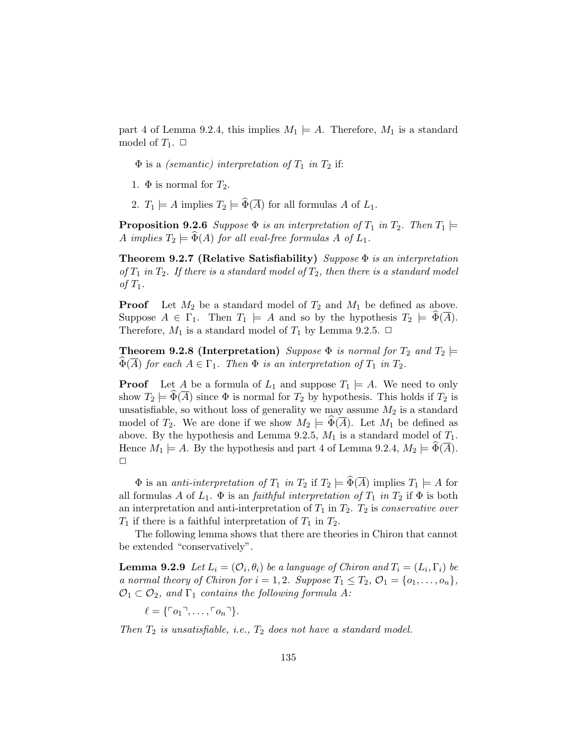part 4 of Lemma 9.2.4, this implies $M_1 \models A$. Therefore, $M_1$ is a standard model of $T_1$. □

$\Phi$ is a *(semantic) interpretation of* $T_1$ *in* $T_2$ if:

1. $\Phi$ is normal for $T_2$.
2. $T_1 \models A$ implies $T_2 \models \widehat{\Phi}(\overline{A})$ for all formulas $A$ of $L_1$.

**Proposition 9.2.6** *Suppose* $\Phi$ *is an interpretation of* $T_1$ *in* $T_2$*. Then* $T_1 \models A$ *implies* $T_2 \models \widehat{\Phi}(A)$ *for all eval-free formulas* $A$ *of* $L_1$*.*

**Theorem 9.2.7 (Relative Satisfiability)** *Suppose* $\Phi$ *is an interpretation of* $T_1$ *in* $T_2$*. If there is a standard model of* $T_2$*, then there is a standard model of* $T_1$*.*

**Proof** Let $M_2$ be a standard model of $T_2$ and $M_1$ be defined as above. Suppose $A \in \Gamma_1$. Then $T_1 \models A$ and so by the hypothesis $T_2 \models \widehat{\Phi}(\overline{A})$. Therefore, $M_1$ is a standard model of $T_1$ by Lemma 9.2.5. □

**Theorem 9.2.8 (Interpretation)** *Suppose* $\Phi$ *is normal for* $T_2$ *and* $T_2 \models \widehat{\Phi}(\overline{A})$ *for each* $A \in \Gamma_1$*. Then* $\Phi$ *is an interpretation of* $T_1$ *in* $T_2$*.*

**Proof** Let $A$ be a formula of $L_1$ and suppose $T_1 \models A$. We need to only show $T_2 \models \widehat{\Phi}(\overline{A})$ since $\Phi$ is normal for $T_2$ by hypothesis. This holds if $T_2$ is unsatisfiable, so without loss of generality we may assume $M_2$ is a standard model of $T_2$. We are done if we show $M_2 \models \widehat{\Phi}(\overline{A})$. Let $M_1$ be defined as above. By the hypothesis and Lemma 9.2.5, $M_1$ is a standard model of $T_1$. Hence $M_1 \models A$. By the hypothesis and part 4 of Lemma 9.2.4, $M_2 \models \widehat{\Phi}(\overline{A})$. □

$\Phi$ is an *anti-interpretation of* $T_1$ *in* $T_2$ if $T_2 \models \widehat{\Phi}(\overline{A})$ implies $T_1 \models A$ for all formulas $A$ of $L_1$. $\Phi$ is an *faithful interpretation of* $T_1$ *in* $T_2$ if $\Phi$ is both an interpretation and anti-interpretation of $T_1$ in $T_2$. $T_2$ is *conservative over* $T_1$ if there is a faithful interpretation of $T_1$ in $T_2$.

The following lemma shows that there are theories in Chiron that cannot be extended "conservatively".

**Lemma 9.2.9** *Let* $L_i = (\mathcal{O}_i, \theta_i)$ *be a language of Chiron and* $T_i = (L_i, \Gamma_i)$ *be a normal theory of Chiron for* $i = 1, 2$*. Suppose* $T_1 \leq T_2$*,* $\mathcal{O}_1 = \{o_1, \ldots, o_n\}$*,* $\mathcal{O}_1 \subset \mathcal{O}_2$*, and* $\Gamma_1$ *contains the following formula* $A$*:*

$$\ell = \{\ulcorner o_1 \urcorner, \ldots, \ulcorner o_n \urcorner\}.$$

*Then* $T_2$ *is unsatisfiable, i.e.,* $T_2$ *does not have a standard model.*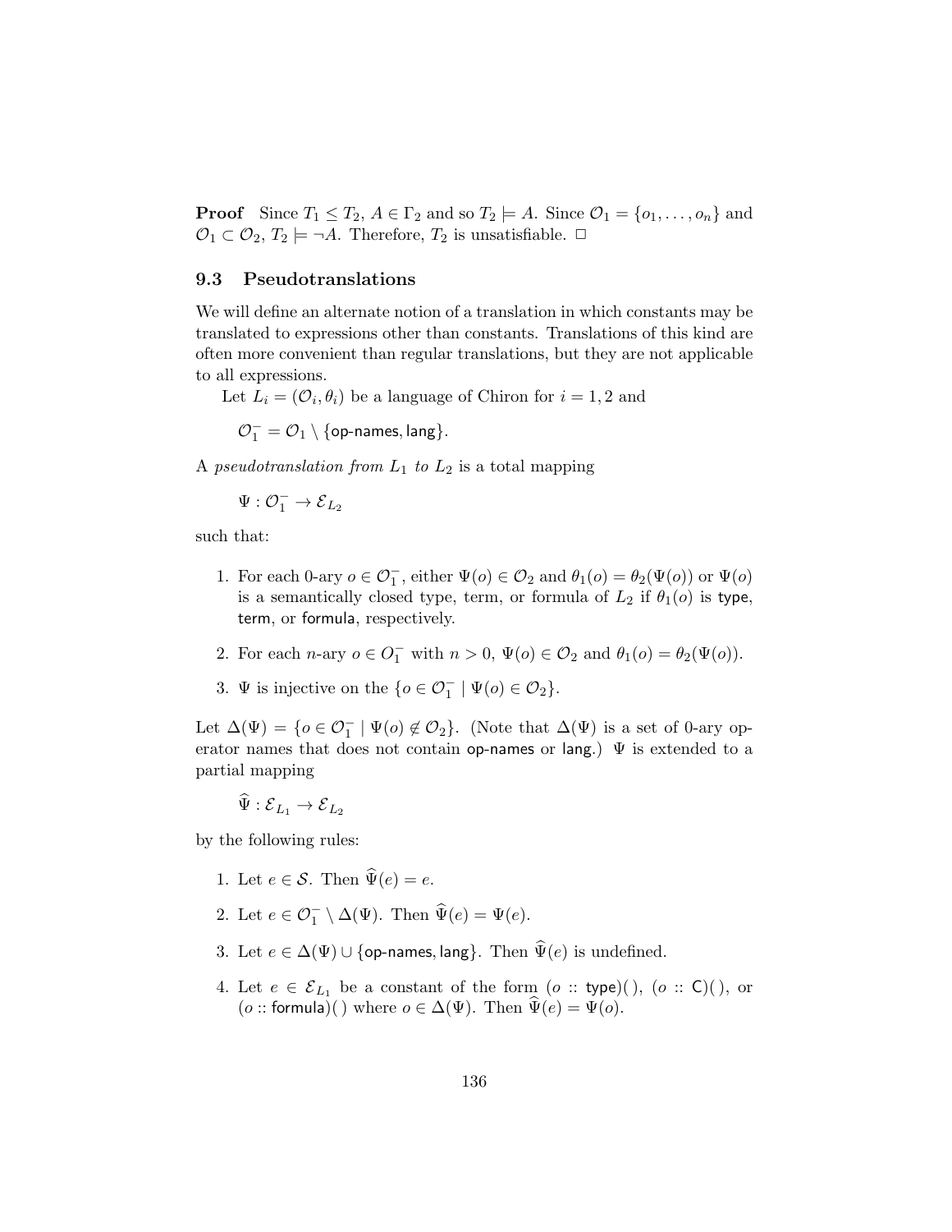**Proof** Since $T_1 \leq T_2$, $A \in \Gamma_2$ and so $T_2 \models A$. Since $\mathcal{O}_1 = \{o_1, \ldots, o_n\}$ and $\mathcal{O}_1 \subset \mathcal{O}_2$, $T_2 \models \neg A$. Therefore, $T_2$ is unsatisfiable. $\Box$

## 9.3 Pseudotranslations

We will define an alternate notion of a translation in which constants may be translated to expressions other than constants. Translations of this kind are often more convenient than regular translations, but they are not applicable to all expressions.

Let $L_i = (\mathcal{O}_i, \theta_i)$ be a language of Chiron for $i = 1, 2$ and

$$\mathcal{O}_1^- = \mathcal{O}_1 \setminus \{\mathsf{op\text{-}names}, \mathsf{lang}\}.$$

A *pseudotranslation from $L_1$ to $L_2$* is a total mapping

$$\Psi : \mathcal{O}_1^- \to \mathcal{E}_{L_2}$$

such that:

1. For each 0-ary $o \in \mathcal{O}_1^-$, either $\Psi(o) \in \mathcal{O}_2$ and $\theta_1(o) = \theta_2(\Psi(o))$ or $\Psi(o)$ is a semantically closed type, term, or formula of $L_2$ if $\theta_1(o)$ is $\mathsf{type}$, $\mathsf{term}$, or $\mathsf{formula}$, respectively.
2. For each $n$-ary $o \in O_1^-$ with $n > 0$, $\Psi(o) \in \mathcal{O}_2$ and $\theta_1(o) = \theta_2(\Psi(o))$.
3. $\Psi$ is injective on the $\{o \in \mathcal{O}_1^- \mid \Psi(o) \in \mathcal{O}_2\}$.

Let $\Delta(\Psi) = \{o \in \mathcal{O}_1^- \mid \Psi(o) \not\in \mathcal{O}_2\}$. (Note that $\Delta(\Psi)$ is a set of 0-ary operator names that does not contain $\mathsf{op\text{-}names}$ or $\mathsf{lang}$.) $\Psi$ is extended to a partial mapping

$$\widehat{\Psi} : \mathcal{E}_{L_1} \to \mathcal{E}_{L_2}$$

by the following rules:

1. Let $e \in \mathcal{S}$. Then $\widehat{\Psi}(e) = e$.
2. Let $e \in \mathcal{O}_1^- \setminus \Delta(\Psi)$. Then $\widehat{\Psi}(e) = \Psi(e)$.
3. Let $e \in \Delta(\Psi) \cup \{\mathsf{op\text{-}names}, \mathsf{lang}\}$. Then $\widehat{\Psi}(e)$ is undefined.
4. Let $e \in \mathcal{E}_{L_1}$ be a constant of the form $(o :: \mathsf{type})(\,)$, $(o :: \mathsf{C})(\,)$, or $(o :: \mathsf{formula})(\,)$ where $o \in \Delta(\Psi)$. Then $\widehat{\Psi}(e) = \Psi(o)$.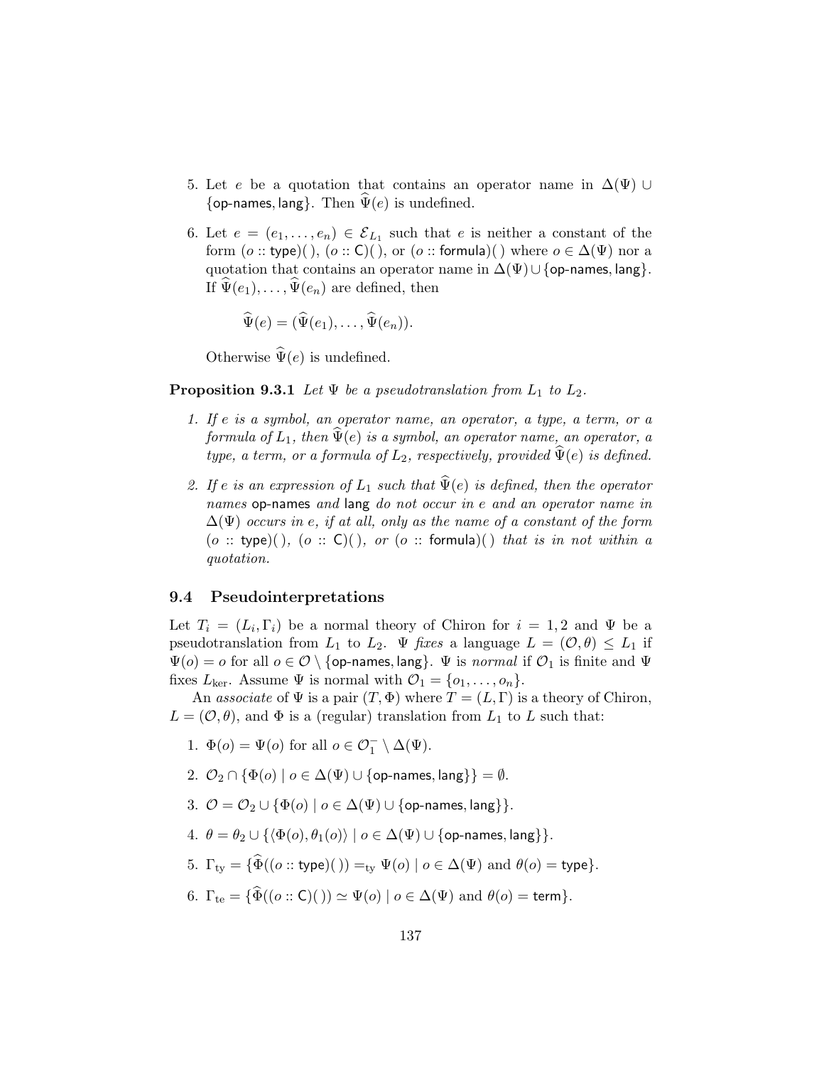5. Let $e$ be a quotation that contains an operator name in $\Delta(\Psi) \cup \{\mathsf{op\text{-}names}, \mathsf{lang}\}$. Then $\widehat{\Psi}(e)$ is undefined.

6. Let $e = (e_1, \ldots, e_n) \in \mathcal{E}_{L_1}$ such that $e$ is neither a constant of the form $(o :: \mathsf{type})(\,)$, $(o :: \mathsf{C})(\,)$, or $(o :: \mathsf{formula})(\,)$ where $o \in \Delta(\Psi)$ nor a quotation that contains an operator name in $\Delta(\Psi) \cup \{\mathsf{op\text{-}names}, \mathsf{lang}\}$. If $\widehat{\Psi}(e_1), \ldots, \widehat{\Psi}(e_n)$ are defined, then

$$\widehat{\Psi}(e) = (\widehat{\Psi}(e_1), \ldots, \widehat{\Psi}(e_n)).$$

   Otherwise $\widehat{\Psi}(e)$ is undefined.

**Proposition 9.3.1** *Let $\Psi$ be a pseudotranslation from $L_1$ to $L_2$.*

1. *If $e$ is a symbol, an operator name, an operator, a type, a term, or a formula of $L_1$, then $\widehat{\Psi}(e)$ is a symbol, an operator name, an operator, a type, a term, or a formula of $L_2$, respectively, provided $\widehat{\Psi}(e)$ is defined.*

2. *If $e$ is an expression of $L_1$ such that $\widehat{\Psi}(e)$ is defined, then the operator names* $\mathsf{op\text{-}names}$ *and* $\mathsf{lang}$ *do not occur in $e$ and an operator name in $\Delta(\Psi)$ occurs in $e$, if at all, only as the name of a constant of the form $(o :: \mathsf{type})(\,)$, $(o :: \mathsf{C})(\,)$, or $(o :: \mathsf{formula})(\,)$ that is in not within a quotation.*

### 9.4 Pseudointerpretations

Let $T_i = (L_i, \Gamma_i)$ be a normal theory of Chiron for $i = 1, 2$ and $\Psi$ be a pseudotranslation from $L_1$ to $L_2$. $\Psi$ *fixes* a language $L = (\mathcal{O}, \theta) \leq L_1$ if $\Psi(o) = o$ for all $o \in \mathcal{O} \setminus \{\mathsf{op\text{-}names}, \mathsf{lang}\}$. $\Psi$ is *normal* if $\mathcal{O}_1$ is finite and $\Psi$ fixes $L_{\mathrm{ker}}$. Assume $\Psi$ is normal with $\mathcal{O}_1 = \{o_1, \ldots, o_n\}$.

An *associate* of $\Psi$ is a pair $(T, \Phi)$ where $T = (L, \Gamma)$ is a theory of Chiron, $L = (\mathcal{O}, \theta)$, and $\Phi$ is a (regular) translation from $L_1$ to $L$ such that:

1. $\Phi(o) = \Psi(o)$ for all $o \in \mathcal{O}_1^- \setminus \Delta(\Psi)$.

2. $\mathcal{O}_2 \cap \{\Phi(o) \mid o \in \Delta(\Psi) \cup \{\mathsf{op\text{-}names}, \mathsf{lang}\}\} = \emptyset$.

3. $\mathcal{O} = \mathcal{O}_2 \cup \{\Phi(o) \mid o \in \Delta(\Psi) \cup \{\mathsf{op\text{-}names}, \mathsf{lang}\}\}$.

4. $\theta = \theta_2 \cup \{\langle \Phi(o), \theta_1(o) \rangle \mid o \in \Delta(\Psi) \cup \{\mathsf{op\text{-}names}, \mathsf{lang}\}\}$.

5. $\Gamma_{\mathrm{ty}} = \{\widehat{\Phi}((o :: \mathsf{type})(\,)) =_{\mathrm{ty}} \Psi(o) \mid o \in \Delta(\Psi) \text{ and } \theta(o) = \mathsf{type}\}$.

6. $\Gamma_{\mathrm{te}} = \{\widehat{\Phi}((o :: \mathsf{C})(\,)) \simeq \Psi(o) \mid o \in \Delta(\Psi) \text{ and } \theta(o) = \mathsf{term}\}$.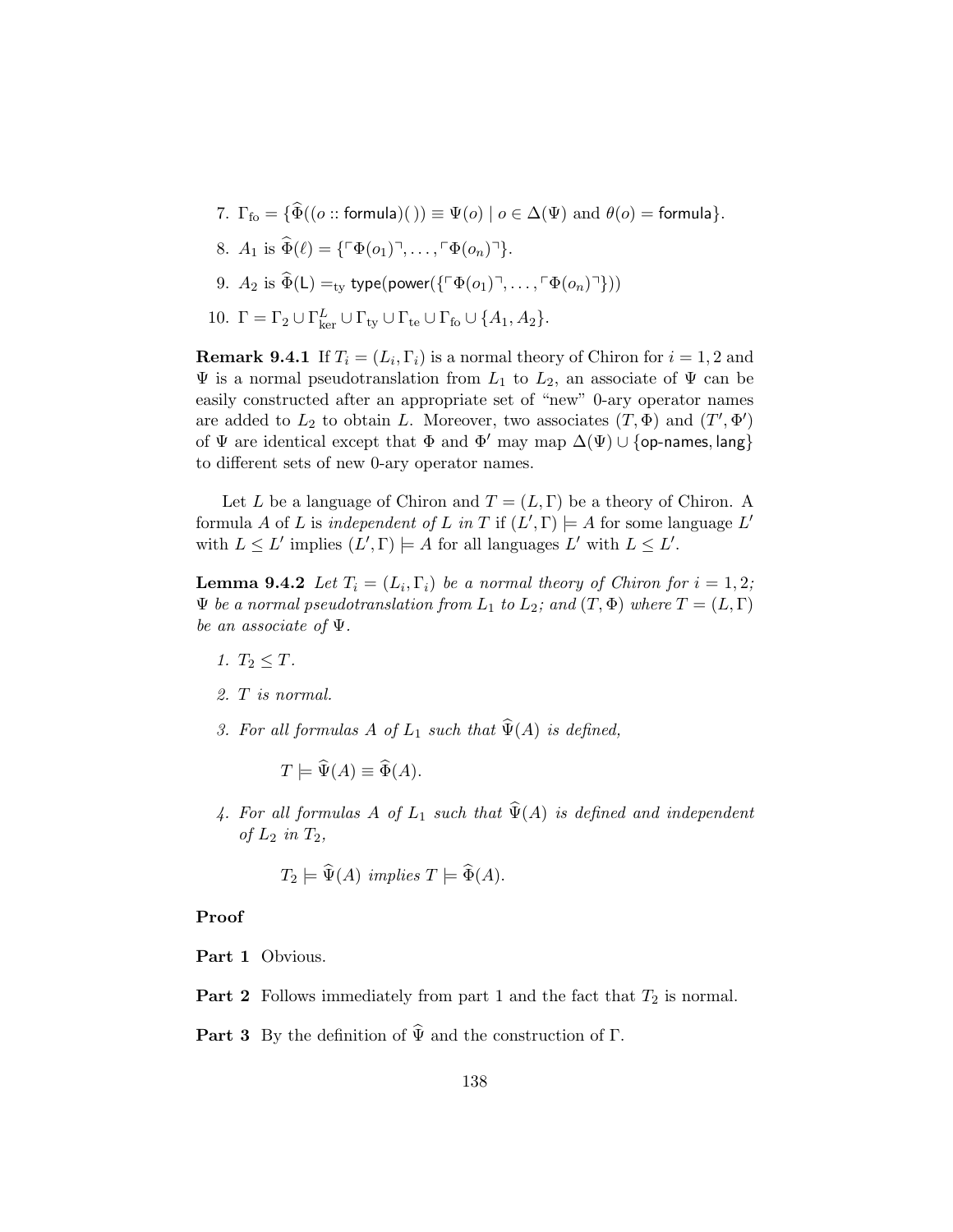7. $\Gamma_{\rm fo} = \{\widehat{\Phi}((o :: \mathsf{formula})(\,)) \equiv \Psi(o) \mid o \in \Delta(\Psi) \text{ and } \theta(o) = \mathsf{formula}\}$.

8. $A_1$ is $\widehat{\Phi}(\ell) = \{\ulcorner\Phi(o_1)\urcorner, \ldots, \ulcorner\Phi(o_n)\urcorner\}$.

9. $A_2$ is $\widehat{\Phi}(\mathsf{L}) =_{\rm ty} \mathsf{type}(\mathsf{power}(\{\ulcorner\Phi(o_1)\urcorner, \ldots, \ulcorner\Phi(o_n)\urcorner\}))$

10. $\Gamma = \Gamma_2 \cup \Gamma^L_{\rm ker} \cup \Gamma_{\rm ty} \cup \Gamma_{\rm te} \cup \Gamma_{\rm fo} \cup \{A_1, A_2\}$.

**Remark 9.4.1** If $T_i = (L_i, \Gamma_i)$ is a normal theory of Chiron for $i = 1, 2$ and $\Psi$ is a normal pseudotranslation from $L_1$ to $L_2$, an associate of $\Psi$ can be easily constructed after an appropriate set of "new" 0-ary operator names are added to $L_2$ to obtain $L$. Moreover, two associates $(T, \Phi)$ and $(T', \Phi')$ of $\Psi$ are identical except that $\Phi$ and $\Phi'$ may map $\Delta(\Psi) \cup \{\mathsf{op\text{-}names}, \mathsf{lang}\}$ to different sets of new 0-ary operator names.

Let $L$ be a language of Chiron and $T = (L, \Gamma)$ be a theory of Chiron. A formula $A$ of $L$ is *independent of $L$ in $T$* if $(L', \Gamma) \models A$ for some language $L'$ with $L \leq L'$ implies $(L', \Gamma) \models A$ for all languages $L'$ with $L \leq L'$.

**Lemma 9.4.2** *Let $T_i = (L_i, \Gamma_i)$ be a normal theory of Chiron for $i = 1, 2$; $\Psi$ be a normal pseudotranslation from $L_1$ to $L_2$; and $(T, \Phi)$ where $T = (L, \Gamma)$ be an associate of $\Psi$.*

1. *$T_2 \leq T$.*

2. *$T$ is normal.*

3. *For all formulas $A$ of $L_1$ such that $\widehat{\Psi}(A)$ is defined,*

   $$T \models \widehat{\Psi}(A) \equiv \widehat{\Phi}(A).$$

4. *For all formulas $A$ of $L_1$ such that $\widehat{\Psi}(A)$ is defined and independent of $L_2$ in $T_2$,*

   $$T_2 \models \widehat{\Psi}(A) \text{ implies } T \models \widehat{\Phi}(A).$$

**Proof**

**Part 1** Obvious.

**Part 2** Follows immediately from part 1 and the fact that $T_2$ is normal.

**Part 3** By the definition of $\widehat{\Psi}$ and the construction of $\Gamma$.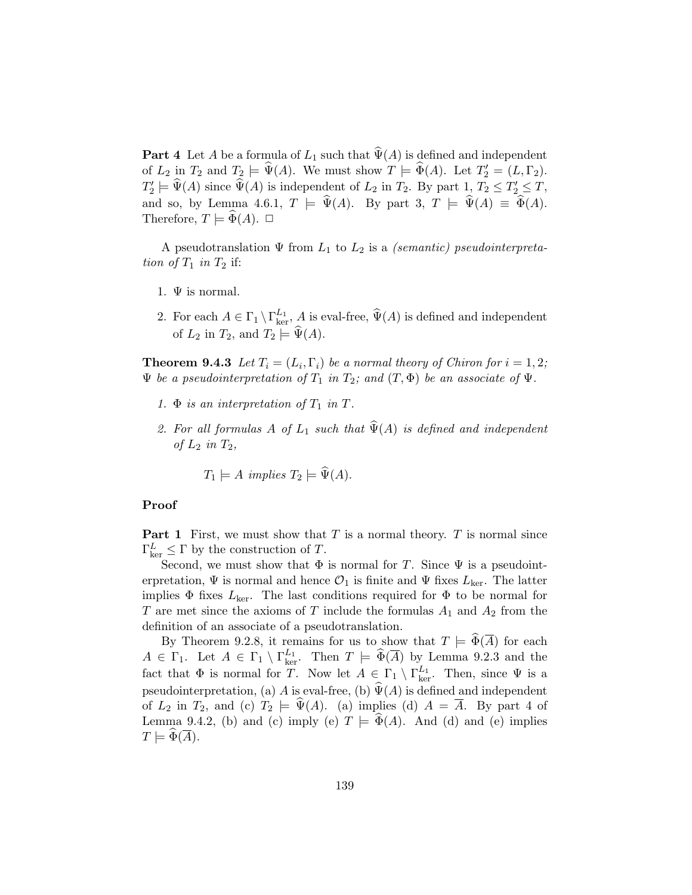**Part 4** Let $A$ be a formula of $L_1$ such that $\widehat{\Psi}(A)$ is defined and independent of $L_2$ in $T_2$ and $T_2 \models \widehat{\Psi}(A)$. We must show $T \models \widehat{\Phi}(A)$. Let $T_2' = (L, \Gamma_2)$. $T_2' \models \widehat{\Psi}(A)$ since $\widehat{\Psi}(A)$ is independent of $L_2$ in $T_2$. By part 1, $T_2 \leq T_2' \leq T$, and so, by Lemma 4.6.1, $T \models \widehat{\Psi}(A)$. By part 3, $T \models \widehat{\Psi}(A) \equiv \widehat{\Phi}(A)$. Therefore, $T \models \widehat{\Phi}(A)$. $\Box$

A pseudotranslation $\Psi$ from $L_1$ to $L_2$ is a *(semantic) pseudointerpretation of $T_1$ in $T_2$* if:

1. $\Psi$ is normal.
2. For each $A \in \Gamma_1 \setminus \Gamma_{\rm ker}^{L_1}$, $A$ is eval-free, $\widehat{\Psi}(A)$ is defined and independent of $L_2$ in $T_2$, and $T_2 \models \widehat{\Psi}(A)$.

**Theorem 9.4.3** *Let $T_i = (L_i, \Gamma_i)$ be a normal theory of Chiron for $i = 1, 2$; $\Psi$ be a pseudointerpretation of $T_1$ in $T_2$; and $(T, \Phi)$ be an associate of $\Psi$.*

1. *$\Phi$ is an interpretation of $T_1$ in $T$.*
2. *For all formulas $A$ of $L_1$ such that $\widehat{\Psi}(A)$ is defined and independent of $L_2$ in $T_2$,*

   $T_1 \models A$ *implies* $T_2 \models \widehat{\Psi}(A)$.

**Proof**

**Part 1** First, we must show that $T$ is a normal theory. $T$ is normal since $\Gamma_{\rm ker}^{L} \leq \Gamma$ by the construction of $T$.

Second, we must show that $\Phi$ is normal for $T$. Since $\Psi$ is a pseudointerpretation, $\Psi$ is normal and hence $\mathcal{O}_1$ is finite and $\Psi$ fixes $L_{\rm ker}$. The latter implies $\Phi$ fixes $L_{\rm ker}$. The last conditions required for $\Phi$ to be normal for $T$ are met since the axioms of $T$ include the formulas $A_1$ and $A_2$ from the definition of an associate of a pseudotranslation.

By Theorem 9.2.8, it remains for us to show that $T \models \widehat{\Phi}(\overline{A})$ for each $A \in \Gamma_1$. Let $A \in \Gamma_1 \setminus \Gamma_{\rm ker}^{L_1}$. Then $T \models \widehat{\Phi}(\overline{A})$ by Lemma 9.2.3 and the fact that $\Phi$ is normal for $T$. Now let $A \in \Gamma_1 \setminus \Gamma_{\rm ker}^{L_1}$. Then, since $\Psi$ is a pseudointerpretation, (a) $A$ is eval-free, (b) $\widehat{\Psi}(A)$ is defined and independent of $L_2$ in $T_2$, and (c) $T_2 \models \widehat{\Psi}(A)$. (a) implies (d) $A = \overline{A}$. By part 4 of Lemma 9.4.2, (b) and (c) imply (e) $T \models \widehat{\Phi}(A)$. And (d) and (e) implies $T \models \widehat{\Phi}(\overline{A})$.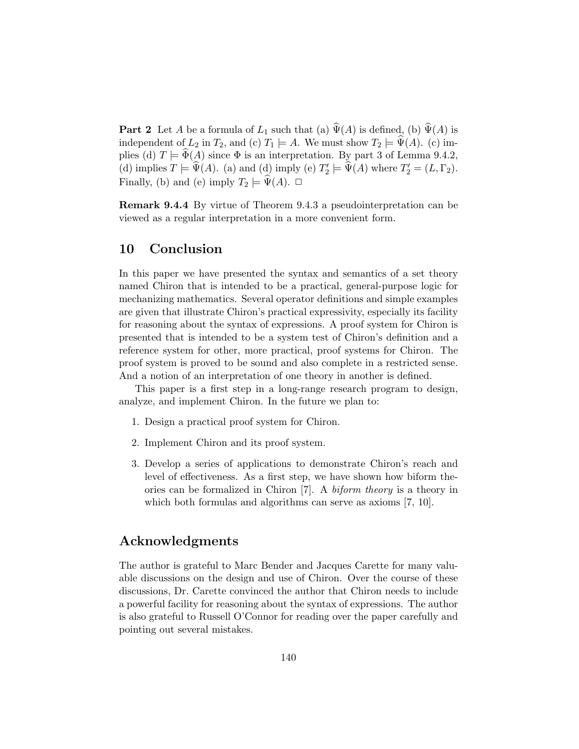**Part 2** Let $A$ be a formula of $L_1$ such that (a) $\widehat{\Psi}(A)$ is defined, (b) $\widehat{\Psi}(A)$ is independent of $L_2$ in $T_2$, and (c) $T_1 \models A$. We must show $T_2 \models \widehat{\Psi}(A)$. (c) implies (d) $T \models \widehat{\Phi}(A)$ since $\Phi$ is an interpretation. By part 3 of Lemma 9.4.2, (d) implies $T \models \widehat{\Psi}(A)$. (a) and (d) imply (e) $T_2' \models \widehat{\Psi}(A)$ where $T_2' = (L, \Gamma_2)$. Finally, (b) and (e) imply $T_2 \models \widehat{\Psi}(A)$. □

**Remark 9.4.4** By virtue of Theorem 9.4.3 a pseudointerpretation can be viewed as a regular interpretation in a more convenient form.

# 10 Conclusion

In this paper we have presented the syntax and semantics of a set theory named Chiron that is intended to be a practical, general-purpose logic for mechanizing mathematics. Several operator definitions and simple examples are given that illustrate Chiron's practical expressivity, especially its facility for reasoning about the syntax of expressions. A proof system for Chiron is presented that is intended to be a system test of Chiron's definition and a reference system for other, more practical, proof systems for Chiron. The proof system is proved to be sound and also complete in a restricted sense. And a notion of an interpretation of one theory in another is defined.

This paper is a first step in a long-range research program to design, analyze, and implement Chiron. In the future we plan to:

1. Design a practical proof system for Chiron.
2. Implement Chiron and its proof system.
3. Develop a series of applications to demonstrate Chiron's reach and level of effectiveness. As a first step, we have shown how biform theories can be formalized in Chiron [7]. A *biform theory* is a theory in which both formulas and algorithms can serve as axioms [7, 10].

# Acknowledgments

The author is grateful to Marc Bender and Jacques Carette for many valuable discussions on the design and use of Chiron. Over the course of these discussions, Dr. Carette convinced the author that Chiron needs to include a powerful facility for reasoning about the syntax of expressions. The author is also grateful to Russell O'Connor for reading over the paper carefully and pointing out several mistakes.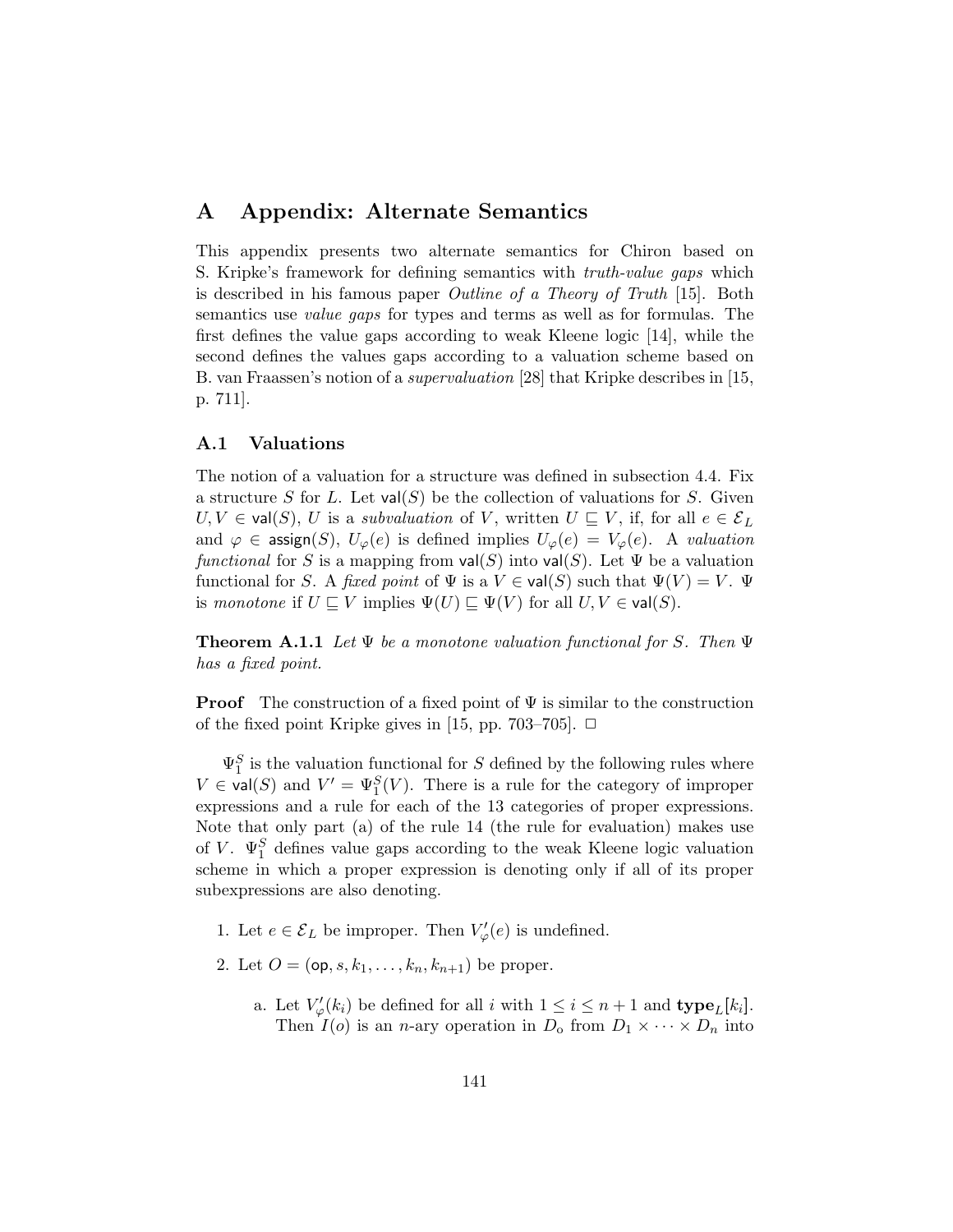# A Appendix: Alternate Semantics

This appendix presents two alternate semantics for Chiron based on S. Kripke's framework for defining semantics with *truth-value gaps* which is described in his famous paper *Outline of a Theory of Truth* [15]. Both semantics use *value gaps* for types and terms as well as for formulas. The first defines the value gaps according to weak Kleene logic [14], while the second defines the values gaps according to a valuation scheme based on B. van Fraassen's notion of a *supervaluation* [28] that Kripke describes in [15, p. 711].

## A.1 Valuations

The notion of a valuation for a structure was defined in subsection 4.4. Fix a structure $S$ for $L$. Let $\mathsf{val}(S)$ be the collection of valuations for $S$. Given $U, V \in \mathsf{val}(S)$, $U$ is a *subvaluation* of $V$, written $U \sqsubseteq V$, if, for all $e \in \mathcal{E}_L$ and $\varphi \in \mathsf{assign}(S)$, $U_\varphi(e)$ is defined implies $U_\varphi(e) = V_\varphi(e)$. A *valuation functional* for $S$ is a mapping from $\mathsf{val}(S)$ into $\mathsf{val}(S)$. Let $\Psi$ be a valuation functional for $S$. A *fixed point* of $\Psi$ is a $V \in \mathsf{val}(S)$ such that $\Psi(V) = V$. $\Psi$ is *monotone* if $U \sqsubseteq V$ implies $\Psi(U) \sqsubseteq \Psi(V)$ for all $U, V \in \mathsf{val}(S)$.

**Theorem A.1.1** *Let $\Psi$ be a monotone valuation functional for $S$. Then $\Psi$ has a fixed point.*

**Proof** The construction of a fixed point of $\Psi$ is similar to the construction of the fixed point Kripke gives in [15, pp. 703–705]. □

$\Psi_1^S$ is the valuation functional for $S$ defined by the following rules where $V \in \mathsf{val}(S)$ and $V' = \Psi_1^S(V)$. There is a rule for the category of improper expressions and a rule for each of the 13 categories of proper expressions. Note that only part (a) of the rule 14 (the rule for evaluation) makes use of $V$. $\Psi_1^S$ defines value gaps according to the weak Kleene logic valuation scheme in which a proper expression is denoting only if all of its proper subexpressions are also denoting.

1. Let $e \in \mathcal{E}_L$ be improper. Then $V'_\varphi(e)$ is undefined.
2. Let $O = (\mathsf{op}, s, k_1, \ldots, k_n, k_{n+1})$ be proper.
   a. Let $V'_\varphi(k_i)$ be defined for all $i$ with $1 \leq i \leq n+1$ and $\mathbf{type}_L[k_i]$. Then $I(o)$ is an $n$-ary operation in $D_\mathrm{o}$ from $D_1 \times \cdots \times D_n$ into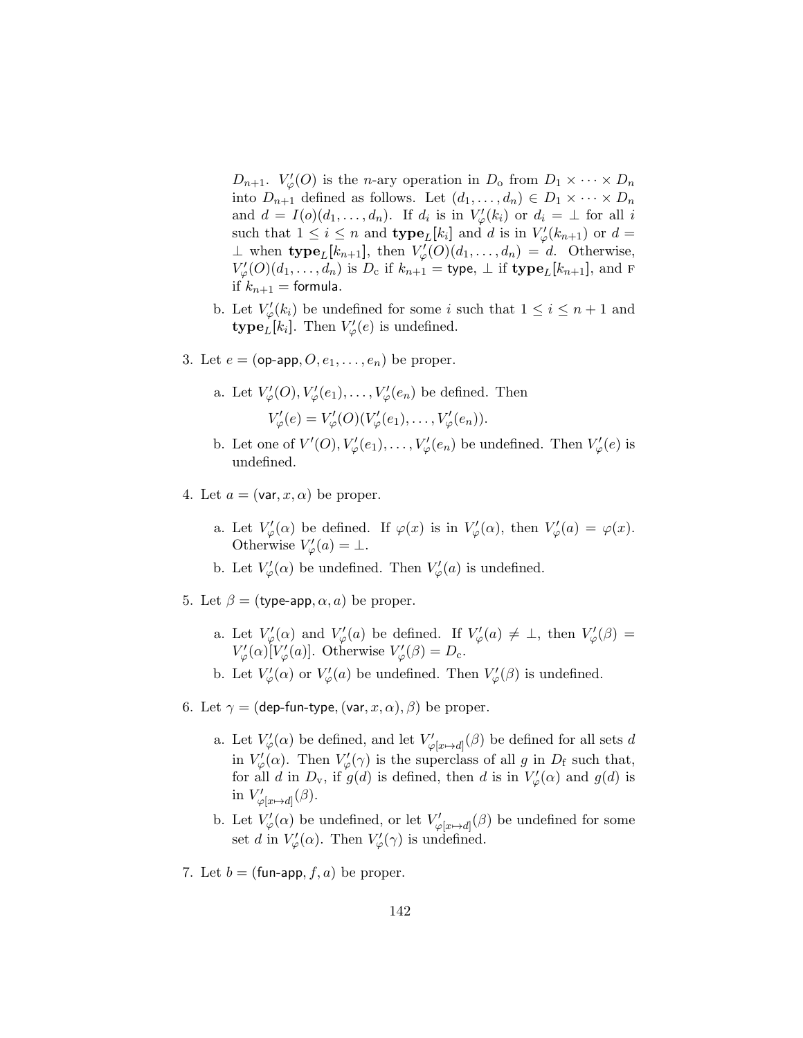$D_{n+1}$. $V'_\varphi(O)$ is the $n$-ary operation in $D_\mathrm{o}$ from $D_1 \times \cdots \times D_n$ into $D_{n+1}$ defined as follows. Let $(d_1, \ldots, d_n) \in D_1 \times \cdots \times D_n$ and $d = I(o)(d_1, \ldots, d_n)$. If $d_i$ is in $V'_\varphi(k_i)$ or $d_i = \bot$ for all $i$ such that $1 \leq i \leq n$ and $\mathbf{type}_L[k_i]$ and $d$ is in $V'_\varphi(k_{n+1})$ or $d = \bot$ when $\mathbf{type}_L[k_{n+1}]$, then $V'_\varphi(O)(d_1, \ldots, d_n) = d$. Otherwise, $V'_\varphi(O)(d_1, \ldots, d_n)$ is $D_\mathrm{c}$ if $k_{n+1} = \mathsf{type}$, $\bot$ if $\mathbf{type}_L[k_{n+1}]$, and $\textsc{f}$ if $k_{n+1} = \mathsf{formula}$.

   b. Let $V'_\varphi(k_i)$ be undefined for some $i$ such that $1 \leq i \leq n+1$ and $\mathbf{type}_L[k_i]$. Then $V'_\varphi(e)$ is undefined.

3. Let $e = (\mathsf{op\text{-}app}, O, e_1, \ldots, e_n)$ be proper.

   a. Let $V'_\varphi(O), V'_\varphi(e_1), \ldots, V'_\varphi(e_n)$ be defined. Then

   $$V'_\varphi(e) = V'_\varphi(O)(V'_\varphi(e_1), \ldots, V'_\varphi(e_n)).$$

   b. Let one of $V'(O), V'_\varphi(e_1), \ldots, V'_\varphi(e_n)$ be undefined. Then $V'_\varphi(e)$ is undefined.

4. Let $a = (\mathsf{var}, x, \alpha)$ be proper.

   a. Let $V'_\varphi(\alpha)$ be defined. If $\varphi(x)$ is in $V'_\varphi(\alpha)$, then $V'_\varphi(a) = \varphi(x)$. Otherwise $V'_\varphi(a) = \bot$.

   b. Let $V'_\varphi(\alpha)$ be undefined. Then $V'_\varphi(a)$ is undefined.

5. Let $\beta = (\mathsf{type\text{-}app}, \alpha, a)$ be proper.

   a. Let $V'_\varphi(\alpha)$ and $V'_\varphi(a)$ be defined. If $V'_\varphi(a) \neq \bot$, then $V'_\varphi(\beta) = V'_\varphi(\alpha)[V'_\varphi(a)]$. Otherwise $V'_\varphi(\beta) = D_\mathrm{c}$.

   b. Let $V'_\varphi(\alpha)$ or $V'_\varphi(a)$ be undefined. Then $V'_\varphi(\beta)$ is undefined.

6. Let $\gamma = (\mathsf{dep\text{-}fun\text{-}type}, (\mathsf{var}, x, \alpha), \beta)$ be proper.

   a. Let $V'_\varphi(\alpha)$ be defined, and let $V'_{\varphi[x \mapsto d]}(\beta)$ be defined for all sets $d$ in $V'_\varphi(\alpha)$. Then $V'_\varphi(\gamma)$ is the superclass of all $g$ in $D_\mathrm{f}$ such that, for all $d$ in $D_\mathrm{v}$, if $g(d)$ is defined, then $d$ is in $V'_\varphi(\alpha)$ and $g(d)$ is in $V'_{\varphi[x \mapsto d]}(\beta)$.

   b. Let $V'_\varphi(\alpha)$ be undefined, or let $V'_{\varphi[x \mapsto d]}(\beta)$ be undefined for some set $d$ in $V'_\varphi(\alpha)$. Then $V'_\varphi(\gamma)$ is undefined.

7. Let $b = (\mathsf{fun\text{-}app}, f, a)$ be proper.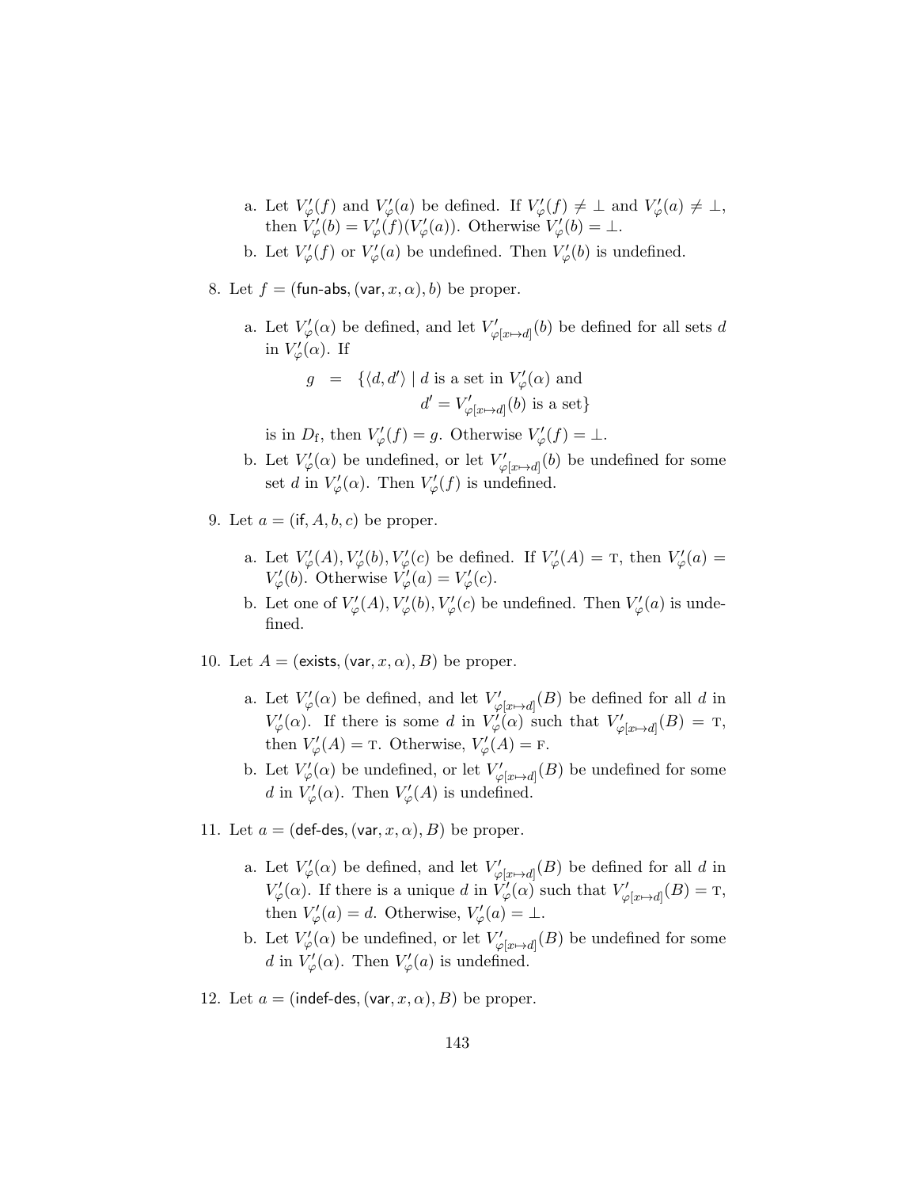a. Let $V'_\varphi(f)$ and $V'_\varphi(a)$ be defined. If $V'_\varphi(f) \neq \bot$ and $V'_\varphi(a) \neq \bot$, then $V'_\varphi(b) = V'_\varphi(f)(V'_\varphi(a))$. Otherwise $V'_\varphi(b) = \bot$.

b. Let $V'_\varphi(f)$ or $V'_\varphi(a)$ be undefined. Then $V'_\varphi(b)$ is undefined.

8. Let $f = (\mathsf{fun\text{-}abs}, (\mathsf{var}, x, \alpha), b)$ be proper.

   a. Let $V'_\varphi(\alpha)$ be defined, and let $V'_{\varphi[x\mapsto d]}(b)$ be defined for all sets $d$ in $V'_\varphi(\alpha)$. If

   $$\begin{aligned} g \;\; = \;\; \{\langle d, d'\rangle \mid\; & d \text{ is a set in } V'_\varphi(\alpha) \text{ and} \\ & d' = V'_{\varphi[x\mapsto d]}(b) \text{ is a set}\} \end{aligned}$$

   is in $D_{\mathrm{f}}$, then $V'_\varphi(f) = g$. Otherwise $V'_\varphi(f) = \bot$.

   b. Let $V'_\varphi(\alpha)$ be undefined, or let $V'_{\varphi[x\mapsto d]}(b)$ be undefined for some set $d$ in $V'_\varphi(\alpha)$. Then $V'_\varphi(f)$ is undefined.

9. Let $a = (\mathsf{if}, A, b, c)$ be proper.

   a. Let $V'_\varphi(A), V'_\varphi(b), V'_\varphi(c)$ be defined. If $V'_\varphi(A) = \mathrm{T}$, then $V'_\varphi(a) = V'_\varphi(b)$. Otherwise $V'_\varphi(a) = V'_\varphi(c)$.

   b. Let one of $V'_\varphi(A), V'_\varphi(b), V'_\varphi(c)$ be undefined. Then $V'_\varphi(a)$ is undefined.

10. Let $A = (\mathsf{exists}, (\mathsf{var}, x, \alpha), B)$ be proper.

    a. Let $V'_\varphi(\alpha)$ be defined, and let $V'_{\varphi[x\mapsto d]}(B)$ be defined for all $d$ in $V'_\varphi(\alpha)$. If there is some $d$ in $V'_\varphi(\alpha)$ such that $V'_{\varphi[x\mapsto d]}(B) = \mathrm{T}$, then $V'_\varphi(A) = \mathrm{T}$. Otherwise, $V'_\varphi(A) = \mathrm{F}$.

    b. Let $V'_\varphi(\alpha)$ be undefined, or let $V'_{\varphi[x\mapsto d]}(B)$ be undefined for some $d$ in $V'_\varphi(\alpha)$. Then $V'_\varphi(A)$ is undefined.

11. Let $a = (\mathsf{def\text{-}des}, (\mathsf{var}, x, \alpha), B)$ be proper.

    a. Let $V'_\varphi(\alpha)$ be defined, and let $V'_{\varphi[x\mapsto d]}(B)$ be defined for all $d$ in $V'_\varphi(\alpha)$. If there is a unique $d$ in $V'_\varphi(\alpha)$ such that $V'_{\varphi[x\mapsto d]}(B) = \mathrm{T}$, then $V'_\varphi(a) = d$. Otherwise, $V'_\varphi(a) = \bot$.

    b. Let $V'_\varphi(\alpha)$ be undefined, or let $V'_{\varphi[x\mapsto d]}(B)$ be undefined for some $d$ in $V'_\varphi(\alpha)$. Then $V'_\varphi(a)$ is undefined.

12. Let $a = (\mathsf{indef\text{-}des}, (\mathsf{var}, x, \alpha), B)$ be proper.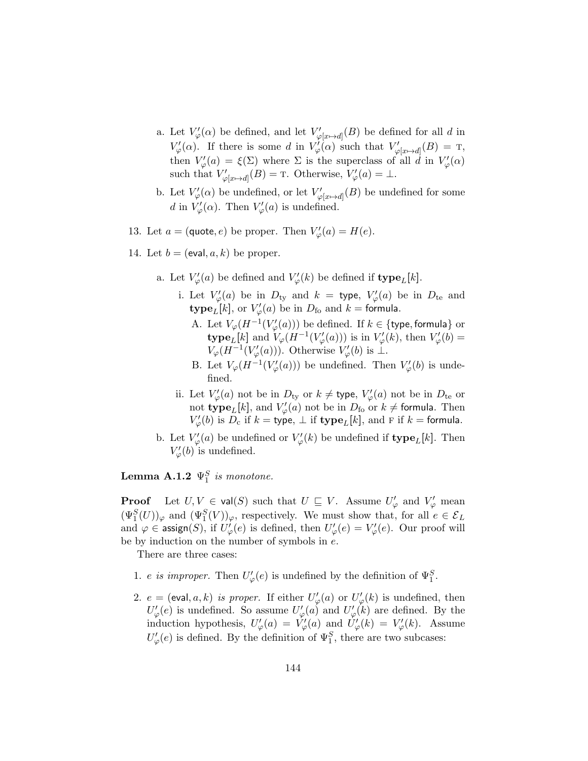a. Let $V'_\varphi(\alpha)$ be defined, and let $V'_{\varphi[x\mapsto d]}(B)$ be defined for all $d$ in $V'_\varphi(\alpha)$. If there is some $d$ in $V'_\varphi(\alpha)$ such that $V'_{\varphi[x\mapsto d]}(B) = \text{T}$, then $V'_\varphi(a) = \xi(\Sigma)$ where $\Sigma$ is the superclass of all $d$ in $V'_\varphi(\alpha)$ such that $V'_{\varphi[x\mapsto d]}(B) = \text{T}$. Otherwise, $V'_\varphi(a) = \bot$.

b. Let $V'_\varphi(\alpha)$ be undefined, or let $V'_{\varphi[x\mapsto d]}(B)$ be undefined for some $d$ in $V'_\varphi(\alpha)$. Then $V'_\varphi(a)$ is undefined.

13. Let $a = (\mathsf{quote}, e)$ be proper. Then $V'_\varphi(a) = H(e)$.

14. Let $b = (\mathsf{eval}, a, k)$ be proper.

    a. Let $V'_\varphi(a)$ be defined and $V'_\varphi(k)$ be defined if $\mathbf{type}_L[k]$.

    i. Let $V'_\varphi(a)$ be in $D_{\text{ty}}$ and $k = \mathsf{type}$, $V'_\varphi(a)$ be in $D_{\text{te}}$ and $\mathbf{type}_L[k]$, or $V'_\varphi(a)$ be in $D_{\text{fo}}$ and $k = \mathsf{formula}$.

    A. Let $V_\varphi(H^{-1}(V'_\varphi(a)))$ be defined. If $k \in \{\mathsf{type}, \mathsf{formula}\}$ or $\mathbf{type}_L[k]$ and $V_\varphi(H^{-1}(V'_\varphi(a)))$ is in $V'_\varphi(k)$, then $V'_\varphi(b) = V_\varphi(H^{-1}(V'_\varphi(a)))$. Otherwise $V'_\varphi(b)$ is $\bot$.

    B. Let $V_\varphi(H^{-1}(V'_\varphi(a)))$ be undefined. Then $V'_\varphi(b)$ is undefined.

    ii. Let $V'_\varphi(a)$ not be in $D_{\text{ty}}$ or $k \neq \mathsf{type}$, $V'_\varphi(a)$ not be in $D_{\text{te}}$ or not $\mathbf{type}_L[k]$, and $V'_\varphi(a)$ not be in $D_{\text{fo}}$ or $k \neq \mathsf{formula}$. Then $V'_\varphi(b)$ is $D_{\text{c}}$ if $k = \mathsf{type}$, $\bot$ if $\mathbf{type}_L[k]$, and F if $k = \mathsf{formula}$.

    b. Let $V'_\varphi(a)$ be undefined or $V'_\varphi(k)$ be undefined if $\mathbf{type}_L[k]$. Then $V'_\varphi(b)$ is undefined.

**Lemma A.1.2** *$\Psi_1^S$ is monotone.*

**Proof** Let $U, V \in \mathsf{val}(S)$ such that $U \sqsubseteq V$. Assume $U'_\varphi$ and $V'_\varphi$ mean $(\Psi_1^S(U))_\varphi$ and $(\Psi_1^S(V))_\varphi$, respectively. We must show that, for all $e \in \mathcal{E}_L$ and $\varphi \in \mathsf{assign}(S)$, if $U'_\varphi(e)$ is defined, then $U'_\varphi(e) = V'_\varphi(e)$. Our proof will be by induction on the number of symbols in $e$.

There are three cases:

1. *$e$ is improper.* Then $U'_\varphi(e)$ is undefined by the definition of $\Psi_1^S$.

2. *$e = (\mathsf{eval}, a, k)$ is proper.* If either $U'_\varphi(a)$ or $U'_\varphi(k)$ is undefined, then $U'_\varphi(e)$ is undefined. So assume $U'_\varphi(a)$ and $U'_\varphi(k)$ are defined. By the induction hypothesis, $U'_\varphi(a) = V'_\varphi(a)$ and $U'_\varphi(k) = V'_\varphi(k)$. Assume $U'_\varphi(e)$ is defined. By the definition of $\Psi_1^S$, there are two subcases: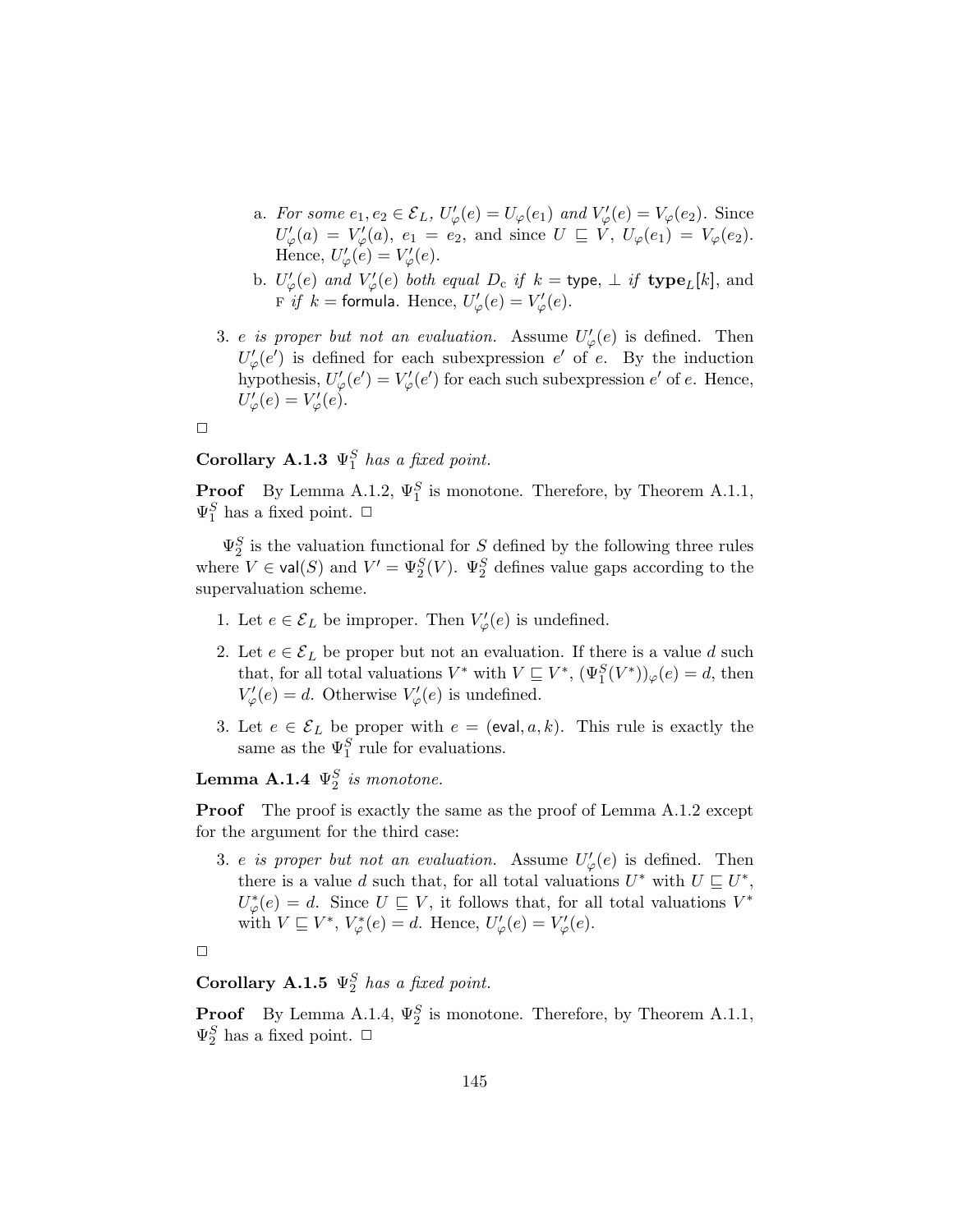a. *For some* $e_1, e_2 \in \mathcal{E}_L$, $U'_\varphi(e) = U_\varphi(e_1)$ *and* $V'_\varphi(e) = V_\varphi(e_2)$. Since $U'_\varphi(a) = V'_\varphi(a)$, $e_1 = e_2$, and since $U \sqsubseteq V$, $U_\varphi(e_1) = V_\varphi(e_2)$. Hence, $U'_\varphi(e) = V'_\varphi(e)$.

b. $U'_\varphi(e)$ *and* $V'_\varphi(e)$ *both equal* $D_\mathrm{c}$ *if* $k = \mathsf{type}$, $\bot$ *if* $\mathbf{type}_L[k]$, and $\mathrm{F}$ *if* $k = \mathsf{formula}$. Hence, $U'_\varphi(e) = V'_\varphi(e)$.

3. *e is proper but not an evaluation.* Assume $U'_\varphi(e)$ is defined. Then $U'_\varphi(e')$ is defined for each subexpression $e'$ of $e$. By the induction hypothesis, $U'_\varphi(e') = V'_\varphi(e')$ for each such subexpression $e'$ of $e$. Hence, $U'_\varphi(e) = V'_\varphi(e)$.

□

**Corollary A.1.3** *$\Psi^S_1$ has a fixed point.*

**Proof** By Lemma A.1.2, $\Psi^S_1$ is monotone. Therefore, by Theorem A.1.1, $\Psi^S_1$ has a fixed point. □

$\Psi^S_2$ is the valuation functional for $S$ defined by the following three rules where $V \in \mathsf{val}(S)$ and $V' = \Psi^S_2(V)$. $\Psi^S_2$ defines value gaps according to the supervaluation scheme.

1. Let $e \in \mathcal{E}_L$ be improper. Then $V'_\varphi(e)$ is undefined.

2. Let $e \in \mathcal{E}_L$ be proper but not an evaluation. If there is a value $d$ such that, for all total valuations $V^*$ with $V \sqsubseteq V^*$, $(\Psi^S_1(V^*))_\varphi(e) = d$, then $V'_\varphi(e) = d$. Otherwise $V'_\varphi(e)$ is undefined.

3. Let $e \in \mathcal{E}_L$ be proper with $e = (\mathsf{eval}, a, k)$. This rule is exactly the same as the $\Psi^S_1$ rule for evaluations.

**Lemma A.1.4** *$\Psi^S_2$ is monotone.*

**Proof** The proof is exactly the same as the proof of Lemma A.1.2 except for the argument for the third case:

3. *e is proper but not an evaluation.* Assume $U'_\varphi(e)$ is defined. Then there is a value $d$ such that, for all total valuations $U^*$ with $U \sqsubseteq U^*$, $U^*_\varphi(e) = d$. Since $U \sqsubseteq V$, it follows that, for all total valuations $V^*$ with $V \sqsubseteq V^*$, $V^*_\varphi(e) = d$. Hence, $U'_\varphi(e) = V'_\varphi(e)$.

□

**Corollary A.1.5** *$\Psi^S_2$ has a fixed point.*

**Proof** By Lemma A.1.4, $\Psi^S_2$ is monotone. Therefore, by Theorem A.1.1, $\Psi^S_2$ has a fixed point. □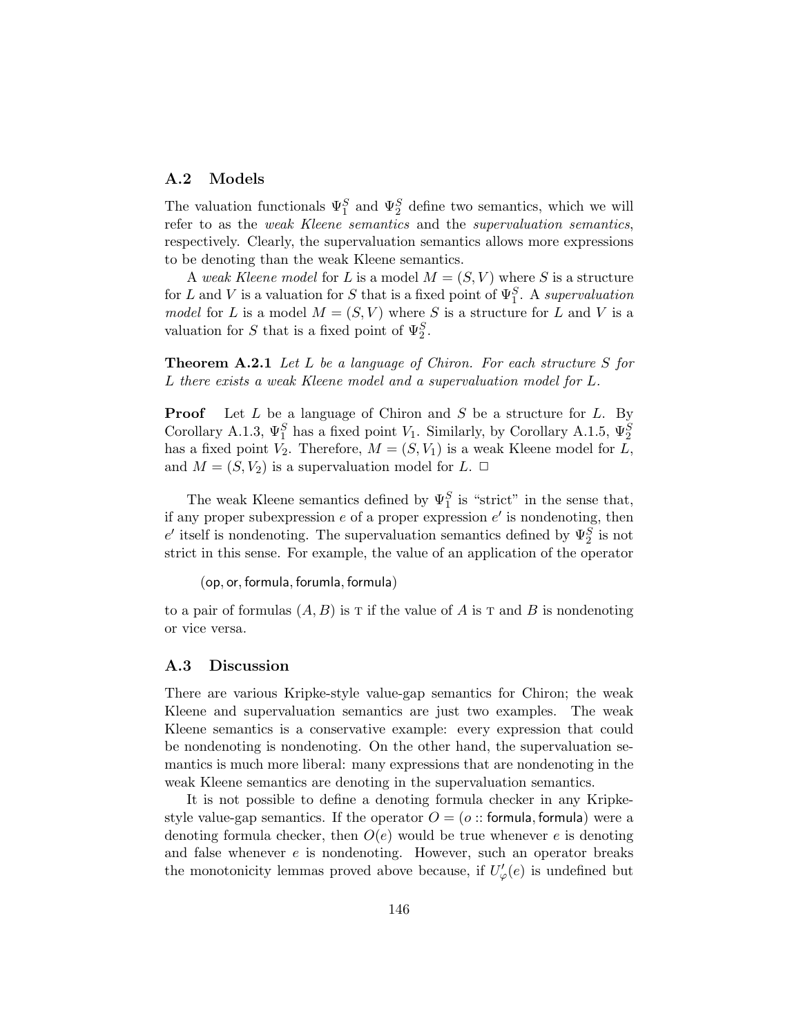## A.2 Models

The valuation functionals $\Psi_1^S$ and $\Psi_2^S$ define two semantics, which we will refer to as the *weak Kleene semantics* and the *supervaluation semantics*, respectively. Clearly, the supervaluation semantics allows more expressions to be denoting than the weak Kleene semantics.

A *weak Kleene model* for $L$ is a model $M = (S, V)$ where $S$ is a structure for $L$ and $V$ is a valuation for $S$ that is a fixed point of $\Psi_1^S$. A *supervaluation model* for $L$ is a model $M = (S, V)$ where $S$ is a structure for $L$ and $V$ is a valuation for $S$ that is a fixed point of $\Psi_2^S$.

**Theorem A.2.1** *Let $L$ be a language of Chiron. For each structure $S$ for $L$ there exists a weak Kleene model and a supervaluation model for $L$.*

**Proof** Let $L$ be a language of Chiron and $S$ be a structure for $L$. By Corollary A.1.3, $\Psi_1^S$ has a fixed point $V_1$. Similarly, by Corollary A.1.5, $\Psi_2^S$ has a fixed point $V_2$. Therefore, $M = (S, V_1)$ is a weak Kleene model for $L$, and $M = (S, V_2)$ is a supervaluation model for $L$. $\Box$

The weak Kleene semantics defined by $\Psi_1^S$ is "strict" in the sense that, if any proper subexpression $e$ of a proper expression $e'$ is nondenoting, then $e'$ itself is nondenoting. The supervaluation semantics defined by $\Psi_2^S$ is not strict in this sense. For example, the value of an application of the operator

$(\mathsf{op}, \mathsf{or}, \mathsf{formula}, \mathsf{forumla}, \mathsf{formula})$

to a pair of formulas $(A, B)$ is T if the value of $A$ is T and $B$ is nondenoting or vice versa.

## A.3 Discussion

There are various Kripke-style value-gap semantics for Chiron; the weak Kleene and supervaluation semantics are just two examples. The weak Kleene semantics is a conservative example: every expression that could be nondenoting is nondenoting. On the other hand, the supervaluation semantics is much more liberal: many expressions that are nondenoting in the weak Kleene semantics are denoting in the supervaluation semantics.

It is not possible to define a denoting formula checker in any Kripke-style value-gap semantics. If the operator $O = (o :: \mathsf{formula}, \mathsf{formula})$ were a denoting formula checker, then $O(e)$ would be true whenever $e$ is denoting and false whenever $e$ is nondenoting. However, such an operator breaks the monotonicity lemmas proved above because, if $U'_\varphi(e)$ is undefined but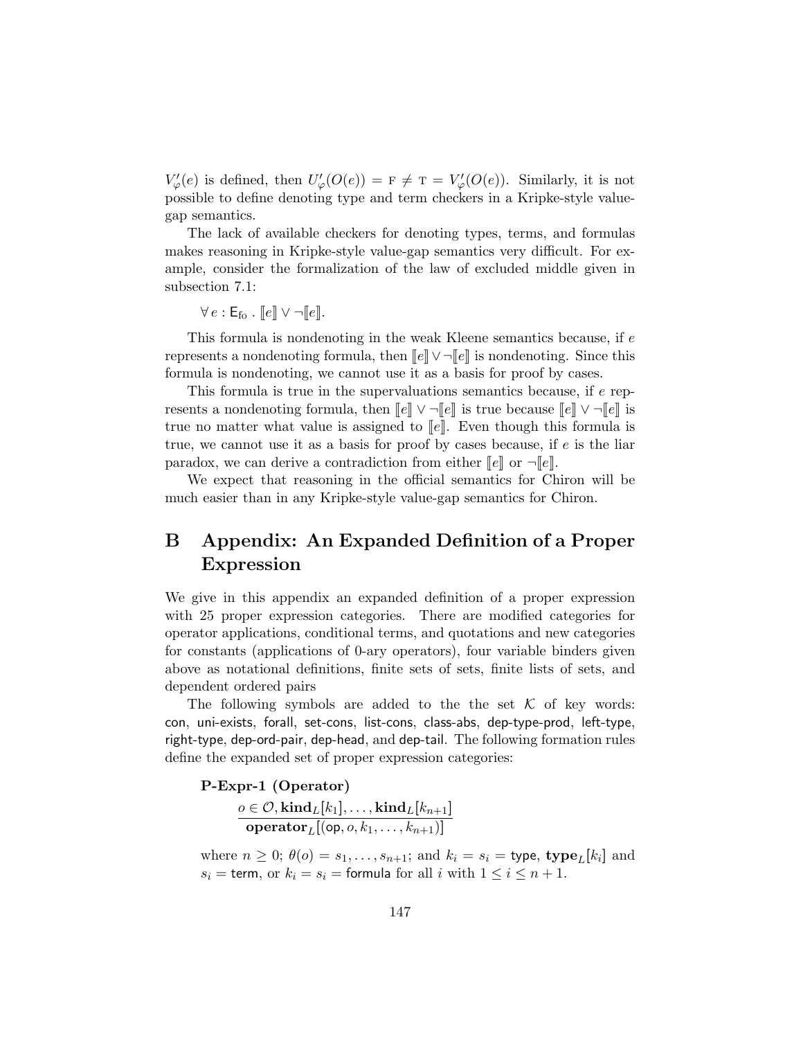$V'_\varphi(e)$ is defined, then $U'_\varphi(O(e)) = \text{F} \neq \text{T} = V'_\varphi(O(e))$. Similarly, it is not possible to define denoting type and term checkers in a Kripke-style value-gap semantics.

The lack of available checkers for denoting types, terms, and formulas makes reasoning in Kripke-style value-gap semantics very difficult. For example, consider the formalization of the law of excluded middle given in subsection 7.1:

$$\forall\, e : \mathsf{E}_{\mathrm{fo}} \,.\, [\![e]\!] \vee \neg[\![e]\!].$$

This formula is nondenoting in the weak Kleene semantics because, if $e$ represents a nondenoting formula, then $[\![e]\!] \vee \neg[\![e]\!]$ is nondenoting. Since this formula is nondenoting, we cannot use it as a basis for proof by cases.

This formula is true in the supervaluations semantics because, if $e$ represents a nondenoting formula, then $[\![e]\!] \vee \neg[\![e]\!]$ is true because $[\![e]\!] \vee \neg[\![e]\!]$ is true no matter what value is assigned to $[\![e]\!]$. Even though this formula is true, we cannot use it as a basis for proof by cases because, if $e$ is the liar paradox, we can derive a contradiction from either $[\![e]\!]$ or $\neg[\![e]\!]$.

We expect that reasoning in the official semantics for Chiron will be much easier than in any Kripke-style value-gap semantics for Chiron.

# B Appendix: An Expanded Definition of a Proper Expression

We give in this appendix an expanded definition of a proper expression with 25 proper expression categories. There are modified categories for operator applications, conditional terms, and quotations and new categories for constants (applications of 0-ary operators), four variable binders given above as notational definitions, finite sets of sets, finite lists of sets, and dependent ordered pairs

The following symbols are added to the the set $\mathcal{K}$ of key words: con, uni-exists, forall, set-cons, list-cons, class-abs, dep-type-prod, left-type, right-type, dep-ord-pair, dep-head, and dep-tail. The following formation rules define the expanded set of proper expression categories:

**P-Expr-1 (Operator)**

$$\frac{o \in \mathcal{O}, \mathbf{kind}_L[k_1], \ldots, \mathbf{kind}_L[k_{n+1}]}{\mathbf{operator}_L[(\mathsf{op}, o, k_1, \ldots, k_{n+1})]}$$

where $n \geq 0$; $\theta(o) = s_1, \ldots, s_{n+1}$; and $k_i = s_i = \mathsf{type}$, $\mathbf{type}_L[k_i]$ and $s_i = \mathsf{term}$, or $k_i = s_i = \mathsf{formula}$ for all $i$ with $1 \leq i \leq n+1$.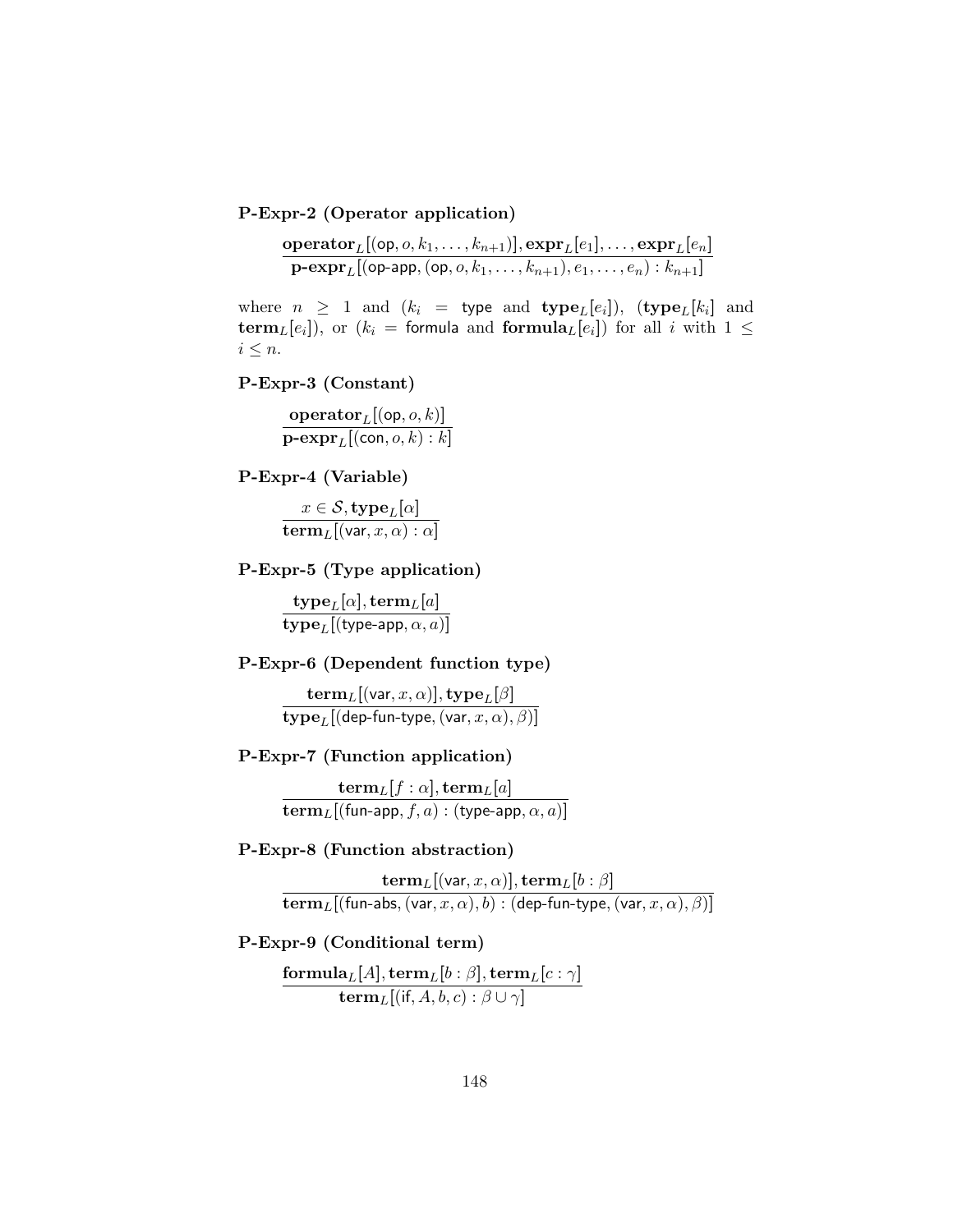**P-Expr-2 (Operator application)**

$$\frac{\mathbf{operator}_L[(\mathsf{op}, o, k_1, \ldots, k_{n+1})], \mathbf{expr}_L[e_1], \ldots, \mathbf{expr}_L[e_n]}{\mathbf{p\text{-}expr}_L[(\mathsf{op\text{-}app}, (\mathsf{op}, o, k_1, \ldots, k_{n+1}), e_1, \ldots, e_n) : k_{n+1}]}$$

where $n \geq 1$ and ($k_i = \mathsf{type}$ and $\mathbf{type}_L[e_i]$), ($\mathbf{type}_L[k_i]$ and $\mathbf{term}_L[e_i]$), or ($k_i = \mathsf{formula}$ and $\mathbf{formula}_L[e_i]$) for all $i$ with $1 \leq i \leq n$.

**P-Expr-3 (Constant)**

$$\frac{\mathbf{operator}_L[(\mathsf{op}, o, k)]}{\mathbf{p\text{-}expr}_L[(\mathsf{con}, o, k) : k]}$$

**P-Expr-4 (Variable)**

$$\frac{x \in \mathcal{S}, \mathbf{type}_L[\alpha]}{\mathbf{term}_L[(\mathsf{var}, x, \alpha) : \alpha]}$$

**P-Expr-5 (Type application)**

$$\frac{\mathbf{type}_L[\alpha], \mathbf{term}_L[a]}{\mathbf{type}_L[(\mathsf{type\text{-}app}, \alpha, a)]}$$

**P-Expr-6 (Dependent function type)**

$$\frac{\mathbf{term}_L[(\mathsf{var}, x, \alpha)], \mathbf{type}_L[\beta]}{\mathbf{type}_L[(\mathsf{dep\text{-}fun\text{-}type}, (\mathsf{var}, x, \alpha), \beta)]}$$

**P-Expr-7 (Function application)**

$$\frac{\mathbf{term}_L[f : \alpha], \mathbf{term}_L[a]}{\mathbf{term}_L[(\mathsf{fun\text{-}app}, f, a) : (\mathsf{type\text{-}app}, \alpha, a)]}$$

**P-Expr-8 (Function abstraction)**

$$\frac{\mathbf{term}_L[(\mathsf{var}, x, \alpha)], \mathbf{term}_L[b : \beta]}{\mathbf{term}_L[(\mathsf{fun\text{-}abs}, (\mathsf{var}, x, \alpha), b) : (\mathsf{dep\text{-}fun\text{-}type}, (\mathsf{var}, x, \alpha), \beta)]}$$

**P-Expr-9 (Conditional term)**

$$\frac{\mathbf{formula}_L[A], \mathbf{term}_L[b : \beta], \mathbf{term}_L[c : \gamma]}{\mathbf{term}_L[(\mathsf{if}, A, b, c) : \beta \cup \gamma]}$$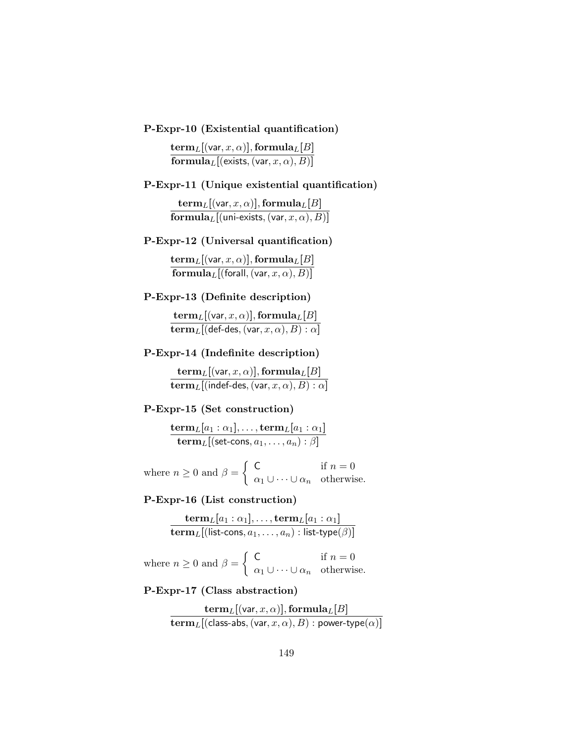**P-Expr-10 (Existential quantification)**

$$\frac{\mathbf{term}_L[(\mathsf{var}, x, \alpha)], \mathbf{formula}_L[B]}{\mathbf{formula}_L[(\mathsf{exists}, (\mathsf{var}, x, \alpha), B)]}$$

**P-Expr-11 (Unique existential quantification)**

$$\frac{\mathbf{term}_L[(\mathsf{var}, x, \alpha)], \mathbf{formula}_L[B]}{\mathbf{formula}_L[(\mathsf{uni\text{-}exists}, (\mathsf{var}, x, \alpha), B)]}$$

**P-Expr-12 (Universal quantification)**

$$\frac{\mathbf{term}_L[(\mathsf{var}, x, \alpha)], \mathbf{formula}_L[B]}{\mathbf{formula}_L[(\mathsf{forall}, (\mathsf{var}, x, \alpha), B)]}$$

**P-Expr-13 (Definite description)**

$$\frac{\mathbf{term}_L[(\mathsf{var}, x, \alpha)], \mathbf{formula}_L[B]}{\mathbf{term}_L[(\mathsf{def\text{-}des}, (\mathsf{var}, x, \alpha), B) : \alpha]}$$

**P-Expr-14 (Indefinite description)**

$$\frac{\mathbf{term}_L[(\mathsf{var}, x, \alpha)], \mathbf{formula}_L[B]}{\mathbf{term}_L[(\mathsf{indef\text{-}des}, (\mathsf{var}, x, \alpha), B) : \alpha]}$$

**P-Expr-15 (Set construction)**

$$\frac{\mathbf{term}_L[a_1 : \alpha_1], \ldots, \mathbf{term}_L[a_1 : \alpha_1]}{\mathbf{term}_L[(\mathsf{set\text{-}cons}, a_1, \ldots, a_n) : \beta]}$$

where $n \geq 0$ and $\beta = \begin{cases} \mathsf{C} & \text{if } n = 0 \\ \alpha_1 \cup \cdots \cup \alpha_n & \text{otherwise.} \end{cases}$

**P-Expr-16 (List construction)**

$$\frac{\mathbf{term}_L[a_1 : \alpha_1], \ldots, \mathbf{term}_L[a_1 : \alpha_1]}{\mathbf{term}_L[(\mathsf{list\text{-}cons}, a_1, \ldots, a_n) : \mathsf{list\text{-}type}(\beta)]}$$

where $n \geq 0$ and $\beta = \begin{cases} \mathsf{C} & \text{if } n = 0 \\ \alpha_1 \cup \cdots \cup \alpha_n & \text{otherwise.} \end{cases}$

**P-Expr-17 (Class abstraction)**

$$\frac{\mathbf{term}_L[(\mathsf{var}, x, \alpha)], \mathbf{formula}_L[B]}{\mathbf{term}_L[(\mathsf{class\text{-}abs}, (\mathsf{var}, x, \alpha), B) : \mathsf{power\text{-}type}(\alpha)]}$$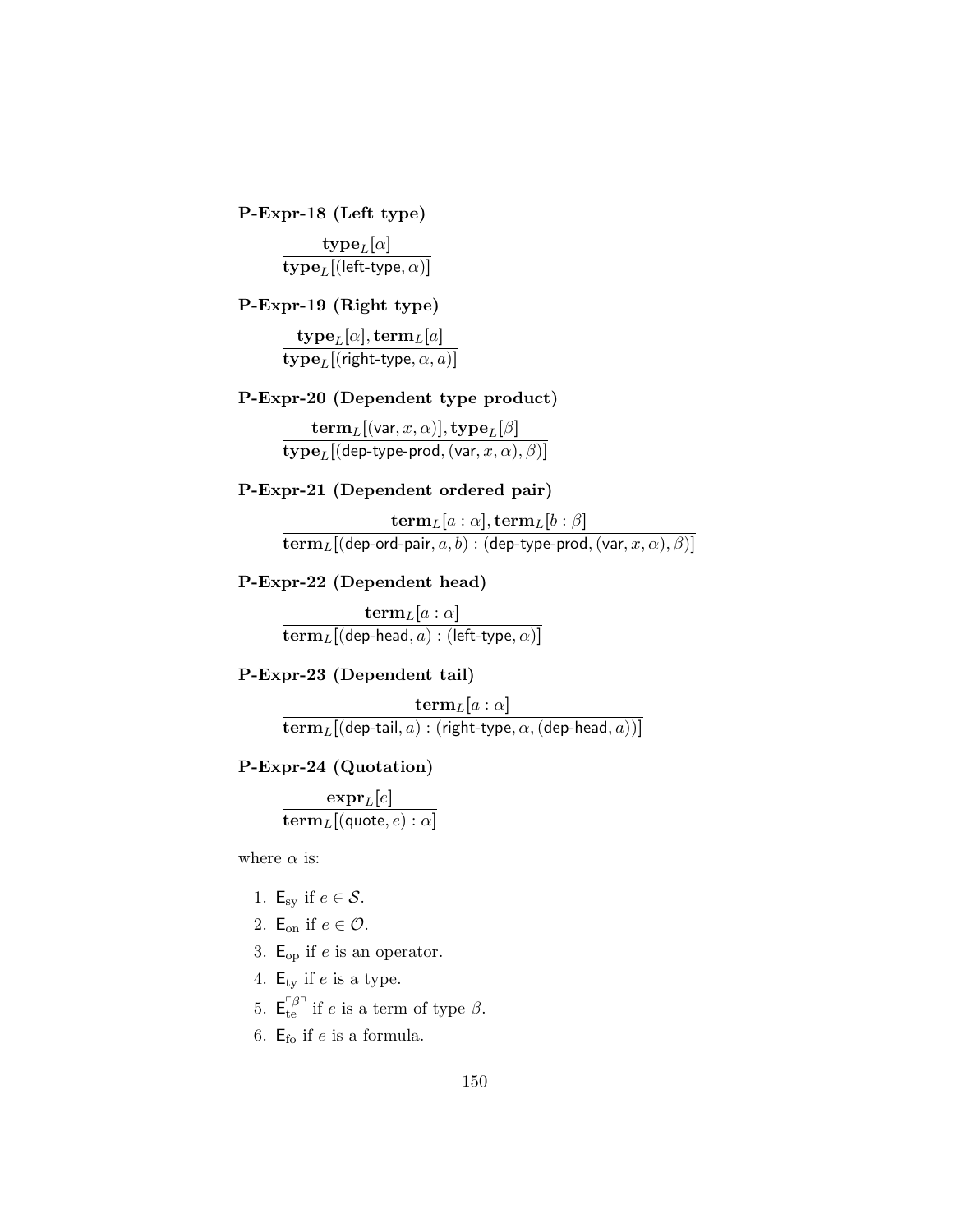**P-Expr-18 (Left type)**

$$\frac{\mathbf{type}_L[\alpha]}{\mathbf{type}_L[(\mathsf{left\text{-}type}, \alpha)]}$$

**P-Expr-19 (Right type)**

$$\frac{\mathbf{type}_L[\alpha], \mathbf{term}_L[a]}{\mathbf{type}_L[(\mathsf{right\text{-}type}, \alpha, a)]}$$

**P-Expr-20 (Dependent type product)**

$$\frac{\mathbf{term}_L[(\mathsf{var}, x, \alpha)], \mathbf{type}_L[\beta]}{\mathbf{type}_L[(\mathsf{dep\text{-}type\text{-}prod}, (\mathsf{var}, x, \alpha), \beta)]}$$

**P-Expr-21 (Dependent ordered pair)**

$$\frac{\mathbf{term}_L[a : \alpha], \mathbf{term}_L[b : \beta]}{\mathbf{term}_L[(\mathsf{dep\text{-}ord\text{-}pair}, a, b) : (\mathsf{dep\text{-}type\text{-}prod}, (\mathsf{var}, x, \alpha), \beta)]}$$

**P-Expr-22 (Dependent head)**

$$\frac{\mathbf{term}_L[a : \alpha]}{\mathbf{term}_L[(\mathsf{dep\text{-}head}, a) : (\mathsf{left\text{-}type}, \alpha)]}$$

**P-Expr-23 (Dependent tail)**

$$\frac{\mathbf{term}_L[a : \alpha]}{\mathbf{term}_L[(\mathsf{dep\text{-}tail}, a) : (\mathsf{right\text{-}type}, \alpha, (\mathsf{dep\text{-}head}, a))]}$$

**P-Expr-24 (Quotation)**

$$\frac{\mathbf{expr}_L[e]}{\mathbf{term}_L[(\mathsf{quote}, e) : \alpha]}$$

where $\alpha$ is:

1. $\mathsf{E}_{\mathrm{sy}}$ if $e \in \mathcal{S}$.
2. $\mathsf{E}_{\mathrm{on}}$ if $e \in \mathcal{O}$.
3. $\mathsf{E}_{\mathrm{op}}$ if $e$ is an operator.
4. $\mathsf{E}_{\mathrm{ty}}$ if $e$ is a type.
5. $\mathsf{E}_{\mathrm{te}}^{\ulcorner \beta \urcorner}$ if $e$ is a term of type $\beta$.
6. $\mathsf{E}_{\mathrm{fo}}$ if $e$ is a formula.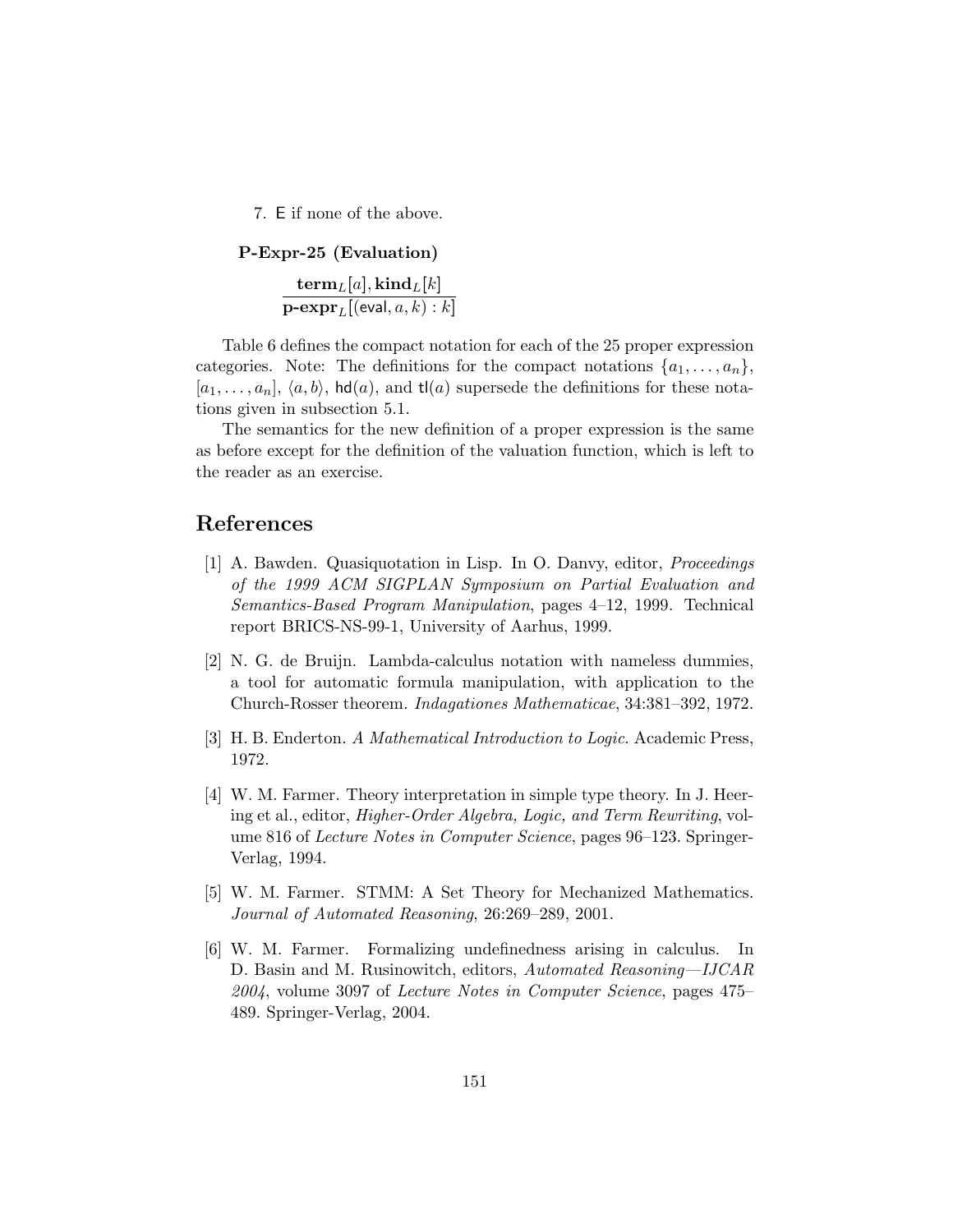7. $\mathsf{E}$ if none of the above.

**P-Expr-25 (Evaluation)**

$$\frac{\mathbf{term}_L[a], \mathbf{kind}_L[k]}{\mathbf{p\text{-}expr}_L[(\mathsf{eval}, a, k) : k]}$$

Table 6 defines the compact notation for each of the 25 proper expression categories. Note: The definitions for the compact notations $\{a_1, \ldots, a_n\}$, $[a_1, \ldots, a_n]$, $\langle a, b \rangle$, $\mathsf{hd}(a)$, and $\mathsf{tl}(a)$ supersede the definitions for these notations given in subsection 5.1.

The semantics for the new definition of a proper expression is the same as before except for the definition of the valuation function, which is left to the reader as an exercise.

## References

[1] A. Bawden. Quasiquotation in Lisp. In O. Danvy, editor, *Proceedings of the 1999 ACM SIGPLAN Symposium on Partial Evaluation and Semantics-Based Program Manipulation*, pages 4–12, 1999. Technical report BRICS-NS-99-1, University of Aarhus, 1999.

[2] N. G. de Bruijn. Lambda-calculus notation with nameless dummies, a tool for automatic formula manipulation, with application to the Church-Rosser theorem. *Indagationes Mathematicae*, 34:381–392, 1972.

[3] H. B. Enderton. *A Mathematical Introduction to Logic*. Academic Press, 1972.

[4] W. M. Farmer. Theory interpretation in simple type theory. In J. Heering et al., editor, *Higher-Order Algebra, Logic, and Term Rewriting*, volume 816 of *Lecture Notes in Computer Science*, pages 96–123. Springer-Verlag, 1994.

[5] W. M. Farmer. STMM: A Set Theory for Mechanized Mathematics. *Journal of Automated Reasoning*, 26:269–289, 2001.

[6] W. M. Farmer. Formalizing undefinedness arising in calculus. In D. Basin and M. Rusinowitch, editors, *Automated Reasoning—IJCAR 2004*, volume 3097 of *Lecture Notes in Computer Science*, pages 475–489. Springer-Verlag, 2004.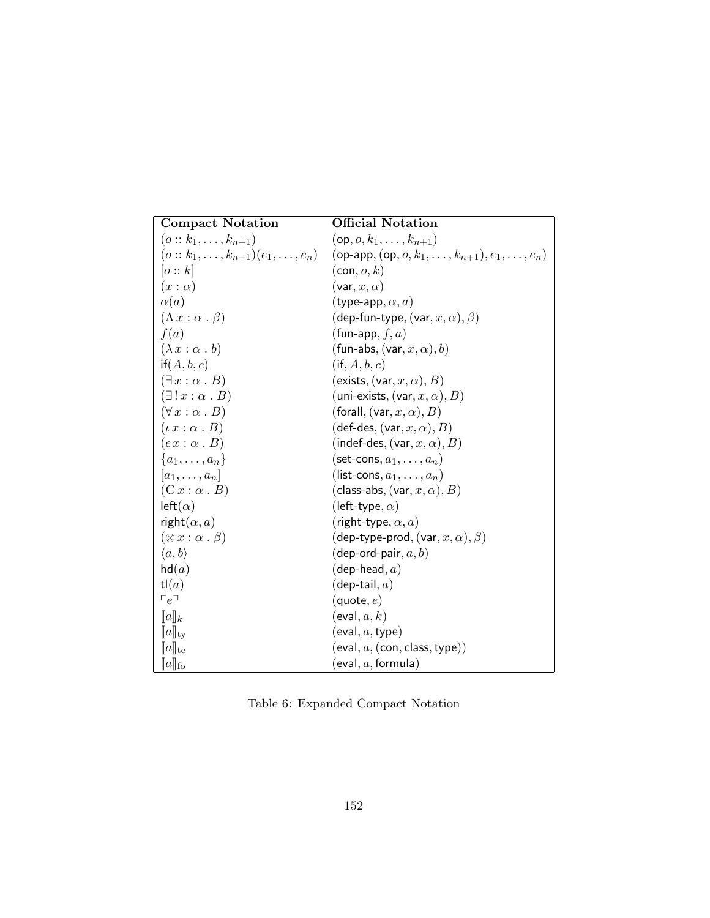| **Compact Notation** | **Official Notation** |
|---|---|
| $(o :: k_1, \ldots, k_{n+1})$ | $(\mathsf{op}, o, k_1, \ldots, k_{n+1})$ |
| $(o :: k_1, \ldots, k_{n+1})(e_1, \ldots, e_n)$ | $(\mathsf{op\text{-}app}, (\mathsf{op}, o, k_1, \ldots, k_{n+1}), e_1, \ldots, e_n)$ |
| $[o :: k]$ | $(\mathsf{con}, o, k)$ |
| $(x : \alpha)$ | $(\mathsf{var}, x, \alpha)$ |
| $\alpha(a)$ | $(\mathsf{type\text{-}app}, \alpha, a)$ |
| $(\Lambda\, x : \alpha \,.\, \beta)$ | $(\mathsf{dep\text{-}fun\text{-}type}, (\mathsf{var}, x, \alpha), \beta)$ |
| $f(a)$ | $(\mathsf{fun\text{-}app}, f, a)$ |
| $(\lambda\, x : \alpha \,.\, b)$ | $(\mathsf{fun\text{-}abs}, (\mathsf{var}, x, \alpha), b)$ |
| $\mathsf{if}(A, b, c)$ | $(\mathsf{if}, A, b, c)$ |
| $(\exists\, x : \alpha \,.\, B)$ | $(\mathsf{exists}, (\mathsf{var}, x, \alpha), B)$ |
| $(\exists\,!\, x : \alpha \,.\, B)$ | $(\mathsf{uni\text{-}exists}, (\mathsf{var}, x, \alpha), B)$ |
| $(\forall\, x : \alpha \,.\, B)$ | $(\mathsf{forall}, (\mathsf{var}, x, \alpha), B)$ |
| $(\iota\, x : \alpha \,.\, B)$ | $(\mathsf{def\text{-}des}, (\mathsf{var}, x, \alpha), B)$ |
| $(\epsilon\, x : \alpha \,.\, B)$ | $(\mathsf{indef\text{-}des}, (\mathsf{var}, x, \alpha), B)$ |
| $\{a_1, \ldots, a_n\}$ | $(\mathsf{set\text{-}cons}, a_1, \ldots, a_n)$ |
| $[a_1, \ldots, a_n]$ | $(\mathsf{list\text{-}cons}, a_1, \ldots, a_n)$ |
| $(\mathrm{C}\, x : \alpha \,.\, B)$ | $(\mathsf{class\text{-}abs}, (\mathsf{var}, x, \alpha), B)$ |
| $\mathsf{left}(\alpha)$ | $(\mathsf{left\text{-}type}, \alpha)$ |
| $\mathsf{right}(\alpha, a)$ | $(\mathsf{right\text{-}type}, \alpha, a)$ |
| $(\otimes\, x : \alpha \,.\, \beta)$ | $(\mathsf{dep\text{-}type\text{-}prod}, (\mathsf{var}, x, \alpha), \beta)$ |
| $\langle a, b \rangle$ | $(\mathsf{dep\text{-}ord\text{-}pair}, a, b)$ |
| $\mathsf{hd}(a)$ | $(\mathsf{dep\text{-}head}, a)$ |
| $\mathsf{tl}(a)$ | $(\mathsf{dep\text{-}tail}, a)$ |
| $\ulcorner e \urcorner$ | $(\mathsf{quote}, e)$ |
| $[\![a]\!]_k$ | $(\mathsf{eval}, a, k)$ |
| $[\![a]\!]_{\mathrm{ty}}$ | $(\mathsf{eval}, a, \mathsf{type})$ |
| $[\![a]\!]_{\mathrm{te}}$ | $(\mathsf{eval}, a, (\mathsf{con}, \mathsf{class}, \mathsf{type}))$ |
| $[\![a]\!]_{\mathrm{fo}}$ | $(\mathsf{eval}, a, \mathsf{formula})$ |

Table 6: Expanded Compact Notation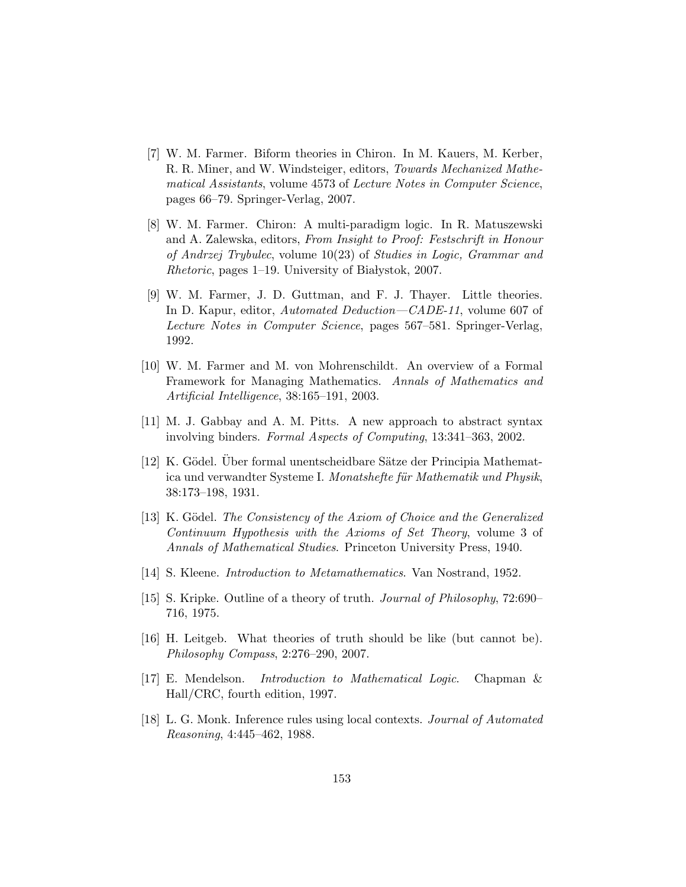[7] W. M. Farmer. Biform theories in Chiron. In M. Kauers, M. Kerber, R. R. Miner, and W. Windsteiger, editors, *Towards Mechanized Mathematical Assistants*, volume 4573 of *Lecture Notes in Computer Science*, pages 66–79. Springer-Verlag, 2007.

[8] W. M. Farmer. Chiron: A multi-paradigm logic. In R. Matuszewski and A. Zalewska, editors, *From Insight to Proof: Festschrift in Honour of Andrzej Trybulec*, volume 10(23) of *Studies in Logic, Grammar and Rhetoric*, pages 1–19. University of Białystok, 2007.

[9] W. M. Farmer, J. D. Guttman, and F. J. Thayer. Little theories. In D. Kapur, editor, *Automated Deduction—CADE-11*, volume 607 of *Lecture Notes in Computer Science*, pages 567–581. Springer-Verlag, 1992.

[10] W. M. Farmer and M. von Mohrenschildt. An overview of a Formal Framework for Managing Mathematics. *Annals of Mathematics and Artificial Intelligence*, 38:165–191, 2003.

[11] M. J. Gabbay and A. M. Pitts. A new approach to abstract syntax involving binders. *Formal Aspects of Computing*, 13:341–363, 2002.

[12] K. Gödel. Über formal unentscheidbare Sätze der Principia Mathematica und verwandter Systeme I. *Monatshefte für Mathematik und Physik*, 38:173–198, 1931.

[13] K. Gödel. *The Consistency of the Axiom of Choice and the Generalized Continuum Hypothesis with the Axioms of Set Theory*, volume 3 of *Annals of Mathematical Studies*. Princeton University Press, 1940.

[14] S. Kleene. *Introduction to Metamathematics*. Van Nostrand, 1952.

[15] S. Kripke. Outline of a theory of truth. *Journal of Philosophy*, 72:690–716, 1975.

[16] H. Leitgeb. What theories of truth should be like (but cannot be). *Philosophy Compass*, 2:276–290, 2007.

[17] E. Mendelson. *Introduction to Mathematical Logic*. Chapman & Hall/CRC, fourth edition, 1997.

[18] L. G. Monk. Inference rules using local contexts. *Journal of Automated Reasoning*, 4:445–462, 1988.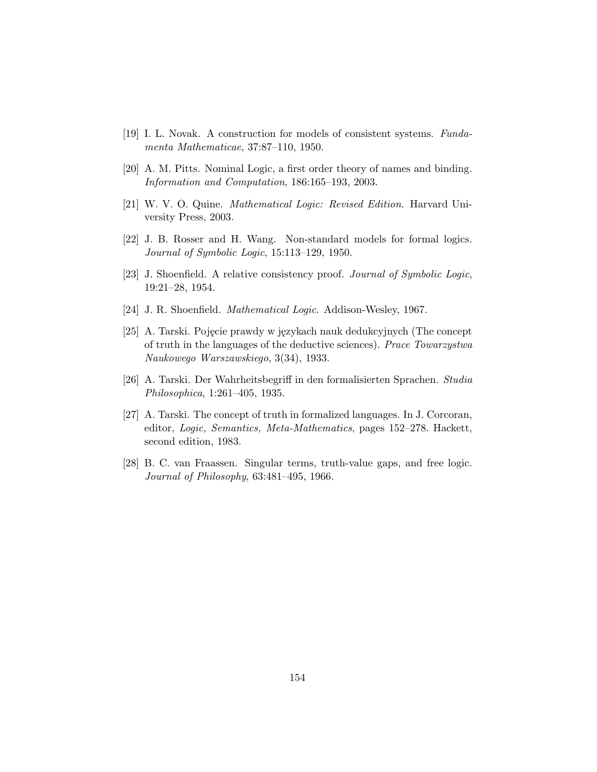[19] I. L. Novak. A construction for models of consistent systems. *Fundamenta Mathematicae*, 37:87–110, 1950.

[20] A. M. Pitts. Nominal Logic, a first order theory of names and binding. *Information and Computation*, 186:165–193, 2003.

[21] W. V. O. Quine. *Mathematical Logic: Revised Edition*. Harvard University Press, 2003.

[22] J. B. Rosser and H. Wang. Non-standard models for formal logics. *Journal of Symbolic Logic*, 15:113–129, 1950.

[23] J. Shoenfield. A relative consistency proof. *Journal of Symbolic Logic*, 19:21–28, 1954.

[24] J. R. Shoenfield. *Mathematical Logic*. Addison-Wesley, 1967.

[25] A. Tarski. Pojęcie prawdy w językach nauk dedukcyjnych (The concept of truth in the languages of the deductive sciences). *Prace Towarzystwa Naukowego Warszawskiego*, 3(34), 1933.

[26] A. Tarski. Der Wahrheitsbegriff in den formalisierten Sprachen. *Studia Philosophica*, 1:261–405, 1935.

[27] A. Tarski. The concept of truth in formalized languages. In J. Corcoran, editor, *Logic, Semantics, Meta-Mathematics*, pages 152–278. Hackett, second edition, 1983.

[28] B. C. van Fraassen. Singular terms, truth-value gaps, and free logic. *Journal of Philosophy*, 63:481–495, 1966.